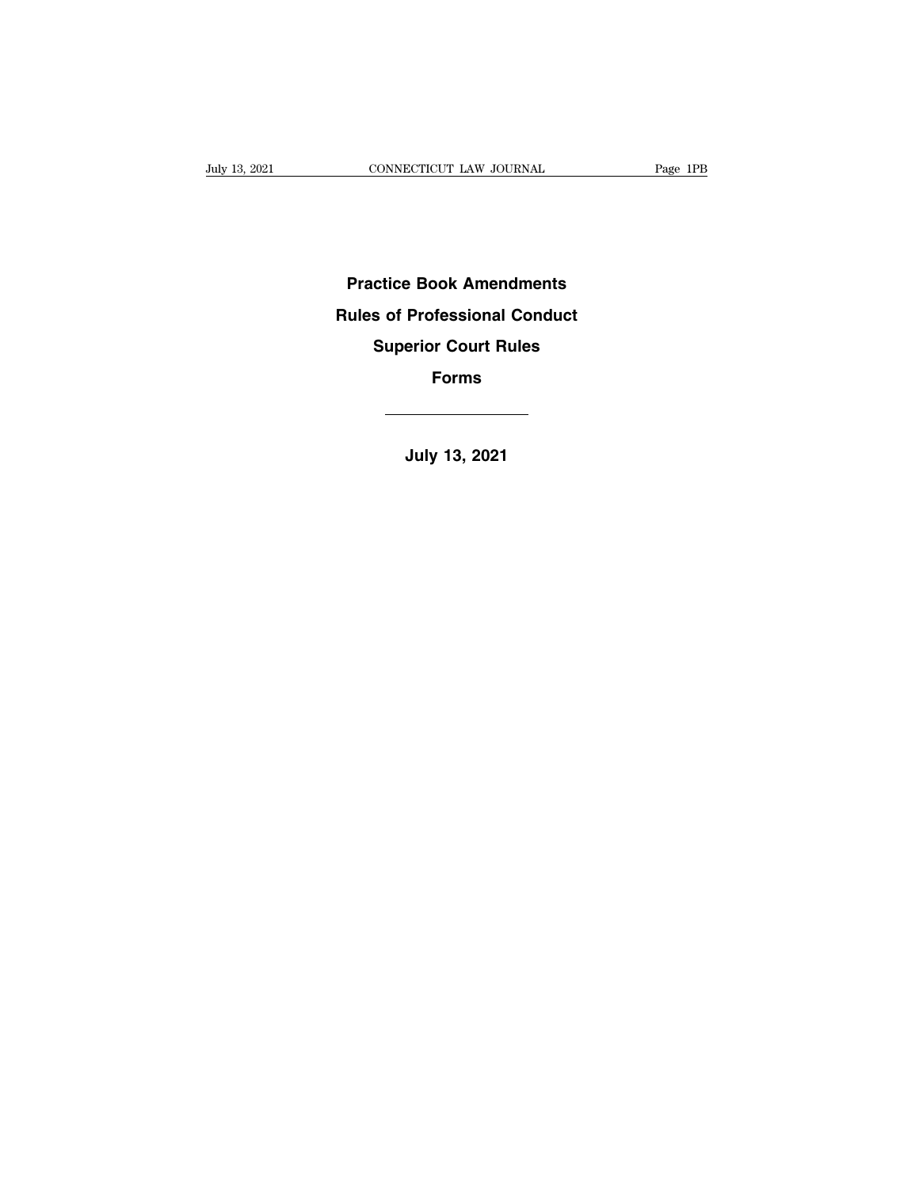# Practice Book Amendments

# Rules of Professional Conduct

# Superior Court Rules

# Forms

---

**July 13, 2021**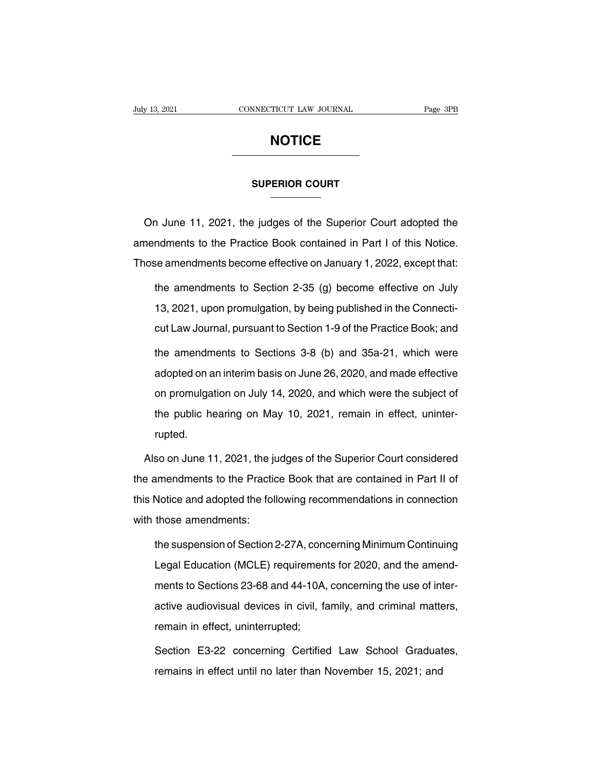# NOTICE

## SUPERIOR COURT

On June 11, 2021, the judges of the Superior Court adopted the amendments to the Practice Book contained in Part I of this Notice. Those amendments become effective on January 1, 2022, except that:

> the amendments to Section 2-35 (g) become effective on July 13, 2021, upon promulgation, by being published in the Connecticut Law Journal, pursuant to Section 1-9 of the Practice Book; and
>
> the amendments to Sections 3-8 (b) and 35a-21, which were adopted on an interim basis on June 26, 2020, and made effective on promulgation on July 14, 2020, and which were the subject of the public hearing on May 10, 2021, remain in effect, uninterrupted.

Also on June 11, 2021, the judges of the Superior Court considered the amendments to the Practice Book that are contained in Part II of this Notice and adopted the following recommendations in connection with those amendments:

> the suspension of Section 2-27A, concerning Minimum Continuing Legal Education (MCLE) requirements for 2020, and the amendments to Sections 23-68 and 44-10A, concerning the use of interactive audiovisual devices in civil, family, and criminal matters, remain in effect, uninterrupted;
>
> Section E3-22 concerning Certified Law School Graduates, remains in effect until no later than November 15, 2021; and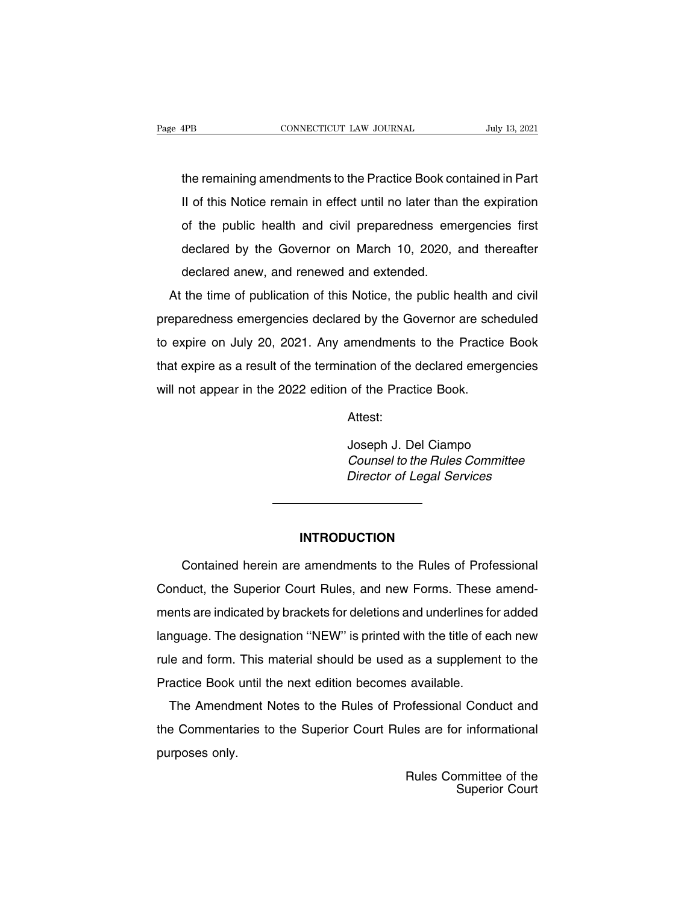the remaining amendments to the Practice Book contained in Part II of this Notice remain in effect until no later than the expiration of the public health and civil preparedness emergencies first declared by the Governor on March 10, 2020, and thereafter declared anew, and renewed and extended.

At the time of publication of this Notice, the public health and civil preparedness emergencies declared by the Governor are scheduled to expire on July 20, 2021. Any amendments to the Practice Book that expire as a result of the termination of the declared emergencies will not appear in the 2022 edition of the Practice Book.

Attest:

Joseph J. Del Ciampo
*Counsel to the Rules Committee*
*Director of Legal Services*

---

## INTRODUCTION

Contained herein are amendments to the Rules of Professional Conduct, the Superior Court Rules, and new Forms. These amendments are indicated by brackets for deletions and underlines for added language. The designation ''NEW'' is printed with the title of each new rule and form. This material should be used as a supplement to the Practice Book until the next edition becomes available.

The Amendment Notes to the Rules of Professional Conduct and the Commentaries to the Superior Court Rules are for informational purposes only.

Rules Committee of the
Superior Court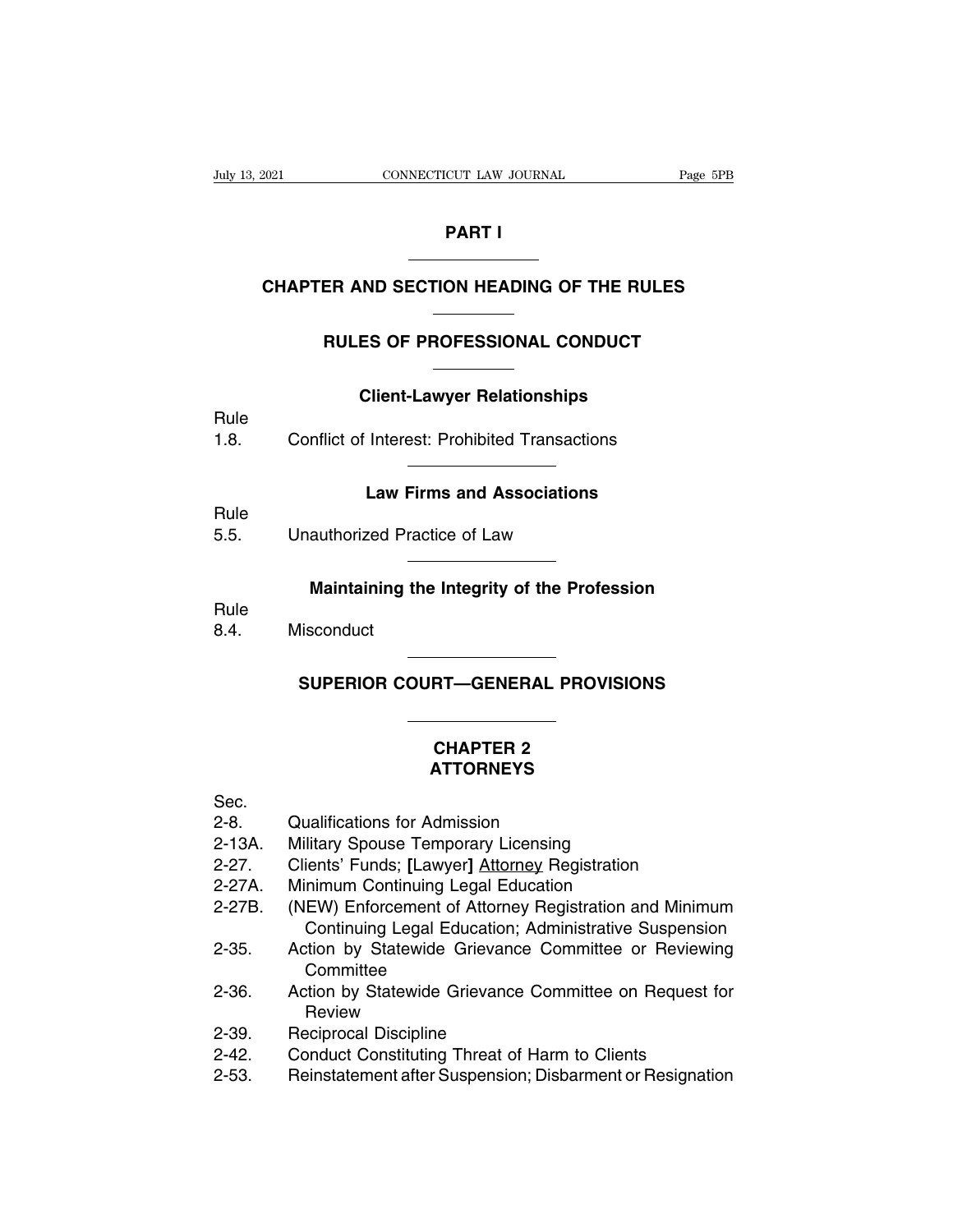# PART I

## CHAPTER AND SECTION HEADING OF THE RULES

## RULES OF PROFESSIONAL CONDUCT

### Client-Lawyer Relationships

Rule
1.8. Conflict of Interest: Prohibited Transactions

### Law Firms and Associations

Rule
5.5. Unauthorized Practice of Law

### Maintaining the Integrity of the Profession

Rule
8.4. Misconduct

## SUPERIOR COURT—GENERAL PROVISIONS

### CHAPTER 2
### ATTORNEYS

Sec.
2-8. Qualifications for Admission
2-13A. Military Spouse Temporary Licensing
2-27. Clients' Funds; [Lawyer] <u>Attorney</u> Registration
2-27A. Minimum Continuing Legal Education
2-27B. (NEW) Enforcement of Attorney Registration and Minimum Continuing Legal Education; Administrative Suspension
2-35. Action by Statewide Grievance Committee or Reviewing Committee
2-36. Action by Statewide Grievance Committee on Request for Review
2-39. Reciprocal Discipline
2-42. Conduct Constituting Threat of Harm to Clients
2-53. Reinstatement after Suspension; Disbarment or Resignation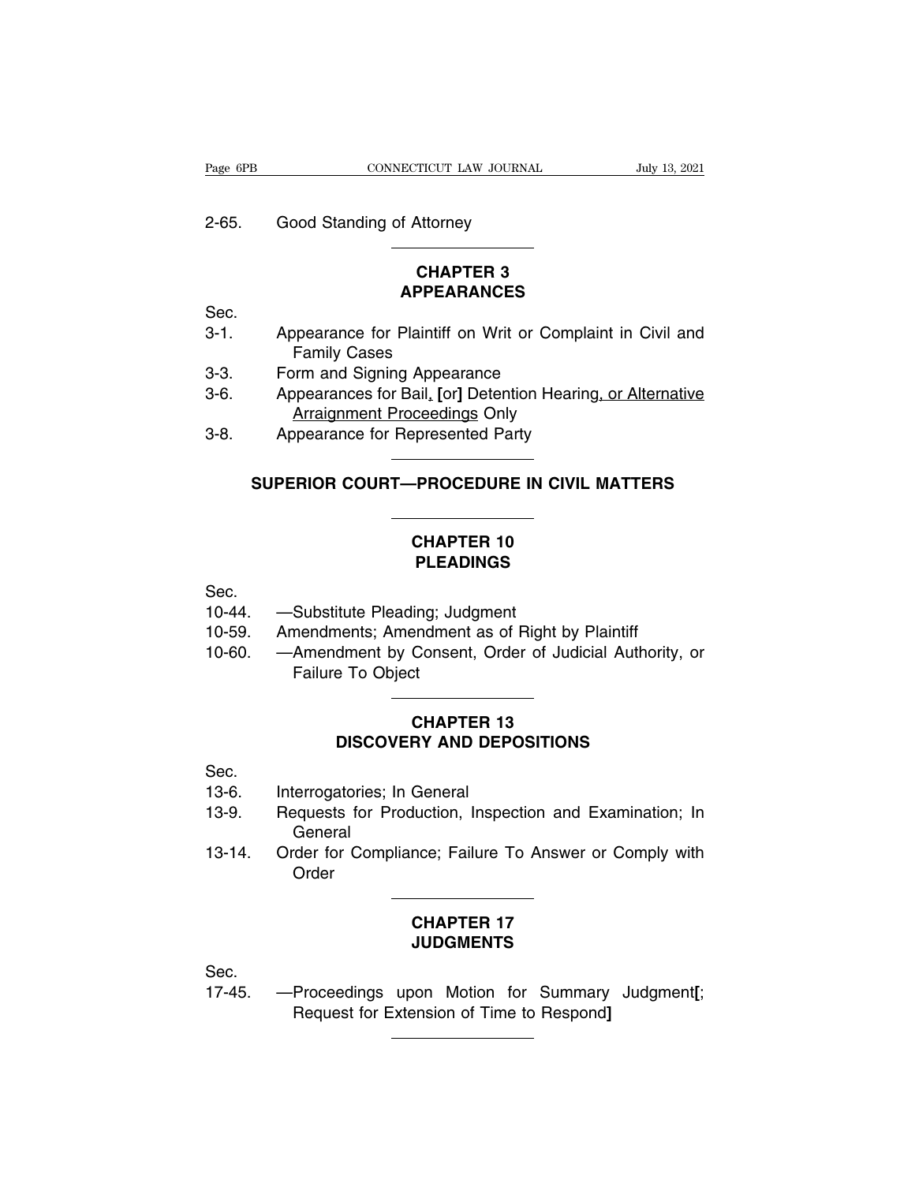2-65. Good Standing of Attorney

## CHAPTER 3
## APPEARANCES

Sec.

3-1. Appearance for Plaintiff on Writ or Complaint in Civil and Family Cases

3-3. Form and Signing Appearance

3-6. Appearances for Bail, [or] Detention Hearing, or Alternative Arraignment Proceedings Only

3-8. Appearance for Represented Party

# SUPERIOR COURT—PROCEDURE IN CIVIL MATTERS

## CHAPTER 10
## PLEADINGS

Sec.

10-44. —Substitute Pleading; Judgment

10-59. Amendments; Amendment as of Right by Plaintiff

10-60. —Amendment by Consent, Order of Judicial Authority, or Failure To Object

## CHAPTER 13
## DISCOVERY AND DEPOSITIONS

Sec.

13-6. Interrogatories; In General

13-9. Requests for Production, Inspection and Examination; In General

13-14. Order for Compliance; Failure To Answer or Comply with Order

## CHAPTER 17
## JUDGMENTS

Sec.

17-45. —Proceedings upon Motion for Summary Judgment[; Request for Extension of Time to Respond]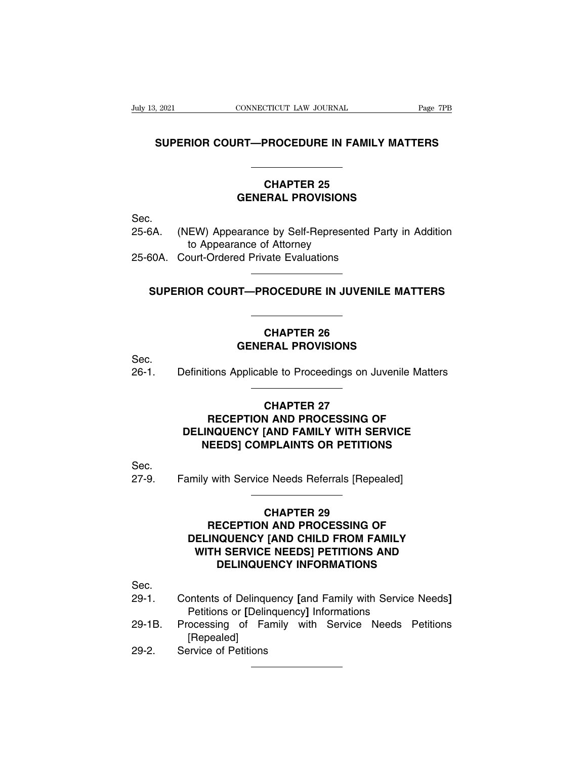# SUPERIOR COURT—PROCEDURE IN FAMILY MATTERS

## CHAPTER 25
## GENERAL PROVISIONS

Sec.

25-6A. (NEW) Appearance by Self-Represented Party in Addition to Appearance of Attorney

25-60A. Court-Ordered Private Evaluations

# SUPERIOR COURT—PROCEDURE IN JUVENILE MATTERS

## CHAPTER 26
## GENERAL PROVISIONS

Sec.

26-1. Definitions Applicable to Proceedings on Juvenile Matters

## CHAPTER 27
## RECEPTION AND PROCESSING OF DELINQUENCY [AND FAMILY WITH SERVICE NEEDS] COMPLAINTS OR PETITIONS

Sec.

27-9. Family with Service Needs Referrals [Repealed]

## CHAPTER 29
## RECEPTION AND PROCESSING OF DELINQUENCY [AND CHILD FROM FAMILY WITH SERVICE NEEDS] PETITIONS AND DELINQUENCY INFORMATIONS

Sec.

29-1. Contents of Delinquency **[**and Family with Service Needs**]** Petitions or **[**Delinquency**]** Informations

29-1B. Processing of Family with Service Needs Petitions [Repealed]

29-2. Service of Petitions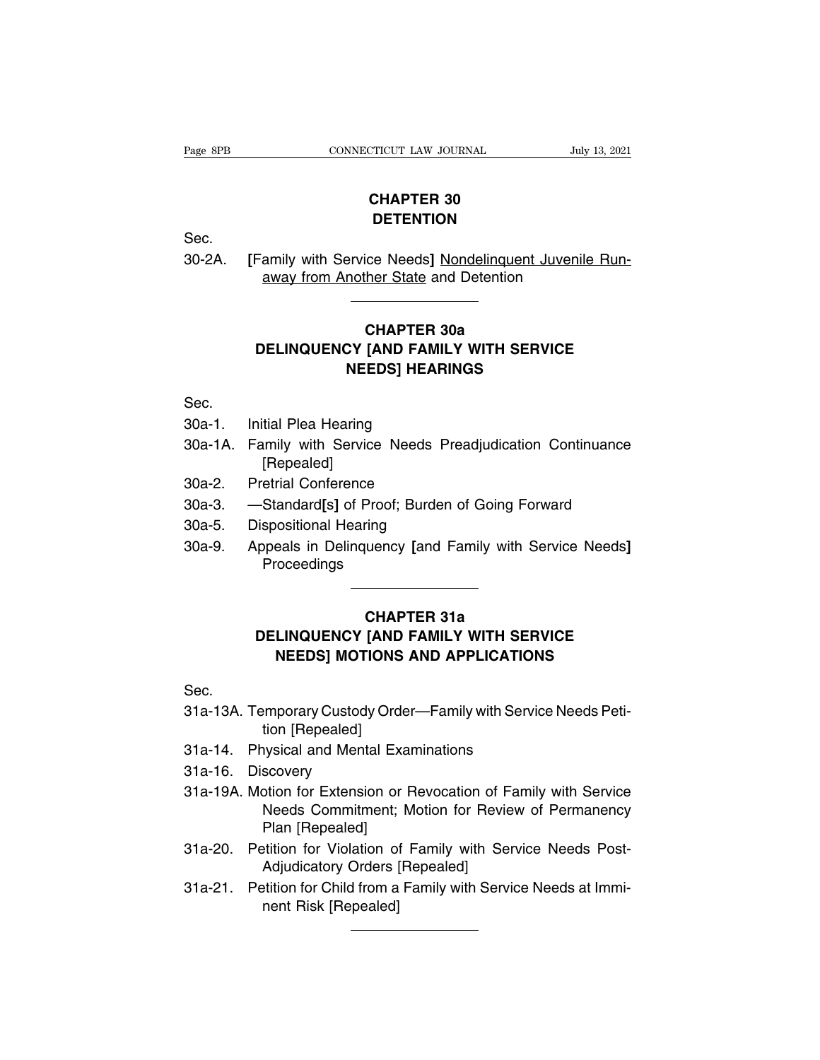## CHAPTER 30
## DETENTION

Sec.

30-2A. [Family with Service Needs] <u>Nondelinquent Juvenile Runaway from Another State</u> and Detention

---

## CHAPTER 30a
## DELINQUENCY [AND FAMILY WITH SERVICE NEEDS] HEARINGS

Sec.

30a-1. Initial Plea Hearing

30a-1A. Family with Service Needs Preadjudication Continuance [Repealed]

30a-2. Pretrial Conference

30a-3. —Standard[s] of Proof; Burden of Going Forward

30a-5. Dispositional Hearing

30a-9. Appeals in Delinquency [and Family with Service Needs] Proceedings

---

## CHAPTER 31a
## DELINQUENCY [AND FAMILY WITH SERVICE NEEDS] MOTIONS AND APPLICATIONS

Sec.

31a-13A. Temporary Custody Order—Family with Service Needs Petition [Repealed]

31a-14. Physical and Mental Examinations

31a-16. Discovery

31a-19A. Motion for Extension or Revocation of Family with Service Needs Commitment; Motion for Review of Permanency Plan [Repealed]

31a-20. Petition for Violation of Family with Service Needs Post-Adjudicatory Orders [Repealed]

31a-21. Petition for Child from a Family with Service Needs at Imminent Risk [Repealed]

---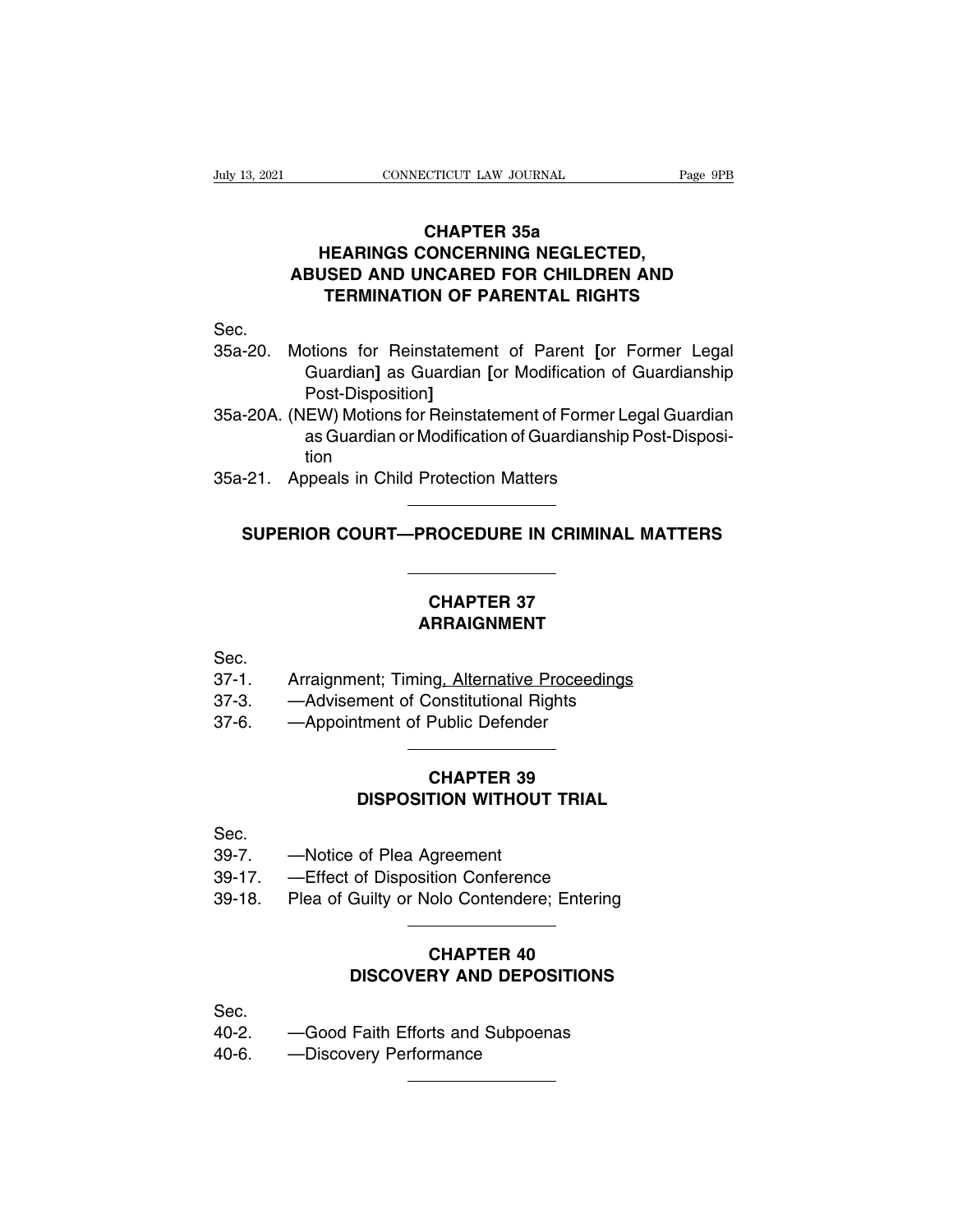## CHAPTER 35a
## HEARINGS CONCERNING NEGLECTED, ABUSED AND UNCARED FOR CHILDREN AND TERMINATION OF PARENTAL RIGHTS

Sec.

35a-20. Motions for Reinstatement of Parent [or Former Legal Guardian] as Guardian [or Modification of Guardianship Post-Disposition]

35a-20A. (NEW) Motions for Reinstatement of Former Legal Guardian as Guardian or Modification of Guardianship Post-Disposition

35a-21. Appeals in Child Protection Matters

# SUPERIOR COURT—PROCEDURE IN CRIMINAL MATTERS

## CHAPTER 37
## ARRAIGNMENT

Sec.

37-1. Arraignment; Timing, Alternative Proceedings

37-3. —Advisement of Constitutional Rights

37-6. —Appointment of Public Defender

## CHAPTER 39
## DISPOSITION WITHOUT TRIAL

Sec.

39-7. —Notice of Plea Agreement

39-17. —Effect of Disposition Conference

39-18. Plea of Guilty or Nolo Contendere; Entering

## CHAPTER 40
## DISCOVERY AND DEPOSITIONS

Sec.

40-2. —Good Faith Efforts and Subpoenas

40-6. —Discovery Performance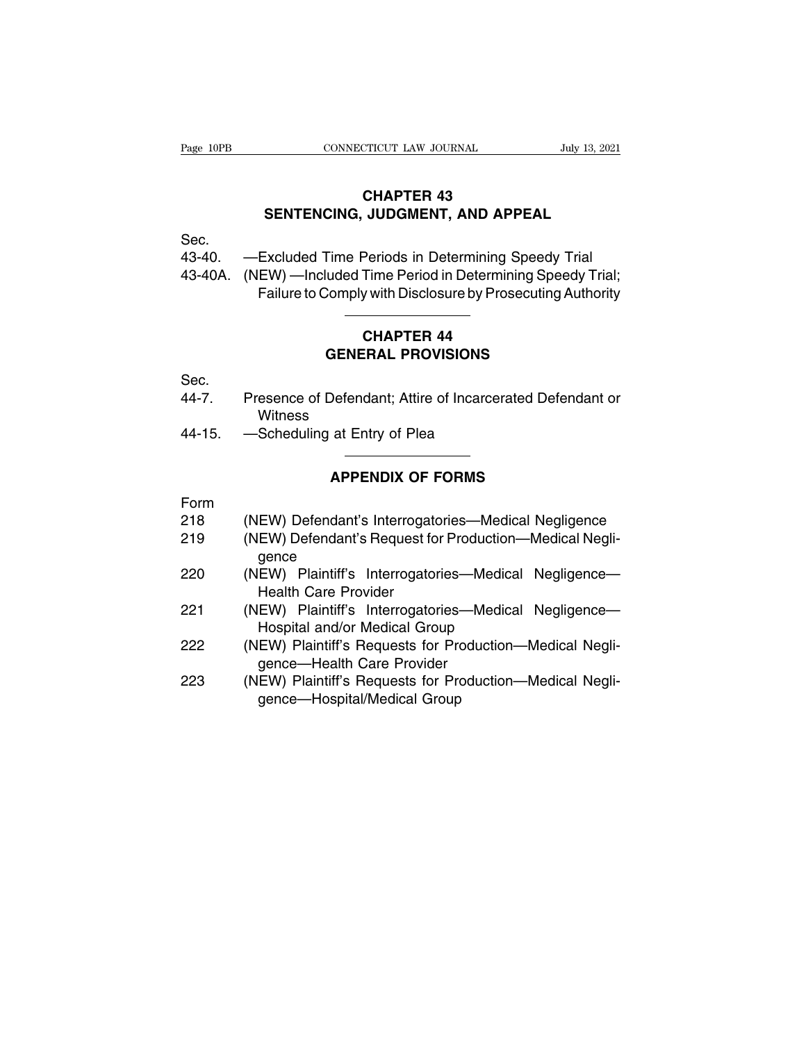## CHAPTER 43
## SENTENCING, JUDGMENT, AND APPEAL

Sec.

43-40. —Excluded Time Periods in Determining Speedy Trial

43-40A. (NEW) —Included Time Period in Determining Speedy Trial; Failure to Comply with Disclosure by Prosecuting Authority

---

## CHAPTER 44
## GENERAL PROVISIONS

Sec.

44-7. Presence of Defendant; Attire of Incarcerated Defendant or Witness

44-15. —Scheduling at Entry of Plea

---

## APPENDIX OF FORMS

Form

218 (NEW) Defendant's Interrogatories—Medical Negligence

219 (NEW) Defendant's Request for Production—Medical Negligence

220 (NEW) Plaintiff's Interrogatories—Medical Negligence—Health Care Provider

221 (NEW) Plaintiff's Interrogatories—Medical Negligence—Hospital and/or Medical Group

222 (NEW) Plaintiff's Requests for Production—Medical Negligence—Health Care Provider

223 (NEW) Plaintiff's Requests for Production—Medical Negligence—Hospital/Medical Group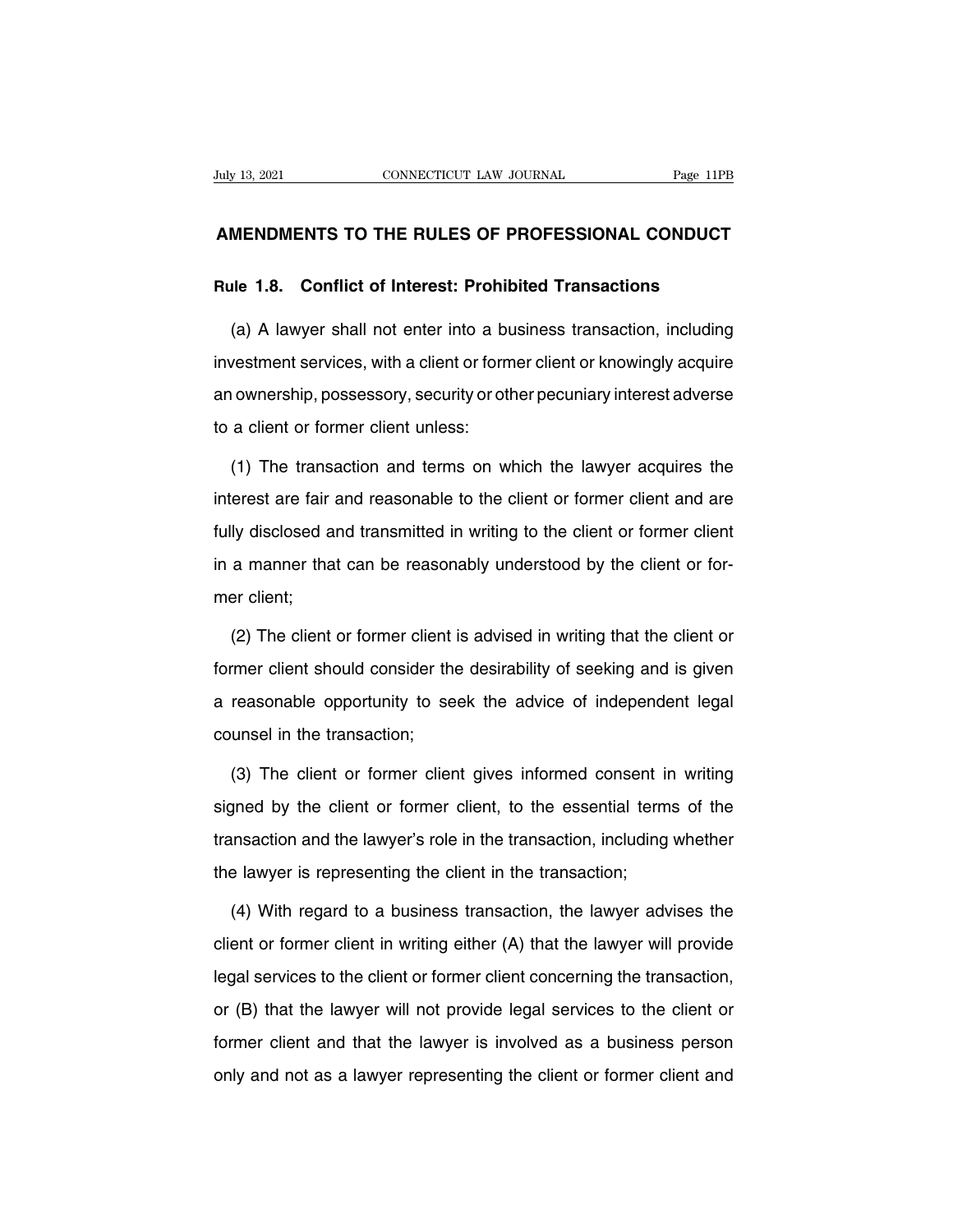## AMENDMENTS TO THE RULES OF PROFESSIONAL CONDUCT

### Rule 1.8. Conflict of Interest: Prohibited Transactions

(a) A lawyer shall not enter into a business transaction, including investment services, with a client or former client or knowingly acquire an ownership, possessory, security or other pecuniary interest adverse to a client or former client unless:

(1) The transaction and terms on which the lawyer acquires the interest are fair and reasonable to the client or former client and are fully disclosed and transmitted in writing to the client or former client in a manner that can be reasonably understood by the client or former client;

(2) The client or former client is advised in writing that the client or former client should consider the desirability of seeking and is given a reasonable opportunity to seek the advice of independent legal counsel in the transaction;

(3) The client or former client gives informed consent in writing signed by the client or former client, to the essential terms of the transaction and the lawyer's role in the transaction, including whether the lawyer is representing the client in the transaction;

(4) With regard to a business transaction, the lawyer advises the client or former client in writing either (A) that the lawyer will provide legal services to the client or former client concerning the transaction, or (B) that the lawyer will not provide legal services to the client or former client and that the lawyer is involved as a business person only and not as a lawyer representing the client or former client and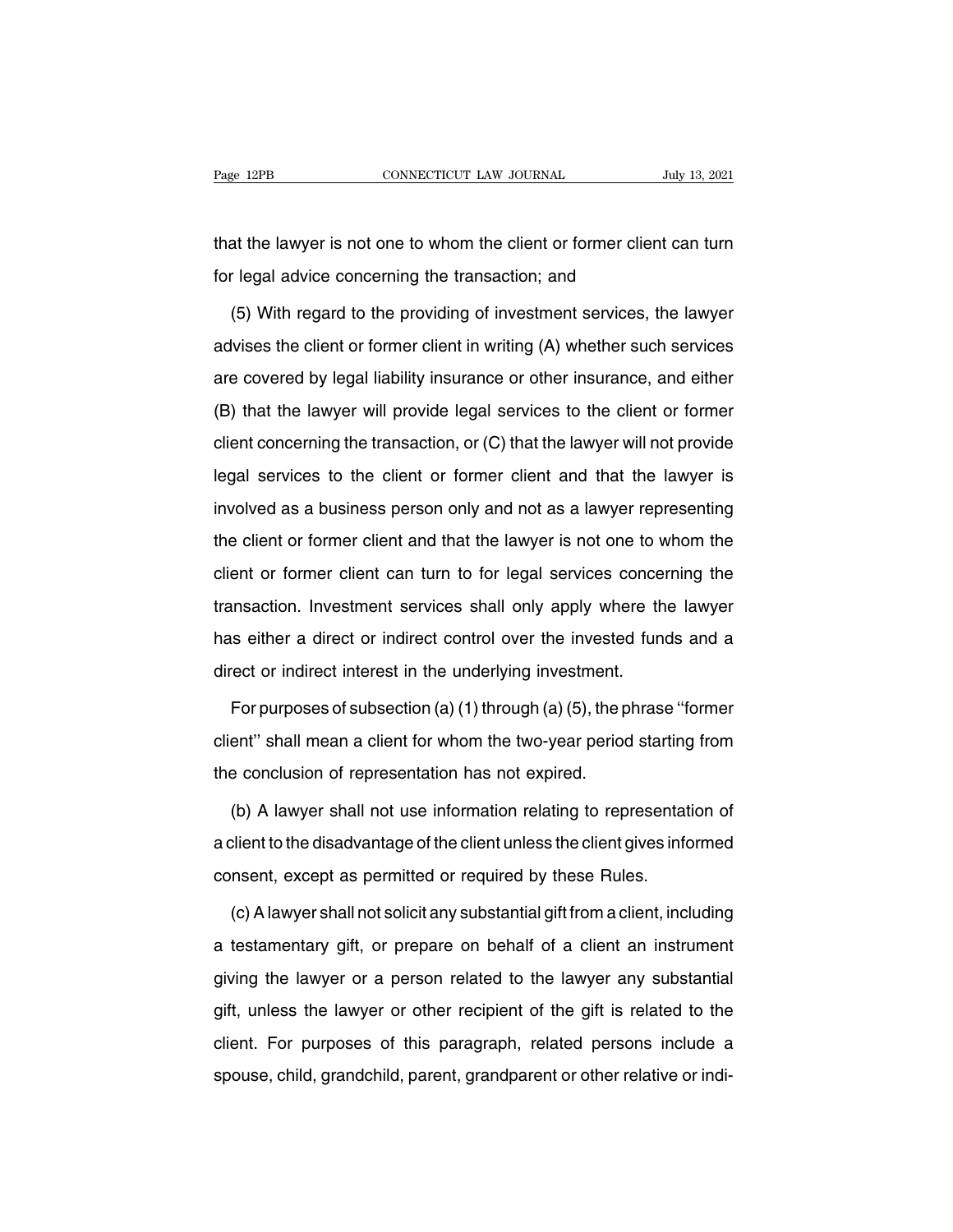that the lawyer is not one to whom the client or former client can turn for legal advice concerning the transaction; and

(5) With regard to the providing of investment services, the lawyer advises the client or former client in writing (A) whether such services are covered by legal liability insurance or other insurance, and either (B) that the lawyer will provide legal services to the client or former client concerning the transaction, or (C) that the lawyer will not provide legal services to the client or former client and that the lawyer is involved as a business person only and not as a lawyer representing the client or former client and that the lawyer is not one to whom the client or former client can turn to for legal services concerning the transaction. Investment services shall only apply where the lawyer has either a direct or indirect control over the invested funds and a direct or indirect interest in the underlying investment.

For purposes of subsection (a) (1) through (a) (5), the phrase ''former client'' shall mean a client for whom the two-year period starting from the conclusion of representation has not expired.

(b) A lawyer shall not use information relating to representation of a client to the disadvantage of the client unless the client gives informed consent, except as permitted or required by these Rules.

(c) A lawyer shall not solicit any substantial gift from a client, including a testamentary gift, or prepare on behalf of a client an instrument giving the lawyer or a person related to the lawyer any substantial gift, unless the lawyer or other recipient of the gift is related to the client. For purposes of this paragraph, related persons include a spouse, child, grandchild, parent, grandparent or other relative or indi-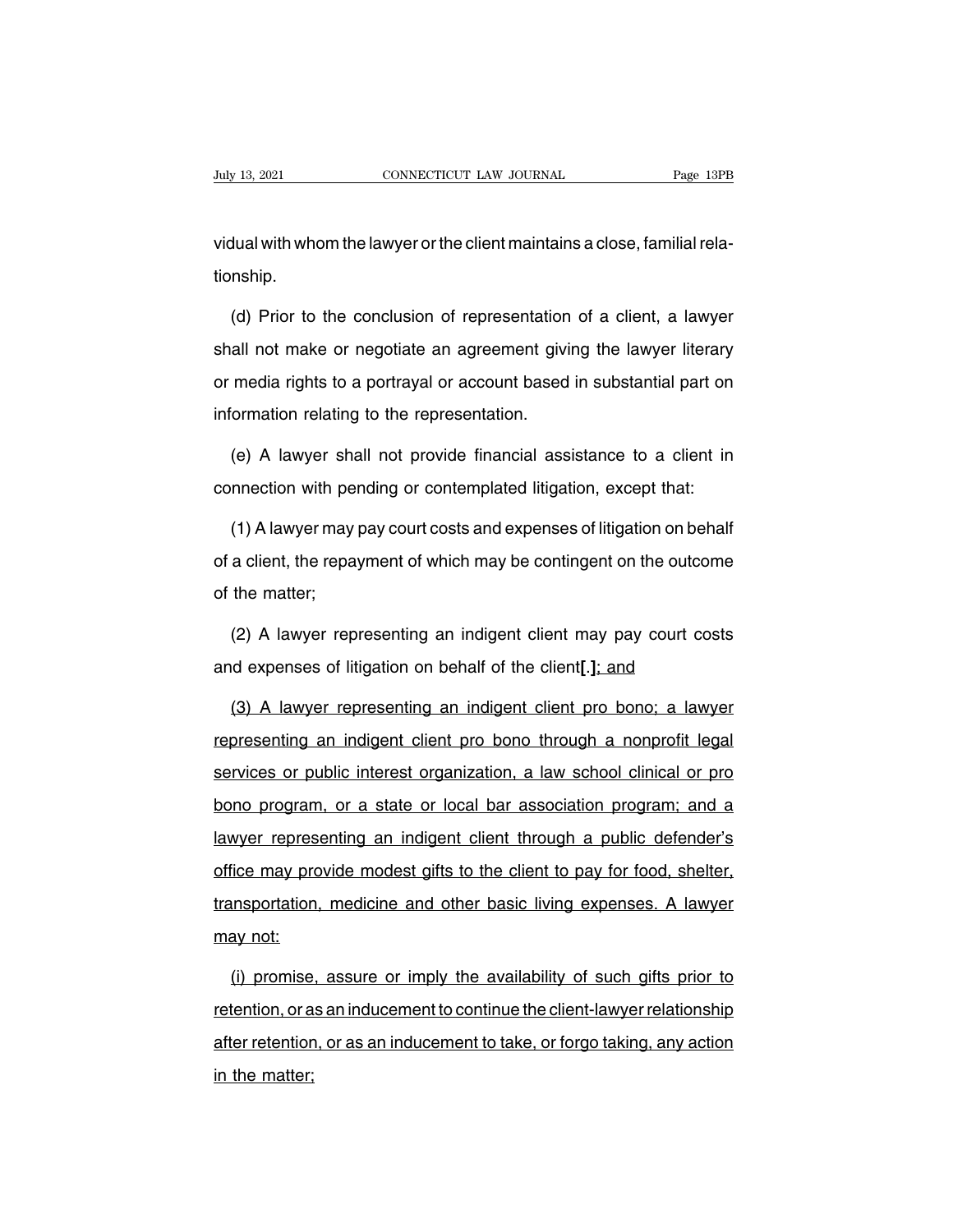vidual with whom the lawyer or the client maintains a close, familial relationship.

(d) Prior to the conclusion of representation of a client, a lawyer shall not make or negotiate an agreement giving the lawyer literary or media rights to a portrayal or account based in substantial part on information relating to the representation.

(e) A lawyer shall not provide financial assistance to a client in connection with pending or contemplated litigation, except that:

(1) A lawyer may pay court costs and expenses of litigation on behalf of a client, the repayment of which may be contingent on the outcome of the matter;

(2) A lawyer representing an indigent client may pay court costs and expenses of litigation on behalf of the client**[.]**<u>; and</u>

<u>(3) A lawyer representing an indigent client pro bono; a lawyer representing an indigent client pro bono through a nonprofit legal services or public interest organization, a law school clinical or pro bono program, or a state or local bar association program; and a lawyer representing an indigent client through a public defender's office may provide modest gifts to the client to pay for food, shelter, transportation, medicine and other basic living expenses. A lawyer may not:</u>

<u>(i) promise, assure or imply the availability of such gifts prior to retention, or as an inducement to continue the client-lawyer relationship after retention, or as an inducement to take, or forgo taking, any action in the matter;</u>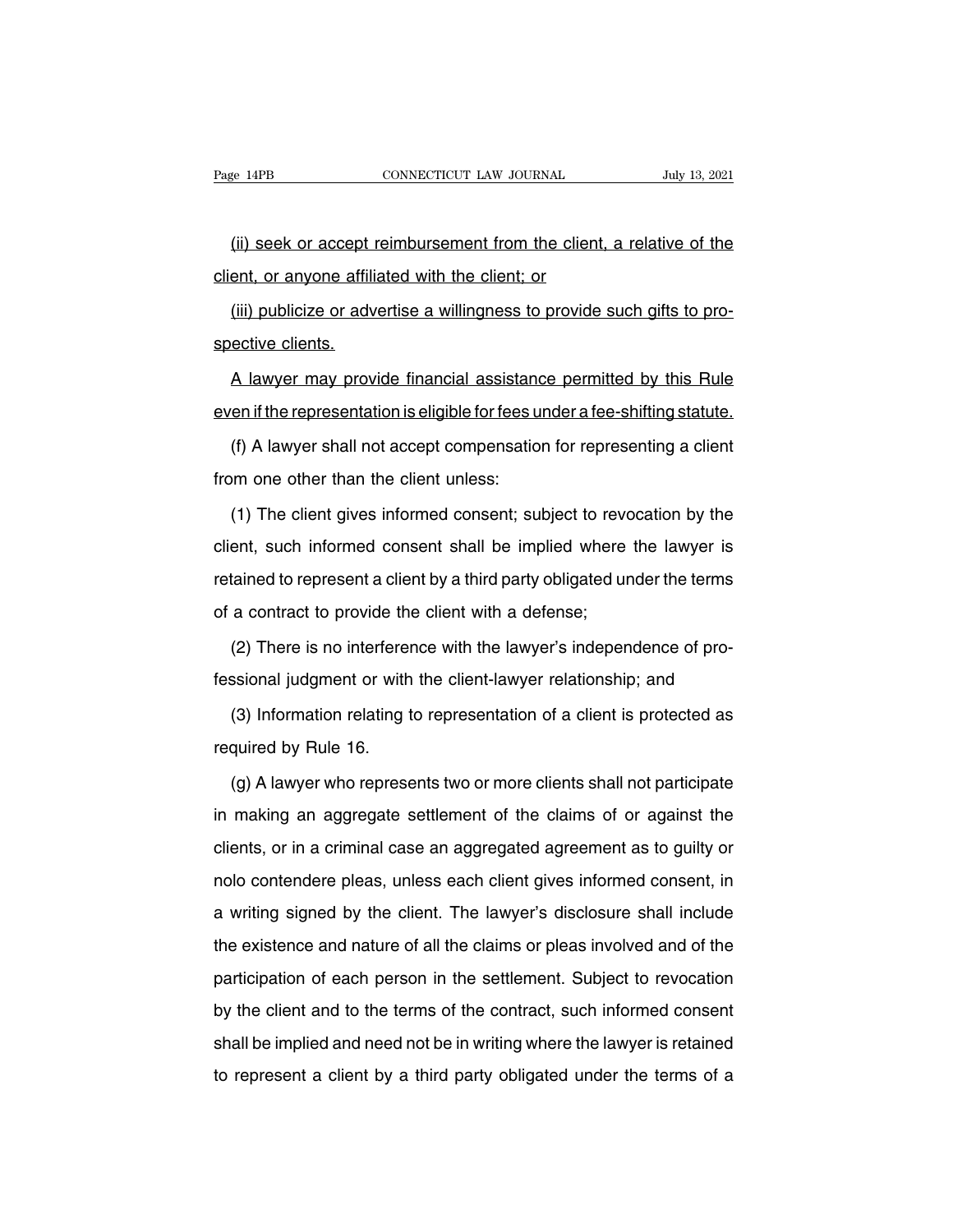(ii) seek or accept reimbursement from the client, a relative of the client, or anyone affiliated with the client; or

(iii) publicize or advertise a willingness to provide such gifts to prospective clients.

A lawyer may provide financial assistance permitted by this Rule even if the representation is eligible for fees under a fee-shifting statute.

(f) A lawyer shall not accept compensation for representing a client from one other than the client unless:

(1) The client gives informed consent; subject to revocation by the client, such informed consent shall be implied where the lawyer is retained to represent a client by a third party obligated under the terms of a contract to provide the client with a defense;

(2) There is no interference with the lawyer's independence of professional judgment or with the client-lawyer relationship; and

(3) Information relating to representation of a client is protected as required by Rule 16.

(g) A lawyer who represents two or more clients shall not participate in making an aggregate settlement of the claims of or against the clients, or in a criminal case an aggregated agreement as to guilty or nolo contendere pleas, unless each client gives informed consent, in a writing signed by the client. The lawyer's disclosure shall include the existence and nature of all the claims or pleas involved and of the participation of each person in the settlement. Subject to revocation by the client and to the terms of the contract, such informed consent shall be implied and need not be in writing where the lawyer is retained to represent a client by a third party obligated under the terms of a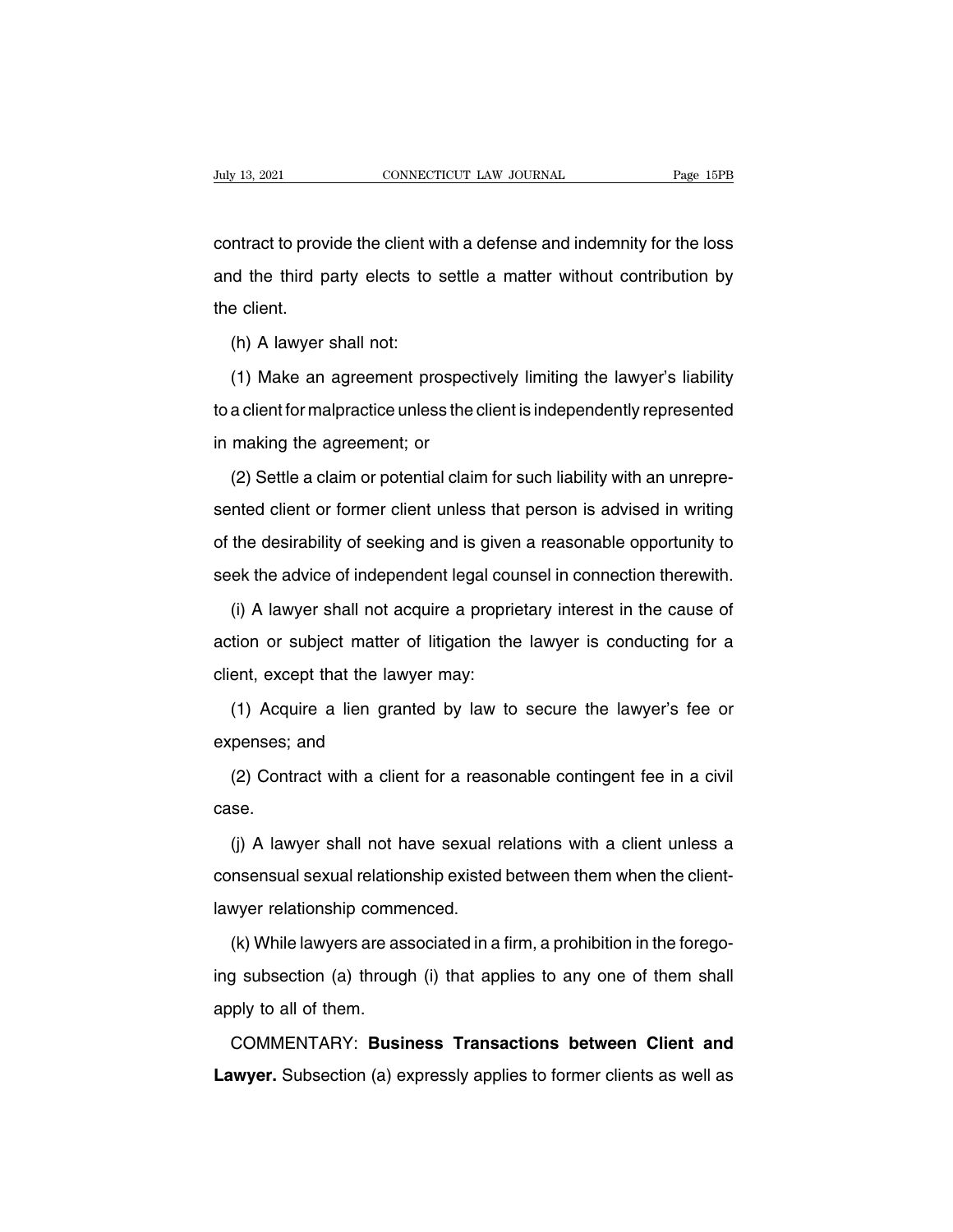contract to provide the client with a defense and indemnity for the loss and the third party elects to settle a matter without contribution by the client.

(h) A lawyer shall not:

(1) Make an agreement prospectively limiting the lawyer's liability to a client for malpractice unless the client is independently represented in making the agreement; or

(2) Settle a claim or potential claim for such liability with an unrepresented client or former client unless that person is advised in writing of the desirability of seeking and is given a reasonable opportunity to seek the advice of independent legal counsel in connection therewith.

(i) A lawyer shall not acquire a proprietary interest in the cause of action or subject matter of litigation the lawyer is conducting for a client, except that the lawyer may:

(1) Acquire a lien granted by law to secure the lawyer's fee or expenses; and

(2) Contract with a client for a reasonable contingent fee in a civil case.

(j) A lawyer shall not have sexual relations with a client unless a consensual sexual relationship existed between them when the client-lawyer relationship commenced.

(k) While lawyers are associated in a firm, a prohibition in the foregoing subsection (a) through (i) that applies to any one of them shall apply to all of them.

COMMENTARY: **Business Transactions between Client and Lawyer.** Subsection (a) expressly applies to former clients as well as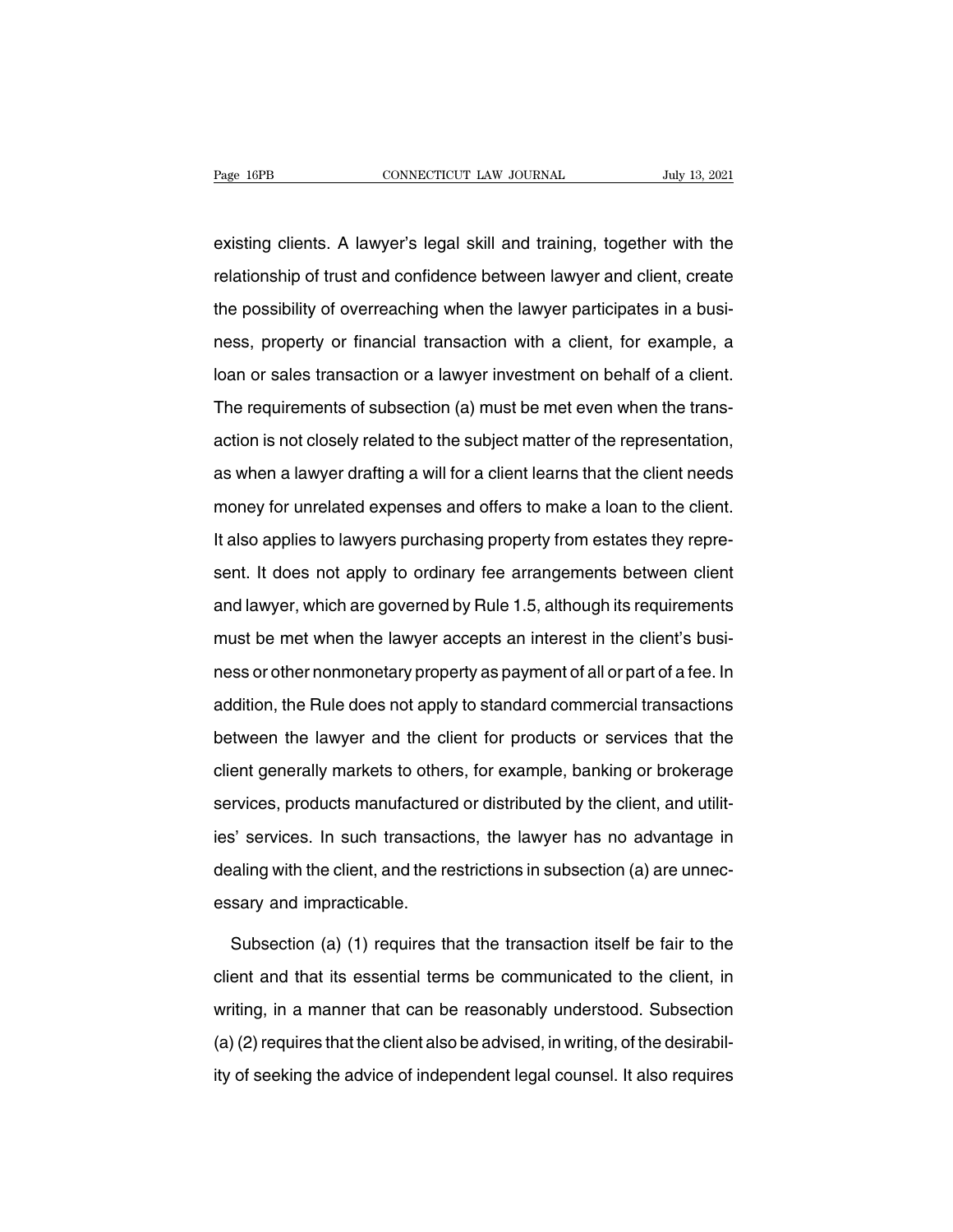existing clients. A lawyer's legal skill and training, together with the relationship of trust and confidence between lawyer and client, create the possibility of overreaching when the lawyer participates in a business, property or financial transaction with a client, for example, a loan or sales transaction or a lawyer investment on behalf of a client. The requirements of subsection (a) must be met even when the transaction is not closely related to the subject matter of the representation, as when a lawyer drafting a will for a client learns that the client needs money for unrelated expenses and offers to make a loan to the client. It also applies to lawyers purchasing property from estates they represent. It does not apply to ordinary fee arrangements between client and lawyer, which are governed by Rule 1.5, although its requirements must be met when the lawyer accepts an interest in the client's business or other nonmonetary property as payment of all or part of a fee. In addition, the Rule does not apply to standard commercial transactions between the lawyer and the client for products or services that the client generally markets to others, for example, banking or brokerage services, products manufactured or distributed by the client, and utilities' services. In such transactions, the lawyer has no advantage in dealing with the client, and the restrictions in subsection (a) are unnecessary and impracticable.

Subsection (a) (1) requires that the transaction itself be fair to the client and that its essential terms be communicated to the client, in writing, in a manner that can be reasonably understood. Subsection (a) (2) requires that the client also be advised, in writing, of the desirability of seeking the advice of independent legal counsel. It also requires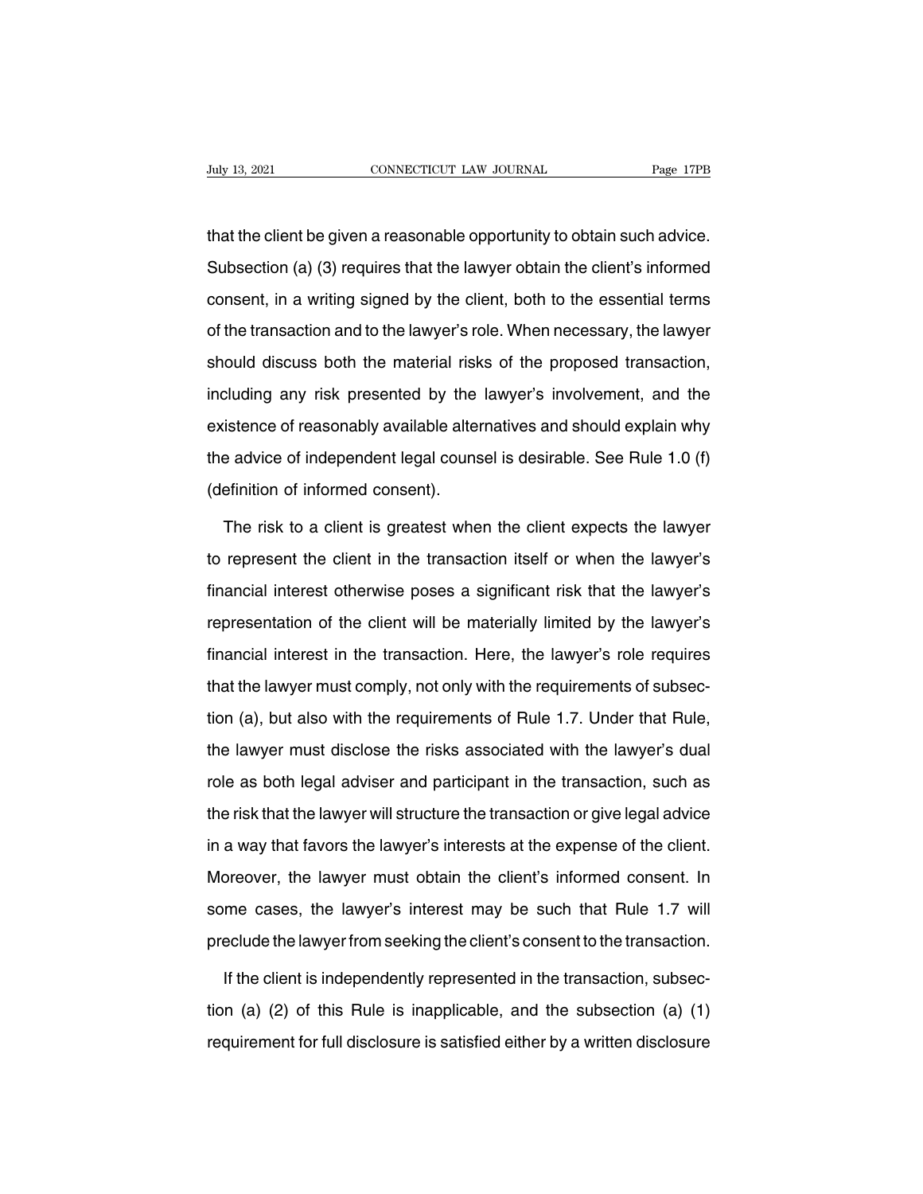that the client be given a reasonable opportunity to obtain such advice. Subsection (a) (3) requires that the lawyer obtain the client's informed consent, in a writing signed by the client, both to the essential terms of the transaction and to the lawyer's role. When necessary, the lawyer should discuss both the material risks of the proposed transaction, including any risk presented by the lawyer's involvement, and the existence of reasonably available alternatives and should explain why the advice of independent legal counsel is desirable. See Rule 1.0 (f) (definition of informed consent).

The risk to a client is greatest when the client expects the lawyer to represent the client in the transaction itself or when the lawyer's financial interest otherwise poses a significant risk that the lawyer's representation of the client will be materially limited by the lawyer's financial interest in the transaction. Here, the lawyer's role requires that the lawyer must comply, not only with the requirements of subsection (a), but also with the requirements of Rule 1.7. Under that Rule, the lawyer must disclose the risks associated with the lawyer's dual role as both legal adviser and participant in the transaction, such as the risk that the lawyer will structure the transaction or give legal advice in a way that favors the lawyer's interests at the expense of the client. Moreover, the lawyer must obtain the client's informed consent. In some cases, the lawyer's interest may be such that Rule 1.7 will preclude the lawyer from seeking the client's consent to the transaction.

If the client is independently represented in the transaction, subsection (a) (2) of this Rule is inapplicable, and the subsection (a) (1) requirement for full disclosure is satisfied either by a written disclosure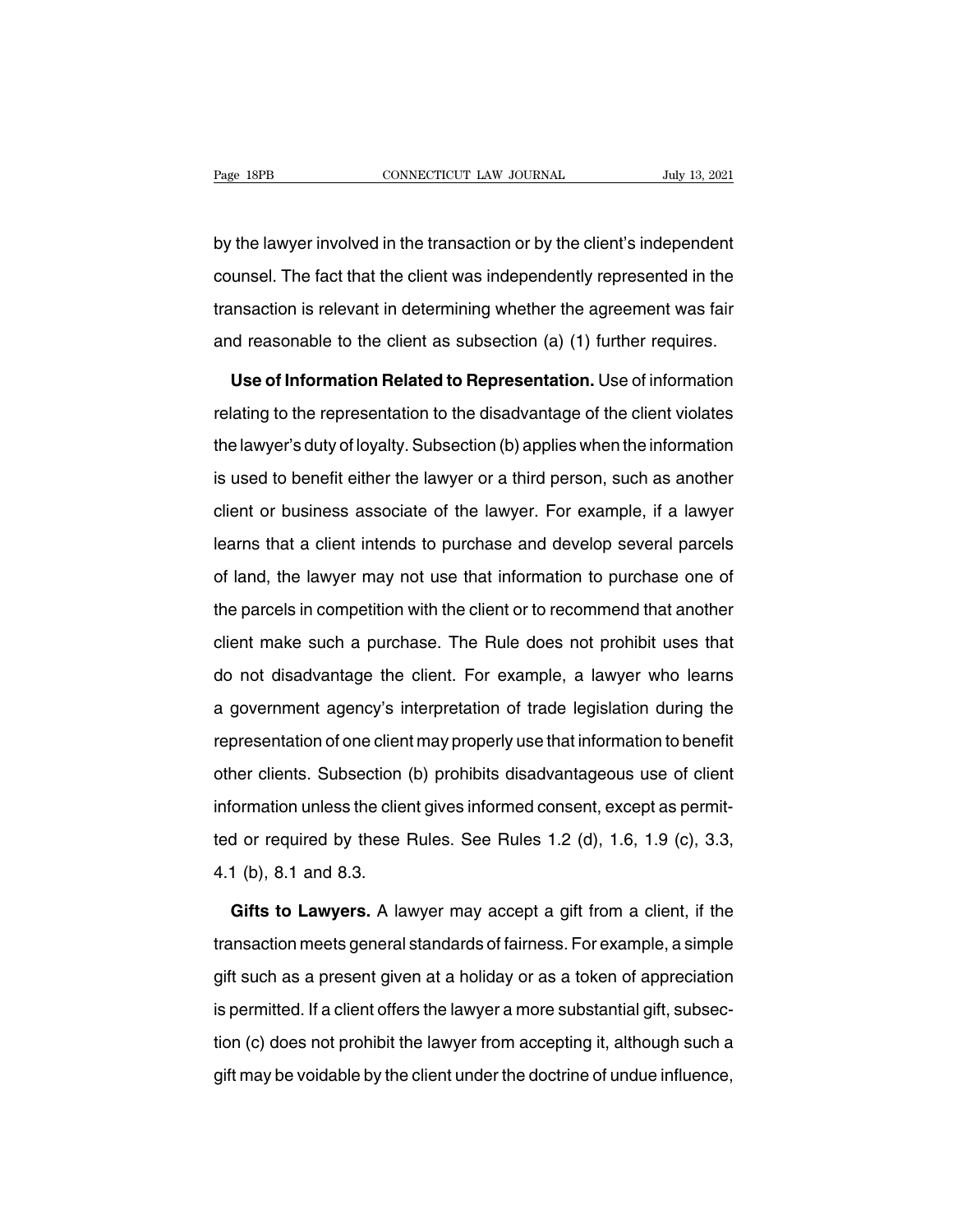by the lawyer involved in the transaction or by the client's independent counsel. The fact that the client was independently represented in the transaction is relevant in determining whether the agreement was fair and reasonable to the client as subsection (a) (1) further requires.

**Use of Information Related to Representation.** Use of information relating to the representation to the disadvantage of the client violates the lawyer's duty of loyalty. Subsection (b) applies when the information is used to benefit either the lawyer or a third person, such as another client or business associate of the lawyer. For example, if a lawyer learns that a client intends to purchase and develop several parcels of land, the lawyer may not use that information to purchase one of the parcels in competition with the client or to recommend that another client make such a purchase. The Rule does not prohibit uses that do not disadvantage the client. For example, a lawyer who learns a government agency's interpretation of trade legislation during the representation of one client may properly use that information to benefit other clients. Subsection (b) prohibits disadvantageous use of client information unless the client gives informed consent, except as permitted or required by these Rules. See Rules 1.2 (d), 1.6, 1.9 (c), 3.3, 4.1 (b), 8.1 and 8.3.

**Gifts to Lawyers.** A lawyer may accept a gift from a client, if the transaction meets general standards of fairness. For example, a simple gift such as a present given at a holiday or as a token of appreciation is permitted. If a client offers the lawyer a more substantial gift, subsection (c) does not prohibit the lawyer from accepting it, although such a gift may be voidable by the client under the doctrine of undue influence,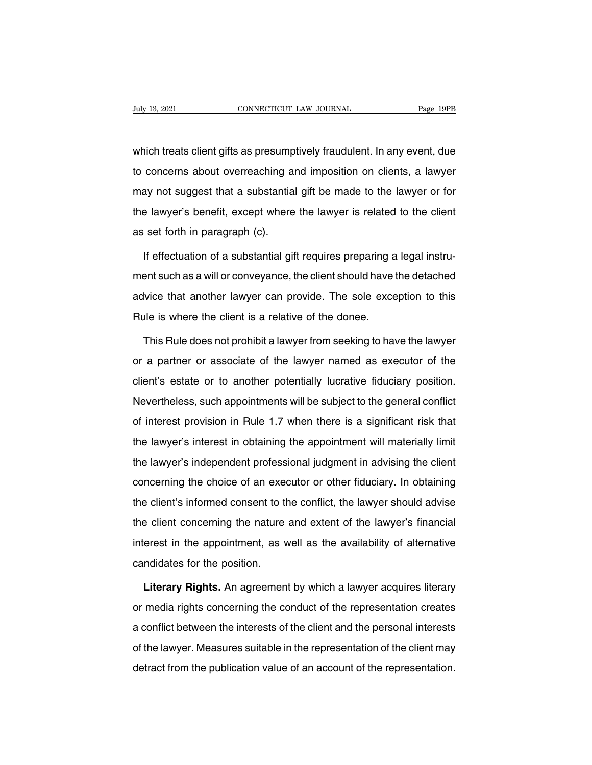which treats client gifts as presumptively fraudulent. In any event, due to concerns about overreaching and imposition on clients, a lawyer may not suggest that a substantial gift be made to the lawyer or for the lawyer's benefit, except where the lawyer is related to the client as set forth in paragraph (c).

If effectuation of a substantial gift requires preparing a legal instrument such as a will or conveyance, the client should have the detached advice that another lawyer can provide. The sole exception to this Rule is where the client is a relative of the donee.

This Rule does not prohibit a lawyer from seeking to have the lawyer or a partner or associate of the lawyer named as executor of the client's estate or to another potentially lucrative fiduciary position. Nevertheless, such appointments will be subject to the general conflict of interest provision in Rule 1.7 when there is a significant risk that the lawyer's interest in obtaining the appointment will materially limit the lawyer's independent professional judgment in advising the client concerning the choice of an executor or other fiduciary. In obtaining the client's informed consent to the conflict, the lawyer should advise the client concerning the nature and extent of the lawyer's financial interest in the appointment, as well as the availability of alternative candidates for the position.

**Literary Rights.** An agreement by which a lawyer acquires literary or media rights concerning the conduct of the representation creates a conflict between the interests of the client and the personal interests of the lawyer. Measures suitable in the representation of the client may detract from the publication value of an account of the representation.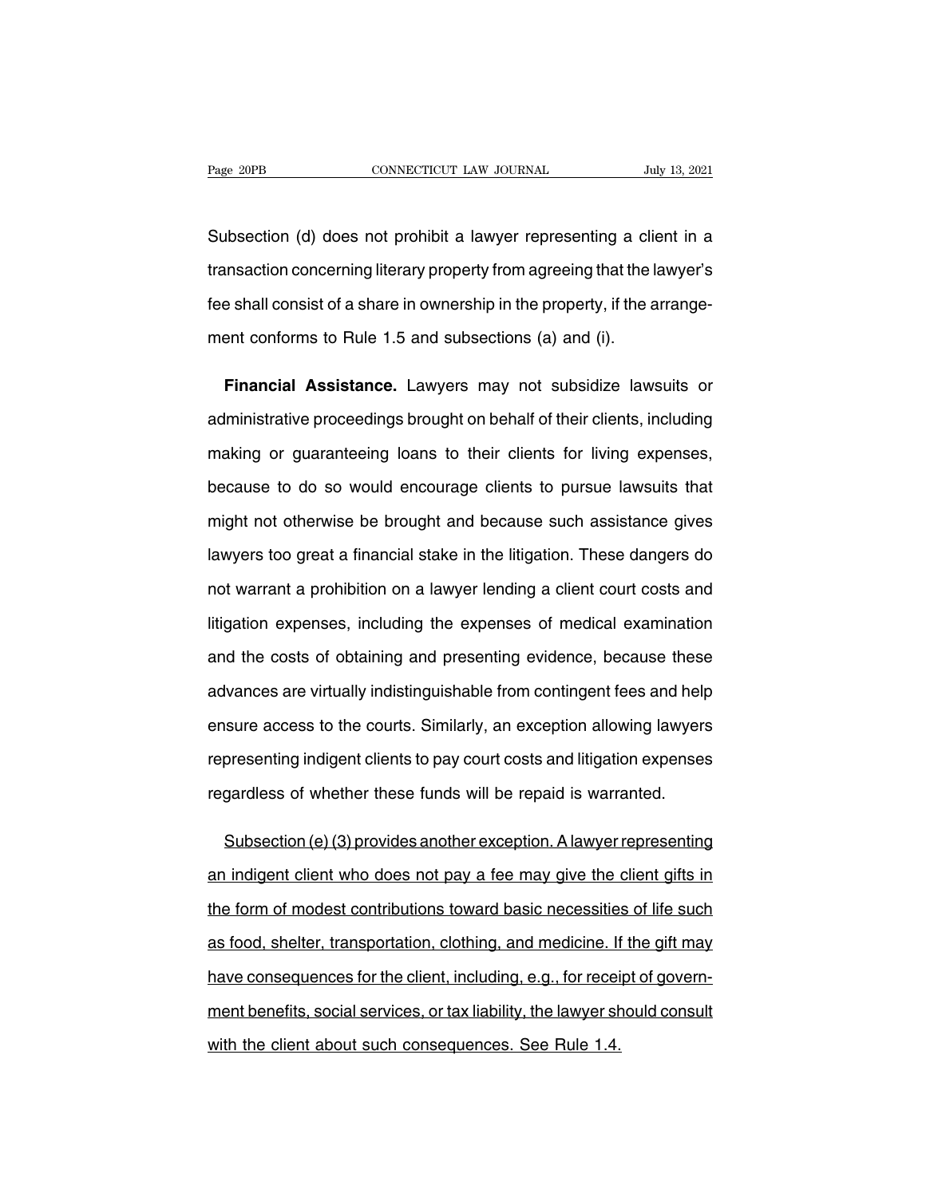Subsection (d) does not prohibit a lawyer representing a client in a transaction concerning literary property from agreeing that the lawyer's fee shall consist of a share in ownership in the property, if the arrangement conforms to Rule 1.5 and subsections (a) and (i).

**Financial Assistance.** Lawyers may not subsidize lawsuits or administrative proceedings brought on behalf of their clients, including making or guaranteeing loans to their clients for living expenses, because to do so would encourage clients to pursue lawsuits that might not otherwise be brought and because such assistance gives lawyers too great a financial stake in the litigation. These dangers do not warrant a prohibition on a lawyer lending a client court costs and litigation expenses, including the expenses of medical examination and the costs of obtaining and presenting evidence, because these advances are virtually indistinguishable from contingent fees and help ensure access to the courts. Similarly, an exception allowing lawyers representing indigent clients to pay court costs and litigation expenses regardless of whether these funds will be repaid is warranted.

<u>Subsection (e) (3) provides another exception. A lawyer representing an indigent client who does not pay a fee may give the client gifts in the form of modest contributions toward basic necessities of life such as food, shelter, transportation, clothing, and medicine. If the gift may have consequences for the client, including, e.g., for receipt of government benefits, social services, or tax liability, the lawyer should consult with the client about such consequences. See Rule 1.4.</u>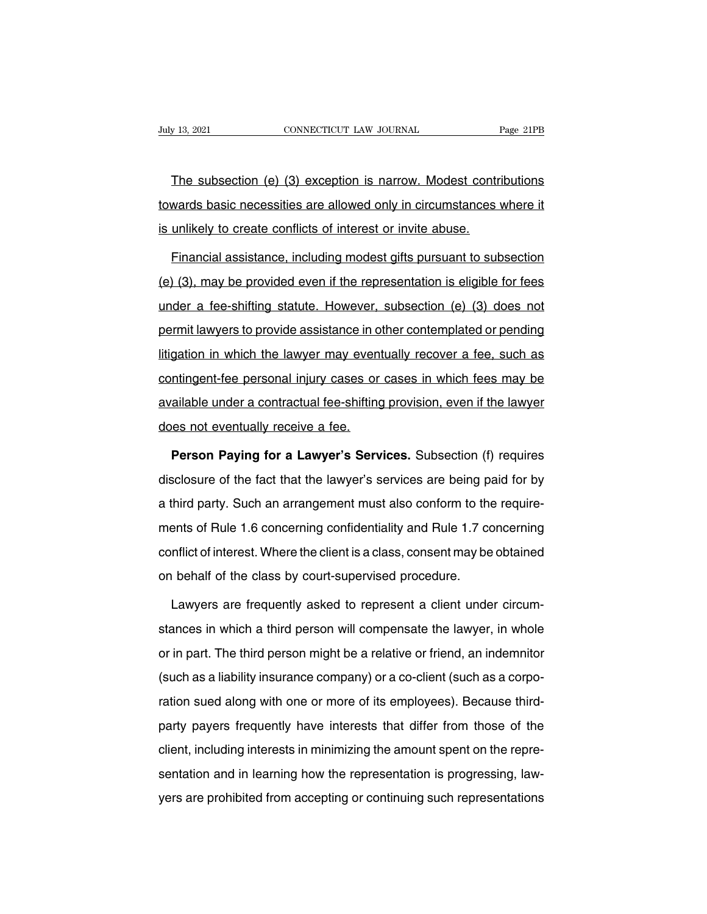The subsection (e) (3) exception is narrow. Modest contributions towards basic necessities are allowed only in circumstances where it is unlikely to create conflicts of interest or invite abuse.

Financial assistance, including modest gifts pursuant to subsection (e) (3), may be provided even if the representation is eligible for fees under a fee-shifting statute. However, subsection (e) (3) does not permit lawyers to provide assistance in other contemplated or pending litigation in which the lawyer may eventually recover a fee, such as contingent-fee personal injury cases or cases in which fees may be available under a contractual fee-shifting provision, even if the lawyer does not eventually receive a fee.

**Person Paying for a Lawyer's Services.** Subsection (f) requires disclosure of the fact that the lawyer's services are being paid for by a third party. Such an arrangement must also conform to the requirements of Rule 1.6 concerning confidentiality and Rule 1.7 concerning conflict of interest. Where the client is a class, consent may be obtained on behalf of the class by court-supervised procedure.

Lawyers are frequently asked to represent a client under circumstances in which a third person will compensate the lawyer, in whole or in part. The third person might be a relative or friend, an indemnitor (such as a liability insurance company) or a co-client (such as a corporation sued along with one or more of its employees). Because third-party payers frequently have interests that differ from those of the client, including interests in minimizing the amount spent on the representation and in learning how the representation is progressing, lawyers are prohibited from accepting or continuing such representations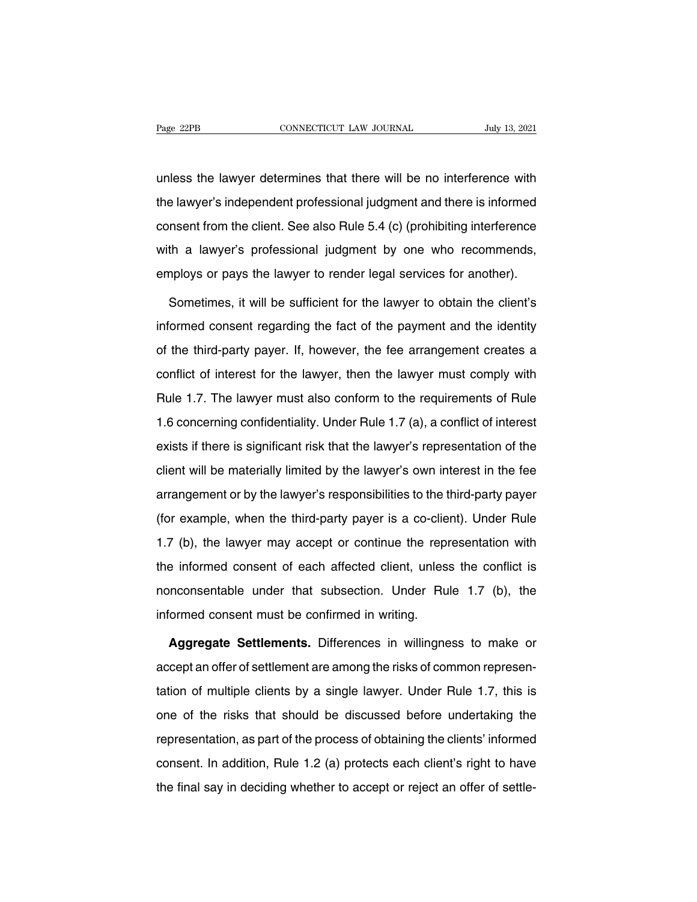unless the lawyer determines that there will be no interference with the lawyer's independent professional judgment and there is informed consent from the client. See also Rule 5.4 (c) (prohibiting interference with a lawyer's professional judgment by one who recommends, employs or pays the lawyer to render legal services for another).

Sometimes, it will be sufficient for the lawyer to obtain the client's informed consent regarding the fact of the payment and the identity of the third-party payer. If, however, the fee arrangement creates a conflict of interest for the lawyer, then the lawyer must comply with Rule 1.7. The lawyer must also conform to the requirements of Rule 1.6 concerning confidentiality. Under Rule 1.7 (a), a conflict of interest exists if there is significant risk that the lawyer's representation of the client will be materially limited by the lawyer's own interest in the fee arrangement or by the lawyer's responsibilities to the third-party payer (for example, when the third-party payer is a co-client). Under Rule 1.7 (b), the lawyer may accept or continue the representation with the informed consent of each affected client, unless the conflict is nonconsentable under that subsection. Under Rule 1.7 (b), the informed consent must be confirmed in writing.

**Aggregate Settlements.** Differences in willingness to make or accept an offer of settlement are among the risks of common representation of multiple clients by a single lawyer. Under Rule 1.7, this is one of the risks that should be discussed before undertaking the representation, as part of the process of obtaining the clients' informed consent. In addition, Rule 1.2 (a) protects each client's right to have the final say in deciding whether to accept or reject an offer of settle-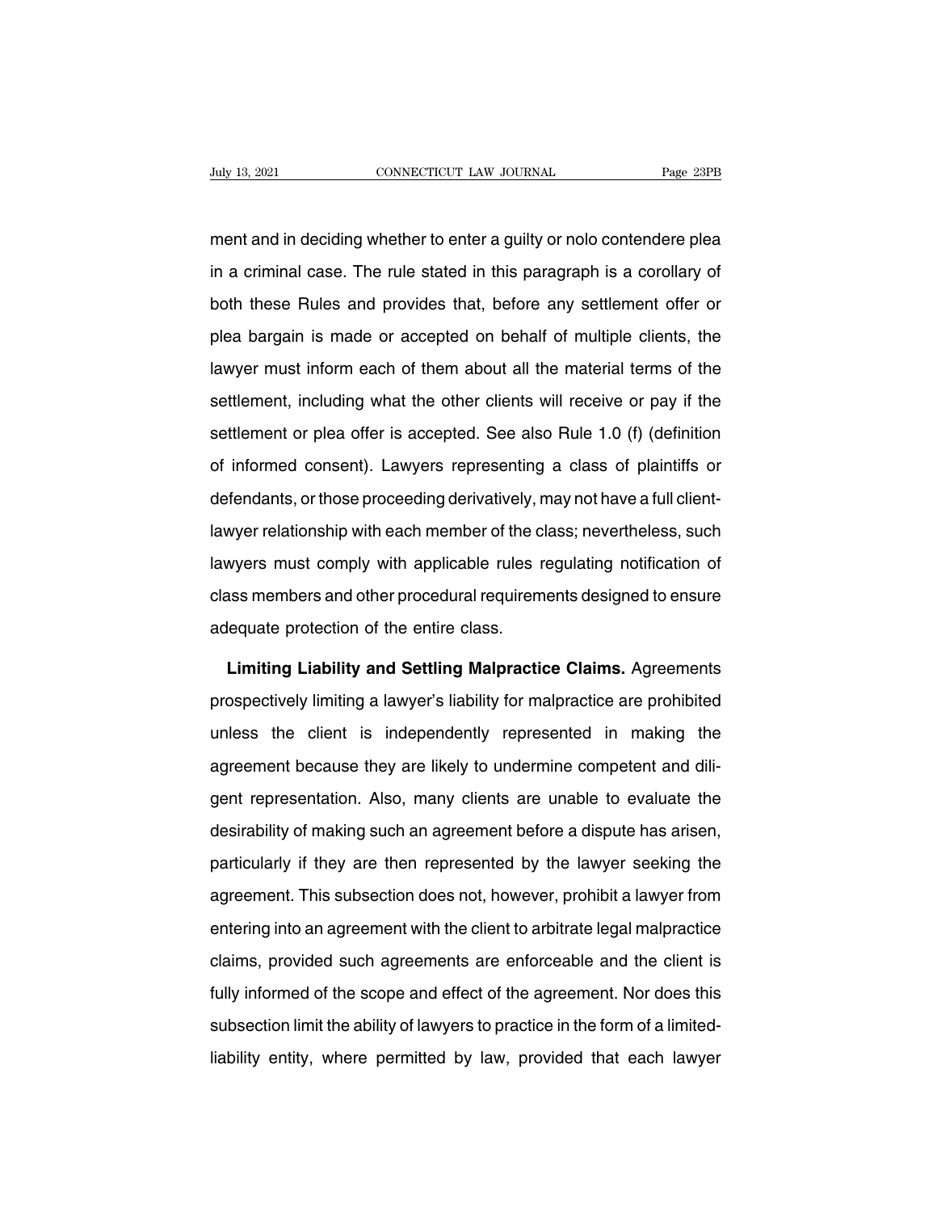ment and in deciding whether to enter a guilty or nolo contendere plea in a criminal case. The rule stated in this paragraph is a corollary of both these Rules and provides that, before any settlement offer or plea bargain is made or accepted on behalf of multiple clients, the lawyer must inform each of them about all the material terms of the settlement, including what the other clients will receive or pay if the settlement or plea offer is accepted. See also Rule 1.0 (f) (definition of informed consent). Lawyers representing a class of plaintiffs or defendants, or those proceeding derivatively, may not have a full client-lawyer relationship with each member of the class; nevertheless, such lawyers must comply with applicable rules regulating notification of class members and other procedural requirements designed to ensure adequate protection of the entire class.

**Limiting Liability and Settling Malpractice Claims.** Agreements prospectively limiting a lawyer's liability for malpractice are prohibited unless the client is independently represented in making the agreement because they are likely to undermine competent and diligent representation. Also, many clients are unable to evaluate the desirability of making such an agreement before a dispute has arisen, particularly if they are then represented by the lawyer seeking the agreement. This subsection does not, however, prohibit a lawyer from entering into an agreement with the client to arbitrate legal malpractice claims, provided such agreements are enforceable and the client is fully informed of the scope and effect of the agreement. Nor does this subsection limit the ability of lawyers to practice in the form of a limited-liability entity, where permitted by law, provided that each lawyer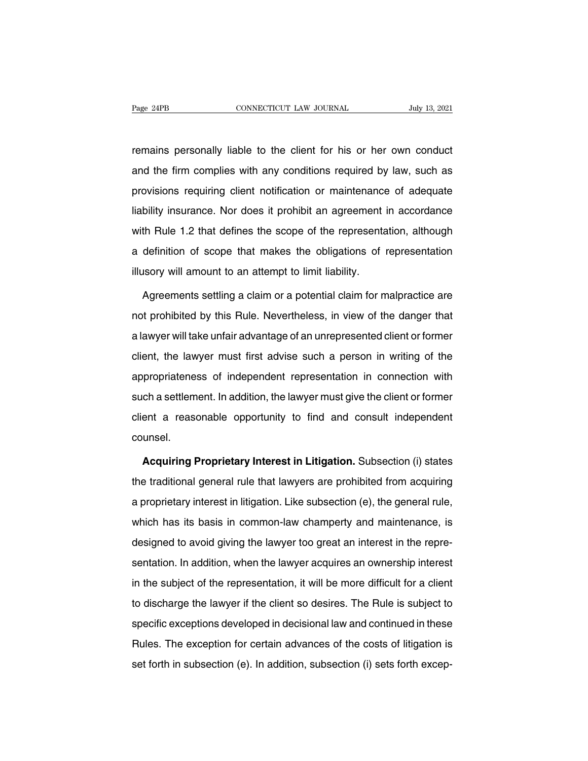remains personally liable to the client for his or her own conduct and the firm complies with any conditions required by law, such as provisions requiring client notification or maintenance of adequate liability insurance. Nor does it prohibit an agreement in accordance with Rule 1.2 that defines the scope of the representation, although a definition of scope that makes the obligations of representation illusory will amount to an attempt to limit liability.

Agreements settling a claim or a potential claim for malpractice are not prohibited by this Rule. Nevertheless, in view of the danger that a lawyer will take unfair advantage of an unrepresented client or former client, the lawyer must first advise such a person in writing of the appropriateness of independent representation in connection with such a settlement. In addition, the lawyer must give the client or former client a reasonable opportunity to find and consult independent counsel.

**Acquiring Proprietary Interest in Litigation.** Subsection (i) states the traditional general rule that lawyers are prohibited from acquiring a proprietary interest in litigation. Like subsection (e), the general rule, which has its basis in common-law champerty and maintenance, is designed to avoid giving the lawyer too great an interest in the representation. In addition, when the lawyer acquires an ownership interest in the subject of the representation, it will be more difficult for a client to discharge the lawyer if the client so desires. The Rule is subject to specific exceptions developed in decisional law and continued in these Rules. The exception for certain advances of the costs of litigation is set forth in subsection (e). In addition, subsection (i) sets forth excep-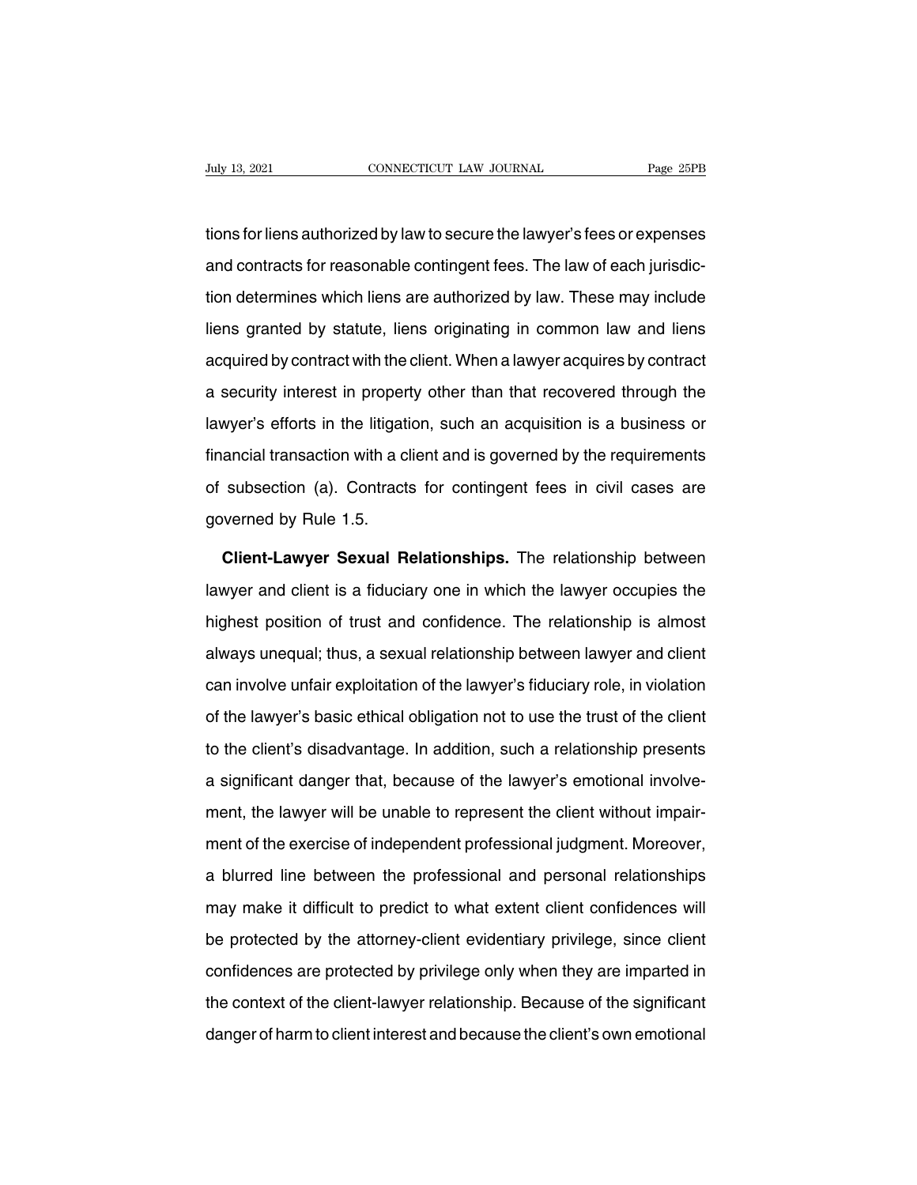tions for liens authorized by law to secure the lawyer's fees or expenses and contracts for reasonable contingent fees. The law of each jurisdiction determines which liens are authorized by law. These may include liens granted by statute, liens originating in common law and liens acquired by contract with the client. When a lawyer acquires by contract a security interest in property other than that recovered through the lawyer's efforts in the litigation, such an acquisition is a business or financial transaction with a client and is governed by the requirements of subsection (a). Contracts for contingent fees in civil cases are governed by Rule 1.5.

**Client-Lawyer Sexual Relationships.** The relationship between lawyer and client is a fiduciary one in which the lawyer occupies the highest position of trust and confidence. The relationship is almost always unequal; thus, a sexual relationship between lawyer and client can involve unfair exploitation of the lawyer's fiduciary role, in violation of the lawyer's basic ethical obligation not to use the trust of the client to the client's disadvantage. In addition, such a relationship presents a significant danger that, because of the lawyer's emotional involvement, the lawyer will be unable to represent the client without impairment of the exercise of independent professional judgment. Moreover, a blurred line between the professional and personal relationships may make it difficult to predict to what extent client confidences will be protected by the attorney-client evidentiary privilege, since client confidences are protected by privilege only when they are imparted in the context of the client-lawyer relationship. Because of the significant danger of harm to client interest and because the client's own emotional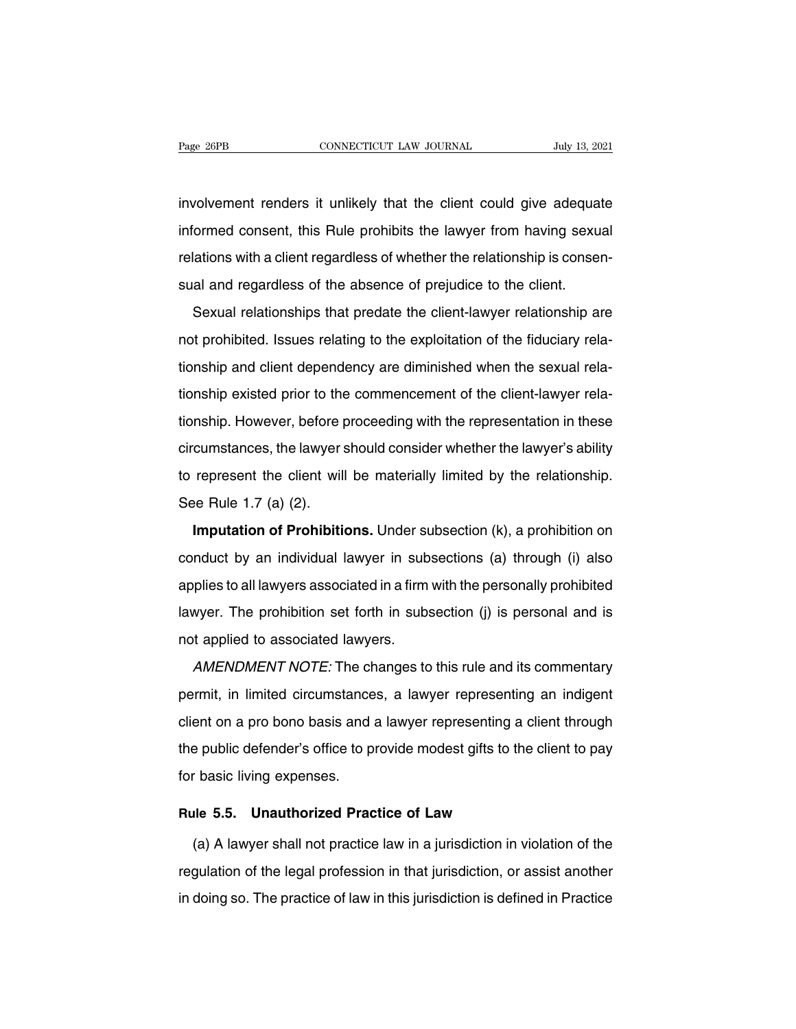involvement renders it unlikely that the client could give adequate informed consent, this Rule prohibits the lawyer from having sexual relations with a client regardless of whether the relationship is consensual and regardless of the absence of prejudice to the client.

Sexual relationships that predate the client-lawyer relationship are not prohibited. Issues relating to the exploitation of the fiduciary relationship and client dependency are diminished when the sexual relationship existed prior to the commencement of the client-lawyer relationship. However, before proceeding with the representation in these circumstances, the lawyer should consider whether the lawyer's ability to represent the client will be materially limited by the relationship. See Rule 1.7 (a) (2).

**Imputation of Prohibitions.** Under subsection (k), a prohibition on conduct by an individual lawyer in subsections (a) through (i) also applies to all lawyers associated in a firm with the personally prohibited lawyer. The prohibition set forth in subsection (j) is personal and is not applied to associated lawyers.

*AMENDMENT NOTE:* The changes to this rule and its commentary permit, in limited circumstances, a lawyer representing an indigent client on a pro bono basis and a lawyer representing a client through the public defender's office to provide modest gifts to the client to pay for basic living expenses.

## Rule 5.5. Unauthorized Practice of Law

(a) A lawyer shall not practice law in a jurisdiction in violation of the regulation of the legal profession in that jurisdiction, or assist another in doing so. The practice of law in this jurisdiction is defined in Practice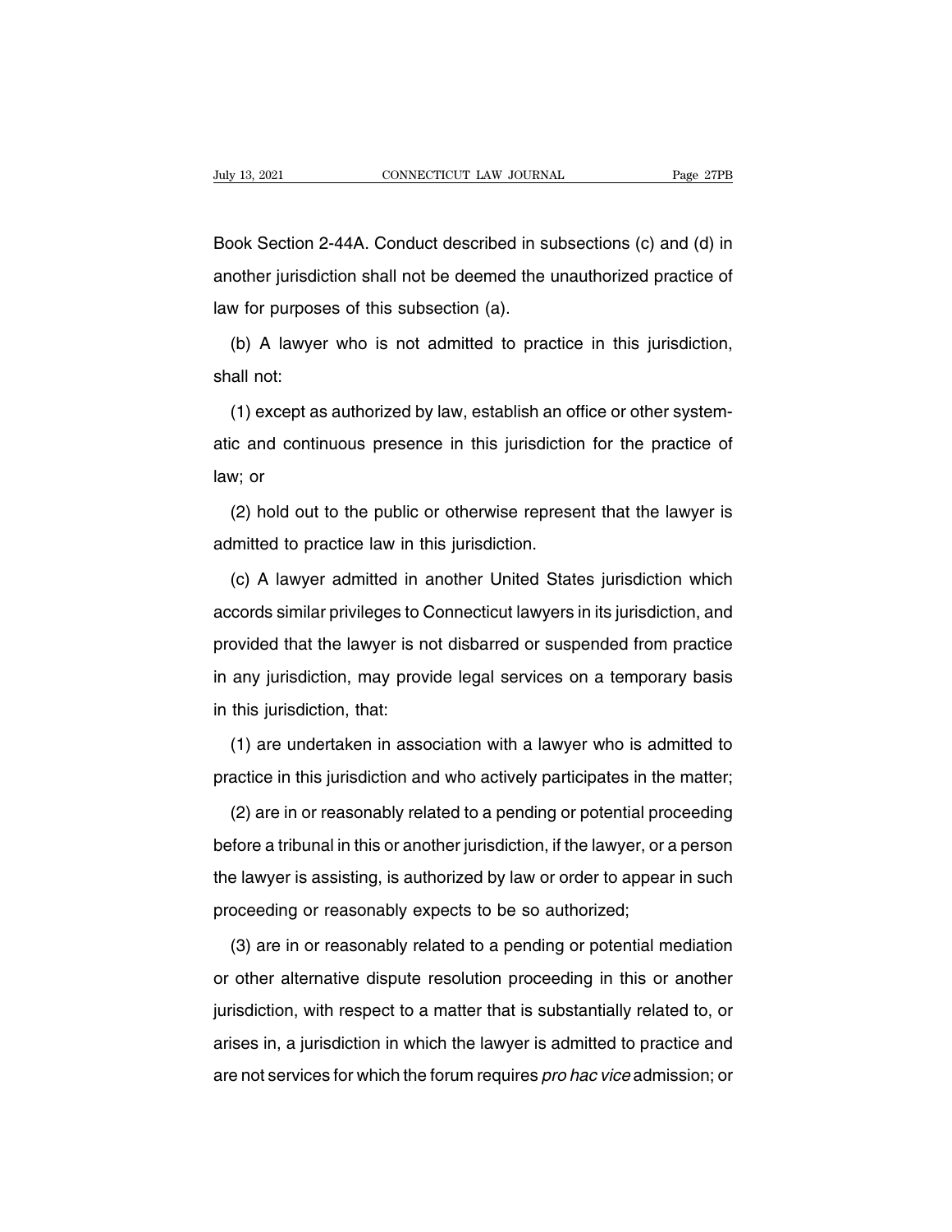Book Section 2-44A. Conduct described in subsections (c) and (d) in another jurisdiction shall not be deemed the unauthorized practice of law for purposes of this subsection (a).

(b) A lawyer who is not admitted to practice in this jurisdiction, shall not:

(1) except as authorized by law, establish an office or other systematic and continuous presence in this jurisdiction for the practice of law; or

(2) hold out to the public or otherwise represent that the lawyer is admitted to practice law in this jurisdiction.

(c) A lawyer admitted in another United States jurisdiction which accords similar privileges to Connecticut lawyers in its jurisdiction, and provided that the lawyer is not disbarred or suspended from practice in any jurisdiction, may provide legal services on a temporary basis in this jurisdiction, that:

(1) are undertaken in association with a lawyer who is admitted to practice in this jurisdiction and who actively participates in the matter;

(2) are in or reasonably related to a pending or potential proceeding before a tribunal in this or another jurisdiction, if the lawyer, or a person the lawyer is assisting, is authorized by law or order to appear in such proceeding or reasonably expects to be so authorized;

(3) are in or reasonably related to a pending or potential mediation or other alternative dispute resolution proceeding in this or another jurisdiction, with respect to a matter that is substantially related to, or arises in, a jurisdiction in which the lawyer is admitted to practice and are not services for which the forum requires *pro hac vice* admission; or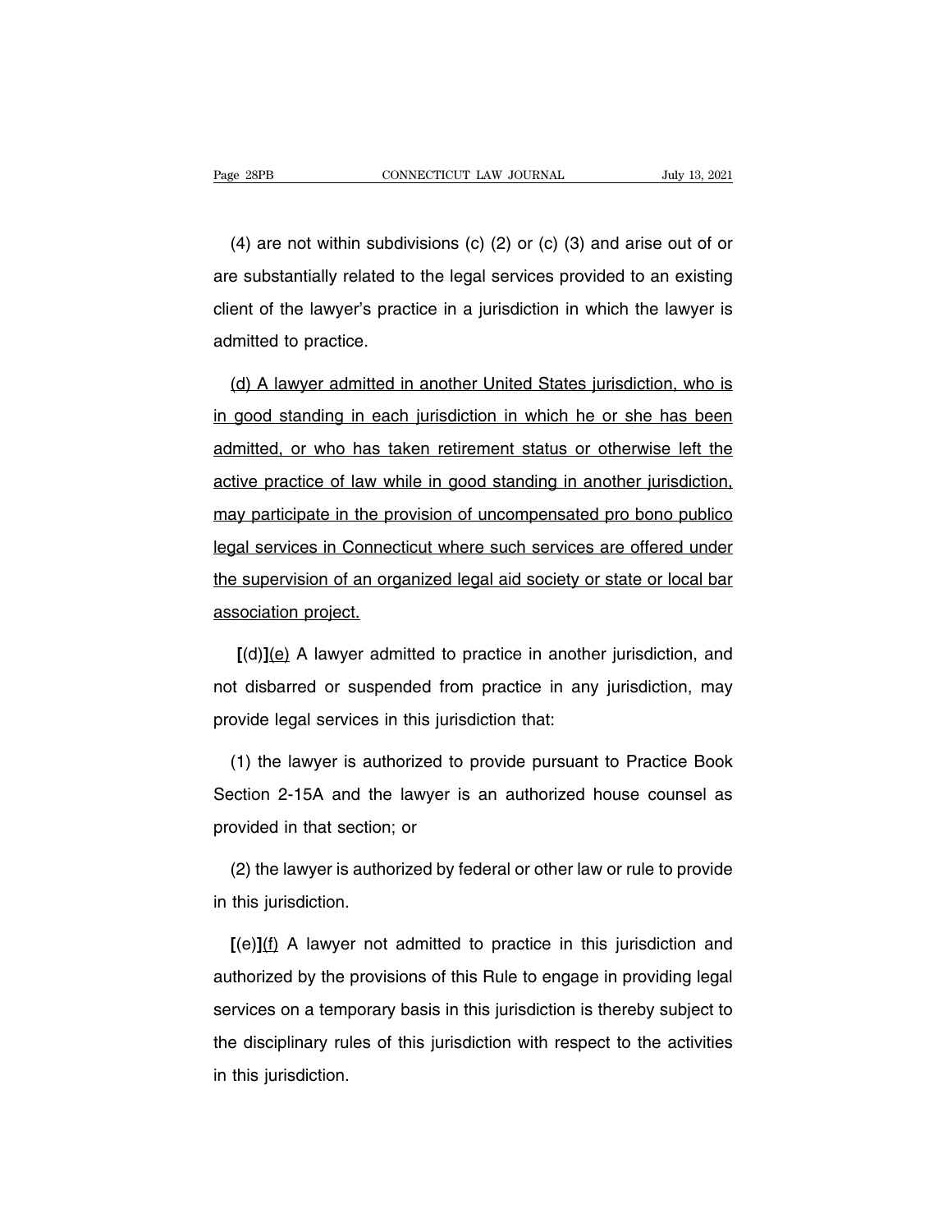(4) are not within subdivisions (c) (2) or (c) (3) and arise out of or are substantially related to the legal services provided to an existing client of the lawyer's practice in a jurisdiction in which the lawyer is admitted to practice.

<u>(d) A lawyer admitted in another United States jurisdiction, who is in good standing in each jurisdiction in which he or she has been admitted, or who has taken retirement status or otherwise left the active practice of law while in good standing in another jurisdiction, may participate in the provision of uncompensated pro bono publico legal services in Connecticut where such services are offered under the supervision of an organized legal aid society or state or local bar association project.</u>

**[**(d)**]**<u>(e)</u> A lawyer admitted to practice in another jurisdiction, and not disbarred or suspended from practice in any jurisdiction, may provide legal services in this jurisdiction that:

(1) the lawyer is authorized to provide pursuant to Practice Book Section 2-15A and the lawyer is an authorized house counsel as provided in that section; or

(2) the lawyer is authorized by federal or other law or rule to provide in this jurisdiction.

**[**(e)**]**<u>(f)</u> A lawyer not admitted to practice in this jurisdiction and authorized by the provisions of this Rule to engage in providing legal services on a temporary basis in this jurisdiction is thereby subject to the disciplinary rules of this jurisdiction with respect to the activities in this jurisdiction.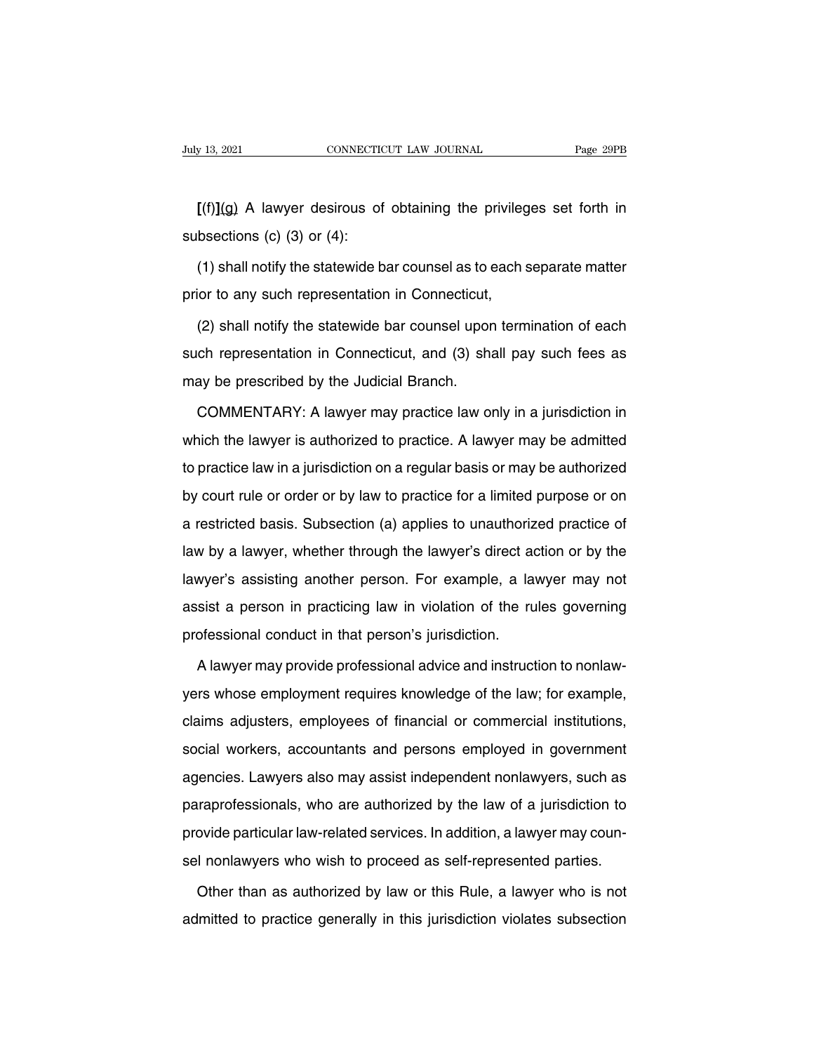**[**(f)**]**(g) A lawyer desirous of obtaining the privileges set forth in subsections (c) (3) or (4):

(1) shall notify the statewide bar counsel as to each separate matter prior to any such representation in Connecticut,

(2) shall notify the statewide bar counsel upon termination of each such representation in Connecticut, and (3) shall pay such fees as may be prescribed by the Judicial Branch.

COMMENTARY: A lawyer may practice law only in a jurisdiction in which the lawyer is authorized to practice. A lawyer may be admitted to practice law in a jurisdiction on a regular basis or may be authorized by court rule or order or by law to practice for a limited purpose or on a restricted basis. Subsection (a) applies to unauthorized practice of law by a lawyer, whether through the lawyer's direct action or by the lawyer's assisting another person. For example, a lawyer may not assist a person in practicing law in violation of the rules governing professional conduct in that person's jurisdiction.

A lawyer may provide professional advice and instruction to nonlawyers whose employment requires knowledge of the law; for example, claims adjusters, employees of financial or commercial institutions, social workers, accountants and persons employed in government agencies. Lawyers also may assist independent nonlawyers, such as paraprofessionals, who are authorized by the law of a jurisdiction to provide particular law-related services. In addition, a lawyer may counsel nonlawyers who wish to proceed as self-represented parties.

Other than as authorized by law or this Rule, a lawyer who is not admitted to practice generally in this jurisdiction violates subsection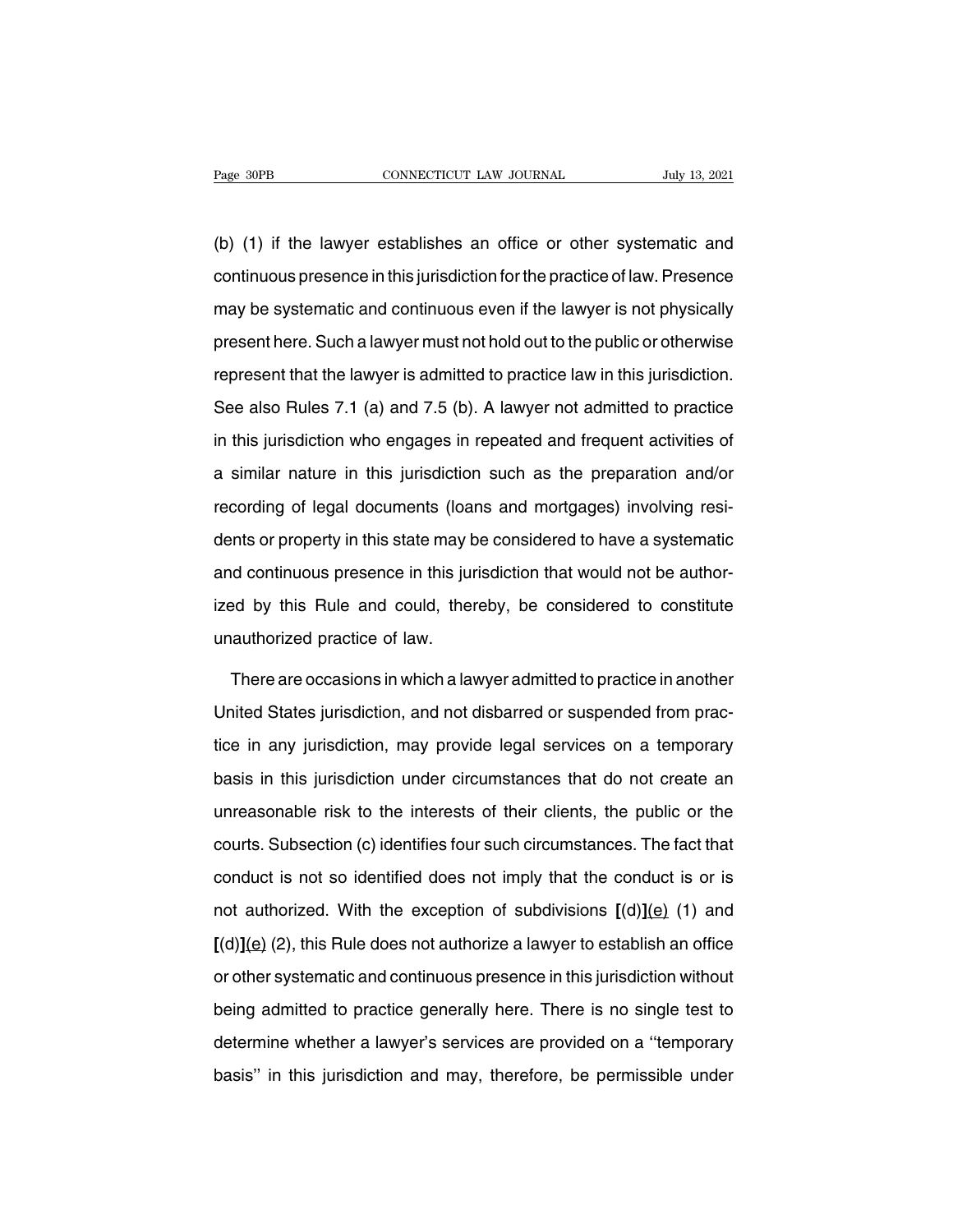(b) (1) if the lawyer establishes an office or other systematic and continuous presence in this jurisdiction for the practice of law. Presence may be systematic and continuous even if the lawyer is not physically present here. Such a lawyer must not hold out to the public or otherwise represent that the lawyer is admitted to practice law in this jurisdiction. See also Rules 7.1 (a) and 7.5 (b). A lawyer not admitted to practice in this jurisdiction who engages in repeated and frequent activities of a similar nature in this jurisdiction such as the preparation and/or recording of legal documents (loans and mortgages) involving residents or property in this state may be considered to have a systematic and continuous presence in this jurisdiction that would not be authorized by this Rule and could, thereby, be considered to constitute unauthorized practice of law.

There are occasions in which a lawyer admitted to practice in another United States jurisdiction, and not disbarred or suspended from practice in any jurisdiction, may provide legal services on a temporary basis in this jurisdiction under circumstances that do not create an unreasonable risk to the interests of their clients, the public or the courts. Subsection (c) identifies four such circumstances. The fact that conduct is not so identified does not imply that the conduct is or is not authorized. With the exception of subdivisions **[**(d)**]**(e) (1) and **[**(d)**]**(e) (2), this Rule does not authorize a lawyer to establish an office or other systematic and continuous presence in this jurisdiction without being admitted to practice generally here. There is no single test to determine whether a lawyer's services are provided on a "temporary basis" in this jurisdiction and may, therefore, be permissible under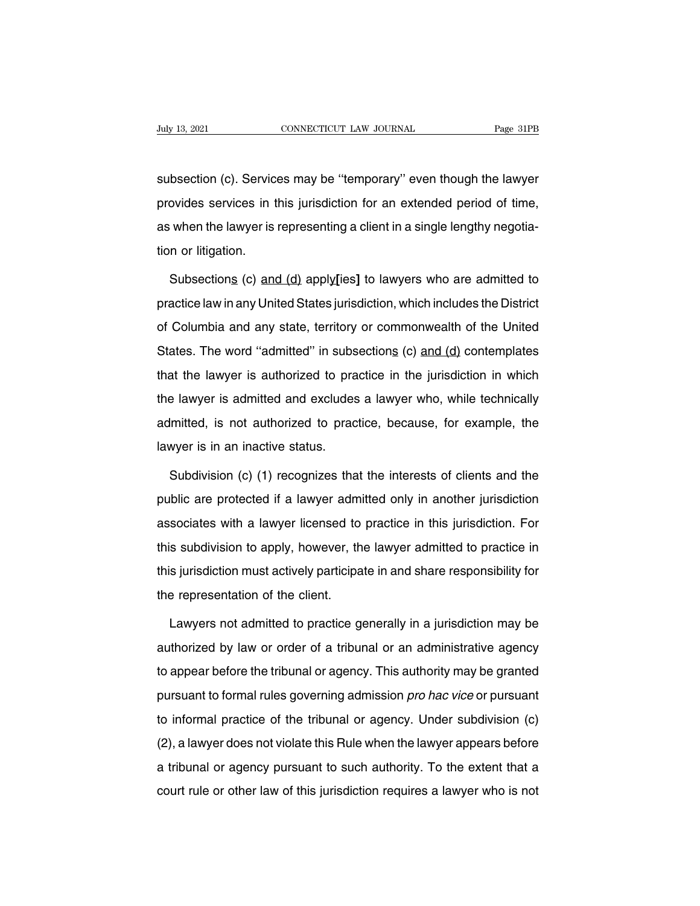subsection (c). Services may be ''temporary'' even though the lawyer provides services in this jurisdiction for an extended period of time, as when the lawyer is representing a client in a single lengthy negotiation or litigation.

Subsection<u>s</u> (c) <u>and (d)</u> apply**[**ies**]** to lawyers who are admitted to practice law in any United States jurisdiction, which includes the District of Columbia and any state, territory or commonwealth of the United States. The word ''admitted'' in subsection<u>s</u> (c) <u>and (d)</u> contemplates that the lawyer is authorized to practice in the jurisdiction in which the lawyer is admitted and excludes a lawyer who, while technically admitted, is not authorized to practice, because, for example, the lawyer is in an inactive status.

Subdivision (c) (1) recognizes that the interests of clients and the public are protected if a lawyer admitted only in another jurisdiction associates with a lawyer licensed to practice in this jurisdiction. For this subdivision to apply, however, the lawyer admitted to practice in this jurisdiction must actively participate in and share responsibility for the representation of the client.

Lawyers not admitted to practice generally in a jurisdiction may be authorized by law or order of a tribunal or an administrative agency to appear before the tribunal or agency. This authority may be granted pursuant to formal rules governing admission *pro hac vice* or pursuant to informal practice of the tribunal or agency. Under subdivision (c) (2), a lawyer does not violate this Rule when the lawyer appears before a tribunal or agency pursuant to such authority. To the extent that a court rule or other law of this jurisdiction requires a lawyer who is not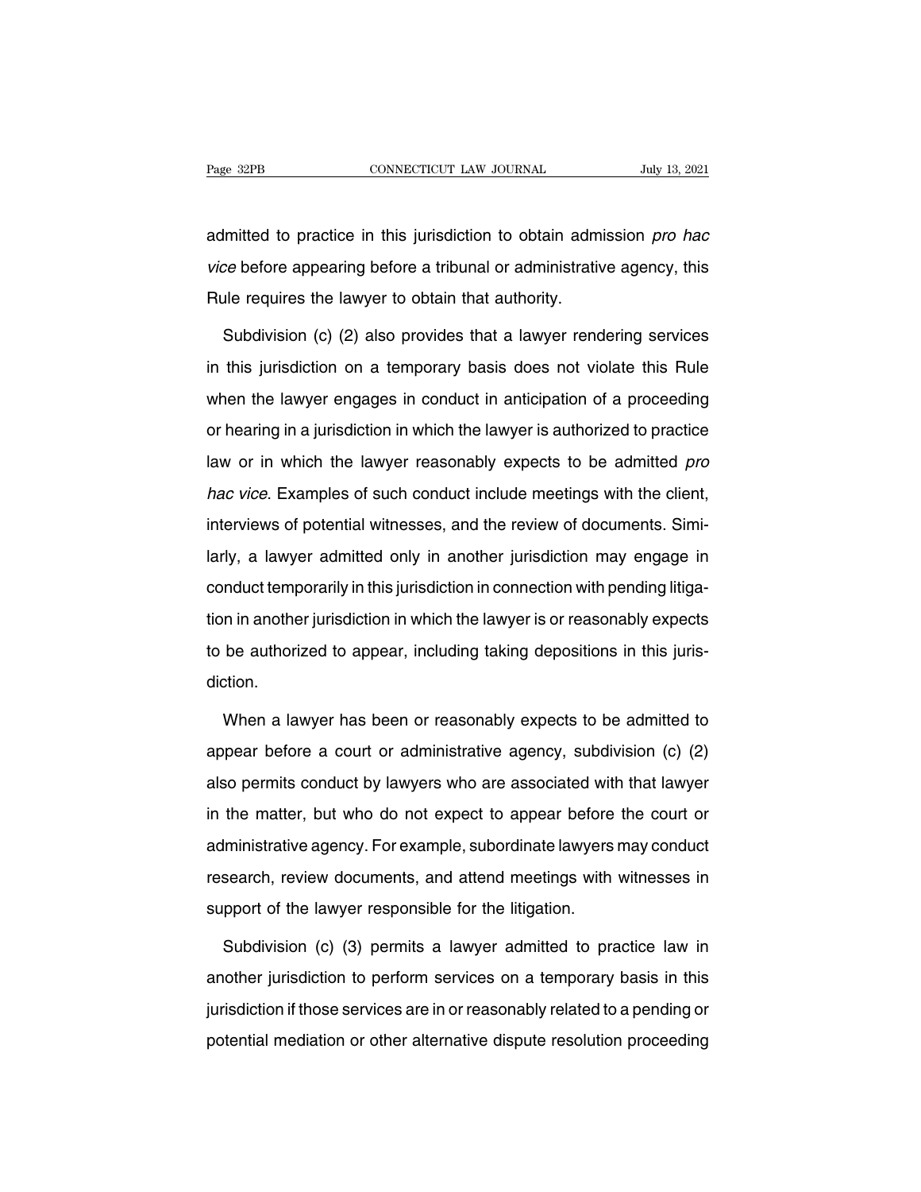admitted to practice in this jurisdiction to obtain admission *pro hac vice* before appearing before a tribunal or administrative agency, this Rule requires the lawyer to obtain that authority.

Subdivision (c) (2) also provides that a lawyer rendering services in this jurisdiction on a temporary basis does not violate this Rule when the lawyer engages in conduct in anticipation of a proceeding or hearing in a jurisdiction in which the lawyer is authorized to practice law or in which the lawyer reasonably expects to be admitted *pro hac vice*. Examples of such conduct include meetings with the client, interviews of potential witnesses, and the review of documents. Similarly, a lawyer admitted only in another jurisdiction may engage in conduct temporarily in this jurisdiction in connection with pending litigation in another jurisdiction in which the lawyer is or reasonably expects to be authorized to appear, including taking depositions in this jurisdiction.

When a lawyer has been or reasonably expects to be admitted to appear before a court or administrative agency, subdivision (c) (2) also permits conduct by lawyers who are associated with that lawyer in the matter, but who do not expect to appear before the court or administrative agency. For example, subordinate lawyers may conduct research, review documents, and attend meetings with witnesses in support of the lawyer responsible for the litigation.

Subdivision (c) (3) permits a lawyer admitted to practice law in another jurisdiction to perform services on a temporary basis in this jurisdiction if those services are in or reasonably related to a pending or potential mediation or other alternative dispute resolution proceeding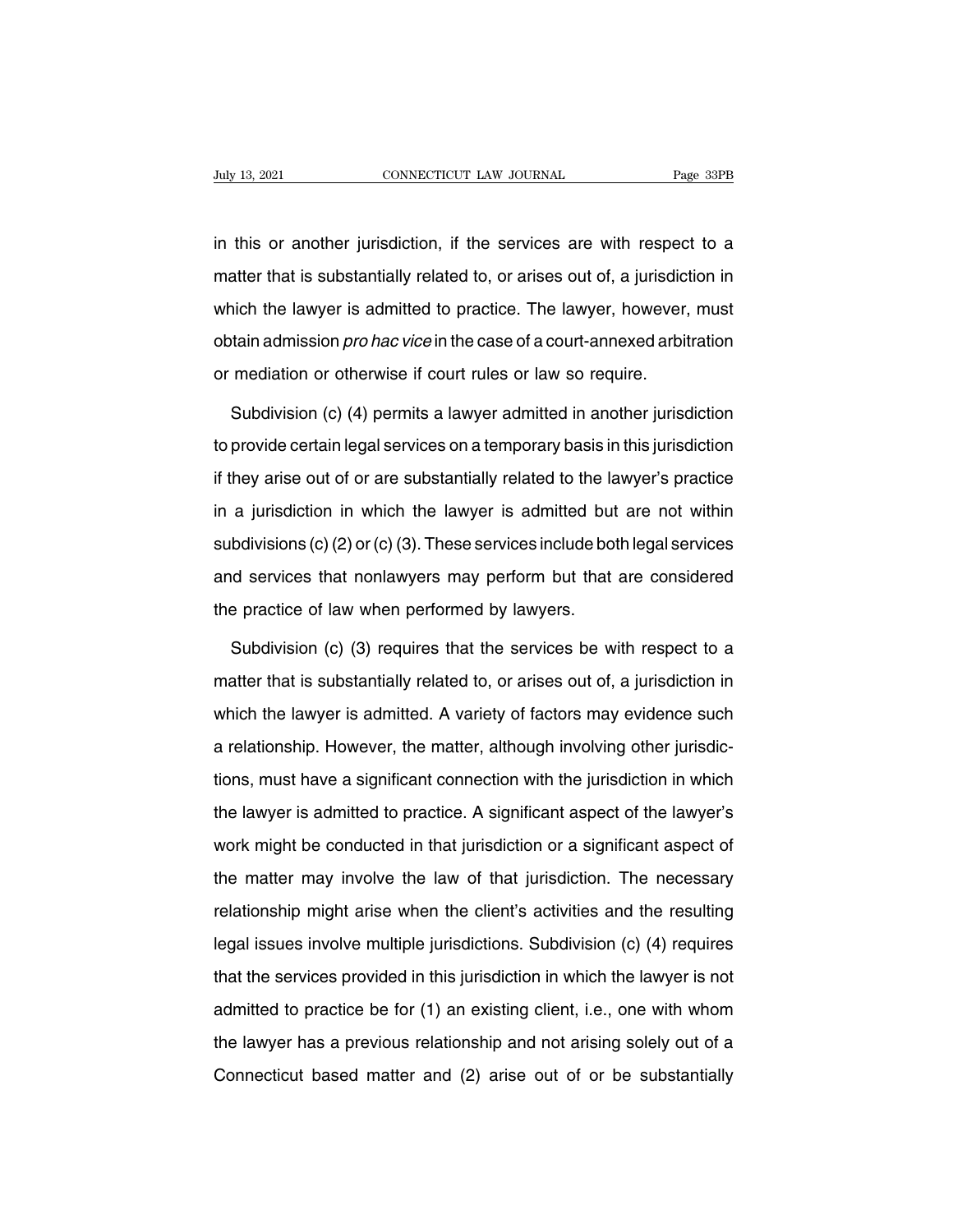in this or another jurisdiction, if the services are with respect to a matter that is substantially related to, or arises out of, a jurisdiction in which the lawyer is admitted to practice. The lawyer, however, must obtain admission *pro hac vice* in the case of a court-annexed arbitration or mediation or otherwise if court rules or law so require.

Subdivision (c) (4) permits a lawyer admitted in another jurisdiction to provide certain legal services on a temporary basis in this jurisdiction if they arise out of or are substantially related to the lawyer's practice in a jurisdiction in which the lawyer is admitted but are not within subdivisions (c) (2) or (c) (3). These services include both legal services and services that nonlawyers may perform but that are considered the practice of law when performed by lawyers.

Subdivision (c) (3) requires that the services be with respect to a matter that is substantially related to, or arises out of, a jurisdiction in which the lawyer is admitted. A variety of factors may evidence such a relationship. However, the matter, although involving other jurisdictions, must have a significant connection with the jurisdiction in which the lawyer is admitted to practice. A significant aspect of the lawyer's work might be conducted in that jurisdiction or a significant aspect of the matter may involve the law of that jurisdiction. The necessary relationship might arise when the client's activities and the resulting legal issues involve multiple jurisdictions. Subdivision (c) (4) requires that the services provided in this jurisdiction in which the lawyer is not admitted to practice be for (1) an existing client, i.e., one with whom the lawyer has a previous relationship and not arising solely out of a Connecticut based matter and (2) arise out of or be substantially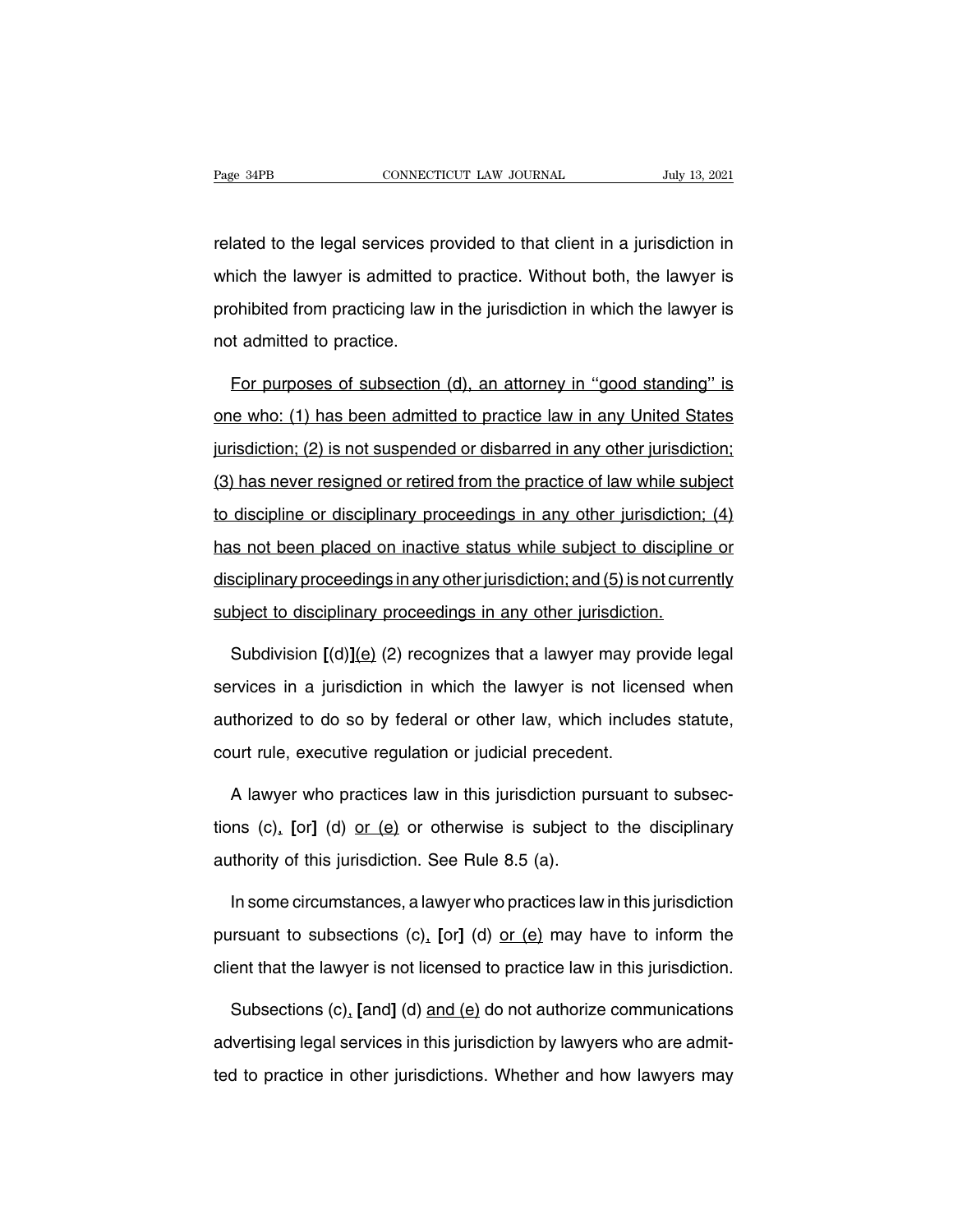related to the legal services provided to that client in a jurisdiction in which the lawyer is admitted to practice. Without both, the lawyer is prohibited from practicing law in the jurisdiction in which the lawyer is not admitted to practice.

<u>For purposes of subsection (d), an attorney in "good standing" is one who: (1) has been admitted to practice law in any United States jurisdiction; (2) is not suspended or disbarred in any other jurisdiction; (3) has never resigned or retired from the practice of law while subject to discipline or disciplinary proceedings in any other jurisdiction; (4) has not been placed on inactive status while subject to discipline or disciplinary proceedings in any other jurisdiction; and (5) is not currently subject to disciplinary proceedings in any other jurisdiction.</u>

Subdivision **[**(d)**]**<u>(e)</u> (2) recognizes that a lawyer may provide legal services in a jurisdiction in which the lawyer is not licensed when authorized to do so by federal or other law, which includes statute, court rule, executive regulation or judicial precedent.

A lawyer who practices law in this jurisdiction pursuant to subsections (c)<u>,</u> **[**or**]** (d) <u>or (e)</u> or otherwise is subject to the disciplinary authority of this jurisdiction. See Rule 8.5 (a).

In some circumstances, a lawyer who practices law in this jurisdiction pursuant to subsections (c)<u>,</u> **[**or**]** (d) <u>or (e)</u> may have to inform the client that the lawyer is not licensed to practice law in this jurisdiction.

Subsections (c)<u>,</u> **[**and**]** (d) <u>and (e)</u> do not authorize communications advertising legal services in this jurisdiction by lawyers who are admitted to practice in other jurisdictions. Whether and how lawyers may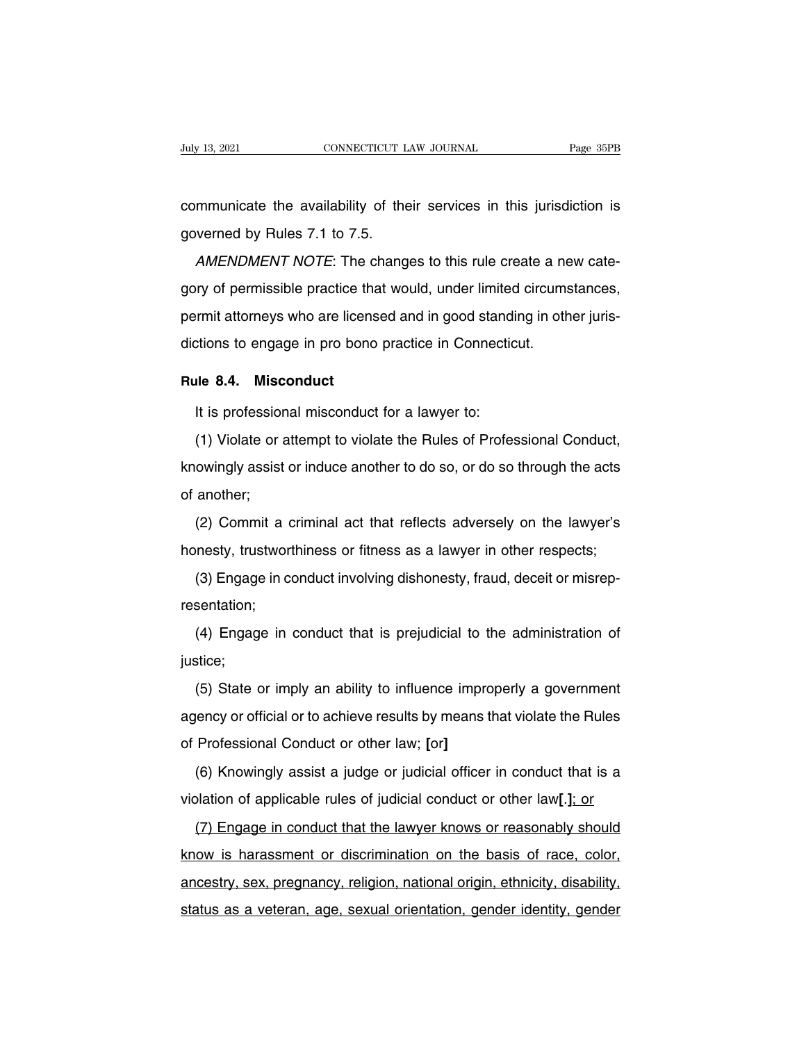communicate the availability of their services in this jurisdiction is governed by Rules 7.1 to 7.5.

*AMENDMENT NOTE*: The changes to this rule create a new category of permissible practice that would, under limited circumstances, permit attorneys who are licensed and in good standing in other jurisdictions to engage in pro bono practice in Connecticut.

## Rule 8.4. Misconduct

It is professional misconduct for a lawyer to:

(1) Violate or attempt to violate the Rules of Professional Conduct, knowingly assist or induce another to do so, or do so through the acts of another;

(2) Commit a criminal act that reflects adversely on the lawyer's honesty, trustworthiness or fitness as a lawyer in other respects;

(3) Engage in conduct involving dishonesty, fraud, deceit or misrepresentation;

(4) Engage in conduct that is prejudicial to the administration of justice;

(5) State or imply an ability to influence improperly a government agency or official or to achieve results by means that violate the Rules of Professional Conduct or other law; **[**or**]**

(6) Knowingly assist a judge or judicial officer in conduct that is a violation of applicable rules of judicial conduct or other law**[**.**]**<u>; or</u>

<u>(7) Engage in conduct that the lawyer knows or reasonably should know is harassment or discrimination on the basis of race, color, ancestry, sex, pregnancy, religion, national origin, ethnicity, disability, status as a veteran, age, sexual orientation, gender identity, gender</u>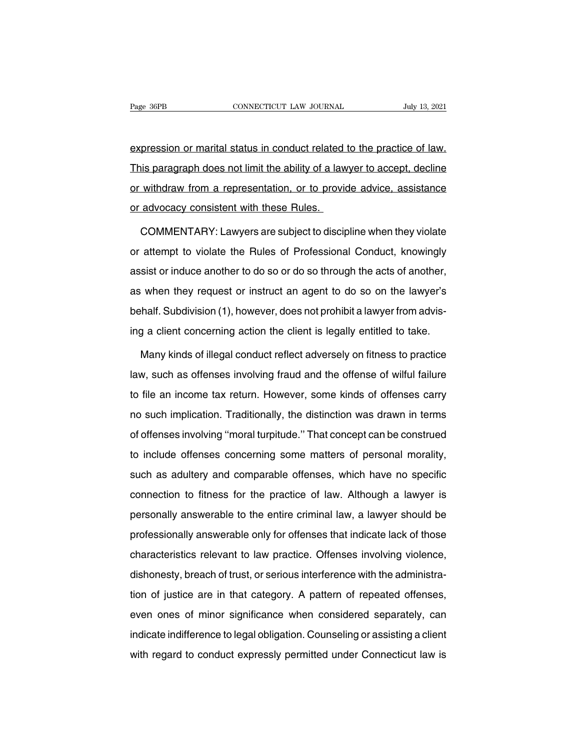expression or marital status in conduct related to the practice of law. This paragraph does not limit the ability of a lawyer to accept, decline or withdraw from a representation, or to provide advice, assistance or advocacy consistent with these Rules.

COMMENTARY: Lawyers are subject to discipline when they violate or attempt to violate the Rules of Professional Conduct, knowingly assist or induce another to do so or do so through the acts of another, as when they request or instruct an agent to do so on the lawyer's behalf. Subdivision (1), however, does not prohibit a lawyer from advising a client concerning action the client is legally entitled to take.

Many kinds of illegal conduct reflect adversely on fitness to practice law, such as offenses involving fraud and the offense of wilful failure to file an income tax return. However, some kinds of offenses carry no such implication. Traditionally, the distinction was drawn in terms of offenses involving ''moral turpitude.'' That concept can be construed to include offenses concerning some matters of personal morality, such as adultery and comparable offenses, which have no specific connection to fitness for the practice of law. Although a lawyer is personally answerable to the entire criminal law, a lawyer should be professionally answerable only for offenses that indicate lack of those characteristics relevant to law practice. Offenses involving violence, dishonesty, breach of trust, or serious interference with the administration of justice are in that category. A pattern of repeated offenses, even ones of minor significance when considered separately, can indicate indifference to legal obligation. Counseling or assisting a client with regard to conduct expressly permitted under Connecticut law is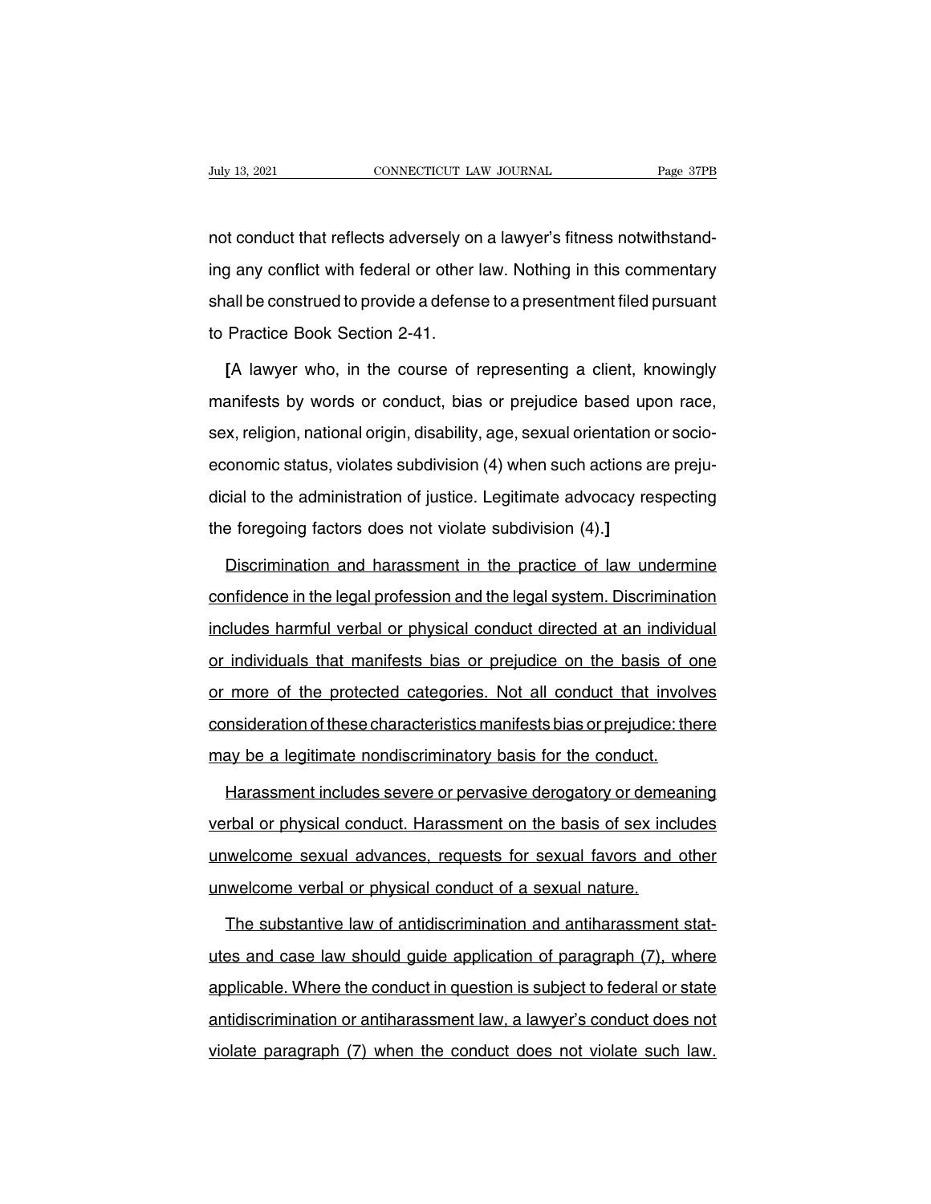not conduct that reflects adversely on a lawyer's fitness notwithstanding any conflict with federal or other law. Nothing in this commentary shall be construed to provide a defense to a presentment filed pursuant to Practice Book Section 2-41.

**[**A lawyer who, in the course of representing a client, knowingly manifests by words or conduct, bias or prejudice based upon race, sex, religion, national origin, disability, age, sexual orientation or socioeconomic status, violates subdivision (4) when such actions are prejudicial to the administration of justice. Legitimate advocacy respecting the foregoing factors does not violate subdivision (4).**]**

<u>Discrimination and harassment in the practice of law undermine confidence in the legal profession and the legal system. Discrimination includes harmful verbal or physical conduct directed at an individual or individuals that manifests bias or prejudice on the basis of one or more of the protected categories. Not all conduct that involves consideration of these characteristics manifests bias or prejudice: there may be a legitimate nondiscriminatory basis for the conduct.</u>

<u>Harassment includes severe or pervasive derogatory or demeaning verbal or physical conduct. Harassment on the basis of sex includes unwelcome sexual advances, requests for sexual favors and other unwelcome verbal or physical conduct of a sexual nature.</u>

<u>The substantive law of antidiscrimination and antiharassment statutes and case law should guide application of paragraph (7), where applicable. Where the conduct in question is subject to federal or state antidiscrimination or antiharassment law, a lawyer's conduct does not violate paragraph (7) when the conduct does not violate such law.</u>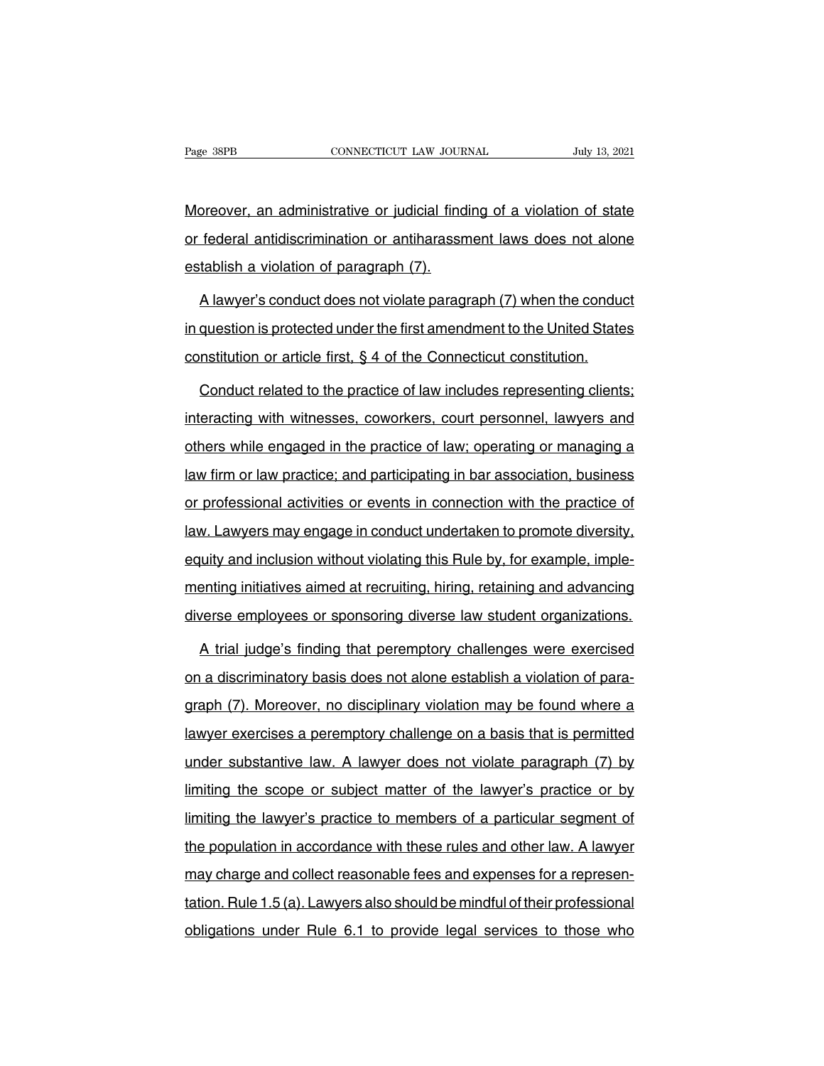Moreover, an administrative or judicial finding of a violation of state or federal antidiscrimination or antiharassment laws does not alone establish a violation of paragraph (7).

A lawyer's conduct does not violate paragraph (7) when the conduct in question is protected under the first amendment to the United States constitution or article first, § 4 of the Connecticut constitution.

Conduct related to the practice of law includes representing clients; interacting with witnesses, coworkers, court personnel, lawyers and others while engaged in the practice of law; operating or managing a law firm or law practice; and participating in bar association, business or professional activities or events in connection with the practice of law. Lawyers may engage in conduct undertaken to promote diversity, equity and inclusion without violating this Rule by, for example, implementing initiatives aimed at recruiting, hiring, retaining and advancing diverse employees or sponsoring diverse law student organizations.

A trial judge's finding that peremptory challenges were exercised on a discriminatory basis does not alone establish a violation of paragraph (7). Moreover, no disciplinary violation may be found where a lawyer exercises a peremptory challenge on a basis that is permitted under substantive law. A lawyer does not violate paragraph (7) by limiting the scope or subject matter of the lawyer's practice or by limiting the lawyer's practice to members of a particular segment of the population in accordance with these rules and other law. A lawyer may charge and collect reasonable fees and expenses for a representation. Rule 1.5 (a). Lawyers also should be mindful of their professional obligations under Rule 6.1 to provide legal services to those who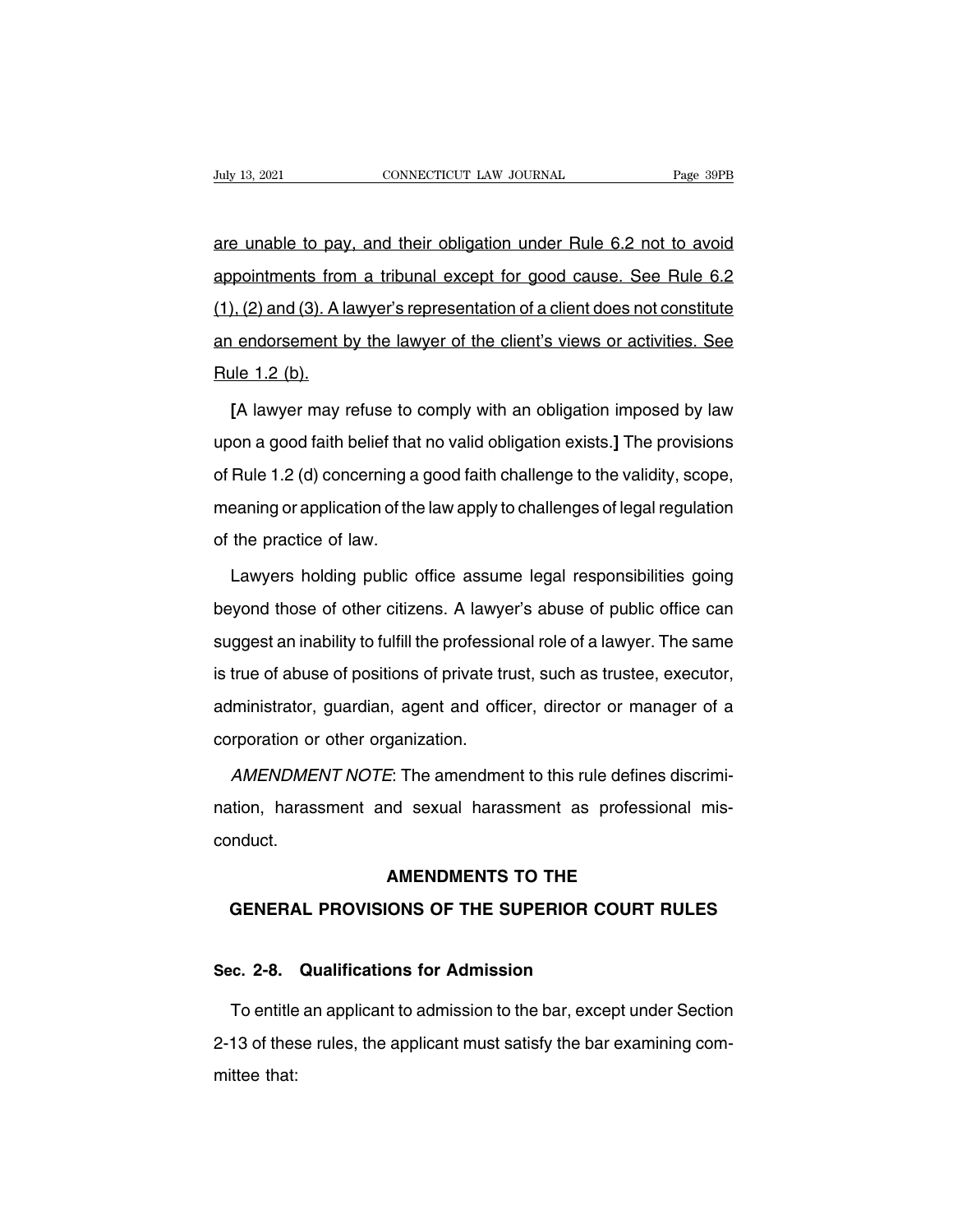are unable to pay, and their obligation under Rule 6.2 not to avoid appointments from a tribunal except for good cause. See Rule 6.2 (1), (2) and (3). A lawyer's representation of a client does not constitute an endorsement by the lawyer of the client's views or activities. See Rule 1.2 (b).

**[**A lawyer may refuse to comply with an obligation imposed by law upon a good faith belief that no valid obligation exists.**]** The provisions of Rule 1.2 (d) concerning a good faith challenge to the validity, scope, meaning or application of the law apply to challenges of legal regulation of the practice of law.

Lawyers holding public office assume legal responsibilities going beyond those of other citizens. A lawyer's abuse of public office can suggest an inability to fulfill the professional role of a lawyer. The same is true of abuse of positions of private trust, such as trustee, executor, administrator, guardian, agent and officer, director or manager of a corporation or other organization.

*AMENDMENT NOTE*: The amendment to this rule defines discrimination, harassment and sexual harassment as professional misconduct.

## AMENDMENTS TO THE GENERAL PROVISIONS OF THE SUPERIOR COURT RULES

### Sec. 2-8. Qualifications for Admission

To entitle an applicant to admission to the bar, except under Section 2-13 of these rules, the applicant must satisfy the bar examining committee that: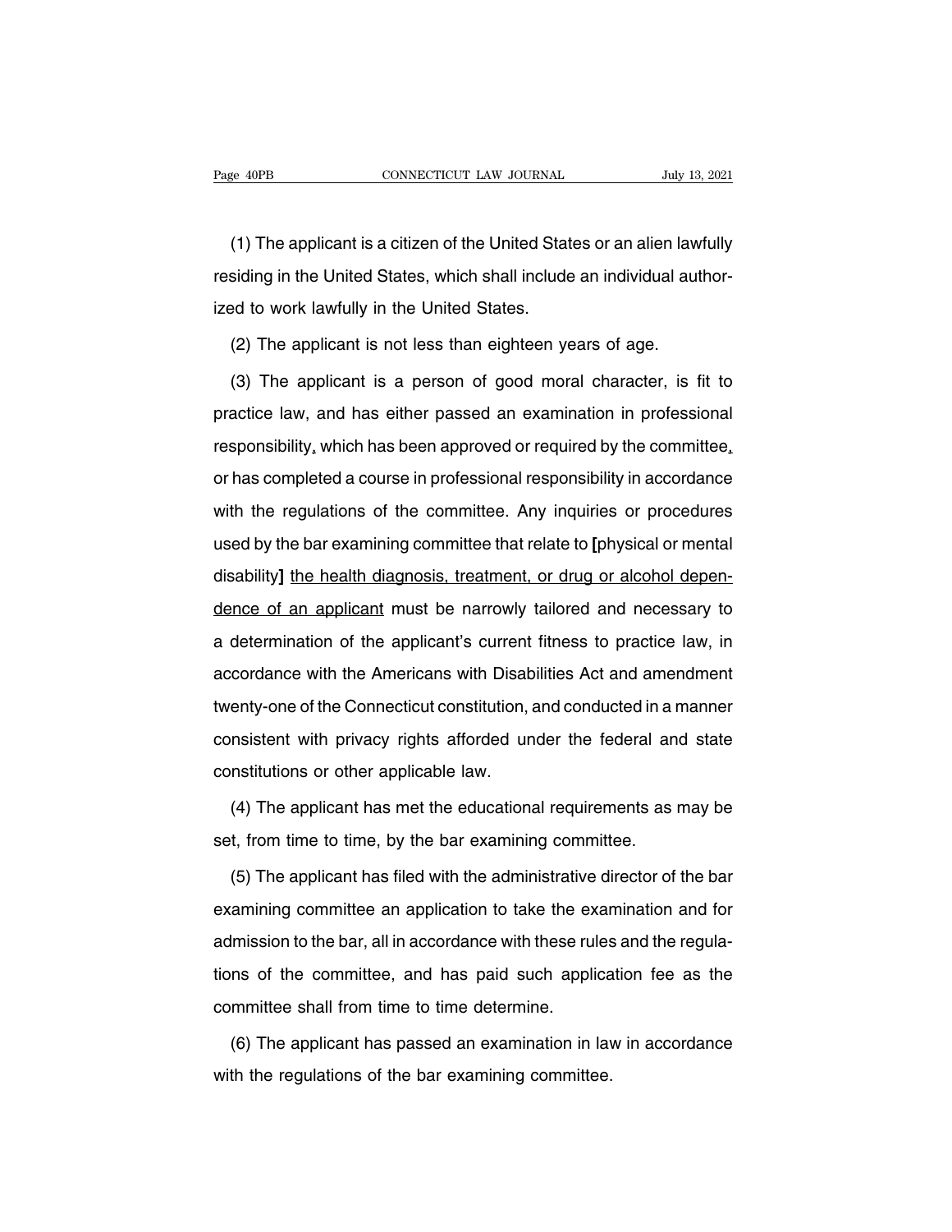(1) The applicant is a citizen of the United States or an alien lawfully residing in the United States, which shall include an individual authorized to work lawfully in the United States.

(2) The applicant is not less than eighteen years of age.

(3) The applicant is a person of good moral character, is fit to practice law, and has either passed an examination in professional responsibility, which has been approved or required by the committee, or has completed a course in professional responsibility in accordance with the regulations of the committee. Any inquiries or procedures used by the bar examining committee that relate to **[**physical or mental disability**]** <u>the health diagnosis, treatment, or drug or alcohol dependence of an applicant</u> must be narrowly tailored and necessary to a determination of the applicant's current fitness to practice law, in accordance with the Americans with Disabilities Act and amendment twenty-one of the Connecticut constitution, and conducted in a manner consistent with privacy rights afforded under the federal and state constitutions or other applicable law.

(4) The applicant has met the educational requirements as may be set, from time to time, by the bar examining committee.

(5) The applicant has filed with the administrative director of the bar examining committee an application to take the examination and for admission to the bar, all in accordance with these rules and the regulations of the committee, and has paid such application fee as the committee shall from time to time determine.

(6) The applicant has passed an examination in law in accordance with the regulations of the bar examining committee.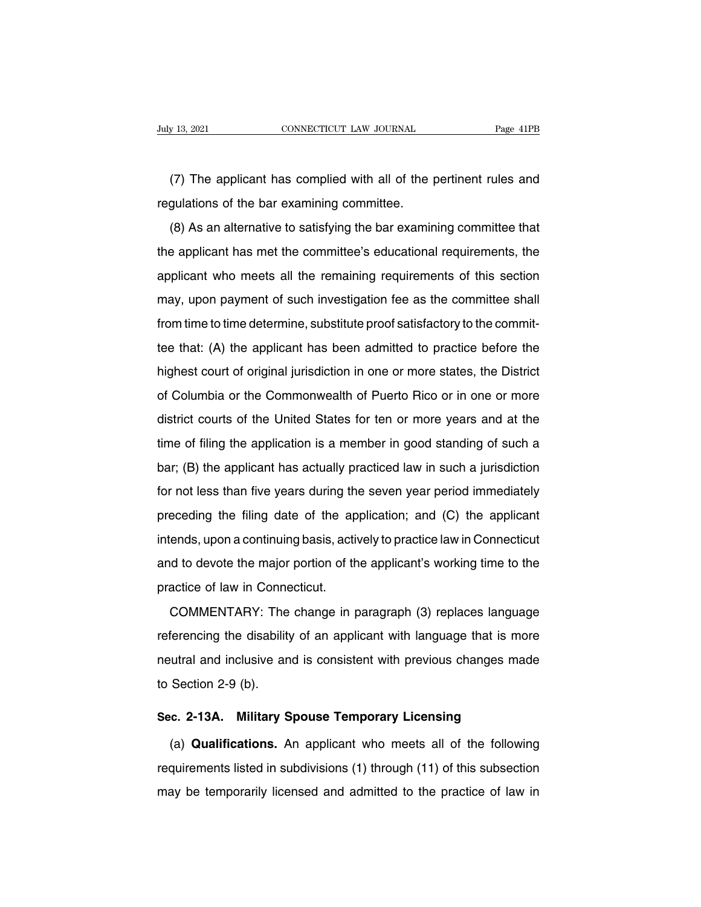(7) The applicant has complied with all of the pertinent rules and regulations of the bar examining committee.

(8) As an alternative to satisfying the bar examining committee that the applicant has met the committee's educational requirements, the applicant who meets all the remaining requirements of this section may, upon payment of such investigation fee as the committee shall from time to time determine, substitute proof satisfactory to the committee that: (A) the applicant has been admitted to practice before the highest court of original jurisdiction in one or more states, the District of Columbia or the Commonwealth of Puerto Rico or in one or more district courts of the United States for ten or more years and at the time of filing the application is a member in good standing of such a bar; (B) the applicant has actually practiced law in such a jurisdiction for not less than five years during the seven year period immediately preceding the filing date of the application; and (C) the applicant intends, upon a continuing basis, actively to practice law in Connecticut and to devote the major portion of the applicant's working time to the practice of law in Connecticut.

COMMENTARY: The change in paragraph (3) replaces language referencing the disability of an applicant with language that is more neutral and inclusive and is consistent with previous changes made to Section 2-9 (b).

## Sec. 2-13A. Military Spouse Temporary Licensing

(a) **Qualifications.** An applicant who meets all of the following requirements listed in subdivisions (1) through (11) of this subsection may be temporarily licensed and admitted to the practice of law in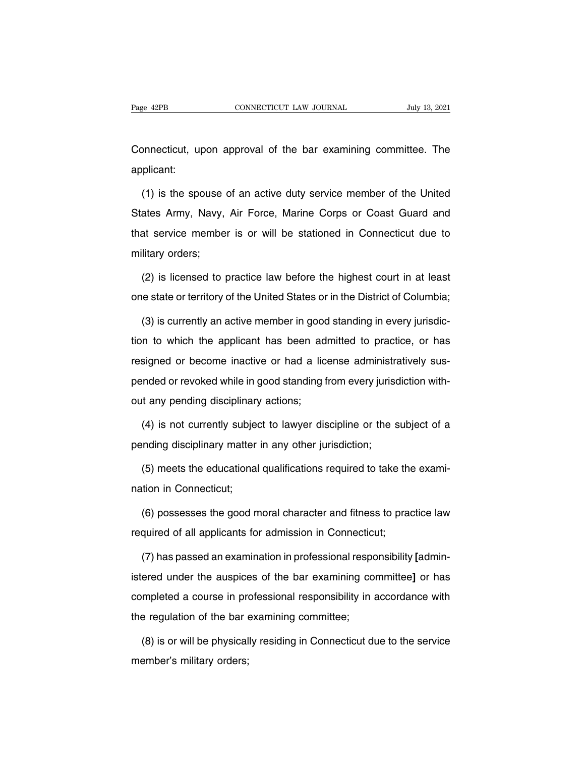Connecticut, upon approval of the bar examining committee. The applicant:

(1) is the spouse of an active duty service member of the United States Army, Navy, Air Force, Marine Corps or Coast Guard and that service member is or will be stationed in Connecticut due to military orders;

(2) is licensed to practice law before the highest court in at least one state or territory of the United States or in the District of Columbia;

(3) is currently an active member in good standing in every jurisdiction to which the applicant has been admitted to practice, or has resigned or become inactive or had a license administratively suspended or revoked while in good standing from every jurisdiction without any pending disciplinary actions;

(4) is not currently subject to lawyer discipline or the subject of a pending disciplinary matter in any other jurisdiction;

(5) meets the educational qualifications required to take the examination in Connecticut;

(6) possesses the good moral character and fitness to practice law required of all applicants for admission in Connecticut;

(7) has passed an examination in professional responsibility **[**administered under the auspices of the bar examining committee**]** or has completed a course in professional responsibility in accordance with the regulation of the bar examining committee;

(8) is or will be physically residing in Connecticut due to the service member's military orders;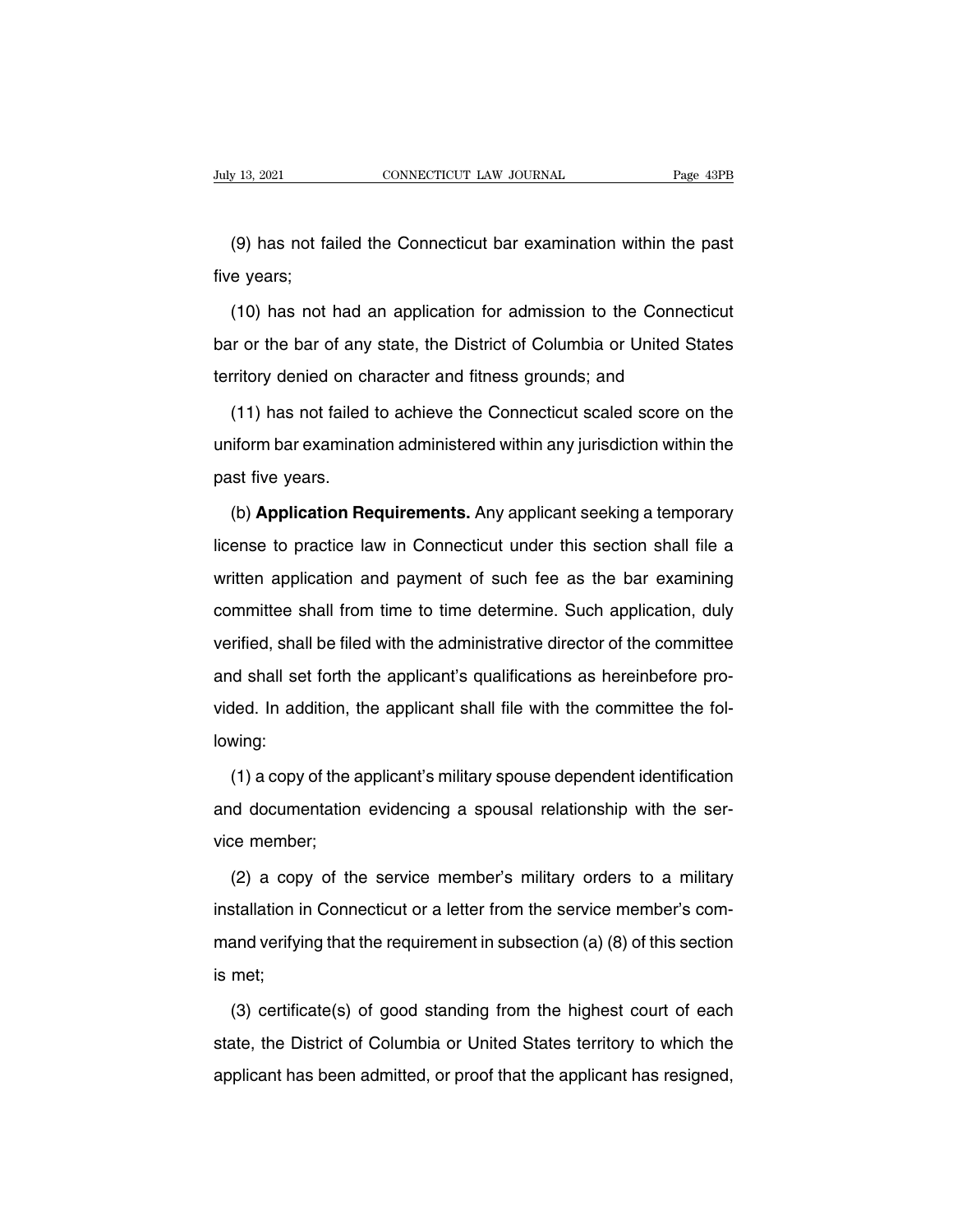(9) has not failed the Connecticut bar examination within the past five years;

(10) has not had an application for admission to the Connecticut bar or the bar of any state, the District of Columbia or United States territory denied on character and fitness grounds; and

(11) has not failed to achieve the Connecticut scaled score on the uniform bar examination administered within any jurisdiction within the past five years.

(b) **Application Requirements.** Any applicant seeking a temporary license to practice law in Connecticut under this section shall file a written application and payment of such fee as the bar examining committee shall from time to time determine. Such application, duly verified, shall be filed with the administrative director of the committee and shall set forth the applicant's qualifications as hereinbefore provided. In addition, the applicant shall file with the committee the following:

(1) a copy of the applicant's military spouse dependent identification and documentation evidencing a spousal relationship with the service member;

(2) a copy of the service member's military orders to a military installation in Connecticut or a letter from the service member's command verifying that the requirement in subsection (a) (8) of this section is met;

(3) certificate(s) of good standing from the highest court of each state, the District of Columbia or United States territory to which the applicant has been admitted, or proof that the applicant has resigned,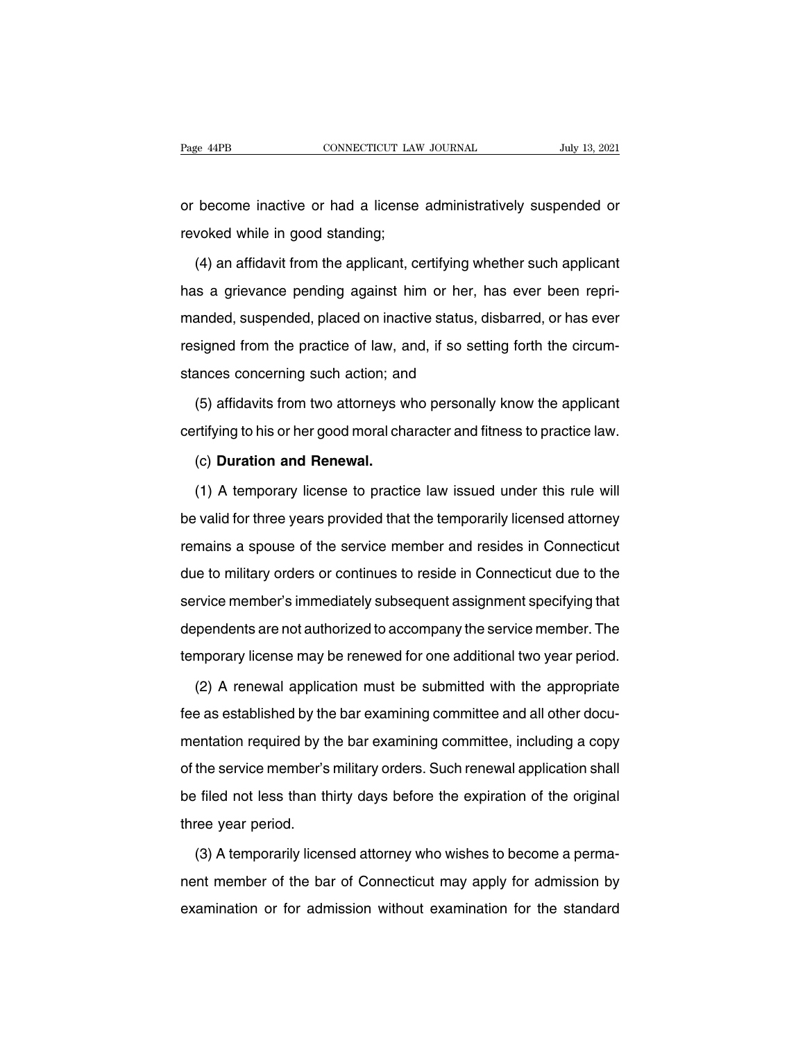or become inactive or had a license administratively suspended or revoked while in good standing;

(4) an affidavit from the applicant, certifying whether such applicant has a grievance pending against him or her, has ever been reprimanded, suspended, placed on inactive status, disbarred, or has ever resigned from the practice of law, and, if so setting forth the circumstances concerning such action; and

(5) affidavits from two attorneys who personally know the applicant certifying to his or her good moral character and fitness to practice law.

(c) **Duration and Renewal.**

(1) A temporary license to practice law issued under this rule will be valid for three years provided that the temporarily licensed attorney remains a spouse of the service member and resides in Connecticut due to military orders or continues to reside in Connecticut due to the service member's immediately subsequent assignment specifying that dependents are not authorized to accompany the service member. The temporary license may be renewed for one additional two year period.

(2) A renewal application must be submitted with the appropriate fee as established by the bar examining committee and all other documentation required by the bar examining committee, including a copy of the service member's military orders. Such renewal application shall be filed not less than thirty days before the expiration of the original three year period.

(3) A temporarily licensed attorney who wishes to become a permanent member of the bar of Connecticut may apply for admission by examination or for admission without examination for the standard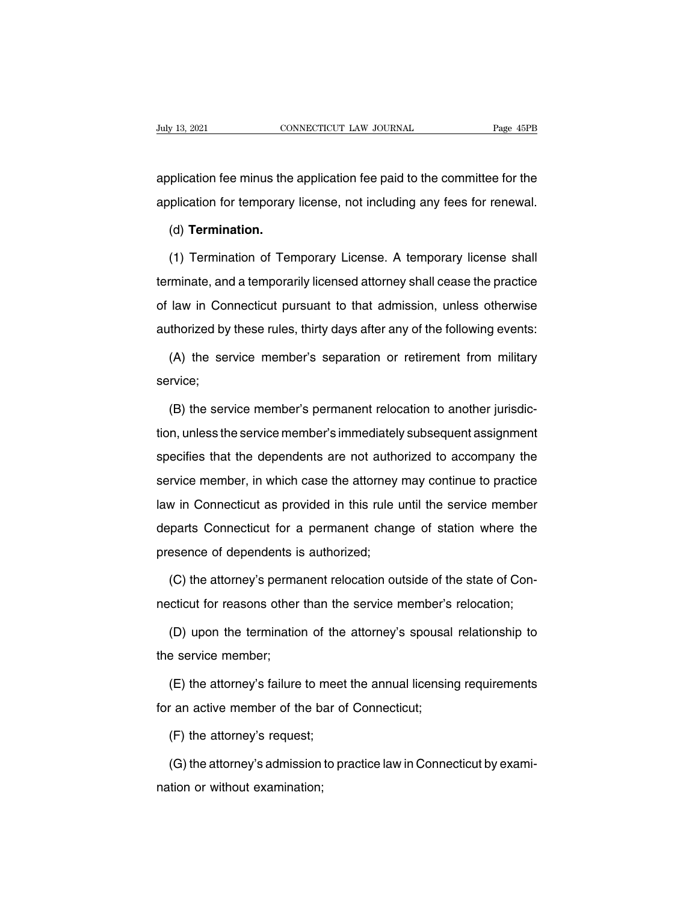application fee minus the application fee paid to the committee for the application for temporary license, not including any fees for renewal.

(d) **Termination.**

(1) Termination of Temporary License. A temporary license shall terminate, and a temporarily licensed attorney shall cease the practice of law in Connecticut pursuant to that admission, unless otherwise authorized by these rules, thirty days after any of the following events:

(A) the service member's separation or retirement from military service;

(B) the service member's permanent relocation to another jurisdiction, unless the service member's immediately subsequent assignment specifies that the dependents are not authorized to accompany the service member, in which case the attorney may continue to practice law in Connecticut as provided in this rule until the service member departs Connecticut for a permanent change of station where the presence of dependents is authorized;

(C) the attorney's permanent relocation outside of the state of Connecticut for reasons other than the service member's relocation;

(D) upon the termination of the attorney's spousal relationship to the service member;

(E) the attorney's failure to meet the annual licensing requirements for an active member of the bar of Connecticut;

(F) the attorney's request;

(G) the attorney's admission to practice law in Connecticut by examination or without examination;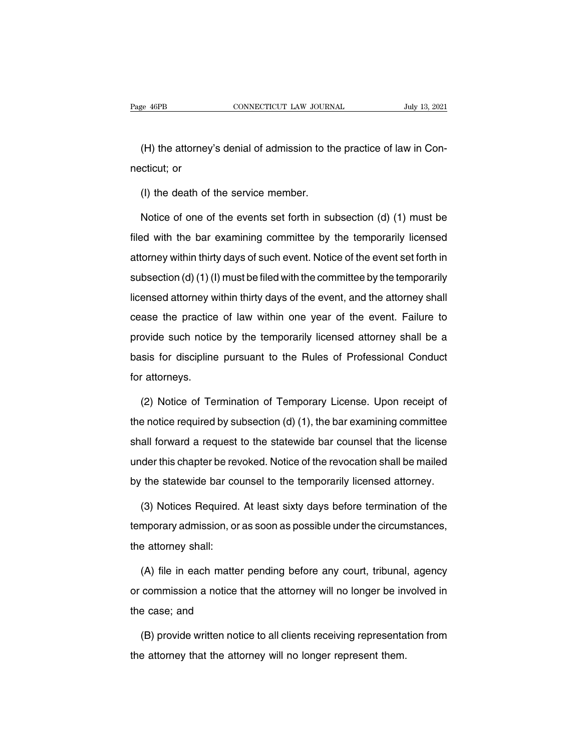(H) the attorney's denial of admission to the practice of law in Connecticut; or

(I) the death of the service member.

Notice of one of the events set forth in subsection (d) (1) must be filed with the bar examining committee by the temporarily licensed attorney within thirty days of such event. Notice of the event set forth in subsection (d) (1) (I) must be filed with the committee by the temporarily licensed attorney within thirty days of the event, and the attorney shall cease the practice of law within one year of the event. Failure to provide such notice by the temporarily licensed attorney shall be a basis for discipline pursuant to the Rules of Professional Conduct for attorneys.

(2) Notice of Termination of Temporary License. Upon receipt of the notice required by subsection (d) (1), the bar examining committee shall forward a request to the statewide bar counsel that the license under this chapter be revoked. Notice of the revocation shall be mailed by the statewide bar counsel to the temporarily licensed attorney.

(3) Notices Required. At least sixty days before termination of the temporary admission, or as soon as possible under the circumstances, the attorney shall:

(A) file in each matter pending before any court, tribunal, agency or commission a notice that the attorney will no longer be involved in the case; and

(B) provide written notice to all clients receiving representation from the attorney that the attorney will no longer represent them.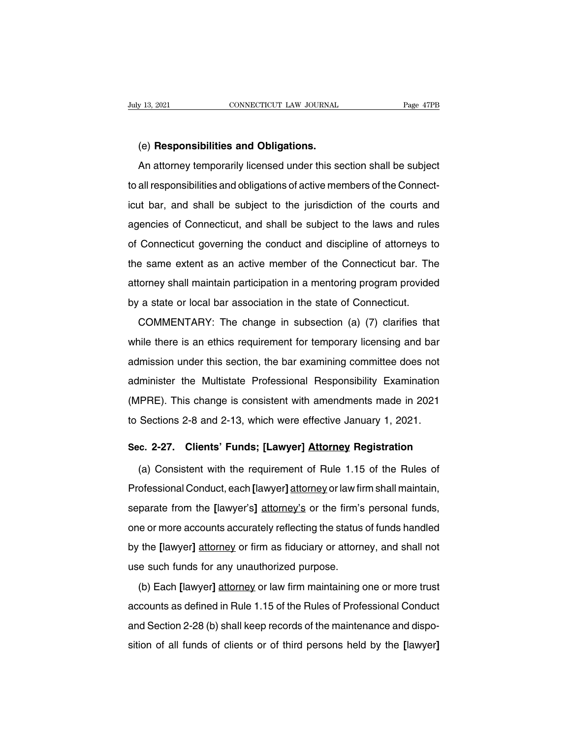(e) **Responsibilities and Obligations.**

An attorney temporarily licensed under this section shall be subject to all responsibilities and obligations of active members of the Connecticut bar, and shall be subject to the jurisdiction of the courts and agencies of Connecticut, and shall be subject to the laws and rules of Connecticut governing the conduct and discipline of attorneys to the same extent as an active member of the Connecticut bar. The attorney shall maintain participation in a mentoring program provided by a state or local bar association in the state of Connecticut.

COMMENTARY: The change in subsection (a) (7) clarifies that while there is an ethics requirement for temporary licensing and bar admission under this section, the bar examining committee does not administer the Multistate Professional Responsibility Examination (MPRE). This change is consistent with amendments made in 2021 to Sections 2-8 and 2-13, which were effective January 1, 2021.

**Sec. 2-27. Clients' Funds; [Lawyer] <u>Attorney</u> Registration**

(a) Consistent with the requirement of Rule 1.15 of the Rules of Professional Conduct, each **[**lawyer**]** <u>attorney</u> or law firm shall maintain, separate from the **[**lawyer's**]** <u>attorney's</u> or the firm's personal funds, one or more accounts accurately reflecting the status of funds handled by the **[**lawyer**]** <u>attorney</u> or firm as fiduciary or attorney, and shall not use such funds for any unauthorized purpose.

(b) Each **[**lawyer**]** <u>attorney</u> or law firm maintaining one or more trust accounts as defined in Rule 1.15 of the Rules of Professional Conduct and Section 2-28 (b) shall keep records of the maintenance and disposition of all funds of clients or of third persons held by the **[**lawyer**]**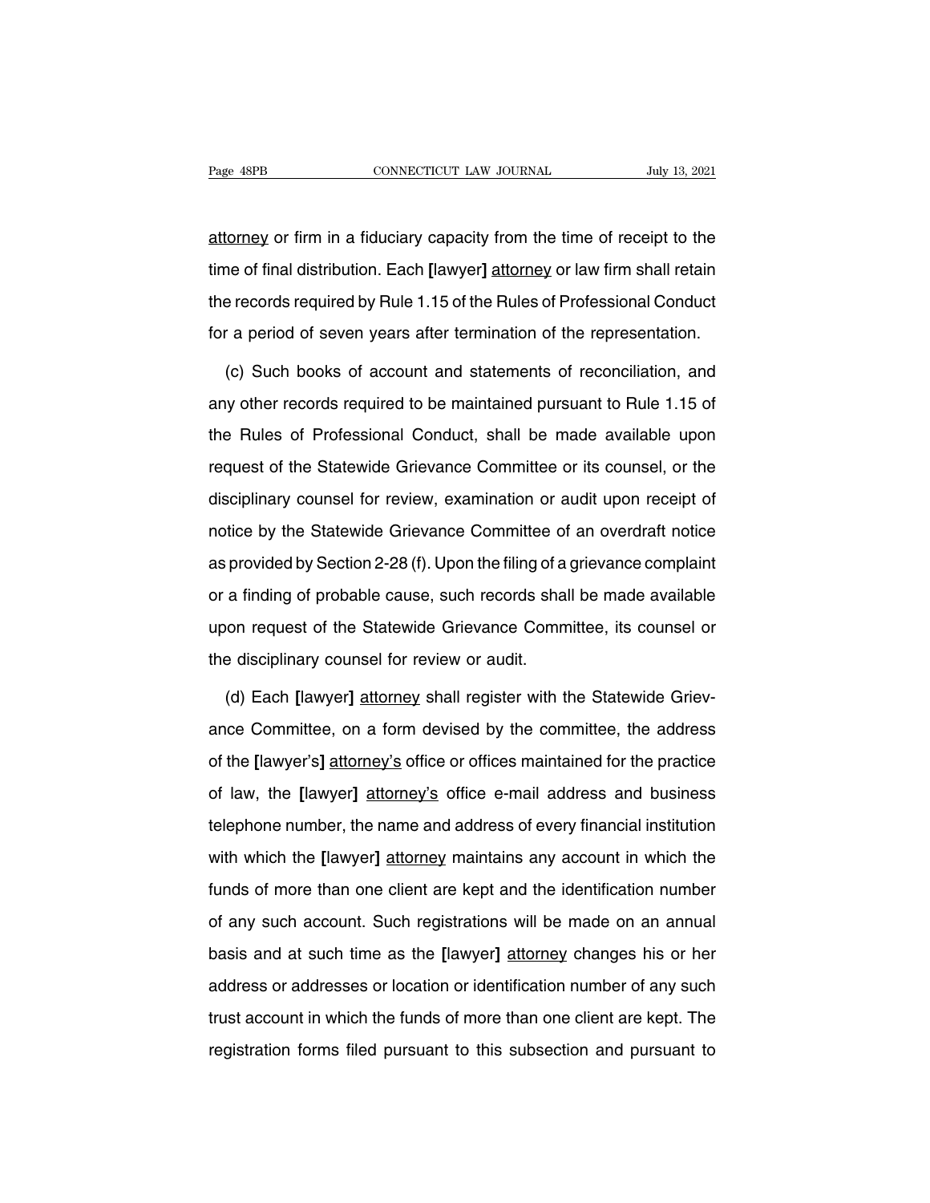attorney or firm in a fiduciary capacity from the time of receipt to the time of final distribution. Each [lawyer] attorney or law firm shall retain the records required by Rule 1.15 of the Rules of Professional Conduct for a period of seven years after termination of the representation.

(c) Such books of account and statements of reconciliation, and any other records required to be maintained pursuant to Rule 1.15 of the Rules of Professional Conduct, shall be made available upon request of the Statewide Grievance Committee or its counsel, or the disciplinary counsel for review, examination or audit upon receipt of notice by the Statewide Grievance Committee of an overdraft notice as provided by Section 2-28 (f). Upon the filing of a grievance complaint or a finding of probable cause, such records shall be made available upon request of the Statewide Grievance Committee, its counsel or the disciplinary counsel for review or audit.

(d) Each [lawyer] attorney shall register with the Statewide Grievance Committee, on a form devised by the committee, the address of the [lawyer's] attorney's office or offices maintained for the practice of law, the [lawyer] attorney's office e-mail address and business telephone number, the name and address of every financial institution with which the [lawyer] attorney maintains any account in which the funds of more than one client are kept and the identification number of any such account. Such registrations will be made on an annual basis and at such time as the [lawyer] attorney changes his or her address or addresses or location or identification number of any such trust account in which the funds of more than one client are kept. The registration forms filed pursuant to this subsection and pursuant to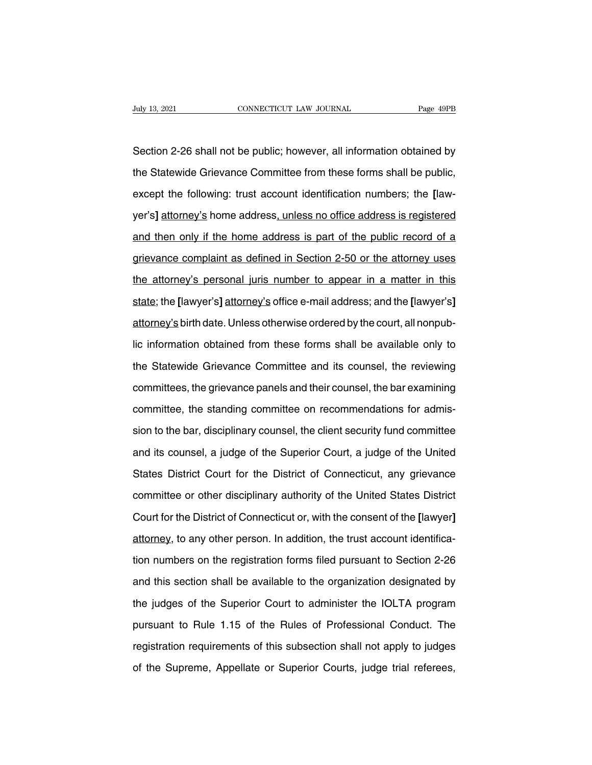Section 2-26 shall not be public; however, all information obtained by the Statewide Grievance Committee from these forms shall be public, except the following: trust account identification numbers; the **[**lawyer's**]** <u>attorney's</u> home address<u>, unless no office address is registered and then only if the home address is part of the public record of a grievance complaint as defined in Section 2-50 or the attorney uses the attorney's personal juris number to appear in a matter in this state</u>; the **[**lawyer's**]** <u>attorney's</u> office e-mail address; and the **[**lawyer's**]** <u>attorney's</u> birth date. Unless otherwise ordered by the court, all nonpublic information obtained from these forms shall be available only to the Statewide Grievance Committee and its counsel, the reviewing committees, the grievance panels and their counsel, the bar examining committee, the standing committee on recommendations for admission to the bar, disciplinary counsel, the client security fund committee and its counsel, a judge of the Superior Court, a judge of the United States District Court for the District of Connecticut, any grievance committee or other disciplinary authority of the United States District Court for the District of Connecticut or, with the consent of the **[**lawyer**]** <u>attorney</u>, to any other person. In addition, the trust account identification numbers on the registration forms filed pursuant to Section 2-26 and this section shall be available to the organization designated by the judges of the Superior Court to administer the IOLTA program pursuant to Rule 1.15 of the Rules of Professional Conduct. The registration requirements of this subsection shall not apply to judges of the Supreme, Appellate or Superior Courts, judge trial referees,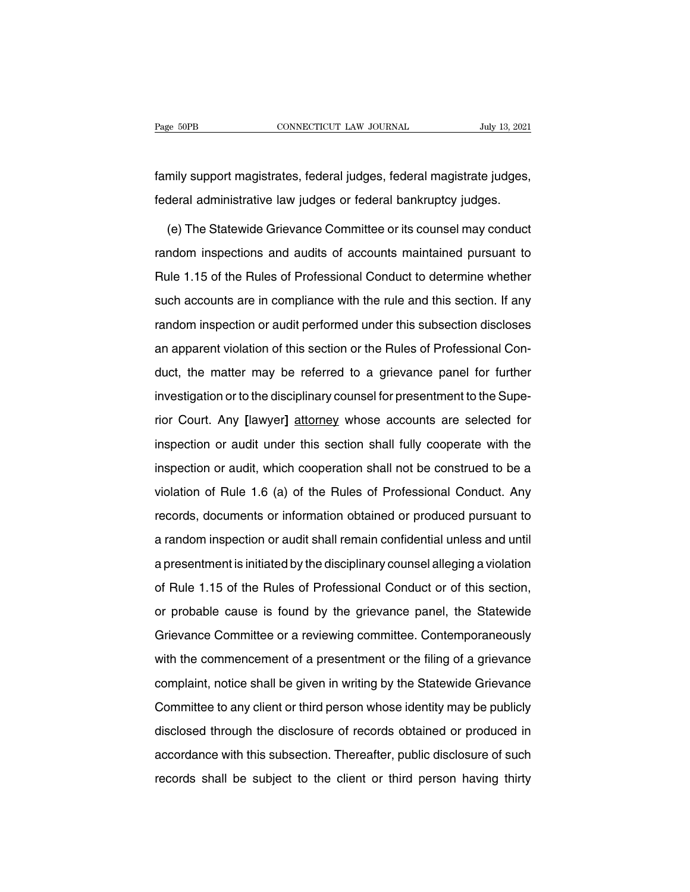family support magistrates, federal judges, federal magistrate judges, federal administrative law judges or federal bankruptcy judges.

(e) The Statewide Grievance Committee or its counsel may conduct random inspections and audits of accounts maintained pursuant to Rule 1.15 of the Rules of Professional Conduct to determine whether such accounts are in compliance with the rule and this section. If any random inspection or audit performed under this subsection discloses an apparent violation of this section or the Rules of Professional Conduct, the matter may be referred to a grievance panel for further investigation or to the disciplinary counsel for presentment to the Superior Court. Any **[**lawyer**]** <u>attorney</u> whose accounts are selected for inspection or audit under this section shall fully cooperate with the inspection or audit, which cooperation shall not be construed to be a violation of Rule 1.6 (a) of the Rules of Professional Conduct. Any records, documents or information obtained or produced pursuant to a random inspection or audit shall remain confidential unless and until a presentment is initiated by the disciplinary counsel alleging a violation of Rule 1.15 of the Rules of Professional Conduct or of this section, or probable cause is found by the grievance panel, the Statewide Grievance Committee or a reviewing committee. Contemporaneously with the commencement of a presentment or the filing of a grievance complaint, notice shall be given in writing by the Statewide Grievance Committee to any client or third person whose identity may be publicly disclosed through the disclosure of records obtained or produced in accordance with this subsection. Thereafter, public disclosure of such records shall be subject to the client or third person having thirty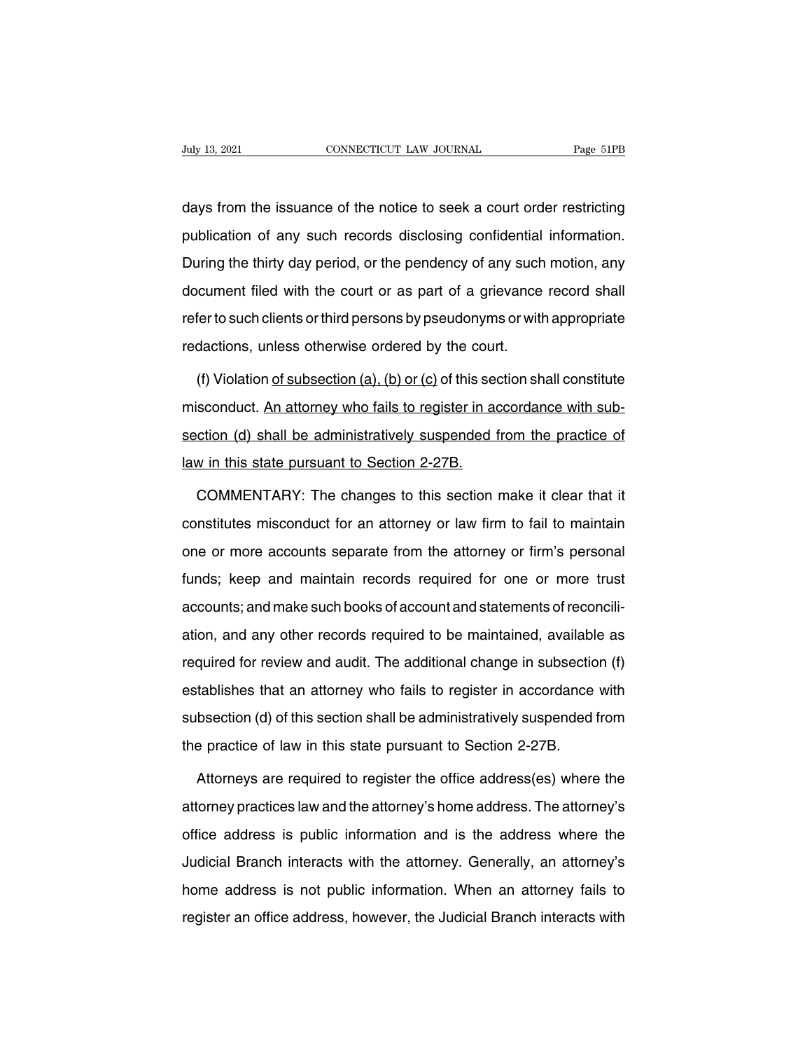days from the issuance of the notice to seek a court order restricting publication of any such records disclosing confidential information. During the thirty day period, or the pendency of any such motion, any document filed with the court or as part of a grievance record shall refer to such clients or third persons by pseudonyms or with appropriate redactions, unless otherwise ordered by the court.

(f) Violation of subsection (a), (b) or (c) of this section shall constitute misconduct. An attorney who fails to register in accordance with subsection (d) shall be administratively suspended from the practice of law in this state pursuant to Section 2-27B.

COMMENTARY: The changes to this section make it clear that it constitutes misconduct for an attorney or law firm to fail to maintain one or more accounts separate from the attorney or firm's personal funds; keep and maintain records required for one or more trust accounts; and make such books of account and statements of reconciliation, and any other records required to be maintained, available as required for review and audit. The additional change in subsection (f) establishes that an attorney who fails to register in accordance with subsection (d) of this section shall be administratively suspended from the practice of law in this state pursuant to Section 2-27B.

Attorneys are required to register the office address(es) where the attorney practices law and the attorney's home address. The attorney's office address is public information and is the address where the Judicial Branch interacts with the attorney. Generally, an attorney's home address is not public information. When an attorney fails to register an office address, however, the Judicial Branch interacts with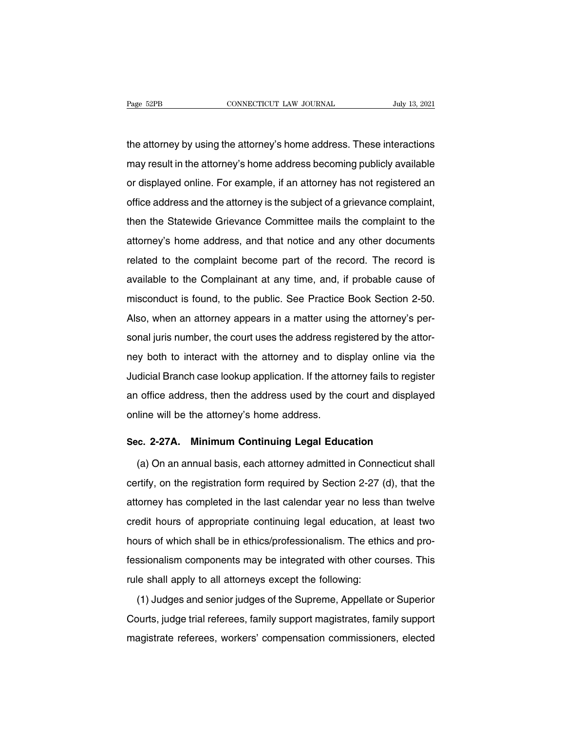the attorney by using the attorney's home address. These interactions may result in the attorney's home address becoming publicly available or displayed online. For example, if an attorney has not registered an office address and the attorney is the subject of a grievance complaint, then the Statewide Grievance Committee mails the complaint to the attorney's home address, and that notice and any other documents related to the complaint become part of the record. The record is available to the Complainant at any time, and, if probable cause of misconduct is found, to the public. See Practice Book Section 2-50. Also, when an attorney appears in a matter using the attorney's personal juris number, the court uses the address registered by the attorney both to interact with the attorney and to display online via the Judicial Branch case lookup application. If the attorney fails to register an office address, then the address used by the court and displayed online will be the attorney's home address.

## Sec. 2-27A. Minimum Continuing Legal Education

(a) On an annual basis, each attorney admitted in Connecticut shall certify, on the registration form required by Section 2-27 (d), that the attorney has completed in the last calendar year no less than twelve credit hours of appropriate continuing legal education, at least two hours of which shall be in ethics/professionalism. The ethics and professionalism components may be integrated with other courses. This rule shall apply to all attorneys except the following:

(1) Judges and senior judges of the Supreme, Appellate or Superior Courts, judge trial referees, family support magistrates, family support magistrate referees, workers' compensation commissioners, elected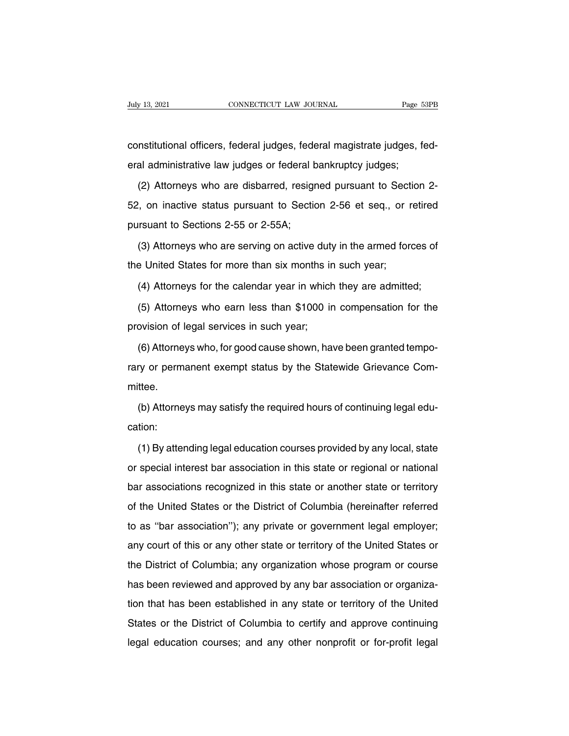constitutional officers, federal judges, federal magistrate judges, federal administrative law judges or federal bankruptcy judges;

(2) Attorneys who are disbarred, resigned pursuant to Section 2-52, on inactive status pursuant to Section 2-56 et seq., or retired pursuant to Sections 2-55 or 2-55A;

(3) Attorneys who are serving on active duty in the armed forces of the United States for more than six months in such year;

(4) Attorneys for the calendar year in which they are admitted;

(5) Attorneys who earn less than $1000 in compensation for the provision of legal services in such year;

(6) Attorneys who, for good cause shown, have been granted temporary or permanent exempt status by the Statewide Grievance Committee.

(b) Attorneys may satisfy the required hours of continuing legal education:

(1) By attending legal education courses provided by any local, state or special interest bar association in this state or regional or national bar associations recognized in this state or another state or territory of the United States or the District of Columbia (hereinafter referred to as ''bar association''); any private or government legal employer; any court of this or any other state or territory of the United States or the District of Columbia; any organization whose program or course has been reviewed and approved by any bar association or organization that has been established in any state or territory of the United States or the District of Columbia to certify and approve continuing legal education courses; and any other nonprofit or for-profit legal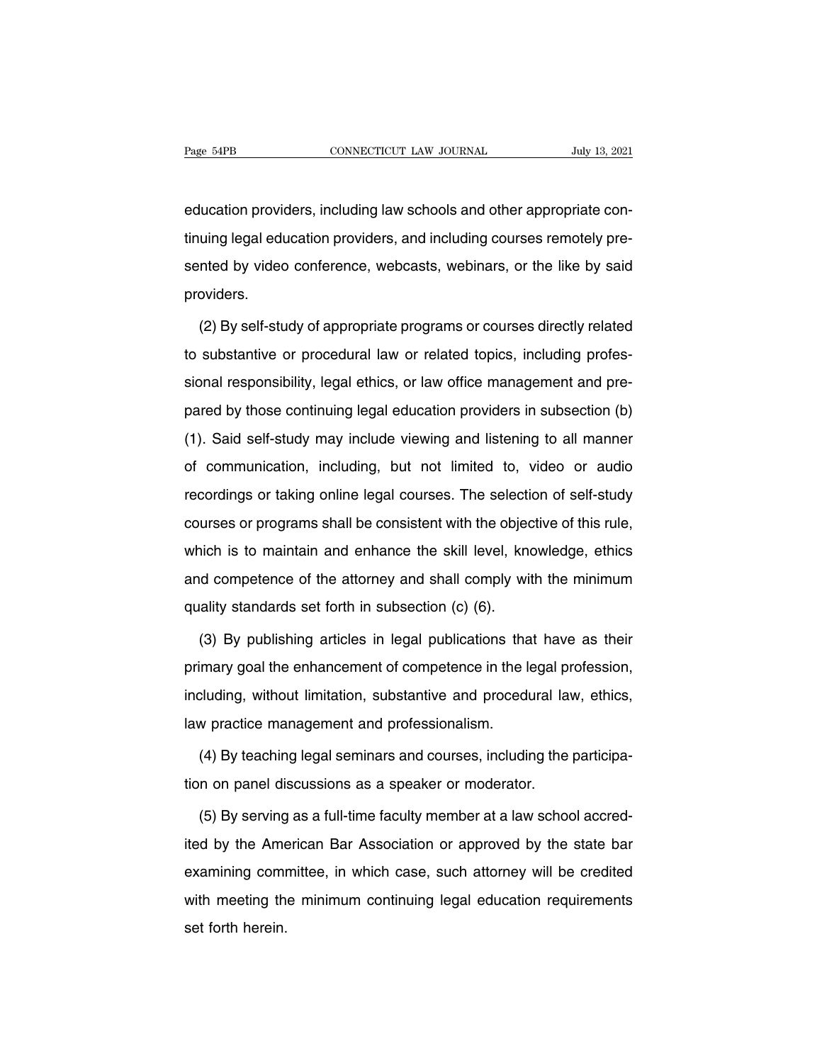education providers, including law schools and other appropriate continuing legal education providers, and including courses remotely presented by video conference, webcasts, webinars, or the like by said providers.

(2) By self-study of appropriate programs or courses directly related to substantive or procedural law or related topics, including professional responsibility, legal ethics, or law office management and prepared by those continuing legal education providers in subsection (b) (1). Said self-study may include viewing and listening to all manner of communication, including, but not limited to, video or audio recordings or taking online legal courses. The selection of self-study courses or programs shall be consistent with the objective of this rule, which is to maintain and enhance the skill level, knowledge, ethics and competence of the attorney and shall comply with the minimum quality standards set forth in subsection (c) (6).

(3) By publishing articles in legal publications that have as their primary goal the enhancement of competence in the legal profession, including, without limitation, substantive and procedural law, ethics, law practice management and professionalism.

(4) By teaching legal seminars and courses, including the participation on panel discussions as a speaker or moderator.

(5) By serving as a full-time faculty member at a law school accredited by the American Bar Association or approved by the state bar examining committee, in which case, such attorney will be credited with meeting the minimum continuing legal education requirements set forth herein.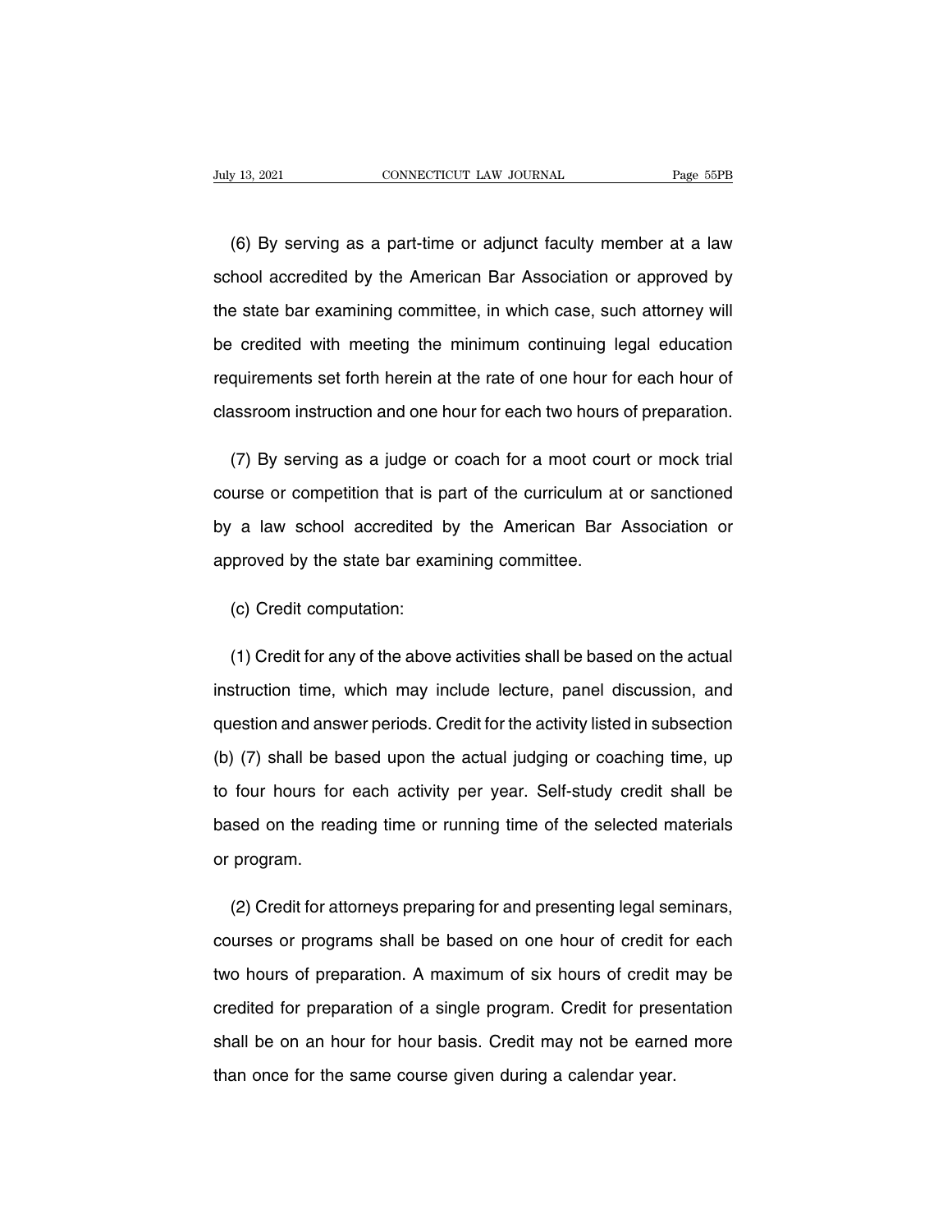(6) By serving as a part-time or adjunct faculty member at a law school accredited by the American Bar Association or approved by the state bar examining committee, in which case, such attorney will be credited with meeting the minimum continuing legal education requirements set forth herein at the rate of one hour for each hour of classroom instruction and one hour for each two hours of preparation.

(7) By serving as a judge or coach for a moot court or mock trial course or competition that is part of the curriculum at or sanctioned by a law school accredited by the American Bar Association or approved by the state bar examining committee.

(c) Credit computation:

(1) Credit for any of the above activities shall be based on the actual instruction time, which may include lecture, panel discussion, and question and answer periods. Credit for the activity listed in subsection (b) (7) shall be based upon the actual judging or coaching time, up to four hours for each activity per year. Self-study credit shall be based on the reading time or running time of the selected materials or program.

(2) Credit for attorneys preparing for and presenting legal seminars, courses or programs shall be based on one hour of credit for each two hours of preparation. A maximum of six hours of credit may be credited for preparation of a single program. Credit for presentation shall be on an hour for hour basis. Credit may not be earned more than once for the same course given during a calendar year.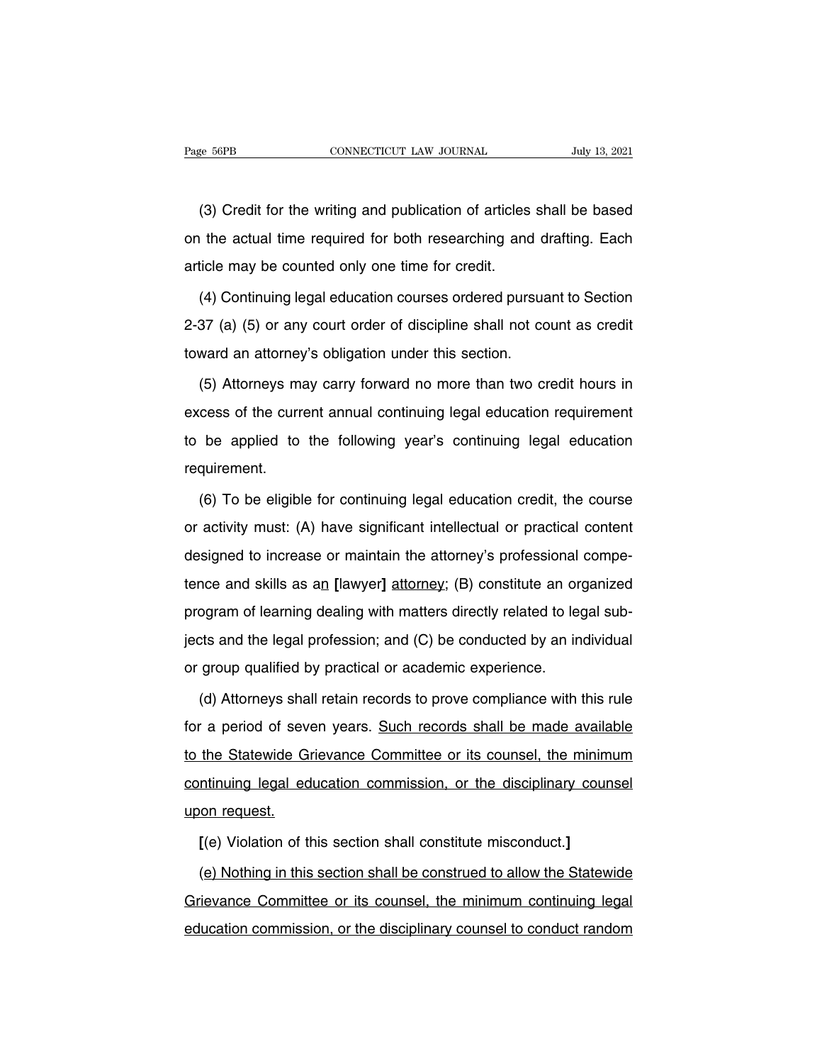(3) Credit for the writing and publication of articles shall be based on the actual time required for both researching and drafting. Each article may be counted only one time for credit.

(4) Continuing legal education courses ordered pursuant to Section 2-37 (a) (5) or any court order of discipline shall not count as credit toward an attorney's obligation under this section.

(5) Attorneys may carry forward no more than two credit hours in excess of the current annual continuing legal education requirement to be applied to the following year's continuing legal education requirement.

(6) To be eligible for continuing legal education credit, the course or activity must: (A) have significant intellectual or practical content designed to increase or maintain the attorney's professional competence and skills as a<u>n</u> **[**lawyer**]** <u>attorney</u>; (B) constitute an organized program of learning dealing with matters directly related to legal subjects and the legal profession; and (C) be conducted by an individual or group qualified by practical or academic experience.

(d) Attorneys shall retain records to prove compliance with this rule for a period of seven years. <u>Such records shall be made available to the Statewide Grievance Committee or its counsel, the minimum continuing legal education commission, or the disciplinary counsel upon request.</u>

**[**(e) Violation of this section shall constitute misconduct.**]**

<u>(e) Nothing in this section shall be construed to allow the Statewide Grievance Committee or its counsel, the minimum continuing legal education commission, or the disciplinary counsel to conduct random</u>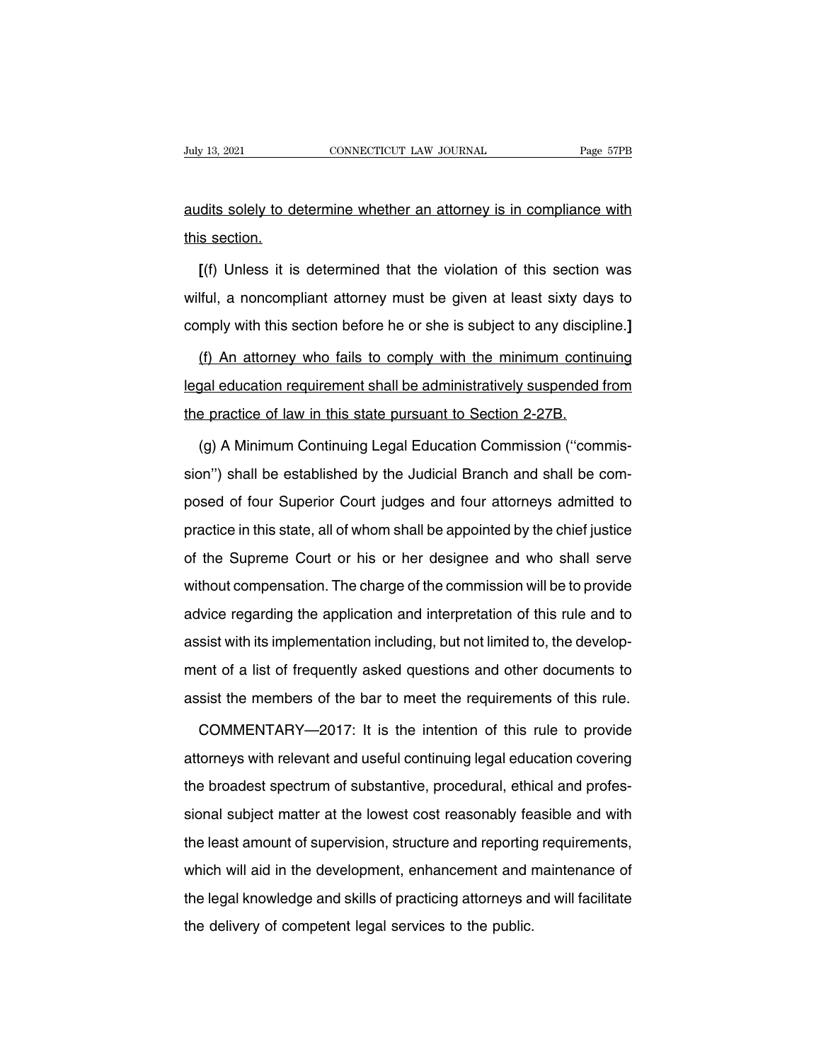audits solely to determine whether an attorney is in compliance with this section.

[(f) Unless it is determined that the violation of this section was wilful, a noncompliant attorney must be given at least sixty days to comply with this section before he or she is subject to any discipline.]

(f) An attorney who fails to comply with the minimum continuing legal education requirement shall be administratively suspended from the practice of law in this state pursuant to Section 2-27B.

(g) A Minimum Continuing Legal Education Commission (''commission'') shall be established by the Judicial Branch and shall be composed of four Superior Court judges and four attorneys admitted to practice in this state, all of whom shall be appointed by the chief justice of the Supreme Court or his or her designee and who shall serve without compensation. The charge of the commission will be to provide advice regarding the application and interpretation of this rule and to assist with its implementation including, but not limited to, the development of a list of frequently asked questions and other documents to assist the members of the bar to meet the requirements of this rule.

COMMENTARY—2017: It is the intention of this rule to provide attorneys with relevant and useful continuing legal education covering the broadest spectrum of substantive, procedural, ethical and professional subject matter at the lowest cost reasonably feasible and with the least amount of supervision, structure and reporting requirements, which will aid in the development, enhancement and maintenance of the legal knowledge and skills of practicing attorneys and will facilitate the delivery of competent legal services to the public.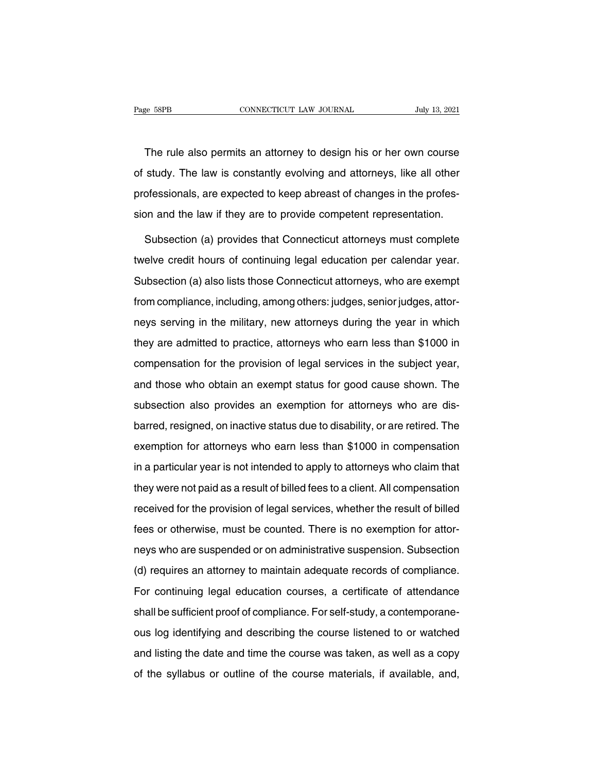The rule also permits an attorney to design his or her own course of study. The law is constantly evolving and attorneys, like all other professionals, are expected to keep abreast of changes in the profession and the law if they are to provide competent representation.

Subsection (a) provides that Connecticut attorneys must complete twelve credit hours of continuing legal education per calendar year. Subsection (a) also lists those Connecticut attorneys, who are exempt from compliance, including, among others: judges, senior judges, attorneys serving in the military, new attorneys during the year in which they are admitted to practice, attorneys who earn less than $1000 in compensation for the provision of legal services in the subject year, and those who obtain an exempt status for good cause shown. The subsection also provides an exemption for attorneys who are disbarred, resigned, on inactive status due to disability, or are retired. The exemption for attorneys who earn less than $1000 in compensation in a particular year is not intended to apply to attorneys who claim that they were not paid as a result of billed fees to a client. All compensation received for the provision of legal services, whether the result of billed fees or otherwise, must be counted. There is no exemption for attorneys who are suspended or on administrative suspension. Subsection (d) requires an attorney to maintain adequate records of compliance. For continuing legal education courses, a certificate of attendance shall be sufficient proof of compliance. For self-study, a contemporaneous log identifying and describing the course listened to or watched and listing the date and time the course was taken, as well as a copy of the syllabus or outline of the course materials, if available, and,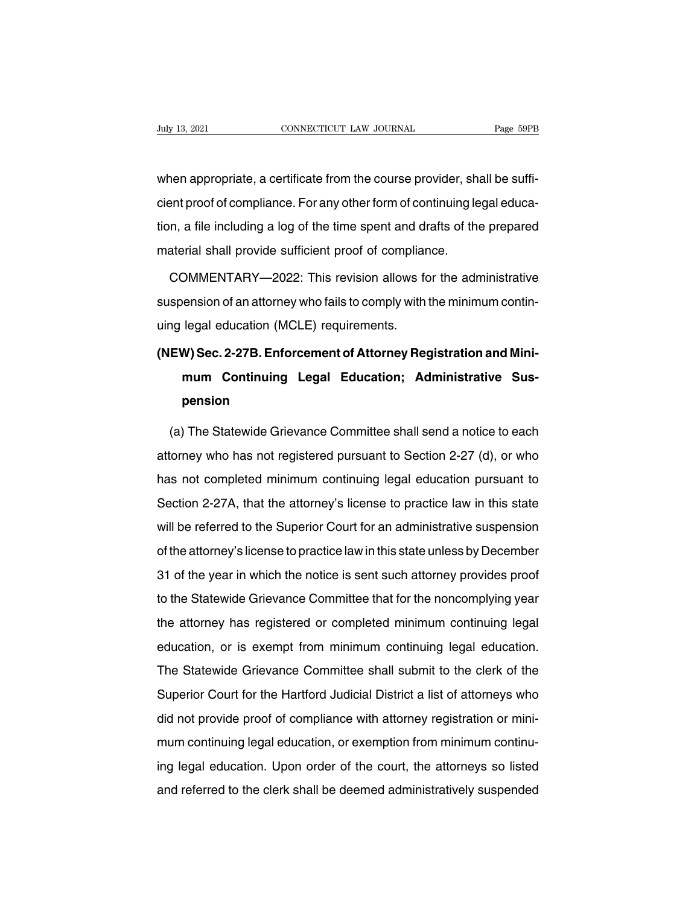when appropriate, a certificate from the course provider, shall be sufficient proof of compliance. For any other form of continuing legal education, a file including a log of the time spent and drafts of the prepared material shall provide sufficient proof of compliance.

COMMENTARY—2022: This revision allows for the administrative suspension of an attorney who fails to comply with the minimum continuing legal education (MCLE) requirements.

### (NEW) Sec. 2-27B. Enforcement of Attorney Registration and Minimum Continuing Legal Education; Administrative Suspension

(a) The Statewide Grievance Committee shall send a notice to each attorney who has not registered pursuant to Section 2-27 (d), or who has not completed minimum continuing legal education pursuant to Section 2-27A, that the attorney's license to practice law in this state will be referred to the Superior Court for an administrative suspension of the attorney's license to practice law in this state unless by December 31 of the year in which the notice is sent such attorney provides proof to the Statewide Grievance Committee that for the noncomplying year the attorney has registered or completed minimum continuing legal education, or is exempt from minimum continuing legal education. The Statewide Grievance Committee shall submit to the clerk of the Superior Court for the Hartford Judicial District a list of attorneys who did not provide proof of compliance with attorney registration or minimum continuing legal education, or exemption from minimum continuing legal education. Upon order of the court, the attorneys so listed and referred to the clerk shall be deemed administratively suspended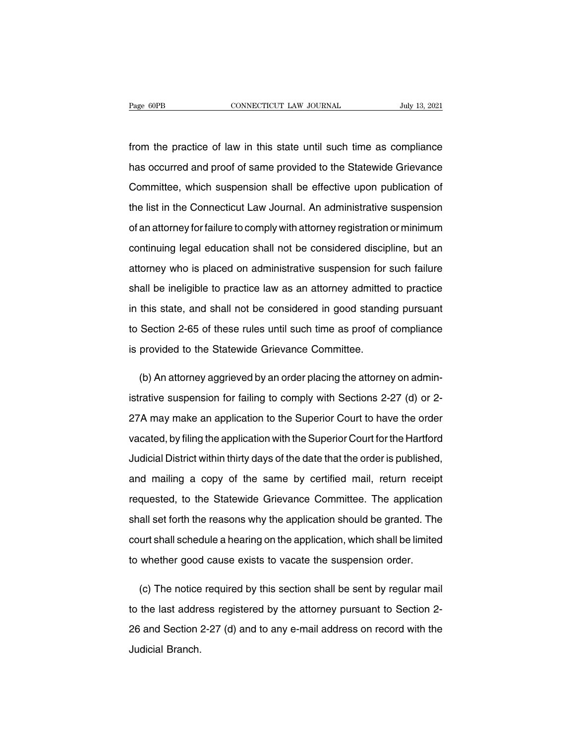from the practice of law in this state until such time as compliance has occurred and proof of same provided to the Statewide Grievance Committee, which suspension shall be effective upon publication of the list in the Connecticut Law Journal. An administrative suspension of an attorney for failure to comply with attorney registration or minimum continuing legal education shall not be considered discipline, but an attorney who is placed on administrative suspension for such failure shall be ineligible to practice law as an attorney admitted to practice in this state, and shall not be considered in good standing pursuant to Section 2-65 of these rules until such time as proof of compliance is provided to the Statewide Grievance Committee.

(b) An attorney aggrieved by an order placing the attorney on administrative suspension for failing to comply with Sections 2-27 (d) or 2-27A may make an application to the Superior Court to have the order vacated, by filing the application with the Superior Court for the Hartford Judicial District within thirty days of the date that the order is published, and mailing a copy of the same by certified mail, return receipt requested, to the Statewide Grievance Committee. The application shall set forth the reasons why the application should be granted. The court shall schedule a hearing on the application, which shall be limited to whether good cause exists to vacate the suspension order.

(c) The notice required by this section shall be sent by regular mail to the last address registered by the attorney pursuant to Section 2-26 and Section 2-27 (d) and to any e-mail address on record with the Judicial Branch.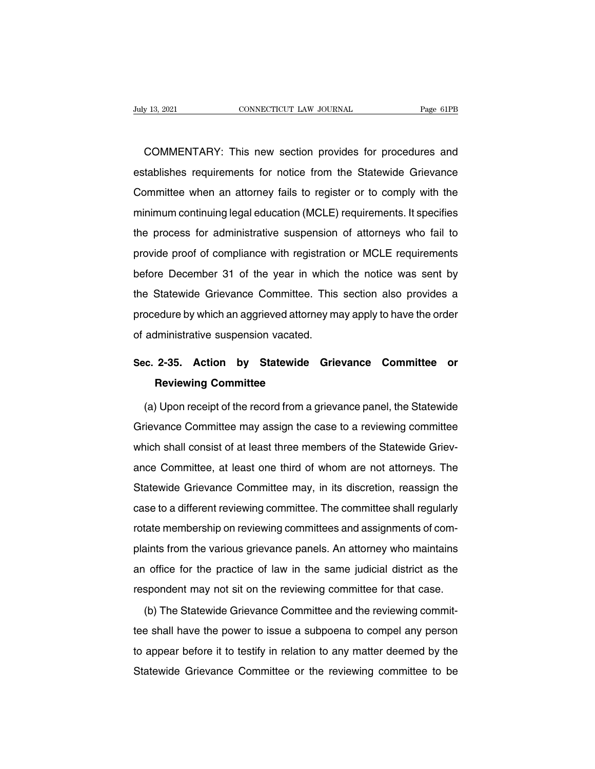COMMENTARY: This new section provides for procedures and establishes requirements for notice from the Statewide Grievance Committee when an attorney fails to register or to comply with the minimum continuing legal education (MCLE) requirements. It specifies the process for administrative suspension of attorneys who fail to provide proof of compliance with registration or MCLE requirements before December 31 of the year in which the notice was sent by the Statewide Grievance Committee. This section also provides a procedure by which an aggrieved attorney may apply to have the order of administrative suspension vacated.

## Sec. 2-35. Action by Statewide Grievance Committee or Reviewing Committee

(a) Upon receipt of the record from a grievance panel, the Statewide Grievance Committee may assign the case to a reviewing committee which shall consist of at least three members of the Statewide Grievance Committee, at least one third of whom are not attorneys. The Statewide Grievance Committee may, in its discretion, reassign the case to a different reviewing committee. The committee shall regularly rotate membership on reviewing committees and assignments of complaints from the various grievance panels. An attorney who maintains an office for the practice of law in the same judicial district as the respondent may not sit on the reviewing committee for that case.

(b) The Statewide Grievance Committee and the reviewing committee shall have the power to issue a subpoena to compel any person to appear before it to testify in relation to any matter deemed by the Statewide Grievance Committee or the reviewing committee to be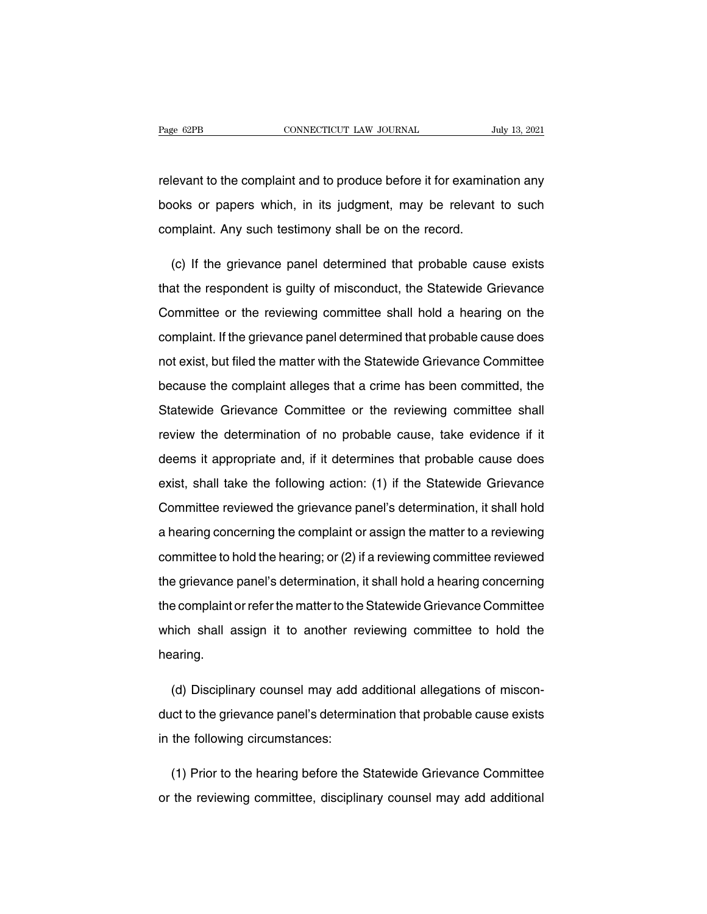relevant to the complaint and to produce before it for examination any books or papers which, in its judgment, may be relevant to such complaint. Any such testimony shall be on the record.

(c) If the grievance panel determined that probable cause exists that the respondent is guilty of misconduct, the Statewide Grievance Committee or the reviewing committee shall hold a hearing on the complaint. If the grievance panel determined that probable cause does not exist, but filed the matter with the Statewide Grievance Committee because the complaint alleges that a crime has been committed, the Statewide Grievance Committee or the reviewing committee shall review the determination of no probable cause, take evidence if it deems it appropriate and, if it determines that probable cause does exist, shall take the following action: (1) if the Statewide Grievance Committee reviewed the grievance panel's determination, it shall hold a hearing concerning the complaint or assign the matter to a reviewing committee to hold the hearing; or (2) if a reviewing committee reviewed the grievance panel's determination, it shall hold a hearing concerning the complaint or refer the matter to the Statewide Grievance Committee which shall assign it to another reviewing committee to hold the hearing.

(d) Disciplinary counsel may add additional allegations of misconduct to the grievance panel's determination that probable cause exists in the following circumstances:

(1) Prior to the hearing before the Statewide Grievance Committee or the reviewing committee, disciplinary counsel may add additional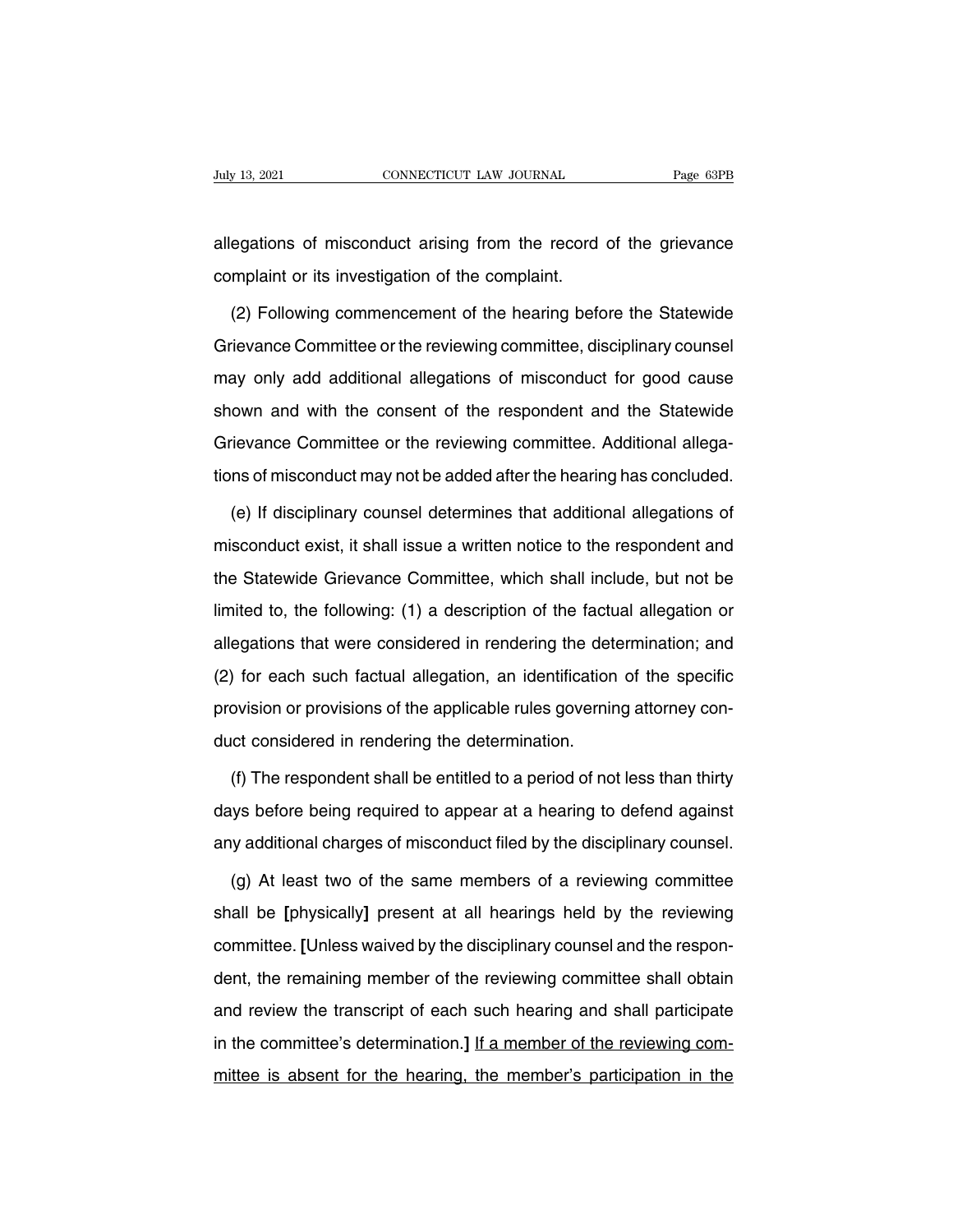allegations of misconduct arising from the record of the grievance complaint or its investigation of the complaint.

(2) Following commencement of the hearing before the Statewide Grievance Committee or the reviewing committee, disciplinary counsel may only add additional allegations of misconduct for good cause shown and with the consent of the respondent and the Statewide Grievance Committee or the reviewing committee. Additional allegations of misconduct may not be added after the hearing has concluded.

(e) If disciplinary counsel determines that additional allegations of misconduct exist, it shall issue a written notice to the respondent and the Statewide Grievance Committee, which shall include, but not be limited to, the following: (1) a description of the factual allegation or allegations that were considered in rendering the determination; and (2) for each such factual allegation, an identification of the specific provision or provisions of the applicable rules governing attorney conduct considered in rendering the determination.

(f) The respondent shall be entitled to a period of not less than thirty days before being required to appear at a hearing to defend against any additional charges of misconduct filed by the disciplinary counsel.

(g) At least two of the same members of a reviewing committee shall be **[**physically**]** present at all hearings held by the reviewing committee. **[**Unless waived by the disciplinary counsel and the respondent, the remaining member of the reviewing committee shall obtain and review the transcript of each such hearing and shall participate in the committee's determination.**]** <u>If a member of the reviewing committee is absent for the hearing, the member's participation in the</u>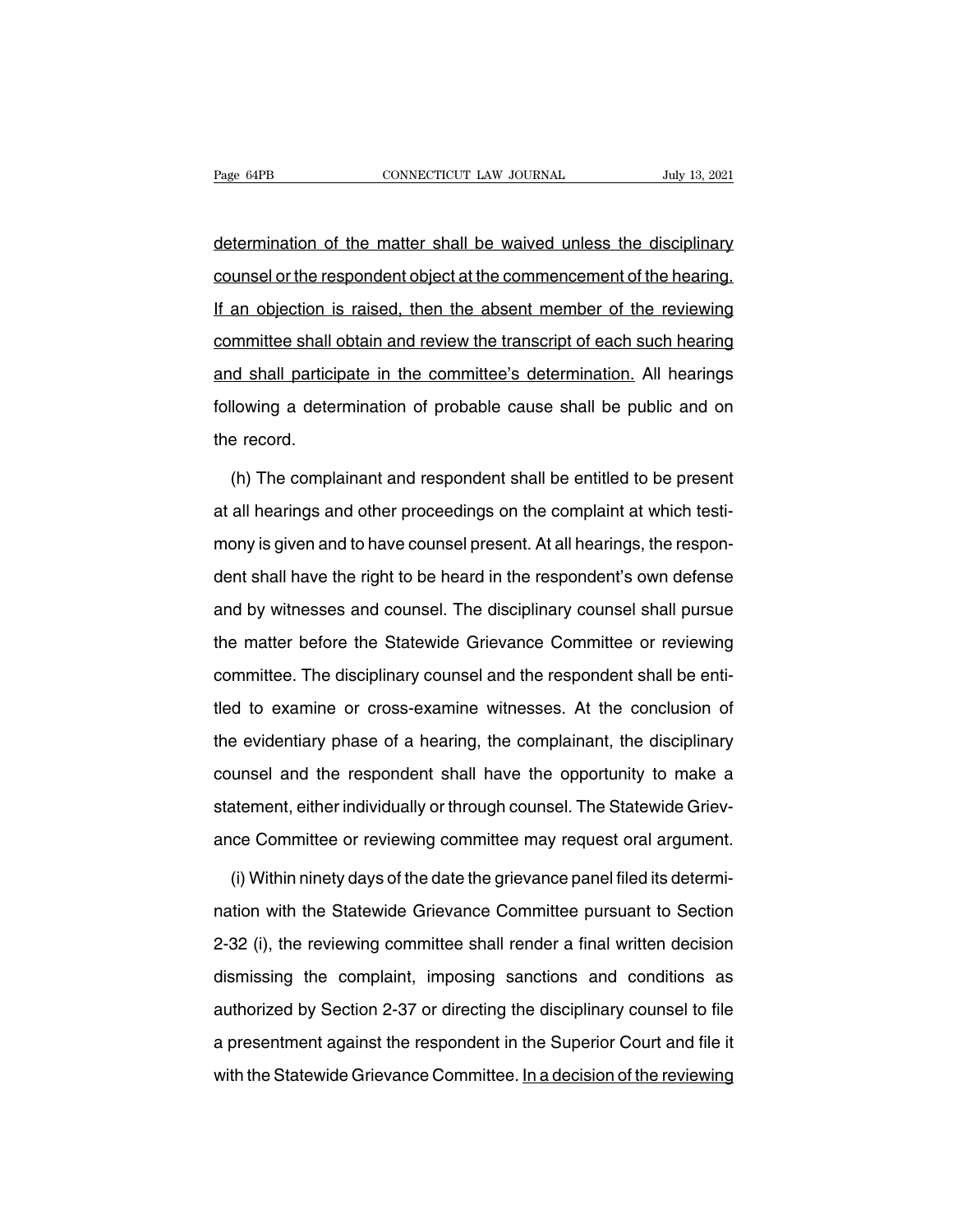determination of the matter shall be waived unless the disciplinary counsel or the respondent object at the commencement of the hearing. If an objection is raised, then the absent member of the reviewing committee shall obtain and review the transcript of each such hearing and shall participate in the committee's determination. All hearings following a determination of probable cause shall be public and on the record.

(h) The complainant and respondent shall be entitled to be present at all hearings and other proceedings on the complaint at which testimony is given and to have counsel present. At all hearings, the respondent shall have the right to be heard in the respondent's own defense and by witnesses and counsel. The disciplinary counsel shall pursue the matter before the Statewide Grievance Committee or reviewing committee. The disciplinary counsel and the respondent shall be entitled to examine or cross-examine witnesses. At the conclusion of the evidentiary phase of a hearing, the complainant, the disciplinary counsel and the respondent shall have the opportunity to make a statement, either individually or through counsel. The Statewide Grievance Committee or reviewing committee may request oral argument.

(i) Within ninety days of the date the grievance panel filed its determination with the Statewide Grievance Committee pursuant to Section 2-32 (i), the reviewing committee shall render a final written decision dismissing the complaint, imposing sanctions and conditions as authorized by Section 2-37 or directing the disciplinary counsel to file a presentment against the respondent in the Superior Court and file it with the Statewide Grievance Committee. In a decision of the reviewing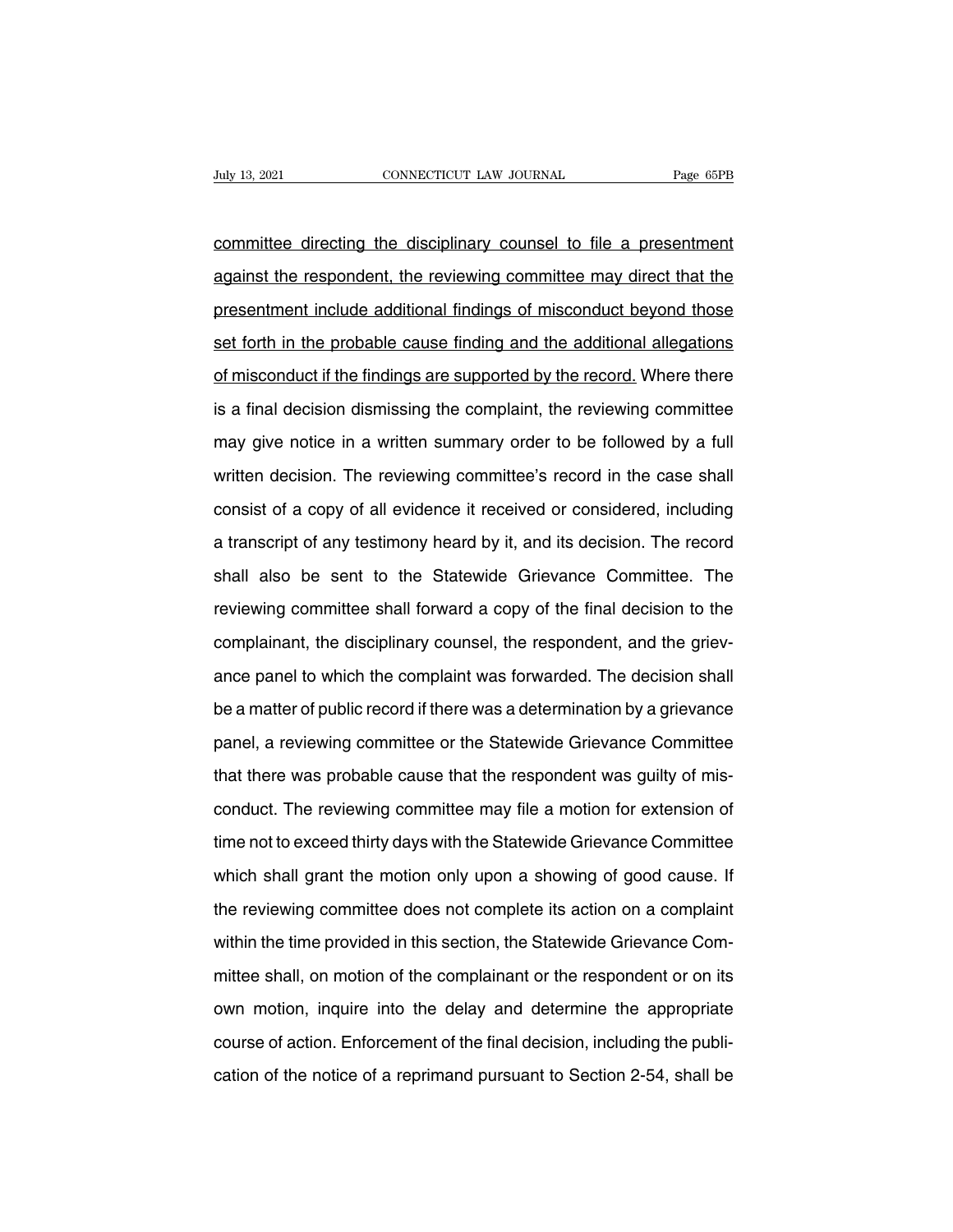committee directing the disciplinary counsel to file a presentment against the respondent, the reviewing committee may direct that the presentment include additional findings of misconduct beyond those set forth in the probable cause finding and the additional allegations of misconduct if the findings are supported by the record. Where there is a final decision dismissing the complaint, the reviewing committee may give notice in a written summary order to be followed by a full written decision. The reviewing committee's record in the case shall consist of a copy of all evidence it received or considered, including a transcript of any testimony heard by it, and its decision. The record shall also be sent to the Statewide Grievance Committee. The reviewing committee shall forward a copy of the final decision to the complainant, the disciplinary counsel, the respondent, and the grievance panel to which the complaint was forwarded. The decision shall be a matter of public record if there was a determination by a grievance panel, a reviewing committee or the Statewide Grievance Committee that there was probable cause that the respondent was guilty of misconduct. The reviewing committee may file a motion for extension of time not to exceed thirty days with the Statewide Grievance Committee which shall grant the motion only upon a showing of good cause. If the reviewing committee does not complete its action on a complaint within the time provided in this section, the Statewide Grievance Committee shall, on motion of the complainant or the respondent or on its own motion, inquire into the delay and determine the appropriate course of action. Enforcement of the final decision, including the publication of the notice of a reprimand pursuant to Section 2-54, shall be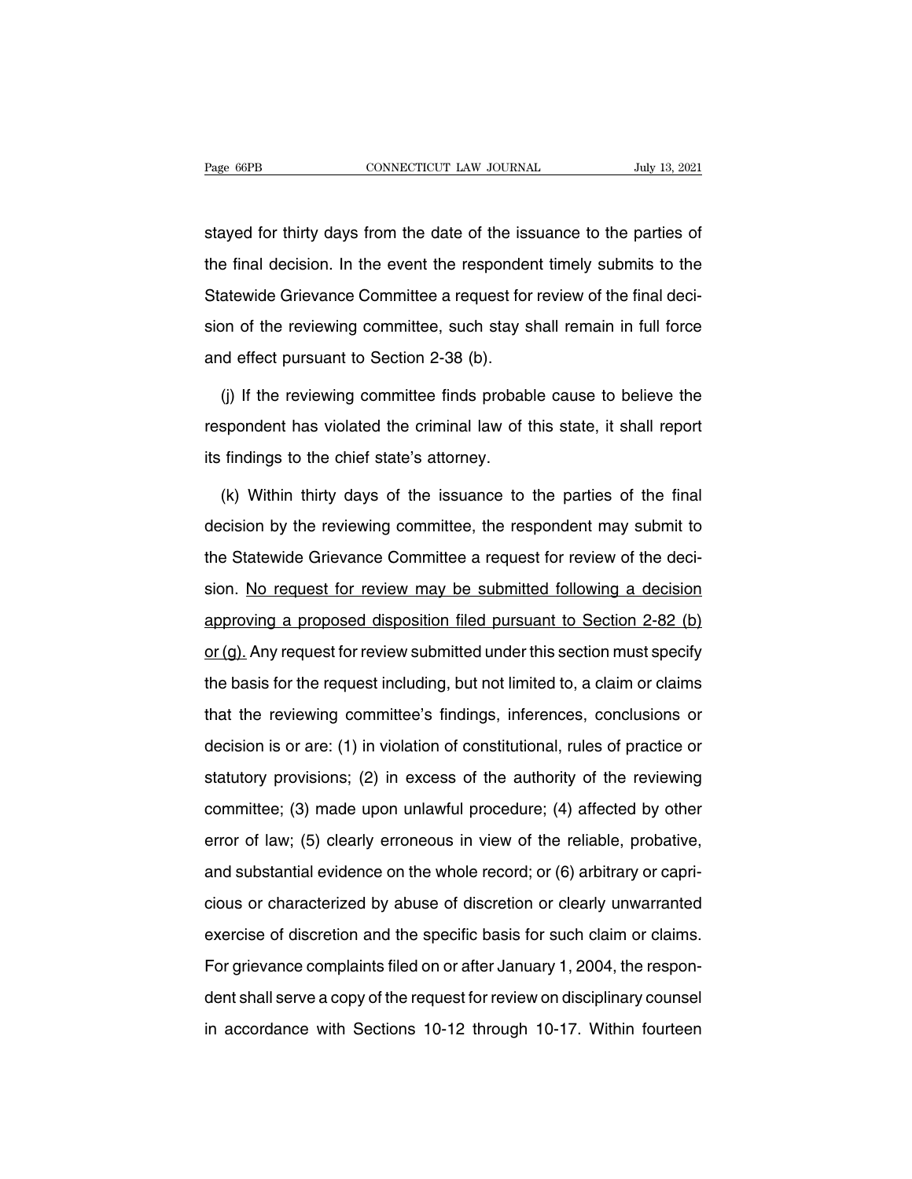stayed for thirty days from the date of the issuance to the parties of the final decision. In the event the respondent timely submits to the Statewide Grievance Committee a request for review of the final decision of the reviewing committee, such stay shall remain in full force and effect pursuant to Section 2-38 (b).

(j) If the reviewing committee finds probable cause to believe the respondent has violated the criminal law of this state, it shall report its findings to the chief state's attorney.

(k) Within thirty days of the issuance to the parties of the final decision by the reviewing committee, the respondent may submit to the Statewide Grievance Committee a request for review of the decision. <u>No request for review may be submitted following a decision approving a proposed disposition filed pursuant to Section 2-82 (b) or (g).</u> Any request for review submitted under this section must specify the basis for the request including, but not limited to, a claim or claims that the reviewing committee's findings, inferences, conclusions or decision is or are: (1) in violation of constitutional, rules of practice or statutory provisions; (2) in excess of the authority of the reviewing committee; (3) made upon unlawful procedure; (4) affected by other error of law; (5) clearly erroneous in view of the reliable, probative, and substantial evidence on the whole record; or (6) arbitrary or capricious or characterized by abuse of discretion or clearly unwarranted exercise of discretion and the specific basis for such claim or claims. For grievance complaints filed on or after January 1, 2004, the respondent shall serve a copy of the request for review on disciplinary counsel in accordance with Sections 10-12 through 10-17. Within fourteen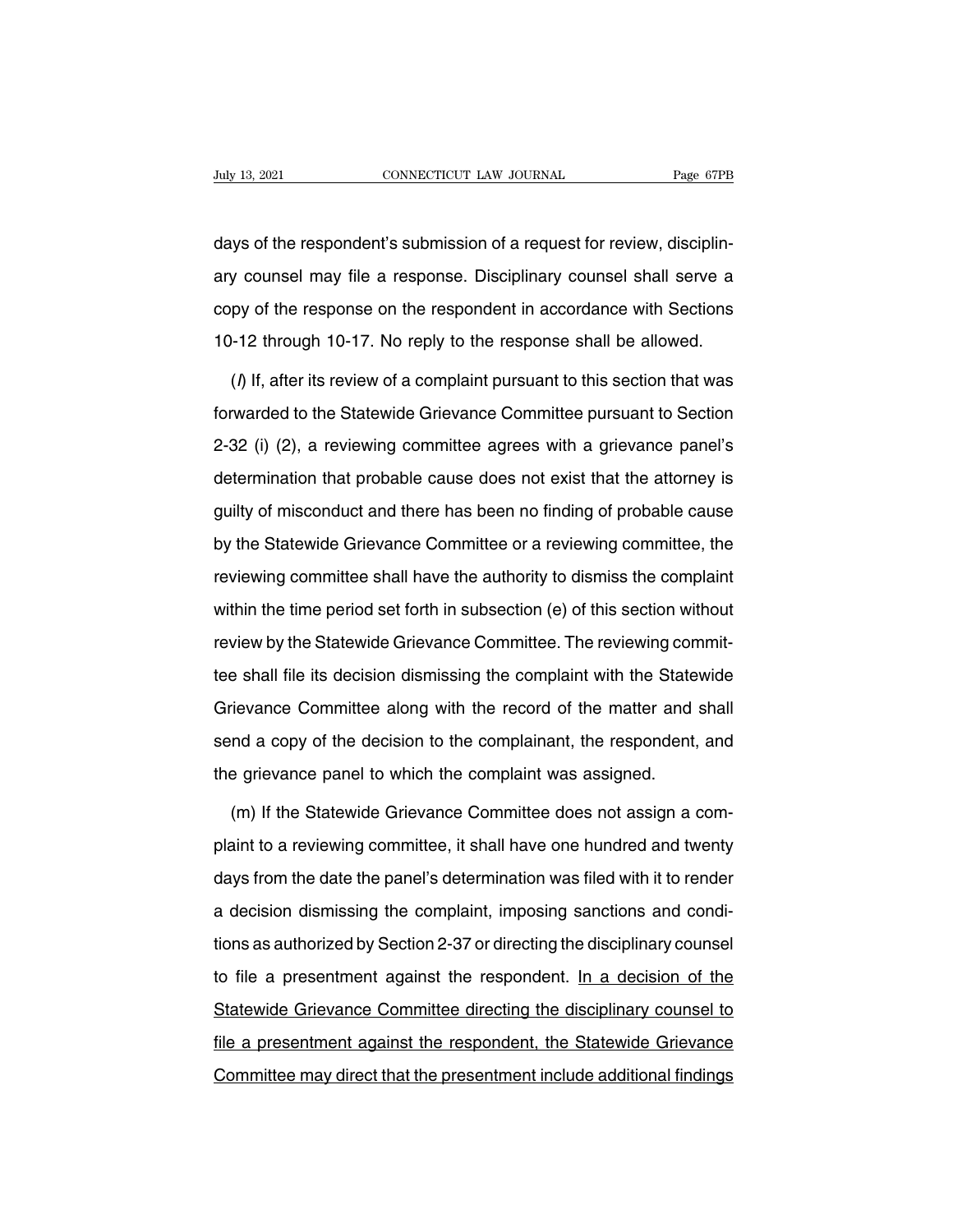days of the respondent's submission of a request for review, disciplinary counsel may file a response. Disciplinary counsel shall serve a copy of the response on the respondent in accordance with Sections 10-12 through 10-17. No reply to the response shall be allowed.

(*l*) If, after its review of a complaint pursuant to this section that was forwarded to the Statewide Grievance Committee pursuant to Section 2-32 (i) (2), a reviewing committee agrees with a grievance panel's determination that probable cause does not exist that the attorney is guilty of misconduct and there has been no finding of probable cause by the Statewide Grievance Committee or a reviewing committee, the reviewing committee shall have the authority to dismiss the complaint within the time period set forth in subsection (e) of this section without review by the Statewide Grievance Committee. The reviewing committee shall file its decision dismissing the complaint with the Statewide Grievance Committee along with the record of the matter and shall send a copy of the decision to the complainant, the respondent, and the grievance panel to which the complaint was assigned.

(m) If the Statewide Grievance Committee does not assign a complaint to a reviewing committee, it shall have one hundred and twenty days from the date the panel's determination was filed with it to render a decision dismissing the complaint, imposing sanctions and conditions as authorized by Section 2-37 or directing the disciplinary counsel to file a presentment against the respondent. <u>In a decision of the Statewide Grievance Committee directing the disciplinary counsel to file a presentment against the respondent, the Statewide Grievance Committee may direct that the presentment include additional findings</u>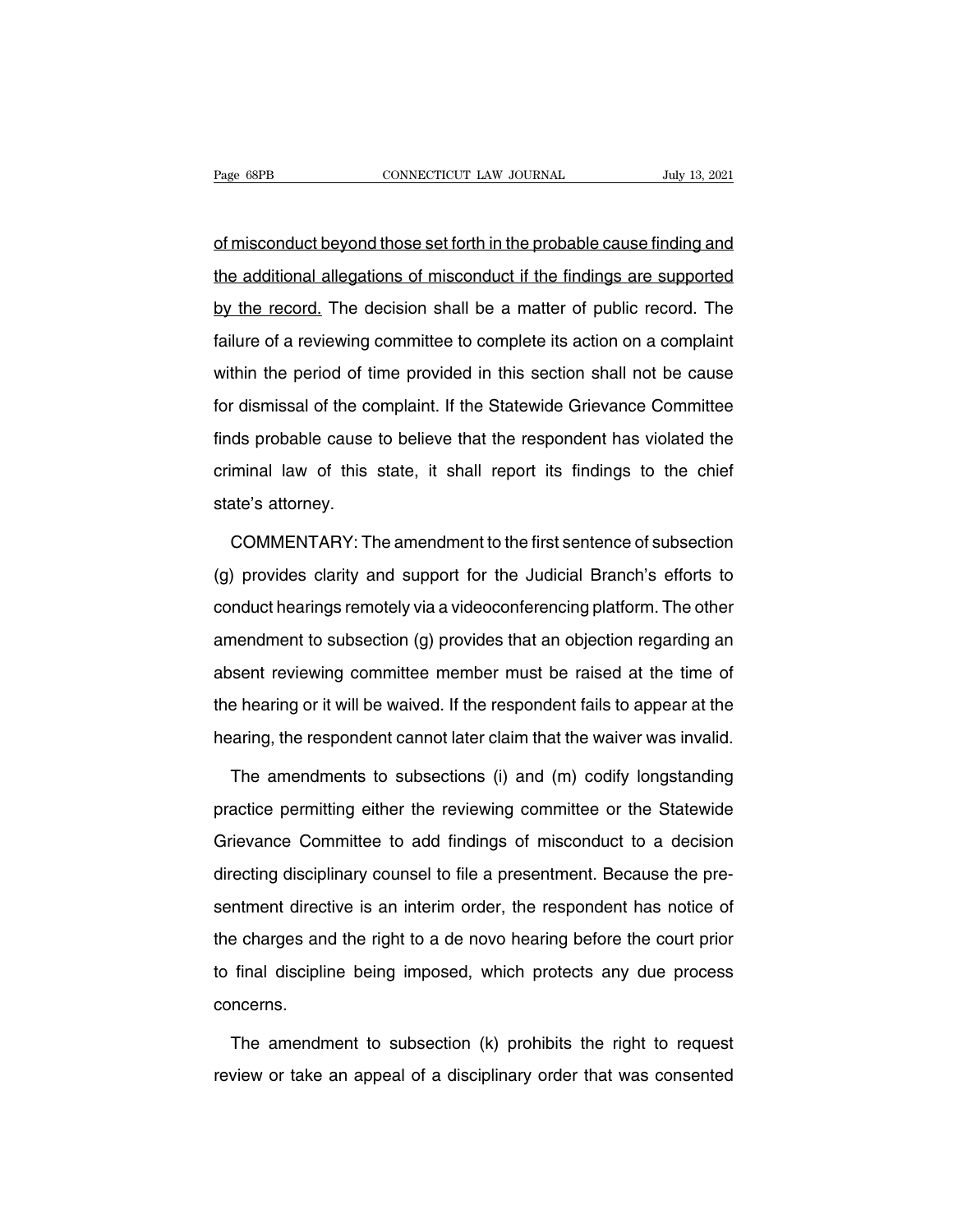of misconduct beyond those set forth in the probable cause finding and the additional allegations of misconduct if the findings are supported by the record. The decision shall be a matter of public record. The failure of a reviewing committee to complete its action on a complaint within the period of time provided in this section shall not be cause for dismissal of the complaint. If the Statewide Grievance Committee finds probable cause to believe that the respondent has violated the criminal law of this state, it shall report its findings to the chief state's attorney.

COMMENTARY: The amendment to the first sentence of subsection (g) provides clarity and support for the Judicial Branch's efforts to conduct hearings remotely via a videoconferencing platform. The other amendment to subsection (g) provides that an objection regarding an absent reviewing committee member must be raised at the time of the hearing or it will be waived. If the respondent fails to appear at the hearing, the respondent cannot later claim that the waiver was invalid.

The amendments to subsections (i) and (m) codify longstanding practice permitting either the reviewing committee or the Statewide Grievance Committee to add findings of misconduct to a decision directing disciplinary counsel to file a presentment. Because the presentment directive is an interim order, the respondent has notice of the charges and the right to a de novo hearing before the court prior to final discipline being imposed, which protects any due process concerns.

The amendment to subsection (k) prohibits the right to request review or take an appeal of a disciplinary order that was consented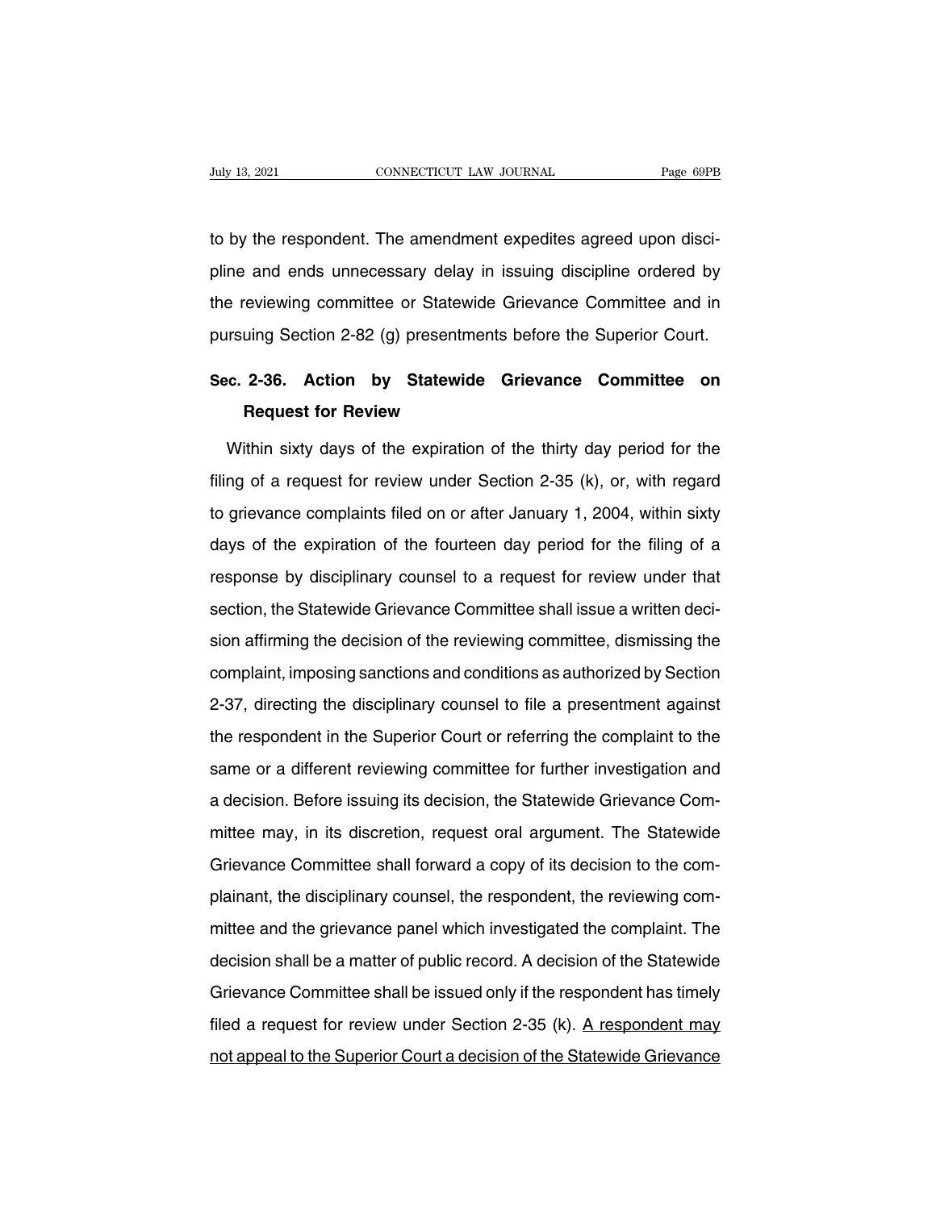to by the respondent. The amendment expedites agreed upon discipline and ends unnecessary delay in issuing discipline ordered by the reviewing committee or Statewide Grievance Committee and in pursuing Section 2-82 (g) presentments before the Superior Court.

## Sec. 2-36. Action by Statewide Grievance Committee on Request for Review

Within sixty days of the expiration of the thirty day period for the filing of a request for review under Section 2-35 (k), or, with regard to grievance complaints filed on or after January 1, 2004, within sixty days of the expiration of the fourteen day period for the filing of a response by disciplinary counsel to a request for review under that section, the Statewide Grievance Committee shall issue a written decision affirming the decision of the reviewing committee, dismissing the complaint, imposing sanctions and conditions as authorized by Section 2-37, directing the disciplinary counsel to file a presentment against the respondent in the Superior Court or referring the complaint to the same or a different reviewing committee for further investigation and a decision. Before issuing its decision, the Statewide Grievance Committee may, in its discretion, request oral argument. The Statewide Grievance Committee shall forward a copy of its decision to the complainant, the disciplinary counsel, the respondent, the reviewing committee and the grievance panel which investigated the complaint. The decision shall be a matter of public record. A decision of the Statewide Grievance Committee shall be issued only if the respondent has timely filed a request for review under Section 2-35 (k). <u>A respondent may not appeal to the Superior Court a decision of the Statewide Grievance</u>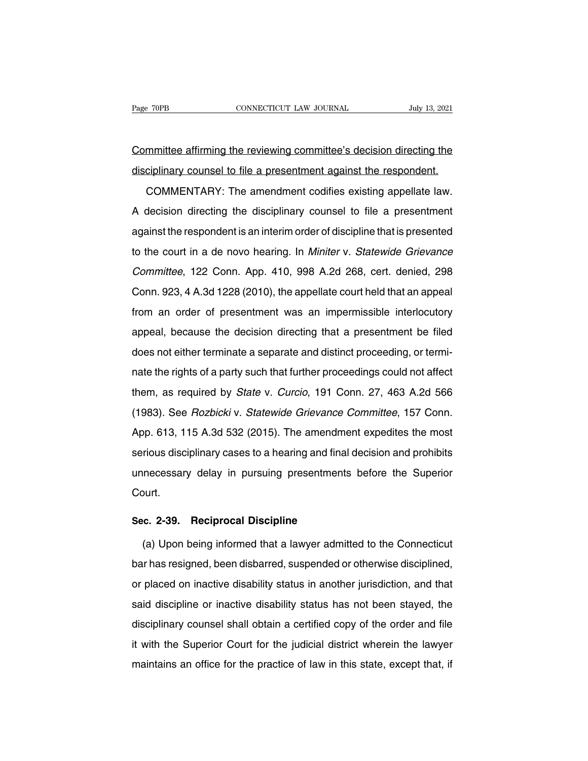Committee affirming the reviewing committee's decision directing the disciplinary counsel to file a presentment against the respondent.

COMMENTARY: The amendment codifies existing appellate law. A decision directing the disciplinary counsel to file a presentment against the respondent is an interim order of discipline that is presented to the court in a de novo hearing. In *Miniter* v. *Statewide Grievance Committee*, 122 Conn. App. 410, 998 A.2d 268, cert. denied, 298 Conn. 923, 4 A.3d 1228 (2010), the appellate court held that an appeal from an order of presentment was an impermissible interlocutory appeal, because the decision directing that a presentment be filed does not either terminate a separate and distinct proceeding, or terminate the rights of a party such that further proceedings could not affect them, as required by *State* v. *Curcio*, 191 Conn. 27, 463 A.2d 566 (1983). See *Rozbicki* v. *Statewide Grievance Committee*, 157 Conn. App. 613, 115 A.3d 532 (2015). The amendment expedites the most serious disciplinary cases to a hearing and final decision and prohibits unnecessary delay in pursuing presentments before the Superior Court.

### Sec. 2-39. Reciprocal Discipline

(a) Upon being informed that a lawyer admitted to the Connecticut bar has resigned, been disbarred, suspended or otherwise disciplined, or placed on inactive disability status in another jurisdiction, and that said discipline or inactive disability status has not been stayed, the disciplinary counsel shall obtain a certified copy of the order and file it with the Superior Court for the judicial district wherein the lawyer maintains an office for the practice of law in this state, except that, if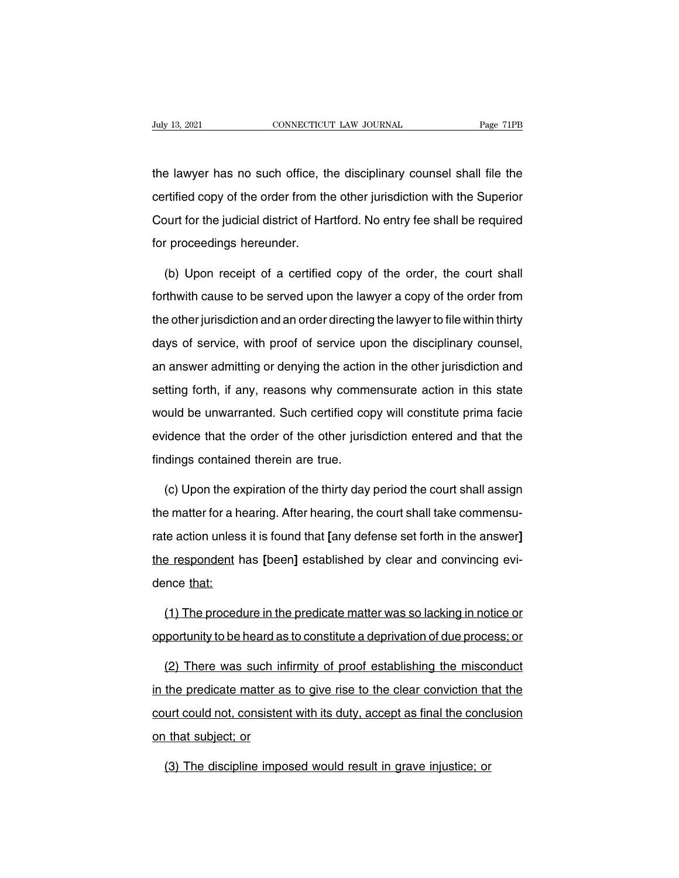the lawyer has no such office, the disciplinary counsel shall file the certified copy of the order from the other jurisdiction with the Superior Court for the judicial district of Hartford. No entry fee shall be required for proceedings hereunder.

(b) Upon receipt of a certified copy of the order, the court shall forthwith cause to be served upon the lawyer a copy of the order from the other jurisdiction and an order directing the lawyer to file within thirty days of service, with proof of service upon the disciplinary counsel, an answer admitting or denying the action in the other jurisdiction and setting forth, if any, reasons why commensurate action in this state would be unwarranted. Such certified copy will constitute prima facie evidence that the order of the other jurisdiction entered and that the findings contained therein are true.

(c) Upon the expiration of the thirty day period the court shall assign the matter for a hearing. After hearing, the court shall take commensurate action unless it is found that [any defense set forth in the answer] the respondent has [been] established by clear and convincing evidence that:

(1) The procedure in the predicate matter was so lacking in notice or opportunity to be heard as to constitute a deprivation of due process; or

(2) There was such infirmity of proof establishing the misconduct in the predicate matter as to give rise to the clear conviction that the court could not, consistent with its duty, accept as final the conclusion on that subject; or

(3) The discipline imposed would result in grave injustice; or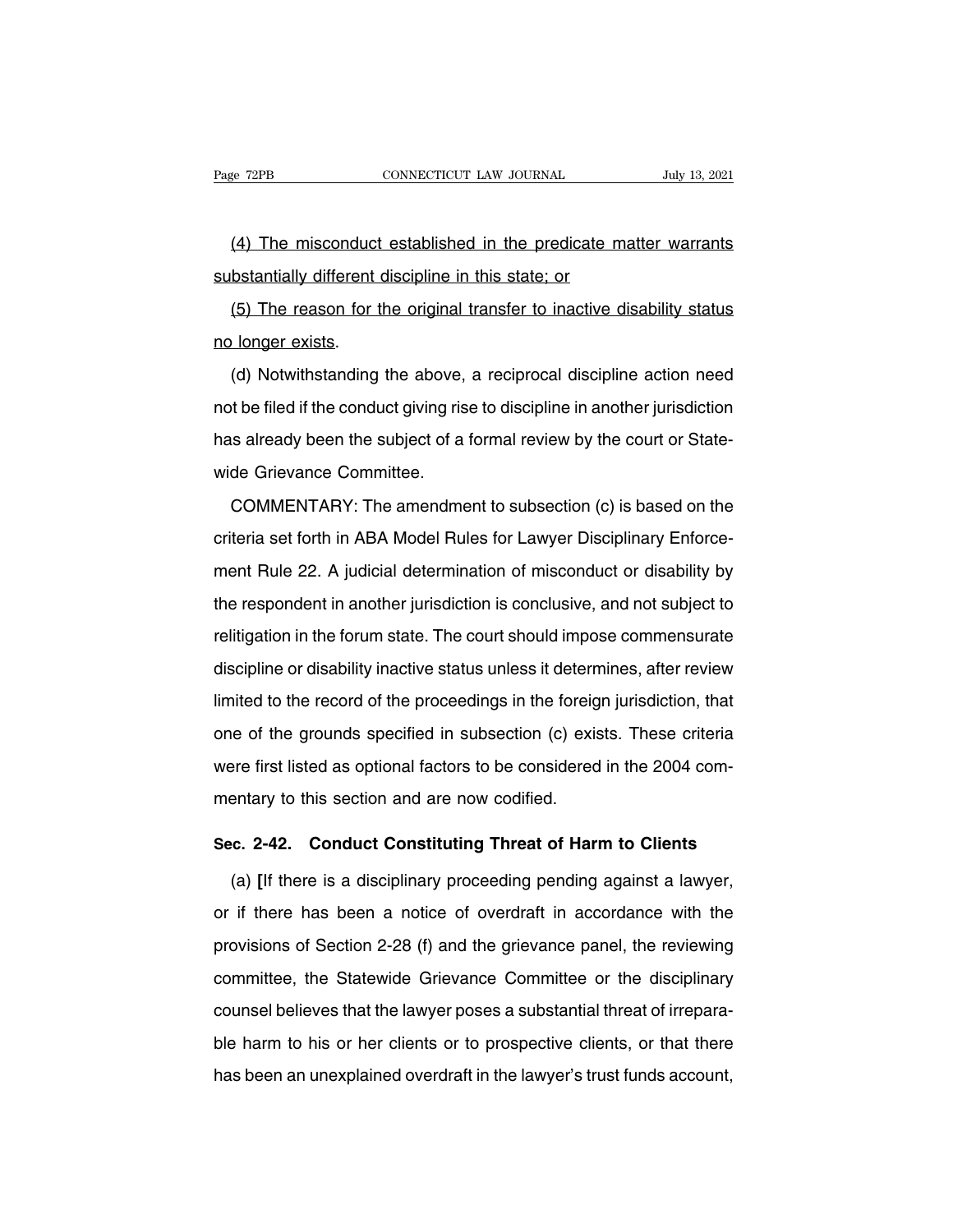(4) The misconduct established in the predicate matter warrants substantially different discipline in this state; or

(5) The reason for the original transfer to inactive disability status no longer exists.

(d) Notwithstanding the above, a reciprocal discipline action need not be filed if the conduct giving rise to discipline in another jurisdiction has already been the subject of a formal review by the court or Statewide Grievance Committee.

COMMENTARY: The amendment to subsection (c) is based on the criteria set forth in ABA Model Rules for Lawyer Disciplinary Enforcement Rule 22. A judicial determination of misconduct or disability by the respondent in another jurisdiction is conclusive, and not subject to relitigation in the forum state. The court should impose commensurate discipline or disability inactive status unless it determines, after review limited to the record of the proceedings in the foreign jurisdiction, that one of the grounds specified in subsection (c) exists. These criteria were first listed as optional factors to be considered in the 2004 commentary to this section and are now codified.

## Sec. 2-42. Conduct Constituting Threat of Harm to Clients

(a) [If there is a disciplinary proceeding pending against a lawyer, or if there has been a notice of overdraft in accordance with the provisions of Section 2-28 (f) and the grievance panel, the reviewing committee, the Statewide Grievance Committee or the disciplinary counsel believes that the lawyer poses a substantial threat of irreparable harm to his or her clients or to prospective clients, or that there has been an unexplained overdraft in the lawyer's trust funds account,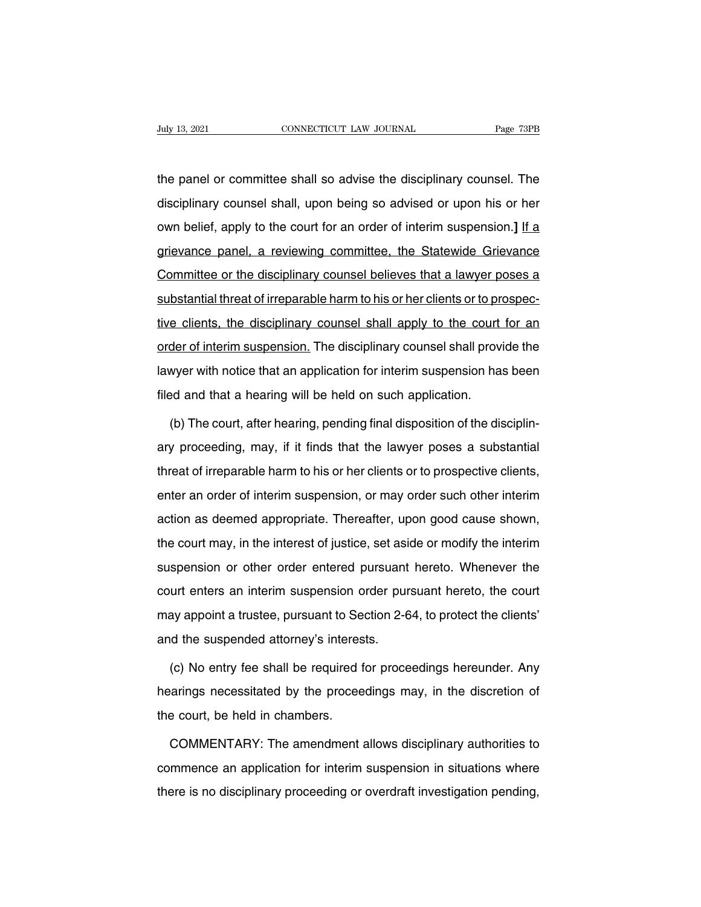the panel or committee shall so advise the disciplinary counsel. The disciplinary counsel shall, upon being so advised or upon his or her own belief, apply to the court for an order of interim suspension.] <u>If a grievance panel, a reviewing committee, the Statewide Grievance Committee or the disciplinary counsel believes that a lawyer poses a substantial threat of irreparable harm to his or her clients or to prospective clients, the disciplinary counsel shall apply to the court for an order of interim suspension.</u> The disciplinary counsel shall provide the lawyer with notice that an application for interim suspension has been filed and that a hearing will be held on such application.

(b) The court, after hearing, pending final disposition of the disciplinary proceeding, may, if it finds that the lawyer poses a substantial threat of irreparable harm to his or her clients or to prospective clients, enter an order of interim suspension, or may order such other interim action as deemed appropriate. Thereafter, upon good cause shown, the court may, in the interest of justice, set aside or modify the interim suspension or other order entered pursuant hereto. Whenever the court enters an interim suspension order pursuant hereto, the court may appoint a trustee, pursuant to Section 2-64, to protect the clients' and the suspended attorney's interests.

(c) No entry fee shall be required for proceedings hereunder. Any hearings necessitated by the proceedings may, in the discretion of the court, be held in chambers.

COMMENTARY: The amendment allows disciplinary authorities to commence an application for interim suspension in situations where there is no disciplinary proceeding or overdraft investigation pending,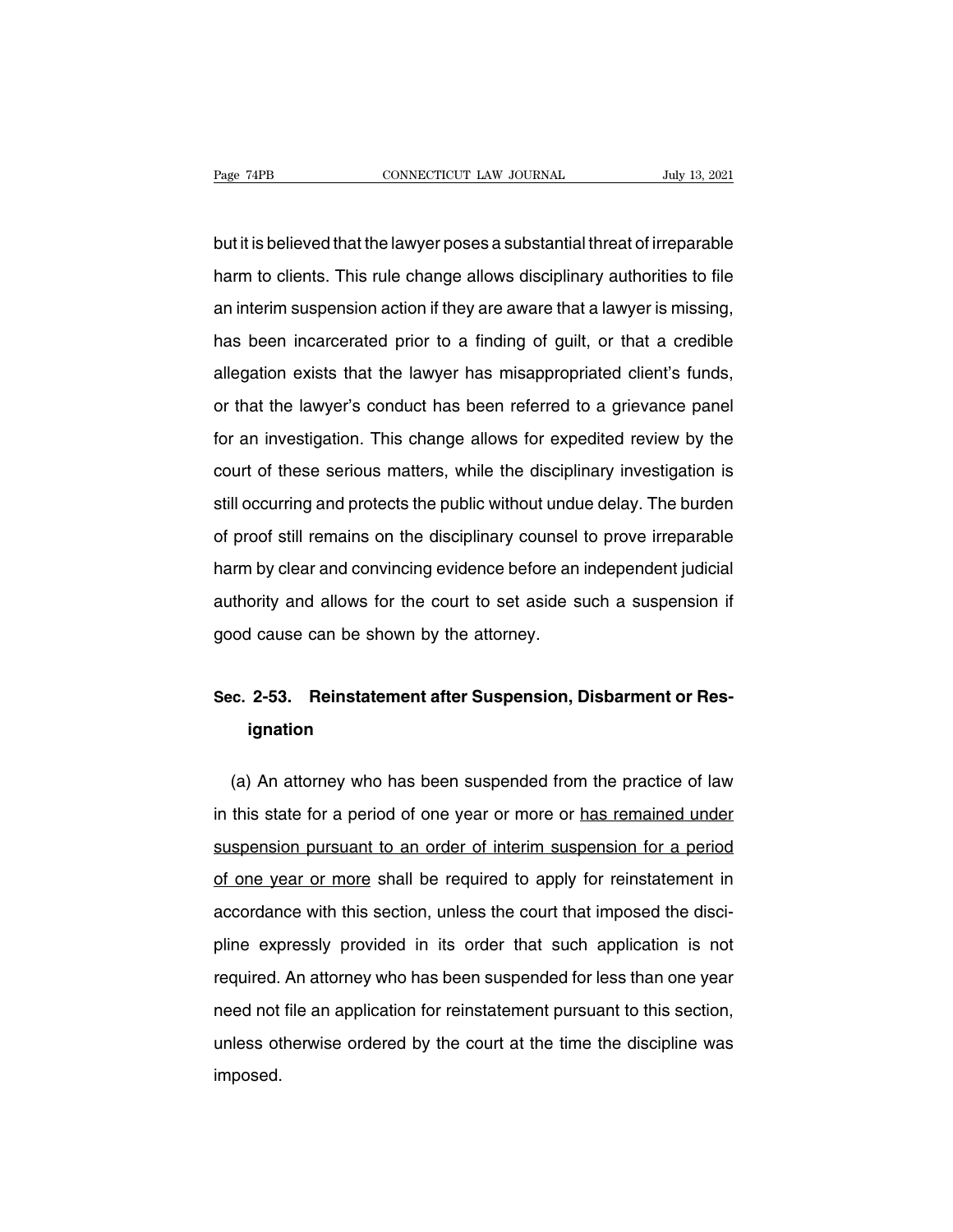but it is believed that the lawyer poses a substantial threat of irreparable harm to clients. This rule change allows disciplinary authorities to file an interim suspension action if they are aware that a lawyer is missing, has been incarcerated prior to a finding of guilt, or that a credible allegation exists that the lawyer has misappropriated client's funds, or that the lawyer's conduct has been referred to a grievance panel for an investigation. This change allows for expedited review by the court of these serious matters, while the disciplinary investigation is still occurring and protects the public without undue delay. The burden of proof still remains on the disciplinary counsel to prove irreparable harm by clear and convincing evidence before an independent judicial authority and allows for the court to set aside such a suspension if good cause can be shown by the attorney.

## Sec. 2-53. Reinstatement after Suspension, Disbarment or Resignation

(a) An attorney who has been suspended from the practice of law in this state for a period of one year or more or <u>has remained under suspension pursuant to an order of interim suspension for a period of one year or more</u> shall be required to apply for reinstatement in accordance with this section, unless the court that imposed the discipline expressly provided in its order that such application is not required. An attorney who has been suspended for less than one year need not file an application for reinstatement pursuant to this section, unless otherwise ordered by the court at the time the discipline was imposed.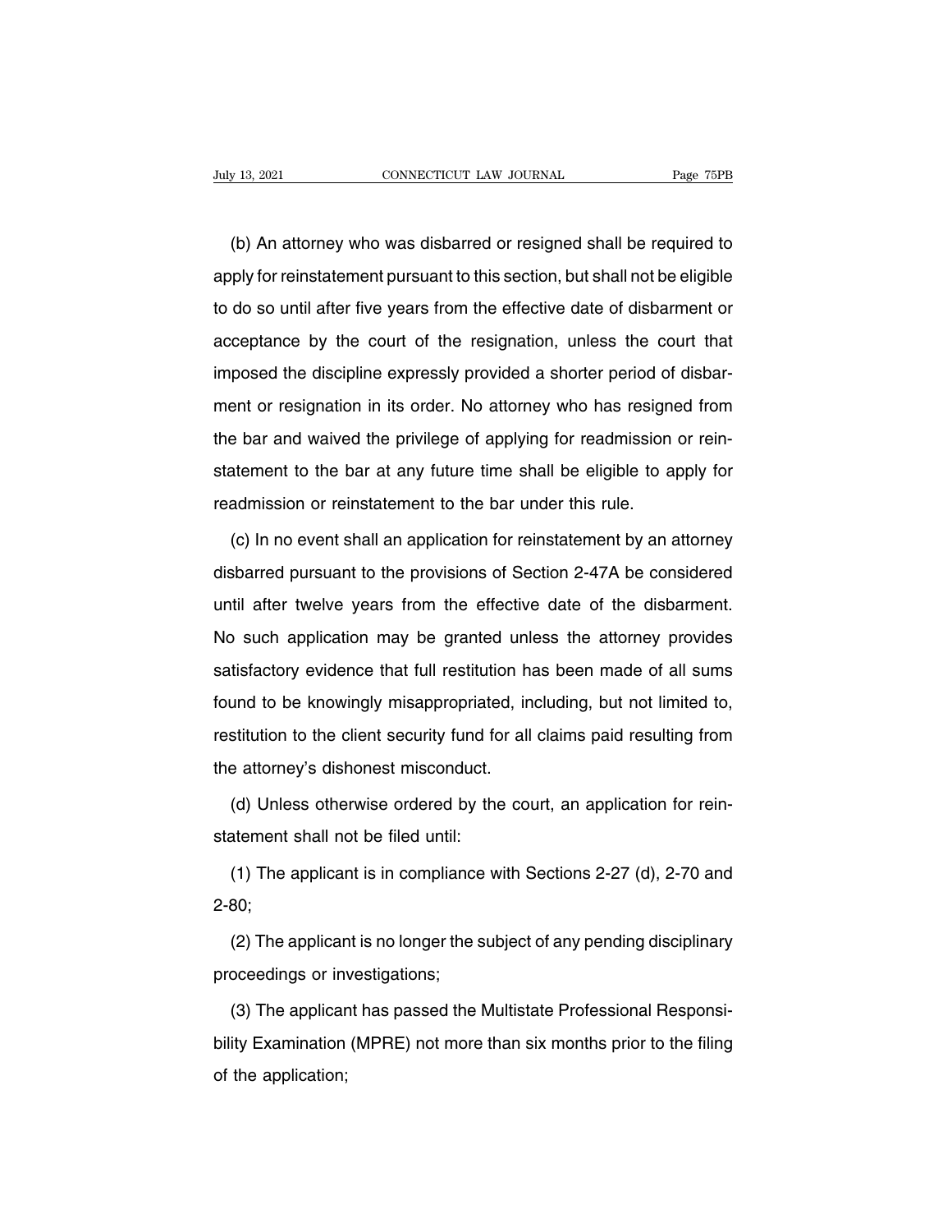(b) An attorney who was disbarred or resigned shall be required to apply for reinstatement pursuant to this section, but shall not be eligible to do so until after five years from the effective date of disbarment or acceptance by the court of the resignation, unless the court that imposed the discipline expressly provided a shorter period of disbarment or resignation in its order. No attorney who has resigned from the bar and waived the privilege of applying for readmission or reinstatement to the bar at any future time shall be eligible to apply for readmission or reinstatement to the bar under this rule.

(c) In no event shall an application for reinstatement by an attorney disbarred pursuant to the provisions of Section 2-47A be considered until after twelve years from the effective date of the disbarment. No such application may be granted unless the attorney provides satisfactory evidence that full restitution has been made of all sums found to be knowingly misappropriated, including, but not limited to, restitution to the client security fund for all claims paid resulting from the attorney's dishonest misconduct.

(d) Unless otherwise ordered by the court, an application for reinstatement shall not be filed until:

(1) The applicant is in compliance with Sections 2-27 (d), 2-70 and 2-80;

(2) The applicant is no longer the subject of any pending disciplinary proceedings or investigations;

(3) The applicant has passed the Multistate Professional Responsibility Examination (MPRE) not more than six months prior to the filing of the application;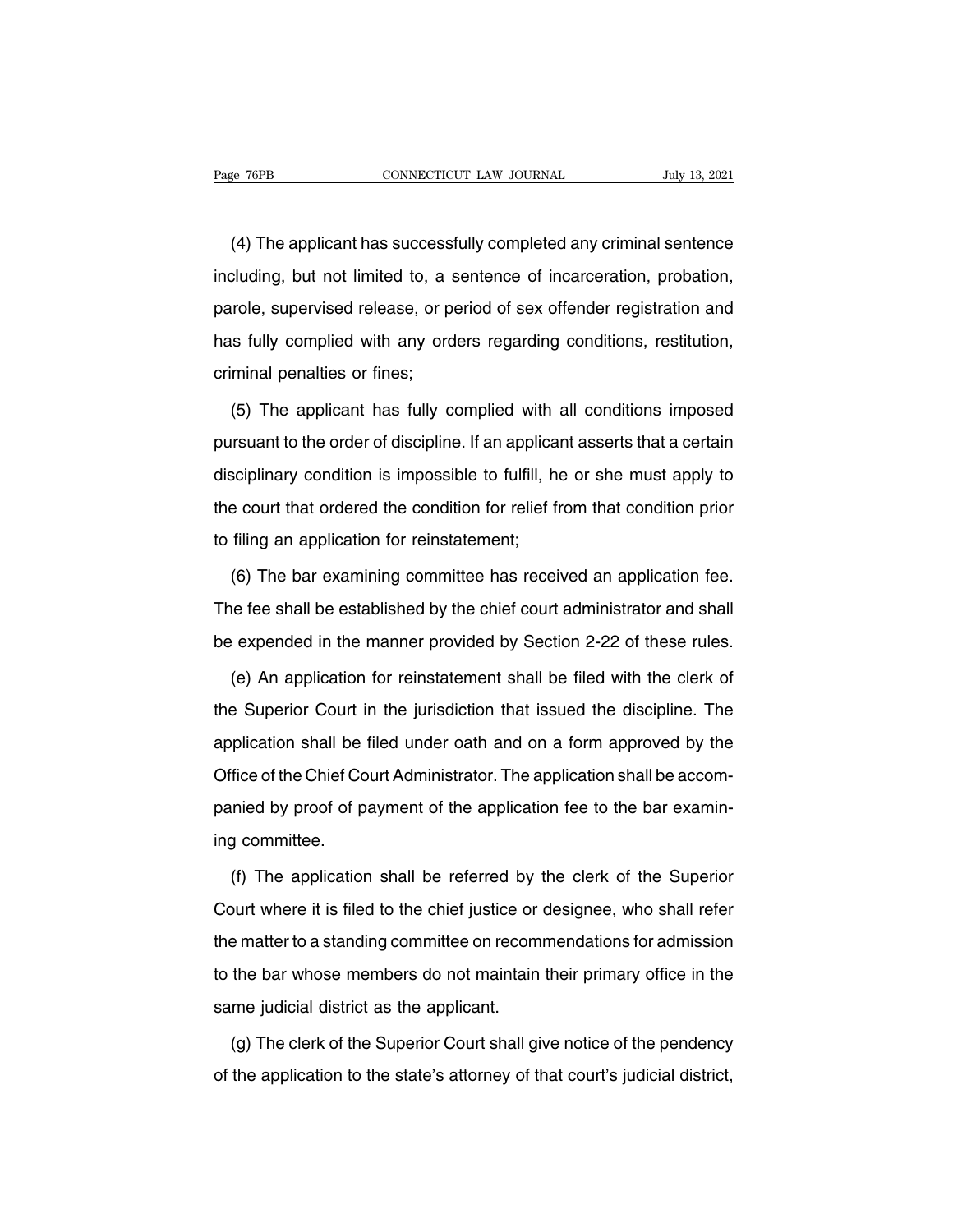(4) The applicant has successfully completed any criminal sentence including, but not limited to, a sentence of incarceration, probation, parole, supervised release, or period of sex offender registration and has fully complied with any orders regarding conditions, restitution, criminal penalties or fines;

(5) The applicant has fully complied with all conditions imposed pursuant to the order of discipline. If an applicant asserts that a certain disciplinary condition is impossible to fulfill, he or she must apply to the court that ordered the condition for relief from that condition prior to filing an application for reinstatement;

(6) The bar examining committee has received an application fee. The fee shall be established by the chief court administrator and shall be expended in the manner provided by Section 2-22 of these rules.

(e) An application for reinstatement shall be filed with the clerk of the Superior Court in the jurisdiction that issued the discipline. The application shall be filed under oath and on a form approved by the Office of the Chief Court Administrator. The application shall be accompanied by proof of payment of the application fee to the bar examining committee.

(f) The application shall be referred by the clerk of the Superior Court where it is filed to the chief justice or designee, who shall refer the matter to a standing committee on recommendations for admission to the bar whose members do not maintain their primary office in the same judicial district as the applicant.

(g) The clerk of the Superior Court shall give notice of the pendency of the application to the state's attorney of that court's judicial district,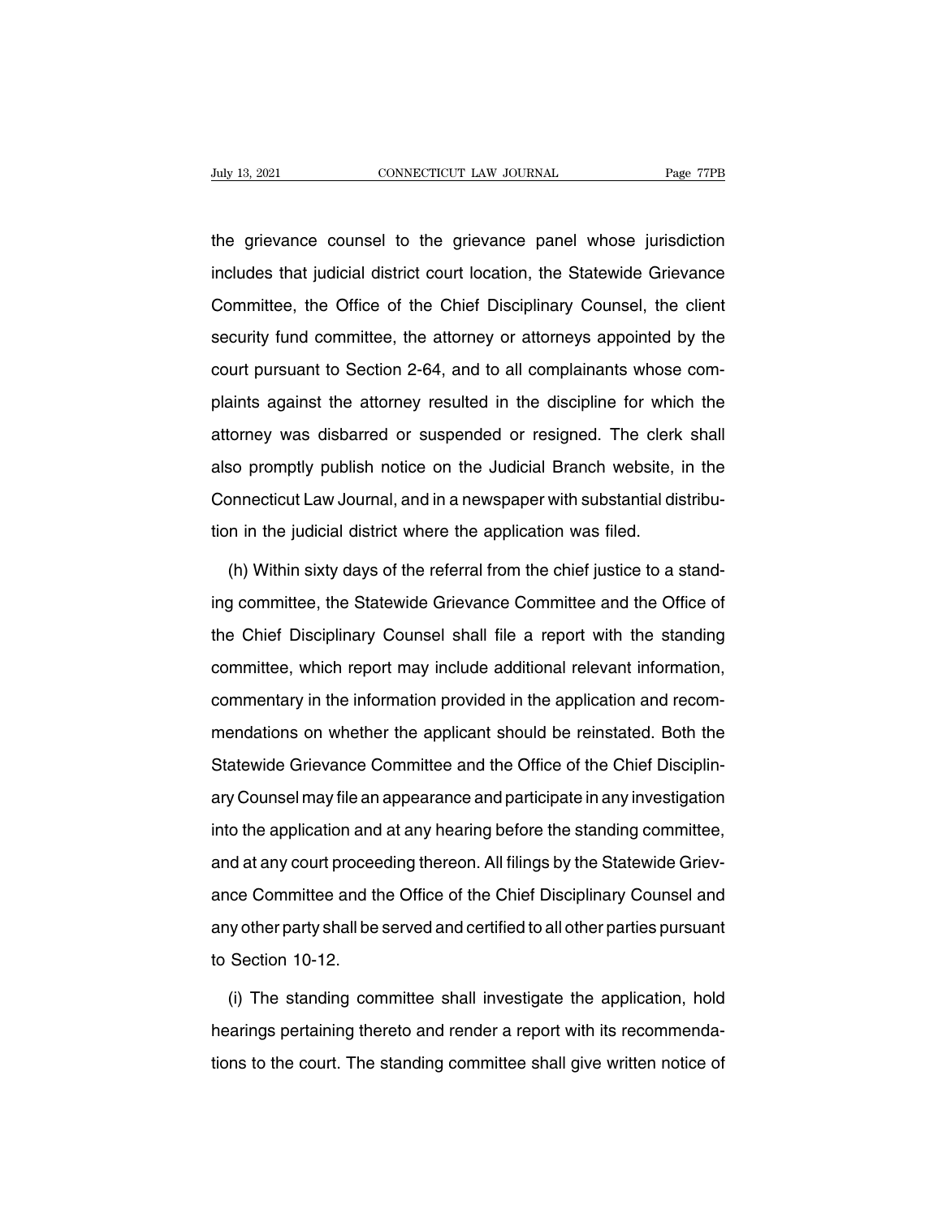the grievance counsel to the grievance panel whose jurisdiction includes that judicial district court location, the Statewide Grievance Committee, the Office of the Chief Disciplinary Counsel, the client security fund committee, the attorney or attorneys appointed by the court pursuant to Section 2-64, and to all complainants whose complaints against the attorney resulted in the discipline for which the attorney was disbarred or suspended or resigned. The clerk shall also promptly publish notice on the Judicial Branch website, in the Connecticut Law Journal, and in a newspaper with substantial distribution in the judicial district where the application was filed.

(h) Within sixty days of the referral from the chief justice to a standing committee, the Statewide Grievance Committee and the Office of the Chief Disciplinary Counsel shall file a report with the standing committee, which report may include additional relevant information, commentary in the information provided in the application and recommendations on whether the applicant should be reinstated. Both the Statewide Grievance Committee and the Office of the Chief Disciplinary Counsel may file an appearance and participate in any investigation into the application and at any hearing before the standing committee, and at any court proceeding thereon. All filings by the Statewide Grievance Committee and the Office of the Chief Disciplinary Counsel and any other party shall be served and certified to all other parties pursuant to Section 10-12.

(i) The standing committee shall investigate the application, hold hearings pertaining thereto and render a report with its recommendations to the court. The standing committee shall give written notice of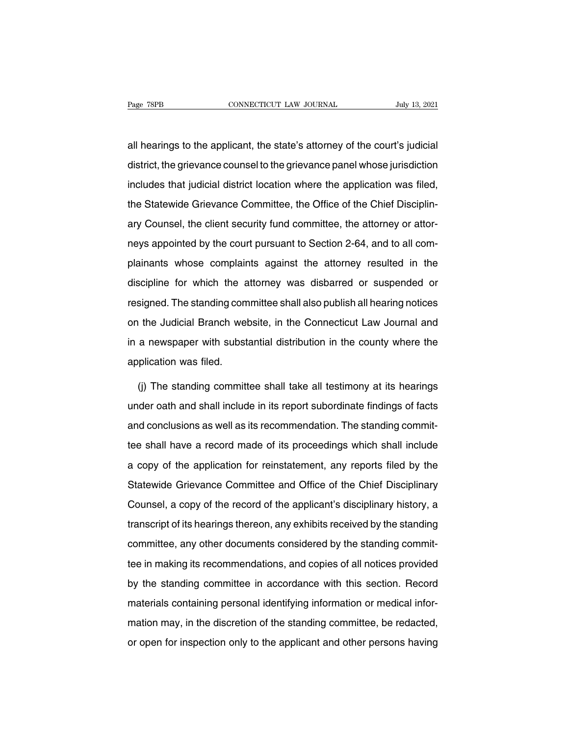all hearings to the applicant, the state's attorney of the court's judicial district, the grievance counsel to the grievance panel whose jurisdiction includes that judicial district location where the application was filed, the Statewide Grievance Committee, the Office of the Chief Disciplinary Counsel, the client security fund committee, the attorney or attorneys appointed by the court pursuant to Section 2-64, and to all complainants whose complaints against the attorney resulted in the discipline for which the attorney was disbarred or suspended or resigned. The standing committee shall also publish all hearing notices on the Judicial Branch website, in the Connecticut Law Journal and in a newspaper with substantial distribution in the county where the application was filed.

(j) The standing committee shall take all testimony at its hearings under oath and shall include in its report subordinate findings of facts and conclusions as well as its recommendation. The standing committee shall have a record made of its proceedings which shall include a copy of the application for reinstatement, any reports filed by the Statewide Grievance Committee and Office of the Chief Disciplinary Counsel, a copy of the record of the applicant's disciplinary history, a transcript of its hearings thereon, any exhibits received by the standing committee, any other documents considered by the standing committee in making its recommendations, and copies of all notices provided by the standing committee in accordance with this section. Record materials containing personal identifying information or medical information may, in the discretion of the standing committee, be redacted, or open for inspection only to the applicant and other persons having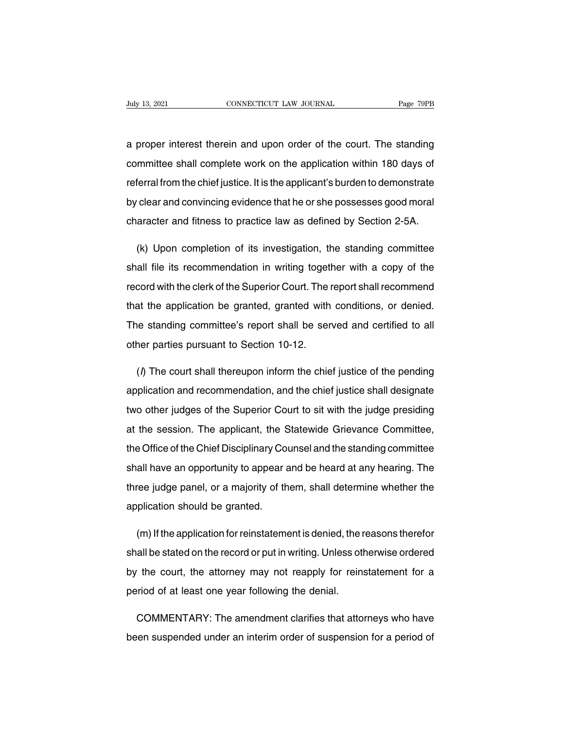a proper interest therein and upon order of the court. The standing committee shall complete work on the application within 180 days of referral from the chief justice. It is the applicant's burden to demonstrate by clear and convincing evidence that he or she possesses good moral character and fitness to practice law as defined by Section 2-5A.

(k) Upon completion of its investigation, the standing committee shall file its recommendation in writing together with a copy of the record with the clerk of the Superior Court. The report shall recommend that the application be granted, granted with conditions, or denied. The standing committee's report shall be served and certified to all other parties pursuant to Section 10-12.

(*l*) The court shall thereupon inform the chief justice of the pending application and recommendation, and the chief justice shall designate two other judges of the Superior Court to sit with the judge presiding at the session. The applicant, the Statewide Grievance Committee, the Office of the Chief Disciplinary Counsel and the standing committee shall have an opportunity to appear and be heard at any hearing. The three judge panel, or a majority of them, shall determine whether the application should be granted.

(m) If the application for reinstatement is denied, the reasons therefor shall be stated on the record or put in writing. Unless otherwise ordered by the court, the attorney may not reapply for reinstatement for a period of at least one year following the denial.

COMMENTARY: The amendment clarifies that attorneys who have been suspended under an interim order of suspension for a period of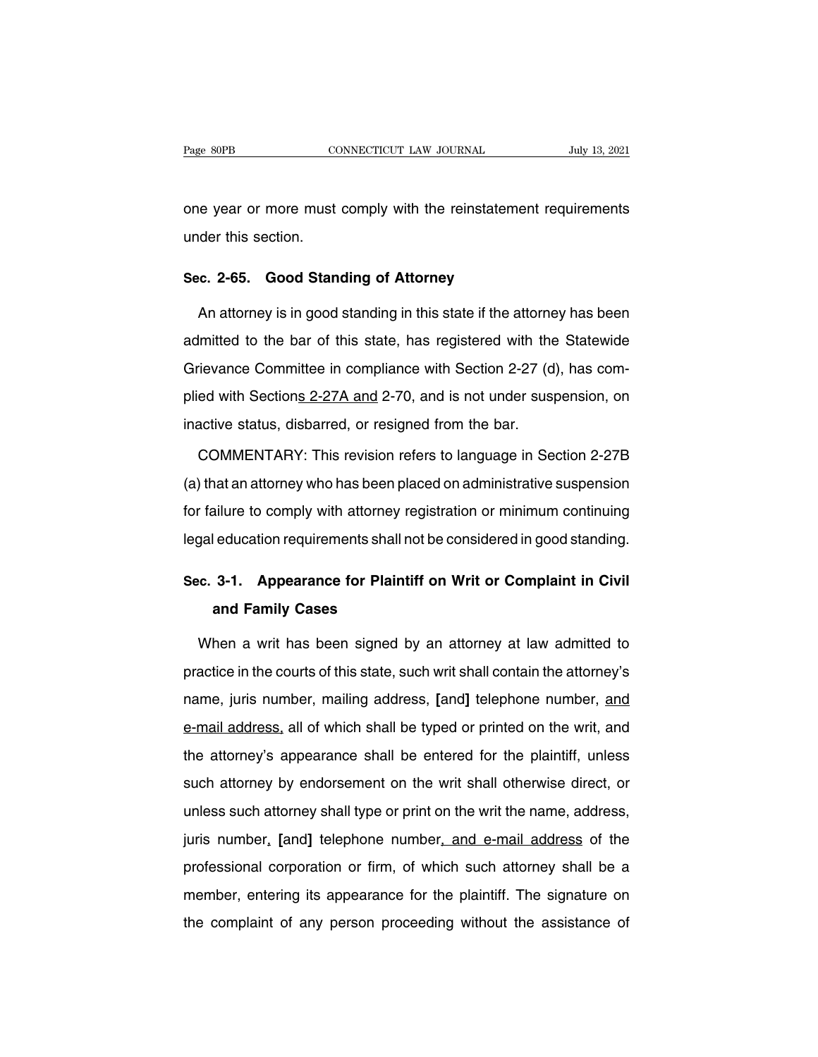one year or more must comply with the reinstatement requirements under this section.

### Sec. 2-65. Good Standing of Attorney

An attorney is in good standing in this state if the attorney has been admitted to the bar of this state, has registered with the Statewide Grievance Committee in compliance with Section 2-27 (d), has complied with Sections 2-27A and 2-70, and is not under suspension, on inactive status, disbarred, or resigned from the bar.

COMMENTARY: This revision refers to language in Section 2-27B (a) that an attorney who has been placed on administrative suspension for failure to comply with attorney registration or minimum continuing legal education requirements shall not be considered in good standing.

### Sec. 3-1. Appearance for Plaintiff on Writ or Complaint in Civil and Family Cases

When a writ has been signed by an attorney at law admitted to practice in the courts of this state, such writ shall contain the attorney's name, juris number, mailing address, **[**and**]** telephone number, and e-mail address, all of which shall be typed or printed on the writ, and the attorney's appearance shall be entered for the plaintiff, unless such attorney by endorsement on the writ shall otherwise direct, or unless such attorney shall type or print on the writ the name, address, juris number, **[**and**]** telephone number, and e-mail address of the professional corporation or firm, of which such attorney shall be a member, entering its appearance for the plaintiff. The signature on the complaint of any person proceeding without the assistance of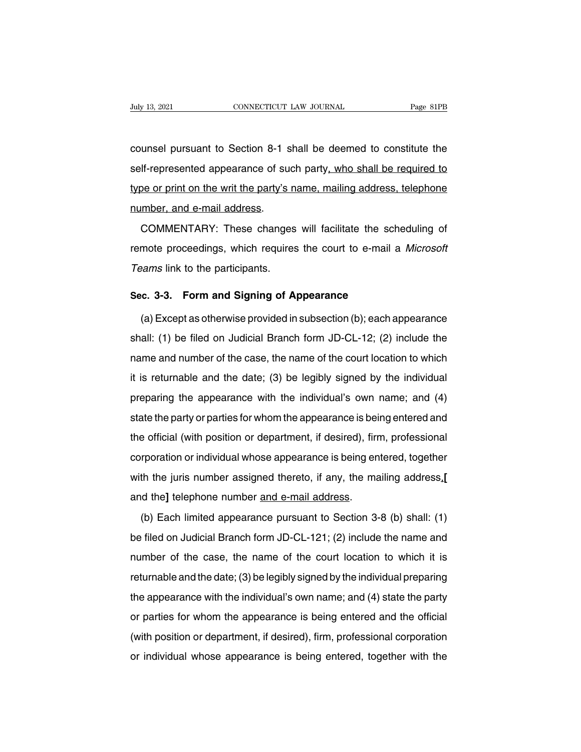counsel pursuant to Section 8-1 shall be deemed to constitute the self-represented appearance of such party<u>, who shall be required to type or print on the writ the party's name, mailing address, telephone number, and e-mail address</u>.

COMMENTARY: These changes will facilitate the scheduling of remote proceedings, which requires the court to e-mail a *Microsoft Teams* link to the participants.

**Sec. 3-3. Form and Signing of Appearance**

(a) Except as otherwise provided in subsection (b); each appearance shall: (1) be filed on Judicial Branch form JD-CL-12; (2) include the name and number of the case, the name of the court location to which it is returnable and the date; (3) be legibly signed by the individual preparing the appearance with the individual's own name; and (4) state the party or parties for whom the appearance is being entered and the official (with position or department, if desired), firm, professional corporation or individual whose appearance is being entered, together with the juris number assigned thereto, if any, the mailing address<u>,</u>**[** and the**]** telephone number <u>and e-mail address</u>.

(b) Each limited appearance pursuant to Section 3-8 (b) shall: (1) be filed on Judicial Branch form JD-CL-121; (2) include the name and number of the case, the name of the court location to which it is returnable and the date; (3) be legibly signed by the individual preparing the appearance with the individual's own name; and (4) state the party or parties for whom the appearance is being entered and the official (with position or department, if desired), firm, professional corporation or individual whose appearance is being entered, together with the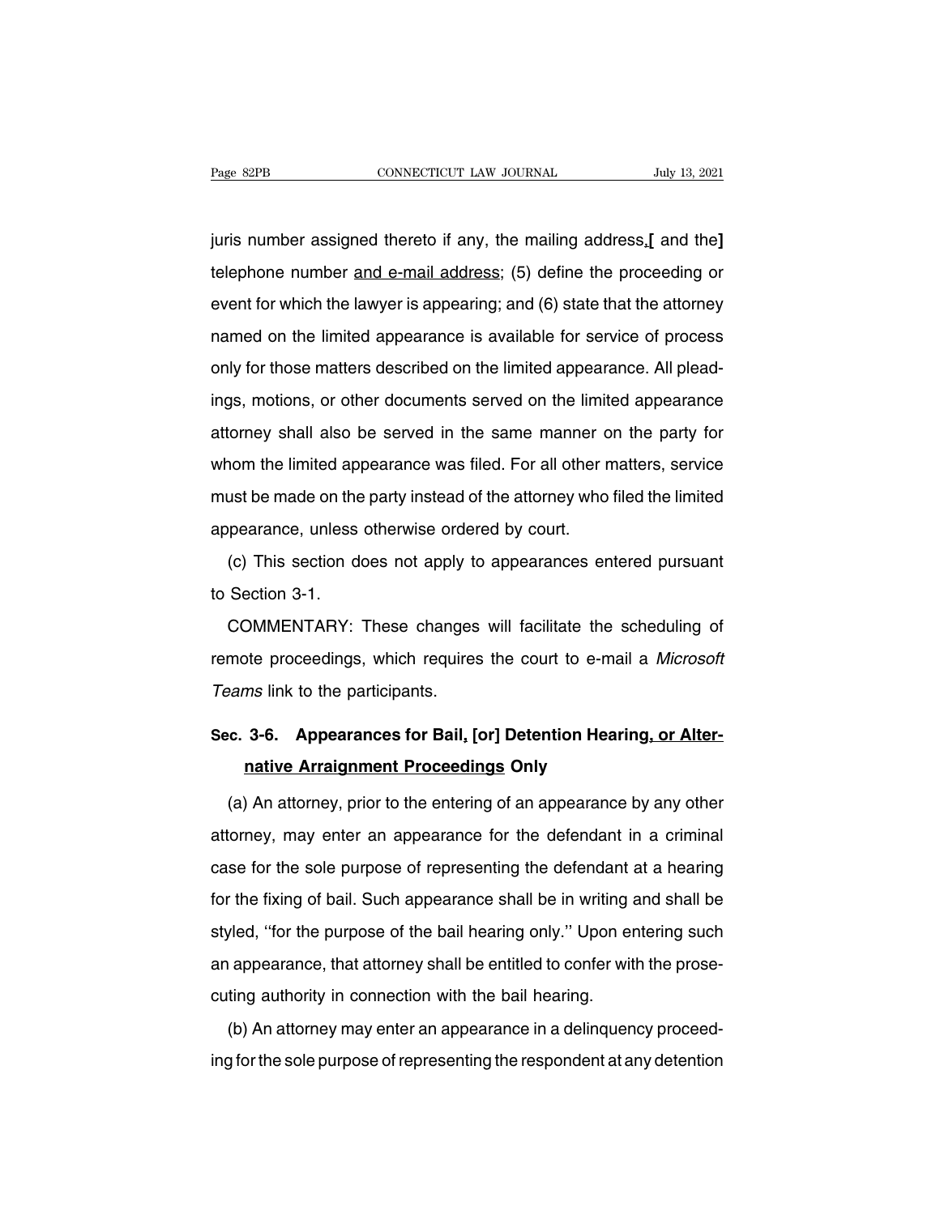juris number assigned thereto if any, the mailing address<u>,</u>[ and the] telephone number <u>and e-mail address</u>; (5) define the proceeding or event for which the lawyer is appearing; and (6) state that the attorney named on the limited appearance is available for service of process only for those matters described on the limited appearance. All pleadings, motions, or other documents served on the limited appearance attorney shall also be served in the same manner on the party for whom the limited appearance was filed. For all other matters, service must be made on the party instead of the attorney who filed the limited appearance, unless otherwise ordered by court.

(c) This section does not apply to appearances entered pursuant to Section 3-1.

COMMENTARY: These changes will facilitate the scheduling of remote proceedings, which requires the court to e-mail a *Microsoft Teams* link to the participants.

## Sec. 3-6. Appearances for Bail, [or] Detention Hearing<u>, or Alternative Arraignment Proceedings</u> Only

(a) An attorney, prior to the entering of an appearance by any other attorney, may enter an appearance for the defendant in a criminal case for the sole purpose of representing the defendant at a hearing for the fixing of bail. Such appearance shall be in writing and shall be styled, ''for the purpose of the bail hearing only.'' Upon entering such an appearance, that attorney shall be entitled to confer with the prosecuting authority in connection with the bail hearing.

(b) An attorney may enter an appearance in a delinquency proceeding for the sole purpose of representing the respondent at any detention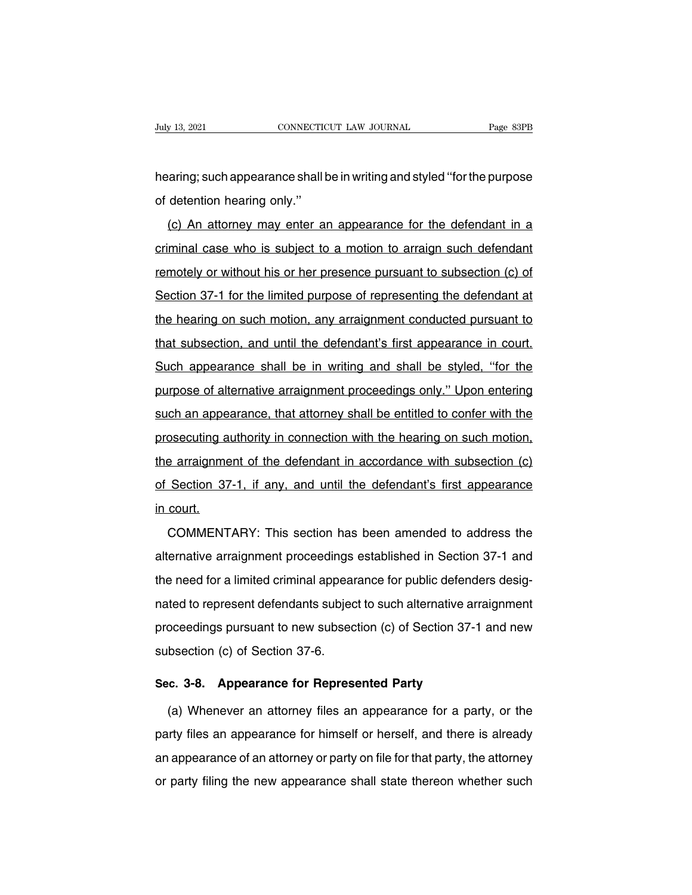hearing; such appearance shall be in writing and styled ''for the purpose of detention hearing only.''

(c) An attorney may enter an appearance for the defendant in a criminal case who is subject to a motion to arraign such defendant remotely or without his or her presence pursuant to subsection (c) of Section 37-1 for the limited purpose of representing the defendant at the hearing on such motion, any arraignment conducted pursuant to that subsection, and until the defendant's first appearance in court. Such appearance shall be in writing and shall be styled, ''for the purpose of alternative arraignment proceedings only.'' Upon entering such an appearance, that attorney shall be entitled to confer with the prosecuting authority in connection with the hearing on such motion, the arraignment of the defendant in accordance with subsection (c) of Section 37-1, if any, and until the defendant's first appearance in court.

COMMENTARY: This section has been amended to address the alternative arraignment proceedings established in Section 37-1 and the need for a limited criminal appearance for public defenders designated to represent defendants subject to such alternative arraignment proceedings pursuant to new subsection (c) of Section 37-1 and new subsection (c) of Section 37-6.

**Sec. 3-8. Appearance for Represented Party**

(a) Whenever an attorney files an appearance for a party, or the party files an appearance for himself or herself, and there is already an appearance of an attorney or party on file for that party, the attorney or party filing the new appearance shall state thereon whether such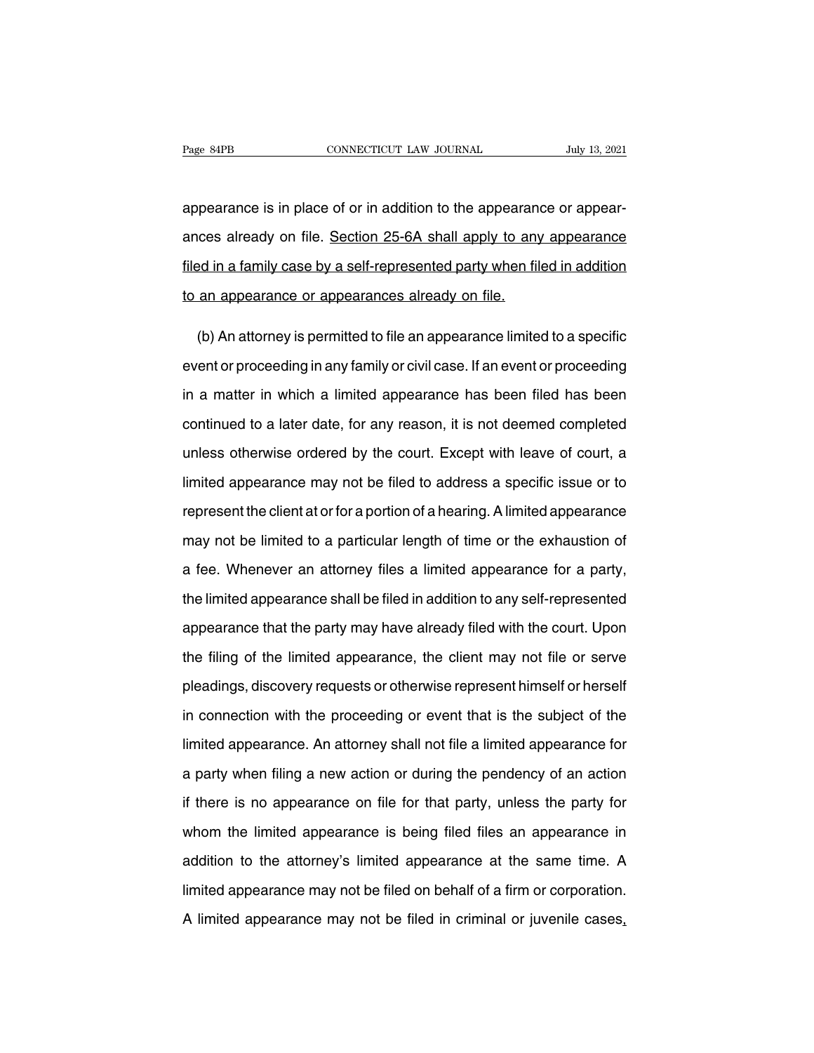appearance is in place of or in addition to the appearance or appearances already on file. Section 25-6A shall apply to any appearance filed in a family case by a self-represented party when filed in addition to an appearance or appearances already on file.

(b) An attorney is permitted to file an appearance limited to a specific event or proceeding in any family or civil case. If an event or proceeding in a matter in which a limited appearance has been filed has been continued to a later date, for any reason, it is not deemed completed unless otherwise ordered by the court. Except with leave of court, a limited appearance may not be filed to address a specific issue or to represent the client at or for a portion of a hearing. A limited appearance may not be limited to a particular length of time or the exhaustion of a fee. Whenever an attorney files a limited appearance for a party, the limited appearance shall be filed in addition to any self-represented appearance that the party may have already filed with the court. Upon the filing of the limited appearance, the client may not file or serve pleadings, discovery requests or otherwise represent himself or herself in connection with the proceeding or event that is the subject of the limited appearance. An attorney shall not file a limited appearance for a party when filing a new action or during the pendency of an action if there is no appearance on file for that party, unless the party for whom the limited appearance is being filed files an appearance in addition to the attorney's limited appearance at the same time. A limited appearance may not be filed on behalf of a firm or corporation. A limited appearance may not be filed in criminal or juvenile cases,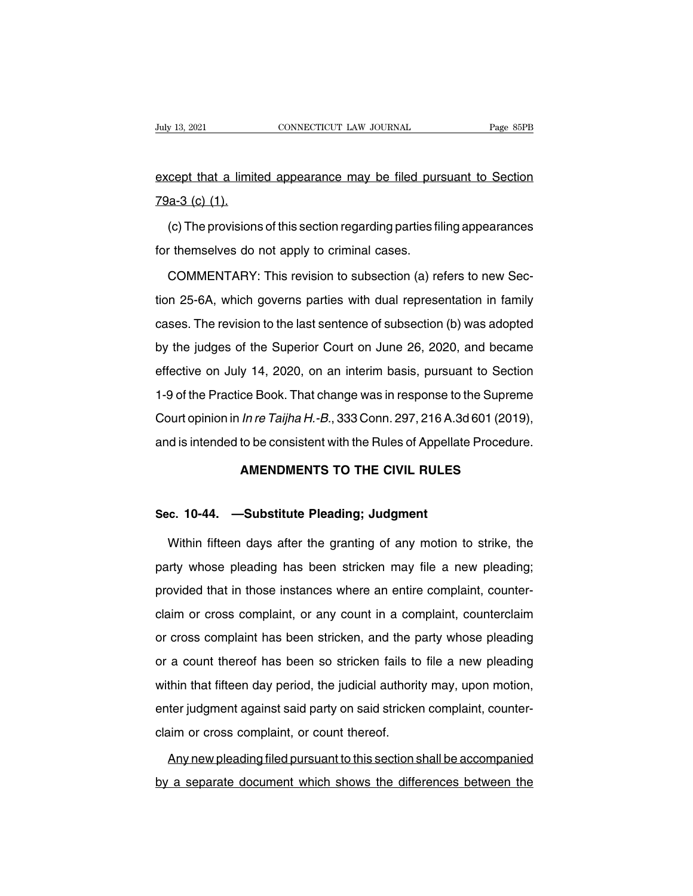except that a limited appearance may be filed pursuant to Section 79a-3 (c) (1).

(c) The provisions of this section regarding parties filing appearances for themselves do not apply to criminal cases.

COMMENTARY: This revision to subsection (a) refers to new Section 25-6A, which governs parties with dual representation in family cases. The revision to the last sentence of subsection (b) was adopted by the judges of the Superior Court on June 26, 2020, and became effective on July 14, 2020, on an interim basis, pursuant to Section 1-9 of the Practice Book. That change was in response to the Supreme Court opinion in *In re Taijha H.-B.*, 333 Conn. 297, 216 A.3d 601 (2019), and is intended to be consistent with the Rules of Appellate Procedure.

## AMENDMENTS TO THE CIVIL RULES

### Sec. 10-44. —Substitute Pleading; Judgment

Within fifteen days after the granting of any motion to strike, the party whose pleading has been stricken may file a new pleading; provided that in those instances where an entire complaint, counterclaim or cross complaint, or any count in a complaint, counterclaim or cross complaint has been stricken, and the party whose pleading or a count thereof has been so stricken fails to file a new pleading within that fifteen day period, the judicial authority may, upon motion, enter judgment against said party on said stricken complaint, counterclaim or cross complaint, or count thereof.

Any new pleading filed pursuant to this section shall be accompanied by a separate document which shows the differences between the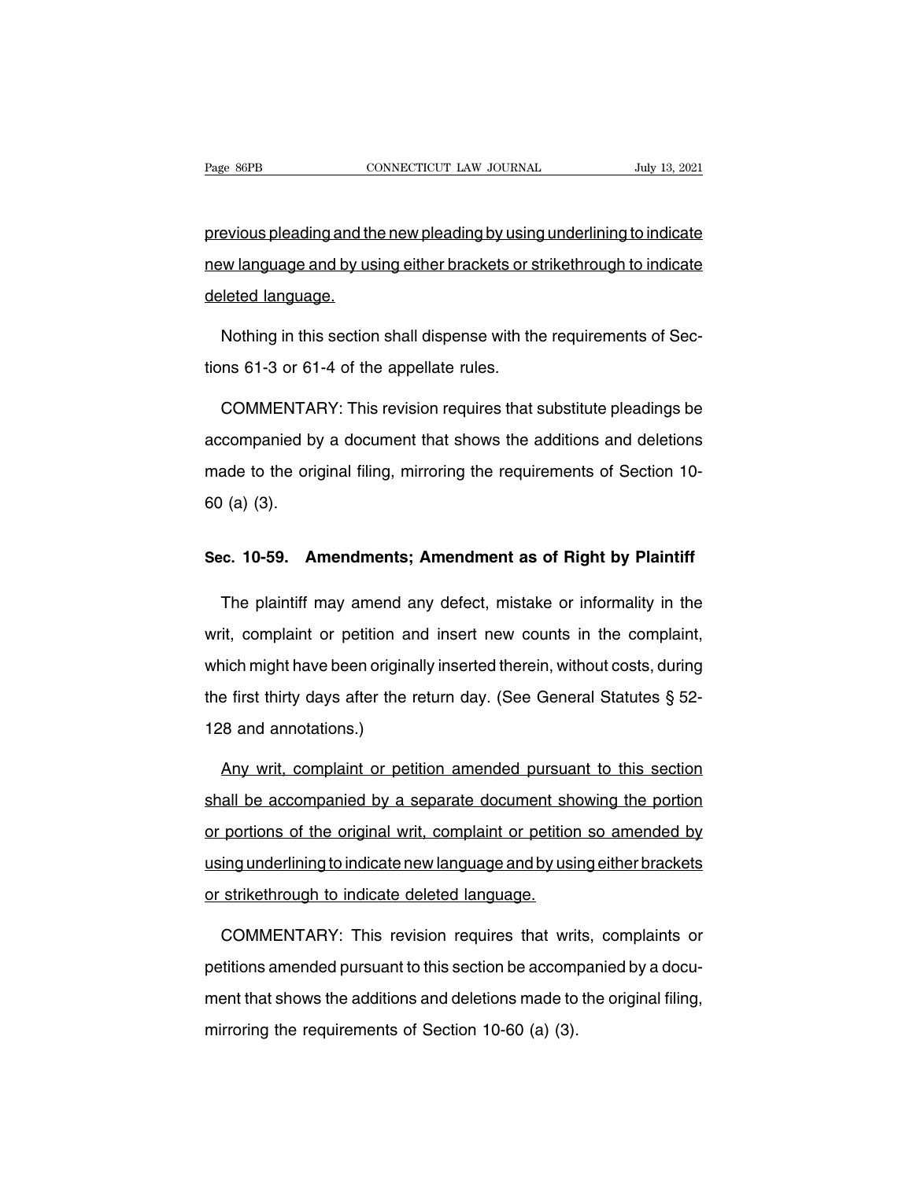previous pleading and the new pleading by using underlining to indicate new language and by using either brackets or strikethrough to indicate deleted language.

Nothing in this section shall dispense with the requirements of Sections 61-3 or 61-4 of the appellate rules.

COMMENTARY: This revision requires that substitute pleadings be accompanied by a document that shows the additions and deletions made to the original filing, mirroring the requirements of Section 10-60 (a) (3).

**Sec. 10-59. Amendments; Amendment as of Right by Plaintiff**

The plaintiff may amend any defect, mistake or informality in the writ, complaint or petition and insert new counts in the complaint, which might have been originally inserted therein, without costs, during the first thirty days after the return day. (See General Statutes § 52-128 and annotations.)

Any writ, complaint or petition amended pursuant to this section shall be accompanied by a separate document showing the portion or portions of the original writ, complaint or petition so amended by using underlining to indicate new language and by using either brackets or strikethrough to indicate deleted language.

COMMENTARY: This revision requires that writs, complaints or petitions amended pursuant to this section be accompanied by a document that shows the additions and deletions made to the original filing, mirroring the requirements of Section 10-60 (a) (3).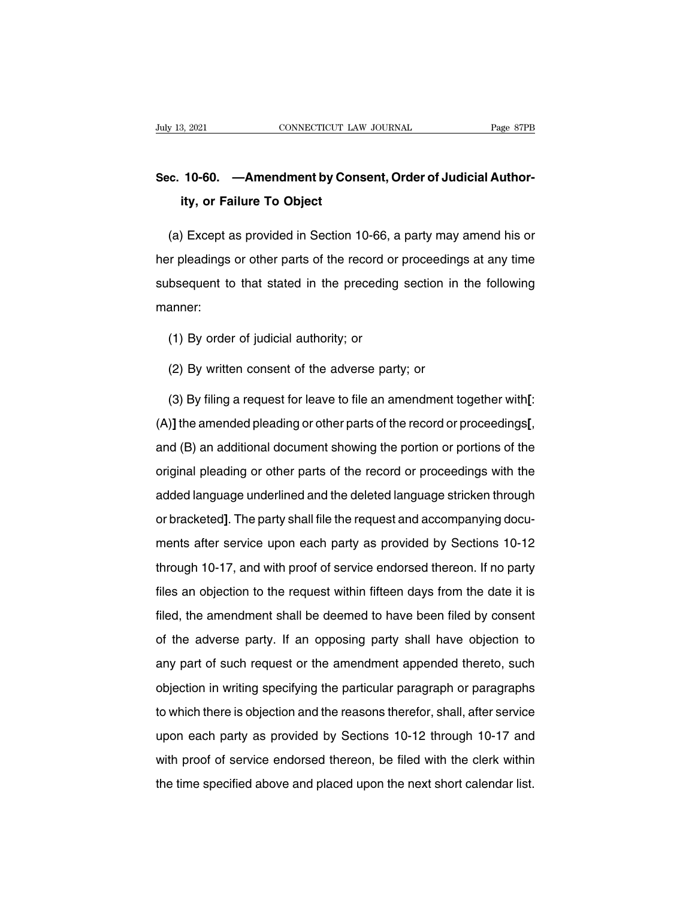## Sec. 10-60. —Amendment by Consent, Order of Judicial Authority, or Failure To Object

(a) Except as provided in Section 10-66, a party may amend his or her pleadings or other parts of the record or proceedings at any time subsequent to that stated in the preceding section in the following manner:

(1) By order of judicial authority; or

(2) By written consent of the adverse party; or

(3) By filing a request for leave to file an amendment together with**[**: (A)**]** the amended pleading or other parts of the record or proceedings**[**, and (B) an additional document showing the portion or portions of the original pleading or other parts of the record or proceedings with the added language underlined and the deleted language stricken through or bracketed**]**. The party shall file the request and accompanying documents after service upon each party as provided by Sections 10-12 through 10-17, and with proof of service endorsed thereon. If no party files an objection to the request within fifteen days from the date it is filed, the amendment shall be deemed to have been filed by consent of the adverse party. If an opposing party shall have objection to any part of such request or the amendment appended thereto, such objection in writing specifying the particular paragraph or paragraphs to which there is objection and the reasons therefor, shall, after service upon each party as provided by Sections 10-12 through 10-17 and with proof of service endorsed thereon, be filed with the clerk within the time specified above and placed upon the next short calendar list.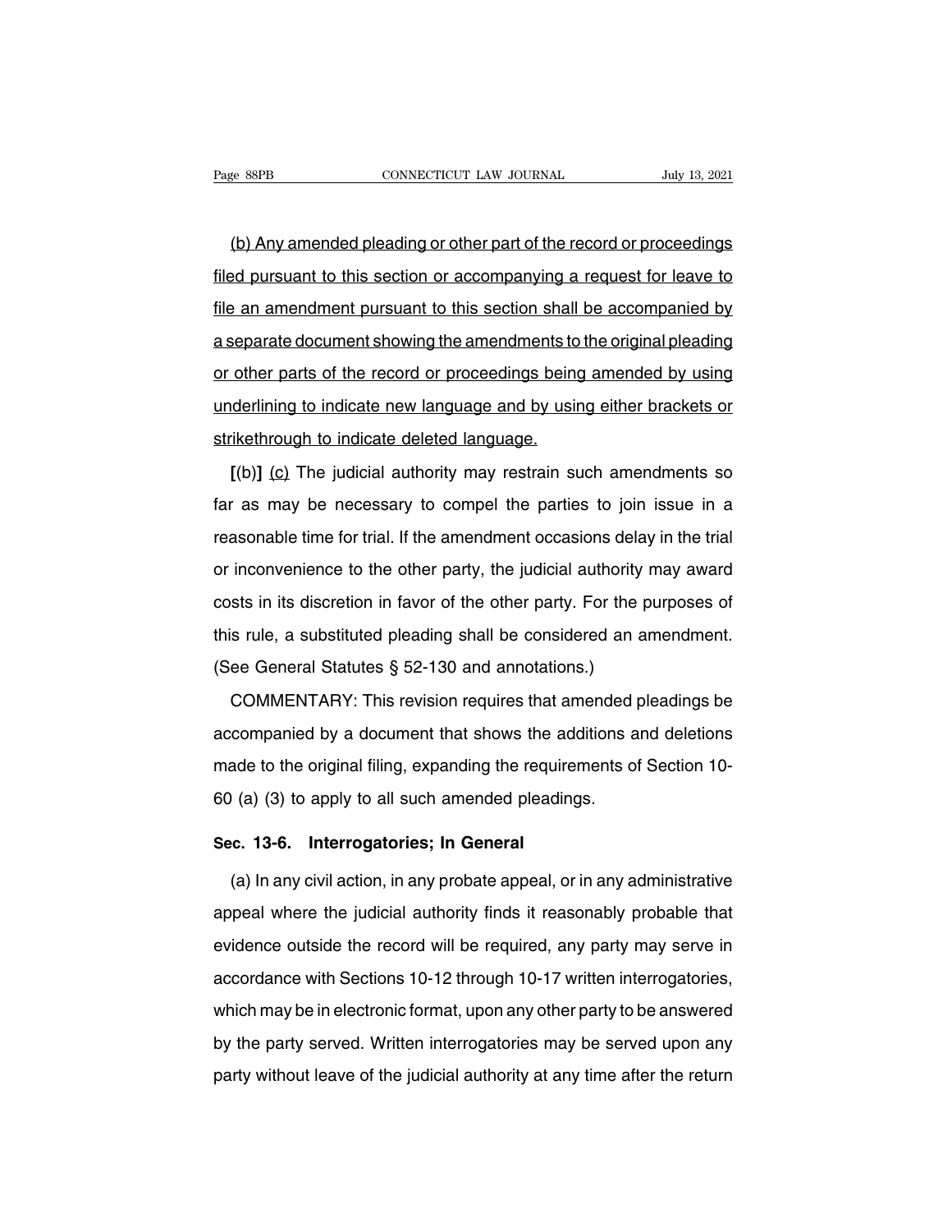<u>(b) Any amended pleading or other part of the record or proceedings filed pursuant to this section or accompanying a request for leave to file an amendment pursuant to this section shall be accompanied by a separate document showing the amendments to the original pleading or other parts of the record or proceedings being amended by using underlining to indicate new language and by using either brackets or strikethrough to indicate deleted language.</u>

**[**(b)**]** <u>(c)</u> The judicial authority may restrain such amendments so far as may be necessary to compel the parties to join issue in a reasonable time for trial. If the amendment occasions delay in the trial or inconvenience to the other party, the judicial authority may award costs in its discretion in favor of the other party. For the purposes of this rule, a substituted pleading shall be considered an amendment. (See General Statutes § 52-130 and annotations.)

COMMENTARY: This revision requires that amended pleadings be accompanied by a document that shows the additions and deletions made to the original filing, expanding the requirements of Section 10-60 (a) (3) to apply to all such amended pleadings.

**Sec. 13-6. Interrogatories; In General**

(a) In any civil action, in any probate appeal, or in any administrative appeal where the judicial authority finds it reasonably probable that evidence outside the record will be required, any party may serve in accordance with Sections 10-12 through 10-17 written interrogatories, which may be in electronic format, upon any other party to be answered by the party served. Written interrogatories may be served upon any party without leave of the judicial authority at any time after the return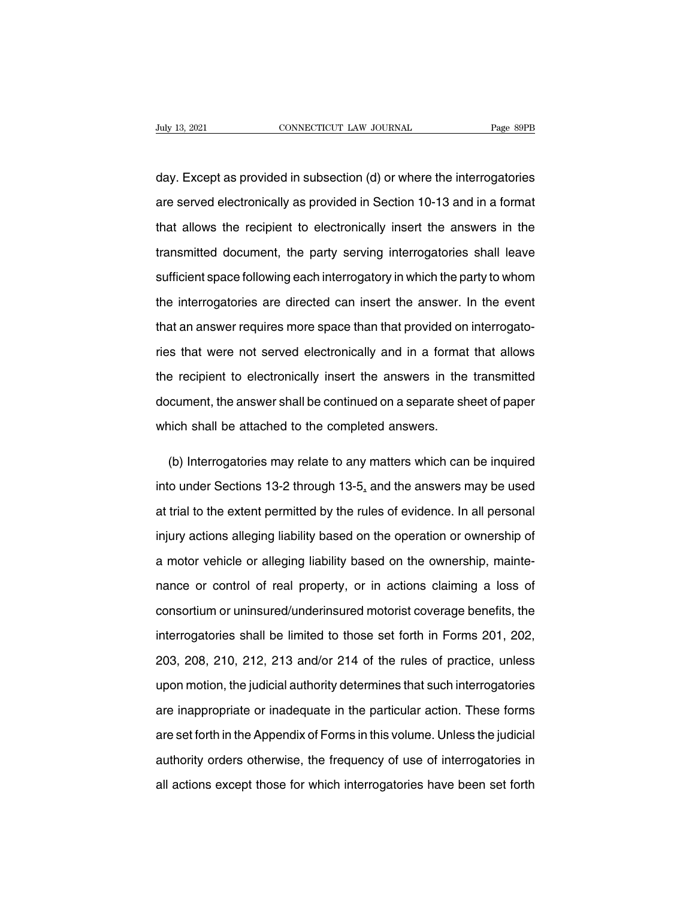day. Except as provided in subsection (d) or where the interrogatories are served electronically as provided in Section 10-13 and in a format that allows the recipient to electronically insert the answers in the transmitted document, the party serving interrogatories shall leave sufficient space following each interrogatory in which the party to whom the interrogatories are directed can insert the answer. In the event that an answer requires more space than that provided on interrogatories that were not served electronically and in a format that allows the recipient to electronically insert the answers in the transmitted document, the answer shall be continued on a separate sheet of paper which shall be attached to the completed answers.

(b) Interrogatories may relate to any matters which can be inquired into under Sections 13-2 through 13-5, and the answers may be used at trial to the extent permitted by the rules of evidence. In all personal injury actions alleging liability based on the operation or ownership of a motor vehicle or alleging liability based on the ownership, maintenance or control of real property, or in actions claiming a loss of consortium or uninsured/underinsured motorist coverage benefits, the interrogatories shall be limited to those set forth in Forms 201, 202, 203, 208, 210, 212, 213 and/or 214 of the rules of practice, unless upon motion, the judicial authority determines that such interrogatories are inappropriate or inadequate in the particular action. These forms are set forth in the Appendix of Forms in this volume. Unless the judicial authority orders otherwise, the frequency of use of interrogatories in all actions except those for which interrogatories have been set forth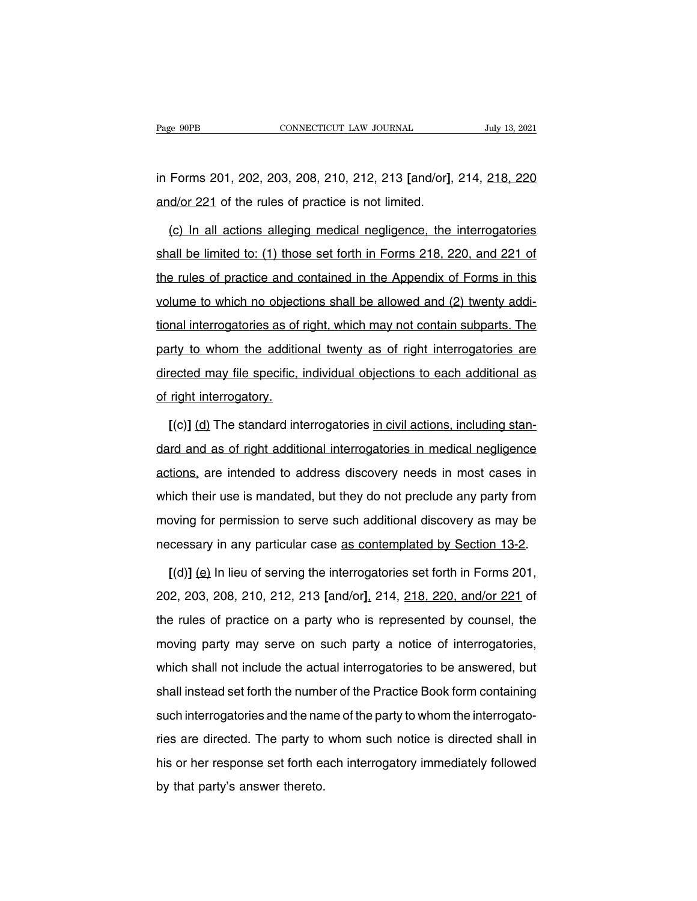in Forms 201, 202, 203, 208, 210, 212, 213 **[**and/or**]**, 214, <u>218, 220 and/or 221</u> of the rules of practice is not limited.

<u>(c) In all actions alleging medical negligence, the interrogatories shall be limited to: (1) those set forth in Forms 218, 220, and 221 of the rules of practice and contained in the Appendix of Forms in this volume to which no objections shall be allowed and (2) twenty additional interrogatories as of right, which may not contain subparts. The party to whom the additional twenty as of right interrogatories are directed may file specific, individual objections to each additional as of right interrogatory.</u>

**[**(c)**]** <u>(d)</u> The standard interrogatories <u>in civil actions, including standard and as of right additional interrogatories in medical negligence actions,</u> are intended to address discovery needs in most cases in which their use is mandated, but they do not preclude any party from moving for permission to serve such additional discovery as may be necessary in any particular case <u>as contemplated by Section 13-2</u>.

**[**(d)**]** <u>(e)</u> In lieu of serving the interrogatories set forth in Forms 201, 202, 203, 208, 210, 212, 213 **[**and/or**]**<u>,</u> 214, <u>218, 220, and/or 221</u> of the rules of practice on a party who is represented by counsel, the moving party may serve on such party a notice of interrogatories, which shall not include the actual interrogatories to be answered, but shall instead set forth the number of the Practice Book form containing such interrogatories and the name of the party to whom the interrogatories are directed. The party to whom such notice is directed shall in his or her response set forth each interrogatory immediately followed by that party's answer thereto.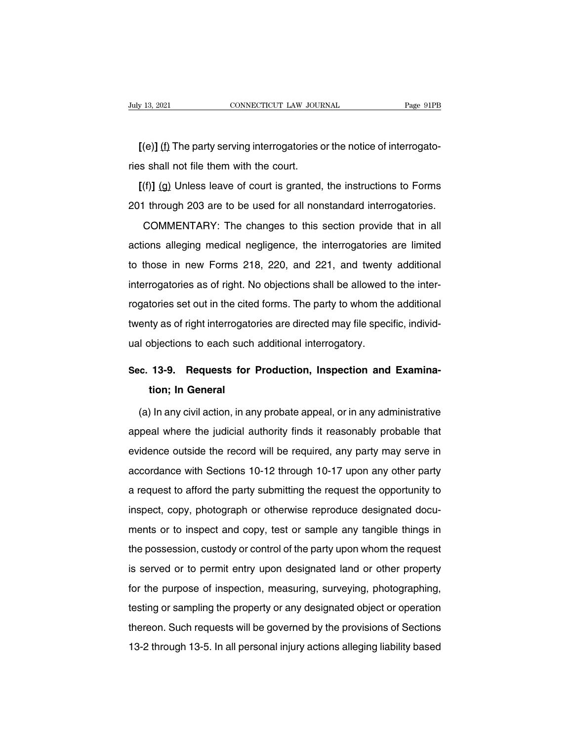**[**(e)**]** <u>(f)</u> The party serving interrogatories or the notice of interrogatories shall not file them with the court.

**[**(f)**]** <u>(g)</u> Unless leave of court is granted, the instructions to Forms 201 through 203 are to be used for all nonstandard interrogatories.

COMMENTARY: The changes to this section provide that in all actions alleging medical negligence, the interrogatories are limited to those in new Forms 218, 220, and 221, and twenty additional interrogatories as of right. No objections shall be allowed to the interrogatories set out in the cited forms. The party to whom the additional twenty as of right interrogatories are directed may file specific, individual objections to each such additional interrogatory.

## Sec. 13-9. Requests for Production, Inspection and Examination; In General

(a) In any civil action, in any probate appeal, or in any administrative appeal where the judicial authority finds it reasonably probable that evidence outside the record will be required, any party may serve in accordance with Sections 10-12 through 10-17 upon any other party a request to afford the party submitting the request the opportunity to inspect, copy, photograph or otherwise reproduce designated documents or to inspect and copy, test or sample any tangible things in the possession, custody or control of the party upon whom the request is served or to permit entry upon designated land or other property for the purpose of inspection, measuring, surveying, photographing, testing or sampling the property or any designated object or operation thereon. Such requests will be governed by the provisions of Sections 13-2 through 13-5. In all personal injury actions alleging liability based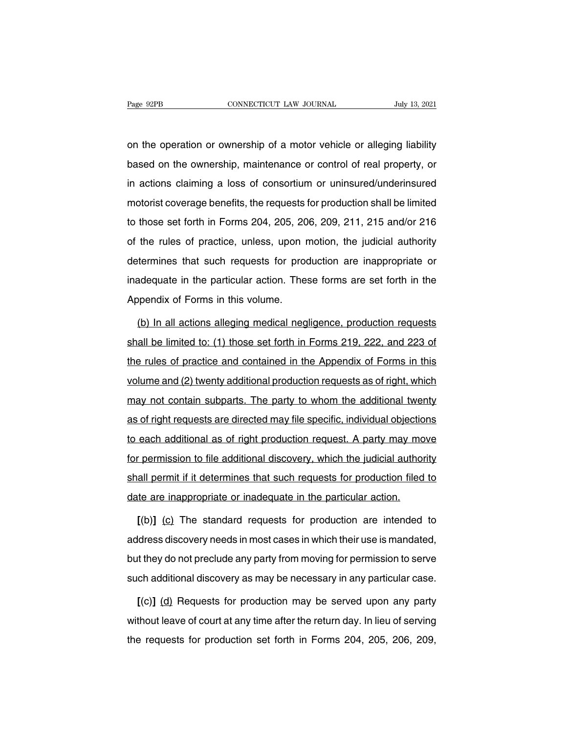on the operation or ownership of a motor vehicle or alleging liability based on the ownership, maintenance or control of real property, or in actions claiming a loss of consortium or uninsured/underinsured motorist coverage benefits, the requests for production shall be limited to those set forth in Forms 204, 205, 206, 209, 211, 215 and/or 216 of the rules of practice, unless, upon motion, the judicial authority determines that such requests for production are inappropriate or inadequate in the particular action. These forms are set forth in the Appendix of Forms in this volume.

<u>(b) In all actions alleging medical negligence, production requests shall be limited to: (1) those set forth in Forms 219, 222, and 223 of the rules of practice and contained in the Appendix of Forms in this volume and (2) twenty additional production requests as of right, which may not contain subparts. The party to whom the additional twenty as of right requests are directed may file specific, individual objections to each additional as of right production request. A party may move for permission to file additional discovery, which the judicial authority shall permit if it determines that such requests for production filed to date are inappropriate or inadequate in the particular action.</u>

**[**(b)**]** <u>(c)</u> The standard requests for production are intended to address discovery needs in most cases in which their use is mandated, but they do not preclude any party from moving for permission to serve such additional discovery as may be necessary in any particular case.

**[**(c)**]** <u>(d)</u> Requests for production may be served upon any party without leave of court at any time after the return day. In lieu of serving the requests for production set forth in Forms 204, 205, 206, 209,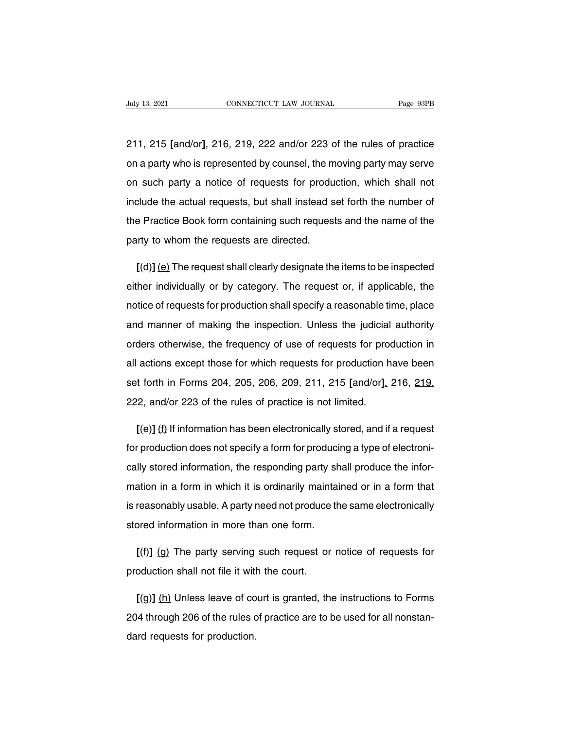211, 215 **[**and/or**]**, 216, 219, 222 and/or 223 of the rules of practice on a party who is represented by counsel, the moving party may serve on such party a notice of requests for production, which shall not include the actual requests, but shall instead set forth the number of the Practice Book form containing such requests and the name of the party to whom the requests are directed.

**[**(d)**]** (e) The request shall clearly designate the items to be inspected either individually or by category. The request or, if applicable, the notice of requests for production shall specify a reasonable time, place and manner of making the inspection. Unless the judicial authority orders otherwise, the frequency of use of requests for production in all actions except those for which requests for production have been set forth in Forms 204, 205, 206, 209, 211, 215 **[**and/or**]**, 216, 219, 222, and/or 223 of the rules of practice is not limited.

**[**(e)**]** (f) If information has been electronically stored, and if a request for production does not specify a form for producing a type of electronically stored information, the responding party shall produce the information in a form in which it is ordinarily maintained or in a form that is reasonably usable. A party need not produce the same electronically stored information in more than one form.

**[**(f)**]** (g) The party serving such request or notice of requests for production shall not file it with the court.

**[**(g)**]** (h) Unless leave of court is granted, the instructions to Forms 204 through 206 of the rules of practice are to be used for all nonstandard requests for production.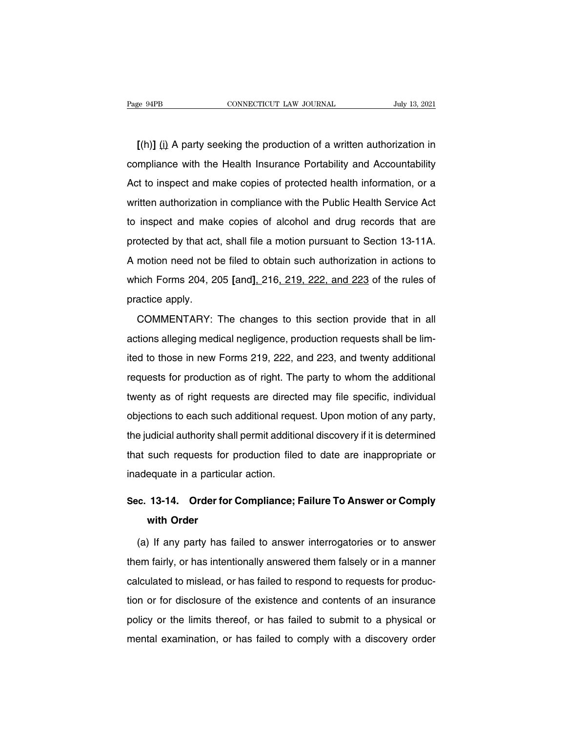**[**(h)**]** (i) A party seeking the production of a written authorization in compliance with the Health Insurance Portability and Accountability Act to inspect and make copies of protected health information, or a written authorization in compliance with the Public Health Service Act to inspect and make copies of alcohol and drug records that are protected by that act, shall file a motion pursuant to Section 13-11A. A motion need not be filed to obtain such authorization in actions to which Forms 204, 205 **[**and**]**, 216, 219, 222, and 223 of the rules of practice apply.

COMMENTARY: The changes to this section provide that in all actions alleging medical negligence, production requests shall be limited to those in new Forms 219, 222, and 223, and twenty additional requests for production as of right. The party to whom the additional twenty as of right requests are directed may file specific, individual objections to each such additional request. Upon motion of any party, the judicial authority shall permit additional discovery if it is determined that such requests for production filed to date are inappropriate or inadequate in a particular action.

## Sec. 13-14. Order for Compliance; Failure To Answer or Comply with Order

(a) If any party has failed to answer interrogatories or to answer them fairly, or has intentionally answered them falsely or in a manner calculated to mislead, or has failed to respond to requests for production or for disclosure of the existence and contents of an insurance policy or the limits thereof, or has failed to submit to a physical or mental examination, or has failed to comply with a discovery order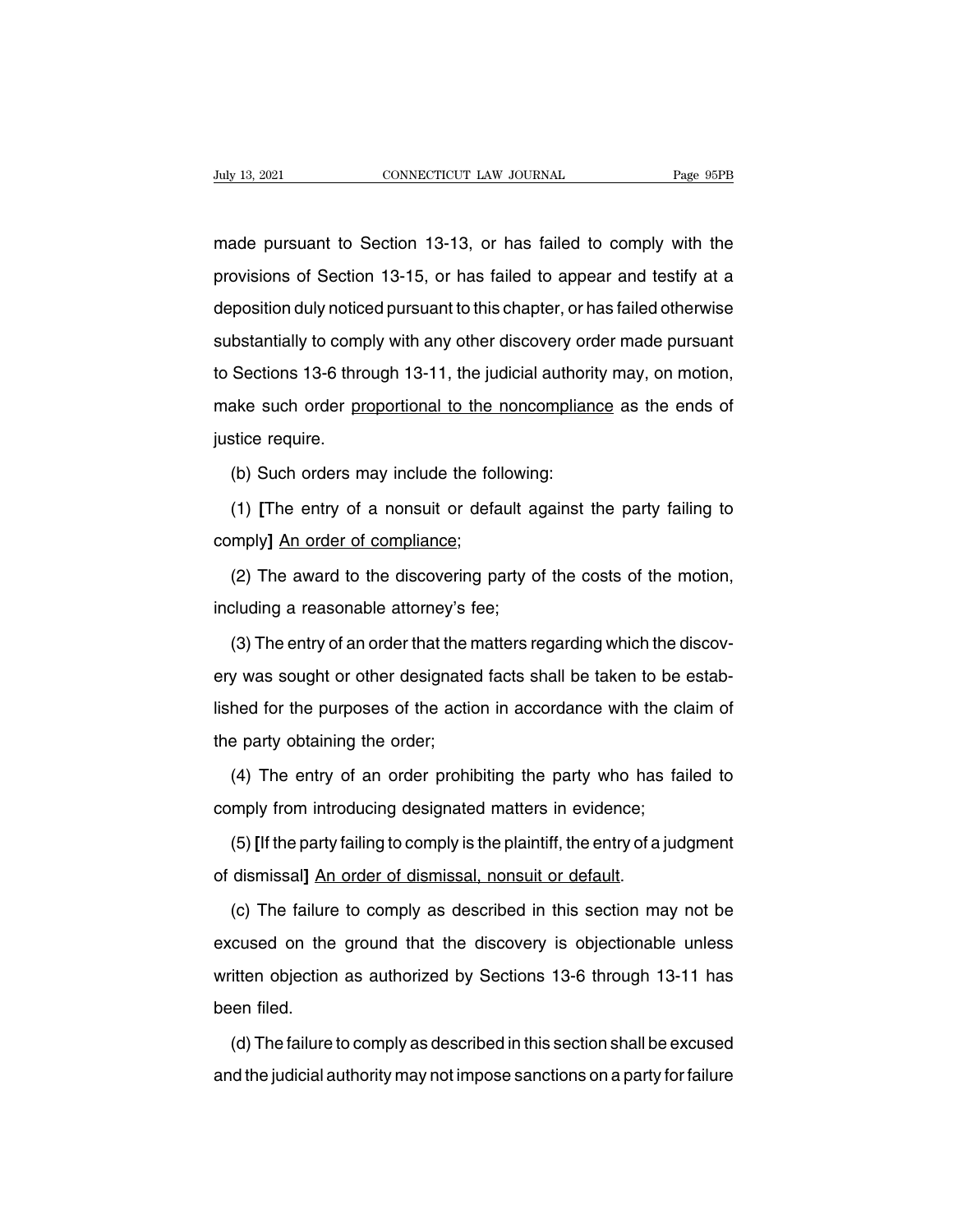made pursuant to Section 13-13, or has failed to comply with the provisions of Section 13-15, or has failed to appear and testify at a deposition duly noticed pursuant to this chapter, or has failed otherwise substantially to comply with any other discovery order made pursuant to Sections 13-6 through 13-11, the judicial authority may, on motion, make such order <u>proportional to the noncompliance</u> as the ends of justice require.

(b) Such orders may include the following:

(1) **[**The entry of a nonsuit or default against the party failing to comply**]** <u>An order of compliance</u>;

(2) The award to the discovering party of the costs of the motion, including a reasonable attorney's fee;

(3) The entry of an order that the matters regarding which the discovery was sought or other designated facts shall be taken to be established for the purposes of the action in accordance with the claim of the party obtaining the order;

(4) The entry of an order prohibiting the party who has failed to comply from introducing designated matters in evidence;

(5) **[**If the party failing to comply is the plaintiff, the entry of a judgment of dismissal**]** <u>An order of dismissal, nonsuit or default</u>.

(c) The failure to comply as described in this section may not be excused on the ground that the discovery is objectionable unless written objection as authorized by Sections 13-6 through 13-11 has been filed.

(d) The failure to comply as described in this section shall be excused and the judicial authority may not impose sanctions on a party for failure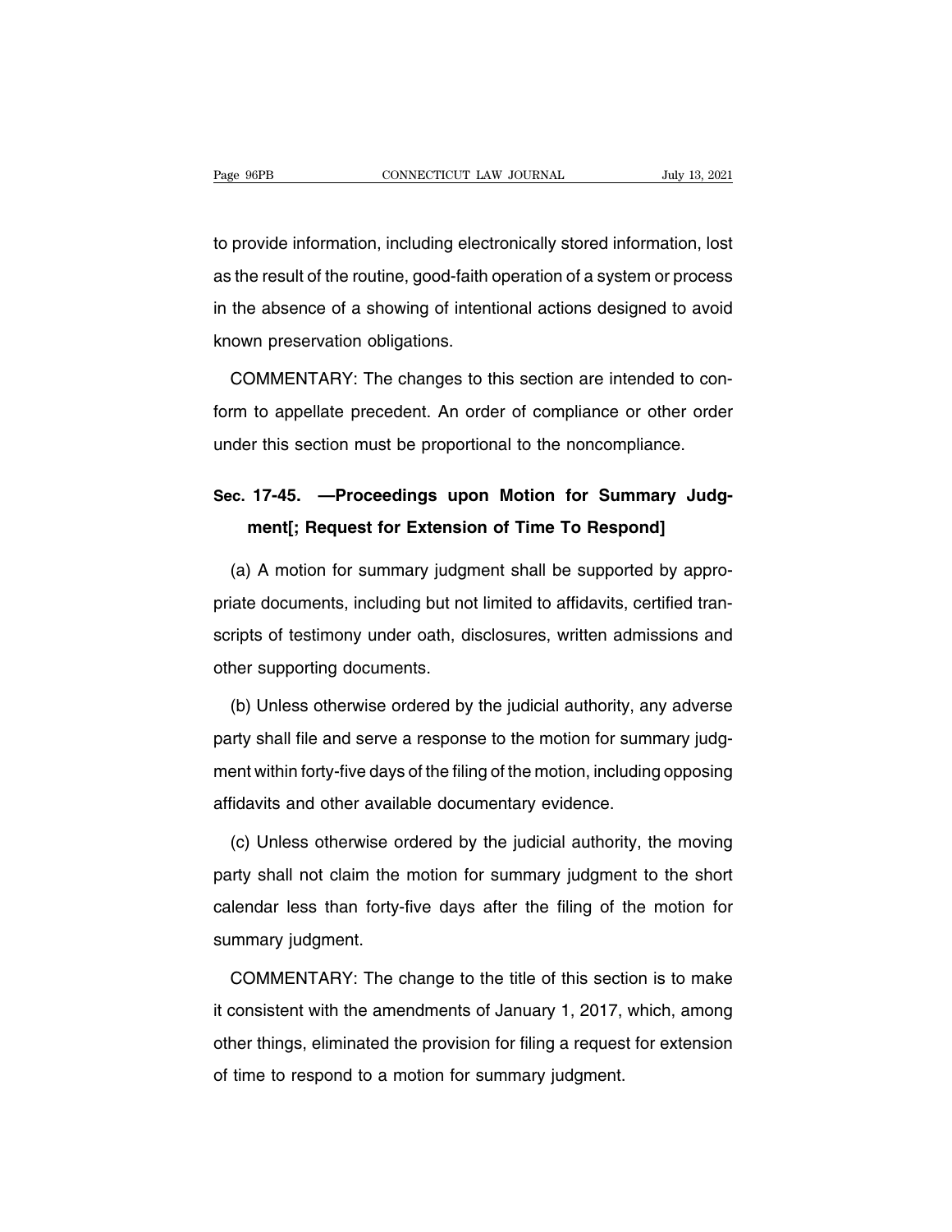to provide information, including electronically stored information, lost as the result of the routine, good-faith operation of a system or process in the absence of a showing of intentional actions designed to avoid known preservation obligations.

COMMENTARY: The changes to this section are intended to conform to appellate precedent. An order of compliance or other order under this section must be proportional to the noncompliance.

**Sec. 17-45. —Proceedings upon Motion for Summary Judgment[; Request for Extension of Time To Respond]**

(a) A motion for summary judgment shall be supported by appropriate documents, including but not limited to affidavits, certified transcripts of testimony under oath, disclosures, written admissions and other supporting documents.

(b) Unless otherwise ordered by the judicial authority, any adverse party shall file and serve a response to the motion for summary judgment within forty-five days of the filing of the motion, including opposing affidavits and other available documentary evidence.

(c) Unless otherwise ordered by the judicial authority, the moving party shall not claim the motion for summary judgment to the short calendar less than forty-five days after the filing of the motion for summary judgment.

COMMENTARY: The change to the title of this section is to make it consistent with the amendments of January 1, 2017, which, among other things, eliminated the provision for filing a request for extension of time to respond to a motion for summary judgment.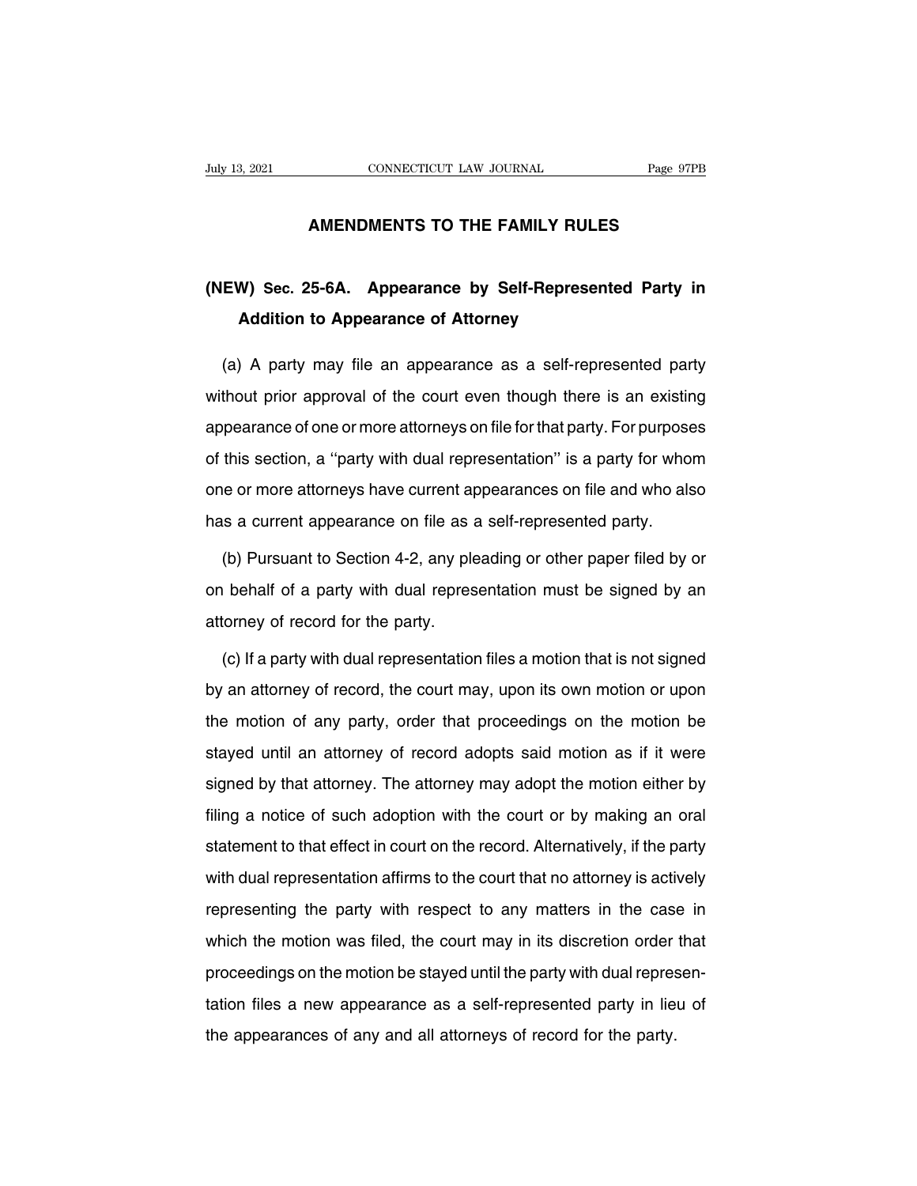# AMENDMENTS TO THE FAMILY RULES

## (NEW) Sec. 25-6A. Appearance by Self-Represented Party in Addition to Appearance of Attorney

(a) A party may file an appearance as a self-represented party without prior approval of the court even though there is an existing appearance of one or more attorneys on file for that party. For purposes of this section, a ''party with dual representation'' is a party for whom one or more attorneys have current appearances on file and who also has a current appearance on file as a self-represented party.

(b) Pursuant to Section 4-2, any pleading or other paper filed by or on behalf of a party with dual representation must be signed by an attorney of record for the party.

(c) If a party with dual representation files a motion that is not signed by an attorney of record, the court may, upon its own motion or upon the motion of any party, order that proceedings on the motion be stayed until an attorney of record adopts said motion as if it were signed by that attorney. The attorney may adopt the motion either by filing a notice of such adoption with the court or by making an oral statement to that effect in court on the record. Alternatively, if the party with dual representation affirms to the court that no attorney is actively representing the party with respect to any matters in the case in which the motion was filed, the court may in its discretion order that proceedings on the motion be stayed until the party with dual representation files a new appearance as a self-represented party in lieu of the appearances of any and all attorneys of record for the party.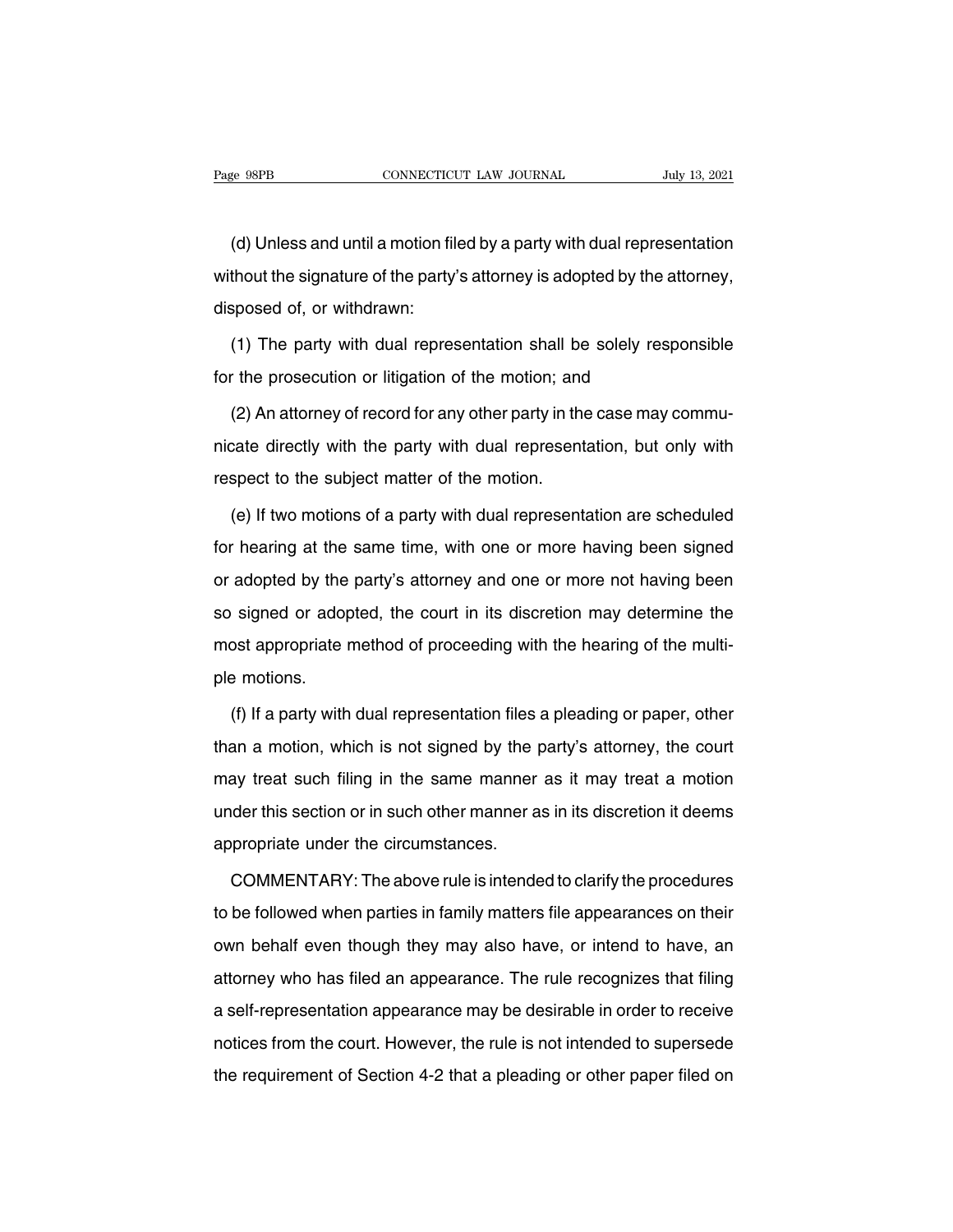(d) Unless and until a motion filed by a party with dual representation without the signature of the party's attorney is adopted by the attorney, disposed of, or withdrawn:

(1) The party with dual representation shall be solely responsible for the prosecution or litigation of the motion; and

(2) An attorney of record for any other party in the case may communicate directly with the party with dual representation, but only with respect to the subject matter of the motion.

(e) If two motions of a party with dual representation are scheduled for hearing at the same time, with one or more having been signed or adopted by the party's attorney and one or more not having been so signed or adopted, the court in its discretion may determine the most appropriate method of proceeding with the hearing of the multiple motions.

(f) If a party with dual representation files a pleading or paper, other than a motion, which is not signed by the party's attorney, the court may treat such filing in the same manner as it may treat a motion under this section or in such other manner as in its discretion it deems appropriate under the circumstances.

COMMENTARY: The above rule is intended to clarify the procedures to be followed when parties in family matters file appearances on their own behalf even though they may also have, or intend to have, an attorney who has filed an appearance. The rule recognizes that filing a self-representation appearance may be desirable in order to receive notices from the court. However, the rule is not intended to supersede the requirement of Section 4-2 that a pleading or other paper filed on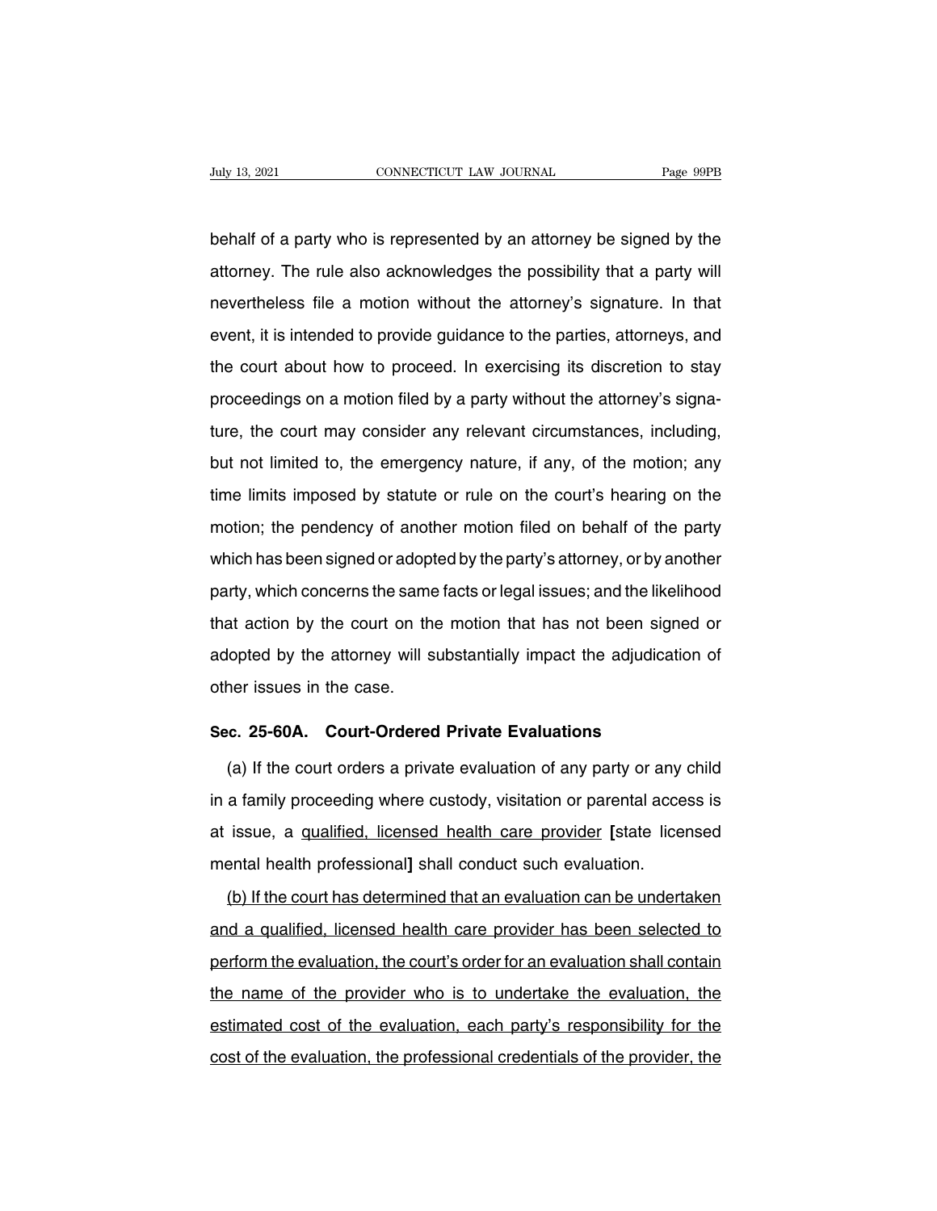behalf of a party who is represented by an attorney be signed by the attorney. The rule also acknowledges the possibility that a party will nevertheless file a motion without the attorney's signature. In that event, it is intended to provide guidance to the parties, attorneys, and the court about how to proceed. In exercising its discretion to stay proceedings on a motion filed by a party without the attorney's signature, the court may consider any relevant circumstances, including, but not limited to, the emergency nature, if any, of the motion; any time limits imposed by statute or rule on the court's hearing on the motion; the pendency of another motion filed on behalf of the party which has been signed or adopted by the party's attorney, or by another party, which concerns the same facts or legal issues; and the likelihood that action by the court on the motion that has not been signed or adopted by the attorney will substantially impact the adjudication of other issues in the case.

**Sec. 25-60A. Court-Ordered Private Evaluations**

(a) If the court orders a private evaluation of any party or any child in a family proceeding where custody, visitation or parental access is at issue, a <u>qualified, licensed health care provider</u> [state licensed mental health professional] shall conduct such evaluation.

<u>(b) If the court has determined that an evaluation can be undertaken and a qualified, licensed health care provider has been selected to perform the evaluation, the court's order for an evaluation shall contain the name of the provider who is to undertake the evaluation, the estimated cost of the evaluation, each party's responsibility for the cost of the evaluation, the professional credentials of the provider, the</u>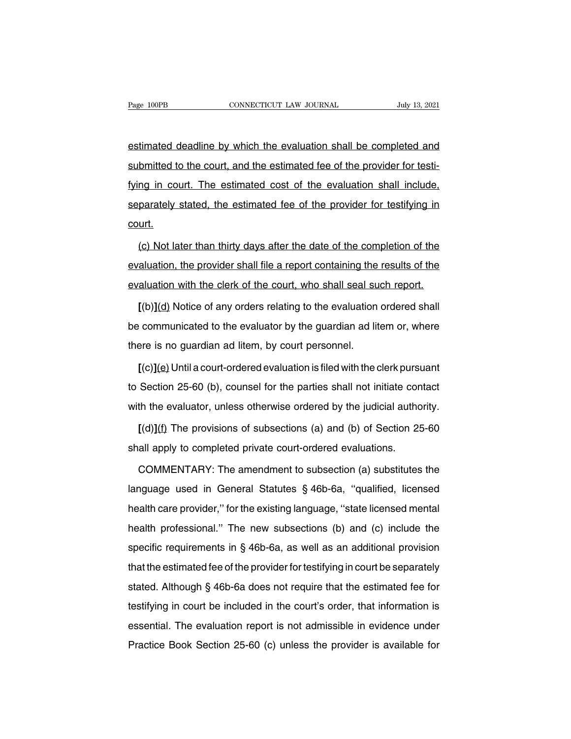estimated deadline by which the evaluation shall be completed and submitted to the court, and the estimated fee of the provider for testifying in court. The estimated cost of the evaluation shall include, separately stated, the estimated fee of the provider for testifying in court.

(c) Not later than thirty days after the date of the completion of the evaluation, the provider shall file a report containing the results of the evaluation with the clerk of the court, who shall seal such report.

[(b)](d) Notice of any orders relating to the evaluation ordered shall be communicated to the evaluator by the guardian ad litem or, where there is no guardian ad litem, by court personnel.

[(c)](e) Until a court-ordered evaluation is filed with the clerk pursuant to Section 25-60 (b), counsel for the parties shall not initiate contact with the evaluator, unless otherwise ordered by the judicial authority.

[(d)](f) The provisions of subsections (a) and (b) of Section 25-60 shall apply to completed private court-ordered evaluations.

COMMENTARY: The amendment to subsection (a) substitutes the language used in General Statutes § 46b-6a, ''qualified, licensed health care provider,'' for the existing language, ''state licensed mental health professional.'' The new subsections (b) and (c) include the specific requirements in § 46b-6a, as well as an additional provision that the estimated fee of the provider for testifying in court be separately stated. Although § 46b-6a does not require that the estimated fee for testifying in court be included in the court's order, that information is essential. The evaluation report is not admissible in evidence under Practice Book Section 25-60 (c) unless the provider is available for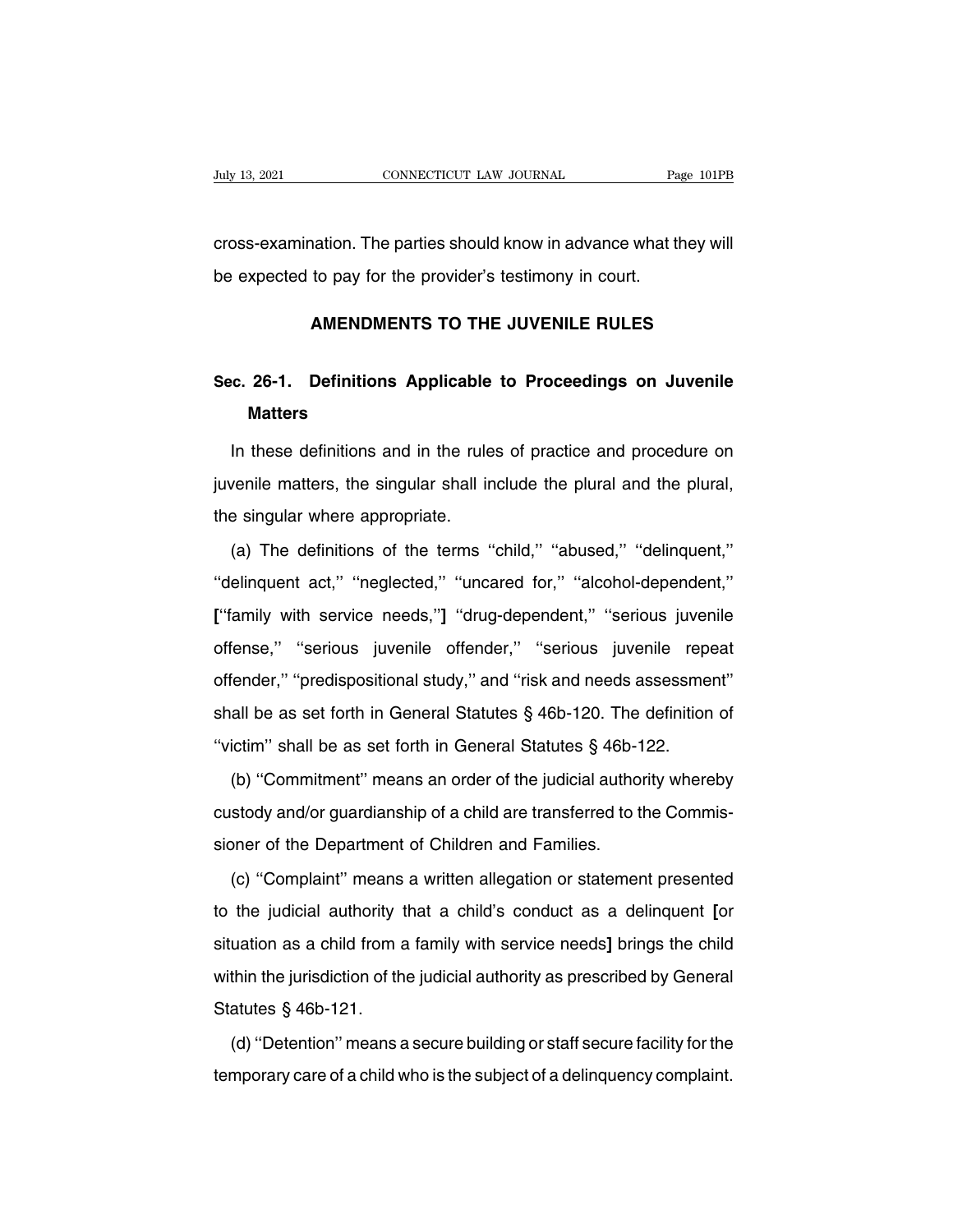cross-examination. The parties should know in advance what they will be expected to pay for the provider's testimony in court.

## AMENDMENTS TO THE JUVENILE RULES

### Sec. 26-1. Definitions Applicable to Proceedings on Juvenile Matters

In these definitions and in the rules of practice and procedure on juvenile matters, the singular shall include the plural and the plural, the singular where appropriate.

(a) The definitions of the terms ''child,'' ''abused,'' ''delinquent,'' ''delinquent act,'' ''neglected,'' ''uncared for,'' ''alcohol-dependent,'' **[**''family with service needs,''**]** ''drug-dependent,'' ''serious juvenile offense,'' ''serious juvenile offender,'' ''serious juvenile repeat offender,'' ''predispositional study,'' and ''risk and needs assessment'' shall be as set forth in General Statutes § 46b-120. The definition of ''victim'' shall be as set forth in General Statutes § 46b-122.

(b) ''Commitment'' means an order of the judicial authority whereby custody and/or guardianship of a child are transferred to the Commissioner of the Department of Children and Families.

(c) ''Complaint'' means a written allegation or statement presented to the judicial authority that a child's conduct as a delinquent **[**or situation as a child from a family with service needs**]** brings the child within the jurisdiction of the judicial authority as prescribed by General Statutes § 46b-121.

(d) ''Detention'' means a secure building or staff secure facility for the temporary care of a child who is the subject of a delinquency complaint.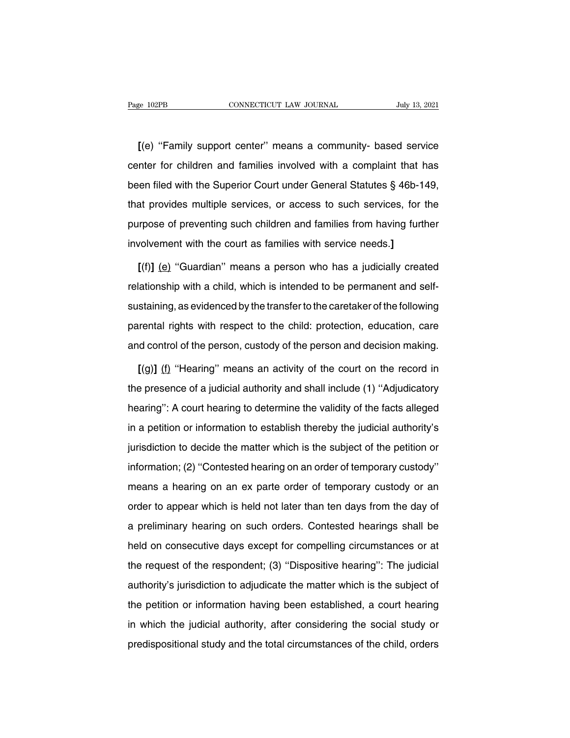**[**(e) ''Family support center'' means a community- based service center for children and families involved with a complaint that has been filed with the Superior Court under General Statutes § 46b-149, that provides multiple services, or access to such services, for the purpose of preventing such children and families from having further involvement with the court as families with service needs.**]**

**[**(f)**]** <u>(e)</u> ''Guardian'' means a person who has a judicially created relationship with a child, which is intended to be permanent and self-sustaining, as evidenced by the transfer to the caretaker of the following parental rights with respect to the child: protection, education, care and control of the person, custody of the person and decision making.

**[**(g)**]** <u>(f)</u> ''Hearing'' means an activity of the court on the record in the presence of a judicial authority and shall include (1) ''Adjudicatory hearing'': A court hearing to determine the validity of the facts alleged in a petition or information to establish thereby the judicial authority's jurisdiction to decide the matter which is the subject of the petition or information; (2) ''Contested hearing on an order of temporary custody'' means a hearing on an ex parte order of temporary custody or an order to appear which is held not later than ten days from the day of a preliminary hearing on such orders. Contested hearings shall be held on consecutive days except for compelling circumstances or at the request of the respondent; (3) ''Dispositive hearing'': The judicial authority's jurisdiction to adjudicate the matter which is the subject of the petition or information having been established, a court hearing in which the judicial authority, after considering the social study or predispositional study and the total circumstances of the child, orders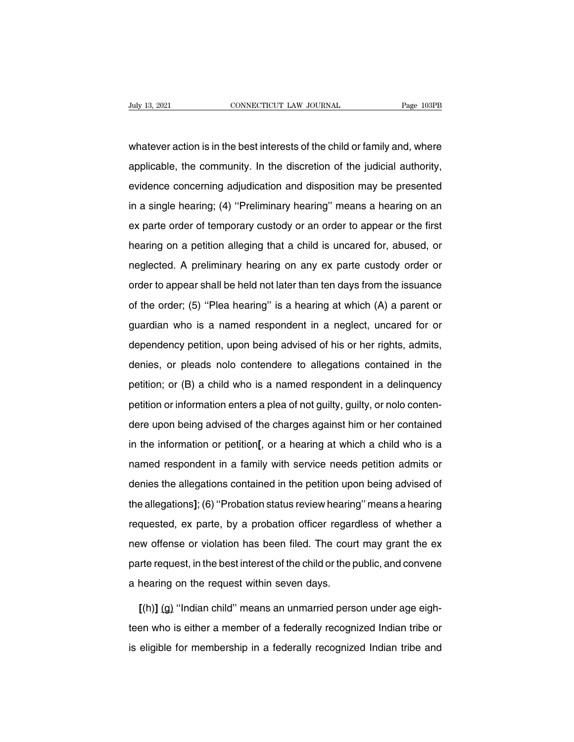whatever action is in the best interests of the child or family and, where applicable, the community. In the discretion of the judicial authority, evidence concerning adjudication and disposition may be presented in a single hearing; (4) ''Preliminary hearing'' means a hearing on an ex parte order of temporary custody or an order to appear or the first hearing on a petition alleging that a child is uncared for, abused, or neglected. A preliminary hearing on any ex parte custody order or order to appear shall be held not later than ten days from the issuance of the order; (5) ''Plea hearing'' is a hearing at which (A) a parent or guardian who is a named respondent in a neglect, uncared for or dependency petition, upon being advised of his or her rights, admits, denies, or pleads nolo contendere to allegations contained in the petition; or (B) a child who is a named respondent in a delinquency petition or information enters a plea of not guilty, guilty, or nolo contendere upon being advised of the charges against him or her contained in the information or petition**[**, or a hearing at which a child who is a named respondent in a family with service needs petition admits or denies the allegations contained in the petition upon being advised of the allegations**]**; (6) ''Probation status review hearing'' means a hearing requested, ex parte, by a probation officer regardless of whether a new offense or violation has been filed. The court may grant the ex parte request, in the best interest of the child or the public, and convene a hearing on the request within seven days.

**[**(h)**]** <u>(g)</u> ''Indian child'' means an unmarried person under age eighteen who is either a member of a federally recognized Indian tribe or is eligible for membership in a federally recognized Indian tribe and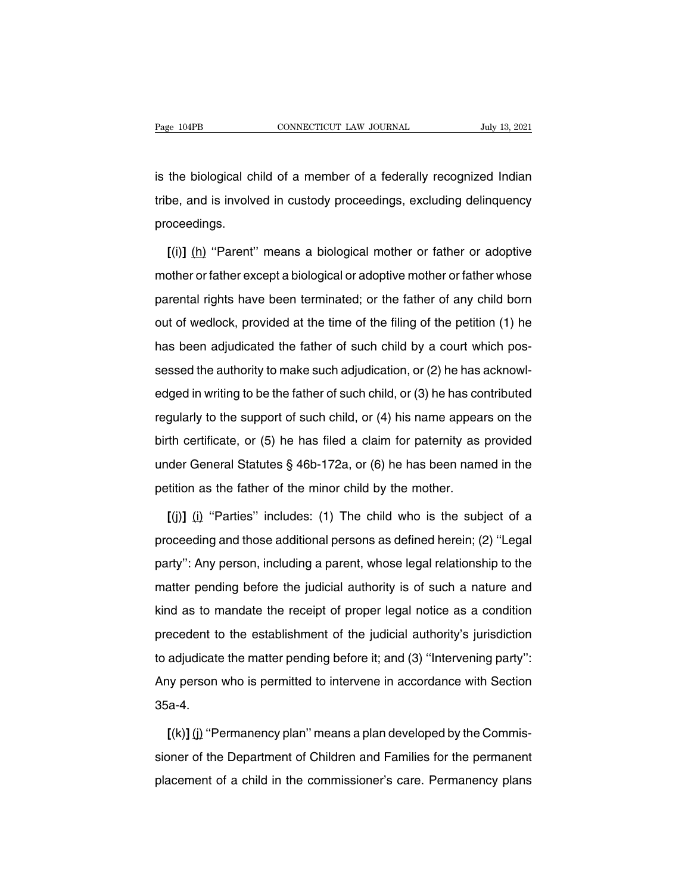is the biological child of a member of a federally recognized Indian tribe, and is involved in custody proceedings, excluding delinquency proceedings.

**[**(i)**]** <u>(h)</u> ''Parent'' means a biological mother or father or adoptive mother or father except a biological or adoptive mother or father whose parental rights have been terminated; or the father of any child born out of wedlock, provided at the time of the filing of the petition (1) he has been adjudicated the father of such child by a court which possessed the authority to make such adjudication, or (2) he has acknowledged in writing to be the father of such child, or (3) he has contributed regularly to the support of such child, or (4) his name appears on the birth certificate, or (5) he has filed a claim for paternity as provided under General Statutes § 46b-172a, or (6) he has been named in the petition as the father of the minor child by the mother.

**[**(j)**]** <u>(i)</u> ''Parties'' includes: (1) The child who is the subject of a proceeding and those additional persons as defined herein; (2) ''Legal party'': Any person, including a parent, whose legal relationship to the matter pending before the judicial authority is of such a nature and kind as to mandate the receipt of proper legal notice as a condition precedent to the establishment of the judicial authority's jurisdiction to adjudicate the matter pending before it; and (3) ''Intervening party'': Any person who is permitted to intervene in accordance with Section 35a-4.

**[**(k)**]** <u>(j)</u> ''Permanency plan'' means a plan developed by the Commissioner of the Department of Children and Families for the permanent placement of a child in the commissioner's care. Permanency plans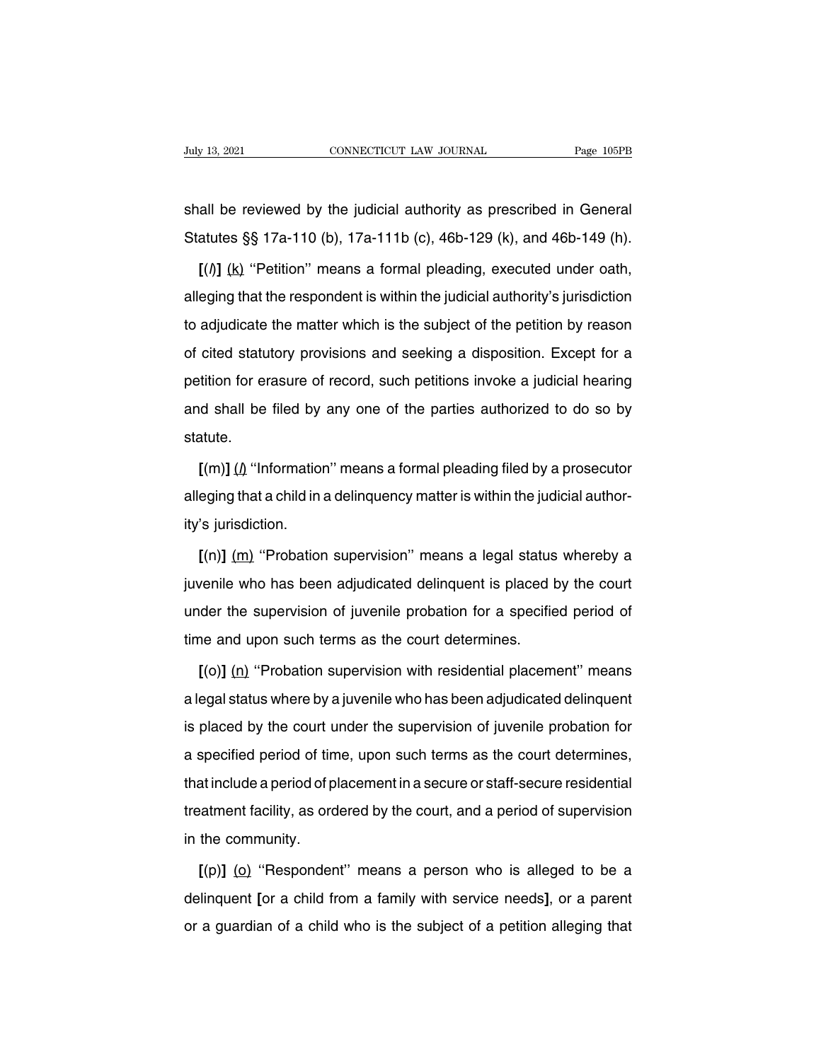shall be reviewed by the judicial authority as prescribed in General Statutes §§ 17a-110 (b), 17a-111b (c), 46b-129 (k), and 46b-149 (h).

**[**(*l*)**]** (k) ''Petition'' means a formal pleading, executed under oath, alleging that the respondent is within the judicial authority's jurisdiction to adjudicate the matter which is the subject of the petition by reason of cited statutory provisions and seeking a disposition. Except for a petition for erasure of record, such petitions invoke a judicial hearing and shall be filed by any one of the parties authorized to do so by statute.

**[**(m)**]** (*l*) ''Information'' means a formal pleading filed by a prosecutor alleging that a child in a delinquency matter is within the judicial authority's jurisdiction.

**[**(n)**]** (m) ''Probation supervision'' means a legal status whereby a juvenile who has been adjudicated delinquent is placed by the court under the supervision of juvenile probation for a specified period of time and upon such terms as the court determines.

**[**(o)**]** (n) ''Probation supervision with residential placement'' means a legal status where by a juvenile who has been adjudicated delinquent is placed by the court under the supervision of juvenile probation for a specified period of time, upon such terms as the court determines, that include a period of placement in a secure or staff-secure residential treatment facility, as ordered by the court, and a period of supervision in the community.

**[**(p)**]** (o) ''Respondent'' means a person who is alleged to be a delinquent **[**or a child from a family with service needs**]**, or a parent or a guardian of a child who is the subject of a petition alleging that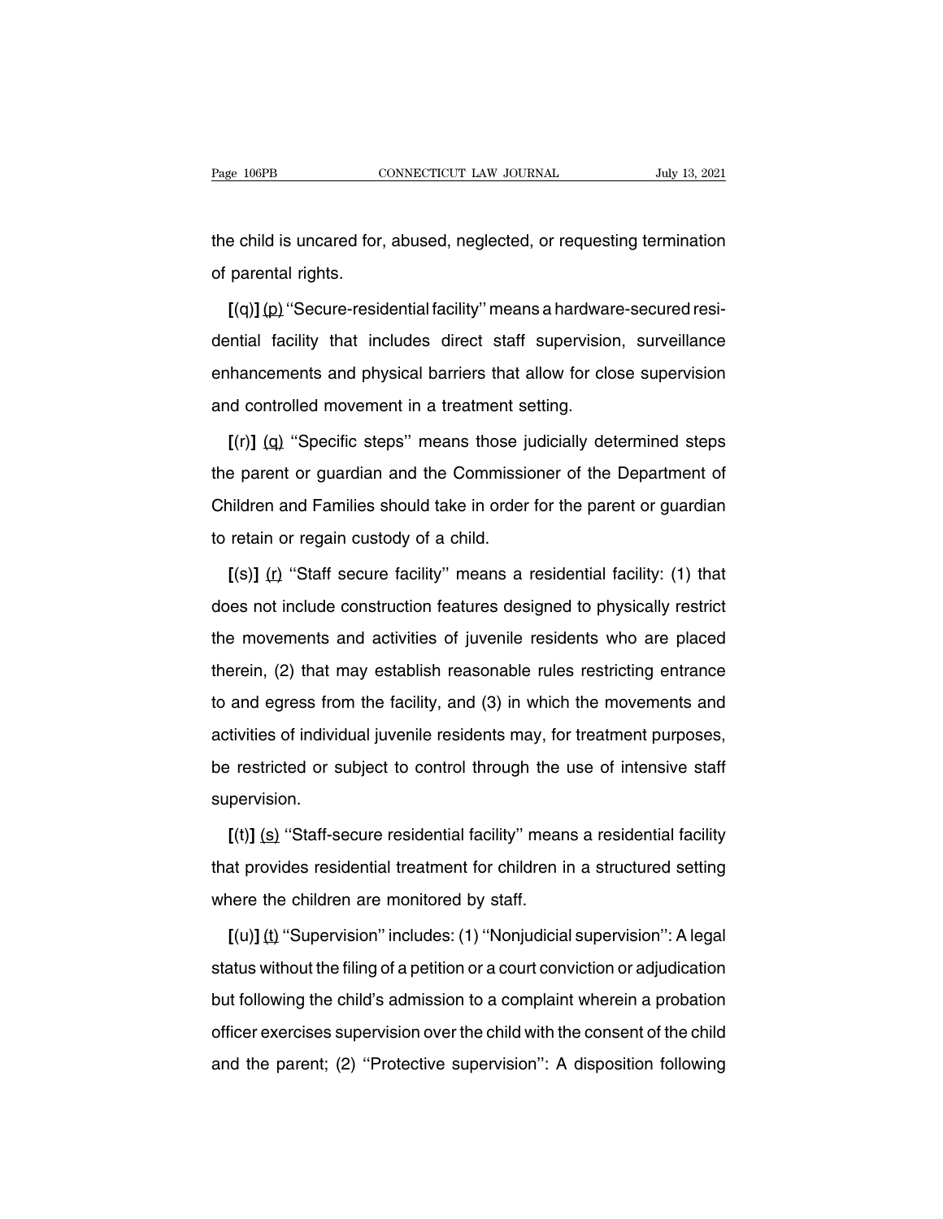the child is uncared for, abused, neglected, or requesting termination of parental rights.

**[**(q)**]** <u>(p)</u> ''Secure-residential facility'' means a hardware-secured residential facility that includes direct staff supervision, surveillance enhancements and physical barriers that allow for close supervision and controlled movement in a treatment setting.

**[**(r)**]** <u>(q)</u> ''Specific steps'' means those judicially determined steps the parent or guardian and the Commissioner of the Department of Children and Families should take in order for the parent or guardian to retain or regain custody of a child.

**[**(s)**]** <u>(r)</u> ''Staff secure facility'' means a residential facility: (1) that does not include construction features designed to physically restrict the movements and activities of juvenile residents who are placed therein, (2) that may establish reasonable rules restricting entrance to and egress from the facility, and (3) in which the movements and activities of individual juvenile residents may, for treatment purposes, be restricted or subject to control through the use of intensive staff supervision.

**[**(t)**]** <u>(s)</u> ''Staff-secure residential facility'' means a residential facility that provides residential treatment for children in a structured setting where the children are monitored by staff.

**[**(u)**]** <u>(t)</u> ''Supervision'' includes: (1) ''Nonjudicial supervision'': A legal status without the filing of a petition or a court conviction or adjudication but following the child's admission to a complaint wherein a probation officer exercises supervision over the child with the consent of the child and the parent; (2) ''Protective supervision'': A disposition following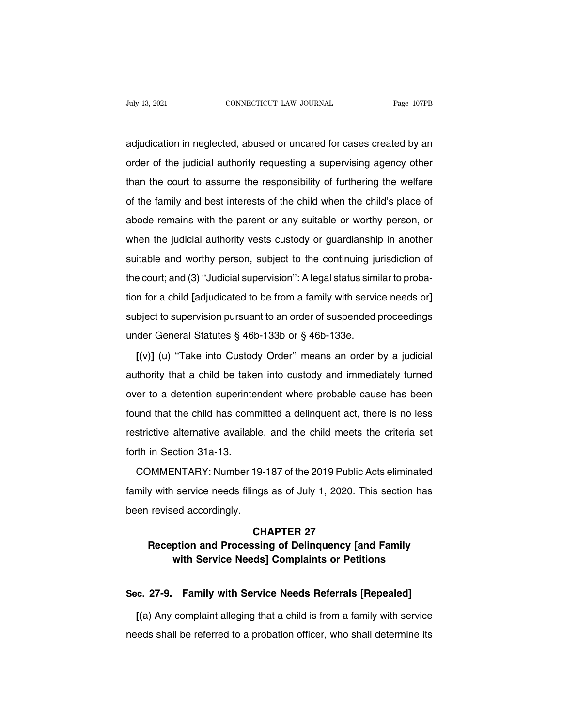adjudication in neglected, abused or uncared for cases created by an order of the judicial authority requesting a supervising agency other than the court to assume the responsibility of furthering the welfare of the family and best interests of the child when the child's place of abode remains with the parent or any suitable or worthy person, or when the judicial authority vests custody or guardianship in another suitable and worthy person, subject to the continuing jurisdiction of the court; and (3) ''Judicial supervision'': A legal status similar to probation for a child **[**adjudicated to be from a family with service needs or**]** subject to supervision pursuant to an order of suspended proceedings under General Statutes § 46b-133b or § 46b-133e.

**[**(v)**]** <u>(u)</u> ''Take into Custody Order'' means an order by a judicial authority that a child be taken into custody and immediately turned over to a detention superintendent where probable cause has been found that the child has committed a delinquent act, there is no less restrictive alternative available, and the child meets the criteria set forth in Section 31a-13.

COMMENTARY: Number 19-187 of the 2019 Public Acts eliminated family with service needs filings as of July 1, 2020. This section has been revised accordingly.

## CHAPTER 27
## Reception and Processing of Delinquency [and Family with Service Needs] Complaints or Petitions

### Sec. 27-9. Family with Service Needs Referrals [Repealed]

**[**(a) Any complaint alleging that a child is from a family with service needs shall be referred to a probation officer, who shall determine its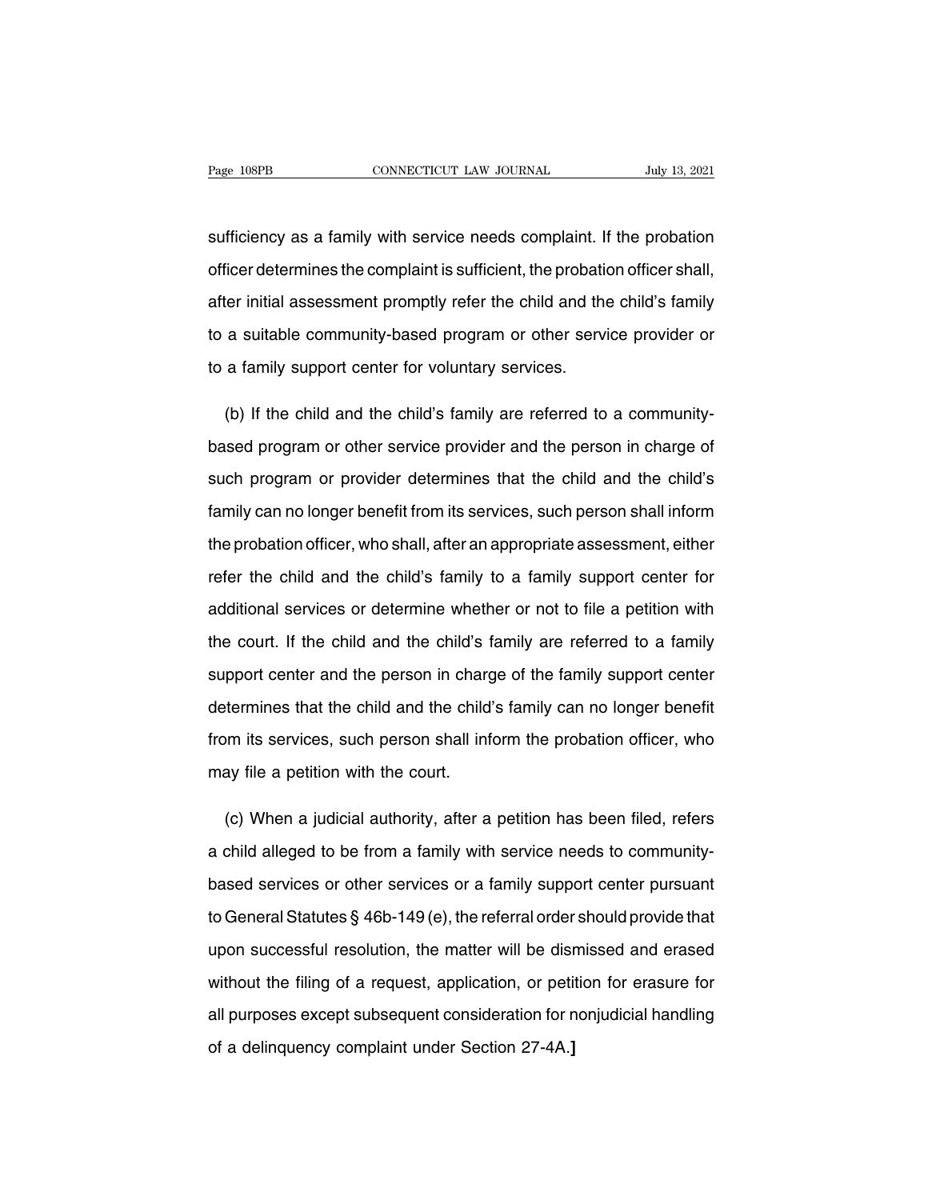sufficiency as a family with service needs complaint. If the probation officer determines the complaint is sufficient, the probation officer shall, after initial assessment promptly refer the child and the child's family to a suitable community-based program or other service provider or to a family support center for voluntary services.

(b) If the child and the child's family are referred to a community-based program or other service provider and the person in charge of such program or provider determines that the child and the child's family can no longer benefit from its services, such person shall inform the probation officer, who shall, after an appropriate assessment, either refer the child and the child's family to a family support center for additional services or determine whether or not to file a petition with the court. If the child and the child's family are referred to a family support center and the person in charge of the family support center determines that the child and the child's family can no longer benefit from its services, such person shall inform the probation officer, who may file a petition with the court.

(c) When a judicial authority, after a petition has been filed, refers a child alleged to be from a family with service needs to community-based services or other services or a family support center pursuant to General Statutes § 46b-149 (e), the referral order should provide that upon successful resolution, the matter will be dismissed and erased without the filing of a request, application, or petition for erasure for all purposes except subsequent consideration for nonjudicial handling of a delinquency complaint under Section 27-4A.**]**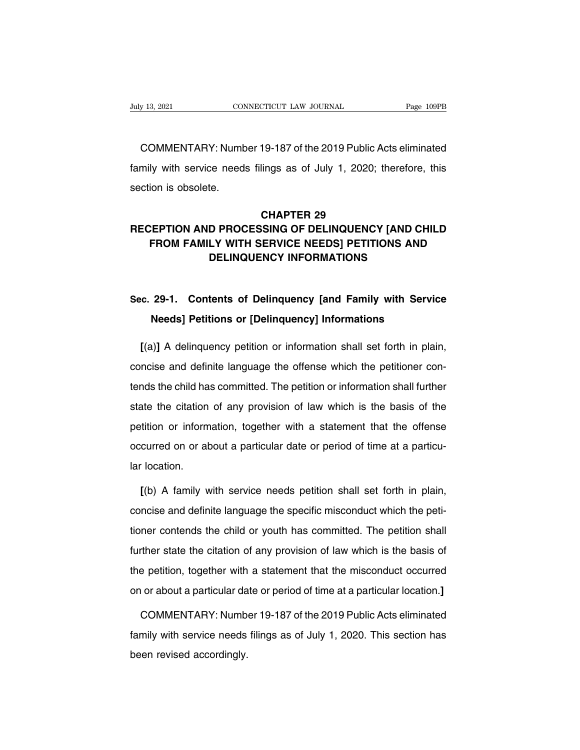COMMENTARY: Number 19-187 of the 2019 Public Acts eliminated family with service needs filings as of July 1, 2020; therefore, this section is obsolete.

## CHAPTER 29
## RECEPTION AND PROCESSING OF DELINQUENCY [AND CHILD FROM FAMILY WITH SERVICE NEEDS] PETITIONS AND DELINQUENCY INFORMATIONS

### Sec. 29-1. Contents of Delinquency [and Family with Service Needs] Petitions or [Delinquency] Informations

**[**(a)**]** A delinquency petition or information shall set forth in plain, concise and definite language the offense which the petitioner contends the child has committed. The petition or information shall further state the citation of any provision of law which is the basis of the petition or information, together with a statement that the offense occurred on or about a particular date or period of time at a particular location.

**[**(b) A family with service needs petition shall set forth in plain, concise and definite language the specific misconduct which the petitioner contends the child or youth has committed. The petition shall further state the citation of any provision of law which is the basis of the petition, together with a statement that the misconduct occurred on or about a particular date or period of time at a particular location.**]**

COMMENTARY: Number 19-187 of the 2019 Public Acts eliminated family with service needs filings as of July 1, 2020. This section has been revised accordingly.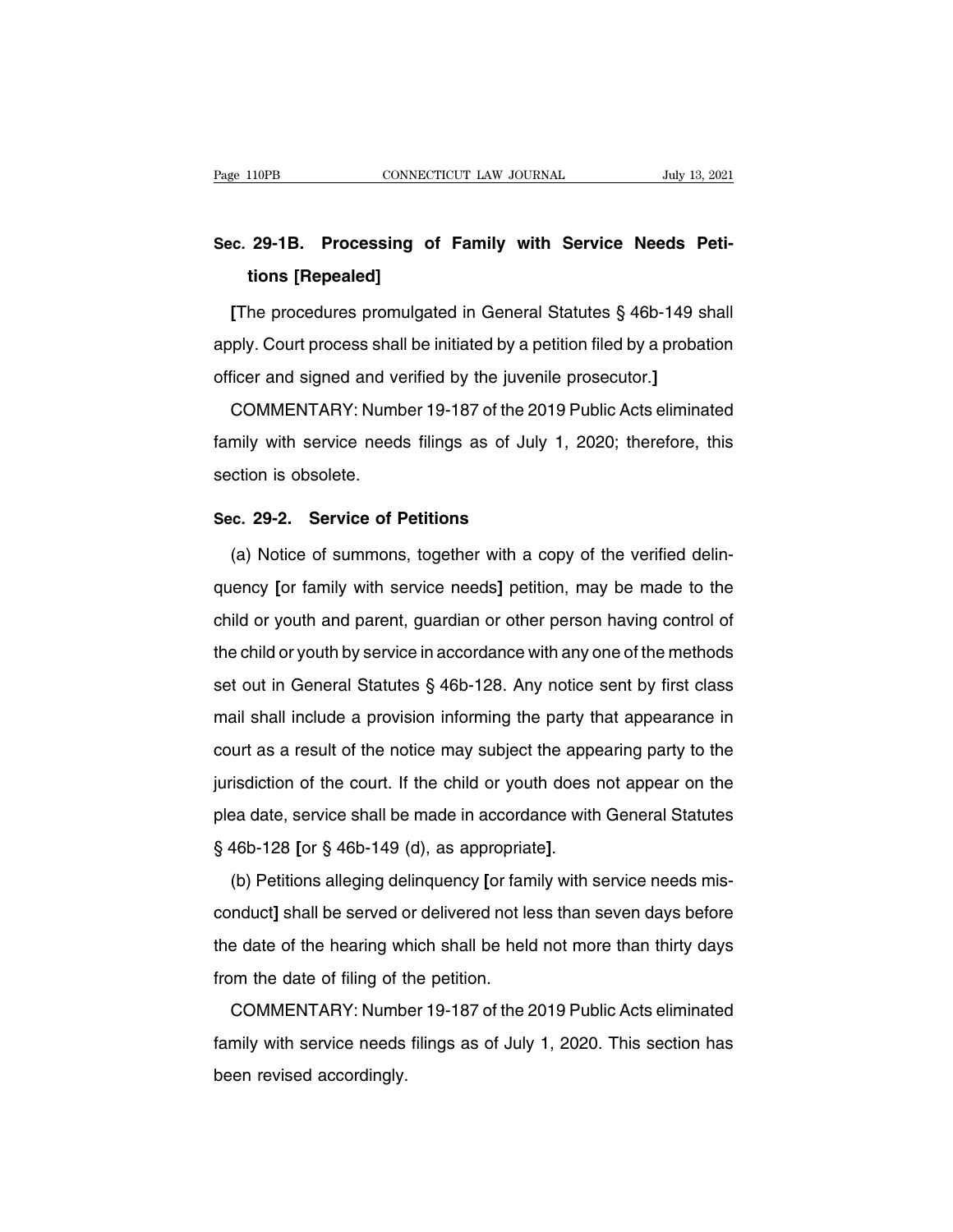## Sec. 29-1B. Processing of Family with Service Needs Petitions [Repealed]

[The procedures promulgated in General Statutes § 46b-149 shall apply. Court process shall be initiated by a petition filed by a probation officer and signed and verified by the juvenile prosecutor.]

COMMENTARY: Number 19-187 of the 2019 Public Acts eliminated family with service needs filings as of July 1, 2020; therefore, this section is obsolete.

## Sec. 29-2. Service of Petitions

(a) Notice of summons, together with a copy of the verified delinquency [or family with service needs] petition, may be made to the child or youth and parent, guardian or other person having control of the child or youth by service in accordance with any one of the methods set out in General Statutes § 46b-128. Any notice sent by first class mail shall include a provision informing the party that appearance in court as a result of the notice may subject the appearing party to the jurisdiction of the court. If the child or youth does not appear on the plea date, service shall be made in accordance with General Statutes § 46b-128 [or § 46b-149 (d), as appropriate].

(b) Petitions alleging delinquency [or family with service needs misconduct] shall be served or delivered not less than seven days before the date of the hearing which shall be held not more than thirty days from the date of filing of the petition.

COMMENTARY: Number 19-187 of the 2019 Public Acts eliminated family with service needs filings as of July 1, 2020. This section has been revised accordingly.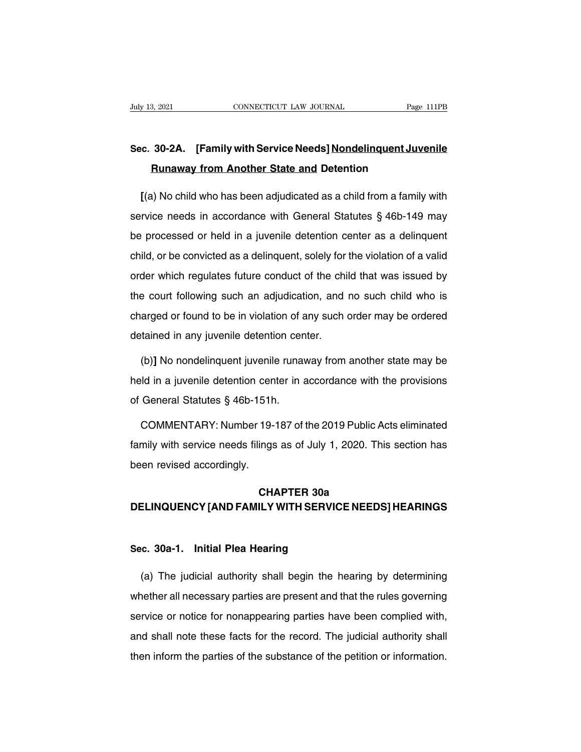## Sec. 30-2A. [Family with Service Needs] <u>Nondelinquent Juvenile Runaway from Another State and</u> Detention

[(a) No child who has been adjudicated as a child from a family with service needs in accordance with General Statutes § 46b-149 may be processed or held in a juvenile detention center as a delinquent child, or be convicted as a delinquent, solely for the violation of a valid order which regulates future conduct of the child that was issued by the court following such an adjudication, and no such child who is charged or found to be in violation of any such order may be ordered detained in any juvenile detention center.

(b)] No nondelinquent juvenile runaway from another state may be held in a juvenile detention center in accordance with the provisions of General Statutes § 46b-151h.

COMMENTARY: Number 19-187 of the 2019 Public Acts eliminated family with service needs filings as of July 1, 2020. This section has been revised accordingly.

# CHAPTER 30a
# DELINQUENCY [AND FAMILY WITH SERVICE NEEDS] HEARINGS

## Sec. 30a-1. Initial Plea Hearing

(a) The judicial authority shall begin the hearing by determining whether all necessary parties are present and that the rules governing service or notice for nonappearing parties have been complied with, and shall note these facts for the record. The judicial authority shall then inform the parties of the substance of the petition or information.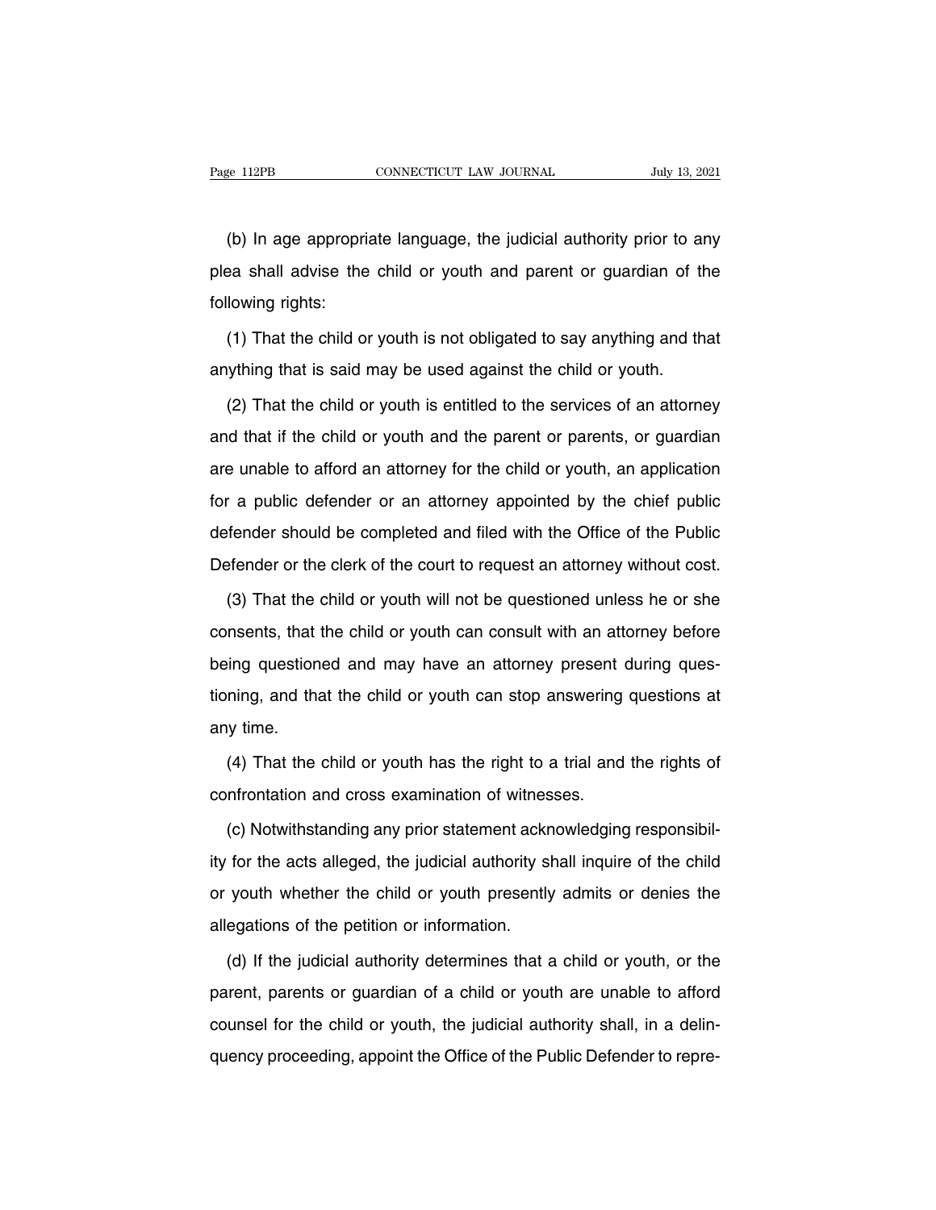(b) In age appropriate language, the judicial authority prior to any plea shall advise the child or youth and parent or guardian of the following rights:

(1) That the child or youth is not obligated to say anything and that anything that is said may be used against the child or youth.

(2) That the child or youth is entitled to the services of an attorney and that if the child or youth and the parent or parents, or guardian are unable to afford an attorney for the child or youth, an application for a public defender or an attorney appointed by the chief public defender should be completed and filed with the Office of the Public Defender or the clerk of the court to request an attorney without cost.

(3) That the child or youth will not be questioned unless he or she consents, that the child or youth can consult with an attorney before being questioned and may have an attorney present during questioning, and that the child or youth can stop answering questions at any time.

(4) That the child or youth has the right to a trial and the rights of confrontation and cross examination of witnesses.

(c) Notwithstanding any prior statement acknowledging responsibility for the acts alleged, the judicial authority shall inquire of the child or youth whether the child or youth presently admits or denies the allegations of the petition or information.

(d) If the judicial authority determines that a child or youth, or the parent, parents or guardian of a child or youth are unable to afford counsel for the child or youth, the judicial authority shall, in a delinquency proceeding, appoint the Office of the Public Defender to repre-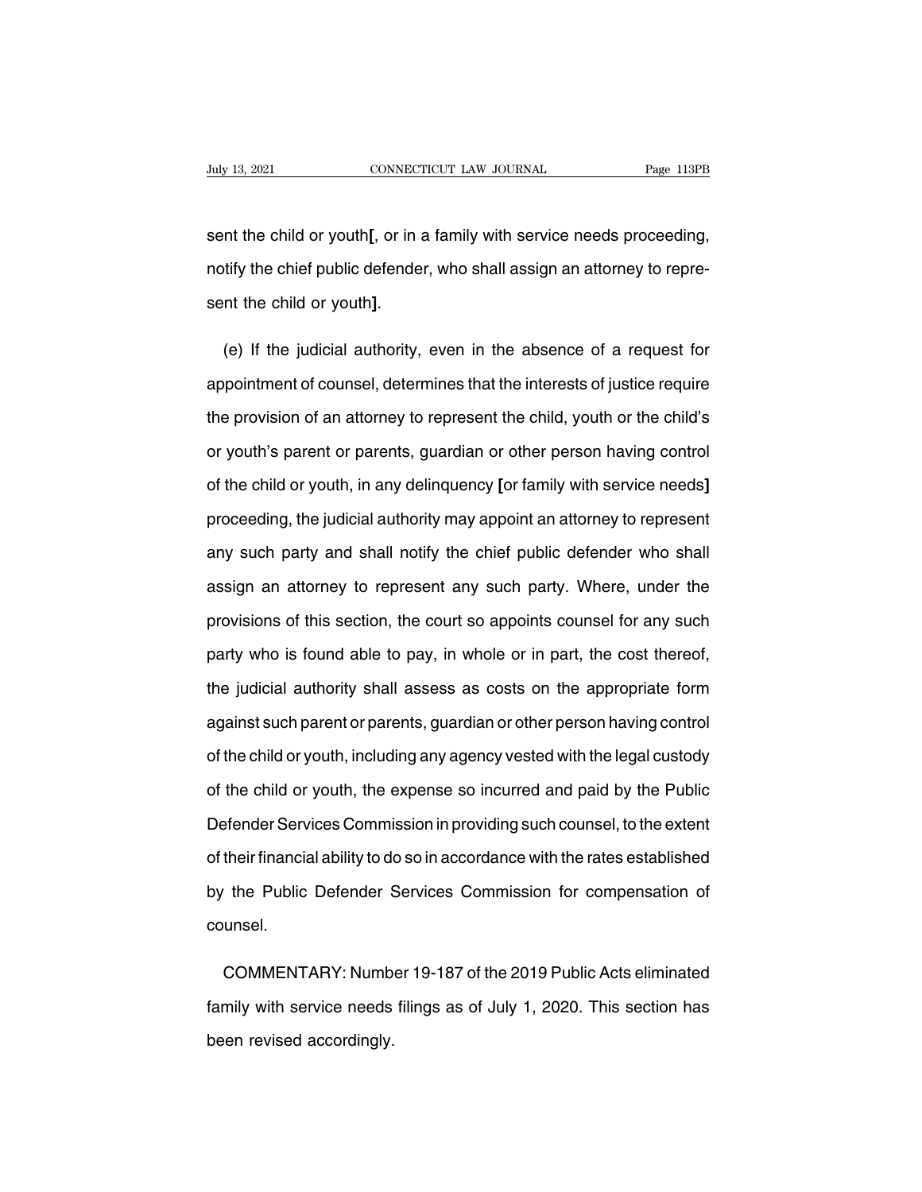sent the child or youth**[**, or in a family with service needs proceeding, notify the chief public defender, who shall assign an attorney to represent the child or youth**]**.

(e) If the judicial authority, even in the absence of a request for appointment of counsel, determines that the interests of justice require the provision of an attorney to represent the child, youth or the child's or youth's parent or parents, guardian or other person having control of the child or youth, in any delinquency **[**or family with service needs**]** proceeding, the judicial authority may appoint an attorney to represent any such party and shall notify the chief public defender who shall assign an attorney to represent any such party. Where, under the provisions of this section, the court so appoints counsel for any such party who is found able to pay, in whole or in part, the cost thereof, the judicial authority shall assess as costs on the appropriate form against such parent or parents, guardian or other person having control of the child or youth, including any agency vested with the legal custody of the child or youth, the expense so incurred and paid by the Public Defender Services Commission in providing such counsel, to the extent of their financial ability to do so in accordance with the rates established by the Public Defender Services Commission for compensation of counsel.

COMMENTARY: Number 19-187 of the 2019 Public Acts eliminated family with service needs filings as of July 1, 2020. This section has been revised accordingly.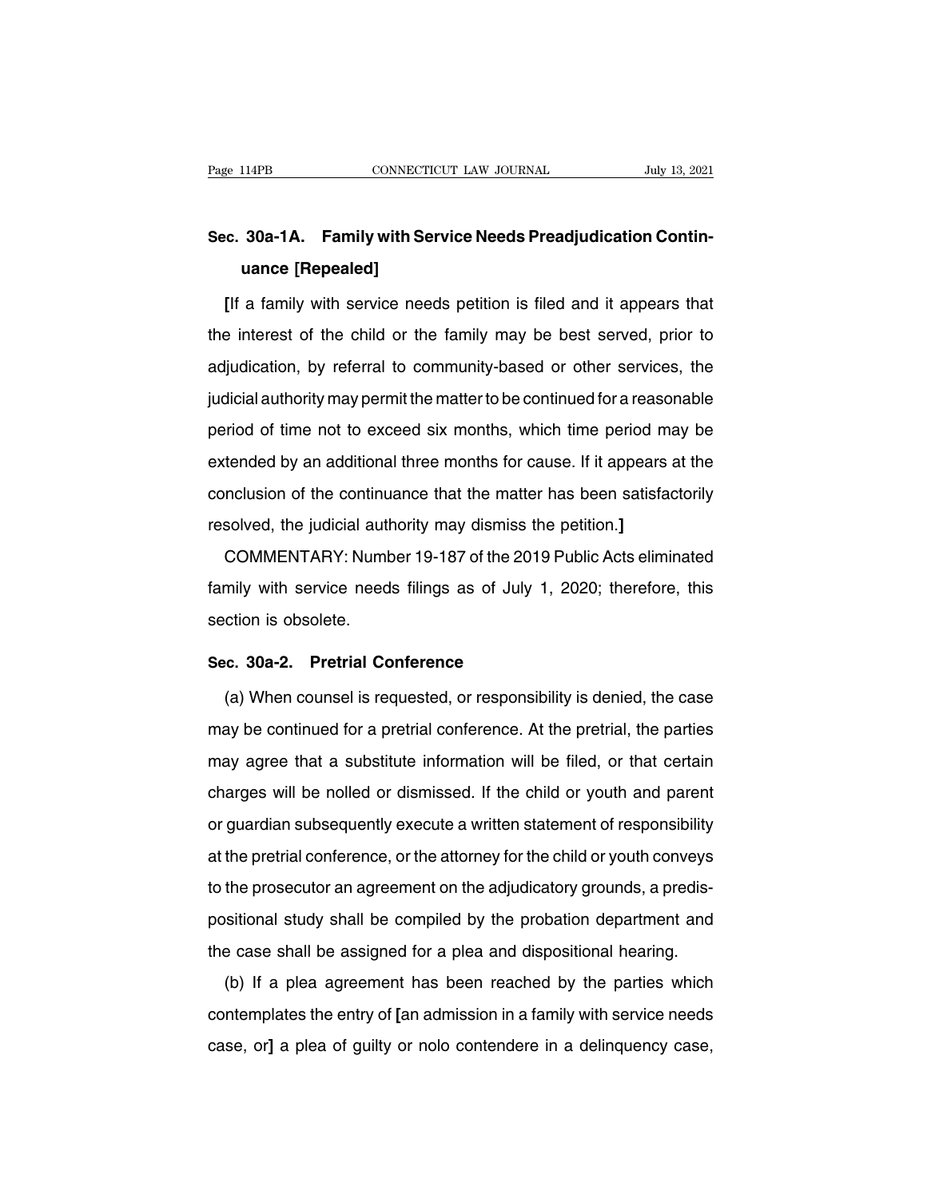## Sec. 30a-1A. Family with Service Needs Preadjudication Continuance [Repealed]

**[**If a family with service needs petition is filed and it appears that the interest of the child or the family may be best served, prior to adjudication, by referral to community-based or other services, the judicial authority may permit the matter to be continued for a reasonable period of time not to exceed six months, which time period may be extended by an additional three months for cause. If it appears at the conclusion of the continuance that the matter has been satisfactorily resolved, the judicial authority may dismiss the petition.**]**

COMMENTARY: Number 19-187 of the 2019 Public Acts eliminated family with service needs filings as of July 1, 2020; therefore, this section is obsolete.

## Sec. 30a-2. Pretrial Conference

(a) When counsel is requested, or responsibility is denied, the case may be continued for a pretrial conference. At the pretrial, the parties may agree that a substitute information will be filed, or that certain charges will be nolled or dismissed. If the child or youth and parent or guardian subsequently execute a written statement of responsibility at the pretrial conference, or the attorney for the child or youth conveys to the prosecutor an agreement on the adjudicatory grounds, a predispositional study shall be compiled by the probation department and the case shall be assigned for a plea and dispositional hearing.

(b) If a plea agreement has been reached by the parties which contemplates the entry of **[**an admission in a family with service needs case, or**]** a plea of guilty or nolo contendere in a delinquency case,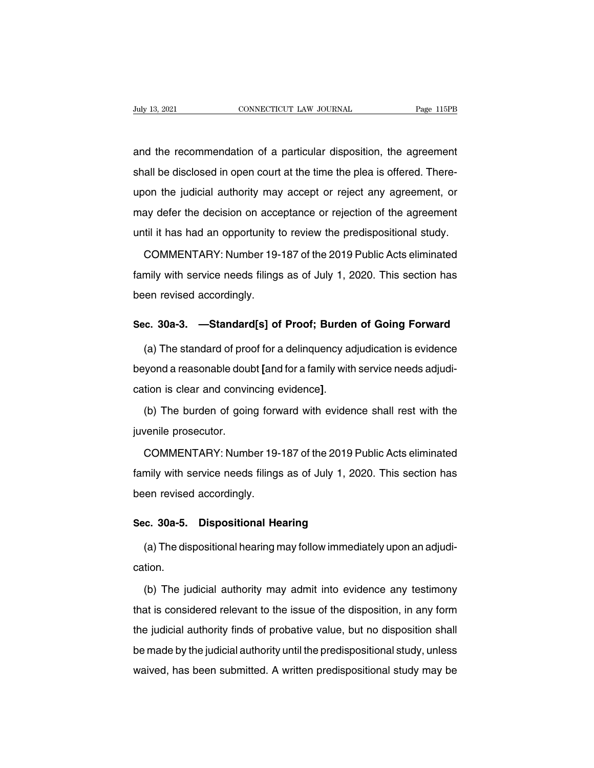and the recommendation of a particular disposition, the agreement shall be disclosed in open court at the time the plea is offered. Thereupon the judicial authority may accept or reject any agreement, or may defer the decision on acceptance or rejection of the agreement until it has had an opportunity to review the predispositional study.

COMMENTARY: Number 19-187 of the 2019 Public Acts eliminated family with service needs filings as of July 1, 2020. This section has been revised accordingly.

## Sec. 30a-3. —Standard[s] of Proof; Burden of Going Forward

(a) The standard of proof for a delinquency adjudication is evidence beyond a reasonable doubt **[**and for a family with service needs adjudication is clear and convincing evidence**]**.

(b) The burden of going forward with evidence shall rest with the juvenile prosecutor.

COMMENTARY: Number 19-187 of the 2019 Public Acts eliminated family with service needs filings as of July 1, 2020. This section has been revised accordingly.

## Sec. 30a-5. Dispositional Hearing

(a) The dispositional hearing may follow immediately upon an adjudication.

(b) The judicial authority may admit into evidence any testimony that is considered relevant to the issue of the disposition, in any form the judicial authority finds of probative value, but no disposition shall be made by the judicial authority until the predispositional study, unless waived, has been submitted. A written predispositional study may be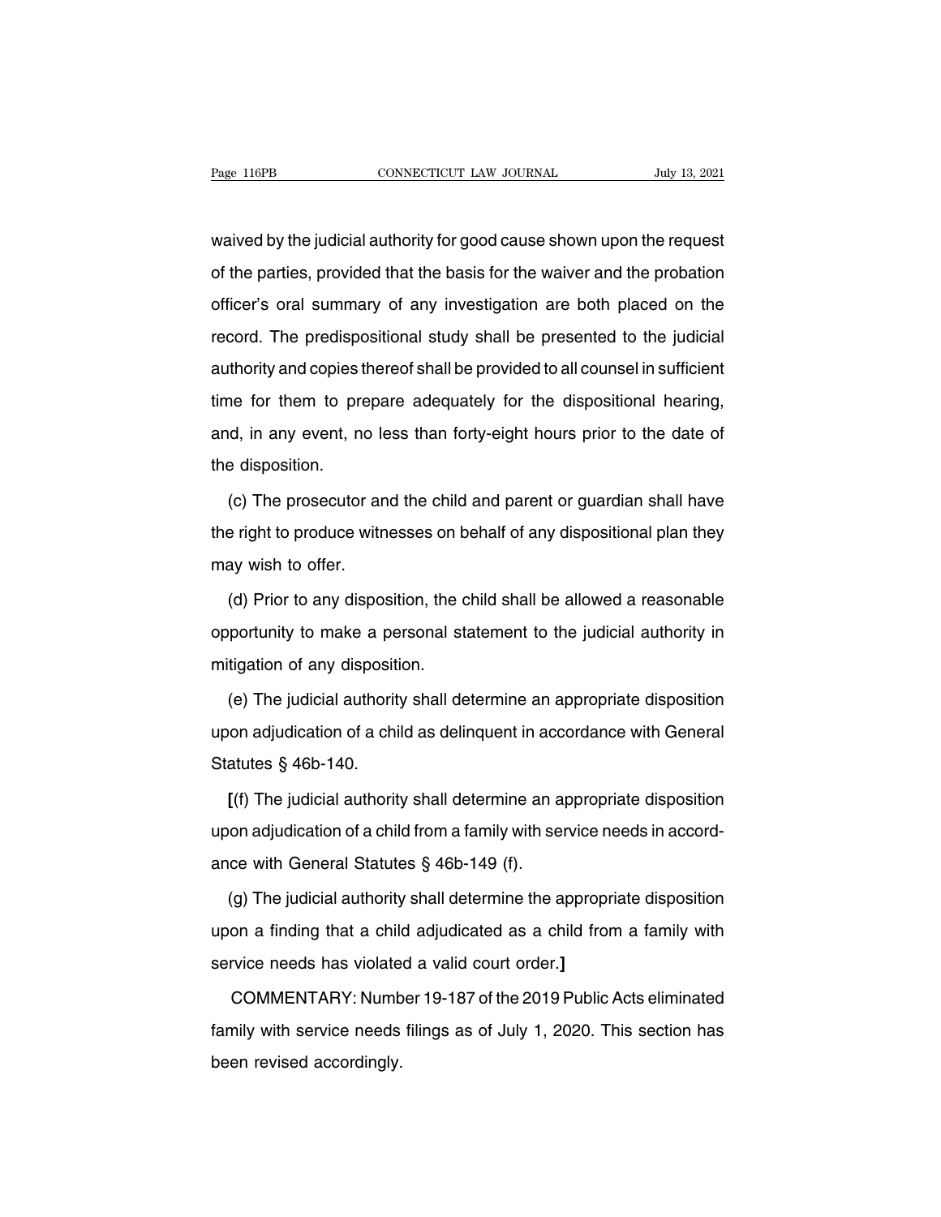waived by the judicial authority for good cause shown upon the request of the parties, provided that the basis for the waiver and the probation officer's oral summary of any investigation are both placed on the record. The predispositional study shall be presented to the judicial authority and copies thereof shall be provided to all counsel in sufficient time for them to prepare adequately for the dispositional hearing, and, in any event, no less than forty-eight hours prior to the date of the disposition.

(c) The prosecutor and the child and parent or guardian shall have the right to produce witnesses on behalf of any dispositional plan they may wish to offer.

(d) Prior to any disposition, the child shall be allowed a reasonable opportunity to make a personal statement to the judicial authority in mitigation of any disposition.

(e) The judicial authority shall determine an appropriate disposition upon adjudication of a child as delinquent in accordance with General Statutes § 46b-140.

**[**(f) The judicial authority shall determine an appropriate disposition upon adjudication of a child from a family with service needs in accordance with General Statutes § 46b-149 (f).

(g) The judicial authority shall determine the appropriate disposition upon a finding that a child adjudicated as a child from a family with service needs has violated a valid court order.**]**

COMMENTARY: Number 19-187 of the 2019 Public Acts eliminated family with service needs filings as of July 1, 2020. This section has been revised accordingly.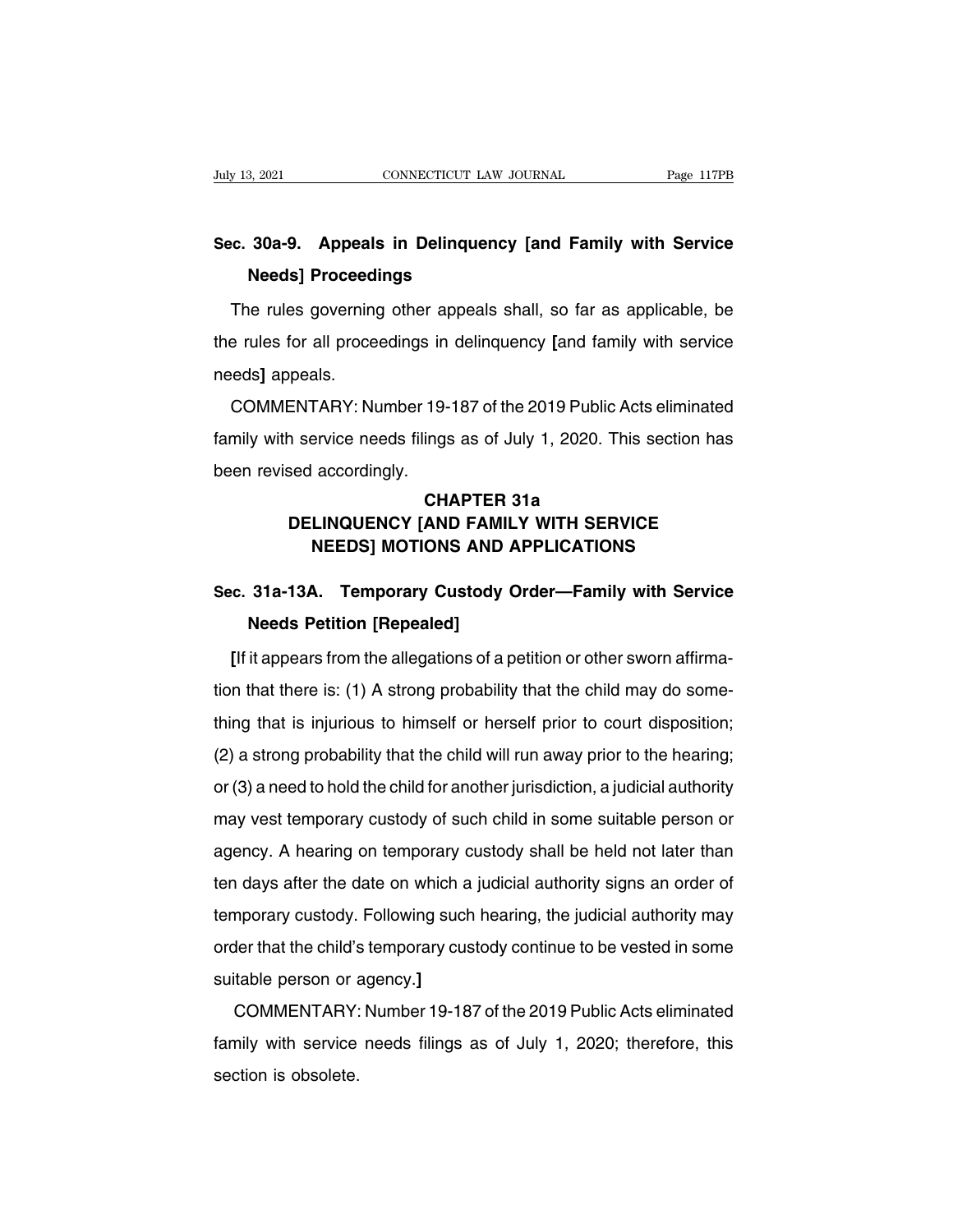## Sec. 30a-9. Appeals in Delinquency [and Family with Service Needs] Proceedings

The rules governing other appeals shall, so far as applicable, be the rules for all proceedings in delinquency **[**and family with service needs**]** appeals.

COMMENTARY: Number 19-187 of the 2019 Public Acts eliminated family with service needs filings as of July 1, 2020. This section has been revised accordingly.

# CHAPTER 31a
# DELINQUENCY [AND FAMILY WITH SERVICE NEEDS] MOTIONS AND APPLICATIONS

## Sec. 31a-13A. Temporary Custody Order—Family with Service Needs Petition [Repealed]

**[**If it appears from the allegations of a petition or other sworn affirmation that there is: (1) A strong probability that the child may do something that is injurious to himself or herself prior to court disposition; (2) a strong probability that the child will run away prior to the hearing; or (3) a need to hold the child for another jurisdiction, a judicial authority may vest temporary custody of such child in some suitable person or agency. A hearing on temporary custody shall be held not later than ten days after the date on which a judicial authority signs an order of temporary custody. Following such hearing, the judicial authority may order that the child's temporary custody continue to be vested in some suitable person or agency.**]**

COMMENTARY: Number 19-187 of the 2019 Public Acts eliminated family with service needs filings as of July 1, 2020; therefore, this section is obsolete.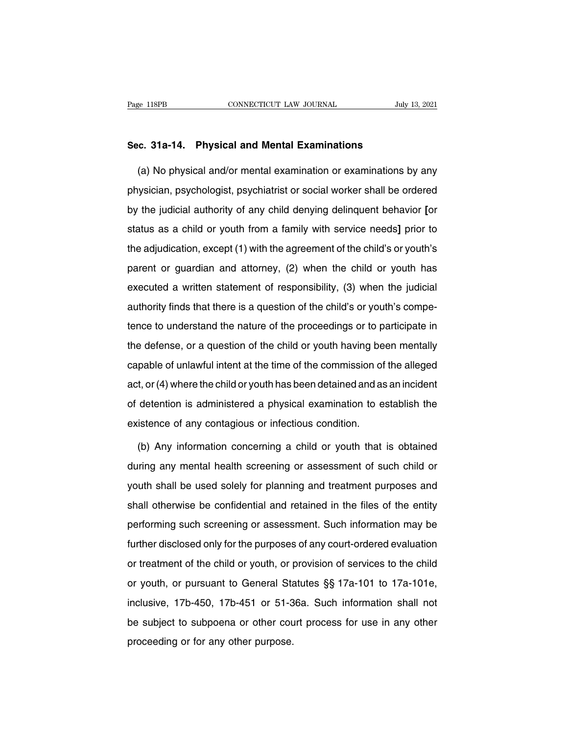## Sec. 31a-14. Physical and Mental Examinations

(a) No physical and/or mental examination or examinations by any physician, psychologist, psychiatrist or social worker shall be ordered by the judicial authority of any child denying delinquent behavior **[**or status as a child or youth from a family with service needs**]** prior to the adjudication, except (1) with the agreement of the child's or youth's parent or guardian and attorney, (2) when the child or youth has executed a written statement of responsibility, (3) when the judicial authority finds that there is a question of the child's or youth's competence to understand the nature of the proceedings or to participate in the defense, or a question of the child or youth having been mentally capable of unlawful intent at the time of the commission of the alleged act, or (4) where the child or youth has been detained and as an incident of detention is administered a physical examination to establish the existence of any contagious or infectious condition.

(b) Any information concerning a child or youth that is obtained during any mental health screening or assessment of such child or youth shall be used solely for planning and treatment purposes and shall otherwise be confidential and retained in the files of the entity performing such screening or assessment. Such information may be further disclosed only for the purposes of any court-ordered evaluation or treatment of the child or youth, or provision of services to the child or youth, or pursuant to General Statutes §§ 17a-101 to 17a-101e, inclusive, 17b-450, 17b-451 or 51-36a. Such information shall not be subject to subpoena or other court process for use in any other proceeding or for any other purpose.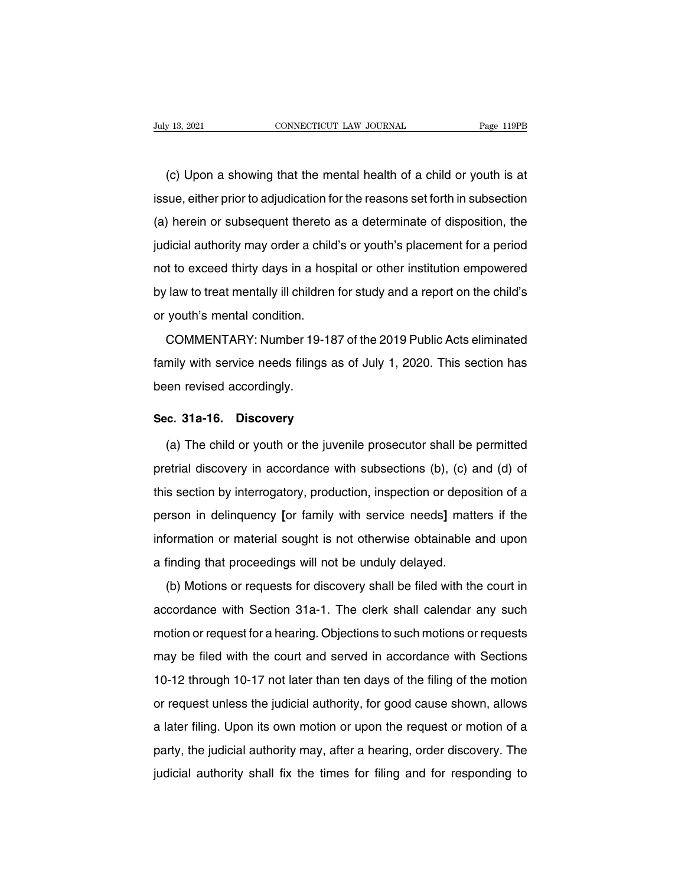(c) Upon a showing that the mental health of a child or youth is at issue, either prior to adjudication for the reasons set forth in subsection (a) herein or subsequent thereto as a determinate of disposition, the judicial authority may order a child's or youth's placement for a period not to exceed thirty days in a hospital or other institution empowered by law to treat mentally ill children for study and a report on the child's or youth's mental condition.

COMMENTARY: Number 19-187 of the 2019 Public Acts eliminated family with service needs filings as of July 1, 2020. This section has been revised accordingly.

## Sec. 31a-16. Discovery

(a) The child or youth or the juvenile prosecutor shall be permitted pretrial discovery in accordance with subsections (b), (c) and (d) of this section by interrogatory, production, inspection or deposition of a person in delinquency [or family with service needs] matters if the information or material sought is not otherwise obtainable and upon a finding that proceedings will not be unduly delayed.

(b) Motions or requests for discovery shall be filed with the court in accordance with Section 31a-1. The clerk shall calendar any such motion or request for a hearing. Objections to such motions or requests may be filed with the court and served in accordance with Sections 10-12 through 10-17 not later than ten days of the filing of the motion or request unless the judicial authority, for good cause shown, allows a later filing. Upon its own motion or upon the request or motion of a party, the judicial authority may, after a hearing, order discovery. The judicial authority shall fix the times for filing and for responding to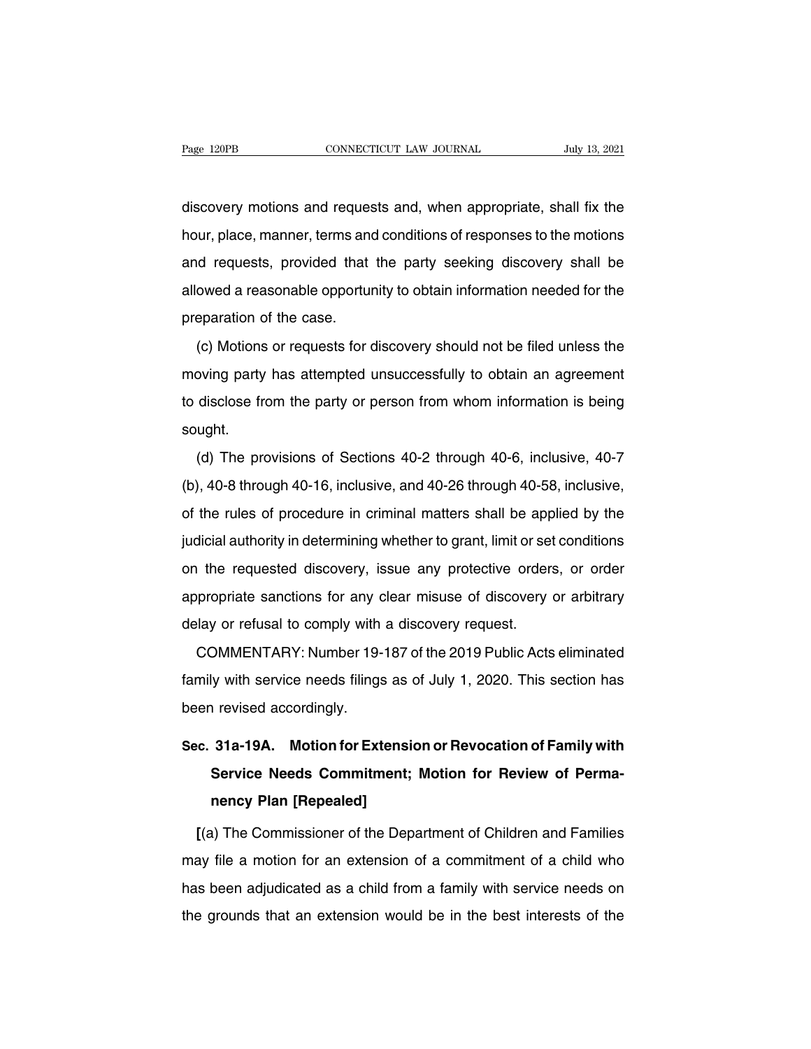discovery motions and requests and, when appropriate, shall fix the hour, place, manner, terms and conditions of responses to the motions and requests, provided that the party seeking discovery shall be allowed a reasonable opportunity to obtain information needed for the preparation of the case.

(c) Motions or requests for discovery should not be filed unless the moving party has attempted unsuccessfully to obtain an agreement to disclose from the party or person from whom information is being sought.

(d) The provisions of Sections 40-2 through 40-6, inclusive, 40-7 (b), 40-8 through 40-16, inclusive, and 40-26 through 40-58, inclusive, of the rules of procedure in criminal matters shall be applied by the judicial authority in determining whether to grant, limit or set conditions on the requested discovery, issue any protective orders, or order appropriate sanctions for any clear misuse of discovery or arbitrary delay or refusal to comply with a discovery request.

COMMENTARY: Number 19-187 of the 2019 Public Acts eliminated family with service needs filings as of July 1, 2020. This section has been revised accordingly.

## Sec. 31a-19A. Motion for Extension or Revocation of Family with Service Needs Commitment; Motion for Review of Permanency Plan [Repealed]

[(a) The Commissioner of the Department of Children and Families may file a motion for an extension of a commitment of a child who has been adjudicated as a child from a family with service needs on the grounds that an extension would be in the best interests of the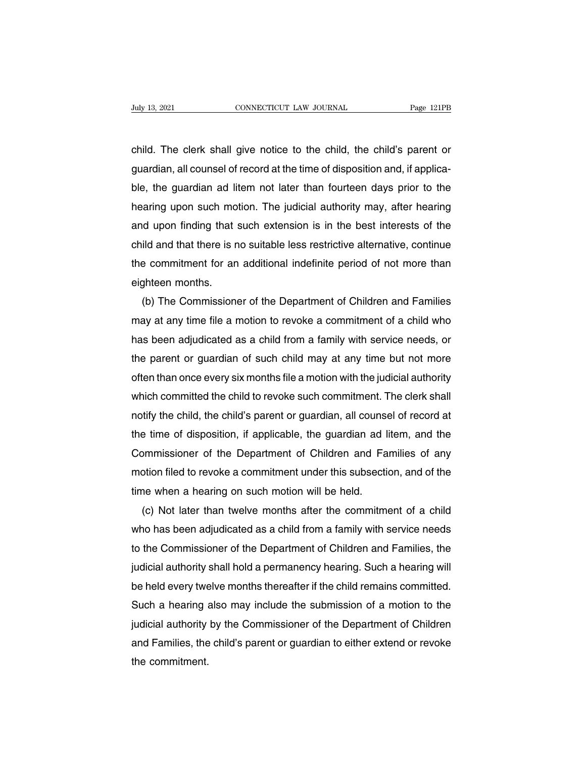child. The clerk shall give notice to the child, the child's parent or guardian, all counsel of record at the time of disposition and, if applicable, the guardian ad litem not later than fourteen days prior to the hearing upon such motion. The judicial authority may, after hearing and upon finding that such extension is in the best interests of the child and that there is no suitable less restrictive alternative, continue the commitment for an additional indefinite period of not more than eighteen months.

(b) The Commissioner of the Department of Children and Families may at any time file a motion to revoke a commitment of a child who has been adjudicated as a child from a family with service needs, or the parent or guardian of such child may at any time but not more often than once every six months file a motion with the judicial authority which committed the child to revoke such commitment. The clerk shall notify the child, the child's parent or guardian, all counsel of record at the time of disposition, if applicable, the guardian ad litem, and the Commissioner of the Department of Children and Families of any motion filed to revoke a commitment under this subsection, and of the time when a hearing on such motion will be held.

(c) Not later than twelve months after the commitment of a child who has been adjudicated as a child from a family with service needs to the Commissioner of the Department of Children and Families, the judicial authority shall hold a permanency hearing. Such a hearing will be held every twelve months thereafter if the child remains committed. Such a hearing also may include the submission of a motion to the judicial authority by the Commissioner of the Department of Children and Families, the child's parent or guardian to either extend or revoke the commitment.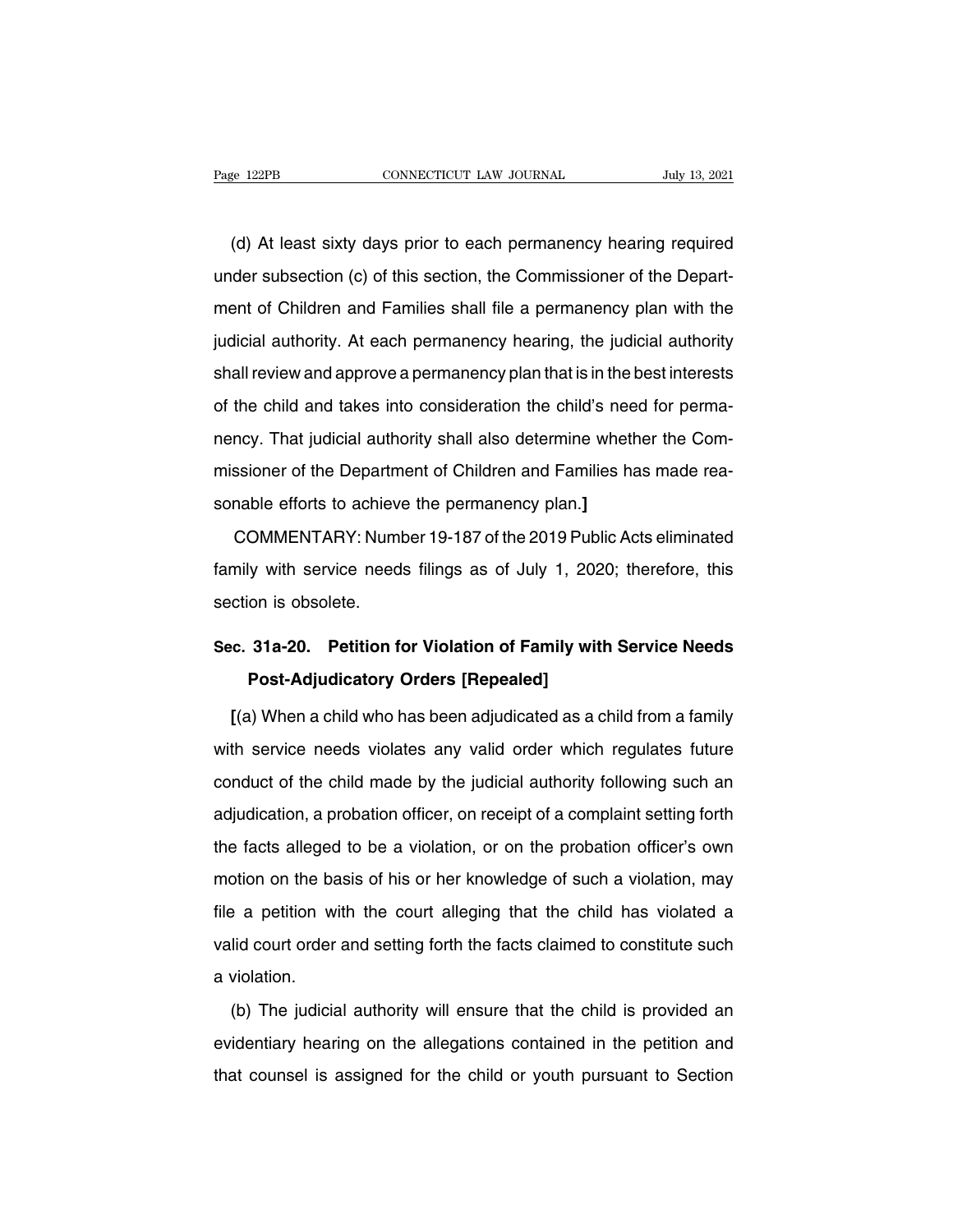(d) At least sixty days prior to each permanency hearing required under subsection (c) of this section, the Commissioner of the Department of Children and Families shall file a permanency plan with the judicial authority. At each permanency hearing, the judicial authority shall review and approve a permanency plan that is in the best interests of the child and takes into consideration the child's need for permanency. That judicial authority shall also determine whether the Commissioner of the Department of Children and Families has made reasonable efforts to achieve the permanency plan.**]**

COMMENTARY: Number 19-187 of the 2019 Public Acts eliminated family with service needs filings as of July 1, 2020; therefore, this section is obsolete.

## Sec. 31a-20. Petition for Violation of Family with Service Needs Post-Adjudicatory Orders [Repealed]

**[**(a) When a child who has been adjudicated as a child from a family with service needs violates any valid order which regulates future conduct of the child made by the judicial authority following such an adjudication, a probation officer, on receipt of a complaint setting forth the facts alleged to be a violation, or on the probation officer's own motion on the basis of his or her knowledge of such a violation, may file a petition with the court alleging that the child has violated a valid court order and setting forth the facts claimed to constitute such a violation.

(b) The judicial authority will ensure that the child is provided an evidentiary hearing on the allegations contained in the petition and that counsel is assigned for the child or youth pursuant to Section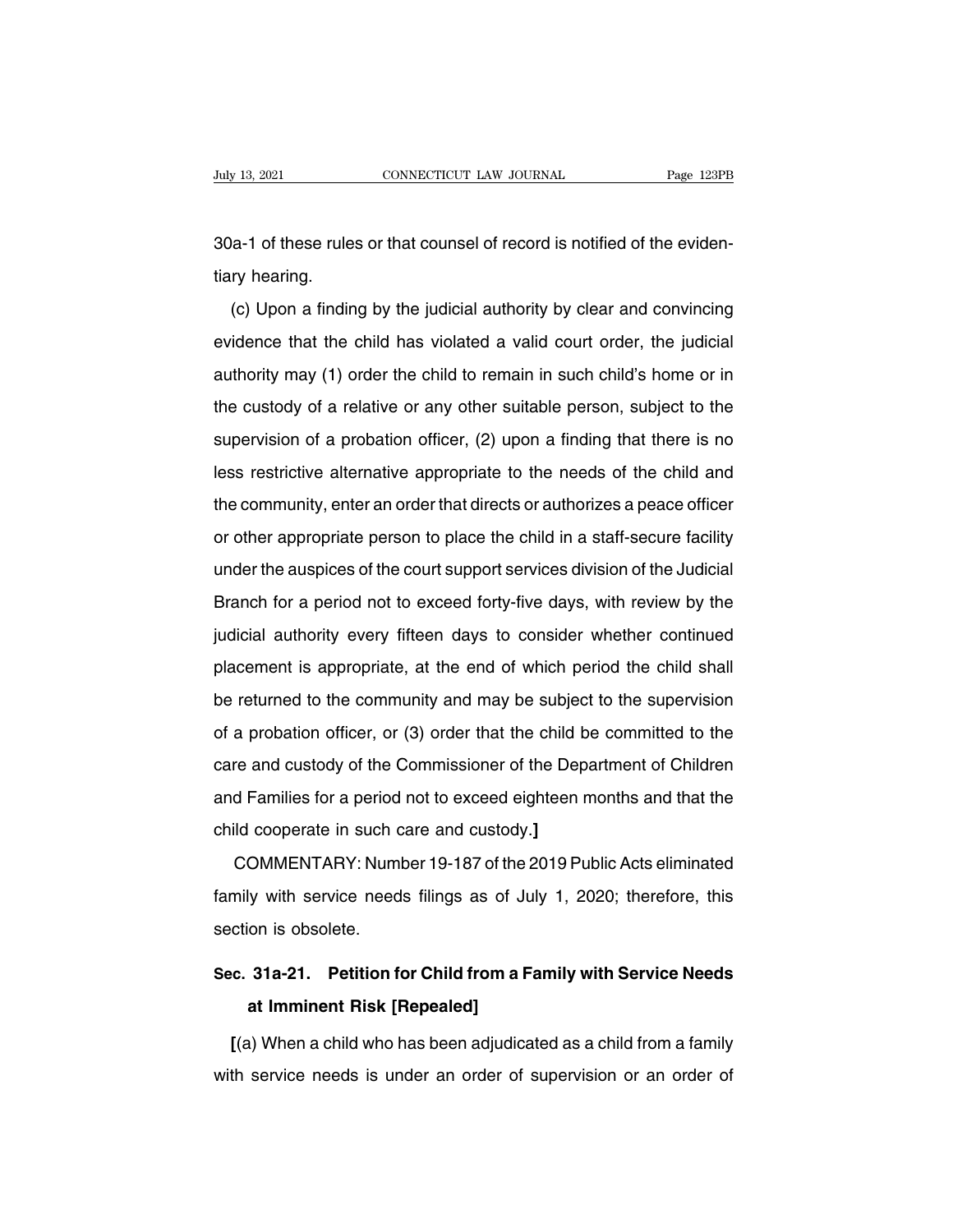30a-1 of these rules or that counsel of record is notified of the evidentiary hearing.

(c) Upon a finding by the judicial authority by clear and convincing evidence that the child has violated a valid court order, the judicial authority may (1) order the child to remain in such child's home or in the custody of a relative or any other suitable person, subject to the supervision of a probation officer, (2) upon a finding that there is no less restrictive alternative appropriate to the needs of the child and the community, enter an order that directs or authorizes a peace officer or other appropriate person to place the child in a staff-secure facility under the auspices of the court support services division of the Judicial Branch for a period not to exceed forty-five days, with review by the judicial authority every fifteen days to consider whether continued placement is appropriate, at the end of which period the child shall be returned to the community and may be subject to the supervision of a probation officer, or (3) order that the child be committed to the care and custody of the Commissioner of the Department of Children and Families for a period not to exceed eighteen months and that the child cooperate in such care and custody.**]**

COMMENTARY: Number 19-187 of the 2019 Public Acts eliminated family with service needs filings as of July 1, 2020; therefore, this section is obsolete.

## Sec. 31a-21. Petition for Child from a Family with Service Needs at Imminent Risk [Repealed]

**[**(a) When a child who has been adjudicated as a child from a family with service needs is under an order of supervision or an order of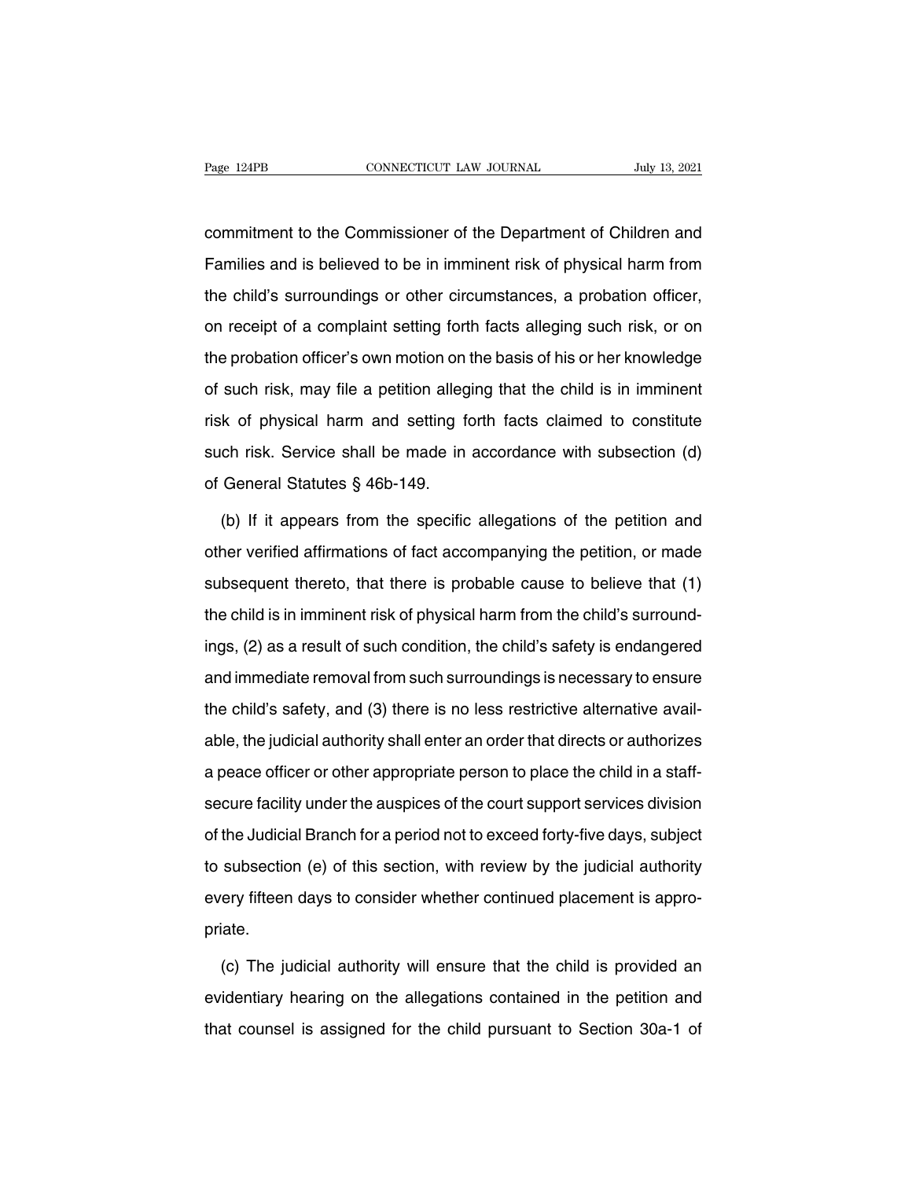commitment to the Commissioner of the Department of Children and Families and is believed to be in imminent risk of physical harm from the child's surroundings or other circumstances, a probation officer, on receipt of a complaint setting forth facts alleging such risk, or on the probation officer's own motion on the basis of his or her knowledge of such risk, may file a petition alleging that the child is in imminent risk of physical harm and setting forth facts claimed to constitute such risk. Service shall be made in accordance with subsection (d) of General Statutes § 46b-149.

(b) If it appears from the specific allegations of the petition and other verified affirmations of fact accompanying the petition, or made subsequent thereto, that there is probable cause to believe that (1) the child is in imminent risk of physical harm from the child's surroundings, (2) as a result of such condition, the child's safety is endangered and immediate removal from such surroundings is necessary to ensure the child's safety, and (3) there is no less restrictive alternative available, the judicial authority shall enter an order that directs or authorizes a peace officer or other appropriate person to place the child in a staff-secure facility under the auspices of the court support services division of the Judicial Branch for a period not to exceed forty-five days, subject to subsection (e) of this section, with review by the judicial authority every fifteen days to consider whether continued placement is appropriate.

(c) The judicial authority will ensure that the child is provided an evidentiary hearing on the allegations contained in the petition and that counsel is assigned for the child pursuant to Section 30a-1 of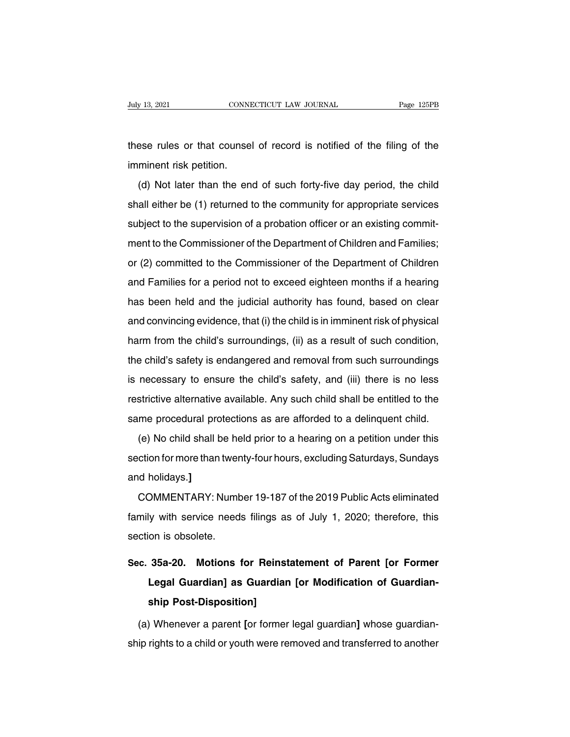these rules or that counsel of record is notified of the filing of the imminent risk petition.

(d) Not later than the end of such forty-five day period, the child shall either be (1) returned to the community for appropriate services subject to the supervision of a probation officer or an existing commitment to the Commissioner of the Department of Children and Families; or (2) committed to the Commissioner of the Department of Children and Families for a period not to exceed eighteen months if a hearing has been held and the judicial authority has found, based on clear and convincing evidence, that (i) the child is in imminent risk of physical harm from the child's surroundings, (ii) as a result of such condition, the child's safety is endangered and removal from such surroundings is necessary to ensure the child's safety, and (iii) there is no less restrictive alternative available. Any such child shall be entitled to the same procedural protections as are afforded to a delinquent child.

(e) No child shall be held prior to a hearing on a petition under this section for more than twenty-four hours, excluding Saturdays, Sundays and holidays.**]**

COMMENTARY: Number 19-187 of the 2019 Public Acts eliminated family with service needs filings as of July 1, 2020; therefore, this section is obsolete.

## Sec. 35a-20. Motions for Reinstatement of Parent [or Former Legal Guardian] as Guardian [or Modification of Guardianship Post-Disposition]

(a) Whenever a parent **[**or former legal guardian**]** whose guardianship rights to a child or youth were removed and transferred to another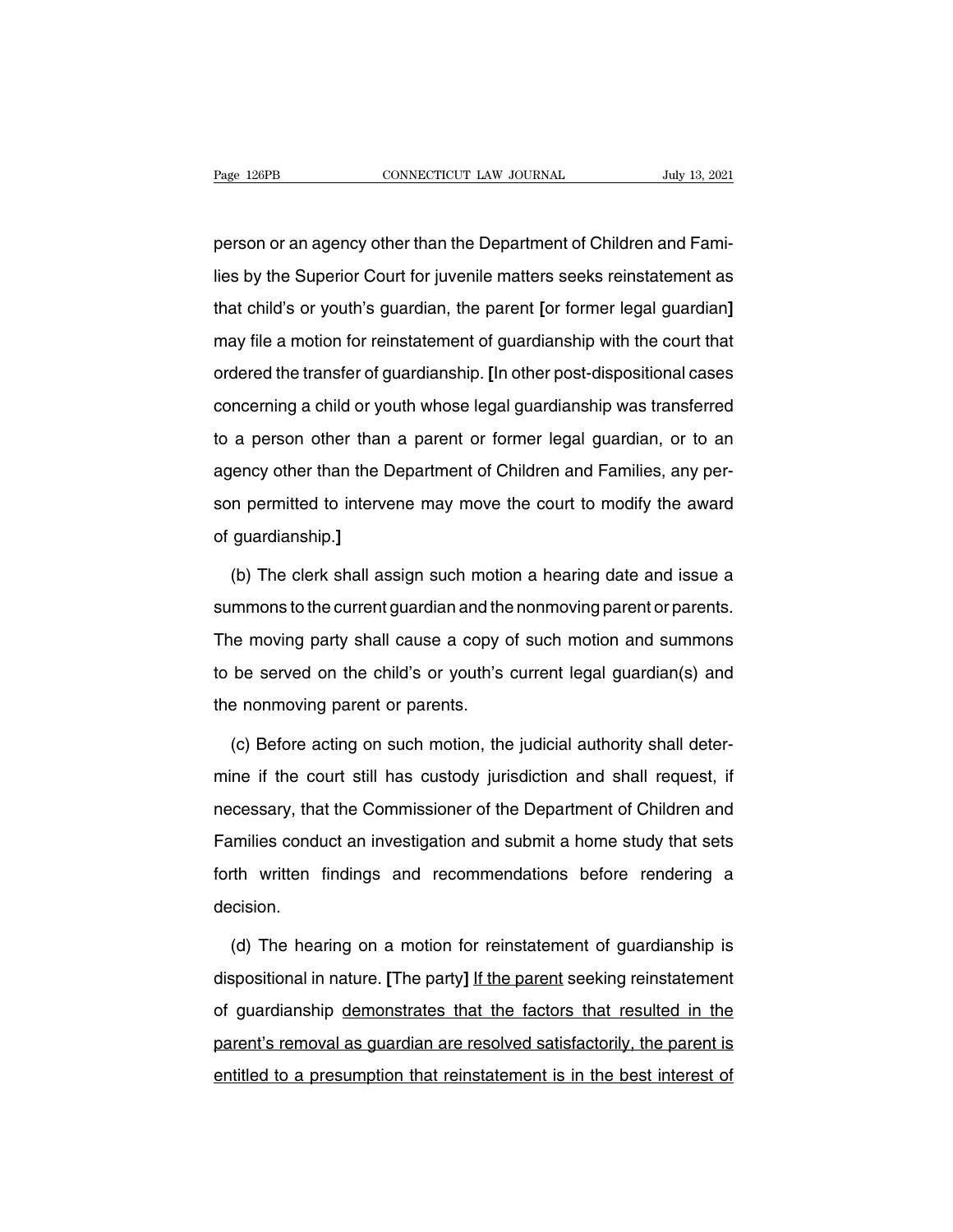person or an agency other than the Department of Children and Families by the Superior Court for juvenile matters seeks reinstatement as that child's or youth's guardian, the parent **[**or former legal guardian**]** may file a motion for reinstatement of guardianship with the court that ordered the transfer of guardianship. **[**In other post-dispositional cases concerning a child or youth whose legal guardianship was transferred to a person other than a parent or former legal guardian, or to an agency other than the Department of Children and Families, any person permitted to intervene may move the court to modify the award of guardianship.**]**

(b) The clerk shall assign such motion a hearing date and issue a summons to the current guardian and the nonmoving parent or parents. The moving party shall cause a copy of such motion and summons to be served on the child's or youth's current legal guardian(s) and the nonmoving parent or parents.

(c) Before acting on such motion, the judicial authority shall determine if the court still has custody jurisdiction and shall request, if necessary, that the Commissioner of the Department of Children and Families conduct an investigation and submit a home study that sets forth written findings and recommendations before rendering a decision.

(d) The hearing on a motion for reinstatement of guardianship is dispositional in nature. **[**The party**]** <u>If the parent</u> seeking reinstatement of guardianship <u>demonstrates that the factors that resulted in the parent's removal as guardian are resolved satisfactorily, the parent is entitled to a presumption that reinstatement is in the best interest of</u>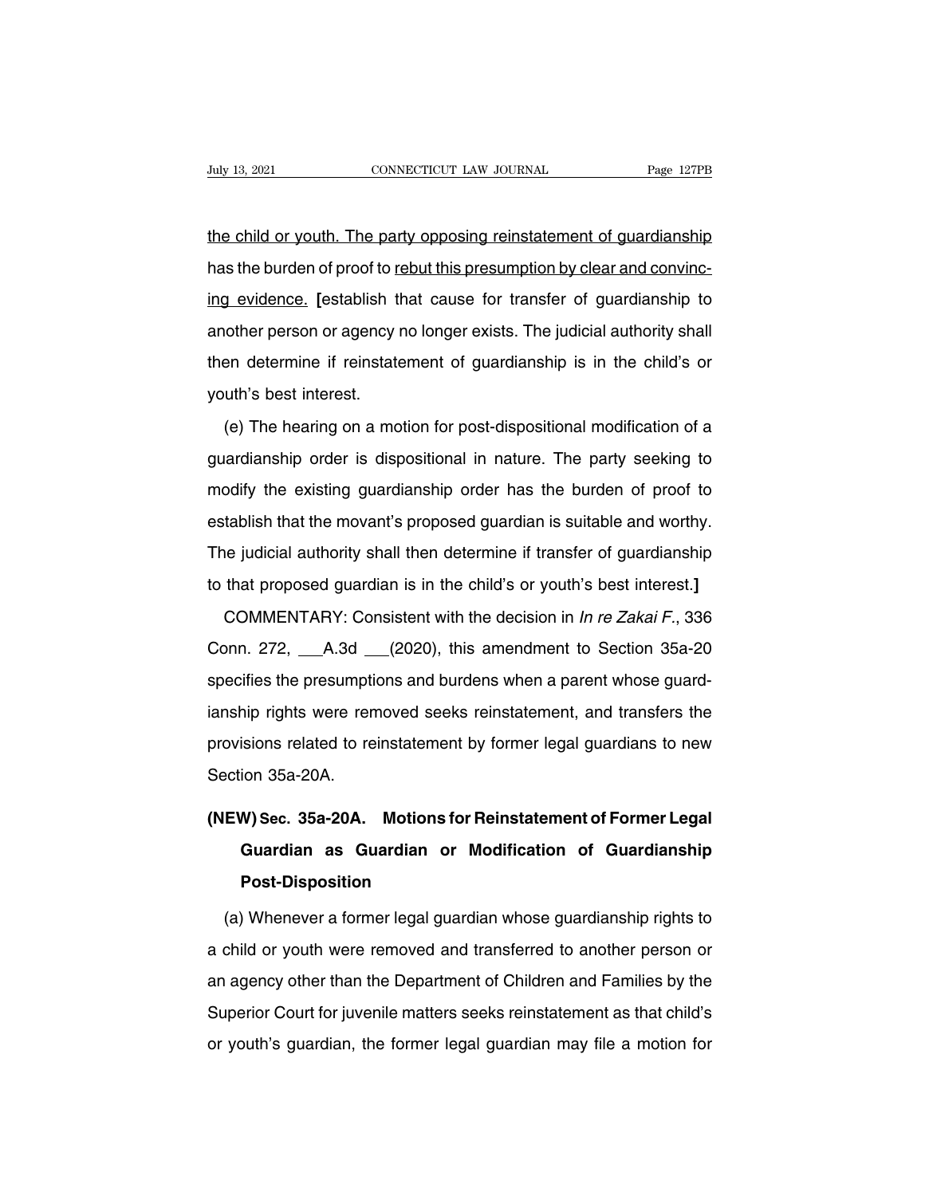the child or youth. The party opposing reinstatement of guardianship has the burden of proof to rebut this presumption by clear and convincing evidence. [establish that cause for transfer of guardianship to another person or agency no longer exists. The judicial authority shall then determine if reinstatement of guardianship is in the child's or youth's best interest.

(e) The hearing on a motion for post-dispositional modification of a guardianship order is dispositional in nature. The party seeking to modify the existing guardianship order has the burden of proof to establish that the movant's proposed guardian is suitable and worthy. The judicial authority shall then determine if transfer of guardianship to that proposed guardian is in the child's or youth's best interest.]

COMMENTARY: Consistent with the decision in *In re Zakai F.*, 336 Conn. 272, \_\_\_A.3d \_\_\_(2020), this amendment to Section 35a-20 specifies the presumptions and burdens when a parent whose guardianship rights were removed seeks reinstatement, and transfers the provisions related to reinstatement by former legal guardians to new Section 35a-20A.

**(NEW) Sec. 35a-20A. Motions for Reinstatement of Former Legal Guardian as Guardian or Modification of Guardianship Post-Disposition**

(a) Whenever a former legal guardian whose guardianship rights to a child or youth were removed and transferred to another person or an agency other than the Department of Children and Families by the Superior Court for juvenile matters seeks reinstatement as that child's or youth's guardian, the former legal guardian may file a motion for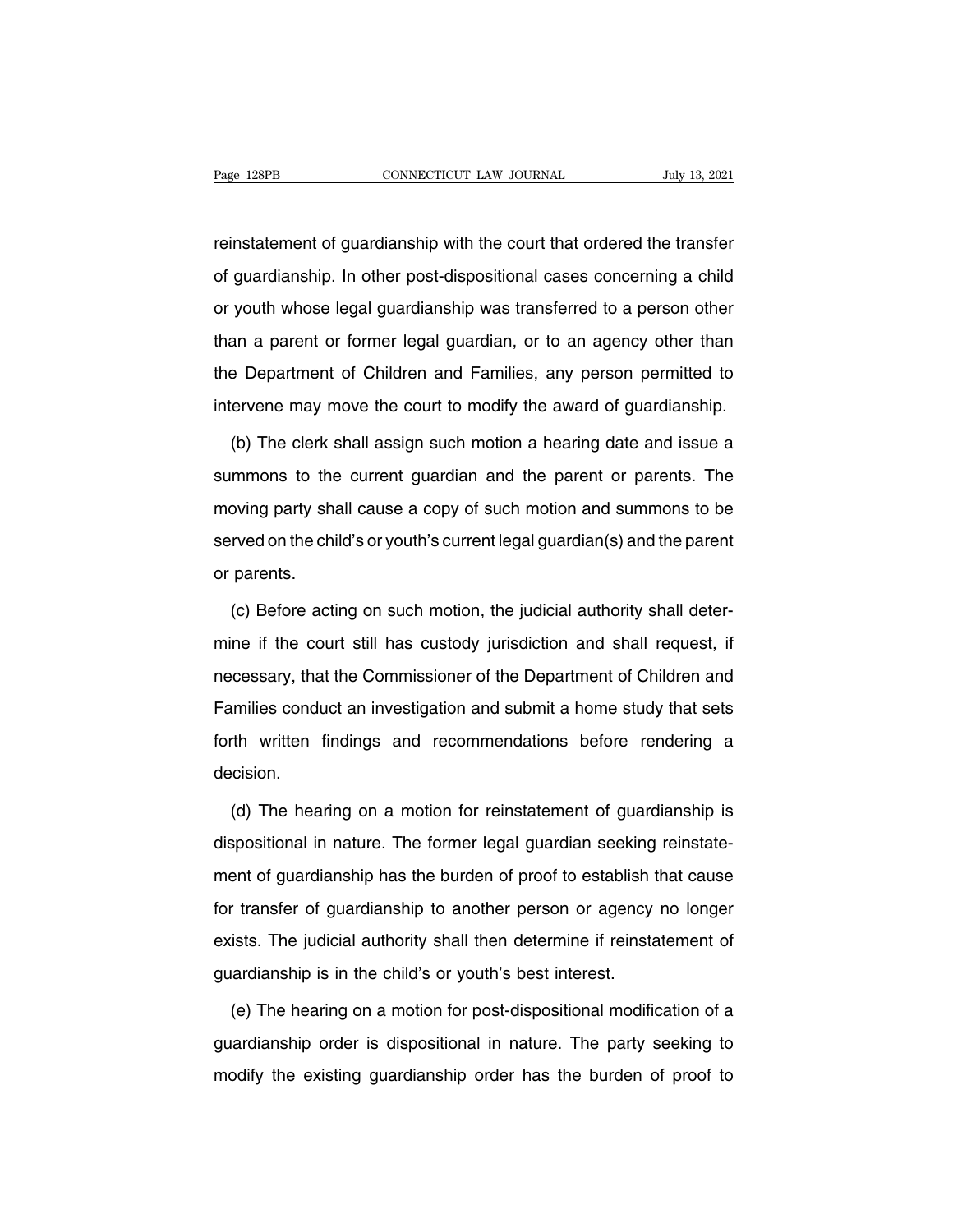reinstatement of guardianship with the court that ordered the transfer of guardianship. In other post-dispositional cases concerning a child or youth whose legal guardianship was transferred to a person other than a parent or former legal guardian, or to an agency other than the Department of Children and Families, any person permitted to intervene may move the court to modify the award of guardianship.

(b) The clerk shall assign such motion a hearing date and issue a summons to the current guardian and the parent or parents. The moving party shall cause a copy of such motion and summons to be served on the child's or youth's current legal guardian(s) and the parent or parents.

(c) Before acting on such motion, the judicial authority shall determine if the court still has custody jurisdiction and shall request, if necessary, that the Commissioner of the Department of Children and Families conduct an investigation and submit a home study that sets forth written findings and recommendations before rendering a decision.

(d) The hearing on a motion for reinstatement of guardianship is dispositional in nature. The former legal guardian seeking reinstatement of guardianship has the burden of proof to establish that cause for transfer of guardianship to another person or agency no longer exists. The judicial authority shall then determine if reinstatement of guardianship is in the child's or youth's best interest.

(e) The hearing on a motion for post-dispositional modification of a guardianship order is dispositional in nature. The party seeking to modify the existing guardianship order has the burden of proof to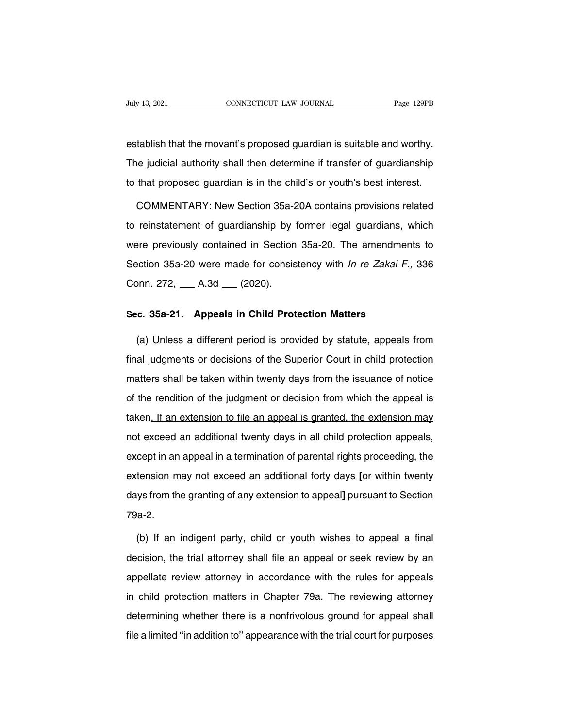establish that the movant's proposed guardian is suitable and worthy. The judicial authority shall then determine if transfer of guardianship to that proposed guardian is in the child's or youth's best interest.

COMMENTARY: New Section 35a-20A contains provisions related to reinstatement of guardianship by former legal guardians, which were previously contained in Section 35a-20. The amendments to Section 35a-20 were made for consistency with *In re Zakai F.,* 336 Conn. 272, ___ A.3d ___ (2020).

## Sec. 35a-21. Appeals in Child Protection Matters

(a) Unless a different period is provided by statute, appeals from final judgments or decisions of the Superior Court in child protection matters shall be taken within twenty days from the issuance of notice of the rendition of the judgment or decision from which the appeal is taken<u>. If an extension to file an appeal is granted, the extension may not exceed an additional twenty days in all child protection appeals, except in an appeal in a termination of parental rights proceeding, the extension may not exceed an additional forty days</u> **[**or within twenty days from the granting of any extension to appeal**]** pursuant to Section 79a-2.

(b) If an indigent party, child or youth wishes to appeal a final decision, the trial attorney shall file an appeal or seek review by an appellate review attorney in accordance with the rules for appeals in child protection matters in Chapter 79a. The reviewing attorney determining whether there is a nonfrivolous ground for appeal shall file a limited "in addition to" appearance with the trial court for purposes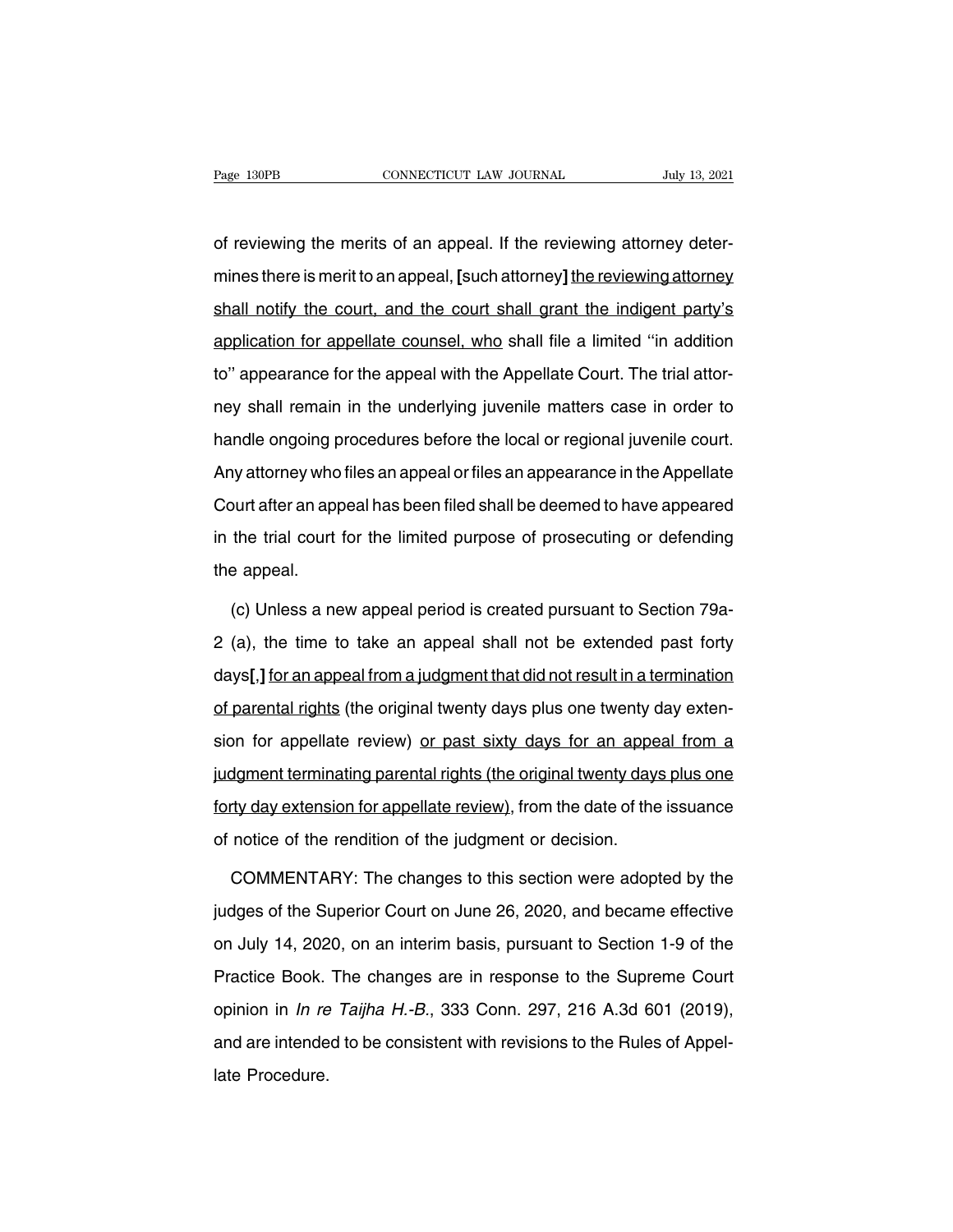of reviewing the merits of an appeal. If the reviewing attorney determines there is merit to an appeal, **[**such attorney**]** <u>the reviewing attorney</u> shall notify the court, and the court shall grant the indigent party's application for appellate counsel, who shall file a limited "in addition to" appearance for the appeal with the Appellate Court. The trial attorney shall remain in the underlying juvenile matters case in order to handle ongoing procedures before the local or regional juvenile court. Any attorney who files an appeal or files an appearance in the Appellate Court after an appeal has been filed shall be deemed to have appeared in the trial court for the limited purpose of prosecuting or defending the appeal.

(c) Unless a new appeal period is created pursuant to Section 79a-2 (a), the time to take an appeal shall not be extended past forty days**[**,**]** <u>for an appeal from a judgment that did not result in a termination of parental rights</u> (the original twenty days plus one twenty day extension for appellate review) <u>or past sixty days for an appeal from a judgment terminating parental rights (the original twenty days plus one forty day extension for appellate review)</u>, from the date of the issuance of notice of the rendition of the judgment or decision.

COMMENTARY: The changes to this section were adopted by the judges of the Superior Court on June 26, 2020, and became effective on July 14, 2020, on an interim basis, pursuant to Section 1-9 of the Practice Book. The changes are in response to the Supreme Court opinion in *In re Taijha H.-B.*, 333 Conn. 297, 216 A.3d 601 (2019), and are intended to be consistent with revisions to the Rules of Appellate Procedure.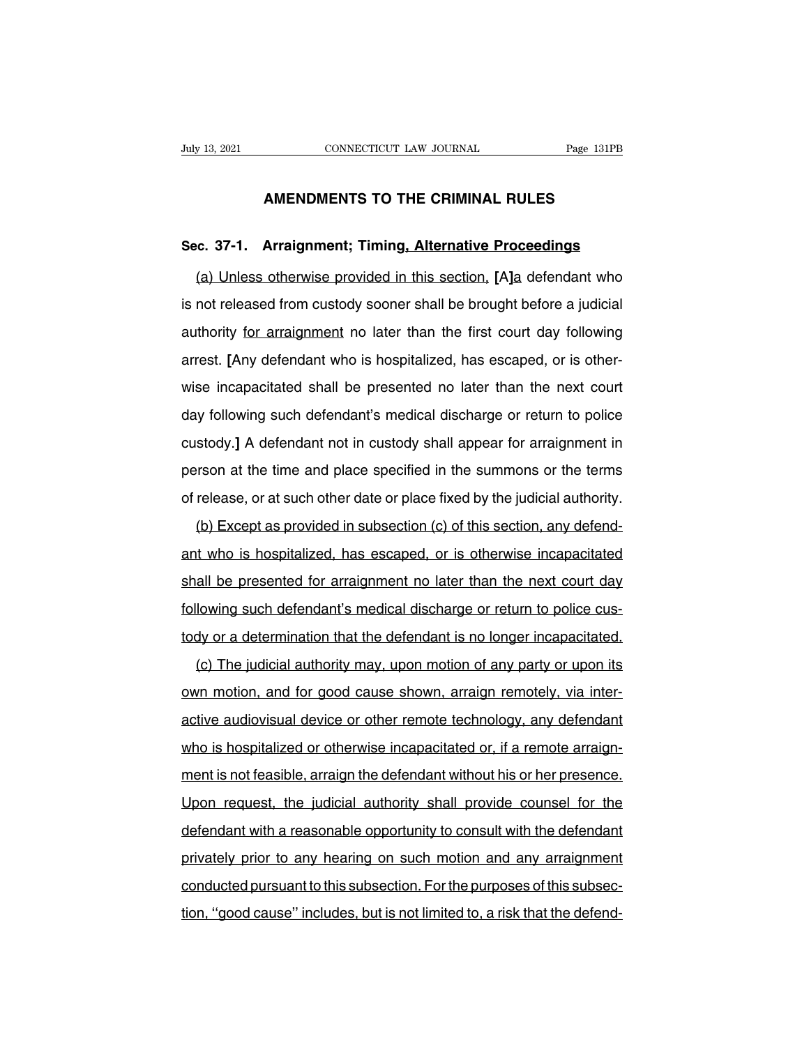## AMENDMENTS TO THE CRIMINAL RULES

**Sec. 37-1. Arraignment; Timing, Alternative Proceedings**

(a) Unless otherwise provided in this section, [A]a defendant who is not released from custody sooner shall be brought before a judicial authority for arraignment no later than the first court day following arrest. [Any defendant who is hospitalized, has escaped, or is otherwise incapacitated shall be presented no later than the next court day following such defendant's medical discharge or return to police custody.] A defendant not in custody shall appear for arraignment in person at the time and place specified in the summons or the terms of release, or at such other date or place fixed by the judicial authority.

(b) Except as provided in subsection (c) of this section, any defendant who is hospitalized, has escaped, or is otherwise incapacitated shall be presented for arraignment no later than the next court day following such defendant's medical discharge or return to police custody or a determination that the defendant is no longer incapacitated.

(c) The judicial authority may, upon motion of any party or upon its own motion, and for good cause shown, arraign remotely, via interactive audiovisual device or other remote technology, any defendant who is hospitalized or otherwise incapacitated or, if a remote arraignment is not feasible, arraign the defendant without his or her presence. Upon request, the judicial authority shall provide counsel for the defendant with a reasonable opportunity to consult with the defendant privately prior to any hearing on such motion and any arraignment conducted pursuant to this subsection. For the purposes of this subsection, ''good cause'' includes, but is not limited to, a risk that the defend-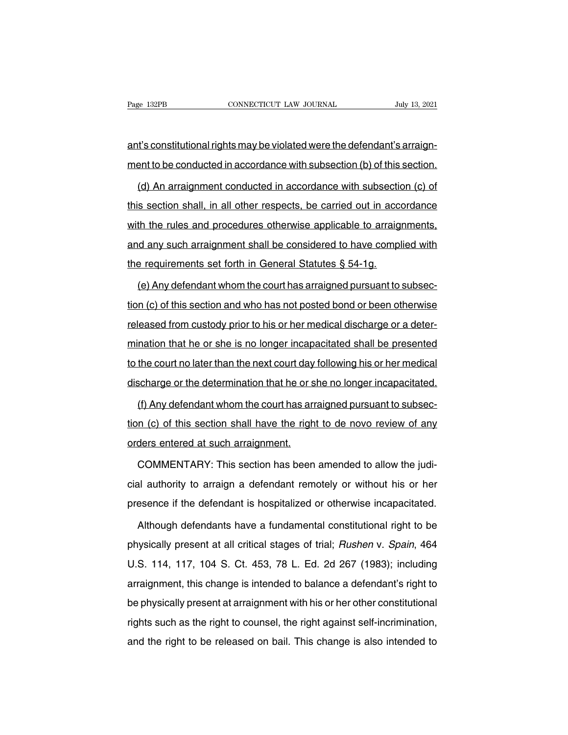ant's constitutional rights may be violated were the defendant's arraignment to be conducted in accordance with subsection (b) of this section.

(d) An arraignment conducted in accordance with subsection (c) of this section shall, in all other respects, be carried out in accordance with the rules and procedures otherwise applicable to arraignments, and any such arraignment shall be considered to have complied with the requirements set forth in General Statutes § 54-1g.

(e) Any defendant whom the court has arraigned pursuant to subsection (c) of this section and who has not posted bond or been otherwise released from custody prior to his or her medical discharge or a determination that he or she is no longer incapacitated shall be presented to the court no later than the next court day following his or her medical discharge or the determination that he or she no longer incapacitated.

(f) Any defendant whom the court has arraigned pursuant to subsection (c) of this section shall have the right to de novo review of any orders entered at such arraignment.

COMMENTARY: This section has been amended to allow the judicial authority to arraign a defendant remotely or without his or her presence if the defendant is hospitalized or otherwise incapacitated.

Although defendants have a fundamental constitutional right to be physically present at all critical stages of trial; *Rushen* v. *Spain*, 464 U.S. 114, 117, 104 S. Ct. 453, 78 L. Ed. 2d 267 (1983); including arraignment, this change is intended to balance a defendant's right to be physically present at arraignment with his or her other constitutional rights such as the right to counsel, the right against self-incrimination, and the right to be released on bail. This change is also intended to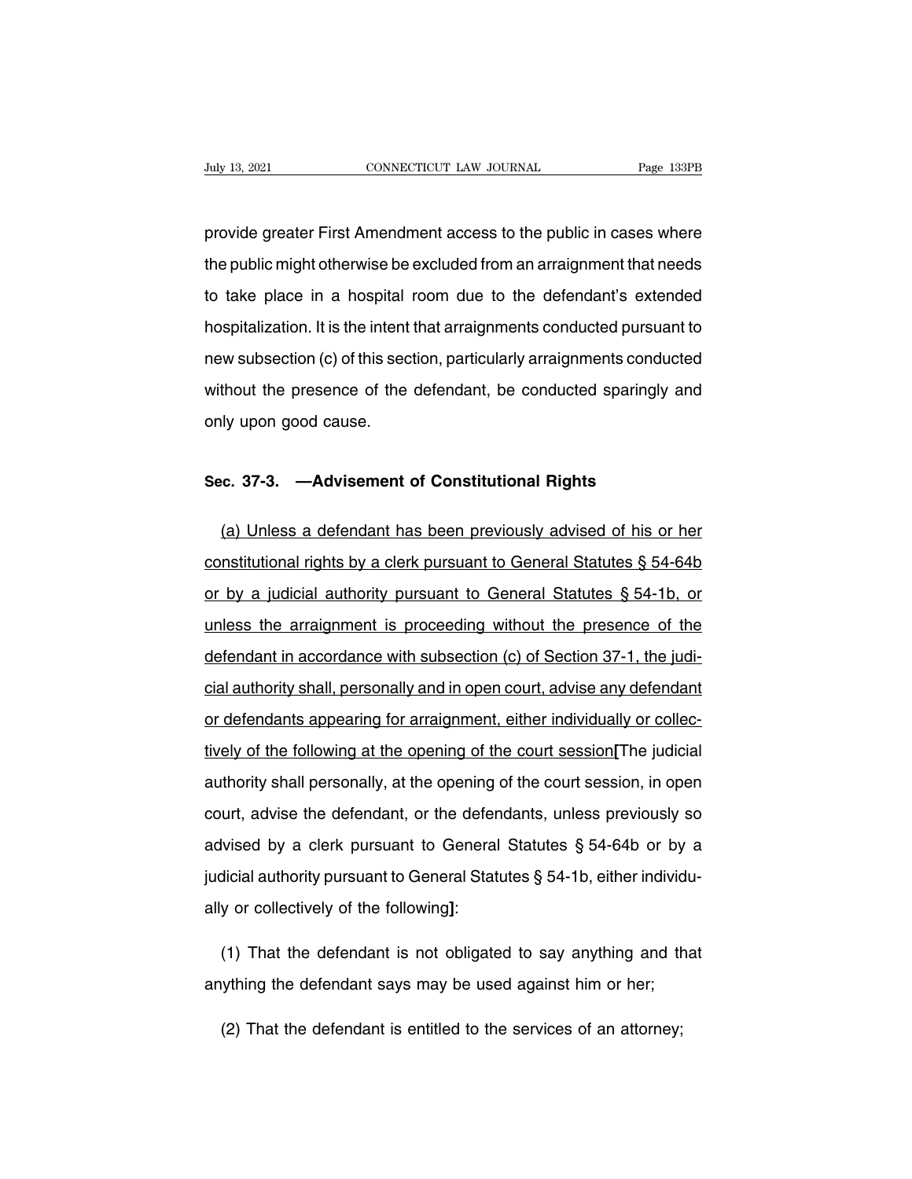provide greater First Amendment access to the public in cases where the public might otherwise be excluded from an arraignment that needs to take place in a hospital room due to the defendant's extended hospitalization. It is the intent that arraignments conducted pursuant to new subsection (c) of this section, particularly arraignments conducted without the presence of the defendant, be conducted sparingly and only upon good cause.

## Sec. 37-3. —Advisement of Constitutional Rights

<u>(a) Unless a defendant has been previously advised of his or her constitutional rights by a clerk pursuant to General Statutes § 54-64b or by a judicial authority pursuant to General Statutes § 54-1b, or unless the arraignment is proceeding without the presence of the defendant in accordance with subsection (c) of Section 37-1, the judicial authority shall, personally and in open court, advise any defendant or defendants appearing for arraignment, either individually or collectively of the following at the opening of the court session</u>**[**The judicial authority shall personally, at the opening of the court session, in open court, advise the defendant, or the defendants, unless previously so advised by a clerk pursuant to General Statutes § 54-64b or by a judicial authority pursuant to General Statutes § 54-1b, either individually or collectively of the following**]**:

(1) That the defendant is not obligated to say anything and that anything the defendant says may be used against him or her;

(2) That the defendant is entitled to the services of an attorney;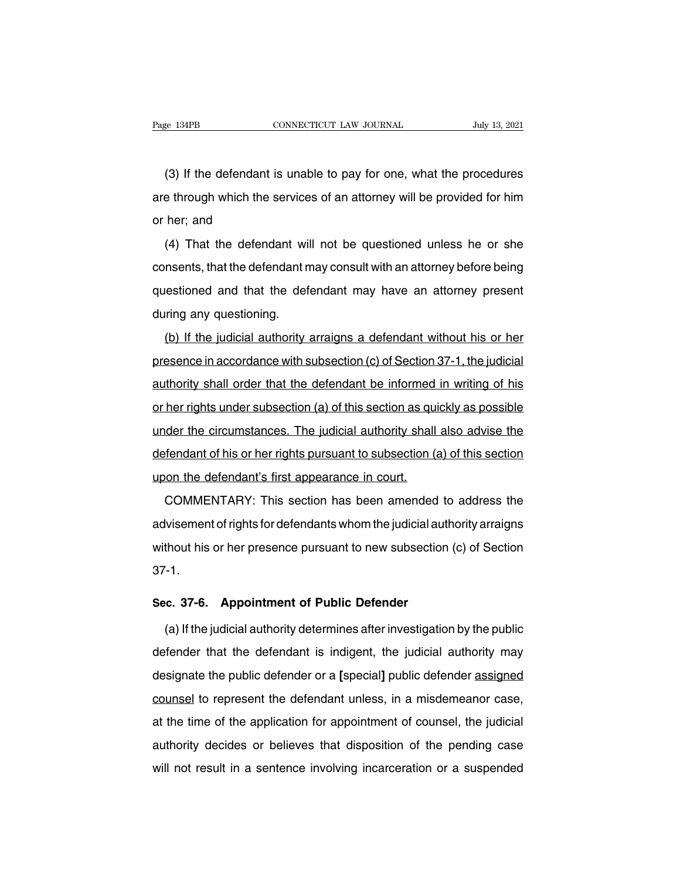(3) If the defendant is unable to pay for one, what the procedures are through which the services of an attorney will be provided for him or her; and

(4) That the defendant will not be questioned unless he or she consents, that the defendant may consult with an attorney before being questioned and that the defendant may have an attorney present during any questioning.

<u>(b) If the judicial authority arraigns a defendant without his or her presence in accordance with subsection (c) of Section 37-1, the judicial authority shall order that the defendant be informed in writing of his or her rights under subsection (a) of this section as quickly as possible under the circumstances. The judicial authority shall also advise the defendant of his or her rights pursuant to subsection (a) of this section upon the defendant's first appearance in court.</u>

COMMENTARY: This section has been amended to address the advisement of rights for defendants whom the judicial authority arraigns without his or her presence pursuant to new subsection (c) of Section 37-1.

### Sec. 37-6. Appointment of Public Defender

(a) If the judicial authority determines after investigation by the public defender that the defendant is indigent, the judicial authority may designate the public defender or a **[**special**]** public defender <u>assigned counsel</u> to represent the defendant unless, in a misdemeanor case, at the time of the application for appointment of counsel, the judicial authority decides or believes that disposition of the pending case will not result in a sentence involving incarceration or a suspended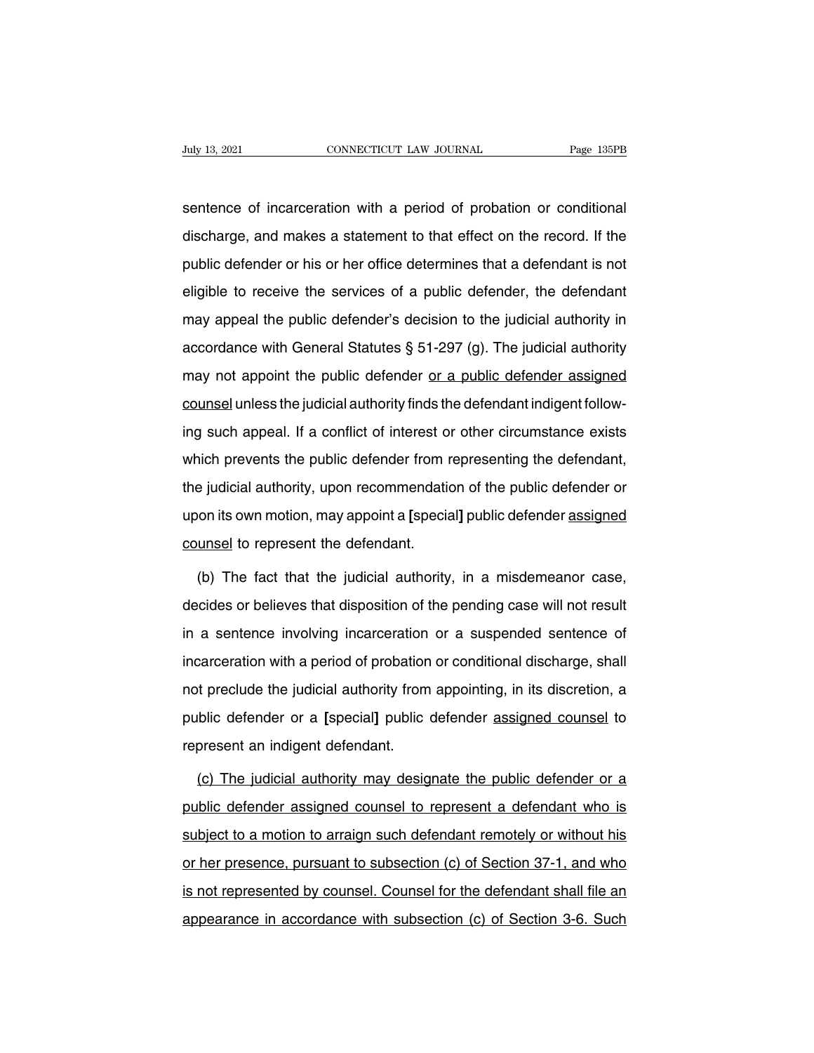sentence of incarceration with a period of probation or conditional discharge, and makes a statement to that effect on the record. If the public defender or his or her office determines that a defendant is not eligible to receive the services of a public defender, the defendant may appeal the public defender's decision to the judicial authority in accordance with General Statutes § 51-297 (g). The judicial authority may not appoint the public defender <u>or a public defender assigned counsel</u> unless the judicial authority finds the defendant indigent following such appeal. If a conflict of interest or other circumstance exists which prevents the public defender from representing the defendant, the judicial authority, upon recommendation of the public defender or upon its own motion, may appoint a **[**special**]** public defender <u>assigned counsel</u> to represent the defendant.

(b) The fact that the judicial authority, in a misdemeanor case, decides or believes that disposition of the pending case will not result in a sentence involving incarceration or a suspended sentence of incarceration with a period of probation or conditional discharge, shall not preclude the judicial authority from appointing, in its discretion, a public defender or a **[**special**]** public defender <u>assigned counsel</u> to represent an indigent defendant.

<u>(c) The judicial authority may designate the public defender or a public defender assigned counsel to represent a defendant who is subject to a motion to arraign such defendant remotely or without his or her presence, pursuant to subsection (c) of Section 37-1, and who is not represented by counsel. Counsel for the defendant shall file an appearance in accordance with subsection (c) of Section 3-6. Such</u>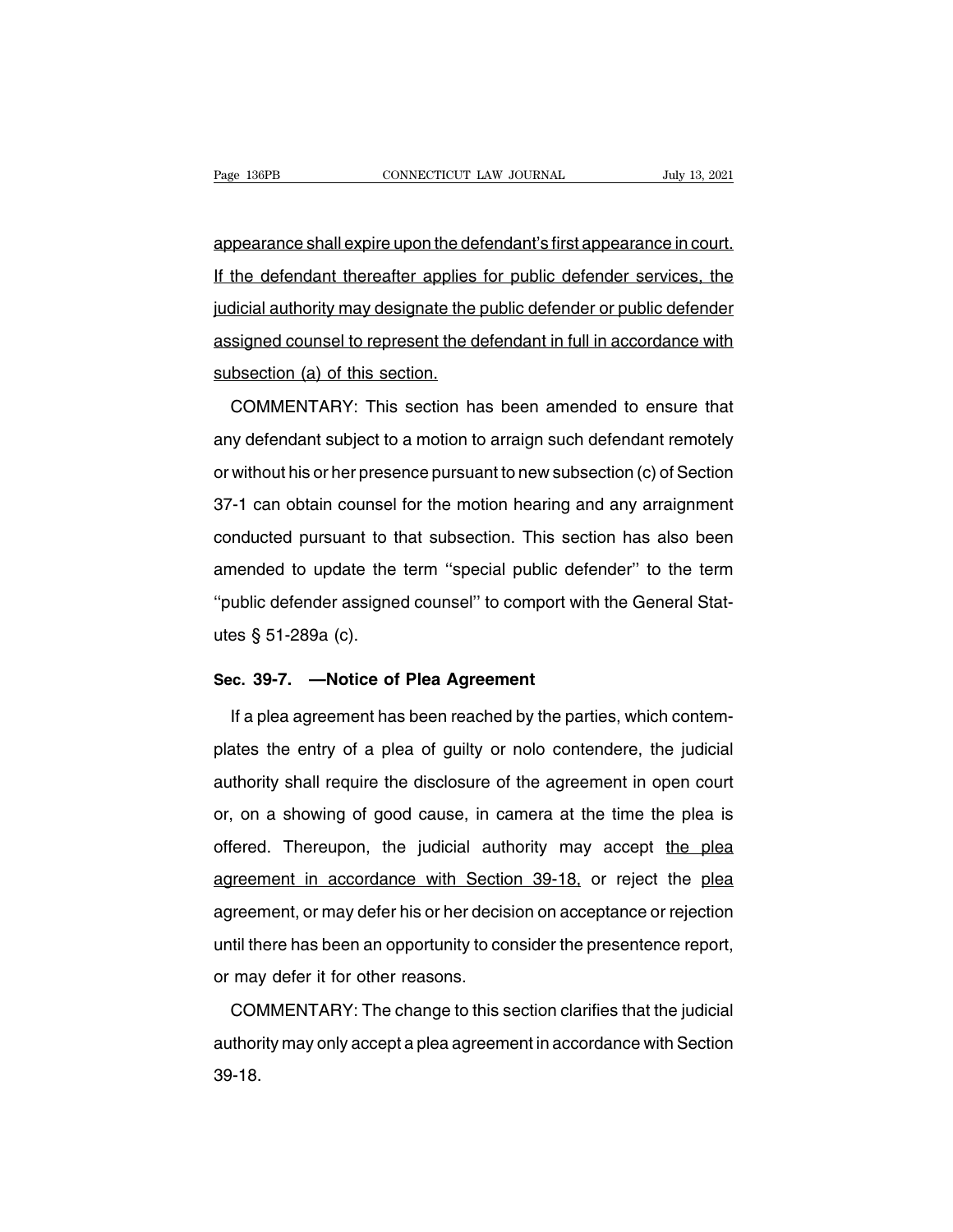appearance shall expire upon the defendant's first appearance in court. If the defendant thereafter applies for public defender services, the judicial authority may designate the public defender or public defender assigned counsel to represent the defendant in full in accordance with subsection (a) of this section.

COMMENTARY: This section has been amended to ensure that any defendant subject to a motion to arraign such defendant remotely or without his or her presence pursuant to new subsection (c) of Section 37-1 can obtain counsel for the motion hearing and any arraignment conducted pursuant to that subsection. This section has also been amended to update the term ''special public defender'' to the term ''public defender assigned counsel'' to comport with the General Statutes § 51-289a (c).

**Sec. 39-7. —Notice of Plea Agreement**

If a plea agreement has been reached by the parties, which contemplates the entry of a plea of guilty or nolo contendere, the judicial authority shall require the disclosure of the agreement in open court or, on a showing of good cause, in camera at the time the plea is offered. Thereupon, the judicial authority may accept the plea agreement in accordance with Section 39-18, or reject the plea agreement, or may defer his or her decision on acceptance or rejection until there has been an opportunity to consider the presentence report, or may defer it for other reasons.

COMMENTARY: The change to this section clarifies that the judicial authority may only accept a plea agreement in accordance with Section 39-18.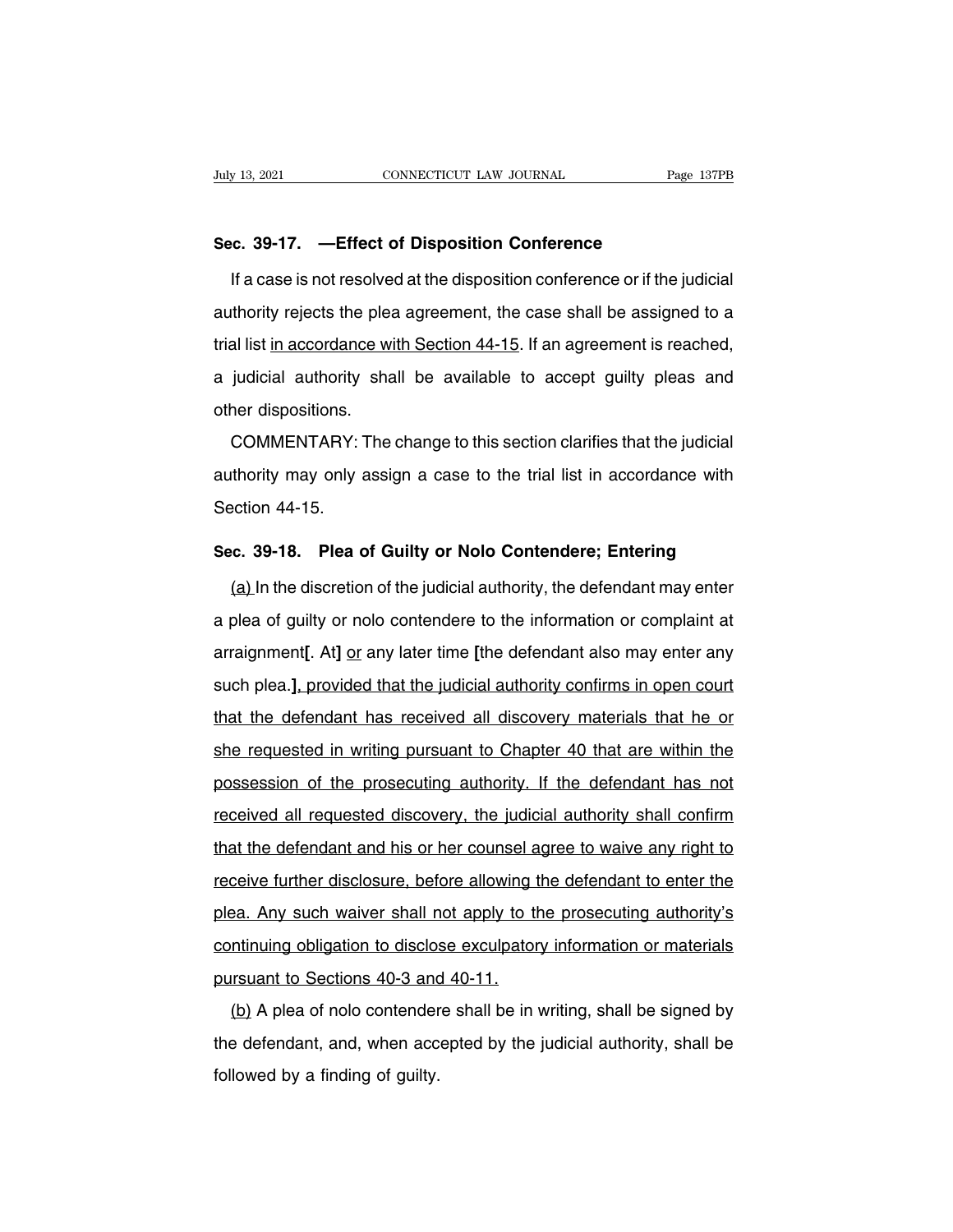**Sec. 39-17. —Effect of Disposition Conference**

If a case is not resolved at the disposition conference or if the judicial authority rejects the plea agreement, the case shall be assigned to a trial list in accordance with Section 44-15. If an agreement is reached, a judicial authority shall be available to accept guilty pleas and other dispositions.

COMMENTARY: The change to this section clarifies that the judicial authority may only assign a case to the trial list in accordance with Section 44-15.

**Sec. 39-18. Plea of Guilty or Nolo Contendere; Entering**

(a) In the discretion of the judicial authority, the defendant may enter a plea of guilty or nolo contendere to the information or complaint at arraignment[. At] or any later time [the defendant also may enter any such plea.], provided that the judicial authority confirms in open court that the defendant has received all discovery materials that he or she requested in writing pursuant to Chapter 40 that are within the possession of the prosecuting authority. If the defendant has not received all requested discovery, the judicial authority shall confirm that the defendant and his or her counsel agree to waive any right to receive further disclosure, before allowing the defendant to enter the plea. Any such waiver shall not apply to the prosecuting authority's continuing obligation to disclose exculpatory information or materials pursuant to Sections 40-3 and 40-11.

(b) A plea of nolo contendere shall be in writing, shall be signed by the defendant, and, when accepted by the judicial authority, shall be followed by a finding of guilty.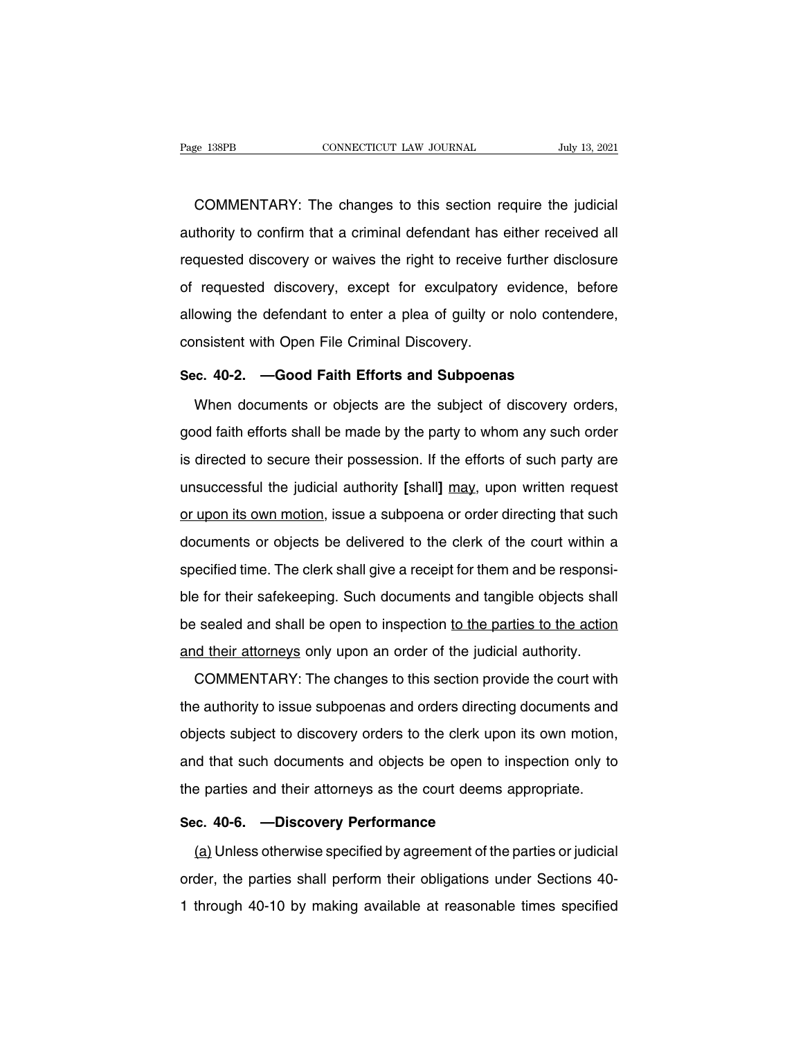COMMENTARY: The changes to this section require the judicial authority to confirm that a criminal defendant has either received all requested discovery or waives the right to receive further disclosure of requested discovery, except for exculpatory evidence, before allowing the defendant to enter a plea of guilty or nolo contendere, consistent with Open File Criminal Discovery.

**Sec. 40-2. —Good Faith Efforts and Subpoenas**

When documents or objects are the subject of discovery orders, good faith efforts shall be made by the party to whom any such order is directed to secure their possession. If the efforts of such party are unsuccessful the judicial authority **[**shall**]** <u>may</u>, upon written request <u>or upon its own motion</u>, issue a subpoena or order directing that such documents or objects be delivered to the clerk of the court within a specified time. The clerk shall give a receipt for them and be responsible for their safekeeping. Such documents and tangible objects shall be sealed and shall be open to inspection <u>to the parties to the action and their attorneys</u> only upon an order of the judicial authority.

COMMENTARY: The changes to this section provide the court with the authority to issue subpoenas and orders directing documents and objects subject to discovery orders to the clerk upon its own motion, and that such documents and objects be open to inspection only to the parties and their attorneys as the court deems appropriate.

**Sec. 40-6. —Discovery Performance**

<u>(a)</u> Unless otherwise specified by agreement of the parties or judicial order, the parties shall perform their obligations under Sections 40-1 through 40-10 by making available at reasonable times specified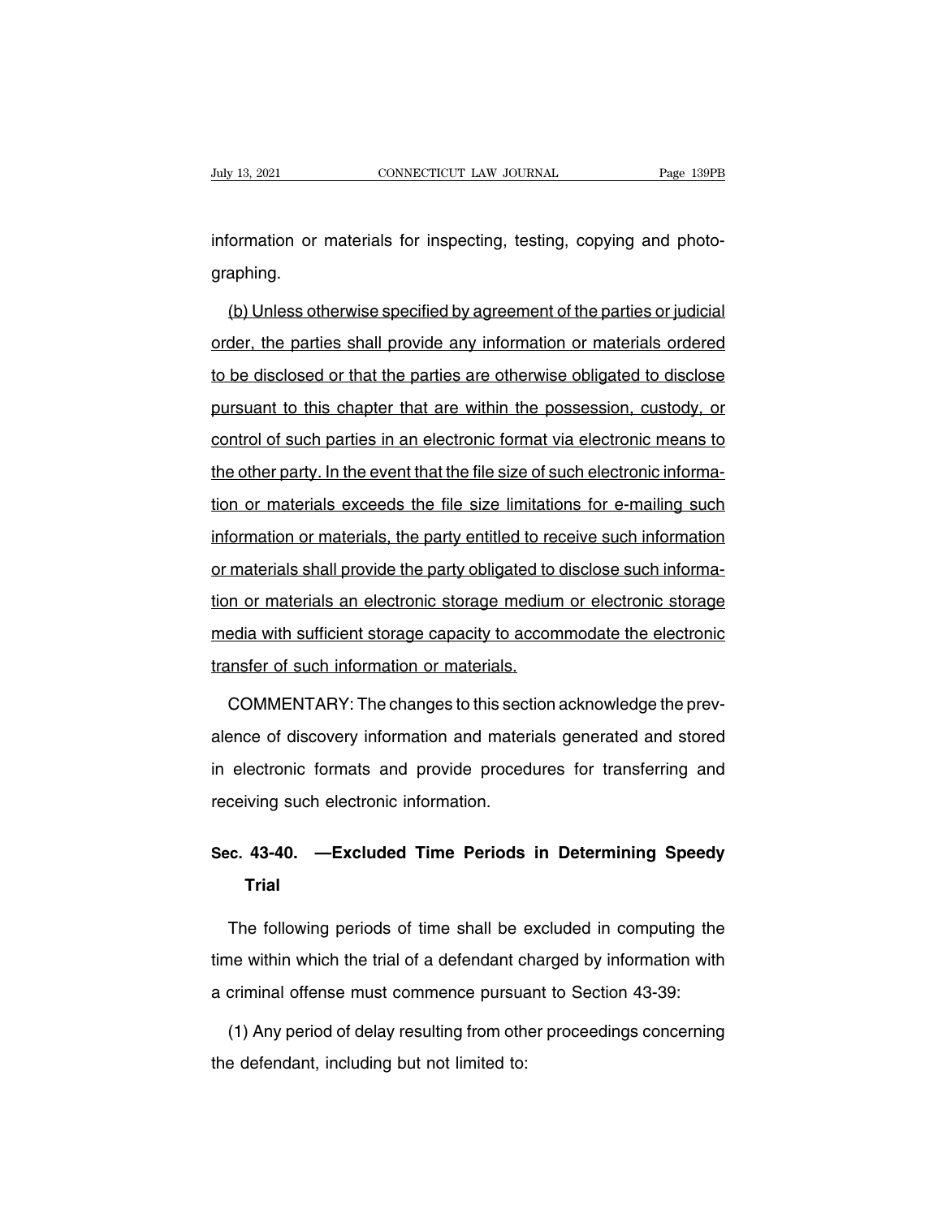information or materials for inspecting, testing, copying and photographing.

(b) Unless otherwise specified by agreement of the parties or judicial order, the parties shall provide any information or materials ordered to be disclosed or that the parties are otherwise obligated to disclose pursuant to this chapter that are within the possession, custody, or control of such parties in an electronic format via electronic means to the other party. In the event that the file size of such electronic information or materials exceeds the file size limitations for e-mailing such information or materials, the party entitled to receive such information or materials shall provide the party obligated to disclose such information or materials an electronic storage medium or electronic storage media with sufficient storage capacity to accommodate the electronic transfer of such information or materials.

COMMENTARY: The changes to this section acknowledge the prevalence of discovery information and materials generated and stored in electronic formats and provide procedures for transferring and receiving such electronic information.

## Sec. 43-40. —Excluded Time Periods in Determining Speedy Trial

The following periods of time shall be excluded in computing the time within which the trial of a defendant charged by information with a criminal offense must commence pursuant to Section 43-39:

(1) Any period of delay resulting from other proceedings concerning the defendant, including but not limited to: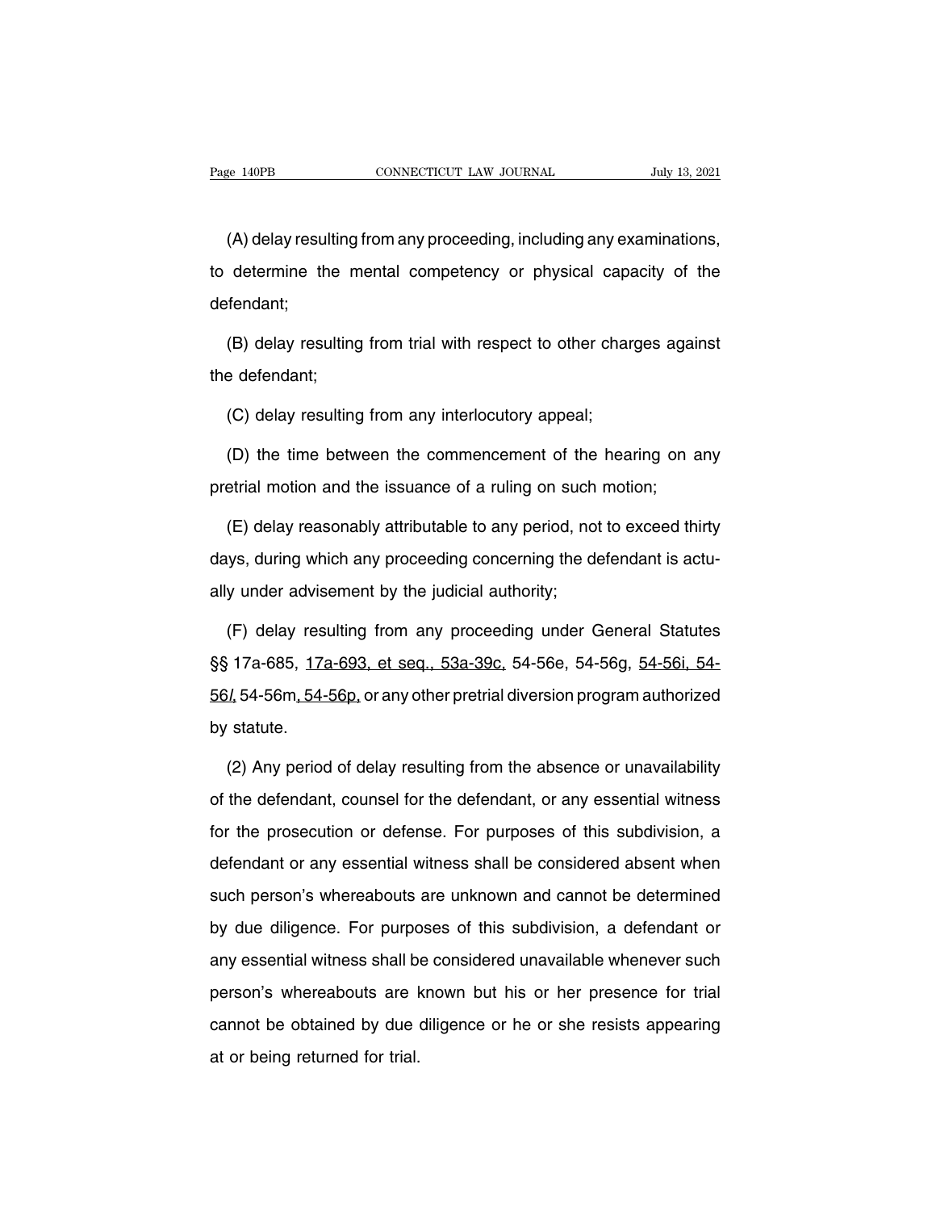(A) delay resulting from any proceeding, including any examinations, to determine the mental competency or physical capacity of the defendant;

(B) delay resulting from trial with respect to other charges against the defendant;

(C) delay resulting from any interlocutory appeal;

(D) the time between the commencement of the hearing on any pretrial motion and the issuance of a ruling on such motion;

(E) delay reasonably attributable to any period, not to exceed thirty days, during which any proceeding concerning the defendant is actually under advisement by the judicial authority;

(F) delay resulting from any proceeding under General Statutes §§ 17a-685, 17a-693, et seq., 53a-39c, 54-56e, 54-56g, 54-56i, 54-56*l*, 54-56m, 54-56p, or any other pretrial diversion program authorized by statute.

(2) Any period of delay resulting from the absence or unavailability of the defendant, counsel for the defendant, or any essential witness for the prosecution or defense. For purposes of this subdivision, a defendant or any essential witness shall be considered absent when such person's whereabouts are unknown and cannot be determined by due diligence. For purposes of this subdivision, a defendant or any essential witness shall be considered unavailable whenever such person's whereabouts are known but his or her presence for trial cannot be obtained by due diligence or he or she resists appearing at or being returned for trial.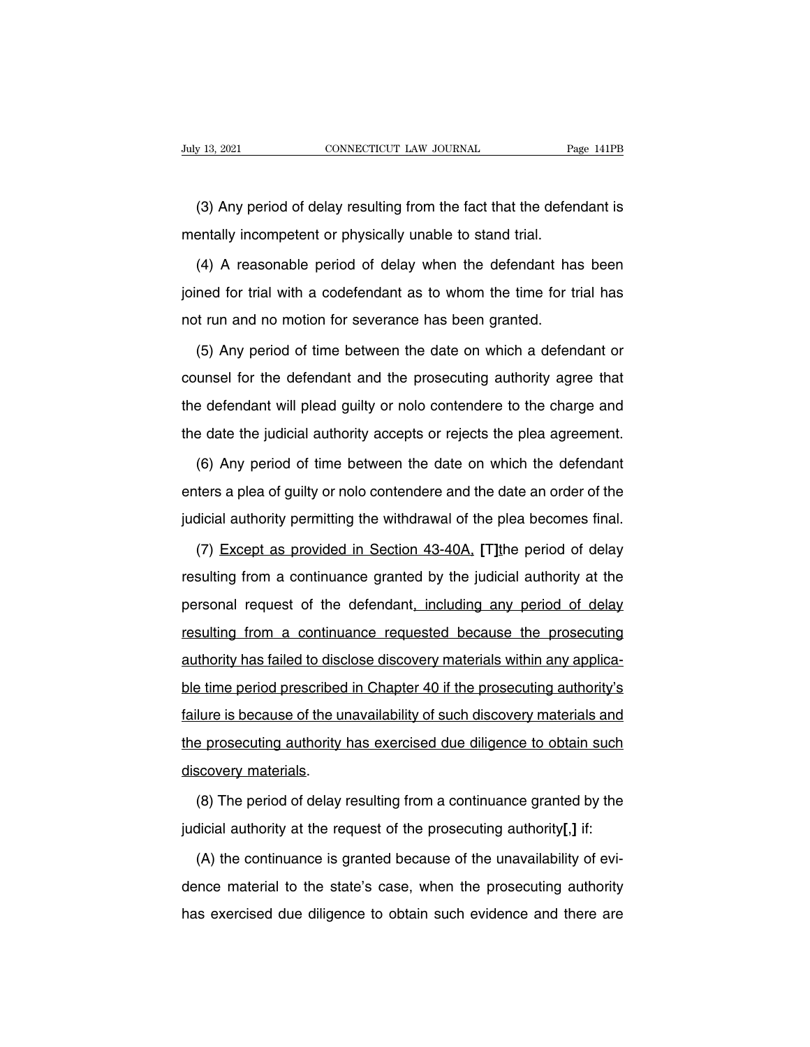(3) Any period of delay resulting from the fact that the defendant is mentally incompetent or physically unable to stand trial.

(4) A reasonable period of delay when the defendant has been joined for trial with a codefendant as to whom the time for trial has not run and no motion for severance has been granted.

(5) Any period of time between the date on which a defendant or counsel for the defendant and the prosecuting authority agree that the defendant will plead guilty or nolo contendere to the charge and the date the judicial authority accepts or rejects the plea agreement.

(6) Any period of time between the date on which the defendant enters a plea of guilty or nolo contendere and the date an order of the judicial authority permitting the withdrawal of the plea becomes final.

(7) <u>Except as provided in Section 43-40A,</u> **[**T**]**the period of delay resulting from a continuance granted by the judicial authority at the personal request of the defendant<u>, including any period of delay resulting from a continuance requested because the prosecuting authority has failed to disclose discovery materials within any applicable time period prescribed in Chapter 40 if the prosecuting authority's failure is because of the unavailability of such discovery materials and the prosecuting authority has exercised due diligence to obtain such discovery materials</u>.

(8) The period of delay resulting from a continuance granted by the judicial authority at the request of the prosecuting authority**[**,**]** if:

(A) the continuance is granted because of the unavailability of evidence material to the state's case, when the prosecuting authority has exercised due diligence to obtain such evidence and there are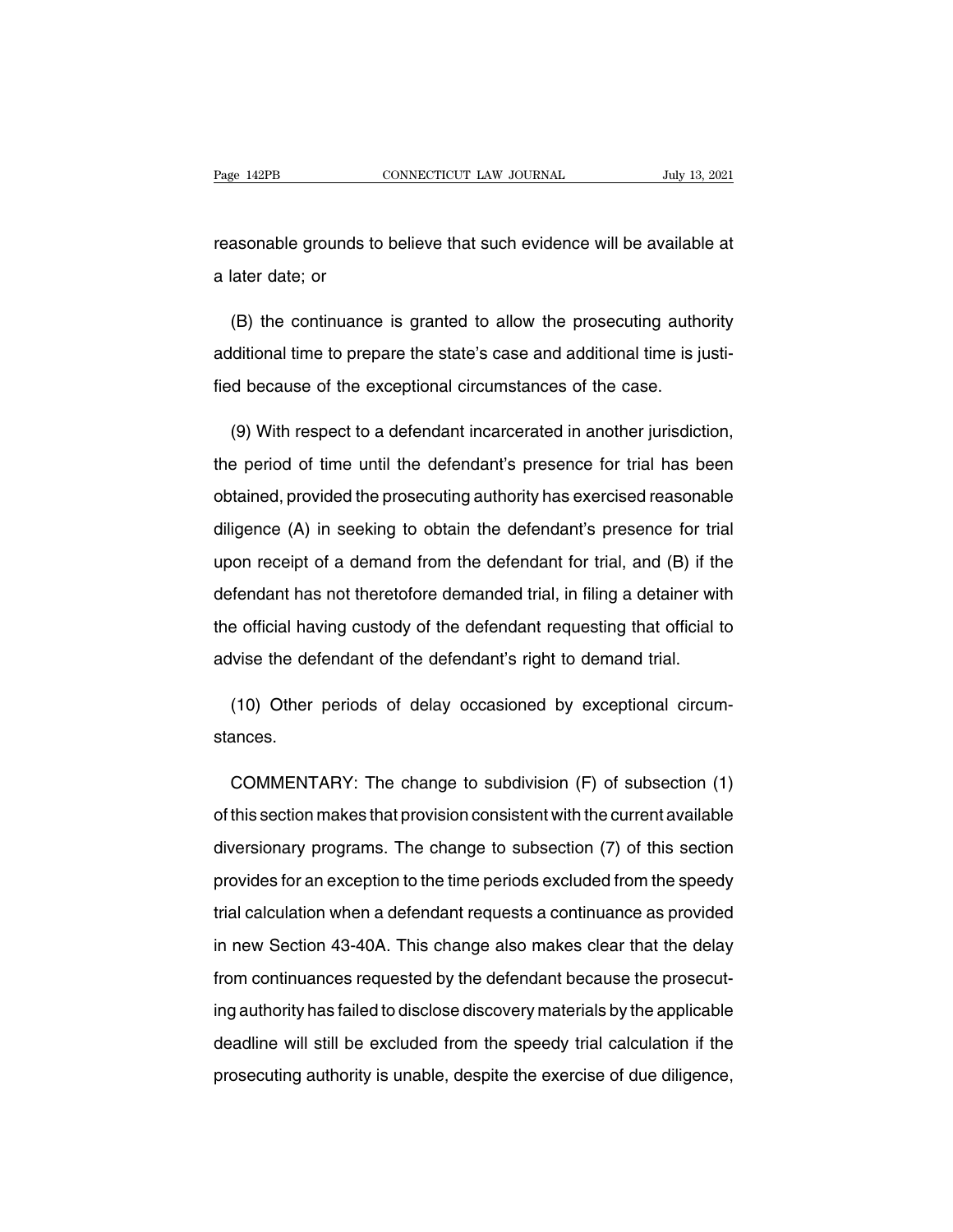reasonable grounds to believe that such evidence will be available at a later date; or

(B) the continuance is granted to allow the prosecuting authority additional time to prepare the state's case and additional time is justified because of the exceptional circumstances of the case.

(9) With respect to a defendant incarcerated in another jurisdiction, the period of time until the defendant's presence for trial has been obtained, provided the prosecuting authority has exercised reasonable diligence (A) in seeking to obtain the defendant's presence for trial upon receipt of a demand from the defendant for trial, and (B) if the defendant has not theretofore demanded trial, in filing a detainer with the official having custody of the defendant requesting that official to advise the defendant of the defendant's right to demand trial.

(10) Other periods of delay occasioned by exceptional circumstances.

COMMENTARY: The change to subdivision (F) of subsection (1) of this section makes that provision consistent with the current available diversionary programs. The change to subsection (7) of this section provides for an exception to the time periods excluded from the speedy trial calculation when a defendant requests a continuance as provided in new Section 43-40A. This change also makes clear that the delay from continuances requested by the defendant because the prosecuting authority has failed to disclose discovery materials by the applicable deadline will still be excluded from the speedy trial calculation if the prosecuting authority is unable, despite the exercise of due diligence,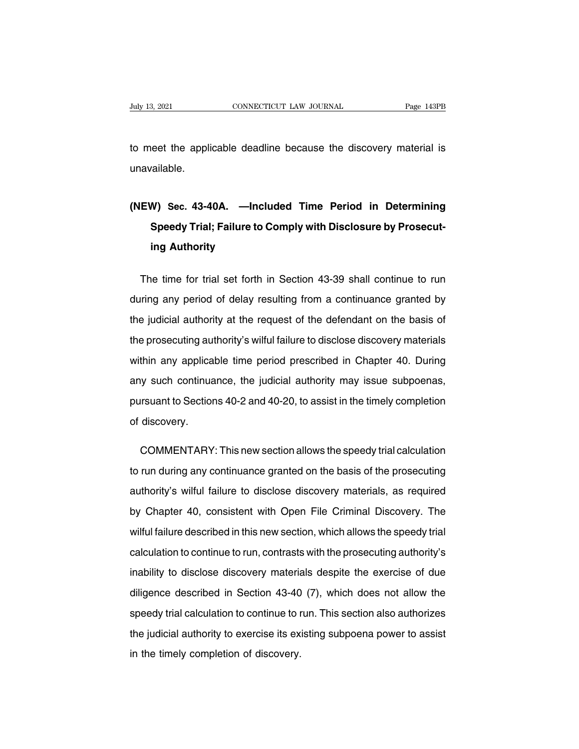to meet the applicable deadline because the discovery material is unavailable.

## (NEW) Sec. 43-40A. —Included Time Period in Determining Speedy Trial; Failure to Comply with Disclosure by Prosecuting Authority

The time for trial set forth in Section 43-39 shall continue to run during any period of delay resulting from a continuance granted by the judicial authority at the request of the defendant on the basis of the prosecuting authority's wilful failure to disclose discovery materials within any applicable time period prescribed in Chapter 40. During any such continuance, the judicial authority may issue subpoenas, pursuant to Sections 40-2 and 40-20, to assist in the timely completion of discovery.

COMMENTARY: This new section allows the speedy trial calculation to run during any continuance granted on the basis of the prosecuting authority's wilful failure to disclose discovery materials, as required by Chapter 40, consistent with Open File Criminal Discovery. The wilful failure described in this new section, which allows the speedy trial calculation to continue to run, contrasts with the prosecuting authority's inability to disclose discovery materials despite the exercise of due diligence described in Section 43-40 (7), which does not allow the speedy trial calculation to continue to run. This section also authorizes the judicial authority to exercise its existing subpoena power to assist in the timely completion of discovery.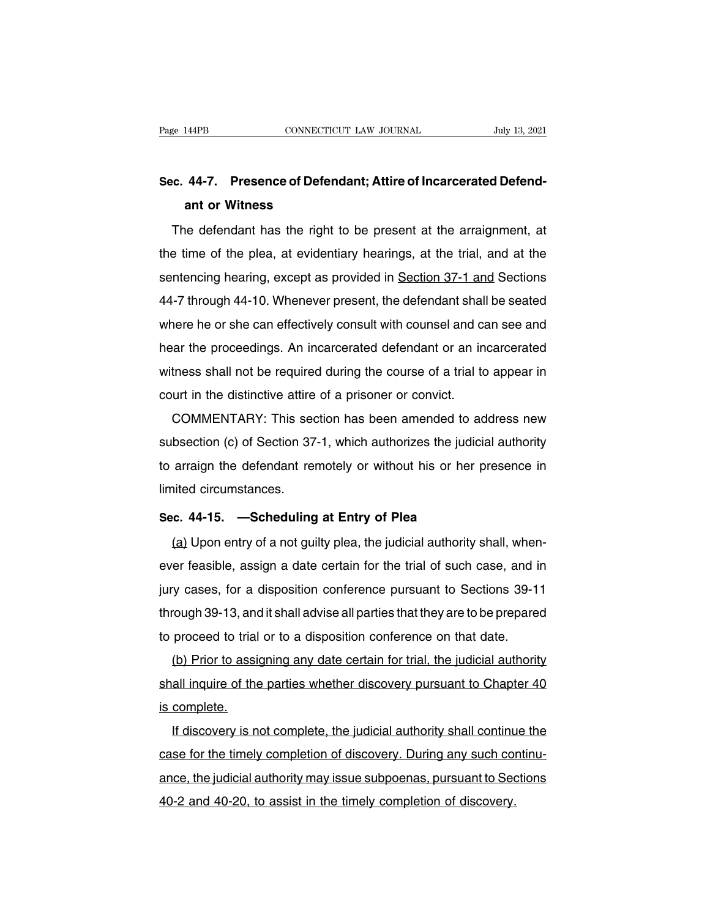**Sec. 44-7. Presence of Defendant; Attire of Incarcerated Defendant or Witness**

The defendant has the right to be present at the arraignment, at the time of the plea, at evidentiary hearings, at the trial, and at the sentencing hearing, except as provided in Section 37-1 and Sections 44-7 through 44-10. Whenever present, the defendant shall be seated where he or she can effectively consult with counsel and can see and hear the proceedings. An incarcerated defendant or an incarcerated witness shall not be required during the course of a trial to appear in court in the distinctive attire of a prisoner or convict.

COMMENTARY: This section has been amended to address new subsection (c) of Section 37-1, which authorizes the judicial authority to arraign the defendant remotely or without his or her presence in limited circumstances.

**Sec. 44-15. —Scheduling at Entry of Plea**

(a) Upon entry of a not guilty plea, the judicial authority shall, whenever feasible, assign a date certain for the trial of such case, and in jury cases, for a disposition conference pursuant to Sections 39-11 through 39-13, and it shall advise all parties that they are to be prepared to proceed to trial or to a disposition conference on that date.

(b) Prior to assigning any date certain for trial, the judicial authority shall inquire of the parties whether discovery pursuant to Chapter 40 is complete.

If discovery is not complete, the judicial authority shall continue the case for the timely completion of discovery. During any such continuance, the judicial authority may issue subpoenas, pursuant to Sections 40-2 and 40-20, to assist in the timely completion of discovery.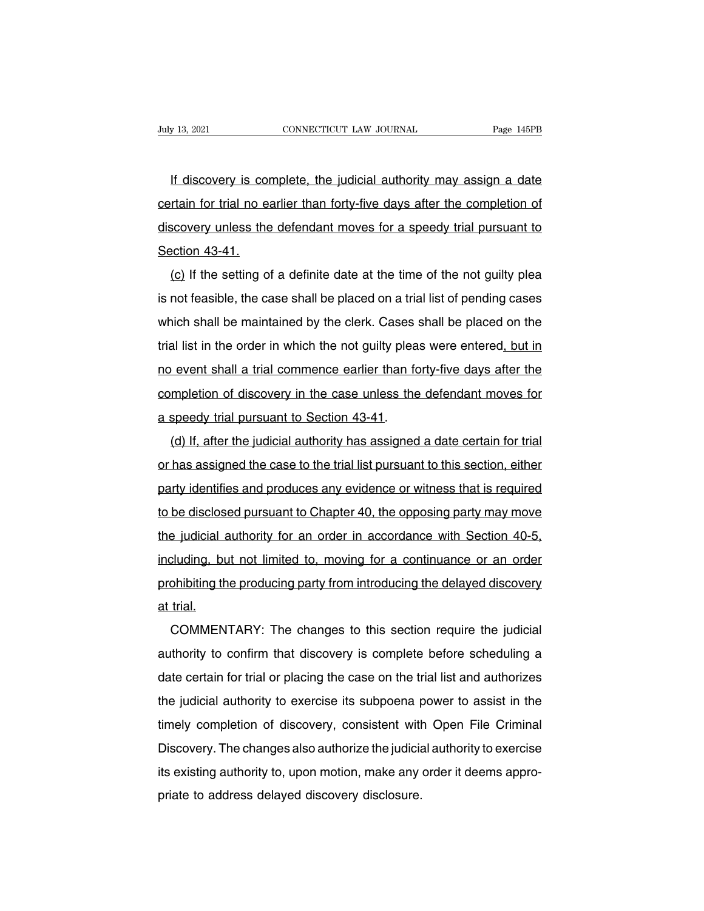If discovery is complete, the judicial authority may assign a date certain for trial no earlier than forty-five days after the completion of discovery unless the defendant moves for a speedy trial pursuant to Section 43-41.

(c) If the setting of a definite date at the time of the not guilty plea is not feasible, the case shall be placed on a trial list of pending cases which shall be maintained by the clerk. Cases shall be placed on the trial list in the order in which the not guilty pleas were entered, but in no event shall a trial commence earlier than forty-five days after the completion of discovery in the case unless the defendant moves for a speedy trial pursuant to Section 43-41.

(d) If, after the judicial authority has assigned a date certain for trial or has assigned the case to the trial list pursuant to this section, either party identifies and produces any evidence or witness that is required to be disclosed pursuant to Chapter 40, the opposing party may move the judicial authority for an order in accordance with Section 40-5, including, but not limited to, moving for a continuance or an order prohibiting the producing party from introducing the delayed discovery at trial.

COMMENTARY: The changes to this section require the judicial authority to confirm that discovery is complete before scheduling a date certain for trial or placing the case on the trial list and authorizes the judicial authority to exercise its subpoena power to assist in the timely completion of discovery, consistent with Open File Criminal Discovery. The changes also authorize the judicial authority to exercise its existing authority to, upon motion, make any order it deems appropriate to address delayed discovery disclosure.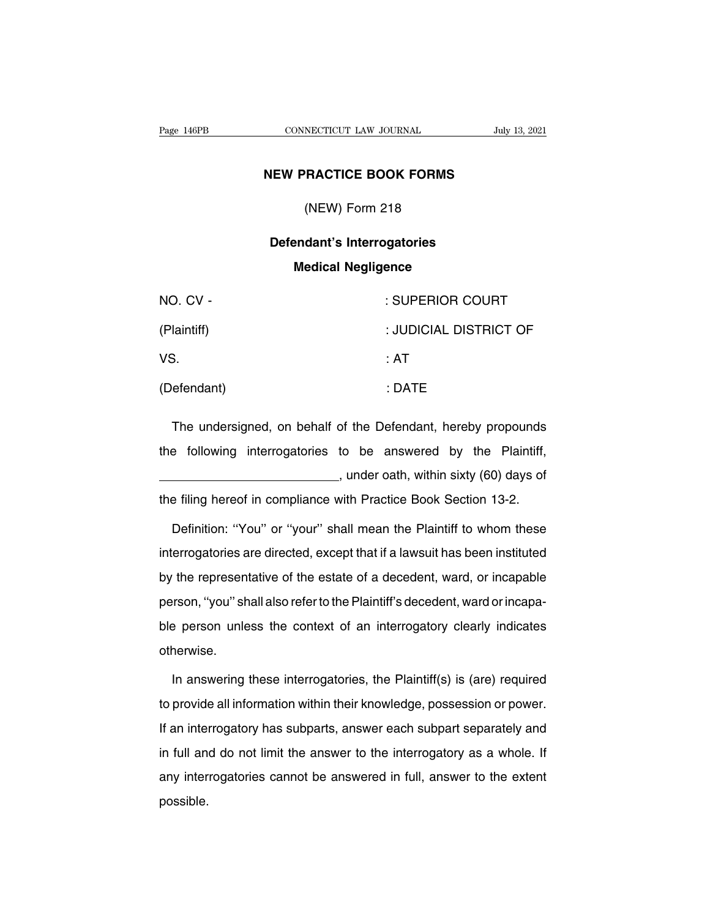# NEW PRACTICE BOOK FORMS

## (NEW) Form 218

### Defendant's Interrogatories

### Medical Negligence

| | |
|---|---|
| NO. CV - | : SUPERIOR COURT |
| (Plaintiff) | : JUDICIAL DISTRICT OF |
| VS. | : AT |
| (Defendant) | : DATE |

The undersigned, on behalf of the Defendant, hereby propounds the following interrogatories to be answered by the Plaintiff, \_\_\_\_\_\_\_\_\_\_\_\_\_\_\_\_\_\_\_\_\_\_\_\_\_\_, under oath, within sixty (60) days of the filing hereof in compliance with Practice Book Section 13-2.

Definition: ''You'' or ''your'' shall mean the Plaintiff to whom these interrogatories are directed, except that if a lawsuit has been instituted by the representative of the estate of a decedent, ward, or incapable person, ''you'' shall also refer to the Plaintiff's decedent, ward or incapable person unless the context of an interrogatory clearly indicates otherwise.

In answering these interrogatories, the Plaintiff(s) is (are) required to provide all information within their knowledge, possession or power. If an interrogatory has subparts, answer each subpart separately and in full and do not limit the answer to the interrogatory as a whole. If any interrogatories cannot be answered in full, answer to the extent possible.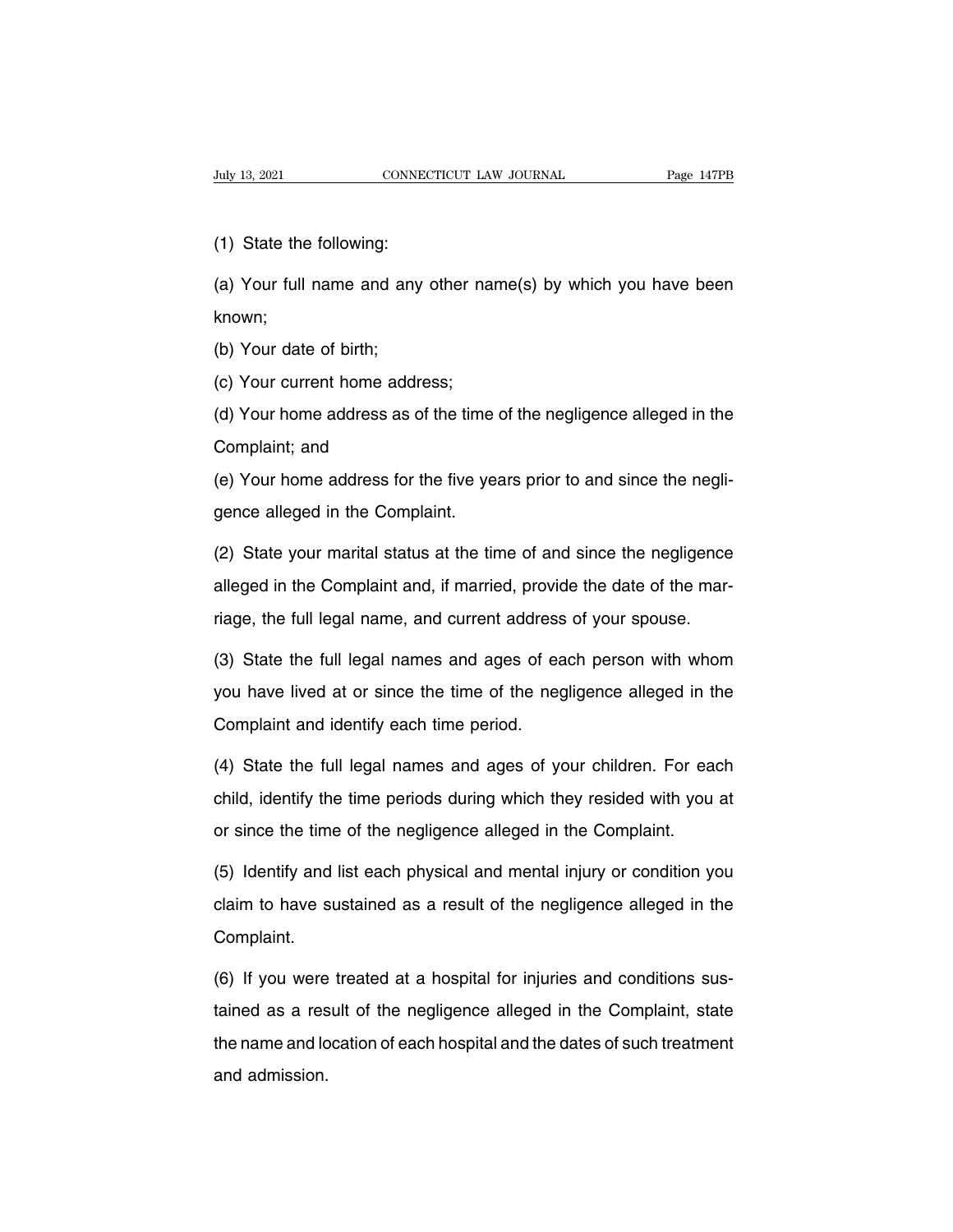(1) State the following:

(a) Your full name and any other name(s) by which you have been known;

(b) Your date of birth;

(c) Your current home address;

(d) Your home address as of the time of the negligence alleged in the Complaint; and

(e) Your home address for the five years prior to and since the negligence alleged in the Complaint.

(2) State your marital status at the time of and since the negligence alleged in the Complaint and, if married, provide the date of the marriage, the full legal name, and current address of your spouse.

(3) State the full legal names and ages of each person with whom you have lived at or since the time of the negligence alleged in the Complaint and identify each time period.

(4) State the full legal names and ages of your children. For each child, identify the time periods during which they resided with you at or since the time of the negligence alleged in the Complaint.

(5) Identify and list each physical and mental injury or condition you claim to have sustained as a result of the negligence alleged in the Complaint.

(6) If you were treated at a hospital for injuries and conditions sustained as a result of the negligence alleged in the Complaint, state the name and location of each hospital and the dates of such treatment and admission.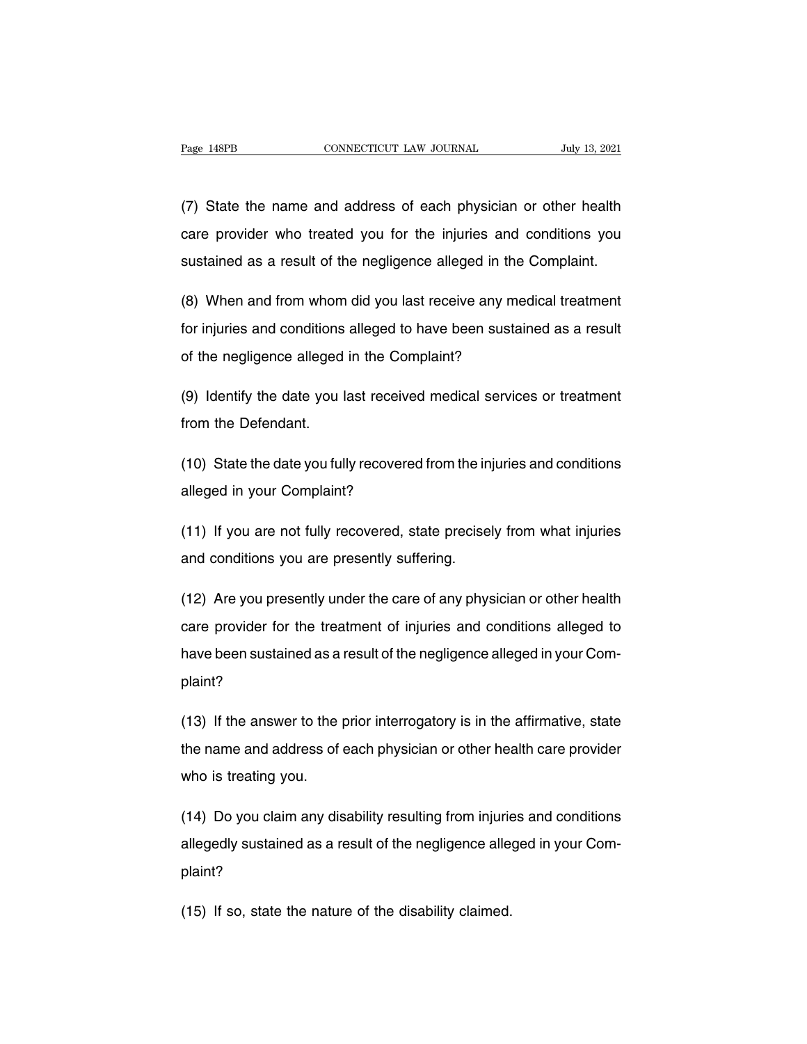(7) State the name and address of each physician or other health care provider who treated you for the injuries and conditions you sustained as a result of the negligence alleged in the Complaint.

(8) When and from whom did you last receive any medical treatment for injuries and conditions alleged to have been sustained as a result of the negligence alleged in the Complaint?

(9) Identify the date you last received medical services or treatment from the Defendant.

(10) State the date you fully recovered from the injuries and conditions alleged in your Complaint?

(11) If you are not fully recovered, state precisely from what injuries and conditions you are presently suffering.

(12) Are you presently under the care of any physician or other health care provider for the treatment of injuries and conditions alleged to have been sustained as a result of the negligence alleged in your Complaint?

(13) If the answer to the prior interrogatory is in the affirmative, state the name and address of each physician or other health care provider who is treating you.

(14) Do you claim any disability resulting from injuries and conditions allegedly sustained as a result of the negligence alleged in your Complaint?

(15) If so, state the nature of the disability claimed.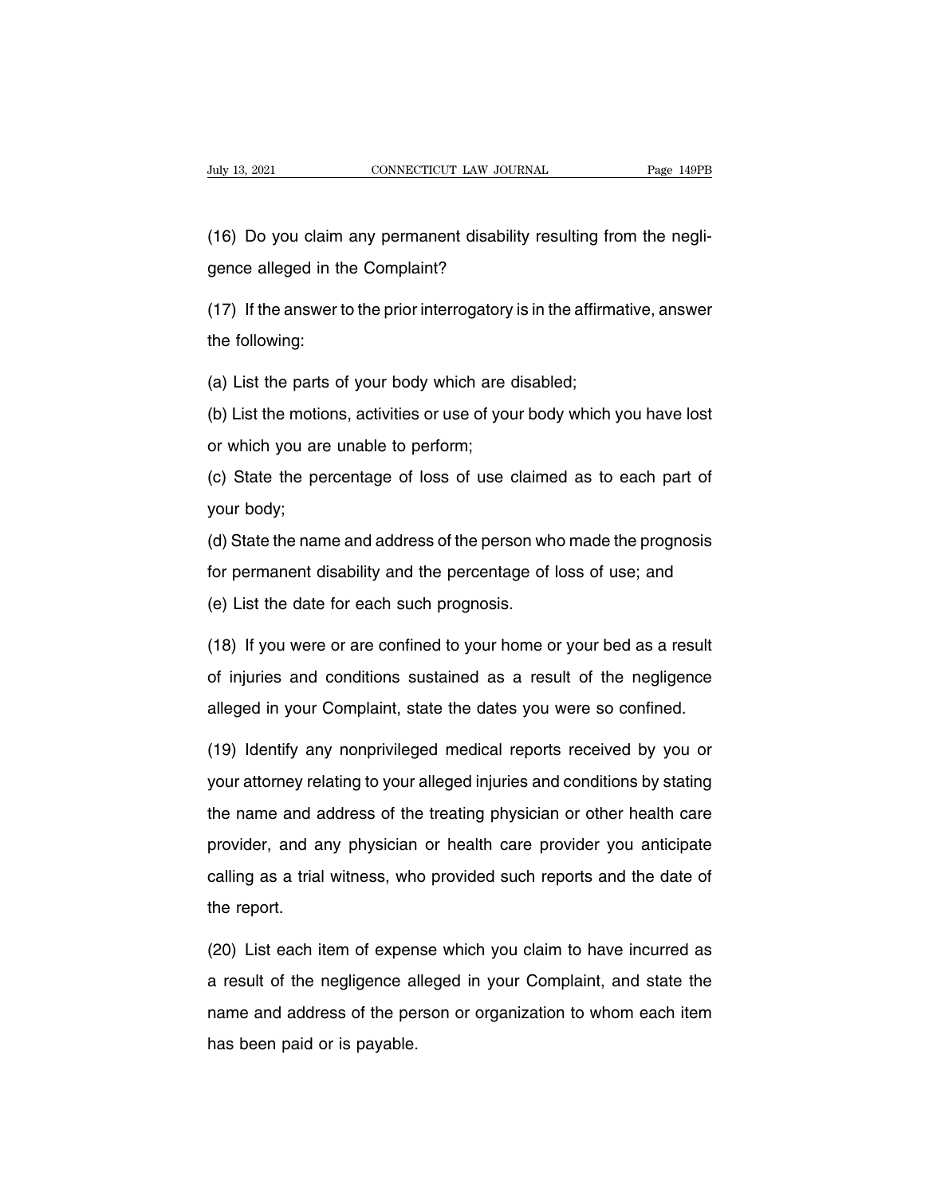(16) Do you claim any permanent disability resulting from the negligence alleged in the Complaint?

(17) If the answer to the prior interrogatory is in the affirmative, answer the following:

(a) List the parts of your body which are disabled;

(b) List the motions, activities or use of your body which you have lost or which you are unable to perform;

(c) State the percentage of loss of use claimed as to each part of your body;

(d) State the name and address of the person who made the prognosis for permanent disability and the percentage of loss of use; and

(e) List the date for each such prognosis.

(18) If you were or are confined to your home or your bed as a result of injuries and conditions sustained as a result of the negligence alleged in your Complaint, state the dates you were so confined.

(19) Identify any nonprivileged medical reports received by you or your attorney relating to your alleged injuries and conditions by stating the name and address of the treating physician or other health care provider, and any physician or health care provider you anticipate calling as a trial witness, who provided such reports and the date of the report.

(20) List each item of expense which you claim to have incurred as a result of the negligence alleged in your Complaint, and state the name and address of the person or organization to whom each item has been paid or is payable.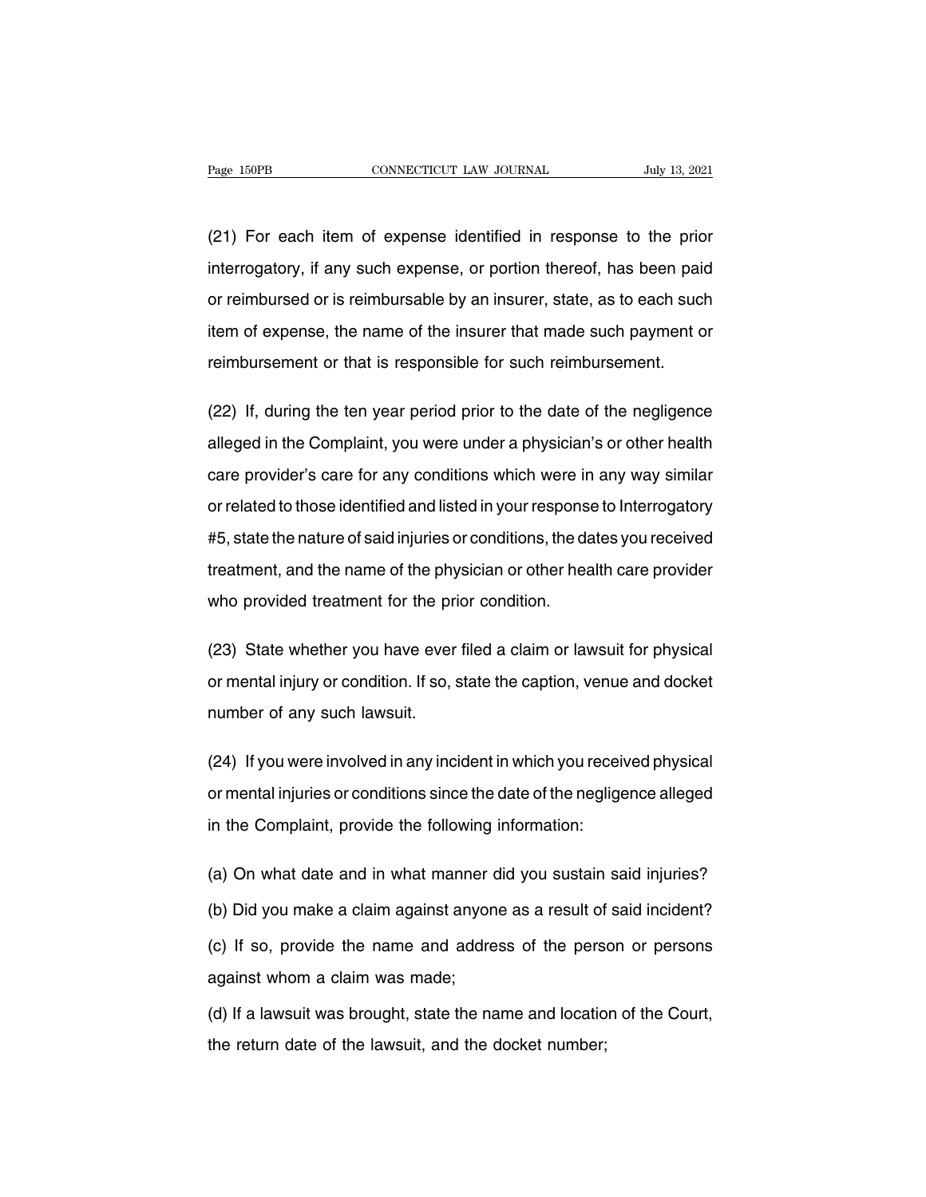(21) For each item of expense identified in response to the prior interrogatory, if any such expense, or portion thereof, has been paid or reimbursed or is reimbursable by an insurer, state, as to each such item of expense, the name of the insurer that made such payment or reimbursement or that is responsible for such reimbursement.

(22) If, during the ten year period prior to the date of the negligence alleged in the Complaint, you were under a physician's or other health care provider's care for any conditions which were in any way similar or related to those identified and listed in your response to Interrogatory #5, state the nature of said injuries or conditions, the dates you received treatment, and the name of the physician or other health care provider who provided treatment for the prior condition.

(23) State whether you have ever filed a claim or lawsuit for physical or mental injury or condition. If so, state the caption, venue and docket number of any such lawsuit.

(24) If you were involved in any incident in which you received physical or mental injuries or conditions since the date of the negligence alleged in the Complaint, provide the following information:

(a) On what date and in what manner did you sustain said injuries?

(b) Did you make a claim against anyone as a result of said incident?

(c) If so, provide the name and address of the person or persons against whom a claim was made;

(d) If a lawsuit was brought, state the name and location of the Court, the return date of the lawsuit, and the docket number;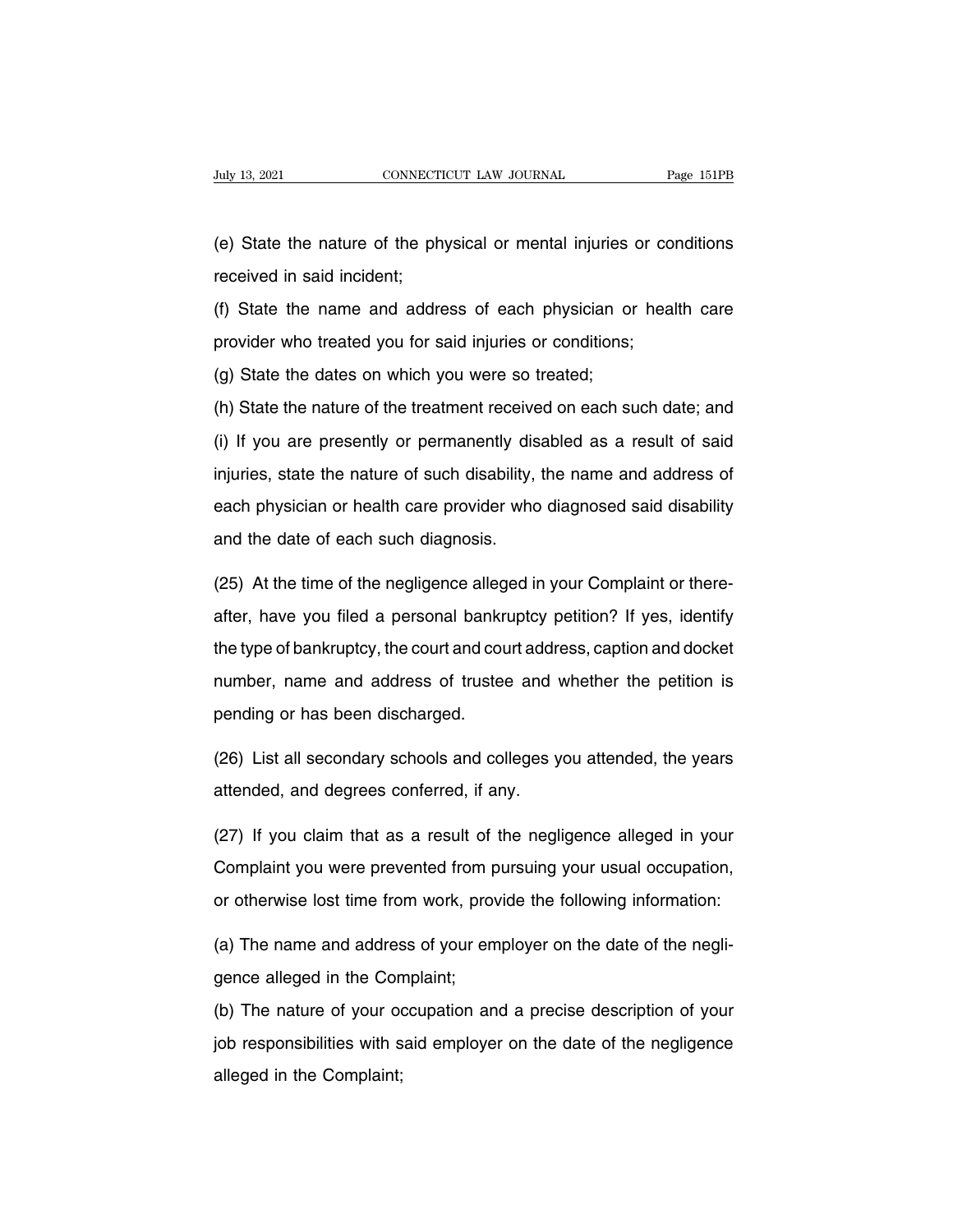(e) State the nature of the physical or mental injuries or conditions received in said incident;

(f) State the name and address of each physician or health care provider who treated you for said injuries or conditions;

(g) State the dates on which you were so treated;

(h) State the nature of the treatment received on each such date; and

(i) If you are presently or permanently disabled as a result of said injuries, state the nature of such disability, the name and address of each physician or health care provider who diagnosed said disability and the date of each such diagnosis.

(25) At the time of the negligence alleged in your Complaint or thereafter, have you filed a personal bankruptcy petition? If yes, identify the type of bankruptcy, the court and court address, caption and docket number, name and address of trustee and whether the petition is pending or has been discharged.

(26) List all secondary schools and colleges you attended, the years attended, and degrees conferred, if any.

(27) If you claim that as a result of the negligence alleged in your Complaint you were prevented from pursuing your usual occupation, or otherwise lost time from work, provide the following information:

(a) The name and address of your employer on the date of the negligence alleged in the Complaint;

(b) The nature of your occupation and a precise description of your job responsibilities with said employer on the date of the negligence alleged in the Complaint;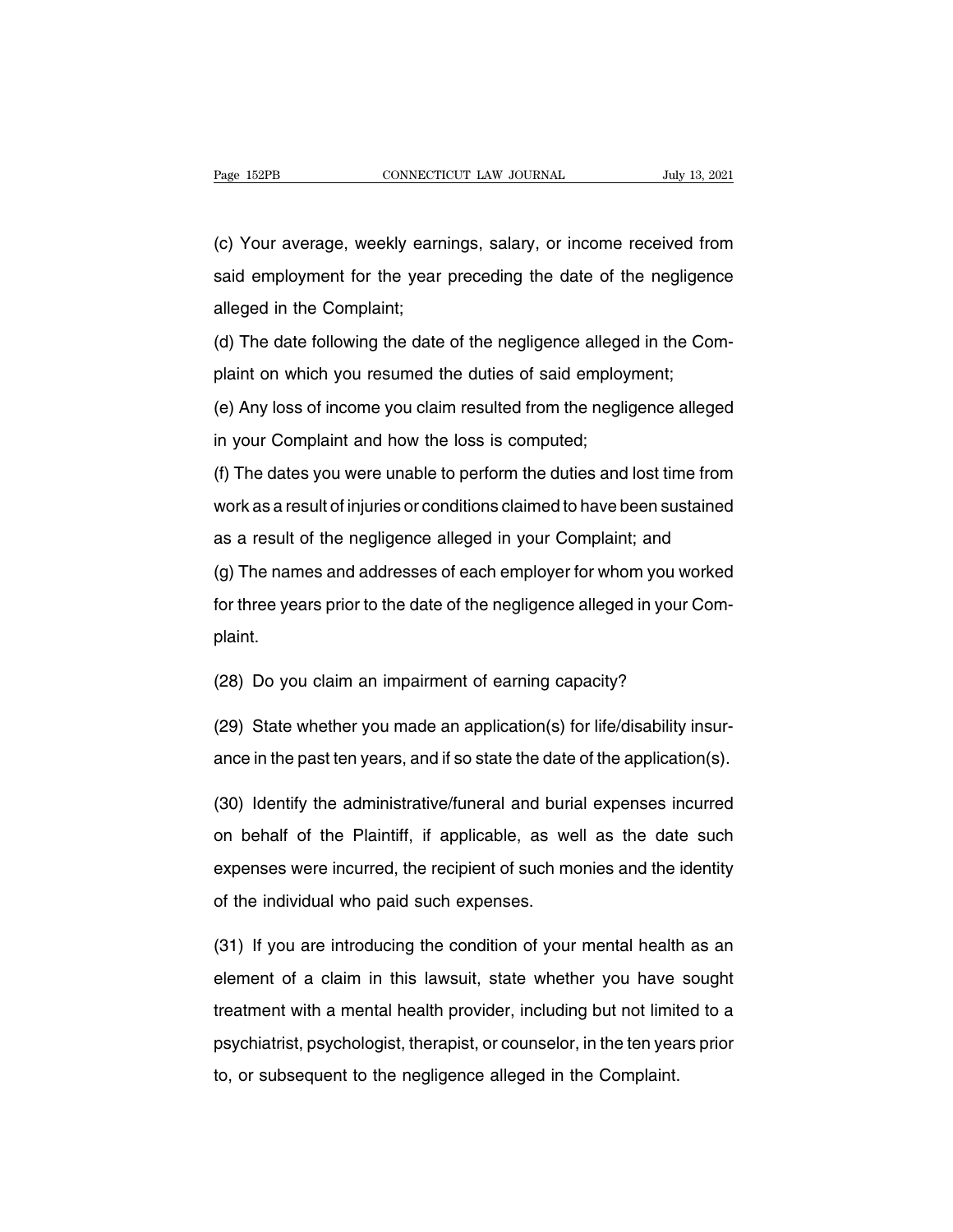(c) Your average, weekly earnings, salary, or income received from said employment for the year preceding the date of the negligence alleged in the Complaint;

(d) The date following the date of the negligence alleged in the Complaint on which you resumed the duties of said employment;

(e) Any loss of income you claim resulted from the negligence alleged in your Complaint and how the loss is computed;

(f) The dates you were unable to perform the duties and lost time from work as a result of injuries or conditions claimed to have been sustained as a result of the negligence alleged in your Complaint; and

(g) The names and addresses of each employer for whom you worked for three years prior to the date of the negligence alleged in your Complaint.

(28) Do you claim an impairment of earning capacity?

(29) State whether you made an application(s) for life/disability insurance in the past ten years, and if so state the date of the application(s).

(30) Identify the administrative/funeral and burial expenses incurred on behalf of the Plaintiff, if applicable, as well as the date such expenses were incurred, the recipient of such monies and the identity of the individual who paid such expenses.

(31) If you are introducing the condition of your mental health as an element of a claim in this lawsuit, state whether you have sought treatment with a mental health provider, including but not limited to a psychiatrist, psychologist, therapist, or counselor, in the ten years prior to, or subsequent to the negligence alleged in the Complaint.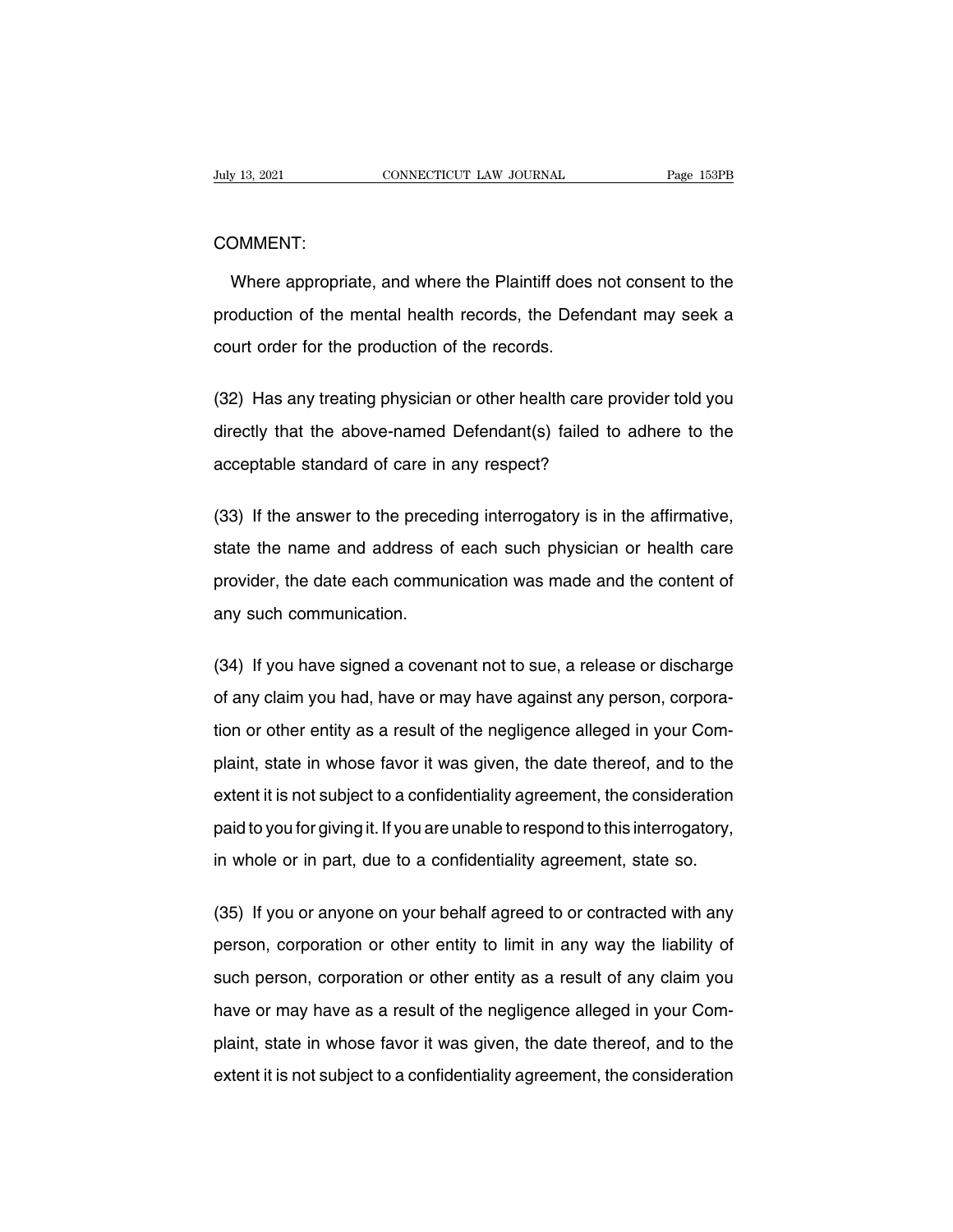COMMENT:

Where appropriate, and where the Plaintiff does not consent to the production of the mental health records, the Defendant may seek a court order for the production of the records.

(32) Has any treating physician or other health care provider told you directly that the above-named Defendant(s) failed to adhere to the acceptable standard of care in any respect?

(33) If the answer to the preceding interrogatory is in the affirmative, state the name and address of each such physician or health care provider, the date each communication was made and the content of any such communication.

(34) If you have signed a covenant not to sue, a release or discharge of any claim you had, have or may have against any person, corporation or other entity as a result of the negligence alleged in your Complaint, state in whose favor it was given, the date thereof, and to the extent it is not subject to a confidentiality agreement, the consideration paid to you for giving it. If you are unable to respond to this interrogatory, in whole or in part, due to a confidentiality agreement, state so.

(35) If you or anyone on your behalf agreed to or contracted with any person, corporation or other entity to limit in any way the liability of such person, corporation or other entity as a result of any claim you have or may have as a result of the negligence alleged in your Complaint, state in whose favor it was given, the date thereof, and to the extent it is not subject to a confidentiality agreement, the consideration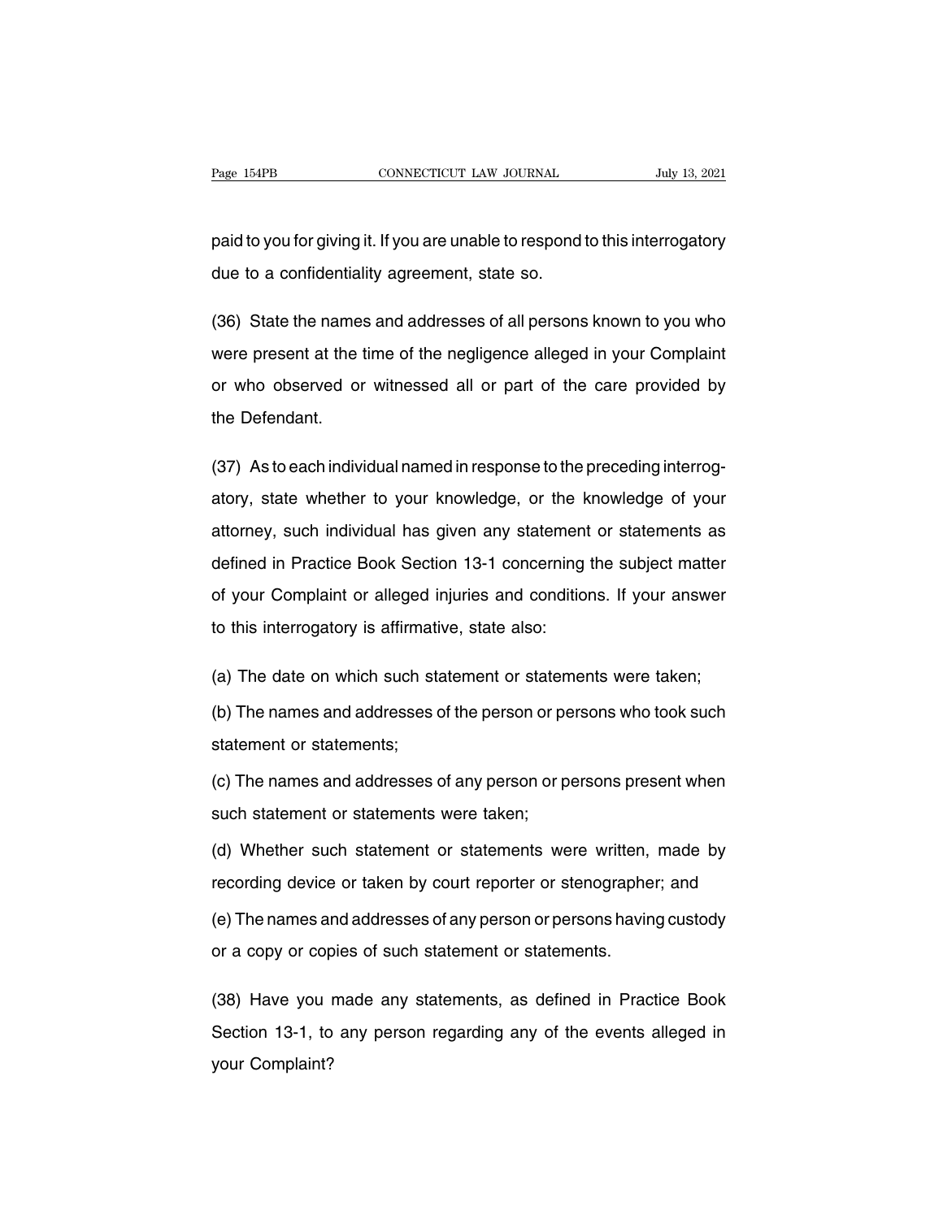paid to you for giving it. If you are unable to respond to this interrogatory due to a confidentiality agreement, state so.

(36) State the names and addresses of all persons known to you who were present at the time of the negligence alleged in your Complaint or who observed or witnessed all or part of the care provided by the Defendant.

(37) As to each individual named in response to the preceding interrogatory, state whether to your knowledge, or the knowledge of your attorney, such individual has given any statement or statements as defined in Practice Book Section 13-1 concerning the subject matter of your Complaint or alleged injuries and conditions. If your answer to this interrogatory is affirmative, state also:

(a) The date on which such statement or statements were taken;

(b) The names and addresses of the person or persons who took such statement or statements;

(c) The names and addresses of any person or persons present when such statement or statements were taken;

(d) Whether such statement or statements were written, made by recording device or taken by court reporter or stenographer; and

(e) The names and addresses of any person or persons having custody or a copy or copies of such statement or statements.

(38) Have you made any statements, as defined in Practice Book Section 13-1, to any person regarding any of the events alleged in your Complaint?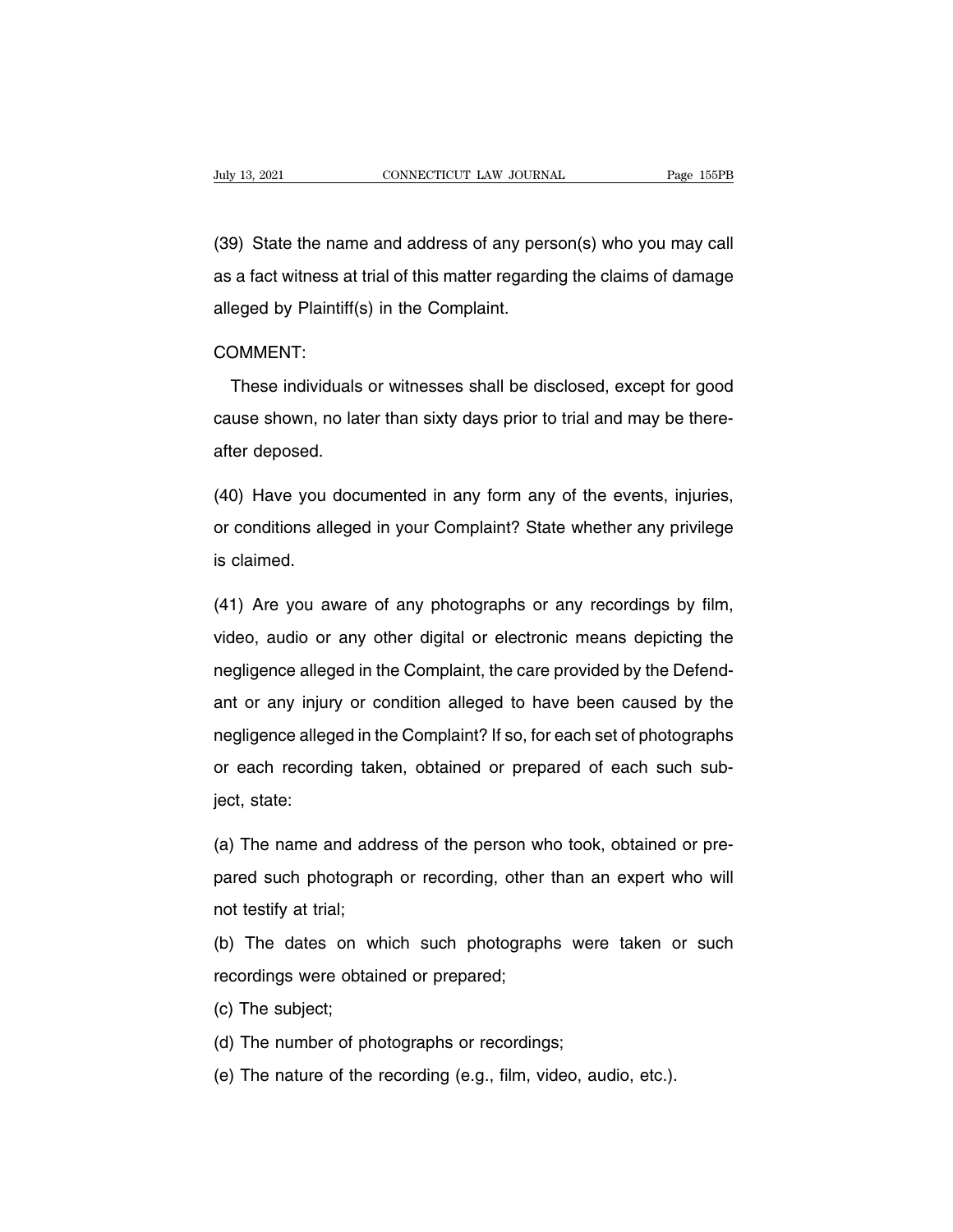(39) State the name and address of any person(s) who you may call as a fact witness at trial of this matter regarding the claims of damage alleged by Plaintiff(s) in the Complaint.

COMMENT:

These individuals or witnesses shall be disclosed, except for good cause shown, no later than sixty days prior to trial and may be thereafter deposed.

(40) Have you documented in any form any of the events, injuries, or conditions alleged in your Complaint? State whether any privilege is claimed.

(41) Are you aware of any photographs or any recordings by film, video, audio or any other digital or electronic means depicting the negligence alleged in the Complaint, the care provided by the Defendant or any injury or condition alleged to have been caused by the negligence alleged in the Complaint? If so, for each set of photographs or each recording taken, obtained or prepared of each such subject, state:

(a) The name and address of the person who took, obtained or prepared such photograph or recording, other than an expert who will not testify at trial;

(b) The dates on which such photographs were taken or such recordings were obtained or prepared;

(c) The subject;

(d) The number of photographs or recordings;

(e) The nature of the recording (e.g., film, video, audio, etc.).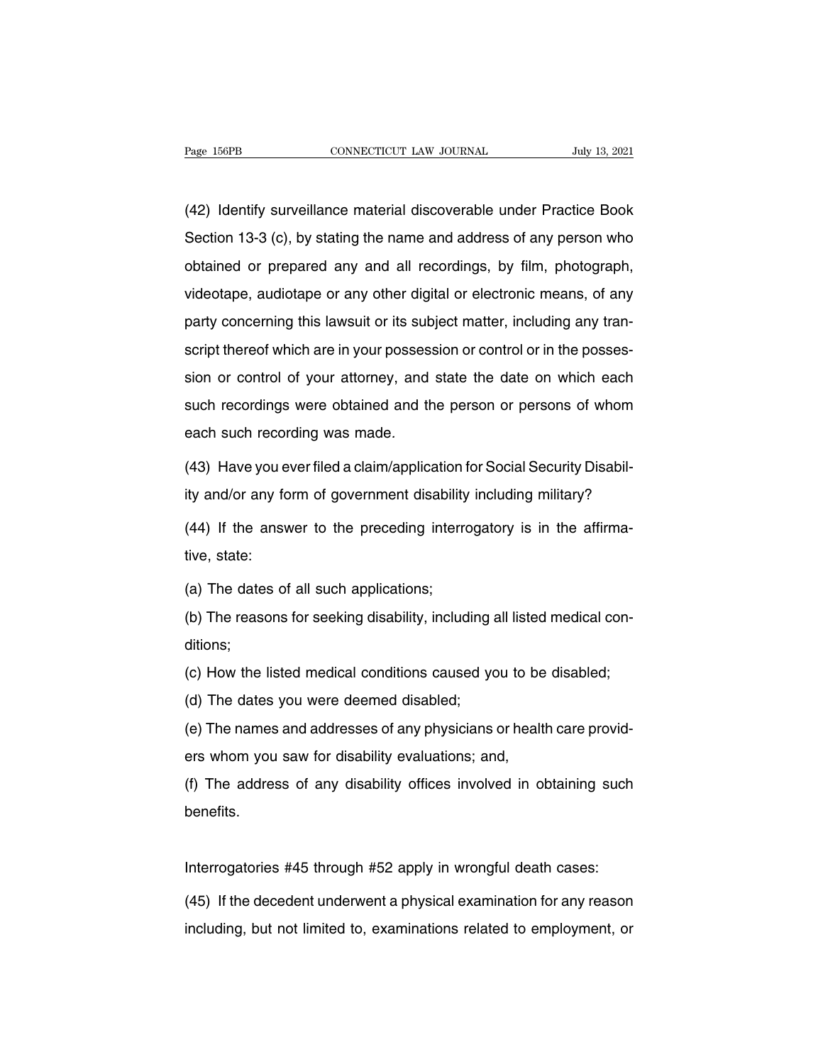(42) Identify surveillance material discoverable under Practice Book Section 13-3 (c), by stating the name and address of any person who obtained or prepared any and all recordings, by film, photograph, videotape, audiotape or any other digital or electronic means, of any party concerning this lawsuit or its subject matter, including any transcript thereof which are in your possession or control or in the possession or control of your attorney, and state the date on which each such recordings were obtained and the person or persons of whom each such recording was made.

(43) Have you ever filed a claim/application for Social Security Disability and/or any form of government disability including military?

(44) If the answer to the preceding interrogatory is in the affirmative, state:

(a) The dates of all such applications;

(b) The reasons for seeking disability, including all listed medical conditions;

(c) How the listed medical conditions caused you to be disabled;

(d) The dates you were deemed disabled;

(e) The names and addresses of any physicians or health care providers whom you saw for disability evaluations; and,

(f) The address of any disability offices involved in obtaining such benefits.

Interrogatories #45 through #52 apply in wrongful death cases:

(45) If the decedent underwent a physical examination for any reason including, but not limited to, examinations related to employment, or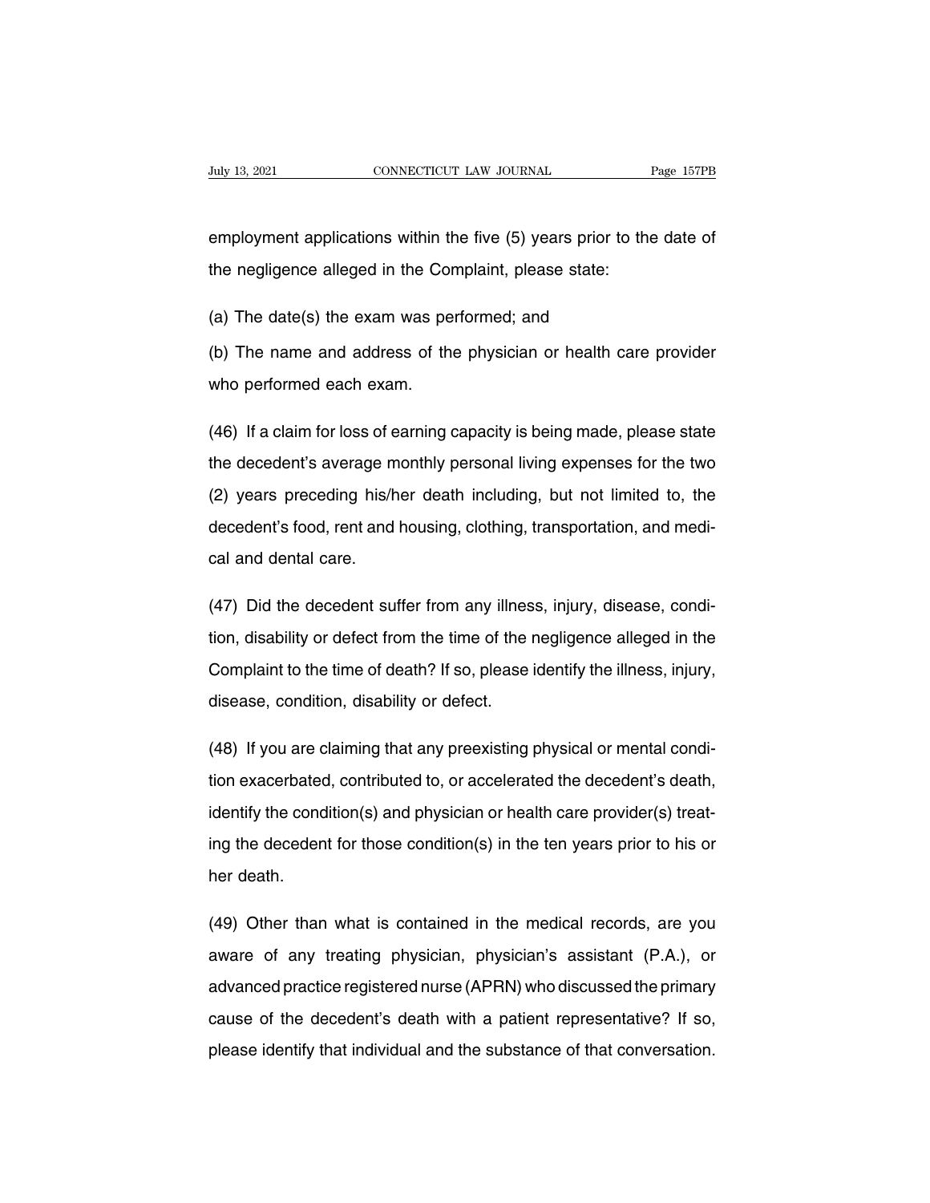employment applications within the five (5) years prior to the date of the negligence alleged in the Complaint, please state:

(a) The date(s) the exam was performed; and

(b) The name and address of the physician or health care provider who performed each exam.

(46) If a claim for loss of earning capacity is being made, please state the decedent's average monthly personal living expenses for the two (2) years preceding his/her death including, but not limited to, the decedent's food, rent and housing, clothing, transportation, and medical and dental care.

(47) Did the decedent suffer from any illness, injury, disease, condition, disability or defect from the time of the negligence alleged in the Complaint to the time of death? If so, please identify the illness, injury, disease, condition, disability or defect.

(48) If you are claiming that any preexisting physical or mental condition exacerbated, contributed to, or accelerated the decedent's death, identify the condition(s) and physician or health care provider(s) treating the decedent for those condition(s) in the ten years prior to his or her death.

(49) Other than what is contained in the medical records, are you aware of any treating physician, physician's assistant (P.A.), or advanced practice registered nurse (APRN) who discussed the primary cause of the decedent's death with a patient representative? If so, please identify that individual and the substance of that conversation.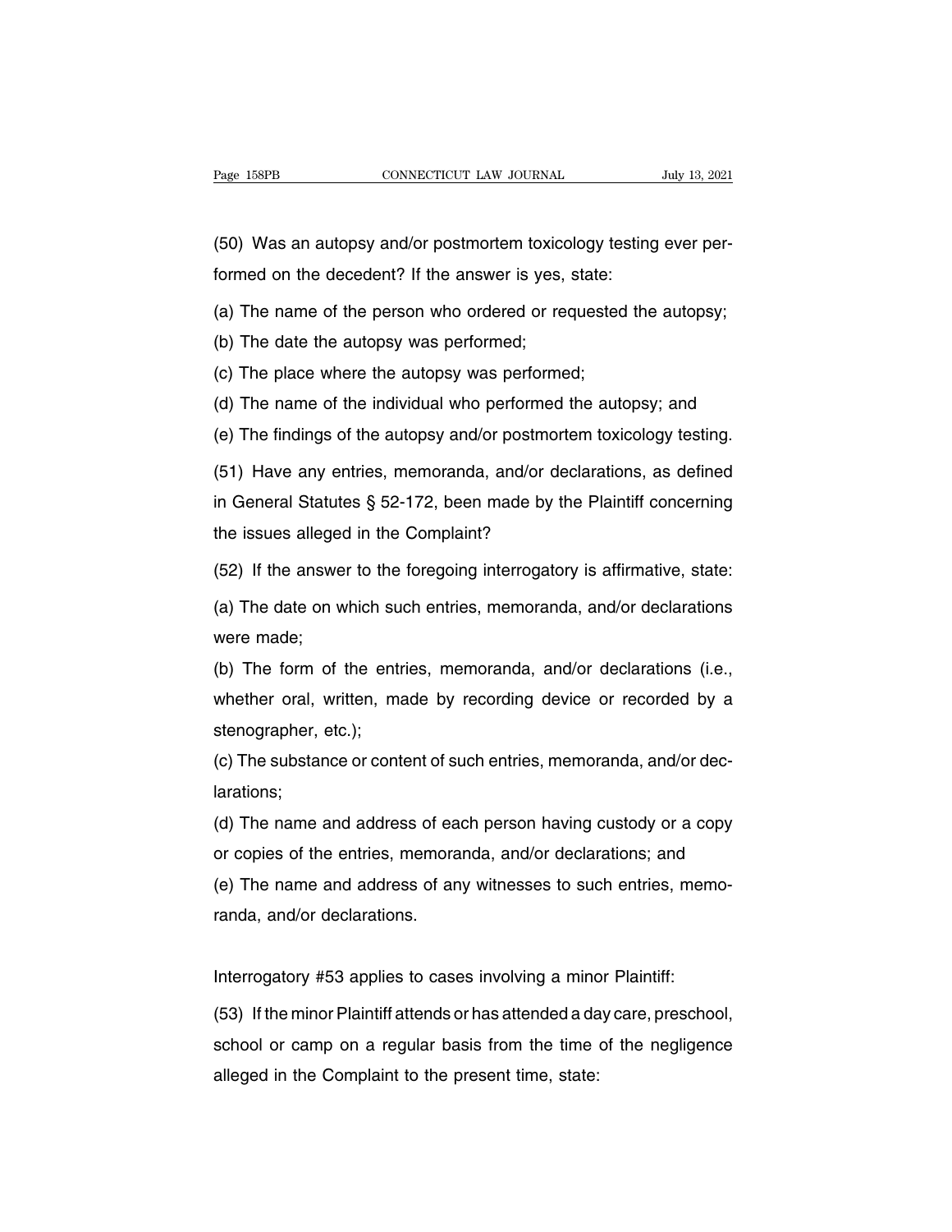(50) Was an autopsy and/or postmortem toxicology testing ever performed on the decedent? If the answer is yes, state:

(a) The name of the person who ordered or requested the autopsy;

(b) The date the autopsy was performed;

(c) The place where the autopsy was performed;

(d) The name of the individual who performed the autopsy; and

(e) The findings of the autopsy and/or postmortem toxicology testing.

(51) Have any entries, memoranda, and/or declarations, as defined in General Statutes § 52-172, been made by the Plaintiff concerning the issues alleged in the Complaint?

(52) If the answer to the foregoing interrogatory is affirmative, state:

(a) The date on which such entries, memoranda, and/or declarations were made;

(b) The form of the entries, memoranda, and/or declarations (i.e., whether oral, written, made by recording device or recorded by a stenographer, etc.);

(c) The substance or content of such entries, memoranda, and/or declarations;

(d) The name and address of each person having custody or a copy or copies of the entries, memoranda, and/or declarations; and

(e) The name and address of any witnesses to such entries, memoranda, and/or declarations.

Interrogatory #53 applies to cases involving a minor Plaintiff:

(53) If the minor Plaintiff attends or has attended a day care, preschool, school or camp on a regular basis from the time of the negligence alleged in the Complaint to the present time, state: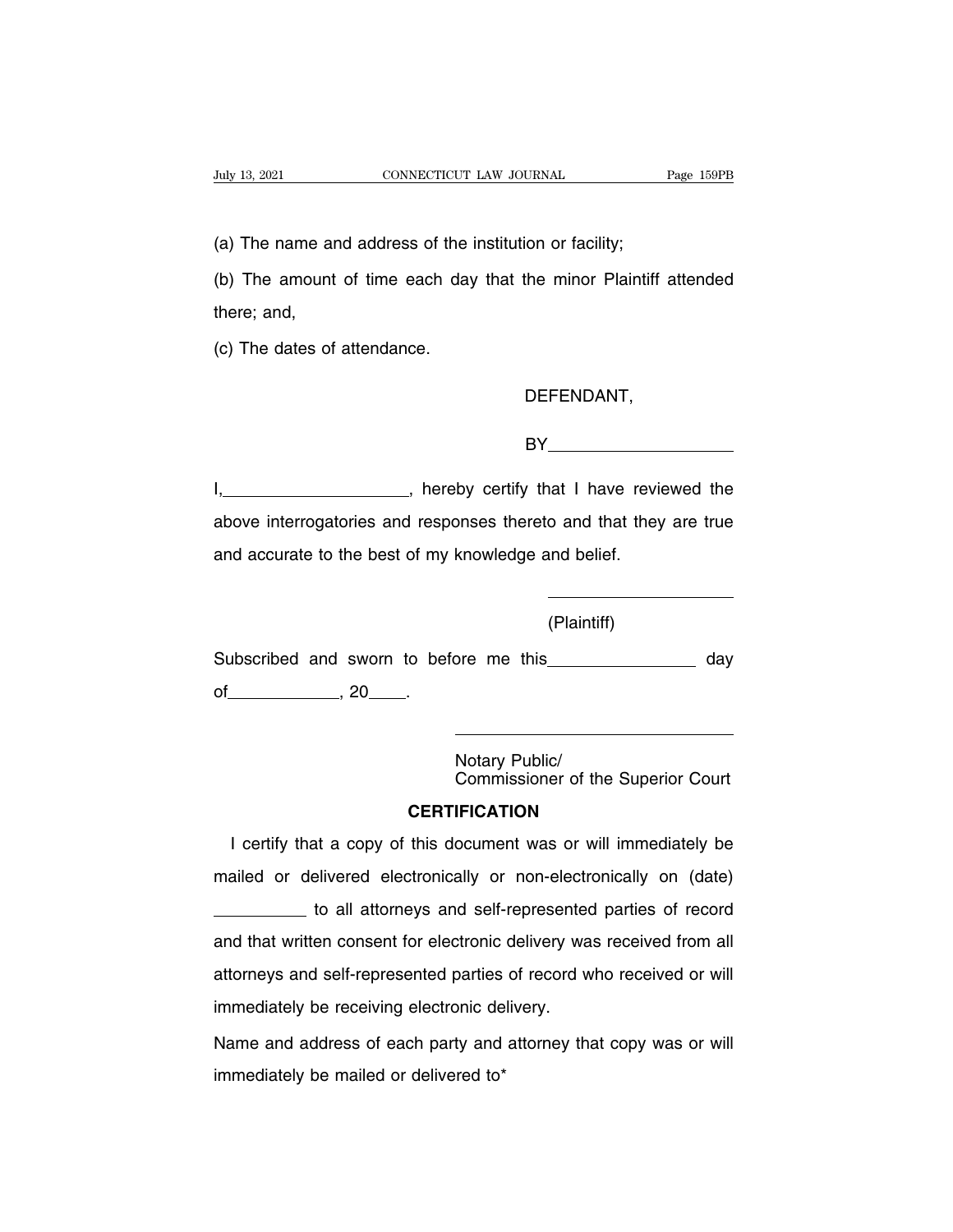(a) The name and address of the institution or facility;

(b) The amount of time each day that the minor Plaintiff attended there; and,

(c) The dates of attendance.

DEFENDANT,

BY____________________

I,____________________, hereby certify that I have reviewed the above interrogatories and responses thereto and that they are true and accurate to the best of my knowledge and belief.

____________________

(Plaintiff)

Subscribed and sworn to before me this________________ day of____________, 20____.

______________________________

Notary Public/
Commissioner of the Superior Court

**CERTIFICATION**

I certify that a copy of this document was or will immediately be mailed or delivered electronically or non-electronically on (date) __________ to all attorneys and self-represented parties of record and that written consent for electronic delivery was received from all attorneys and self-represented parties of record who received or will immediately be receiving electronic delivery.

Name and address of each party and attorney that copy was or will immediately be mailed or delivered to*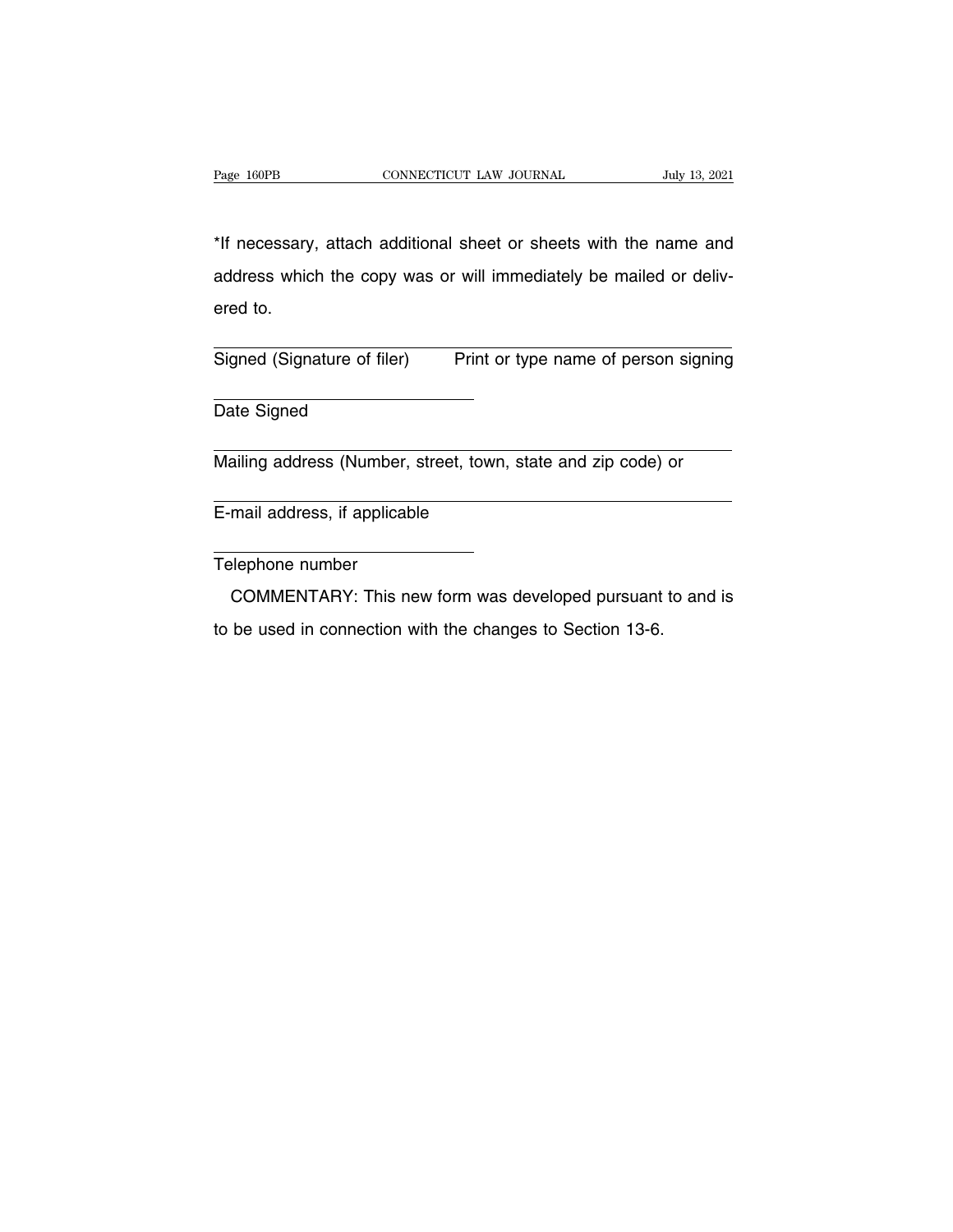*If necessary, attach additional sheet or sheets with the name and address which the copy was or will immediately be mailed or delivered to.

Signed (Signature of filer)  Print or type name of person signing

Date Signed

Mailing address (Number, street, town, state and zip code) or

E-mail address, if applicable

Telephone number

COMMENTARY: This new form was developed pursuant to and is to be used in connection with the changes to Section 13-6.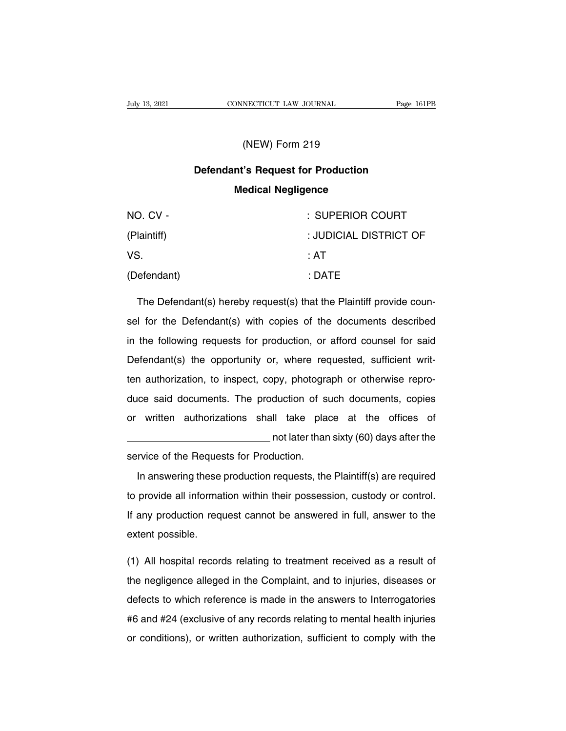(NEW) Form 219

**Defendant's Request for Production**

**Medical Negligence**

| | |
|---|---|
| NO. CV - | : SUPERIOR COURT |
| (Plaintiff) | : JUDICIAL DISTRICT OF |
| VS. | : AT |
| (Defendant) | : DATE |

The Defendant(s) hereby request(s) that the Plaintiff provide counsel for the Defendant(s) with copies of the documents described in the following requests for production, or afford counsel for said Defendant(s) the opportunity or, where requested, sufficient written authorization, to inspect, copy, photograph or otherwise reproduce said documents. The production of such documents, copies or written authorizations shall take place at the offices of ____________________________ not later than sixty (60) days after the service of the Requests for Production.

In answering these production requests, the Plaintiff(s) are required to provide all information within their possession, custody or control. If any production request cannot be answered in full, answer to the extent possible.

(1) All hospital records relating to treatment received as a result of the negligence alleged in the Complaint, and to injuries, diseases or defects to which reference is made in the answers to Interrogatories #6 and #24 (exclusive of any records relating to mental health injuries or conditions), or written authorization, sufficient to comply with the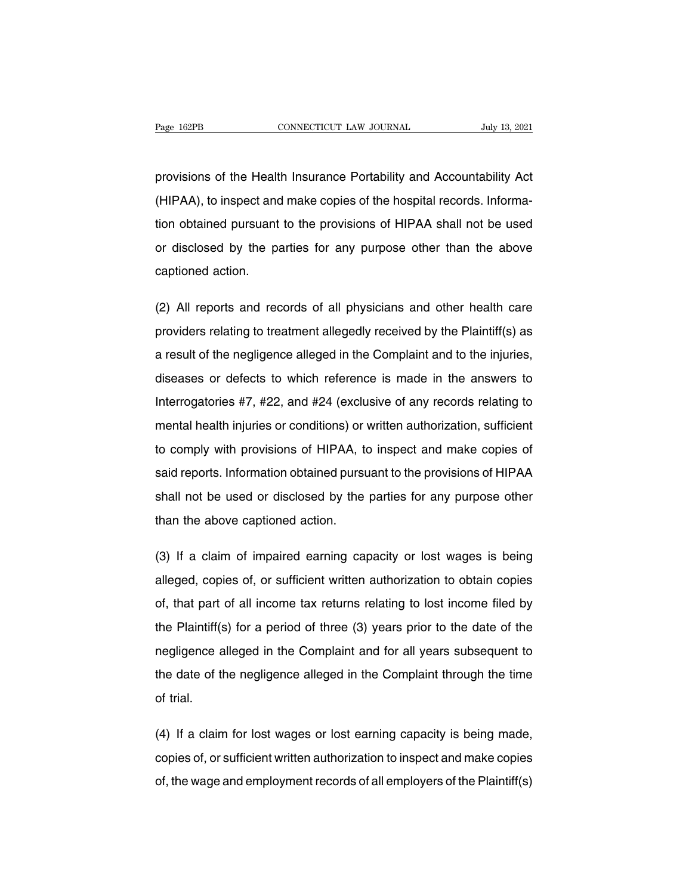provisions of the Health Insurance Portability and Accountability Act (HIPAA), to inspect and make copies of the hospital records. Information obtained pursuant to the provisions of HIPAA shall not be used or disclosed by the parties for any purpose other than the above captioned action.

(2) All reports and records of all physicians and other health care providers relating to treatment allegedly received by the Plaintiff(s) as a result of the negligence alleged in the Complaint and to the injuries, diseases or defects to which reference is made in the answers to Interrogatories #7, #22, and #24 (exclusive of any records relating to mental health injuries or conditions) or written authorization, sufficient to comply with provisions of HIPAA, to inspect and make copies of said reports. Information obtained pursuant to the provisions of HIPAA shall not be used or disclosed by the parties for any purpose other than the above captioned action.

(3) If a claim of impaired earning capacity or lost wages is being alleged, copies of, or sufficient written authorization to obtain copies of, that part of all income tax returns relating to lost income filed by the Plaintiff(s) for a period of three (3) years prior to the date of the negligence alleged in the Complaint and for all years subsequent to the date of the negligence alleged in the Complaint through the time of trial.

(4) If a claim for lost wages or lost earning capacity is being made, copies of, or sufficient written authorization to inspect and make copies of, the wage and employment records of all employers of the Plaintiff(s)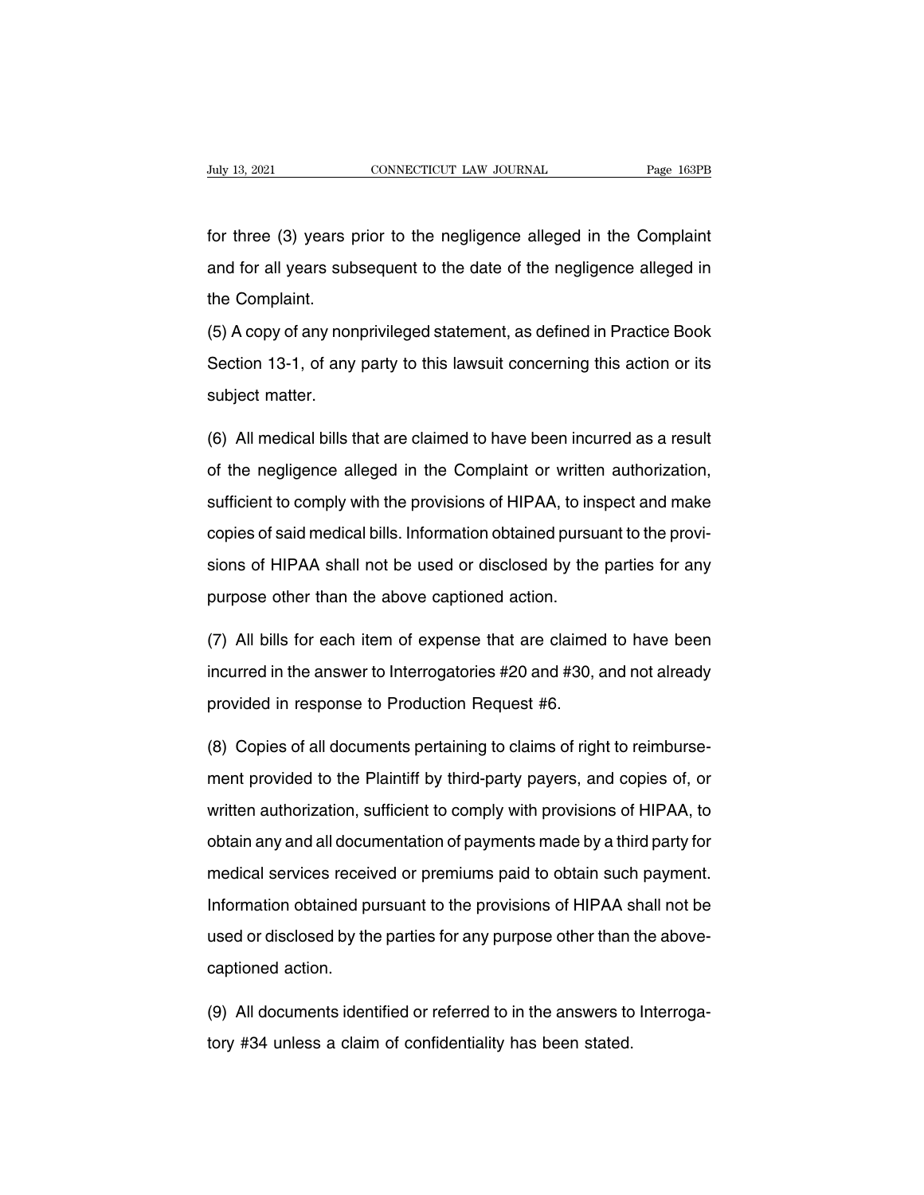for three (3) years prior to the negligence alleged in the Complaint and for all years subsequent to the date of the negligence alleged in the Complaint.

(5) A copy of any nonprivileged statement, as defined in Practice Book Section 13-1, of any party to this lawsuit concerning this action or its subject matter.

(6) All medical bills that are claimed to have been incurred as a result of the negligence alleged in the Complaint or written authorization, sufficient to comply with the provisions of HIPAA, to inspect and make copies of said medical bills. Information obtained pursuant to the provisions of HIPAA shall not be used or disclosed by the parties for any purpose other than the above captioned action.

(7) All bills for each item of expense that are claimed to have been incurred in the answer to Interrogatories #20 and #30, and not already provided in response to Production Request #6.

(8) Copies of all documents pertaining to claims of right to reimbursement provided to the Plaintiff by third-party payers, and copies of, or written authorization, sufficient to comply with provisions of HIPAA, to obtain any and all documentation of payments made by a third party for medical services received or premiums paid to obtain such payment. Information obtained pursuant to the provisions of HIPAA shall not be used or disclosed by the parties for any purpose other than the above-captioned action.

(9) All documents identified or referred to in the answers to Interrogatory #34 unless a claim of confidentiality has been stated.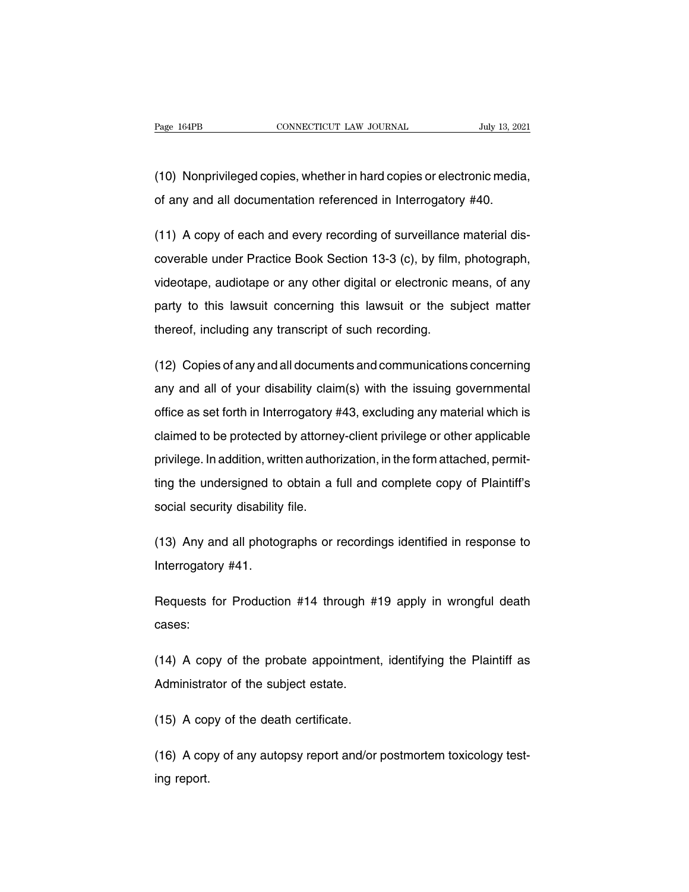(10) Nonprivileged copies, whether in hard copies or electronic media, of any and all documentation referenced in Interrogatory #40.

(11) A copy of each and every recording of surveillance material discoverable under Practice Book Section 13-3 (c), by film, photograph, videotape, audiotape or any other digital or electronic means, of any party to this lawsuit concerning this lawsuit or the subject matter thereof, including any transcript of such recording.

(12) Copies of any and all documents and communications concerning any and all of your disability claim(s) with the issuing governmental office as set forth in Interrogatory #43, excluding any material which is claimed to be protected by attorney-client privilege or other applicable privilege. In addition, written authorization, in the form attached, permitting the undersigned to obtain a full and complete copy of Plaintiff's social security disability file.

(13) Any and all photographs or recordings identified in response to Interrogatory #41.

Requests for Production #14 through #19 apply in wrongful death cases:

(14) A copy of the probate appointment, identifying the Plaintiff as Administrator of the subject estate.

(15) A copy of the death certificate.

(16) A copy of any autopsy report and/or postmortem toxicology testing report.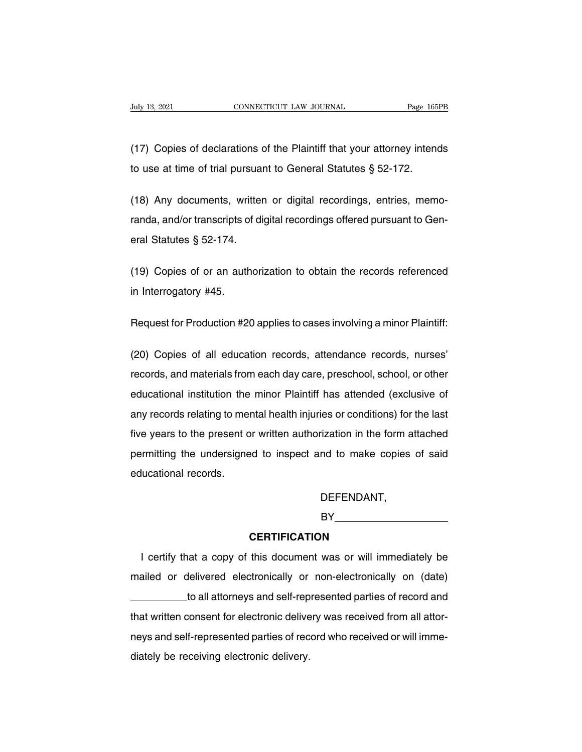(17) Copies of declarations of the Plaintiff that your attorney intends to use at time of trial pursuant to General Statutes § 52-172.

(18) Any documents, written or digital recordings, entries, memoranda, and/or transcripts of digital recordings offered pursuant to General Statutes § 52-174.

(19) Copies of or an authorization to obtain the records referenced in Interrogatory #45.

Request for Production #20 applies to cases involving a minor Plaintiff:

(20) Copies of all education records, attendance records, nurses' records, and materials from each day care, preschool, school, or other educational institution the minor Plaintiff has attended (exclusive of any records relating to mental health injuries or conditions) for the last five years to the present or written authorization in the form attached permitting the undersigned to inspect and to make copies of said educational records.

DEFENDANT,

BY____________________

**CERTIFICATION**

I certify that a copy of this document was or will immediately be mailed or delivered electronically or non-electronically on (date) __________to all attorneys and self-represented parties of record and that written consent for electronic delivery was received from all attorneys and self-represented parties of record who received or will immediately be receiving electronic delivery.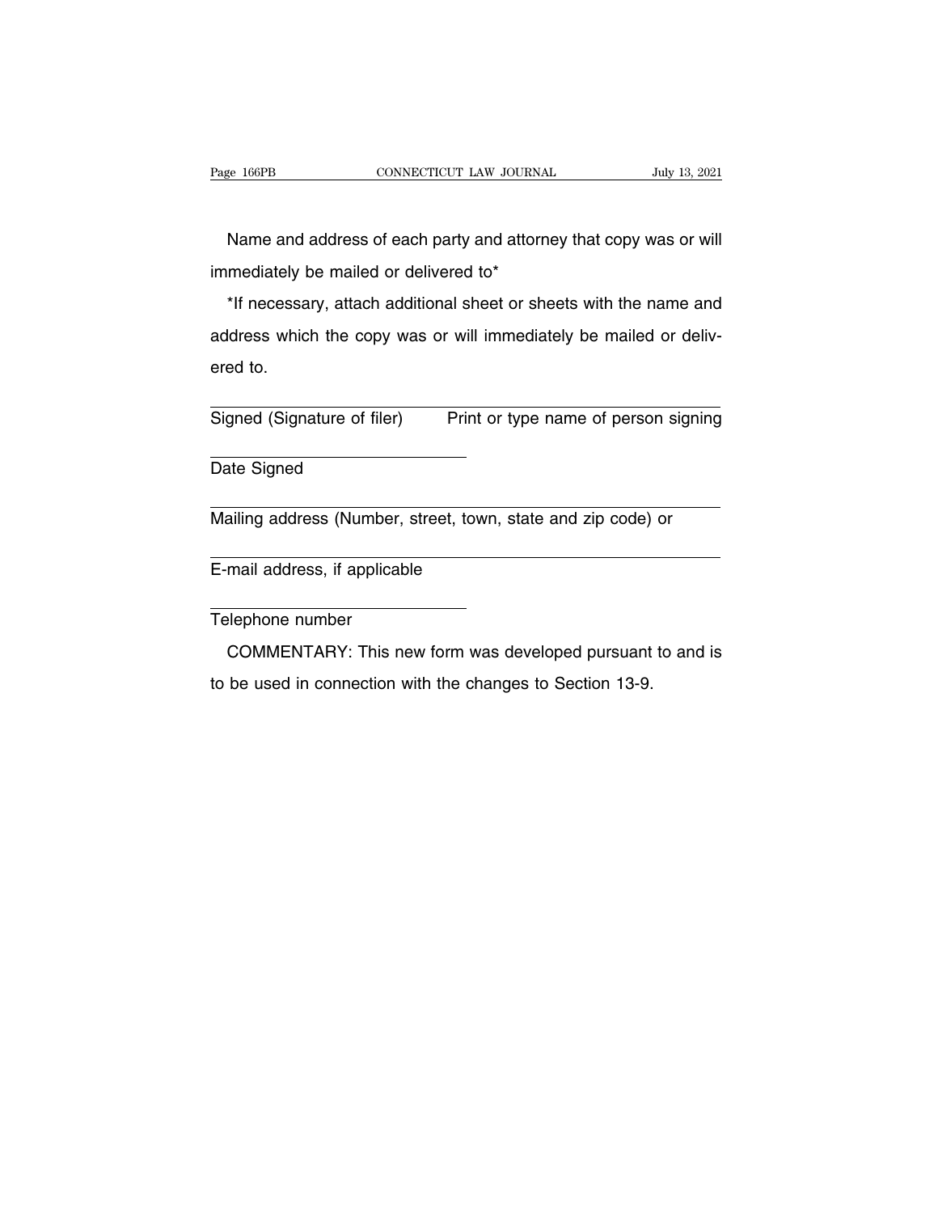Name and address of each party and attorney that copy was or will immediately be mailed or delivered to*

*If necessary, attach additional sheet or sheets with the name and address which the copy was or will immediately be mailed or delivered to.

___________________________ ___________________________
Signed (Signature of filer)      Print or type name of person signing

___________________________
Date Signed

___________________________________________________________
Mailing address (Number, street, town, state and zip code) or

___________________________________________________________
E-mail address, if applicable

___________________________
Telephone number

COMMENTARY: This new form was developed pursuant to and is to be used in connection with the changes to Section 13-9.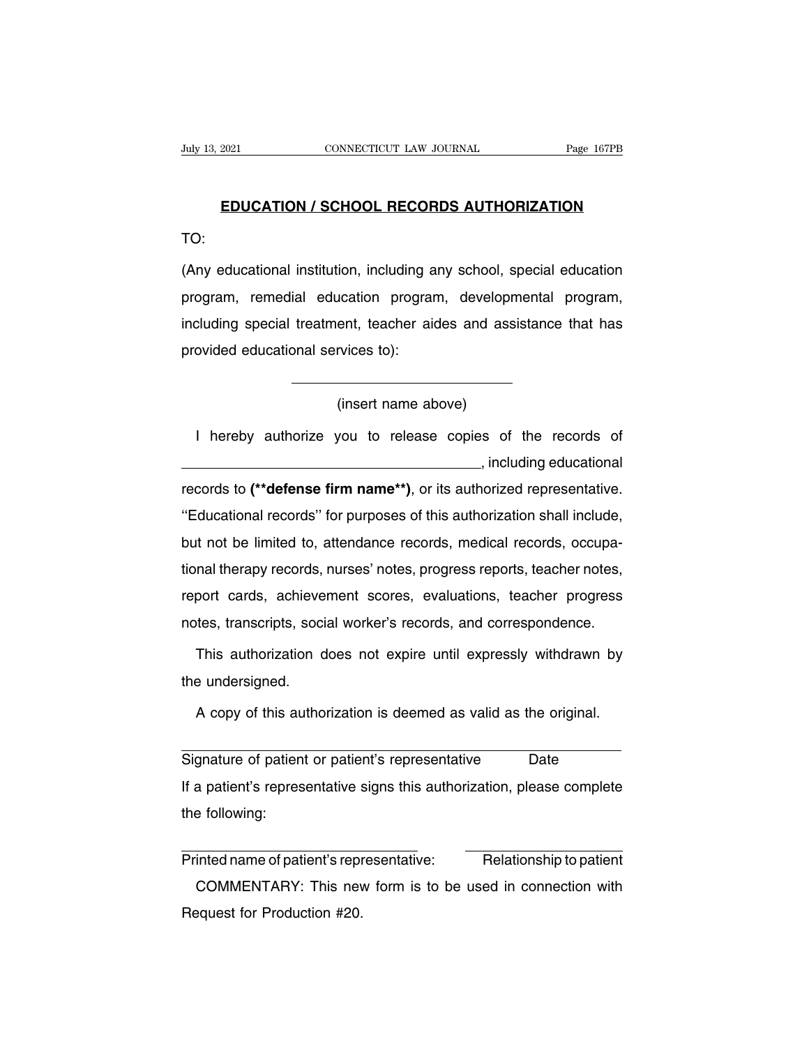# EDUCATION / SCHOOL RECORDS AUTHORIZATION

TO:

(Any educational institution, including any school, special education program, remedial education program, developmental program, including special treatment, teacher aides and assistance that has provided educational services to):

\_\_\_\_\_\_\_\_\_\_\_\_\_\_\_\_\_\_\_\_\_\_\_\_\_\_\_\_\_\_

(insert name above)

I hereby authorize you to release copies of the records of \_\_\_\_\_\_\_\_\_\_\_\_\_\_\_\_\_\_\_\_\_\_\_\_\_\_\_\_\_\_\_\_\_\_\_\_\_\_, including educational records to **(**defense firm name**)**, or its authorized representative. ''Educational records'' for purposes of this authorization shall include, but not be limited to, attendance records, medical records, occupational therapy records, nurses' notes, progress reports, teacher notes, report cards, achievement scores, evaluations, teacher progress notes, transcripts, social worker's records, and correspondence.

This authorization does not expire until expressly withdrawn by the undersigned.

A copy of this authorization is deemed as valid as the original.

\_\_\_\_\_\_\_\_\_\_\_\_\_\_\_\_\_\_\_\_\_\_\_\_\_\_\_\_\_\_\_\_\_\_\_\_\_\_\_\_\_\_\_\_\_\_\_\_\_\_\_\_\_\_\_\_

Signature of patient or patient's representative Date

If a patient's representative signs this authorization, please complete the following:

\_\_\_\_\_\_\_\_\_\_\_\_\_\_\_\_\_\_\_\_\_\_\_\_\_\_\_\_\_\_ \_\_\_\_\_\_\_\_\_\_\_\_\_\_\_\_\_\_\_\_

Printed name of patient's representative: Relationship to patient

COMMENTARY: This new form is to be used in connection with Request for Production #20.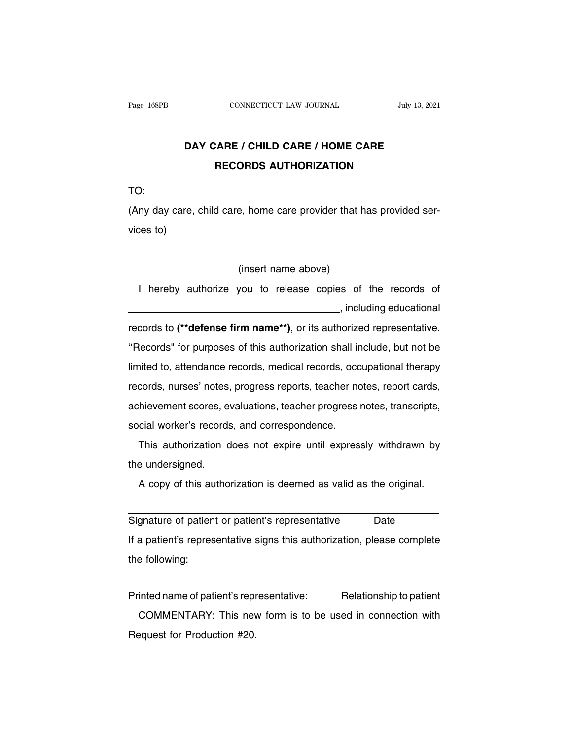**DAY CARE / CHILD CARE / HOME CARE**

**RECORDS AUTHORIZATION**

TO:

(Any day care, child care, home care provider that has provided services to)

______________________________

(insert name above)

I hereby authorize you to release copies of the records of ______________________________, including educational records to **(**defense firm name**)**, or its authorized representative. ''Records'' for purposes of this authorization shall include, but not be limited to, attendance records, medical records, occupational therapy records, nurses' notes, progress reports, teacher notes, report cards, achievement scores, evaluations, teacher progress notes, transcripts, social worker's records, and correspondence.

This authorization does not expire until expressly withdrawn by the undersigned.

A copy of this authorization is deemed as valid as the original.

______________________________________________

Signature of patient or patient's representative Date

If a patient's representative signs this authorization, please complete the following:

______________________________ ______________________________

Printed name of patient's representative: Relationship to patient

COMMENTARY: This new form is to be used in connection with Request for Production #20.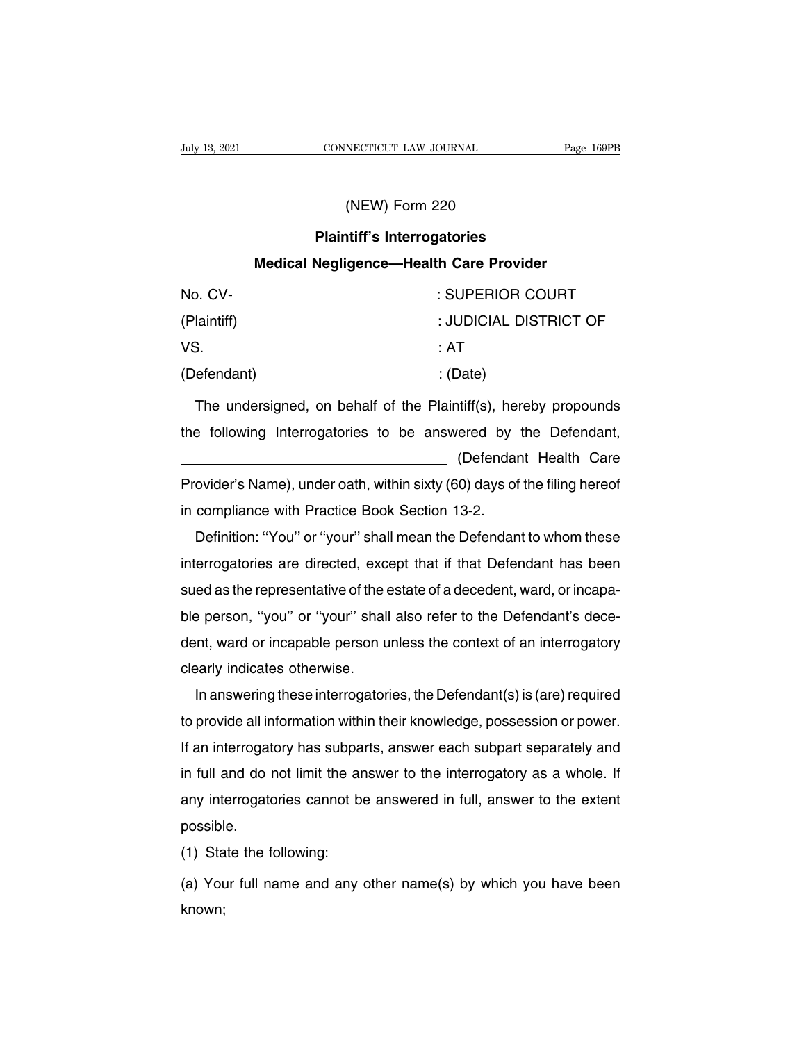(NEW) Form 220

**Plaintiff's Interrogatories**

**Medical Negligence—Health Care Provider**

| | |
|---|---|
| No. CV- | : SUPERIOR COURT |
| (Plaintiff) | : JUDICIAL DISTRICT OF |
| VS. | : AT |
| (Defendant) | : (Date) |

The undersigned, on behalf of the Plaintiff(s), hereby propounds the following Interrogatories to be answered by the Defendant, \_\_\_\_\_\_\_\_\_\_\_\_\_\_\_\_\_\_\_\_\_\_\_\_\_\_\_\_\_\_\_\_ (Defendant Health Care Provider's Name), under oath, within sixty (60) days of the filing hereof in compliance with Practice Book Section 13-2.

Definition: ''You'' or ''your'' shall mean the Defendant to whom these interrogatories are directed, except that if that Defendant has been sued as the representative of the estate of a decedent, ward, or incapable person, ''you'' or ''your'' shall also refer to the Defendant's decedent, ward or incapable person unless the context of an interrogatory clearly indicates otherwise.

In answering these interrogatories, the Defendant(s) is (are) required to provide all information within their knowledge, possession or power. If an interrogatory has subparts, answer each subpart separately and in full and do not limit the answer to the interrogatory as a whole. If any interrogatories cannot be answered in full, answer to the extent possible.

(1) State the following:

(a) Your full name and any other name(s) by which you have been known;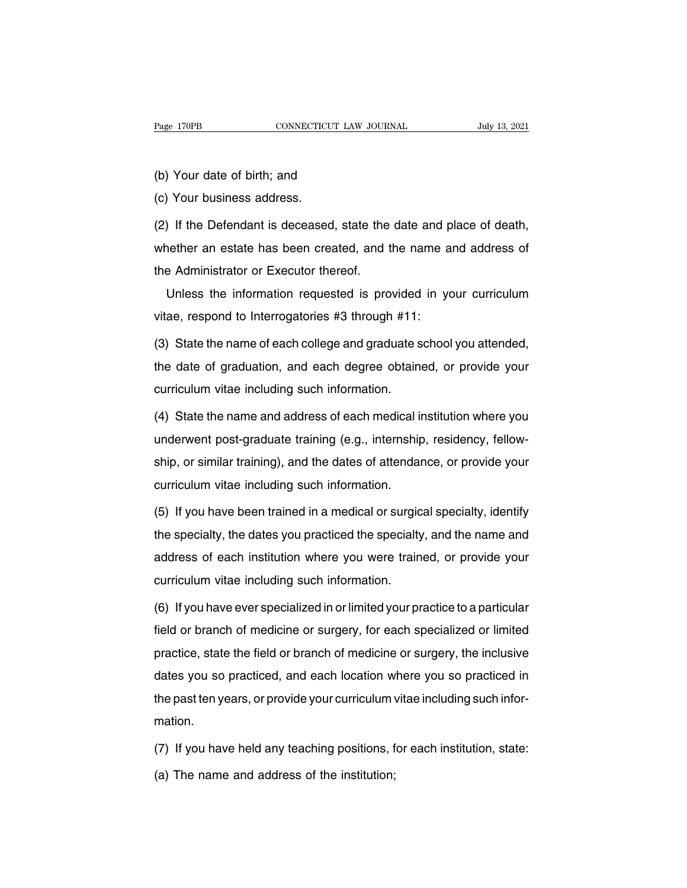(b) Your date of birth; and

(c) Your business address.

(2) If the Defendant is deceased, state the date and place of death, whether an estate has been created, and the name and address of the Administrator or Executor thereof.

Unless the information requested is provided in your curriculum vitae, respond to Interrogatories #3 through #11:

(3) State the name of each college and graduate school you attended, the date of graduation, and each degree obtained, or provide your curriculum vitae including such information.

(4) State the name and address of each medical institution where you underwent post-graduate training (e.g., internship, residency, fellowship, or similar training), and the dates of attendance, or provide your curriculum vitae including such information.

(5) If you have been trained in a medical or surgical specialty, identify the specialty, the dates you practiced the specialty, and the name and address of each institution where you were trained, or provide your curriculum vitae including such information.

(6) If you have ever specialized in or limited your practice to a particular field or branch of medicine or surgery, for each specialized or limited practice, state the field or branch of medicine or surgery, the inclusive dates you so practiced, and each location where you so practiced in the past ten years, or provide your curriculum vitae including such information.

(7) If you have held any teaching positions, for each institution, state:

(a) The name and address of the institution;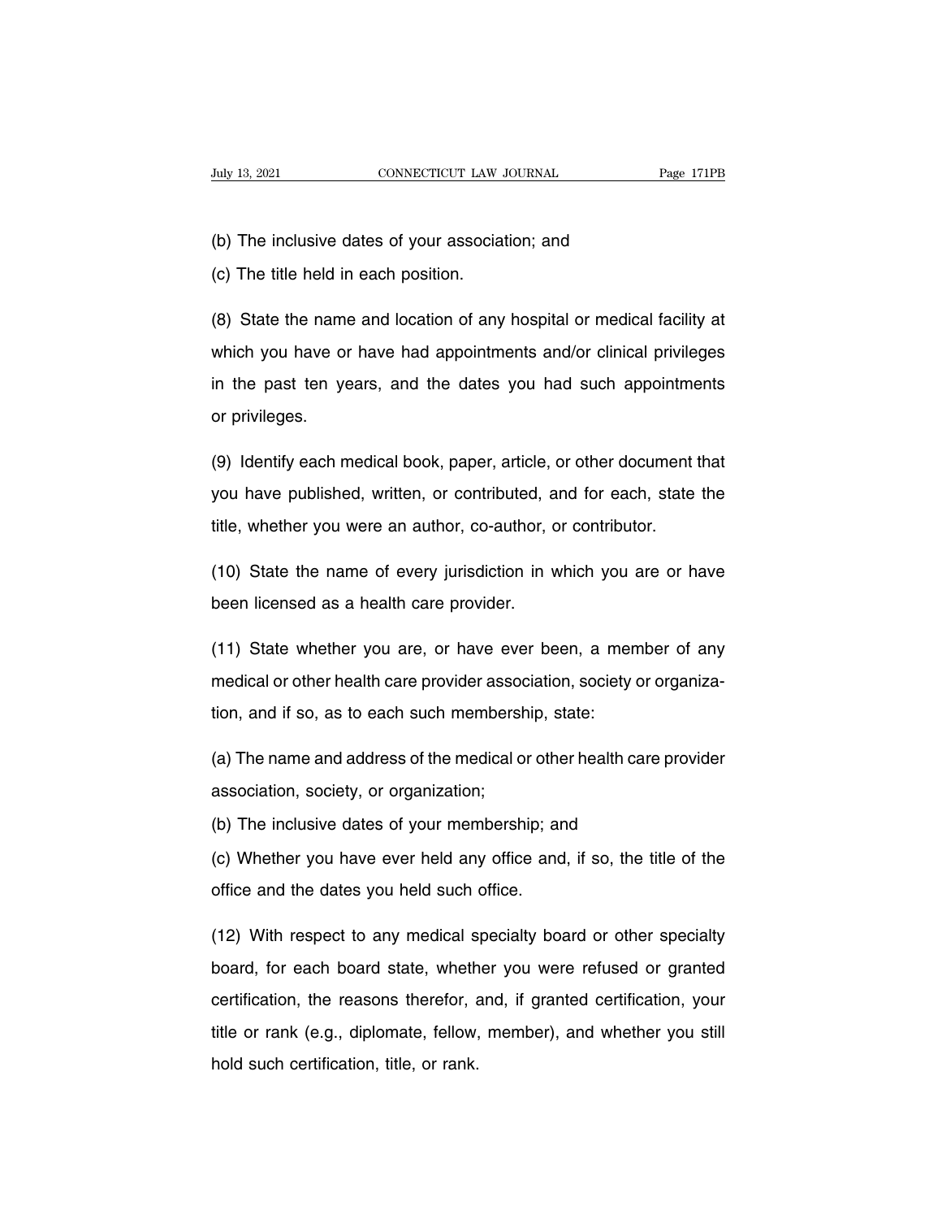(b) The inclusive dates of your association; and

(c) The title held in each position.

(8) State the name and location of any hospital or medical facility at which you have or have had appointments and/or clinical privileges in the past ten years, and the dates you had such appointments or privileges.

(9) Identify each medical book, paper, article, or other document that you have published, written, or contributed, and for each, state the title, whether you were an author, co-author, or contributor.

(10) State the name of every jurisdiction in which you are or have been licensed as a health care provider.

(11) State whether you are, or have ever been, a member of any medical or other health care provider association, society or organization, and if so, as to each such membership, state:

(a) The name and address of the medical or other health care provider association, society, or organization;

(b) The inclusive dates of your membership; and

(c) Whether you have ever held any office and, if so, the title of the office and the dates you held such office.

(12) With respect to any medical specialty board or other specialty board, for each board state, whether you were refused or granted certification, the reasons therefor, and, if granted certification, your title or rank (e.g., diplomate, fellow, member), and whether you still hold such certification, title, or rank.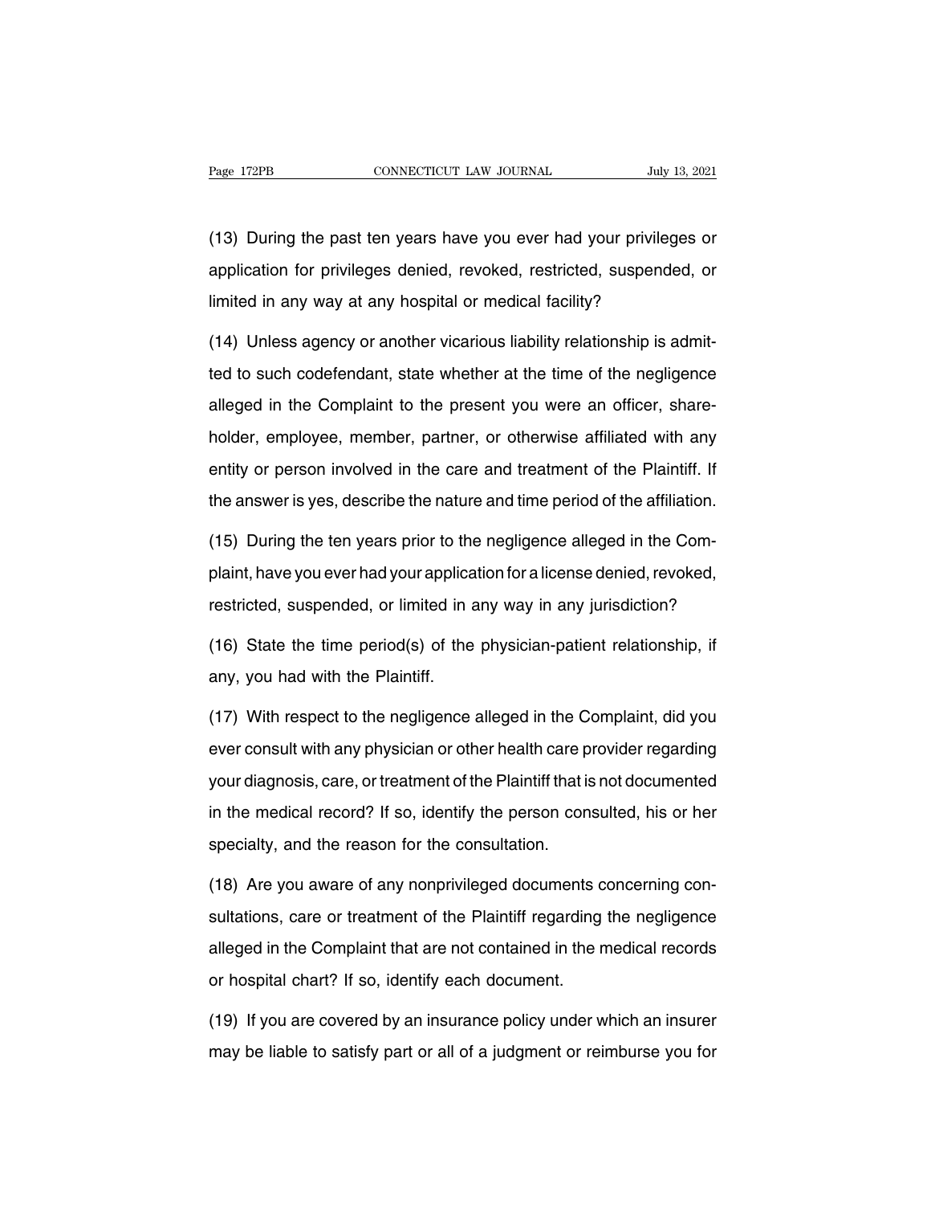(13) During the past ten years have you ever had your privileges or application for privileges denied, revoked, restricted, suspended, or limited in any way at any hospital or medical facility?

(14) Unless agency or another vicarious liability relationship is admitted to such codefendant, state whether at the time of the negligence alleged in the Complaint to the present you were an officer, shareholder, employee, member, partner, or otherwise affiliated with any entity or person involved in the care and treatment of the Plaintiff. If the answer is yes, describe the nature and time period of the affiliation.

(15) During the ten years prior to the negligence alleged in the Complaint, have you ever had your application for a license denied, revoked, restricted, suspended, or limited in any way in any jurisdiction?

(16) State the time period(s) of the physician-patient relationship, if any, you had with the Plaintiff.

(17) With respect to the negligence alleged in the Complaint, did you ever consult with any physician or other health care provider regarding your diagnosis, care, or treatment of the Plaintiff that is not documented in the medical record? If so, identify the person consulted, his or her specialty, and the reason for the consultation.

(18) Are you aware of any nonprivileged documents concerning consultations, care or treatment of the Plaintiff regarding the negligence alleged in the Complaint that are not contained in the medical records or hospital chart? If so, identify each document.

(19) If you are covered by an insurance policy under which an insurer may be liable to satisfy part or all of a judgment or reimburse you for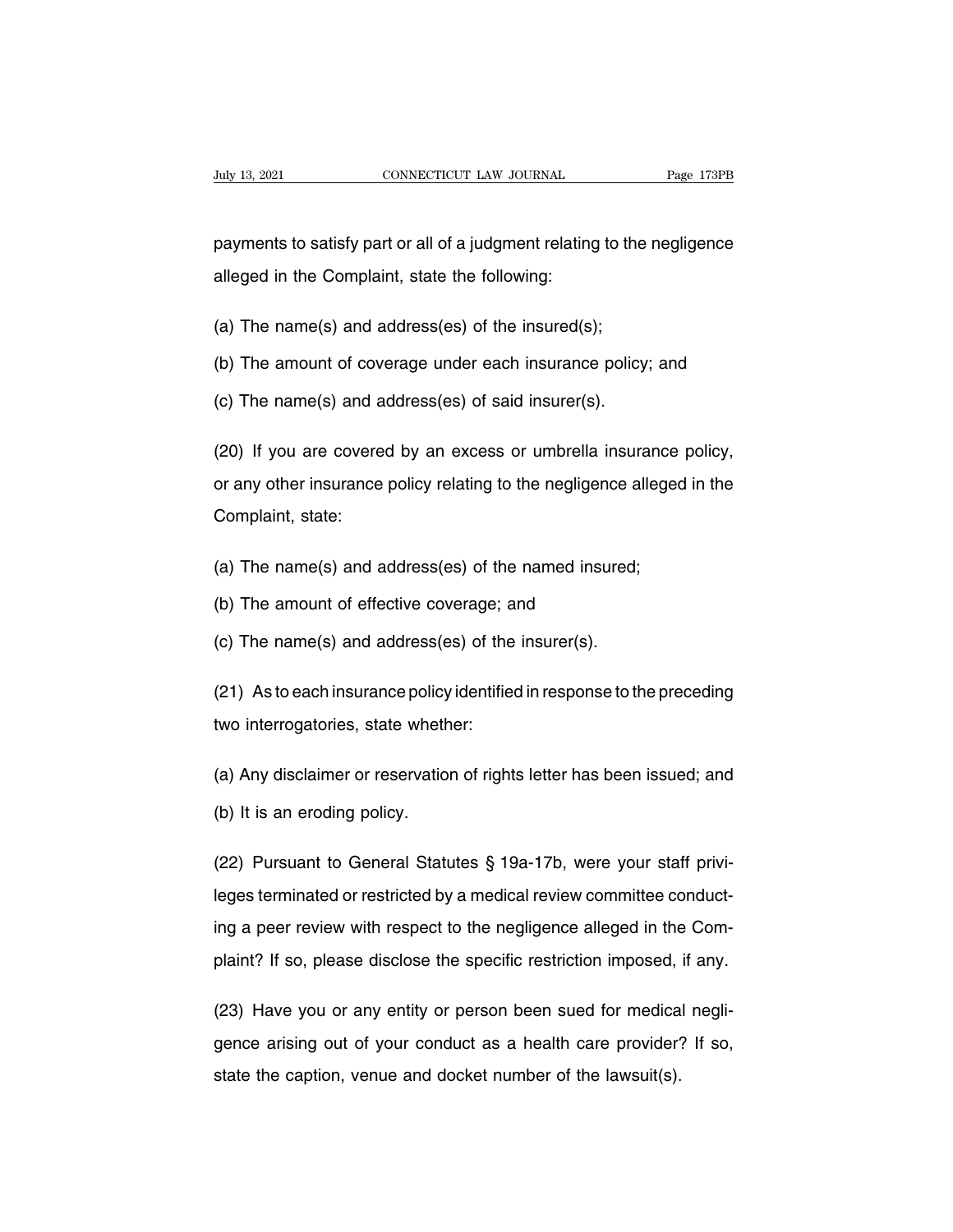payments to satisfy part or all of a judgment relating to the negligence alleged in the Complaint, state the following:

(a) The name(s) and address(es) of the insured(s);

(b) The amount of coverage under each insurance policy; and

(c) The name(s) and address(es) of said insurer(s).

(20) If you are covered by an excess or umbrella insurance policy, or any other insurance policy relating to the negligence alleged in the Complaint, state:

(a) The name(s) and address(es) of the named insured;

(b) The amount of effective coverage; and

(c) The name(s) and address(es) of the insurer(s).

(21) As to each insurance policy identified in response to the preceding two interrogatories, state whether:

(a) Any disclaimer or reservation of rights letter has been issued; and

(b) It is an eroding policy.

(22) Pursuant to General Statutes § 19a-17b, were your staff privileges terminated or restricted by a medical review committee conducting a peer review with respect to the negligence alleged in the Complaint? If so, please disclose the specific restriction imposed, if any.

(23) Have you or any entity or person been sued for medical negligence arising out of your conduct as a health care provider? If so, state the caption, venue and docket number of the lawsuit(s).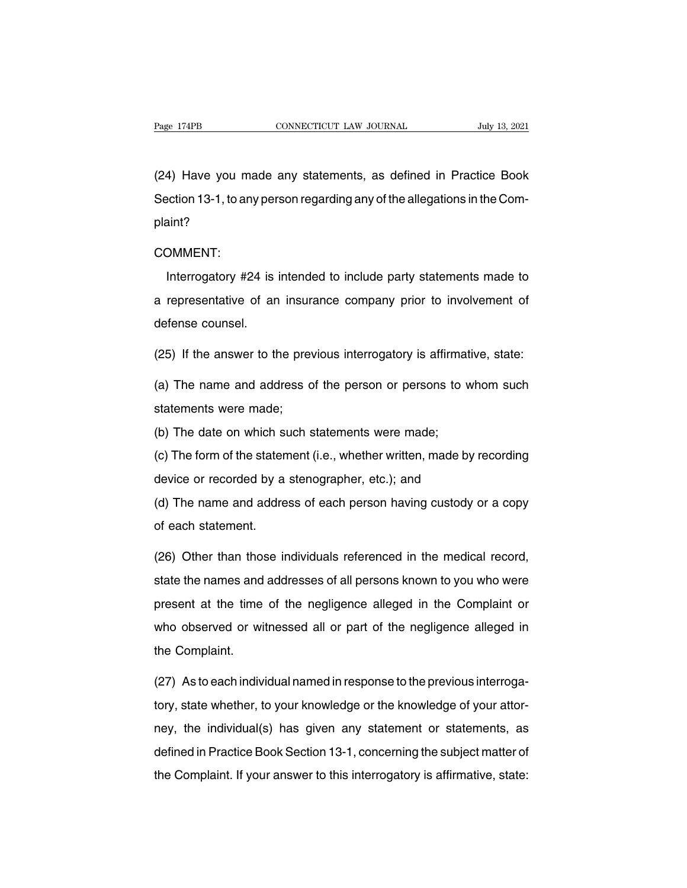(24) Have you made any statements, as defined in Practice Book Section 13-1, to any person regarding any of the allegations in the Complaint?

COMMENT:

Interrogatory #24 is intended to include party statements made to a representative of an insurance company prior to involvement of defense counsel.

(25) If the answer to the previous interrogatory is affirmative, state:

(a) The name and address of the person or persons to whom such statements were made;

(b) The date on which such statements were made;

(c) The form of the statement (i.e., whether written, made by recording device or recorded by a stenographer, etc.); and

(d) The name and address of each person having custody or a copy of each statement.

(26) Other than those individuals referenced in the medical record, state the names and addresses of all persons known to you who were present at the time of the negligence alleged in the Complaint or who observed or witnessed all or part of the negligence alleged in the Complaint.

(27) As to each individual named in response to the previous interrogatory, state whether, to your knowledge or the knowledge of your attorney, the individual(s) has given any statement or statements, as defined in Practice Book Section 13-1, concerning the subject matter of the Complaint. If your answer to this interrogatory is affirmative, state: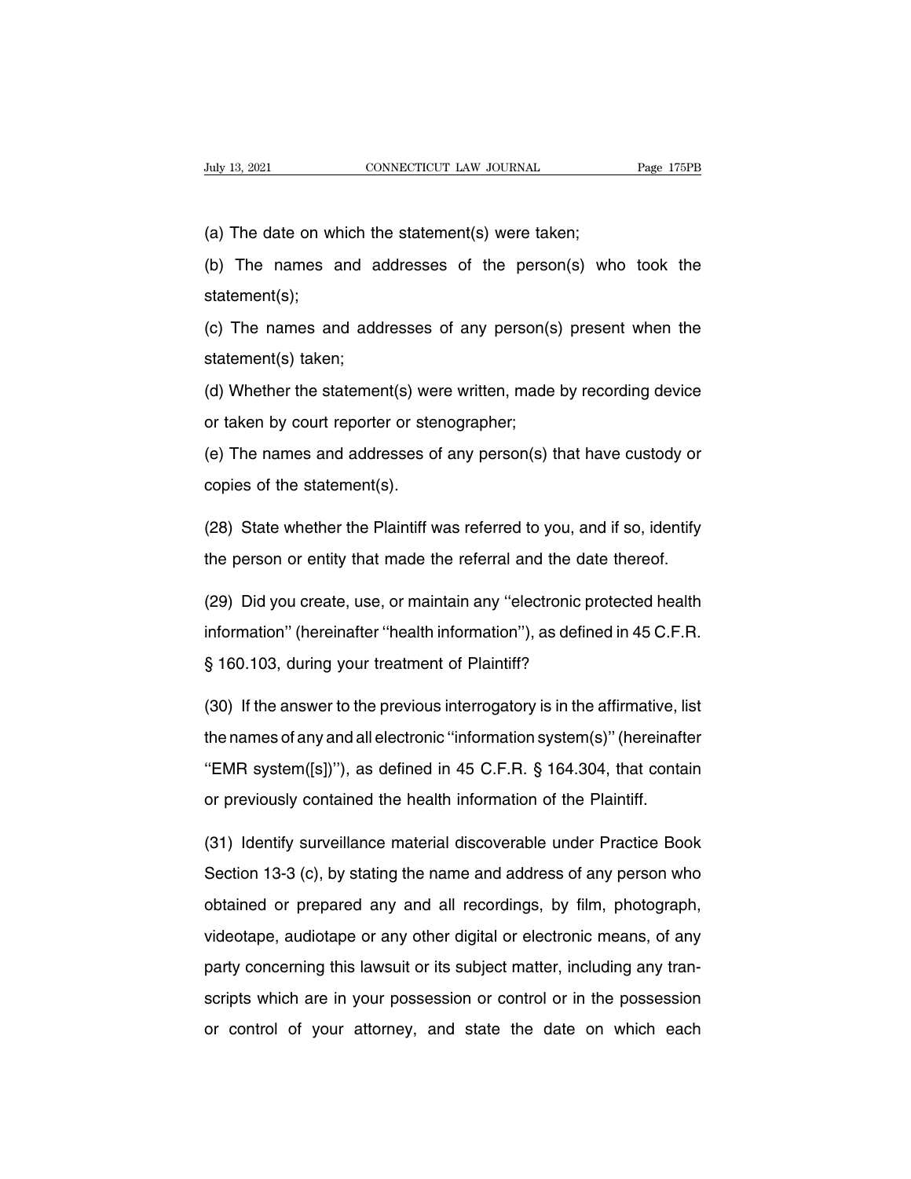(a) The date on which the statement(s) were taken;

(b) The names and addresses of the person(s) who took the statement(s);

(c) The names and addresses of any person(s) present when the statement(s) taken;

(d) Whether the statement(s) were written, made by recording device or taken by court reporter or stenographer;

(e) The names and addresses of any person(s) that have custody or copies of the statement(s).

(28) State whether the Plaintiff was referred to you, and if so, identify the person or entity that made the referral and the date thereof.

(29) Did you create, use, or maintain any ''electronic protected health information'' (hereinafter ''health information''), as defined in 45 C.F.R. § 160.103, during your treatment of Plaintiff?

(30) If the answer to the previous interrogatory is in the affirmative, list the names of any and all electronic ''information system(s)'' (hereinafter ''EMR system([s])''), as defined in 45 C.F.R. § 164.304, that contain or previously contained the health information of the Plaintiff.

(31) Identify surveillance material discoverable under Practice Book Section 13-3 (c), by stating the name and address of any person who obtained or prepared any and all recordings, by film, photograph, videotape, audiotape or any other digital or electronic means, of any party concerning this lawsuit or its subject matter, including any transcripts which are in your possession or control or in the possession or control of your attorney, and state the date on which each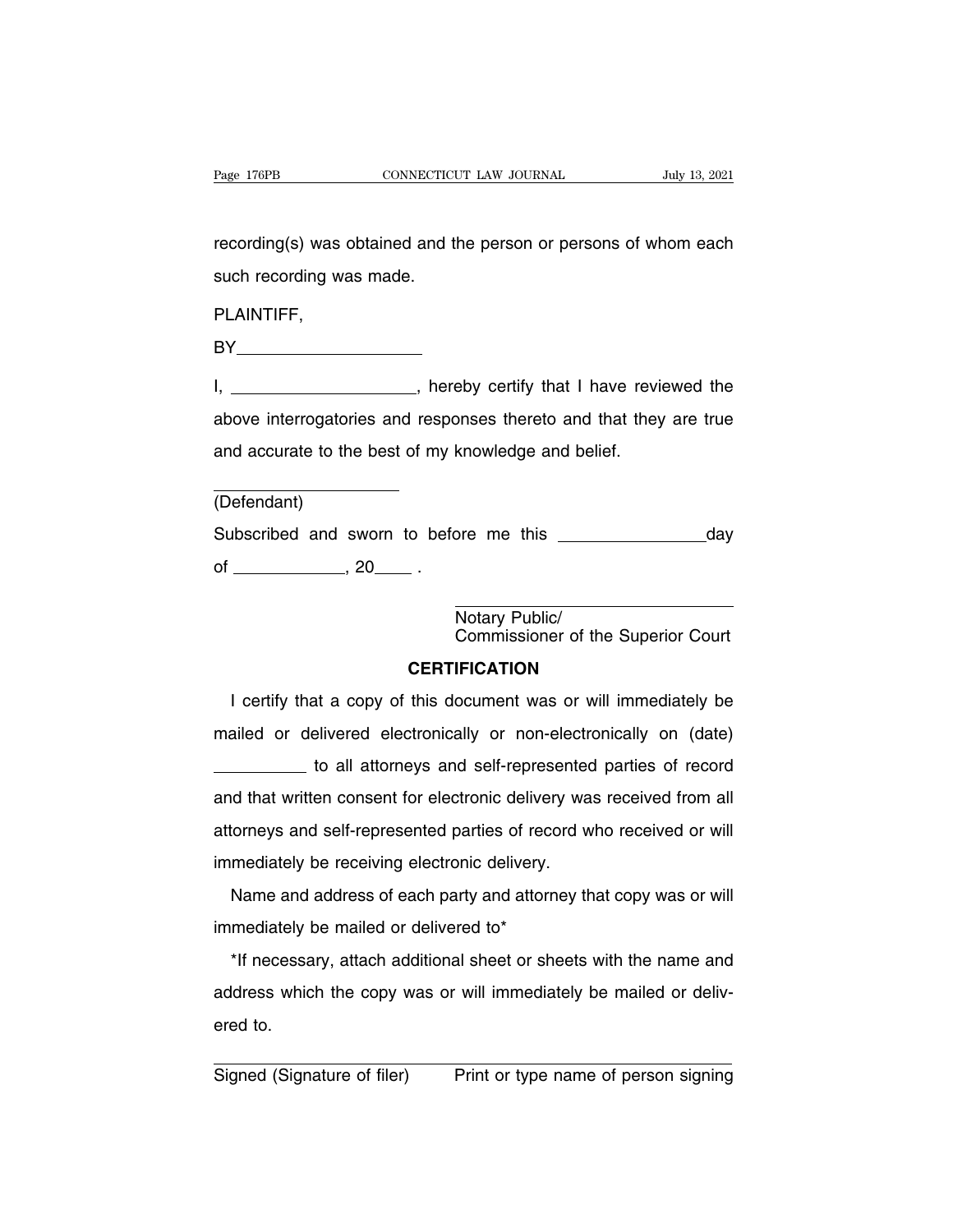recording(s) was obtained and the person or persons of whom each such recording was made.

PLAINTIFF,

BY\_\_\_\_\_\_\_\_\_\_\_\_\_\_\_\_\_\_\_\_

I, \_\_\_\_\_\_\_\_\_\_\_\_\_\_\_\_\_\_\_\_, hereby certify that I have reviewed the above interrogatories and responses thereto and that they are true and accurate to the best of my knowledge and belief.

\_\_\_\_\_\_\_\_\_\_\_\_\_\_\_\_\_\_\_\_
(Defendant)

Subscribed and sworn to before me this \_\_\_\_\_\_\_\_\_\_\_\_\_\_\_\_ day of \_\_\_\_\_\_\_\_\_\_\_\_, 20\_\_\_\_ .

\_\_\_\_\_\_\_\_\_\_\_\_\_\_\_\_\_\_\_\_\_\_\_\_\_\_\_\_
Notary Public/
Commissioner of the Superior Court

**CERTIFICATION**

I certify that a copy of this document was or will immediately be mailed or delivered electronically or non-electronically on (date) \_\_\_\_\_\_\_\_\_\_ to all attorneys and self-represented parties of record and that written consent for electronic delivery was received from all attorneys and self-represented parties of record who received or will immediately be receiving electronic delivery.

Name and address of each party and attorney that copy was or will immediately be mailed or delivered to*

*If necessary, attach additional sheet or sheets with the name and address which the copy was or will immediately be mailed or delivered to.

\_\_\_\_\_\_\_\_\_\_\_\_\_\_\_\_\_\_\_\_ \_\_\_\_\_\_\_\_\_\_\_\_\_\_\_\_\_\_\_\_
Signed (Signature of filer) Print or type name of person signing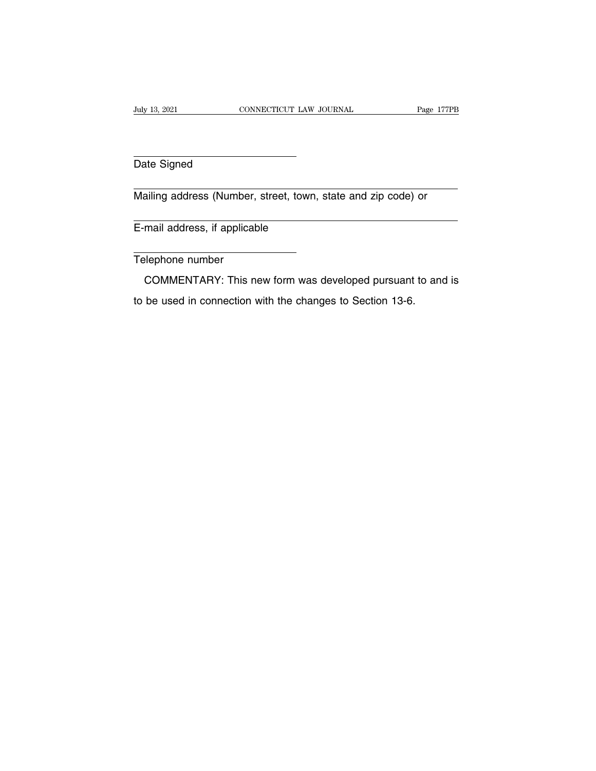\_\_\_\_\_\_\_\_\_\_\_\_\_\_\_\_\_\_\_\_\_\_\_\_\_\_\_\_\_\_\_\_

Date Signed

\_\_\_\_\_\_\_\_\_\_\_\_\_\_\_\_\_\_\_\_\_\_\_\_\_\_\_\_\_\_\_\_\_\_\_\_\_\_\_\_\_\_\_\_\_\_\_\_\_\_\_\_\_\_\_\_\_\_\_\_\_\_\_\_

Mailing address (Number, street, town, state and zip code) or

\_\_\_\_\_\_\_\_\_\_\_\_\_\_\_\_\_\_\_\_\_\_\_\_\_\_\_\_\_\_\_\_\_\_\_\_\_\_\_\_\_\_\_\_\_\_\_\_\_\_\_\_\_\_\_\_\_\_\_\_\_\_\_\_

E-mail address, if applicable

\_\_\_\_\_\_\_\_\_\_\_\_\_\_\_\_\_\_\_\_\_\_\_\_\_\_\_\_\_\_\_\_

Telephone number

COMMENTARY: This new form was developed pursuant to and is to be used in connection with the changes to Section 13-6.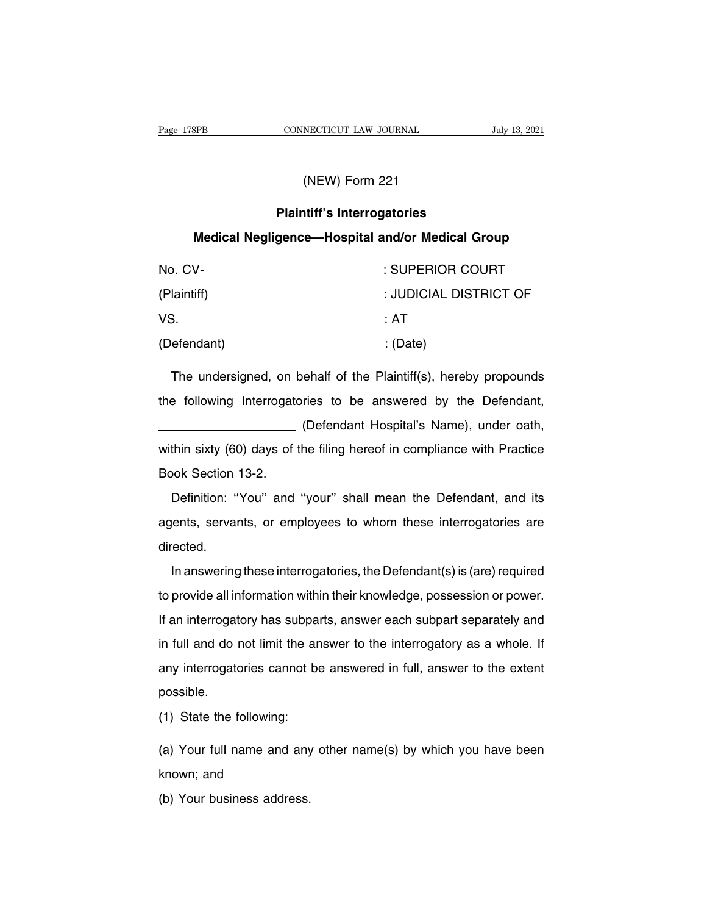(NEW) Form 221

## Plaintiff's Interrogatories

### Medical Negligence—Hospital and/or Medical Group

| | |
|---|---|
| No. CV- | : SUPERIOR COURT |
| (Plaintiff) | : JUDICIAL DISTRICT OF |
| VS. | : AT |
| (Defendant) | : (Date) |

The undersigned, on behalf of the Plaintiff(s), hereby propounds the following Interrogatories to be answered by the Defendant, ____________________ (Defendant Hospital's Name), under oath, within sixty (60) days of the filing hereof in compliance with Practice Book Section 13-2.

Definition: ''You'' and ''your'' shall mean the Defendant, and its agents, servants, or employees to whom these interrogatories are directed.

In answering these interrogatories, the Defendant(s) is (are) required to provide all information within their knowledge, possession or power. If an interrogatory has subparts, answer each subpart separately and in full and do not limit the answer to the interrogatory as a whole. If any interrogatories cannot be answered in full, answer to the extent possible.

(1) State the following:

(a) Your full name and any other name(s) by which you have been known; and

(b) Your business address.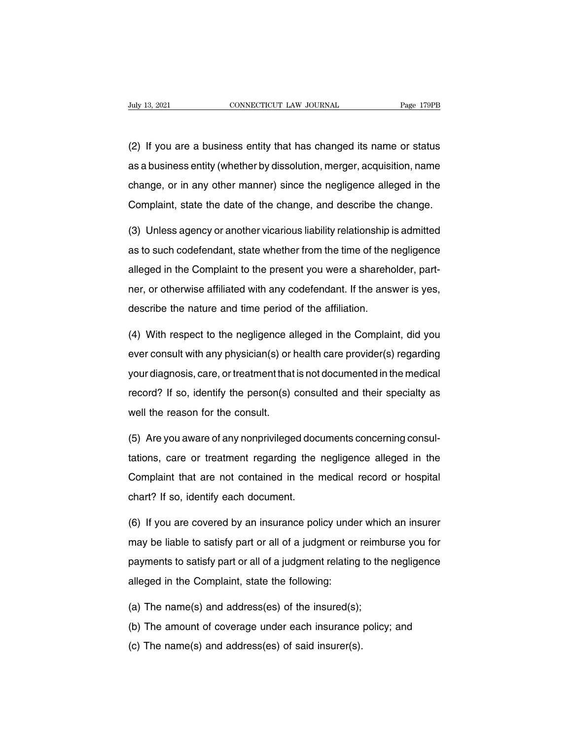(2) If you are a business entity that has changed its name or status as a business entity (whether by dissolution, merger, acquisition, name change, or in any other manner) since the negligence alleged in the Complaint, state the date of the change, and describe the change.

(3) Unless agency or another vicarious liability relationship is admitted as to such codefendant, state whether from the time of the negligence alleged in the Complaint to the present you were a shareholder, partner, or otherwise affiliated with any codefendant. If the answer is yes, describe the nature and time period of the affiliation.

(4) With respect to the negligence alleged in the Complaint, did you ever consult with any physician(s) or health care provider(s) regarding your diagnosis, care, or treatment that is not documented in the medical record? If so, identify the person(s) consulted and their specialty as well the reason for the consult.

(5) Are you aware of any nonprivileged documents concerning consultations, care or treatment regarding the negligence alleged in the Complaint that are not contained in the medical record or hospital chart? If so, identify each document.

(6) If you are covered by an insurance policy under which an insurer may be liable to satisfy part or all of a judgment or reimburse you for payments to satisfy part or all of a judgment relating to the negligence alleged in the Complaint, state the following:

(a) The name(s) and address(es) of the insured(s);

(b) The amount of coverage under each insurance policy; and

(c) The name(s) and address(es) of said insurer(s).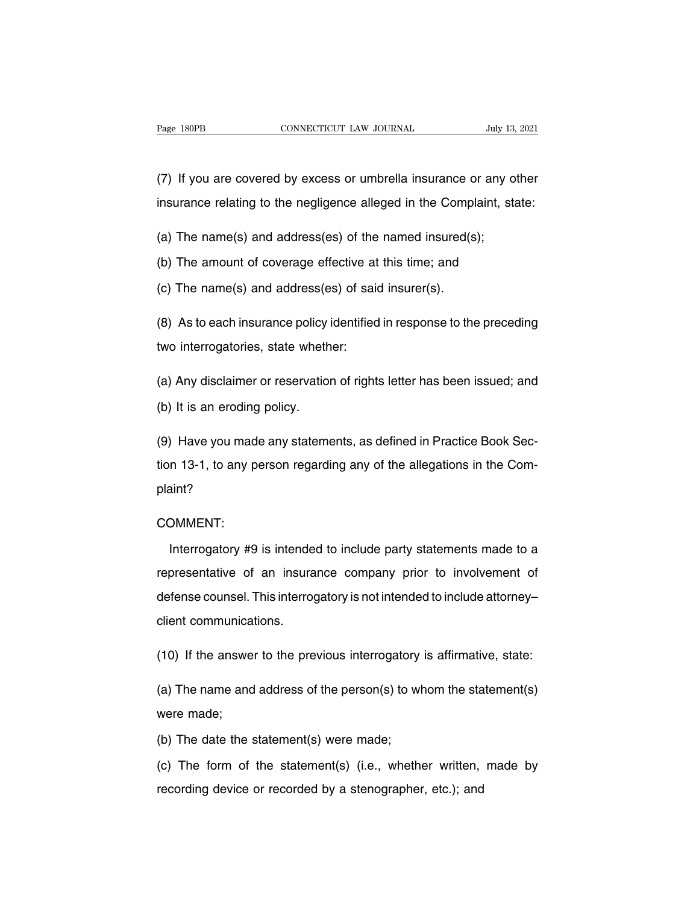(7) If you are covered by excess or umbrella insurance or any other insurance relating to the negligence alleged in the Complaint, state:

(a) The name(s) and address(es) of the named insured(s);

(b) The amount of coverage effective at this time; and

(c) The name(s) and address(es) of said insurer(s).

(8) As to each insurance policy identified in response to the preceding two interrogatories, state whether:

(a) Any disclaimer or reservation of rights letter has been issued; and

(b) It is an eroding policy.

(9) Have you made any statements, as defined in Practice Book Section 13-1, to any person regarding any of the allegations in the Complaint?

COMMENT:

Interrogatory #9 is intended to include party statements made to a representative of an insurance company prior to involvement of defense counsel. This interrogatory is not intended to include attorney–client communications.

(10) If the answer to the previous interrogatory is affirmative, state:

(a) The name and address of the person(s) to whom the statement(s) were made;

(b) The date the statement(s) were made;

(c) The form of the statement(s) (i.e., whether written, made by recording device or recorded by a stenographer, etc.); and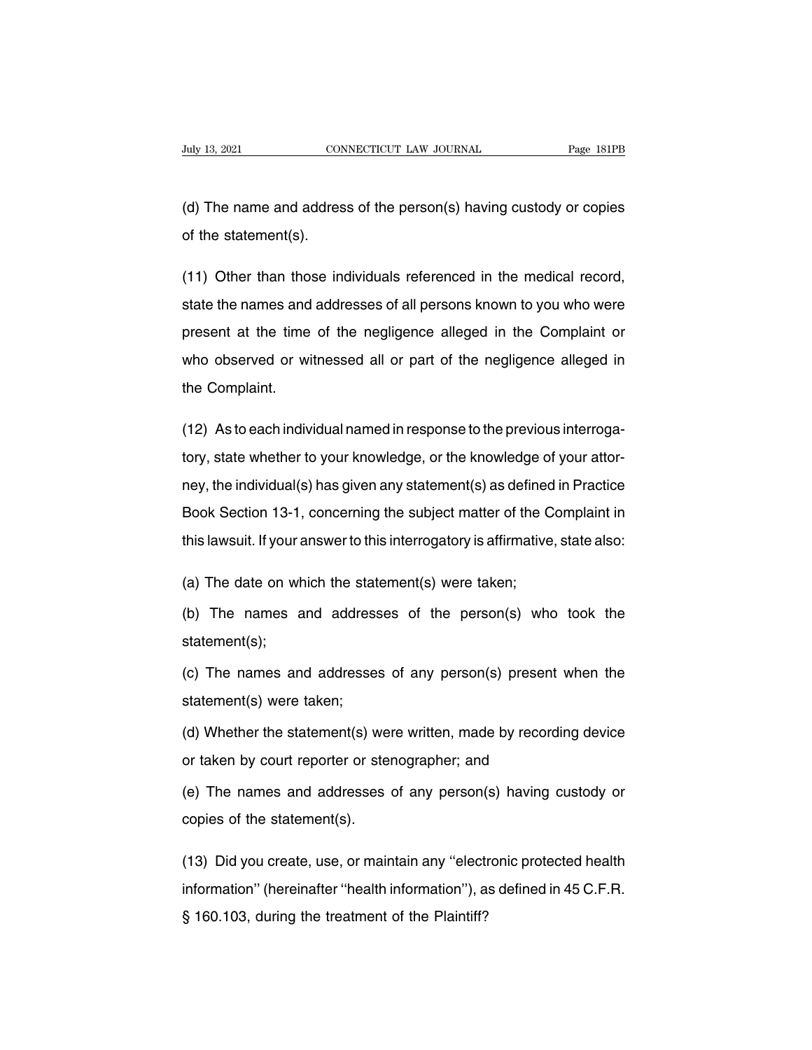(d) The name and address of the person(s) having custody or copies of the statement(s).

(11) Other than those individuals referenced in the medical record, state the names and addresses of all persons known to you who were present at the time of the negligence alleged in the Complaint or who observed or witnessed all or part of the negligence alleged in the Complaint.

(12) As to each individual named in response to the previous interrogatory, state whether to your knowledge, or the knowledge of your attorney, the individual(s) has given any statement(s) as defined in Practice Book Section 13-1, concerning the subject matter of the Complaint in this lawsuit. If your answer to this interrogatory is affirmative, state also:

(a) The date on which the statement(s) were taken;

(b) The names and addresses of the person(s) who took the statement(s);

(c) The names and addresses of any person(s) present when the statement(s) were taken;

(d) Whether the statement(s) were written, made by recording device or taken by court reporter or stenographer; and

(e) The names and addresses of any person(s) having custody or copies of the statement(s).

(13) Did you create, use, or maintain any ''electronic protected health information'' (hereinafter ''health information''), as defined in 45 C.F.R. § 160.103, during the treatment of the Plaintiff?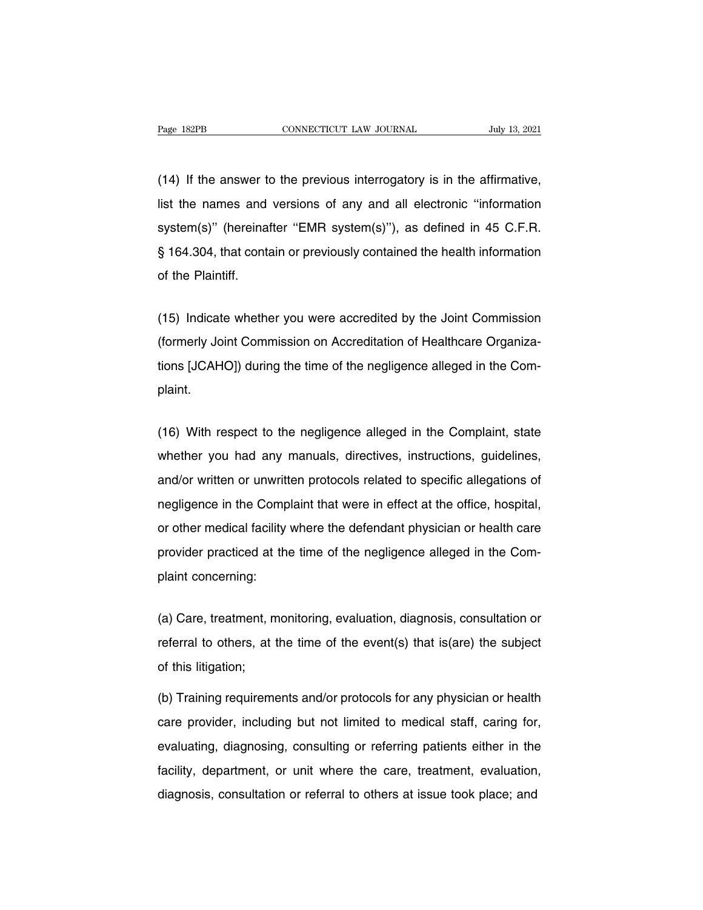(14) If the answer to the previous interrogatory is in the affirmative, list the names and versions of any and all electronic "information system(s)" (hereinafter "EMR system(s)"), as defined in 45 C.F.R. § 164.304, that contain or previously contained the health information of the Plaintiff.

(15) Indicate whether you were accredited by the Joint Commission (formerly Joint Commission on Accreditation of Healthcare Organizations [JCAHO]) during the time of the negligence alleged in the Complaint.

(16) With respect to the negligence alleged in the Complaint, state whether you had any manuals, directives, instructions, guidelines, and/or written or unwritten protocols related to specific allegations of negligence in the Complaint that were in effect at the office, hospital, or other medical facility where the defendant physician or health care provider practiced at the time of the negligence alleged in the Complaint concerning:

(a) Care, treatment, monitoring, evaluation, diagnosis, consultation or referral to others, at the time of the event(s) that is(are) the subject of this litigation;

(b) Training requirements and/or protocols for any physician or health care provider, including but not limited to medical staff, caring for, evaluating, diagnosing, consulting or referring patients either in the facility, department, or unit where the care, treatment, evaluation, diagnosis, consultation or referral to others at issue took place; and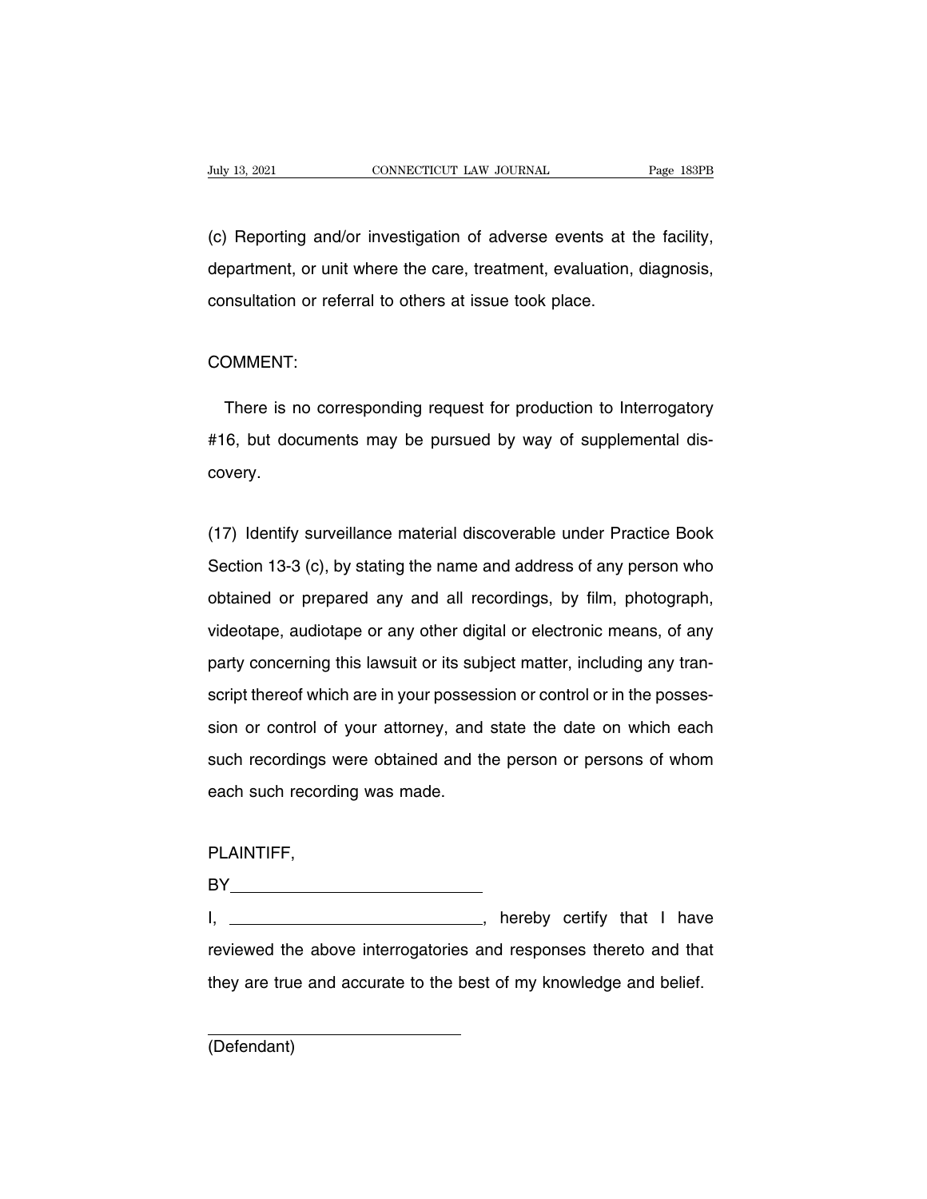(c) Reporting and/or investigation of adverse events at the facility, department, or unit where the care, treatment, evaluation, diagnosis, consultation or referral to others at issue took place.

COMMENT:

There is no corresponding request for production to Interrogatory #16, but documents may be pursued by way of supplemental discovery.

(17) Identify surveillance material discoverable under Practice Book Section 13-3 (c), by stating the name and address of any person who obtained or prepared any and all recordings, by film, photograph, videotape, audiotape or any other digital or electronic means, of any party concerning this lawsuit or its subject matter, including any transcript thereof which are in your possession or control or in the possession or control of your attorney, and state the date on which each such recordings were obtained and the person or persons of whom each such recording was made.

PLAINTIFF,

BY\_\_\_\_\_\_\_\_\_\_\_\_\_\_\_\_\_\_\_\_\_\_\_\_\_\_\_\_

I, \_\_\_\_\_\_\_\_\_\_\_\_\_\_\_\_\_\_\_\_\_\_\_\_\_\_\_\_, hereby certify that I have reviewed the above interrogatories and responses thereto and that they are true and accurate to the best of my knowledge and belief.

\_\_\_\_\_\_\_\_\_\_\_\_\_\_\_\_\_\_\_\_\_\_\_\_\_\_\_\_

(Defendant)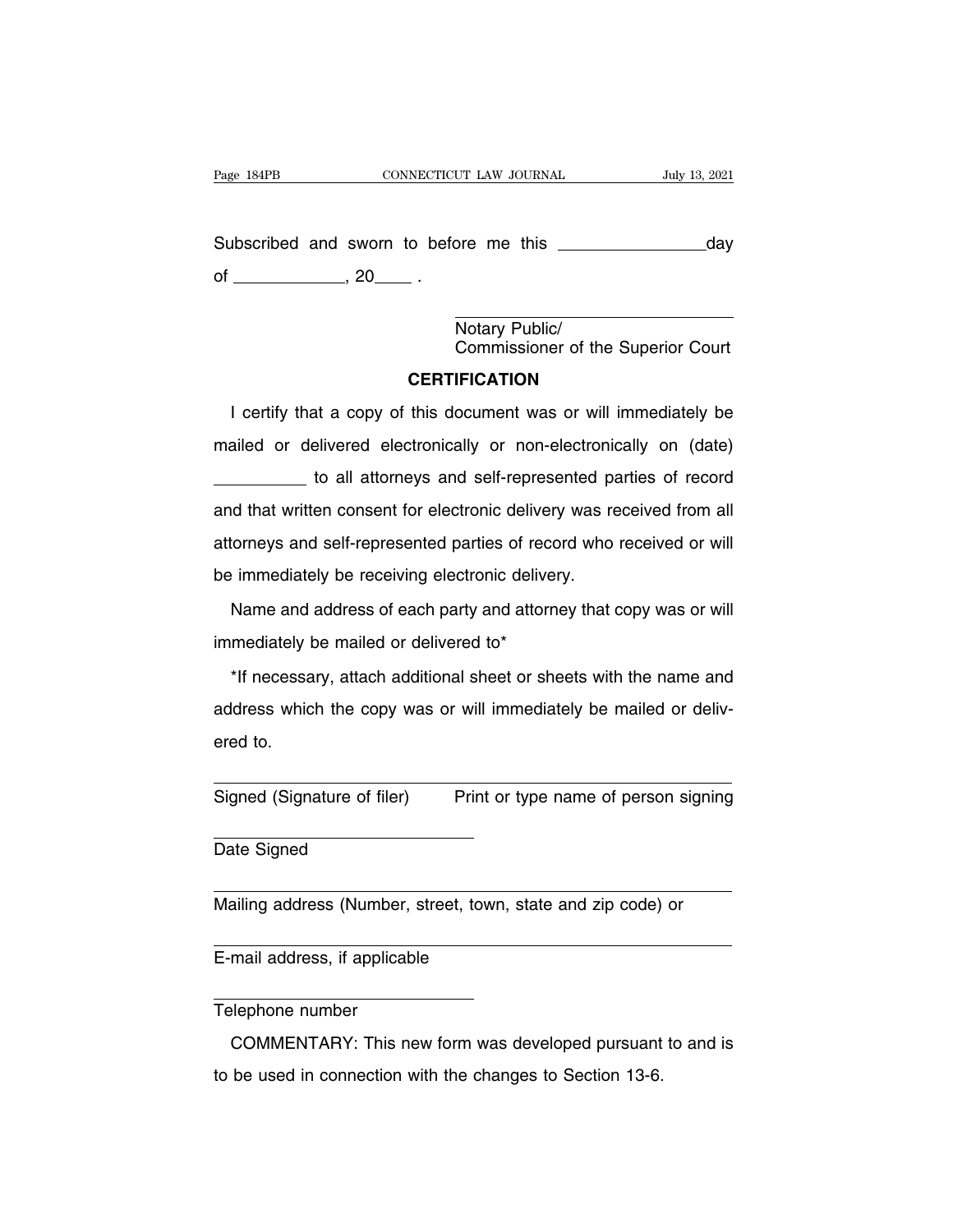Subscribed and sworn to before me this _______________ day of ____________, 20____ .

_______________________________
Notary Public/
Commissioner of the Superior Court

**CERTIFICATION**

I certify that a copy of this document was or will immediately be mailed or delivered electronically or non-electronically on (date) __________ to all attorneys and self-represented parties of record and that written consent for electronic delivery was received from all attorneys and self-represented parties of record who received or will be immediately be receiving electronic delivery.

Name and address of each party and attorney that copy was or will immediately be mailed or delivered to*

*If necessary, attach additional sheet or sheets with the name and address which the copy was or will immediately be mailed or delivered to.

_______________________________ _______________________________
Signed (Signature of filer) Print or type name of person signing

_______________________________
Date Signed

_______________________________________________________________
Mailing address (Number, street, town, state and zip code) or

_______________________________________________________________
E-mail address, if applicable

_______________________________
Telephone number

COMMENTARY: This new form was developed pursuant to and is to be used in connection with the changes to Section 13-6.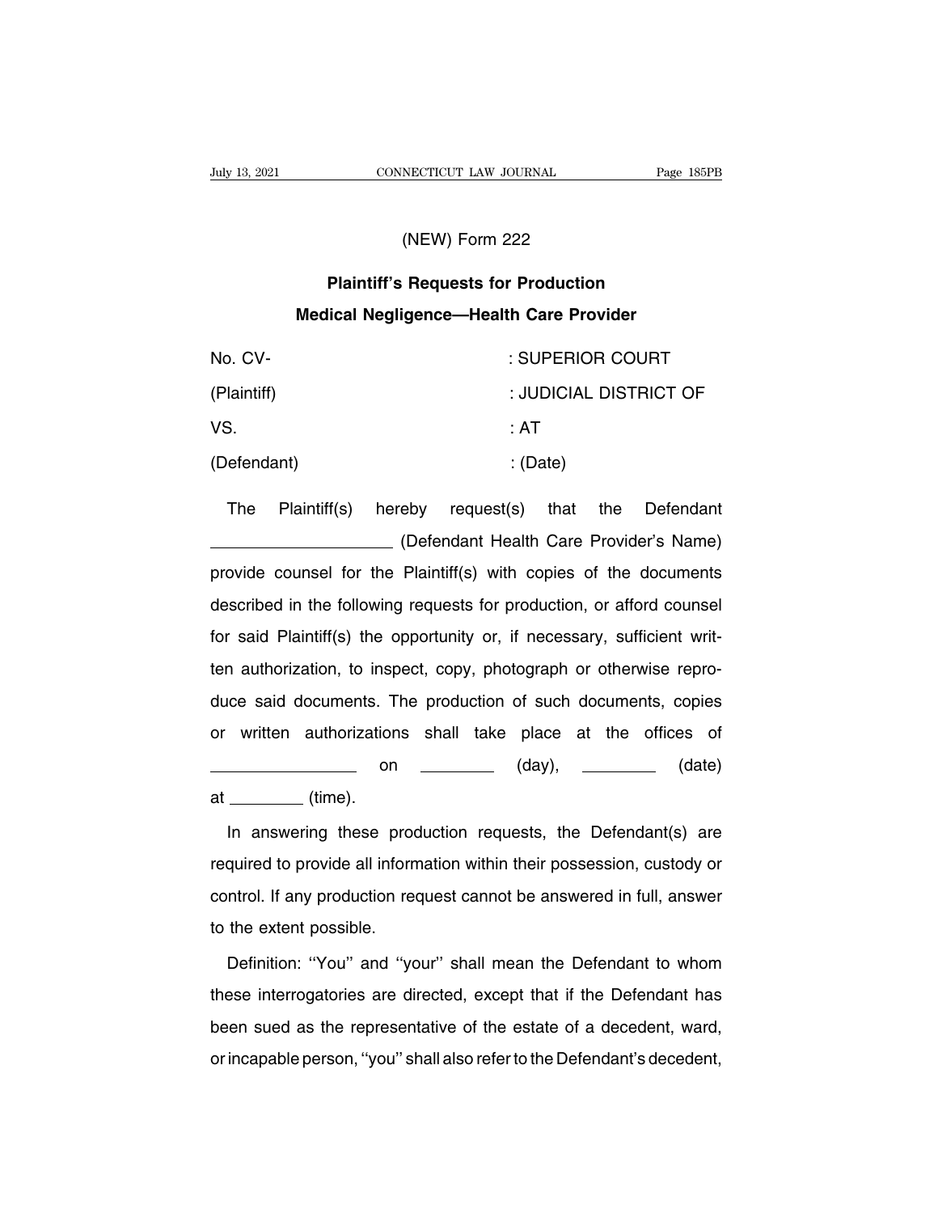(NEW) Form 222

**Plaintiff's Requests for Production**

**Medical Negligence—Health Care Provider**

| | |
|---|---|
| No. CV- | : SUPERIOR COURT |
| (Plaintiff) | : JUDICIAL DISTRICT OF |
| VS. | : AT |
| (Defendant) | : (Date) |

The Plaintiff(s) hereby request(s) that the Defendant ____________________ (Defendant Health Care Provider's Name) provide counsel for the Plaintiff(s) with copies of the documents described in the following requests for production, or afford counsel for said Plaintiff(s) the opportunity or, if necessary, sufficient written authorization, to inspect, copy, photograph or otherwise reproduce said documents. The production of such documents, copies or written authorizations shall take place at the offices of ________________ on ________ (day), ________ (date) at ________ (time).

In answering these production requests, the Defendant(s) are required to provide all information within their possession, custody or control. If any production request cannot be answered in full, answer to the extent possible.

Definition: ''You'' and ''your'' shall mean the Defendant to whom these interrogatories are directed, except that if the Defendant has been sued as the representative of the estate of a decedent, ward, or incapable person, ''you'' shall also refer to the Defendant's decedent,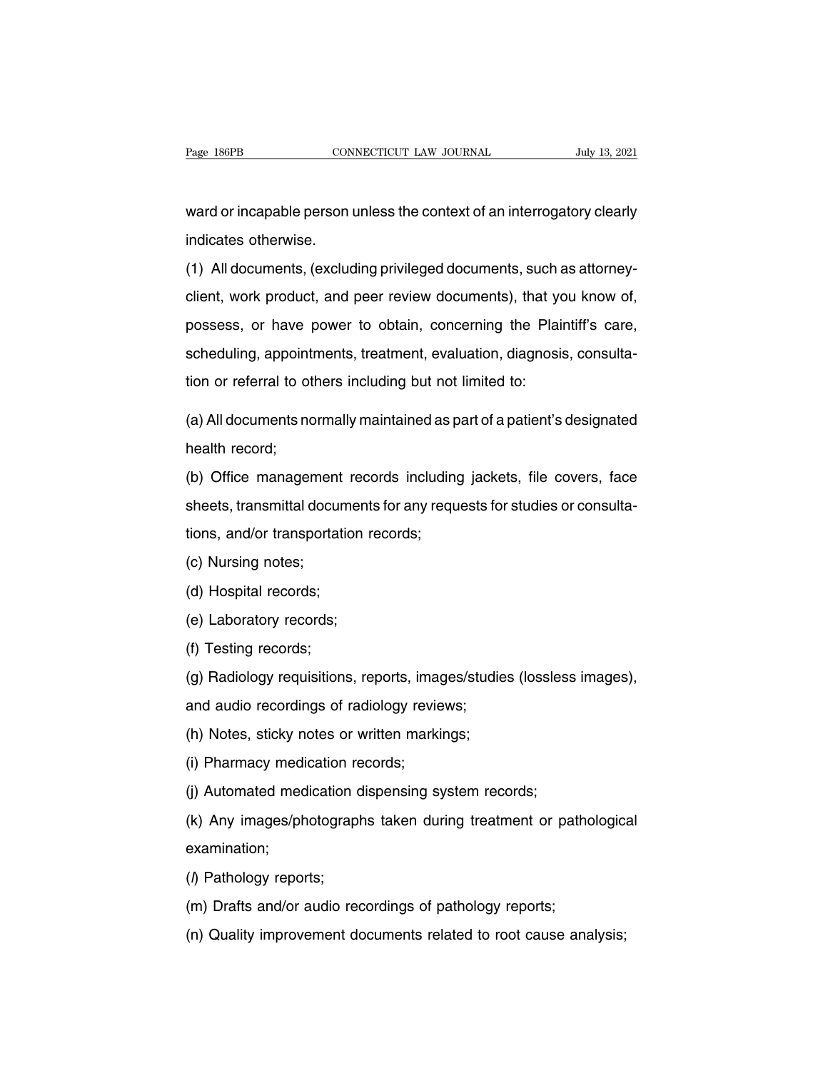ward or incapable person unless the context of an interrogatory clearly indicates otherwise.

(1) All documents, (excluding privileged documents, such as attorney-client, work product, and peer review documents), that you know of, possess, or have power to obtain, concerning the Plaintiff's care, scheduling, appointments, treatment, evaluation, diagnosis, consultation or referral to others including but not limited to:

(a) All documents normally maintained as part of a patient's designated health record;

(b) Office management records including jackets, file covers, face sheets, transmittal documents for any requests for studies or consultations, and/or transportation records;

(c) Nursing notes;

(d) Hospital records;

(e) Laboratory records;

(f) Testing records;

(g) Radiology requisitions, reports, images/studies (lossless images), and audio recordings of radiology reviews;

(h) Notes, sticky notes or written markings;

(i) Pharmacy medication records;

(j) Automated medication dispensing system records;

(k) Any images/photographs taken during treatment or pathological examination;

(*l*) Pathology reports;

(m) Drafts and/or audio recordings of pathology reports;

(n) Quality improvement documents related to root cause analysis;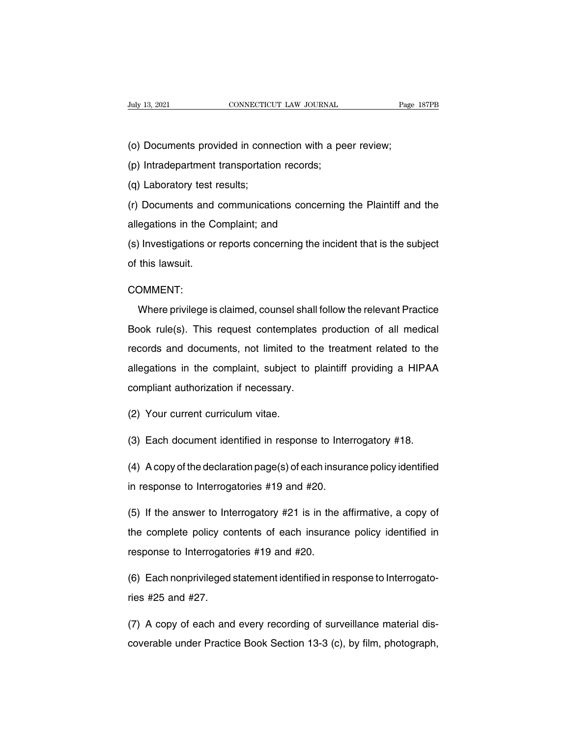(o) Documents provided in connection with a peer review;

(p) Intradepartment transportation records;

(q) Laboratory test results;

(r) Documents and communications concerning the Plaintiff and the allegations in the Complaint; and

(s) Investigations or reports concerning the incident that is the subject of this lawsuit.

COMMENT:

Where privilege is claimed, counsel shall follow the relevant Practice Book rule(s). This request contemplates production of all medical records and documents, not limited to the treatment related to the allegations in the complaint, subject to plaintiff providing a HIPAA compliant authorization if necessary.

(2) Your current curriculum vitae.

(3) Each document identified in response to Interrogatory #18.

(4) A copy of the declaration page(s) of each insurance policy identified in response to Interrogatories #19 and #20.

(5) If the answer to Interrogatory #21 is in the affirmative, a copy of the complete policy contents of each insurance policy identified in response to Interrogatories #19 and #20.

(6) Each nonprivileged statement identified in response to Interrogatories #25 and #27.

(7) A copy of each and every recording of surveillance material discoverable under Practice Book Section 13-3 (c), by film, photograph,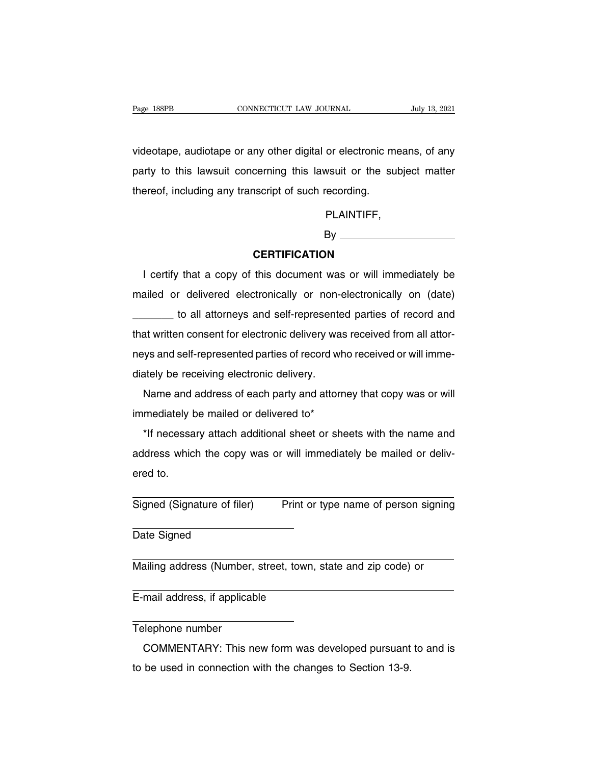videotape, audiotape or any other digital or electronic means, of any party to this lawsuit concerning this lawsuit or the subject matter thereof, including any transcript of such recording.

PLAINTIFF,

By ____________________

**CERTIFICATION**

I certify that a copy of this document was or will immediately be mailed or delivered electronically or non-electronically on (date) _______ to all attorneys and self-represented parties of record and that written consent for electronic delivery was received from all attorneys and self-represented parties of record who received or will immediately be receiving electronic delivery.

Name and address of each party and attorney that copy was or will immediately be mailed or delivered to*

*If necessary attach additional sheet or sheets with the name and address which the copy was or will immediately be mailed or delivered to.

________________________________________________
Signed (Signature of filer)    Print or type name of person signing

________________________
Date Signed

________________________________________________
Mailing address (Number, street, town, state and zip code) or

________________________________________________
E-mail address, if applicable

________________________
Telephone number

COMMENTARY: This new form was developed pursuant to and is to be used in connection with the changes to Section 13-9.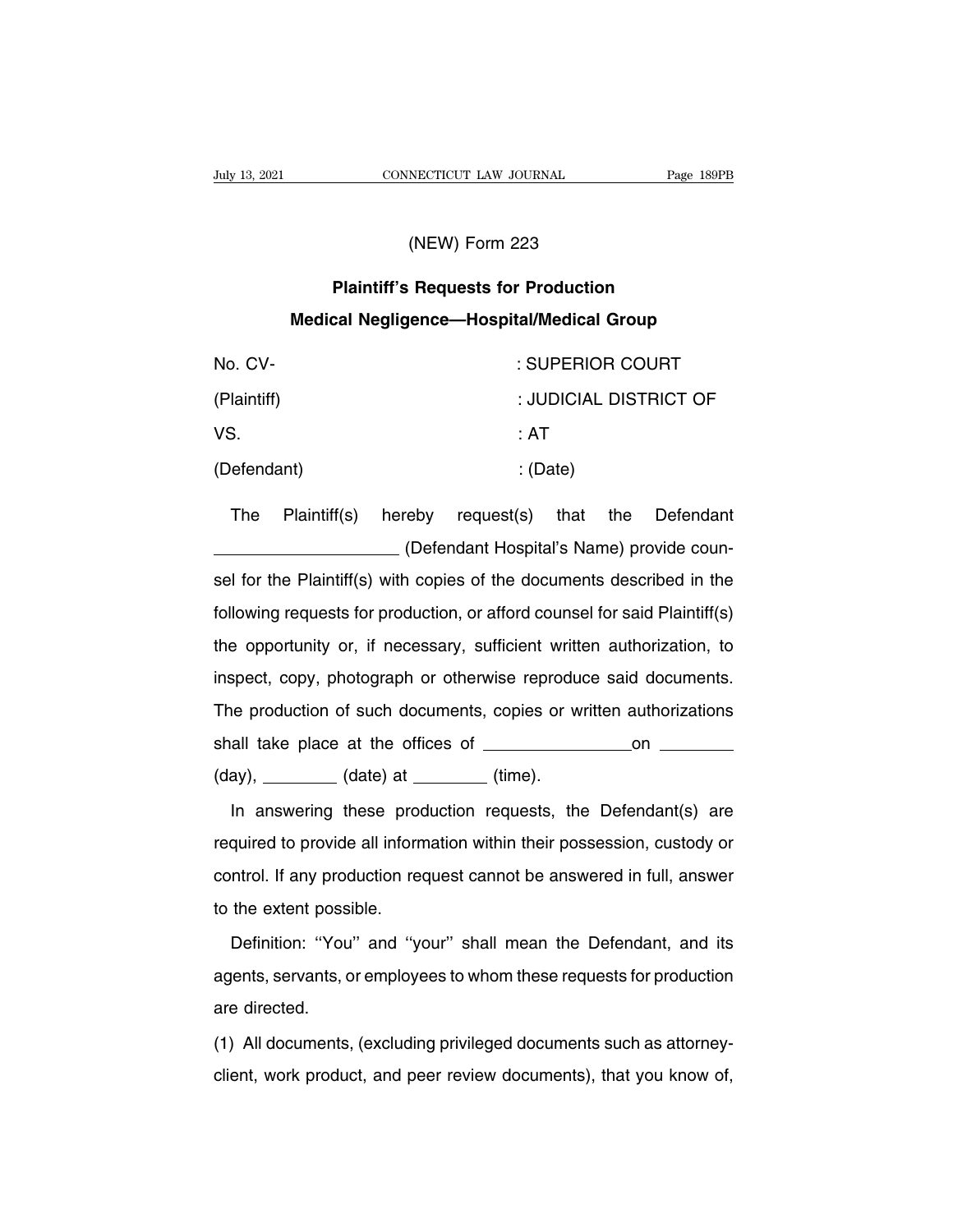(NEW) Form 223

**Plaintiff's Requests for Production**

**Medical Negligence—Hospital/Medical Group**

| | |
|---|---|
| No. CV- | : SUPERIOR COURT |
| (Plaintiff) | : JUDICIAL DISTRICT OF |
| VS. | : AT |
| (Defendant) | : (Date) |

The Plaintiff(s) hereby request(s) that the Defendant ____________________ (Defendant Hospital's Name) provide counsel for the Plaintiff(s) with copies of the documents described in the following requests for production, or afford counsel for said Plaintiff(s) the opportunity or, if necessary, sufficient written authorization, to inspect, copy, photograph or otherwise reproduce said documents. The production of such documents, copies or written authorizations shall take place at the offices of ________________ on ________ (day), ________ (date) at ________ (time).

In answering these production requests, the Defendant(s) are required to provide all information within their possession, custody or control. If any production request cannot be answered in full, answer to the extent possible.

Definition: ''You'' and ''your'' shall mean the Defendant, and its agents, servants, or employees to whom these requests for production are directed.

(1) All documents, (excluding privileged documents such as attorney-client, work product, and peer review documents), that you know of,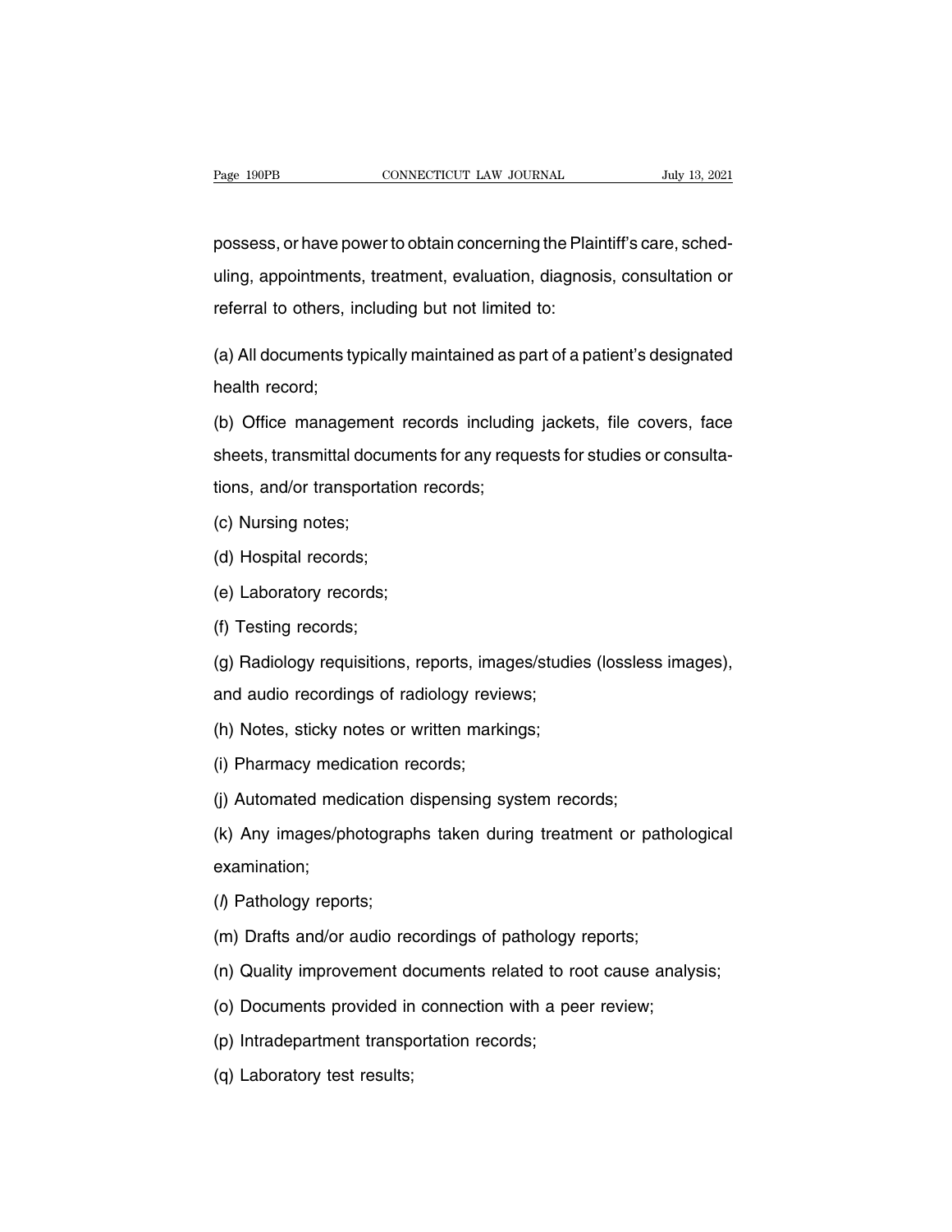possess, or have power to obtain concerning the Plaintiff's care, scheduling, appointments, treatment, evaluation, diagnosis, consultation or referral to others, including but not limited to:

(a) All documents typically maintained as part of a patient's designated health record;

(b) Office management records including jackets, file covers, face sheets, transmittal documents for any requests for studies or consultations, and/or transportation records;

(c) Nursing notes;

(d) Hospital records;

(e) Laboratory records;

(f) Testing records;

(g) Radiology requisitions, reports, images/studies (lossless images), and audio recordings of radiology reviews;

(h) Notes, sticky notes or written markings;

(i) Pharmacy medication records;

(j) Automated medication dispensing system records;

(k) Any images/photographs taken during treatment or pathological examination;

(*l*) Pathology reports;

(m) Drafts and/or audio recordings of pathology reports;

(n) Quality improvement documents related to root cause analysis;

(o) Documents provided in connection with a peer review;

(p) Intradepartment transportation records;

(q) Laboratory test results;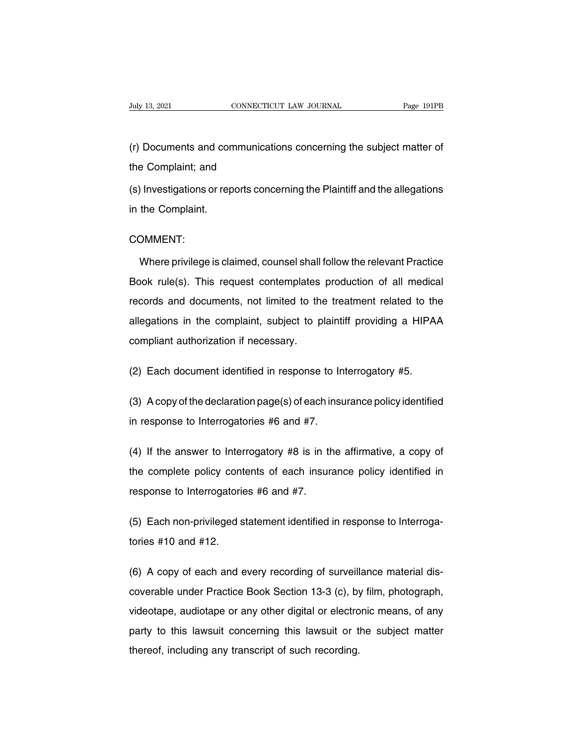(r) Documents and communications concerning the subject matter of the Complaint; and

(s) Investigations or reports concerning the Plaintiff and the allegations in the Complaint.

COMMENT:

Where privilege is claimed, counsel shall follow the relevant Practice Book rule(s). This request contemplates production of all medical records and documents, not limited to the treatment related to the allegations in the complaint, subject to plaintiff providing a HIPAA compliant authorization if necessary.

(2) Each document identified in response to Interrogatory #5.

(3) A copy of the declaration page(s) of each insurance policy identified in response to Interrogatories #6 and #7.

(4) If the answer to Interrogatory #8 is in the affirmative, a copy of the complete policy contents of each insurance policy identified in response to Interrogatories #6 and #7.

(5) Each non-privileged statement identified in response to Interrogatories #10 and #12.

(6) A copy of each and every recording of surveillance material discoverable under Practice Book Section 13-3 (c), by film, photograph, videotape, audiotape or any other digital or electronic means, of any party to this lawsuit concerning this lawsuit or the subject matter thereof, including any transcript of such recording.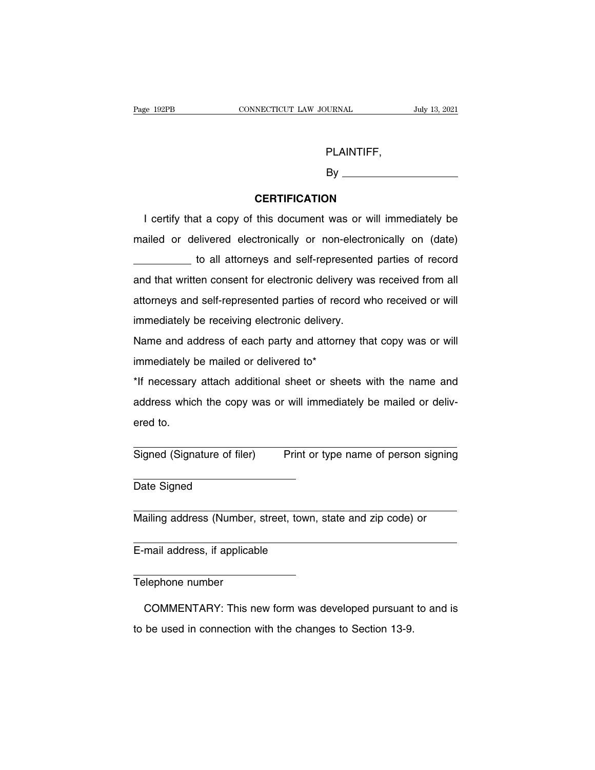PLAINTIFF,

By \_\_\_\_\_\_\_\_\_\_\_\_\_\_\_\_\_\_\_\_

**CERTIFICATION**

I certify that a copy of this document was or will immediately be mailed or delivered electronically or non-electronically on (date) \_\_\_\_\_\_\_\_\_\_ to all attorneys and self-represented parties of record and that written consent for electronic delivery was received from all attorneys and self-represented parties of record who received or will immediately be receiving electronic delivery.

Name and address of each party and attorney that copy was or will immediately be mailed or delivered to*

*If necessary attach additional sheet or sheets with the name and address which the copy was or will immediately be mailed or delivered to.

\_\_\_\_\_\_\_\_\_\_\_\_\_\_\_\_\_\_\_\_\_\_\_\_\_\_\_\_\_\_\_\_\_\_\_\_\_\_\_\_\_\_\_\_\_\_\_\_
Signed (Signature of filer)     Print or type name of person signing

\_\_\_\_\_\_\_\_\_\_\_\_\_\_\_\_\_\_\_\_\_\_\_\_
Date Signed

\_\_\_\_\_\_\_\_\_\_\_\_\_\_\_\_\_\_\_\_\_\_\_\_\_\_\_\_\_\_\_\_\_\_\_\_\_\_\_\_\_\_\_\_\_\_\_\_
Mailing address (Number, street, town, state and zip code) or

\_\_\_\_\_\_\_\_\_\_\_\_\_\_\_\_\_\_\_\_\_\_\_\_\_\_\_\_\_\_\_\_\_\_\_\_\_\_\_\_\_\_\_\_\_\_\_\_
E-mail address, if applicable

\_\_\_\_\_\_\_\_\_\_\_\_\_\_\_\_\_\_\_\_\_\_\_\_
Telephone number

COMMENTARY: This new form was developed pursuant to and is to be used in connection with the changes to Section 13-9.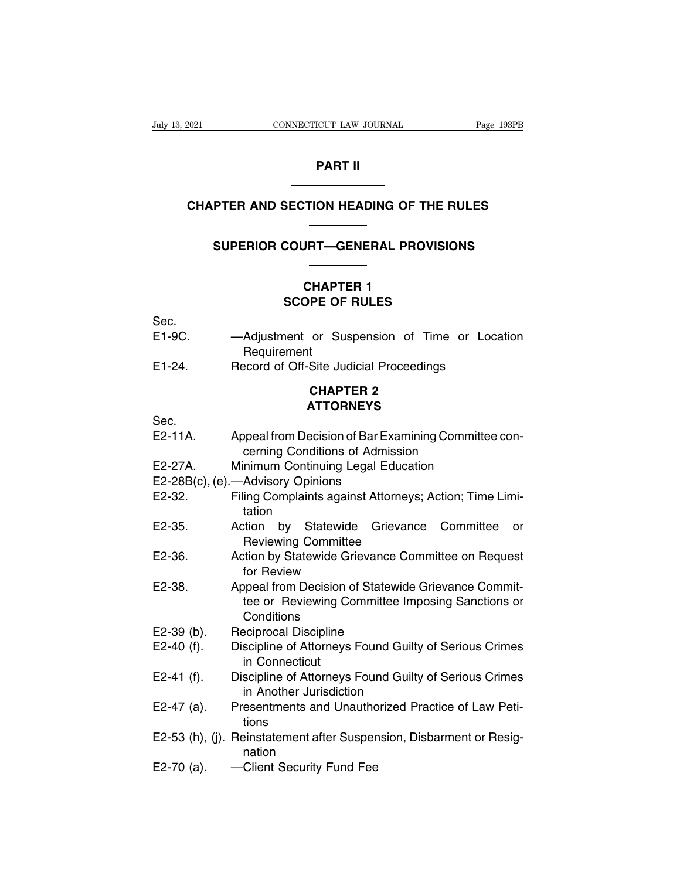# PART II

## CHAPTER AND SECTION HEADING OF THE RULES

## SUPERIOR COURT—GENERAL PROVISIONS

### CHAPTER 1
### SCOPE OF RULES

Sec.

E1-9C. —Adjustment or Suspension of Time or Location Requirement

E1-24. Record of Off-Site Judicial Proceedings

### CHAPTER 2
### ATTORNEYS

Sec.

E2-11A. Appeal from Decision of Bar Examining Committee concerning Conditions of Admission

E2-27A. Minimum Continuing Legal Education

E2-28B(c), (e).—Advisory Opinions

E2-32. Filing Complaints against Attorneys; Action; Time Limitation

E2-35. Action by Statewide Grievance Committee or Reviewing Committee

E2-36. Action by Statewide Grievance Committee on Request for Review

E2-38. Appeal from Decision of Statewide Grievance Committee or Reviewing Committee Imposing Sanctions or Conditions

E2-39 (b). Reciprocal Discipline

E2-40 (f). Discipline of Attorneys Found Guilty of Serious Crimes in Connecticut

E2-41 (f). Discipline of Attorneys Found Guilty of Serious Crimes in Another Jurisdiction

E2-47 (a). Presentments and Unauthorized Practice of Law Petitions

E2-53 (h), (j). Reinstatement after Suspension, Disbarment or Resignation

E2-70 (a). —Client Security Fund Fee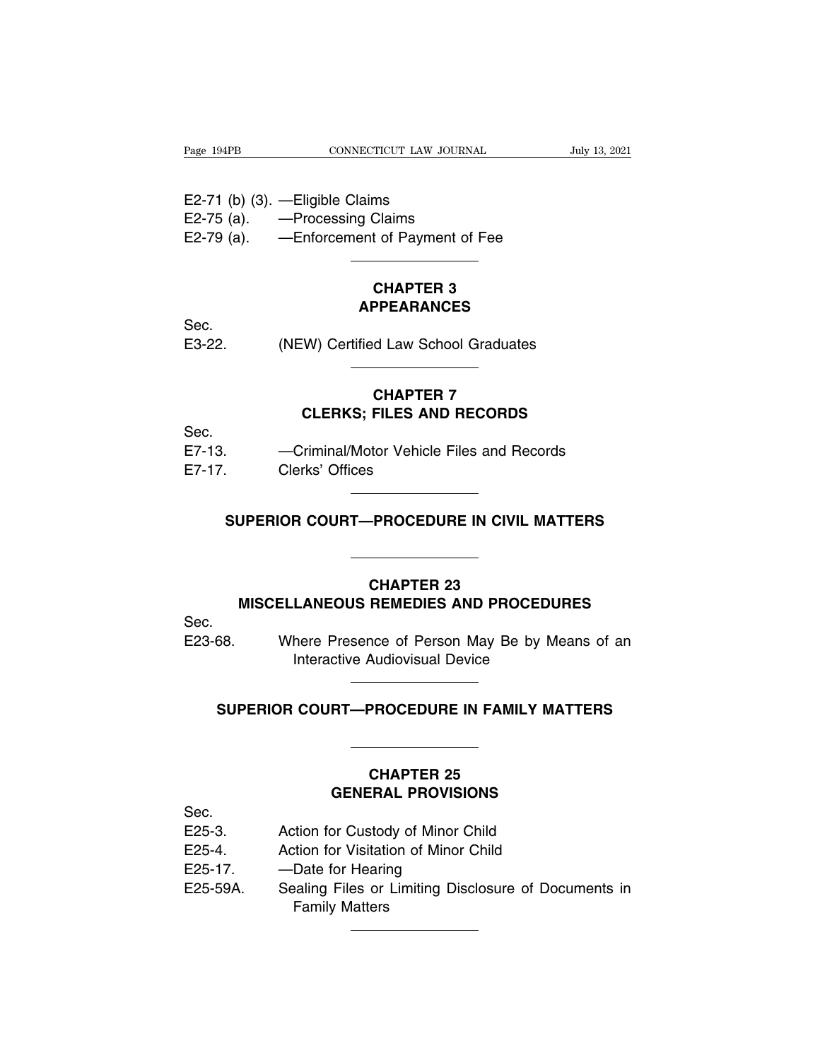E2-71 (b) (3). —Eligible Claims
E2-75 (a). —Processing Claims
E2-79 (a). —Enforcement of Payment of Fee

---

## CHAPTER 3
## APPEARANCES

Sec.
E3-22. (NEW) Certified Law School Graduates

---

## CHAPTER 7
## CLERKS; FILES AND RECORDS

Sec.
E7-13. —Criminal/Motor Vehicle Files and Records
E7-17. Clerks' Offices

---

# SUPERIOR COURT—PROCEDURE IN CIVIL MATTERS

---

## CHAPTER 23
## MISCELLANEOUS REMEDIES AND PROCEDURES

Sec.
E23-68. Where Presence of Person May Be by Means of an Interactive Audiovisual Device

---

# SUPERIOR COURT—PROCEDURE IN FAMILY MATTERS

---

## CHAPTER 25
## GENERAL PROVISIONS

Sec.
E25-3. Action for Custody of Minor Child
E25-4. Action for Visitation of Minor Child
E25-17. —Date for Hearing
E25-59A. Sealing Files or Limiting Disclosure of Documents in Family Matters

---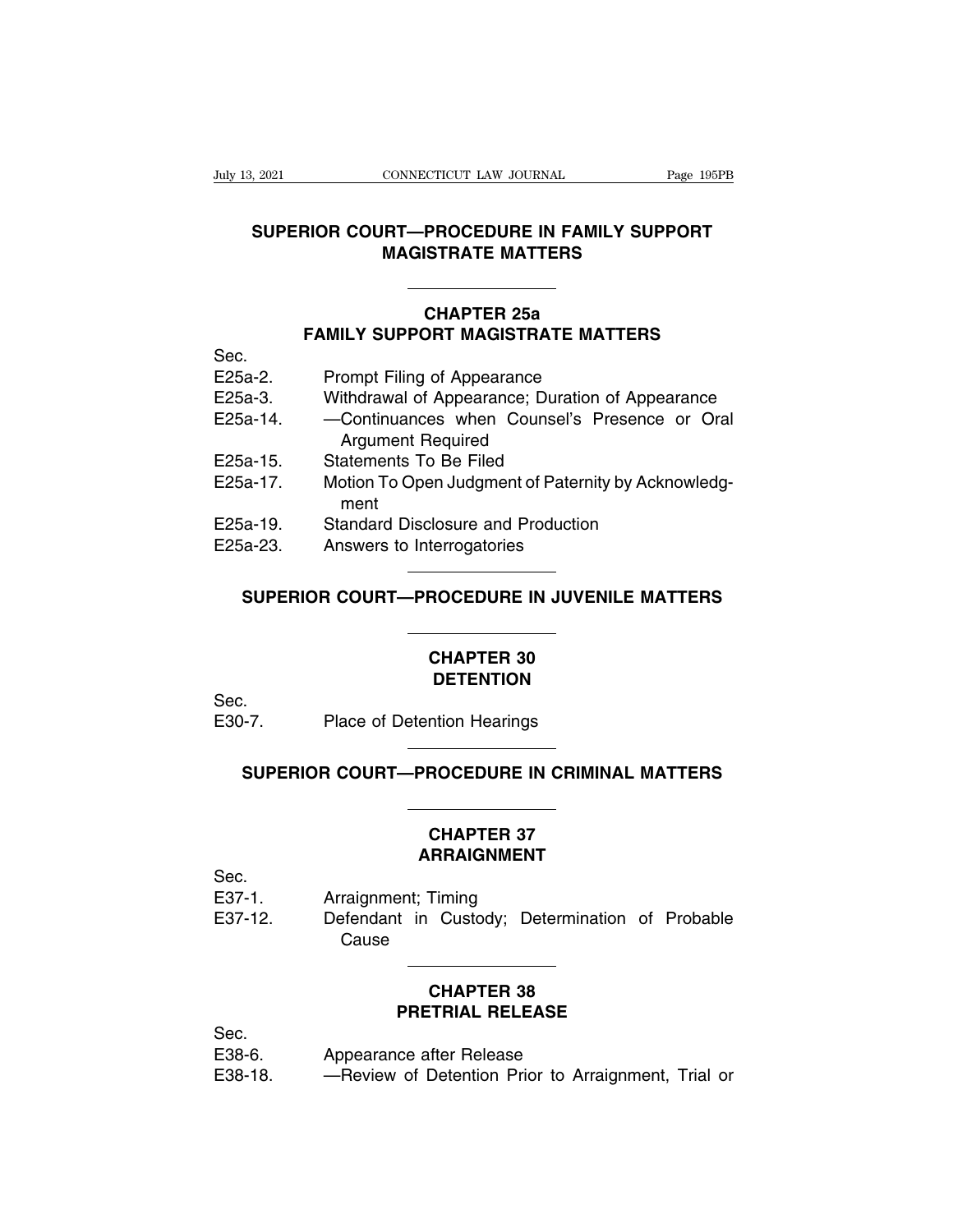# SUPERIOR COURT—PROCEDURE IN FAMILY SUPPORT MAGISTRATE MATTERS

## CHAPTER 25a
## FAMILY SUPPORT MAGISTRATE MATTERS

Sec.

E25a-2. Prompt Filing of Appearance

E25a-3. Withdrawal of Appearance; Duration of Appearance

E25a-14. —Continuances when Counsel's Presence or Oral Argument Required

E25a-15. Statements To Be Filed

E25a-17. Motion To Open Judgment of Paternity by Acknowledgment

E25a-19. Standard Disclosure and Production

E25a-23. Answers to Interrogatories

# SUPERIOR COURT—PROCEDURE IN JUVENILE MATTERS

## CHAPTER 30
## DETENTION

Sec.

E30-7. Place of Detention Hearings

# SUPERIOR COURT—PROCEDURE IN CRIMINAL MATTERS

## CHAPTER 37
## ARRAIGNMENT

Sec.

E37-1. Arraignment; Timing

E37-12. Defendant in Custody; Determination of Probable Cause

## CHAPTER 38
## PRETRIAL RELEASE

Sec.

E38-6. Appearance after Release

E38-18. —Review of Detention Prior to Arraignment, Trial or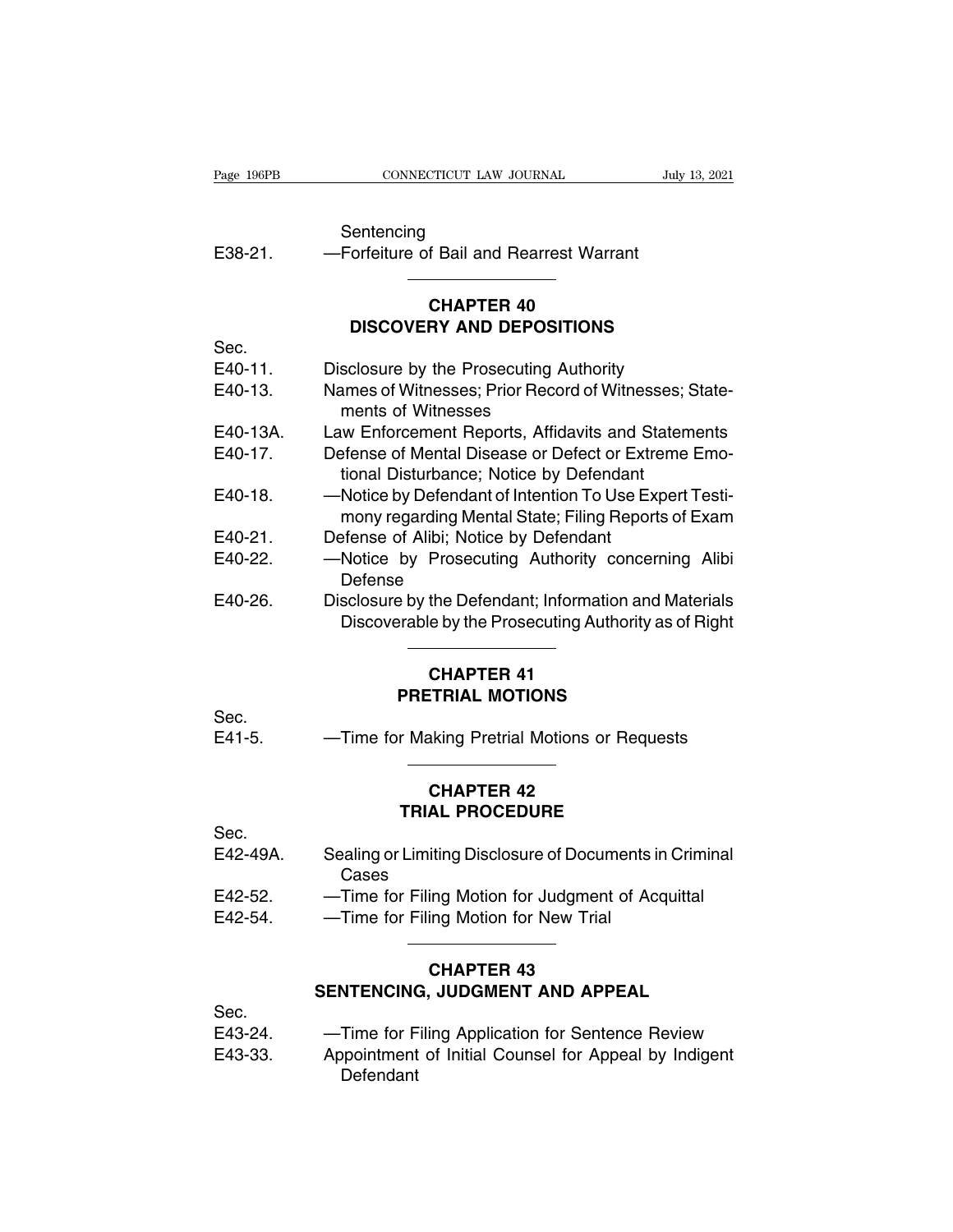Sentencing

E38-21. —Forfeiture of Bail and Rearrest Warrant

## CHAPTER 40
## DISCOVERY AND DEPOSITIONS

Sec.

E40-11. Disclosure by the Prosecuting Authority

E40-13. Names of Witnesses; Prior Record of Witnesses; Statements of Witnesses

E40-13A. Law Enforcement Reports, Affidavits and Statements

E40-17. Defense of Mental Disease or Defect or Extreme Emotional Disturbance; Notice by Defendant

E40-18. —Notice by Defendant of Intention To Use Expert Testimony regarding Mental State; Filing Reports of Exam

E40-21. Defense of Alibi; Notice by Defendant

E40-22. —Notice by Prosecuting Authority concerning Alibi Defense

E40-26. Disclosure by the Defendant; Information and Materials Discoverable by the Prosecuting Authority as of Right

## CHAPTER 41
## PRETRIAL MOTIONS

Sec.

E41-5. —Time for Making Pretrial Motions or Requests

## CHAPTER 42
## TRIAL PROCEDURE

Sec.

E42-49A. Sealing or Limiting Disclosure of Documents in Criminal Cases

E42-52. —Time for Filing Motion for Judgment of Acquittal

E42-54. —Time for Filing Motion for New Trial

## CHAPTER 43
## SENTENCING, JUDGMENT AND APPEAL

Sec.

E43-24. —Time for Filing Application for Sentence Review

E43-33. Appointment of Initial Counsel for Appeal by Indigent Defendant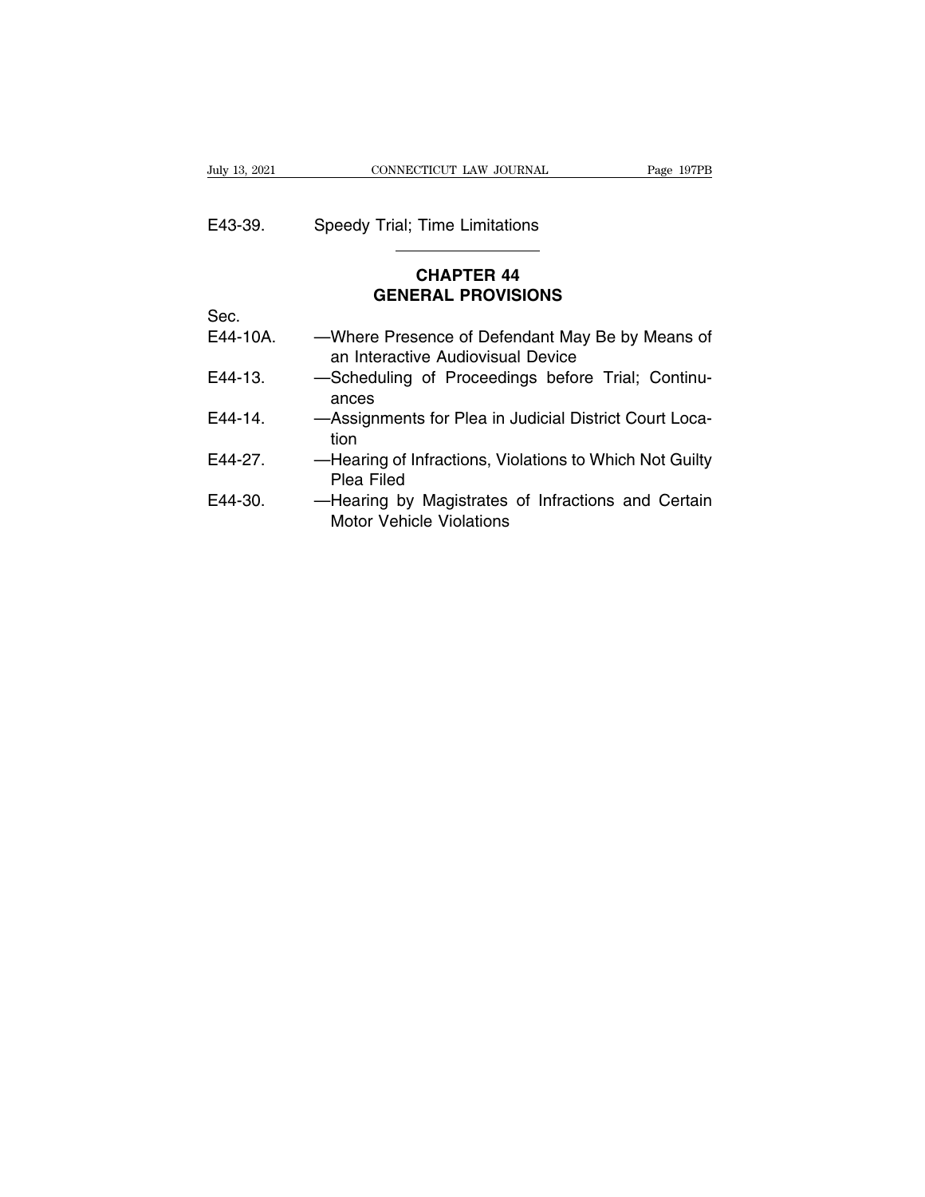E43-39. Speedy Trial; Time Limitations

## CHAPTER 44
## GENERAL PROVISIONS

Sec.

E44-10A. —Where Presence of Defendant May Be by Means of an Interactive Audiovisual Device

E44-13. —Scheduling of Proceedings before Trial; Continuances

E44-14. —Assignments for Plea in Judicial District Court Location

E44-27. —Hearing of Infractions, Violations to Which Not Guilty Plea Filed

E44-30. —Hearing by Magistrates of Infractions and Certain Motor Vehicle Violations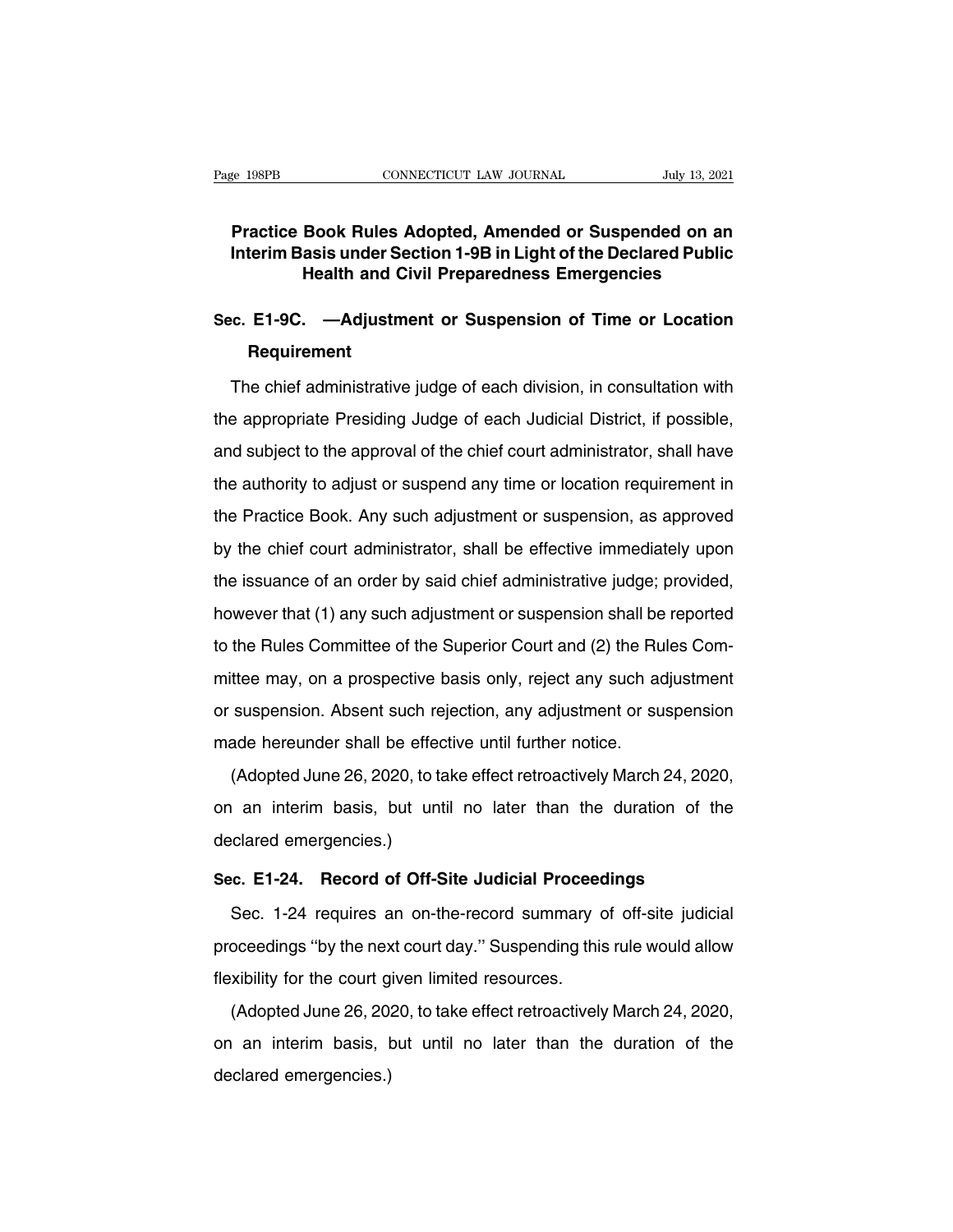## Practice Book Rules Adopted, Amended or Suspended on an Interim Basis under Section 1-9B in Light of the Declared Public Health and Civil Preparedness Emergencies

### Sec. E1-9C. —Adjustment or Suspension of Time or Location Requirement

The chief administrative judge of each division, in consultation with the appropriate Presiding Judge of each Judicial District, if possible, and subject to the approval of the chief court administrator, shall have the authority to adjust or suspend any time or location requirement in the Practice Book. Any such adjustment or suspension, as approved by the chief court administrator, shall be effective immediately upon the issuance of an order by said chief administrative judge; provided, however that (1) any such adjustment or suspension shall be reported to the Rules Committee of the Superior Court and (2) the Rules Committee may, on a prospective basis only, reject any such adjustment or suspension. Absent such rejection, any adjustment or suspension made hereunder shall be effective until further notice.

(Adopted June 26, 2020, to take effect retroactively March 24, 2020, on an interim basis, but until no later than the duration of the declared emergencies.)

### Sec. E1-24. Record of Off-Site Judicial Proceedings

Sec. 1-24 requires an on-the-record summary of off-site judicial proceedings ''by the next court day.'' Suspending this rule would allow flexibility for the court given limited resources.

(Adopted June 26, 2020, to take effect retroactively March 24, 2020, on an interim basis, but until no later than the duration of the declared emergencies.)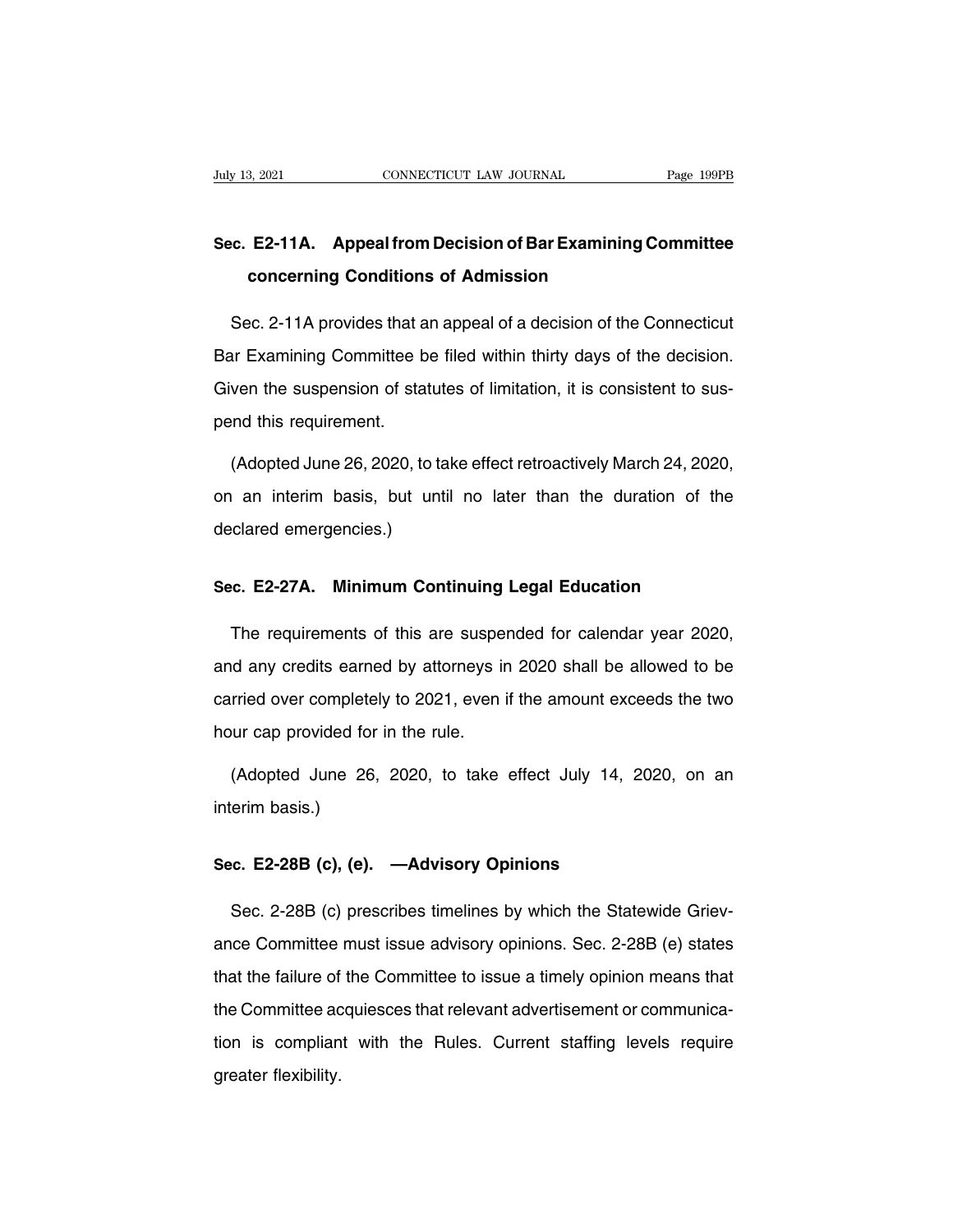## Sec. E2-11A. Appeal from Decision of Bar Examining Committee concerning Conditions of Admission

Sec. 2-11A provides that an appeal of a decision of the Connecticut Bar Examining Committee be filed within thirty days of the decision. Given the suspension of statutes of limitation, it is consistent to suspend this requirement.

(Adopted June 26, 2020, to take effect retroactively March 24, 2020, on an interim basis, but until no later than the duration of the declared emergencies.)

## Sec. E2-27A. Minimum Continuing Legal Education

The requirements of this are suspended for calendar year 2020, and any credits earned by attorneys in 2020 shall be allowed to be carried over completely to 2021, even if the amount exceeds the two hour cap provided for in the rule.

(Adopted June 26, 2020, to take effect July 14, 2020, on an interim basis.)

## Sec. E2-28B (c), (e). —Advisory Opinions

Sec. 2-28B (c) prescribes timelines by which the Statewide Grievance Committee must issue advisory opinions. Sec. 2-28B (e) states that the failure of the Committee to issue a timely opinion means that the Committee acquiesces that relevant advertisement or communication is compliant with the Rules. Current staffing levels require greater flexibility.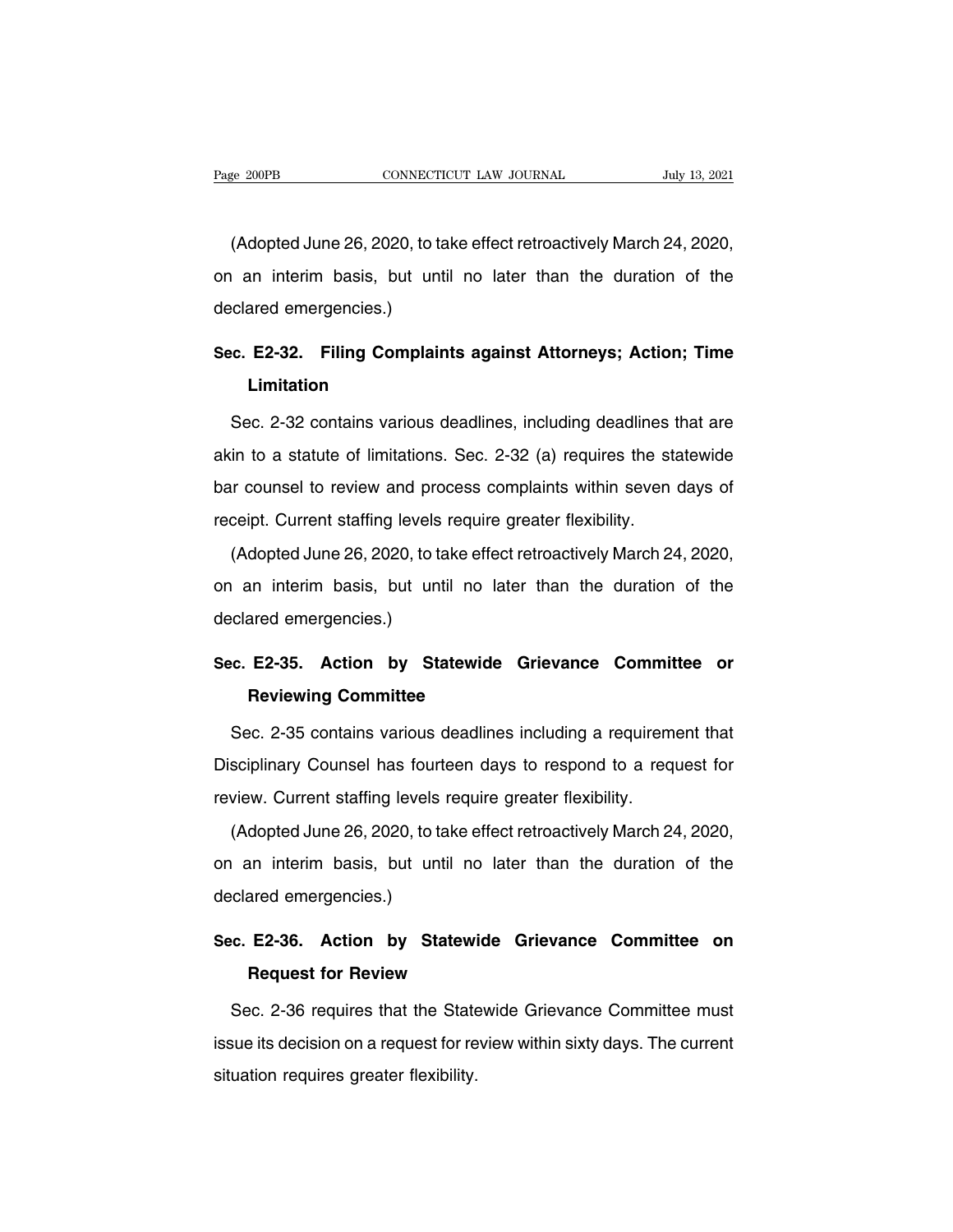(Adopted June 26, 2020, to take effect retroactively March 24, 2020, on an interim basis, but until no later than the duration of the declared emergencies.)

### Sec. E2-32. Filing Complaints against Attorneys; Action; Time Limitation

Sec. 2-32 contains various deadlines, including deadlines that are akin to a statute of limitations. Sec. 2-32 (a) requires the statewide bar counsel to review and process complaints within seven days of receipt. Current staffing levels require greater flexibility.

(Adopted June 26, 2020, to take effect retroactively March 24, 2020, on an interim basis, but until no later than the duration of the declared emergencies.)

### Sec. E2-35. Action by Statewide Grievance Committee or Reviewing Committee

Sec. 2-35 contains various deadlines including a requirement that Disciplinary Counsel has fourteen days to respond to a request for review. Current staffing levels require greater flexibility.

(Adopted June 26, 2020, to take effect retroactively March 24, 2020, on an interim basis, but until no later than the duration of the declared emergencies.)

### Sec. E2-36. Action by Statewide Grievance Committee on Request for Review

Sec. 2-36 requires that the Statewide Grievance Committee must issue its decision on a request for review within sixty days. The current situation requires greater flexibility.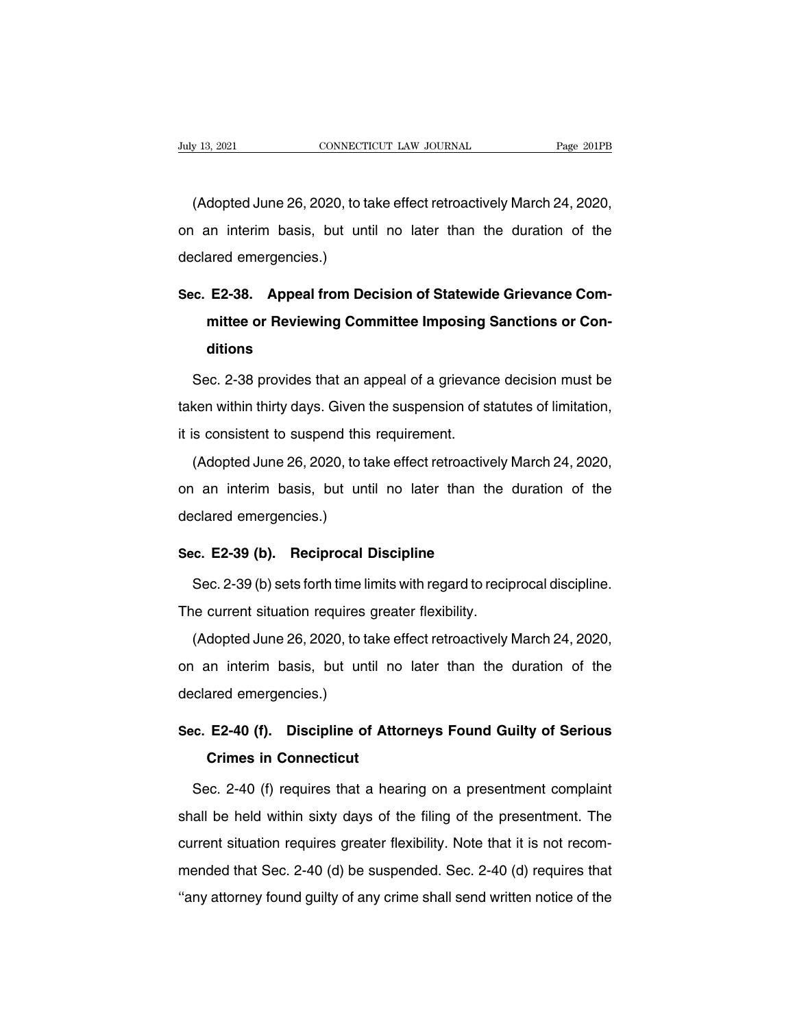(Adopted June 26, 2020, to take effect retroactively March 24, 2020, on an interim basis, but until no later than the duration of the declared emergencies.)

### Sec. E2-38. Appeal from Decision of Statewide Grievance Committee or Reviewing Committee Imposing Sanctions or Conditions

Sec. 2-38 provides that an appeal of a grievance decision must be taken within thirty days. Given the suspension of statutes of limitation, it is consistent to suspend this requirement.

(Adopted June 26, 2020, to take effect retroactively March 24, 2020, on an interim basis, but until no later than the duration of the declared emergencies.)

### Sec. E2-39 (b). Reciprocal Discipline

Sec. 2-39 (b) sets forth time limits with regard to reciprocal discipline. The current situation requires greater flexibility.

(Adopted June 26, 2020, to take effect retroactively March 24, 2020, on an interim basis, but until no later than the duration of the declared emergencies.)

### Sec. E2-40 (f). Discipline of Attorneys Found Guilty of Serious Crimes in Connecticut

Sec. 2-40 (f) requires that a hearing on a presentment complaint shall be held within sixty days of the filing of the presentment. The current situation requires greater flexibility. Note that it is not recommended that Sec. 2-40 (d) be suspended. Sec. 2-40 (d) requires that ''any attorney found guilty of any crime shall send written notice of the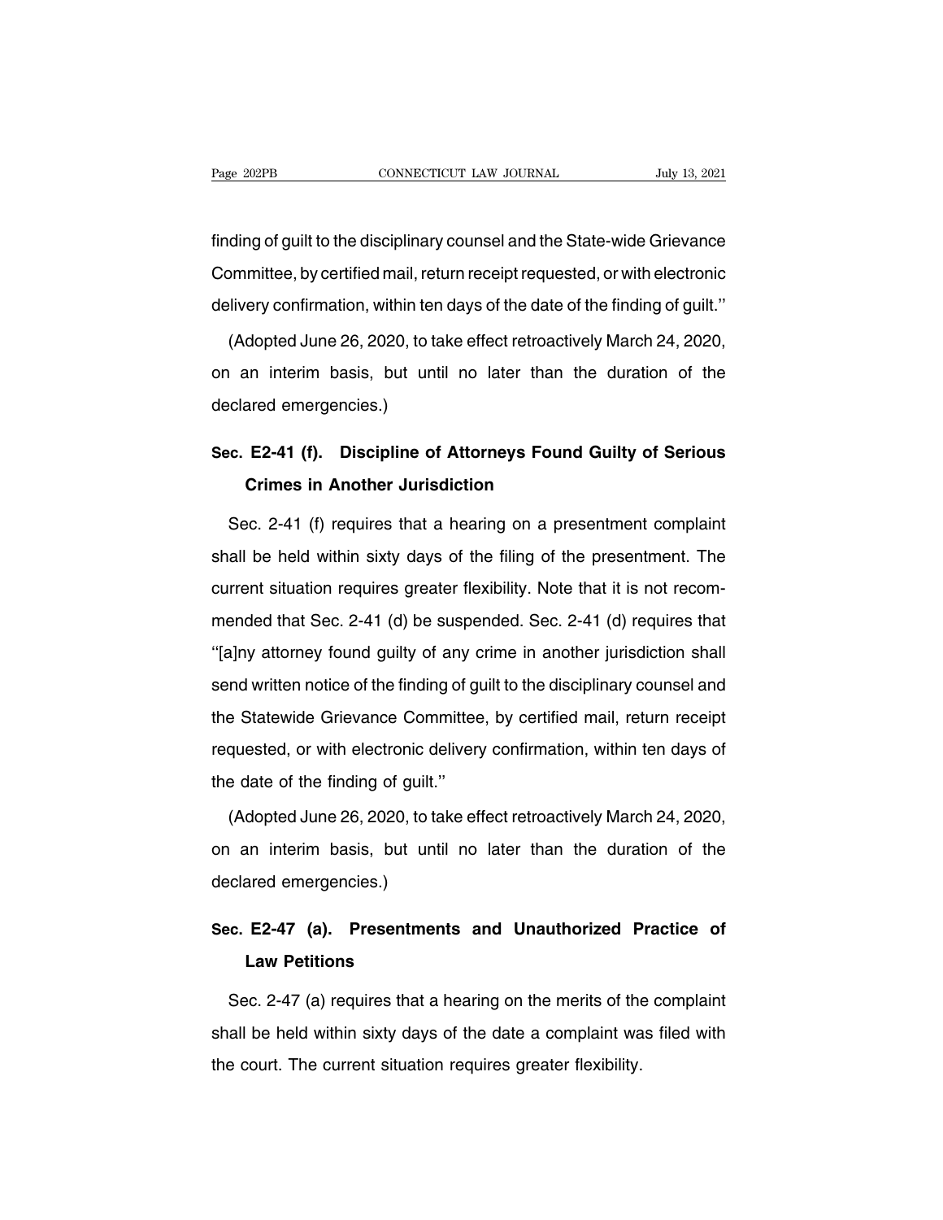finding of guilt to the disciplinary counsel and the State-wide Grievance Committee, by certified mail, return receipt requested, or with electronic delivery confirmation, within ten days of the date of the finding of guilt.''

(Adopted June 26, 2020, to take effect retroactively March 24, 2020, on an interim basis, but until no later than the duration of the declared emergencies.)

## Sec. E2-41 (f). Discipline of Attorneys Found Guilty of Serious Crimes in Another Jurisdiction

Sec. 2-41 (f) requires that a hearing on a presentment complaint shall be held within sixty days of the filing of the presentment. The current situation requires greater flexibility. Note that it is not recommended that Sec. 2-41 (d) be suspended. Sec. 2-41 (d) requires that ''[a]ny attorney found guilty of any crime in another jurisdiction shall send written notice of the finding of guilt to the disciplinary counsel and the Statewide Grievance Committee, by certified mail, return receipt requested, or with electronic delivery confirmation, within ten days of the date of the finding of guilt.''

(Adopted June 26, 2020, to take effect retroactively March 24, 2020, on an interim basis, but until no later than the duration of the declared emergencies.)

## Sec. E2-47 (a). Presentments and Unauthorized Practice of Law Petitions

Sec. 2-47 (a) requires that a hearing on the merits of the complaint shall be held within sixty days of the date a complaint was filed with the court. The current situation requires greater flexibility.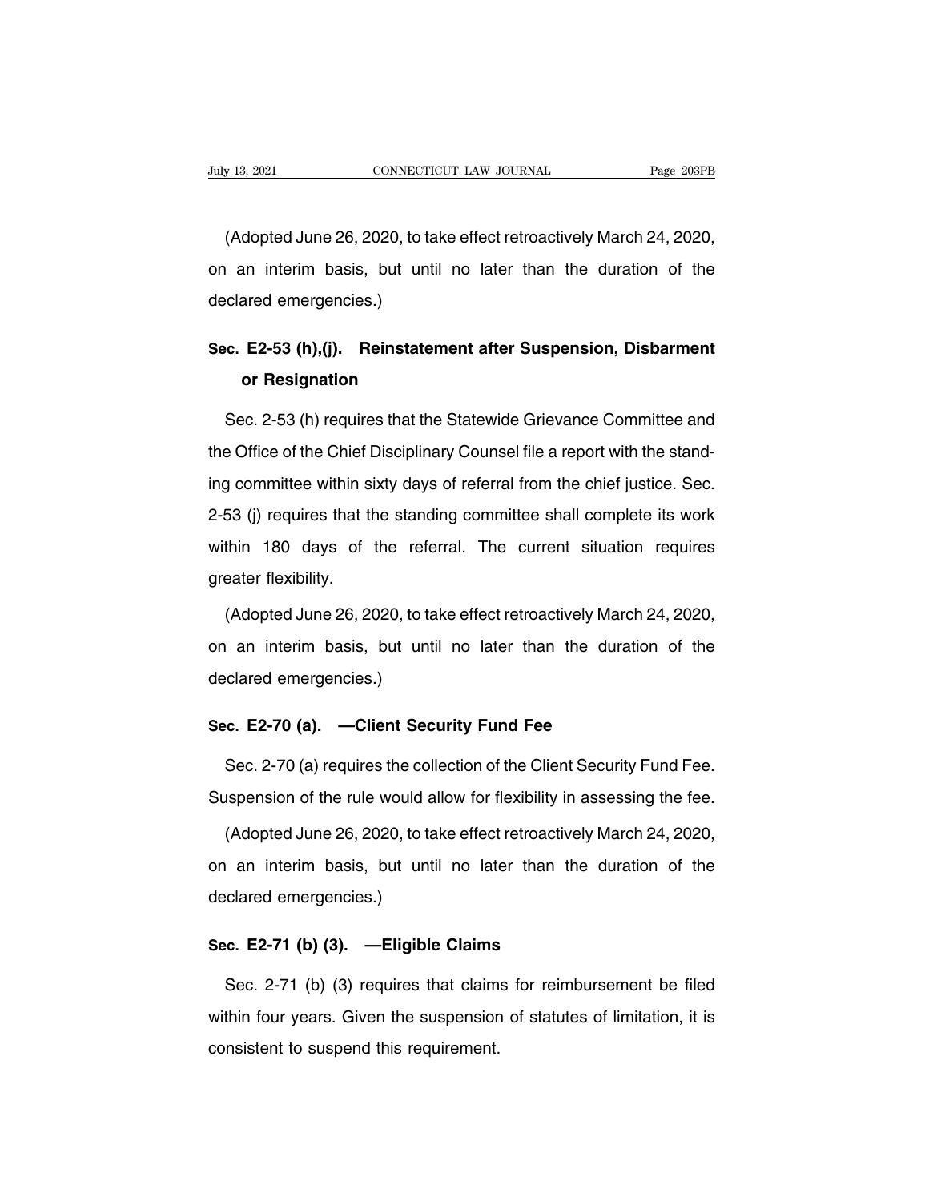(Adopted June 26, 2020, to take effect retroactively March 24, 2020, on an interim basis, but until no later than the duration of the declared emergencies.)

**Sec. E2-53 (h),(j). Reinstatement after Suspension, Disbarment or Resignation**

Sec. 2-53 (h) requires that the Statewide Grievance Committee and the Office of the Chief Disciplinary Counsel file a report with the standing committee within sixty days of referral from the chief justice. Sec. 2-53 (j) requires that the standing committee shall complete its work within 180 days of the referral. The current situation requires greater flexibility.

(Adopted June 26, 2020, to take effect retroactively March 24, 2020, on an interim basis, but until no later than the duration of the declared emergencies.)

**Sec. E2-70 (a). —Client Security Fund Fee**

Sec. 2-70 (a) requires the collection of the Client Security Fund Fee. Suspension of the rule would allow for flexibility in assessing the fee.

(Adopted June 26, 2020, to take effect retroactively March 24, 2020, on an interim basis, but until no later than the duration of the declared emergencies.)

**Sec. E2-71 (b) (3). —Eligible Claims**

Sec. 2-71 (b) (3) requires that claims for reimbursement be filed within four years. Given the suspension of statutes of limitation, it is consistent to suspend this requirement.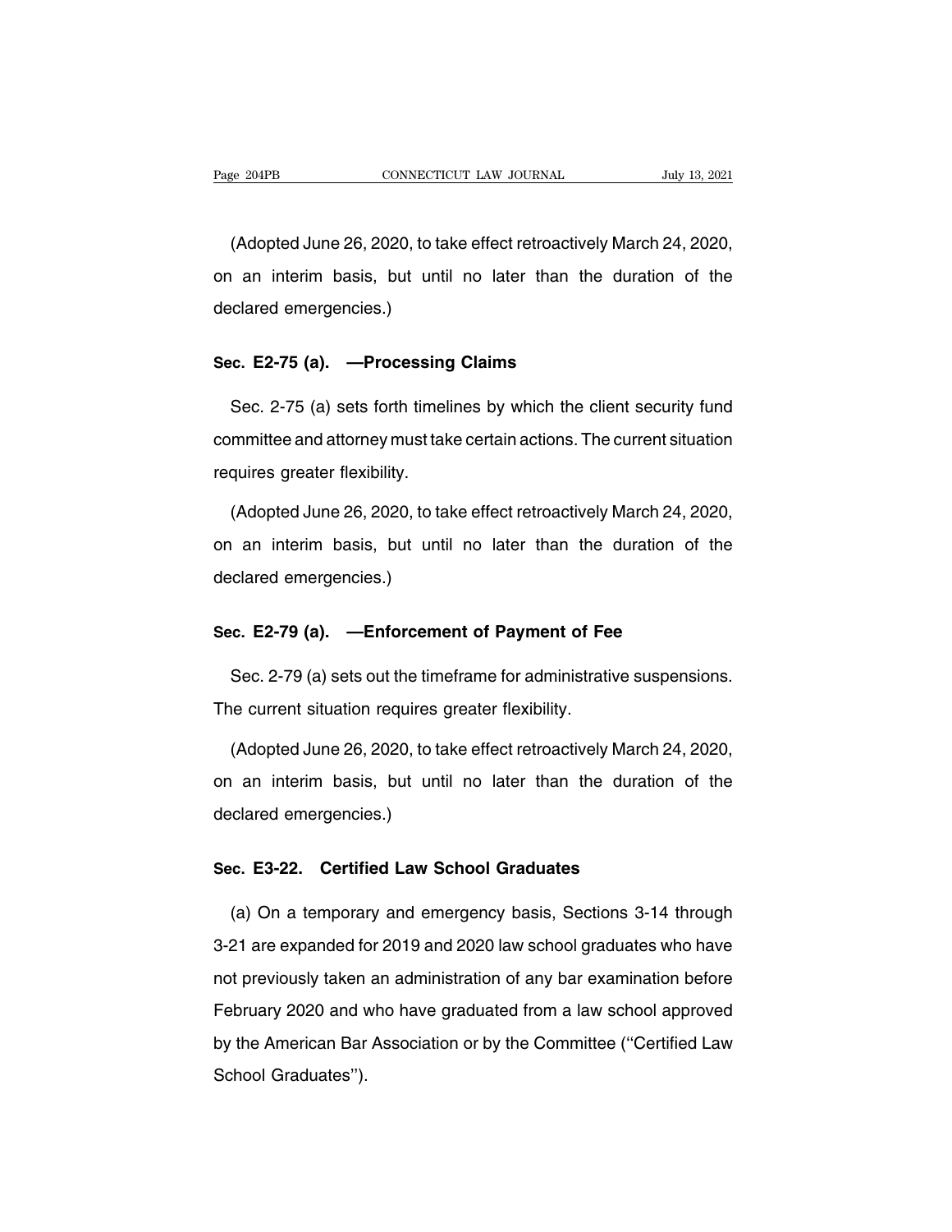(Adopted June 26, 2020, to take effect retroactively March 24, 2020, on an interim basis, but until no later than the duration of the declared emergencies.)

### Sec. E2-75 (a). —Processing Claims

Sec. 2-75 (a) sets forth timelines by which the client security fund committee and attorney must take certain actions. The current situation requires greater flexibility.

(Adopted June 26, 2020, to take effect retroactively March 24, 2020, on an interim basis, but until no later than the duration of the declared emergencies.)

### Sec. E2-79 (a). —Enforcement of Payment of Fee

Sec. 2-79 (a) sets out the timeframe for administrative suspensions. The current situation requires greater flexibility.

(Adopted June 26, 2020, to take effect retroactively March 24, 2020, on an interim basis, but until no later than the duration of the declared emergencies.)

### Sec. E3-22. Certified Law School Graduates

(a) On a temporary and emergency basis, Sections 3-14 through 3-21 are expanded for 2019 and 2020 law school graduates who have not previously taken an administration of any bar examination before February 2020 and who have graduated from a law school approved by the American Bar Association or by the Committee (''Certified Law School Graduates'').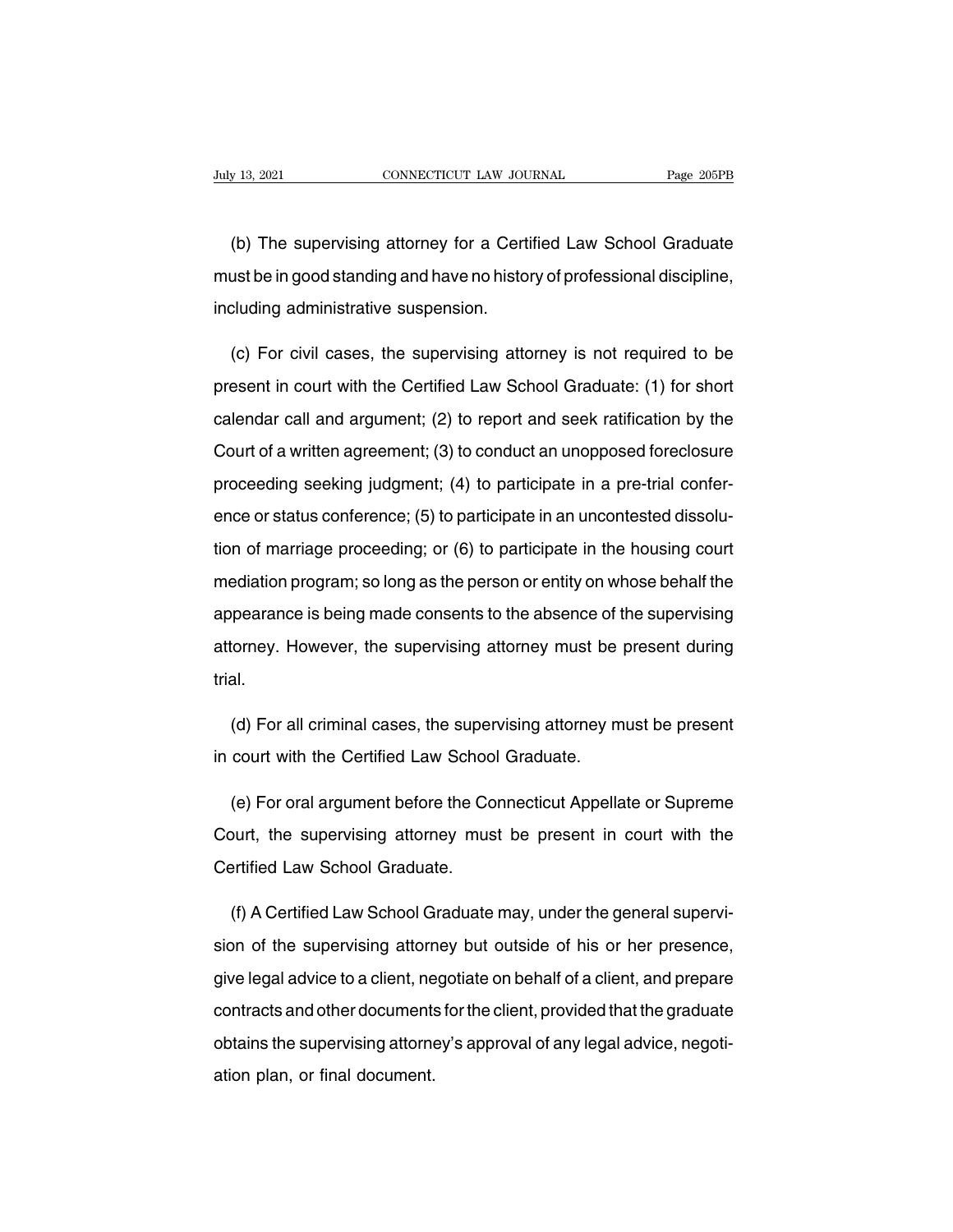(b) The supervising attorney for a Certified Law School Graduate must be in good standing and have no history of professional discipline, including administrative suspension.

(c) For civil cases, the supervising attorney is not required to be present in court with the Certified Law School Graduate: (1) for short calendar call and argument; (2) to report and seek ratification by the Court of a written agreement; (3) to conduct an unopposed foreclosure proceeding seeking judgment; (4) to participate in a pre-trial conference or status conference; (5) to participate in an uncontested dissolution of marriage proceeding; or (6) to participate in the housing court mediation program; so long as the person or entity on whose behalf the appearance is being made consents to the absence of the supervising attorney. However, the supervising attorney must be present during trial.

(d) For all criminal cases, the supervising attorney must be present in court with the Certified Law School Graduate.

(e) For oral argument before the Connecticut Appellate or Supreme Court, the supervising attorney must be present in court with the Certified Law School Graduate.

(f) A Certified Law School Graduate may, under the general supervision of the supervising attorney but outside of his or her presence, give legal advice to a client, negotiate on behalf of a client, and prepare contracts and other documents for the client, provided that the graduate obtains the supervising attorney's approval of any legal advice, negotiation plan, or final document.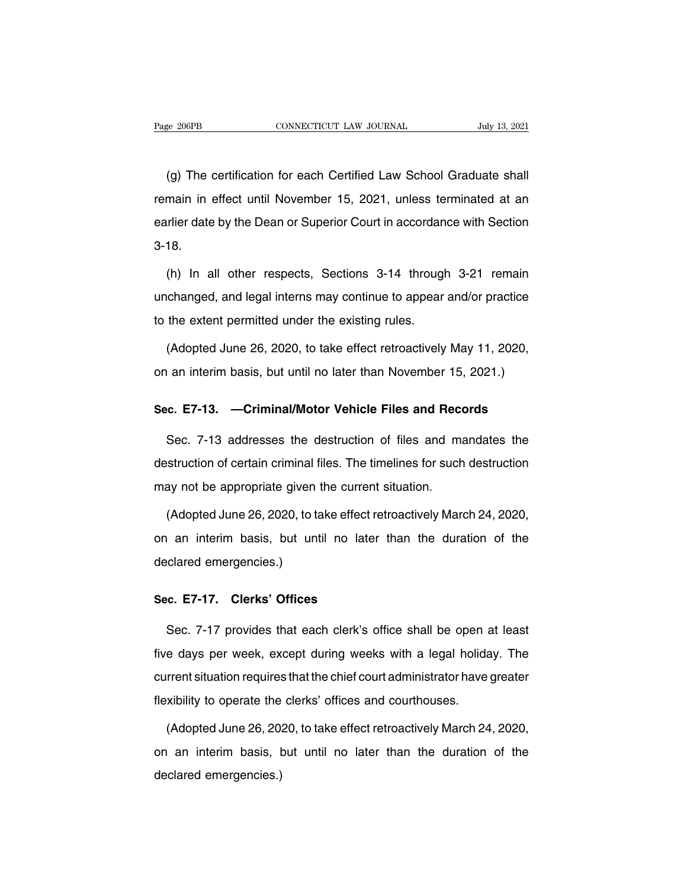(g) The certification for each Certified Law School Graduate shall remain in effect until November 15, 2021, unless terminated at an earlier date by the Dean or Superior Court in accordance with Section 3-18.

(h) In all other respects, Sections 3-14 through 3-21 remain unchanged, and legal interns may continue to appear and/or practice to the extent permitted under the existing rules.

(Adopted June 26, 2020, to take effect retroactively May 11, 2020, on an interim basis, but until no later than November 15, 2021.)

### Sec. E7-13. —Criminal/Motor Vehicle Files and Records

Sec. 7-13 addresses the destruction of files and mandates the destruction of certain criminal files. The timelines for such destruction may not be appropriate given the current situation.

(Adopted June 26, 2020, to take effect retroactively March 24, 2020, on an interim basis, but until no later than the duration of the declared emergencies.)

### Sec. E7-17. Clerks' Offices

Sec. 7-17 provides that each clerk's office shall be open at least five days per week, except during weeks with a legal holiday. The current situation requires that the chief court administrator have greater flexibility to operate the clerks' offices and courthouses.

(Adopted June 26, 2020, to take effect retroactively March 24, 2020, on an interim basis, but until no later than the duration of the declared emergencies.)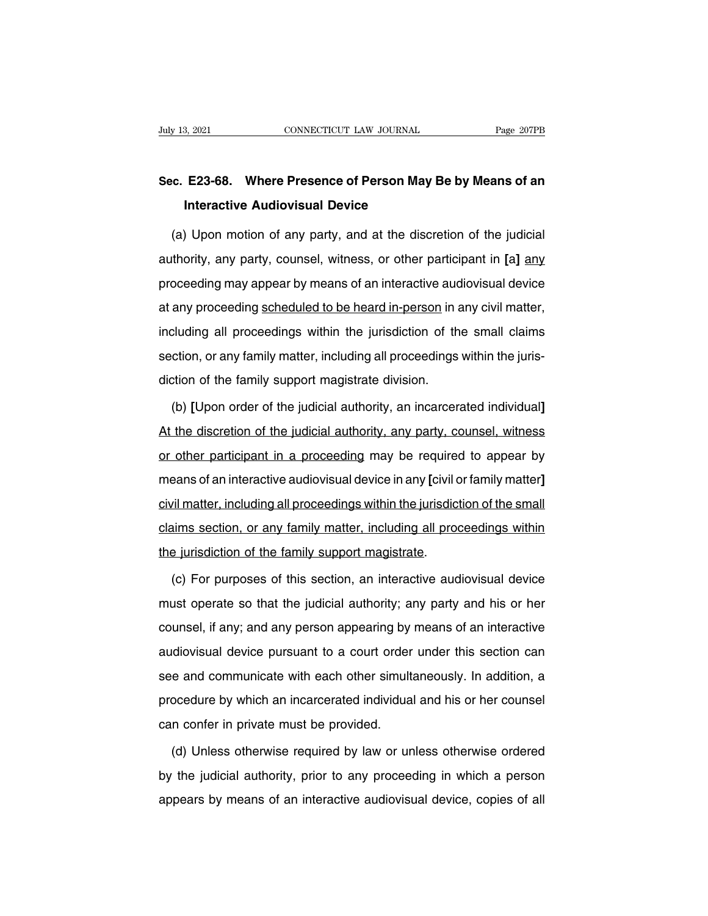## Sec. E23-68. Where Presence of Person May Be by Means of an Interactive Audiovisual Device

(a) Upon motion of any party, and at the discretion of the judicial authority, any party, counsel, witness, or other participant in **[**a**]** <u>any</u> proceeding may appear by means of an interactive audiovisual device at any proceeding <u>scheduled to be heard in-person</u> in any civil matter, including all proceedings within the jurisdiction of the small claims section, or any family matter, including all proceedings within the jurisdiction of the family support magistrate division.

(b) **[**Upon order of the judicial authority, an incarcerated individual**]** <u>At the discretion of the judicial authority, any party, counsel, witness or other participant in a proceeding</u> may be required to appear by means of an interactive audiovisual device in any **[**civil or family matter**]** <u>civil matter, including all proceedings within the jurisdiction of the small claims section, or any family matter, including all proceedings within the jurisdiction of the family support magistrate</u>.

(c) For purposes of this section, an interactive audiovisual device must operate so that the judicial authority; any party and his or her counsel, if any; and any person appearing by means of an interactive audiovisual device pursuant to a court order under this section can see and communicate with each other simultaneously. In addition, a procedure by which an incarcerated individual and his or her counsel can confer in private must be provided.

(d) Unless otherwise required by law or unless otherwise ordered by the judicial authority, prior to any proceeding in which a person appears by means of an interactive audiovisual device, copies of all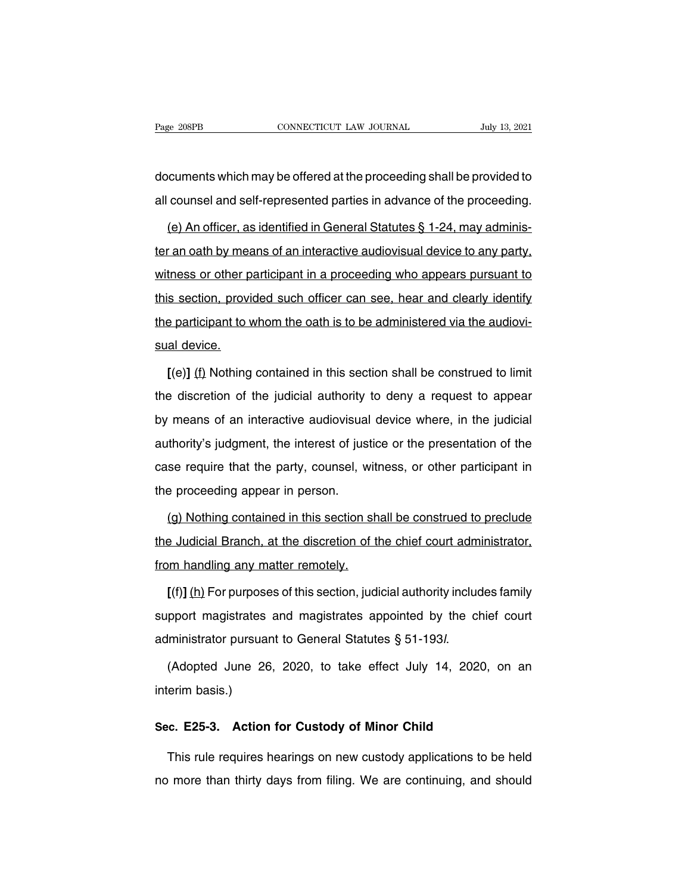documents which may be offered at the proceeding shall be provided to all counsel and self-represented parties in advance of the proceeding.

<u>(e) An officer, as identified in General Statutes § 1-24, may administer an oath by means of an interactive audiovisual device to any party, witness or other participant in a proceeding who appears pursuant to this section, provided such officer can see, hear and clearly identify the participant to whom the oath is to be administered via the audiovisual device.</u>

**[**(e)**]** <u>(f)</u> Nothing contained in this section shall be construed to limit the discretion of the judicial authority to deny a request to appear by means of an interactive audiovisual device where, in the judicial authority's judgment, the interest of justice or the presentation of the case require that the party, counsel, witness, or other participant in the proceeding appear in person.

<u>(g) Nothing contained in this section shall be construed to preclude the Judicial Branch, at the discretion of the chief court administrator, from handling any matter remotely.</u>

**[**(f)**]** <u>(h)</u> For purposes of this section, judicial authority includes family support magistrates and magistrates appointed by the chief court administrator pursuant to General Statutes § 51-193*l*.

(Adopted June 26, 2020, to take effect July 14, 2020, on an interim basis.)

**Sec. E25-3. Action for Custody of Minor Child**

This rule requires hearings on new custody applications to be held no more than thirty days from filing. We are continuing, and should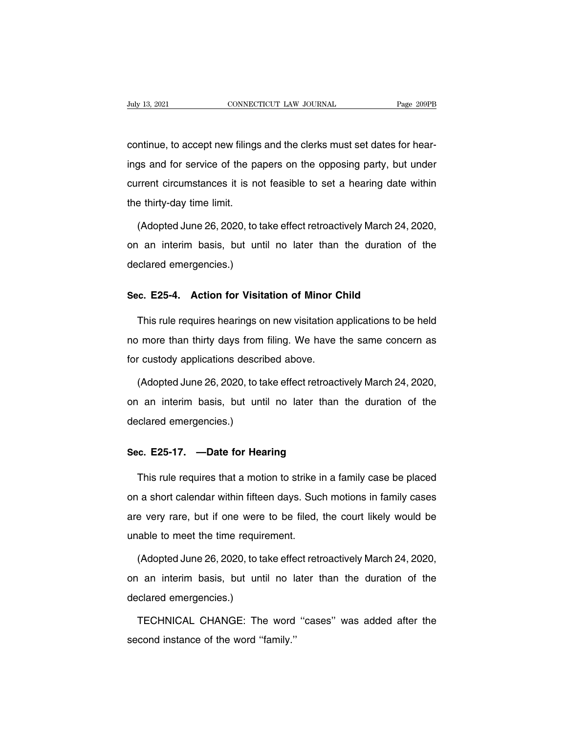continue, to accept new filings and the clerks must set dates for hearings and for service of the papers on the opposing party, but under current circumstances it is not feasible to set a hearing date within the thirty-day time limit.

(Adopted June 26, 2020, to take effect retroactively March 24, 2020, on an interim basis, but until no later than the duration of the declared emergencies.)

**Sec. E25-4. Action for Visitation of Minor Child**

This rule requires hearings on new visitation applications to be held no more than thirty days from filing. We have the same concern as for custody applications described above.

(Adopted June 26, 2020, to take effect retroactively March 24, 2020, on an interim basis, but until no later than the duration of the declared emergencies.)

**Sec. E25-17. —Date for Hearing**

This rule requires that a motion to strike in a family case be placed on a short calendar within fifteen days. Such motions in family cases are very rare, but if one were to be filed, the court likely would be unable to meet the time requirement.

(Adopted June 26, 2020, to take effect retroactively March 24, 2020, on an interim basis, but until no later than the duration of the declared emergencies.)

TECHNICAL CHANGE: The word ''cases'' was added after the second instance of the word ''family.''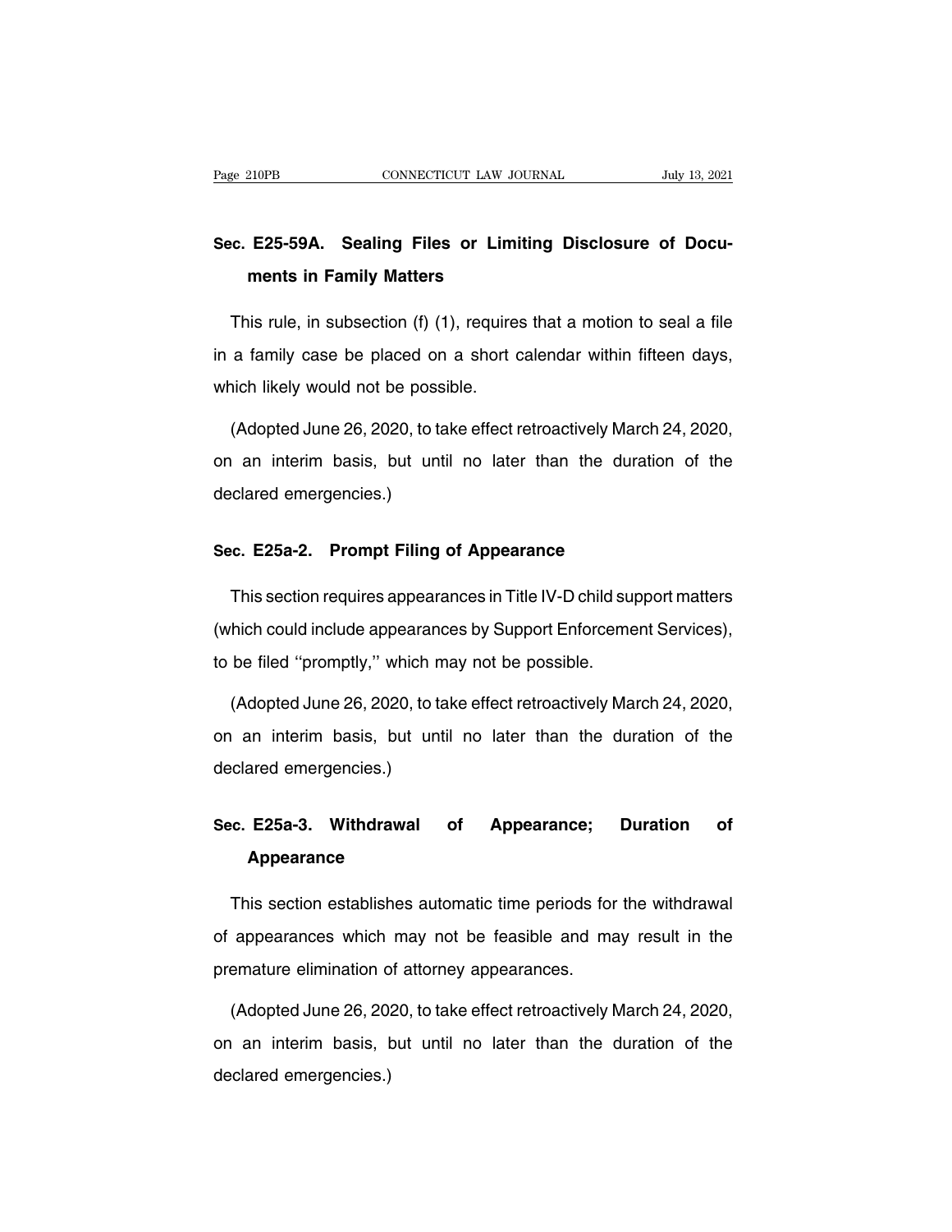## Sec. E25-59A. Sealing Files or Limiting Disclosure of Documents in Family Matters

This rule, in subsection (f) (1), requires that a motion to seal a file in a family case be placed on a short calendar within fifteen days, which likely would not be possible.

(Adopted June 26, 2020, to take effect retroactively March 24, 2020, on an interim basis, but until no later than the duration of the declared emergencies.)

## Sec. E25a-2. Prompt Filing of Appearance

This section requires appearances in Title IV-D child support matters (which could include appearances by Support Enforcement Services), to be filed "promptly," which may not be possible.

(Adopted June 26, 2020, to take effect retroactively March 24, 2020, on an interim basis, but until no later than the duration of the declared emergencies.)

## Sec. E25a-3. Withdrawal of Appearance; Duration of Appearance

This section establishes automatic time periods for the withdrawal of appearances which may not be feasible and may result in the premature elimination of attorney appearances.

(Adopted June 26, 2020, to take effect retroactively March 24, 2020, on an interim basis, but until no later than the duration of the declared emergencies.)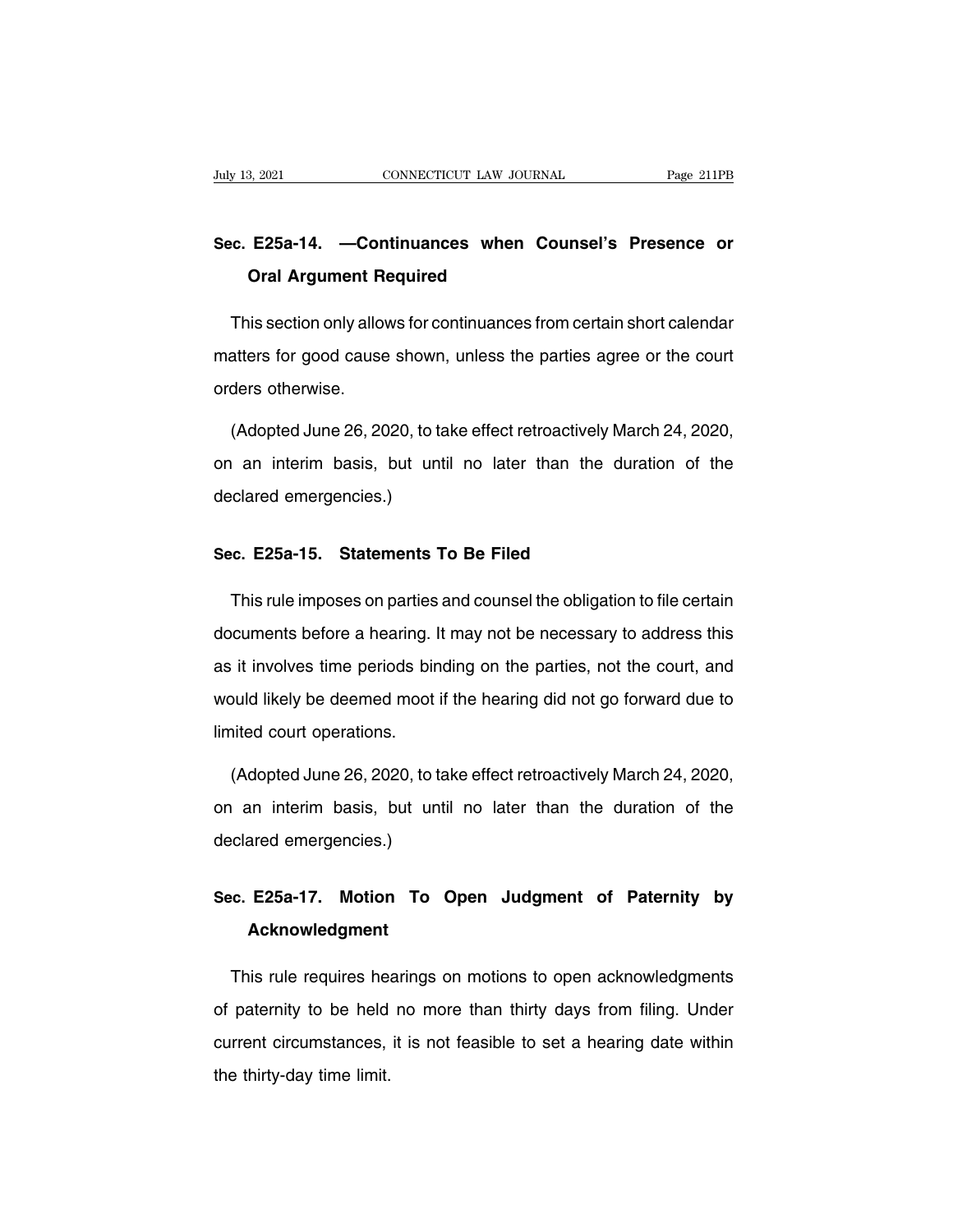### Sec. E25a-14. —Continuances when Counsel's Presence or Oral Argument Required

This section only allows for continuances from certain short calendar matters for good cause shown, unless the parties agree or the court orders otherwise.

(Adopted June 26, 2020, to take effect retroactively March 24, 2020, on an interim basis, but until no later than the duration of the declared emergencies.)

### Sec. E25a-15. Statements To Be Filed

This rule imposes on parties and counsel the obligation to file certain documents before a hearing. It may not be necessary to address this as it involves time periods binding on the parties, not the court, and would likely be deemed moot if the hearing did not go forward due to limited court operations.

(Adopted June 26, 2020, to take effect retroactively March 24, 2020, on an interim basis, but until no later than the duration of the declared emergencies.)

### Sec. E25a-17. Motion To Open Judgment of Paternity by Acknowledgment

This rule requires hearings on motions to open acknowledgments of paternity to be held no more than thirty days from filing. Under current circumstances, it is not feasible to set a hearing date within the thirty-day time limit.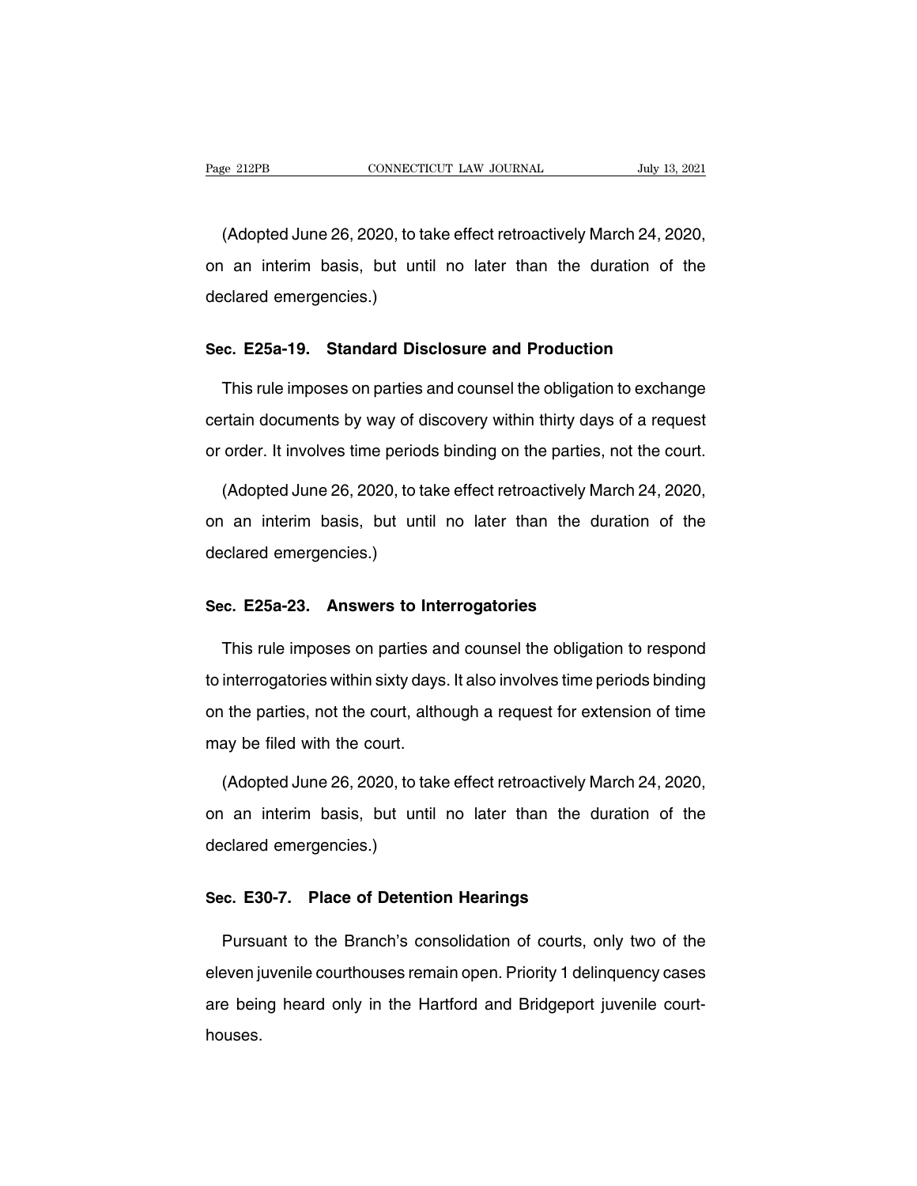(Adopted June 26, 2020, to take effect retroactively March 24, 2020, on an interim basis, but until no later than the duration of the declared emergencies.)

### Sec. E25a-19. Standard Disclosure and Production

This rule imposes on parties and counsel the obligation to exchange certain documents by way of discovery within thirty days of a request or order. It involves time periods binding on the parties, not the court.

(Adopted June 26, 2020, to take effect retroactively March 24, 2020, on an interim basis, but until no later than the duration of the declared emergencies.)

### Sec. E25a-23. Answers to Interrogatories

This rule imposes on parties and counsel the obligation to respond to interrogatories within sixty days. It also involves time periods binding on the parties, not the court, although a request for extension of time may be filed with the court.

(Adopted June 26, 2020, to take effect retroactively March 24, 2020, on an interim basis, but until no later than the duration of the declared emergencies.)

### Sec. E30-7. Place of Detention Hearings

Pursuant to the Branch's consolidation of courts, only two of the eleven juvenile courthouses remain open. Priority 1 delinquency cases are being heard only in the Hartford and Bridgeport juvenile courthouses.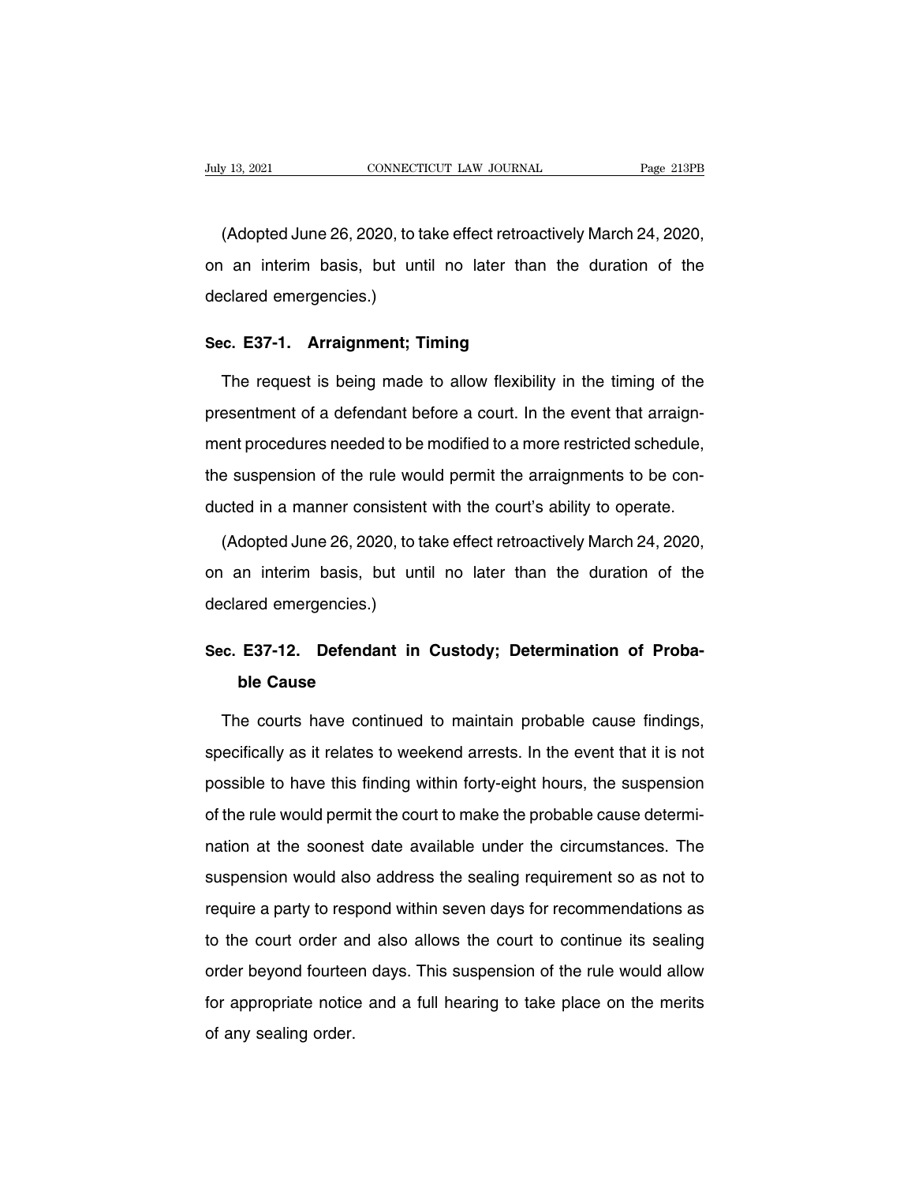(Adopted June 26, 2020, to take effect retroactively March 24, 2020, on an interim basis, but until no later than the duration of the declared emergencies.)

### Sec. E37-1. Arraignment; Timing

The request is being made to allow flexibility in the timing of the presentment of a defendant before a court. In the event that arraignment procedures needed to be modified to a more restricted schedule, the suspension of the rule would permit the arraignments to be conducted in a manner consistent with the court's ability to operate.

(Adopted June 26, 2020, to take effect retroactively March 24, 2020, on an interim basis, but until no later than the duration of the declared emergencies.)

### Sec. E37-12. Defendant in Custody; Determination of Probable Cause

The courts have continued to maintain probable cause findings, specifically as it relates to weekend arrests. In the event that it is not possible to have this finding within forty-eight hours, the suspension of the rule would permit the court to make the probable cause determination at the soonest date available under the circumstances. The suspension would also address the sealing requirement so as not to require a party to respond within seven days for recommendations as to the court order and also allows the court to continue its sealing order beyond fourteen days. This suspension of the rule would allow for appropriate notice and a full hearing to take place on the merits of any sealing order.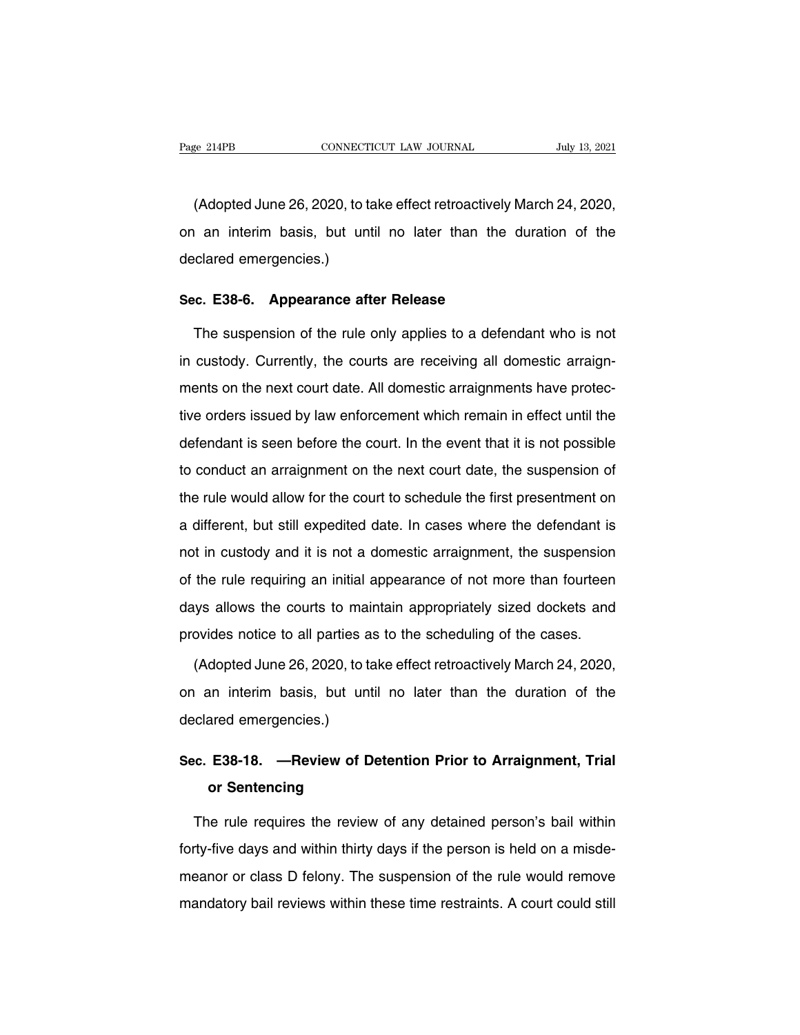(Adopted June 26, 2020, to take effect retroactively March 24, 2020, on an interim basis, but until no later than the duration of the declared emergencies.)

### Sec. E38-6. Appearance after Release

The suspension of the rule only applies to a defendant who is not in custody. Currently, the courts are receiving all domestic arraignments on the next court date. All domestic arraignments have protective orders issued by law enforcement which remain in effect until the defendant is seen before the court. In the event that it is not possible to conduct an arraignment on the next court date, the suspension of the rule would allow for the court to schedule the first presentment on a different, but still expedited date. In cases where the defendant is not in custody and it is not a domestic arraignment, the suspension of the rule requiring an initial appearance of not more than fourteen days allows the courts to maintain appropriately sized dockets and provides notice to all parties as to the scheduling of the cases.

(Adopted June 26, 2020, to take effect retroactively March 24, 2020, on an interim basis, but until no later than the duration of the declared emergencies.)

### Sec. E38-18. —Review of Detention Prior to Arraignment, Trial or Sentencing

The rule requires the review of any detained person's bail within forty-five days and within thirty days if the person is held on a misdemeanor or class D felony. The suspension of the rule would remove mandatory bail reviews within these time restraints. A court could still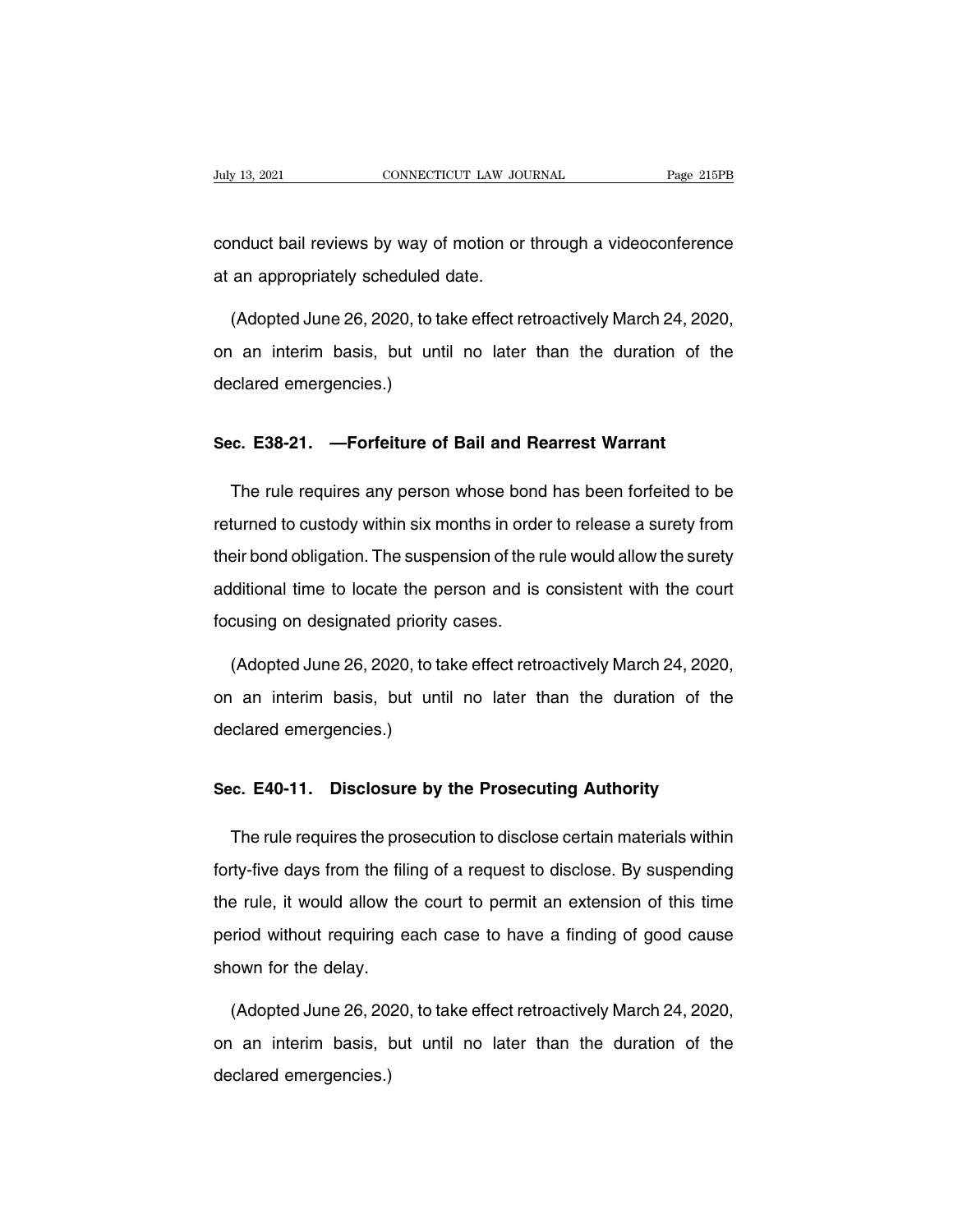conduct bail reviews by way of motion or through a videoconference at an appropriately scheduled date.

(Adopted June 26, 2020, to take effect retroactively March 24, 2020, on an interim basis, but until no later than the duration of the declared emergencies.)

### Sec. E38-21. —Forfeiture of Bail and Rearrest Warrant

The rule requires any person whose bond has been forfeited to be returned to custody within six months in order to release a surety from their bond obligation. The suspension of the rule would allow the surety additional time to locate the person and is consistent with the court focusing on designated priority cases.

(Adopted June 26, 2020, to take effect retroactively March 24, 2020, on an interim basis, but until no later than the duration of the declared emergencies.)

### Sec. E40-11. Disclosure by the Prosecuting Authority

The rule requires the prosecution to disclose certain materials within forty-five days from the filing of a request to disclose. By suspending the rule, it would allow the court to permit an extension of this time period without requiring each case to have a finding of good cause shown for the delay.

(Adopted June 26, 2020, to take effect retroactively March 24, 2020, on an interim basis, but until no later than the duration of the declared emergencies.)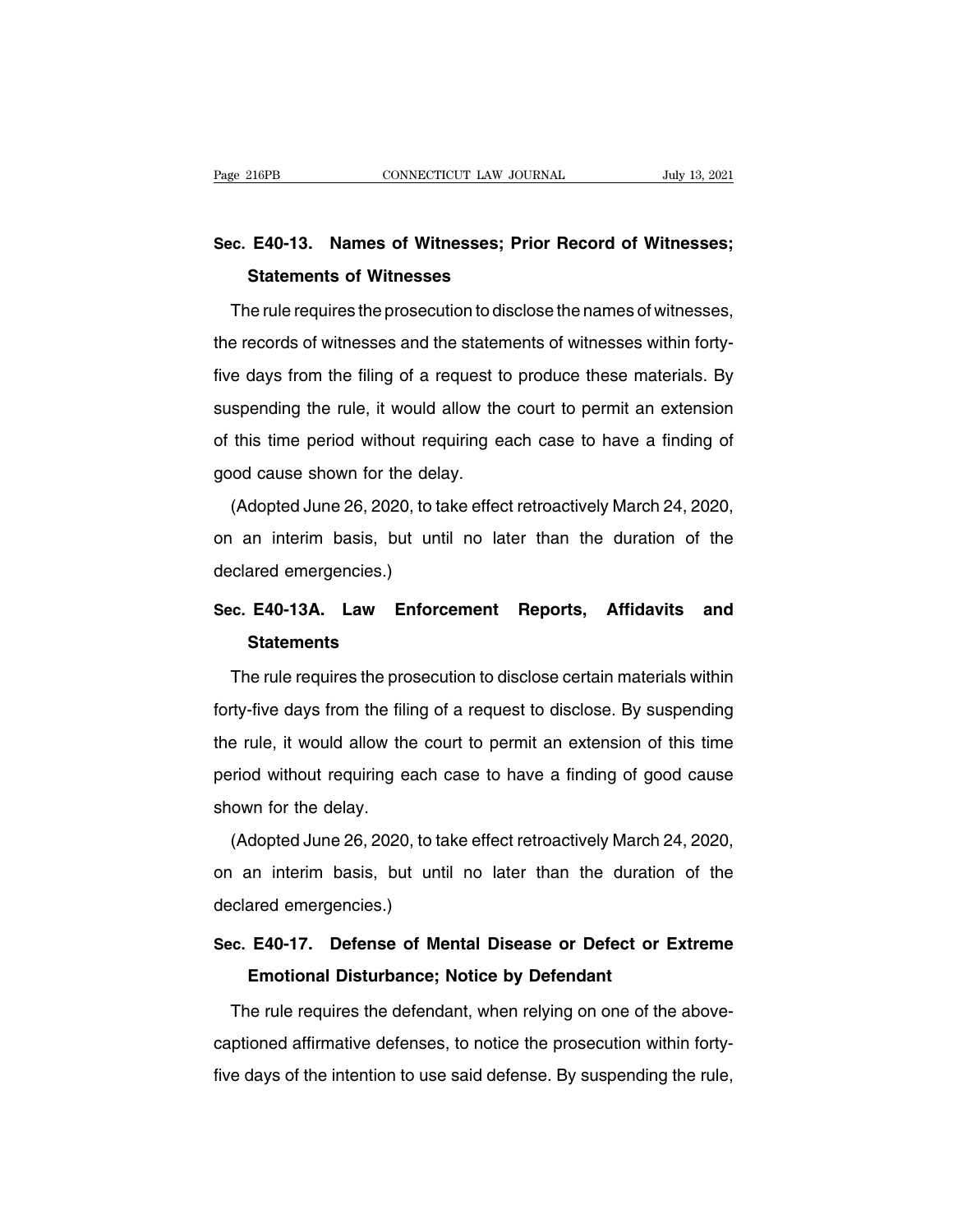## Sec. E40-13. Names of Witnesses; Prior Record of Witnesses; Statements of Witnesses

The rule requires the prosecution to disclose the names of witnesses, the records of witnesses and the statements of witnesses within forty-five days from the filing of a request to produce these materials. By suspending the rule, it would allow the court to permit an extension of this time period without requiring each case to have a finding of good cause shown for the delay.

(Adopted June 26, 2020, to take effect retroactively March 24, 2020, on an interim basis, but until no later than the duration of the declared emergencies.)

## Sec. E40-13A. Law Enforcement Reports, Affidavits and Statements

The rule requires the prosecution to disclose certain materials within forty-five days from the filing of a request to disclose. By suspending the rule, it would allow the court to permit an extension of this time period without requiring each case to have a finding of good cause shown for the delay.

(Adopted June 26, 2020, to take effect retroactively March 24, 2020, on an interim basis, but until no later than the duration of the declared emergencies.)

## Sec. E40-17. Defense of Mental Disease or Defect or Extreme Emotional Disturbance; Notice by Defendant

The rule requires the defendant, when relying on one of the above-captioned affirmative defenses, to notice the prosecution within forty-five days of the intention to use said defense. By suspending the rule,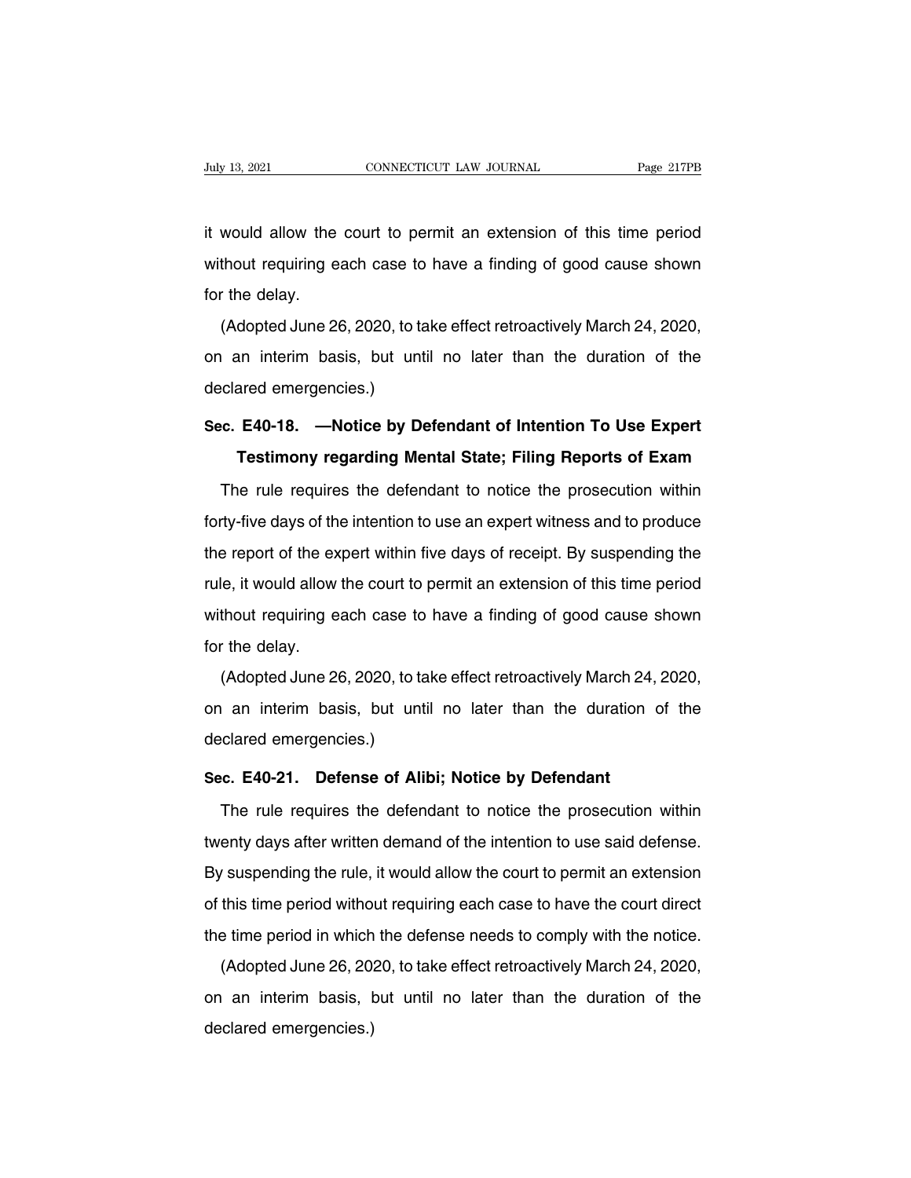it would allow the court to permit an extension of this time period without requiring each case to have a finding of good cause shown for the delay.

(Adopted June 26, 2020, to take effect retroactively March 24, 2020, on an interim basis, but until no later than the duration of the declared emergencies.)

**Sec. E40-18. —Notice by Defendant of Intention To Use Expert Testimony regarding Mental State; Filing Reports of Exam**

The rule requires the defendant to notice the prosecution within forty-five days of the intention to use an expert witness and to produce the report of the expert within five days of receipt. By suspending the rule, it would allow the court to permit an extension of this time period without requiring each case to have a finding of good cause shown for the delay.

(Adopted June 26, 2020, to take effect retroactively March 24, 2020, on an interim basis, but until no later than the duration of the declared emergencies.)

**Sec. E40-21. Defense of Alibi; Notice by Defendant**

The rule requires the defendant to notice the prosecution within twenty days after written demand of the intention to use said defense. By suspending the rule, it would allow the court to permit an extension of this time period without requiring each case to have the court direct the time period in which the defense needs to comply with the notice.

(Adopted June 26, 2020, to take effect retroactively March 24, 2020, on an interim basis, but until no later than the duration of the declared emergencies.)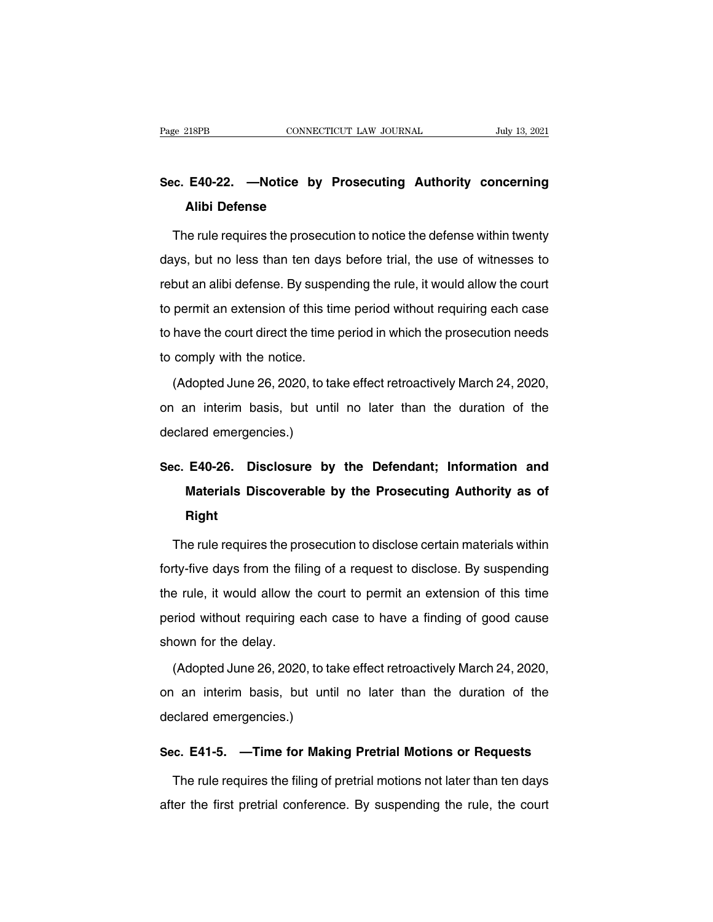## Sec. E40-22. —Notice by Prosecuting Authority concerning Alibi Defense

The rule requires the prosecution to notice the defense within twenty days, but no less than ten days before trial, the use of witnesses to rebut an alibi defense. By suspending the rule, it would allow the court to permit an extension of this time period without requiring each case to have the court direct the time period in which the prosecution needs to comply with the notice.

(Adopted June 26, 2020, to take effect retroactively March 24, 2020, on an interim basis, but until no later than the duration of the declared emergencies.)

## Sec. E40-26. Disclosure by the Defendant; Information and Materials Discoverable by the Prosecuting Authority as of Right

The rule requires the prosecution to disclose certain materials within forty-five days from the filing of a request to disclose. By suspending the rule, it would allow the court to permit an extension of this time period without requiring each case to have a finding of good cause shown for the delay.

(Adopted June 26, 2020, to take effect retroactively March 24, 2020, on an interim basis, but until no later than the duration of the declared emergencies.)

## Sec. E41-5. —Time for Making Pretrial Motions or Requests

The rule requires the filing of pretrial motions not later than ten days after the first pretrial conference. By suspending the rule, the court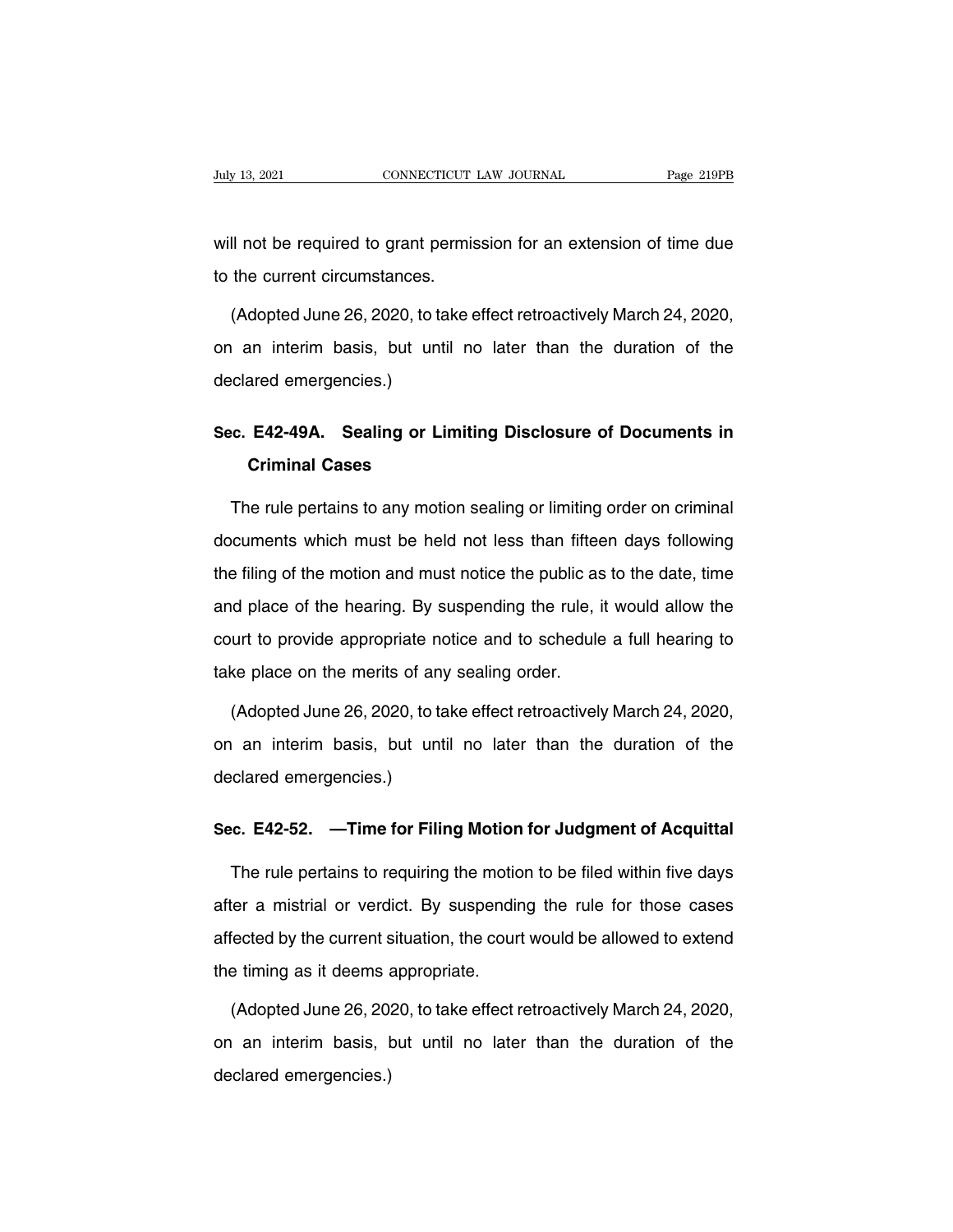will not be required to grant permission for an extension of time due to the current circumstances.

(Adopted June 26, 2020, to take effect retroactively March 24, 2020, on an interim basis, but until no later than the duration of the declared emergencies.)

## Sec. E42-49A. Sealing or Limiting Disclosure of Documents in Criminal Cases

The rule pertains to any motion sealing or limiting order on criminal documents which must be held not less than fifteen days following the filing of the motion and must notice the public as to the date, time and place of the hearing. By suspending the rule, it would allow the court to provide appropriate notice and to schedule a full hearing to take place on the merits of any sealing order.

(Adopted June 26, 2020, to take effect retroactively March 24, 2020, on an interim basis, but until no later than the duration of the declared emergencies.)

## Sec. E42-52. —Time for Filing Motion for Judgment of Acquittal

The rule pertains to requiring the motion to be filed within five days after a mistrial or verdict. By suspending the rule for those cases affected by the current situation, the court would be allowed to extend the timing as it deems appropriate.

(Adopted June 26, 2020, to take effect retroactively March 24, 2020, on an interim basis, but until no later than the duration of the declared emergencies.)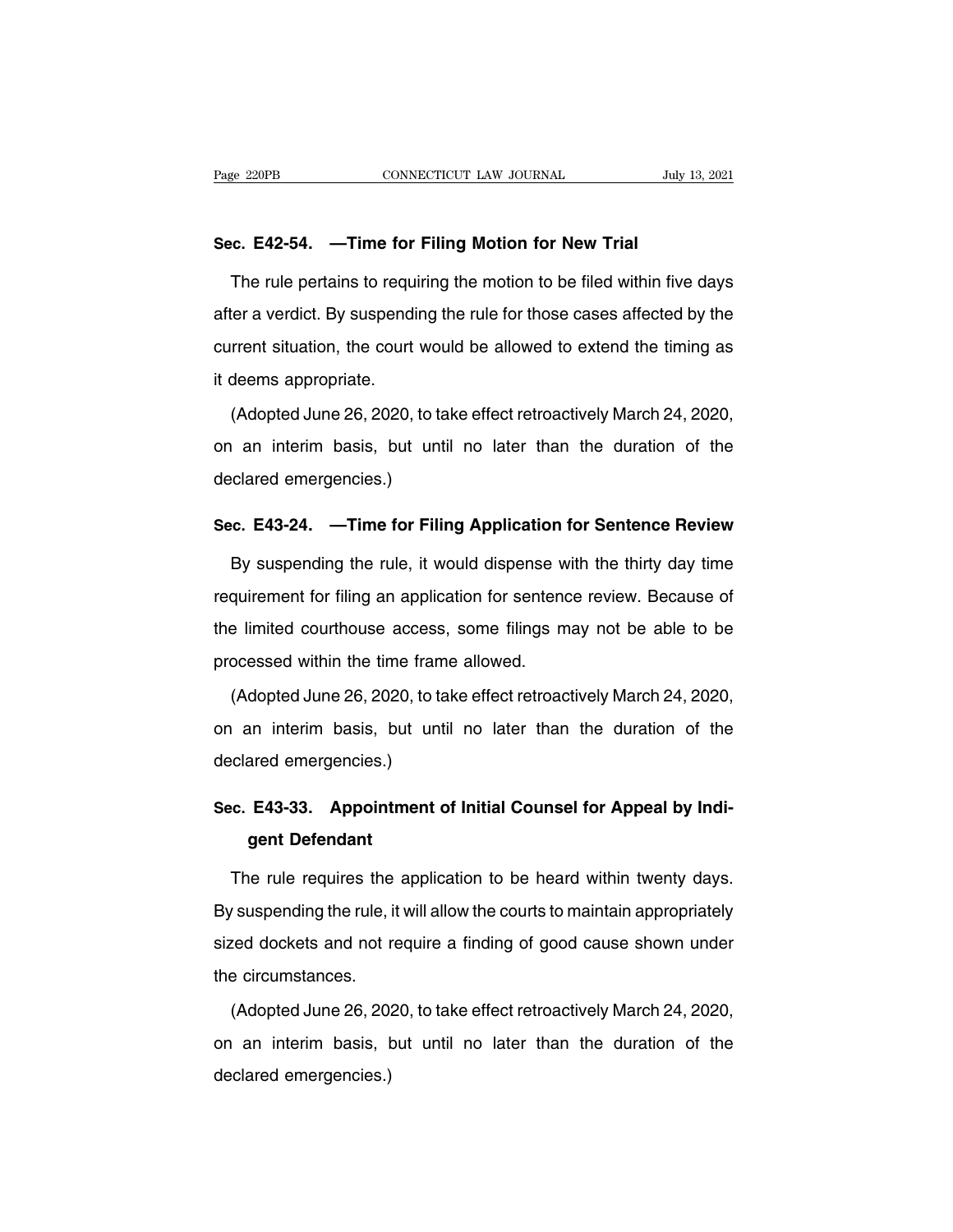**Sec. E42-54. —Time for Filing Motion for New Trial**

The rule pertains to requiring the motion to be filed within five days after a verdict. By suspending the rule for those cases affected by the current situation, the court would be allowed to extend the timing as it deems appropriate.

(Adopted June 26, 2020, to take effect retroactively March 24, 2020, on an interim basis, but until no later than the duration of the declared emergencies.)

**Sec. E43-24. —Time for Filing Application for Sentence Review**

By suspending the rule, it would dispense with the thirty day time requirement for filing an application for sentence review. Because of the limited courthouse access, some filings may not be able to be processed within the time frame allowed.

(Adopted June 26, 2020, to take effect retroactively March 24, 2020, on an interim basis, but until no later than the duration of the declared emergencies.)

**Sec. E43-33. Appointment of Initial Counsel for Appeal by Indigent Defendant**

The rule requires the application to be heard within twenty days. By suspending the rule, it will allow the courts to maintain appropriately sized dockets and not require a finding of good cause shown under the circumstances.

(Adopted June 26, 2020, to take effect retroactively March 24, 2020, on an interim basis, but until no later than the duration of the declared emergencies.)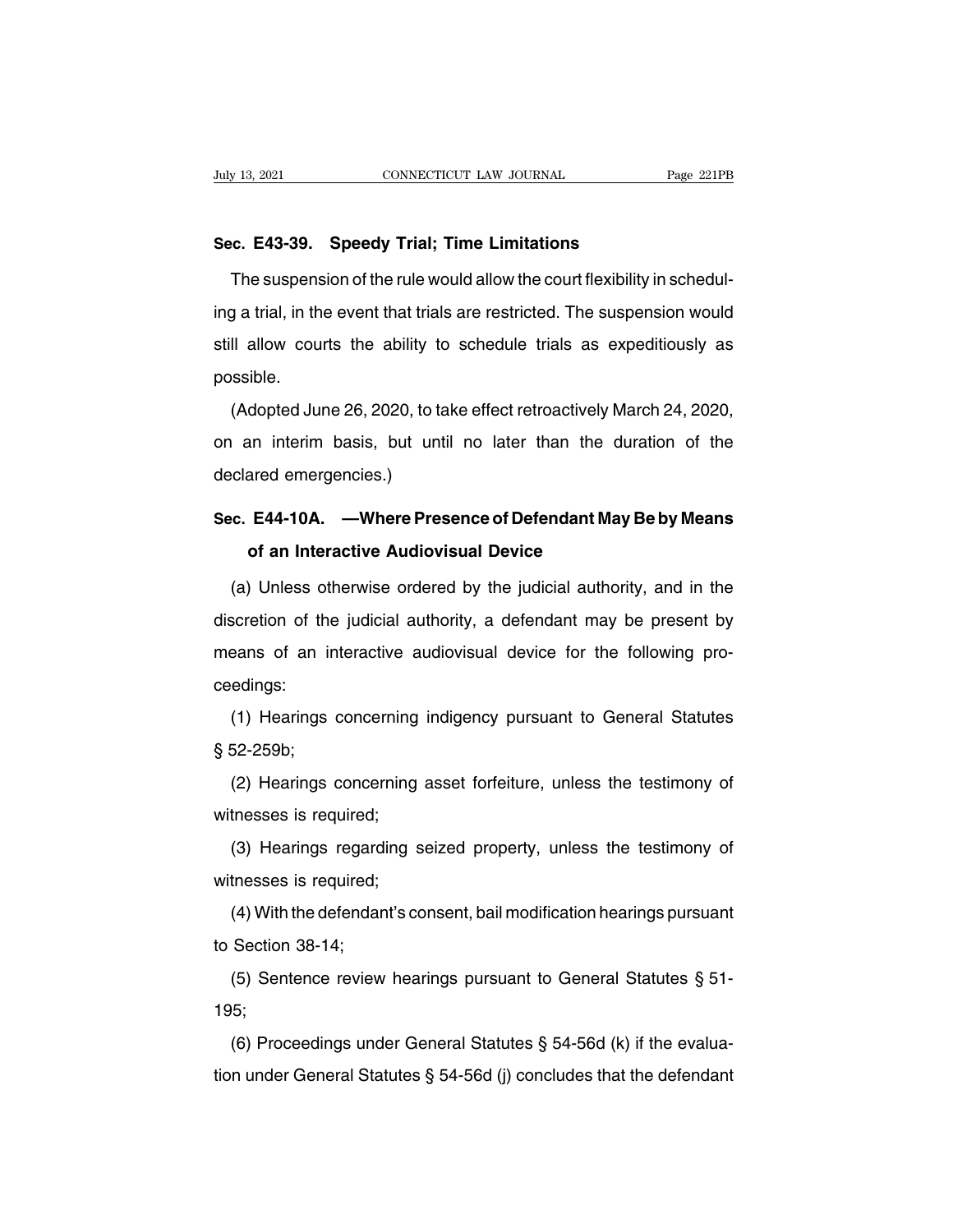## Sec. E43-39. Speedy Trial; Time Limitations

The suspension of the rule would allow the court flexibility in scheduling a trial, in the event that trials are restricted. The suspension would still allow courts the ability to schedule trials as expeditiously as possible.

(Adopted June 26, 2020, to take effect retroactively March 24, 2020, on an interim basis, but until no later than the duration of the declared emergencies.)

## Sec. E44-10A. —Where Presence of Defendant May Be by Means of an Interactive Audiovisual Device

(a) Unless otherwise ordered by the judicial authority, and in the discretion of the judicial authority, a defendant may be present by means of an interactive audiovisual device for the following proceedings:

(1) Hearings concerning indigency pursuant to General Statutes § 52-259b;

(2) Hearings concerning asset forfeiture, unless the testimony of witnesses is required;

(3) Hearings regarding seized property, unless the testimony of witnesses is required;

(4) With the defendant's consent, bail modification hearings pursuant to Section 38-14;

(5) Sentence review hearings pursuant to General Statutes § 51-195;

(6) Proceedings under General Statutes § 54-56d (k) if the evaluation under General Statutes § 54-56d (j) concludes that the defendant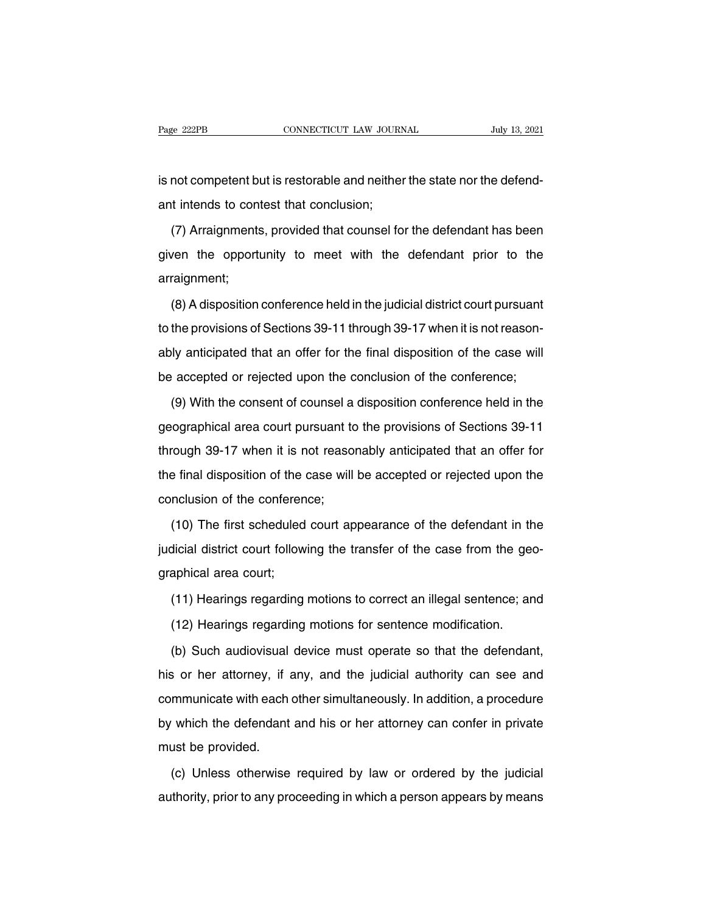is not competent but is restorable and neither the state nor the defendant intends to contest that conclusion;

(7) Arraignments, provided that counsel for the defendant has been given the opportunity to meet with the defendant prior to the arraignment;

(8) A disposition conference held in the judicial district court pursuant to the provisions of Sections 39-11 through 39-17 when it is not reasonably anticipated that an offer for the final disposition of the case will be accepted or rejected upon the conclusion of the conference;

(9) With the consent of counsel a disposition conference held in the geographical area court pursuant to the provisions of Sections 39-11 through 39-17 when it is not reasonably anticipated that an offer for the final disposition of the case will be accepted or rejected upon the conclusion of the conference;

(10) The first scheduled court appearance of the defendant in the judicial district court following the transfer of the case from the geographical area court;

(11) Hearings regarding motions to correct an illegal sentence; and

(12) Hearings regarding motions for sentence modification.

(b) Such audiovisual device must operate so that the defendant, his or her attorney, if any, and the judicial authority can see and communicate with each other simultaneously. In addition, a procedure by which the defendant and his or her attorney can confer in private must be provided.

(c) Unless otherwise required by law or ordered by the judicial authority, prior to any proceeding in which a person appears by means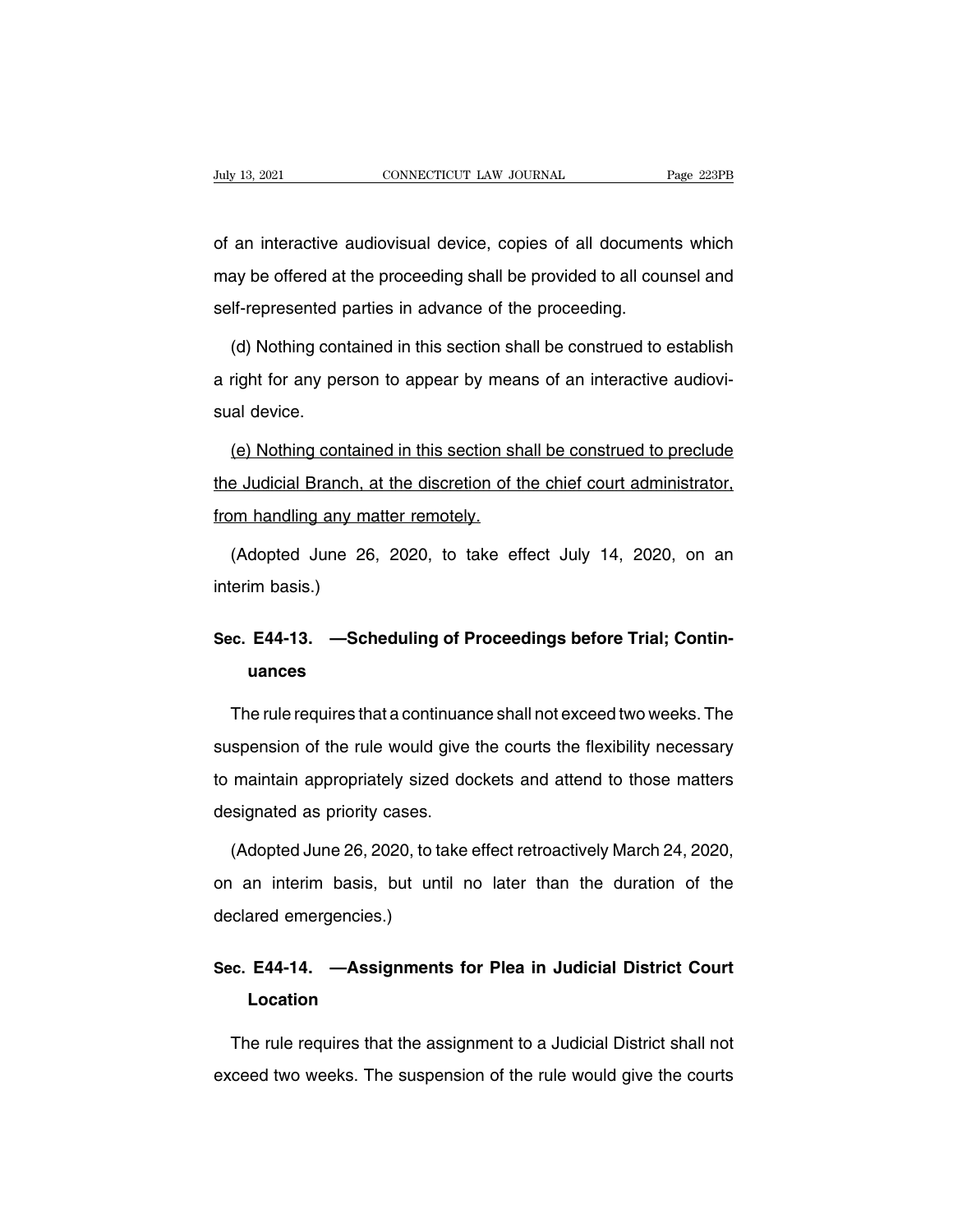of an interactive audiovisual device, copies of all documents which may be offered at the proceeding shall be provided to all counsel and self-represented parties in advance of the proceeding.

(d) Nothing contained in this section shall be construed to establish a right for any person to appear by means of an interactive audiovisual device.

<u>(e) Nothing contained in this section shall be construed to preclude the Judicial Branch, at the discretion of the chief court administrator, from handling any matter remotely.</u>

(Adopted June 26, 2020, to take effect July 14, 2020, on an interim basis.)

## Sec. E44-13. —Scheduling of Proceedings before Trial; Continuances

The rule requires that a continuance shall not exceed two weeks. The suspension of the rule would give the courts the flexibility necessary to maintain appropriately sized dockets and attend to those matters designated as priority cases.

(Adopted June 26, 2020, to take effect retroactively March 24, 2020, on an interim basis, but until no later than the duration of the declared emergencies.)

## Sec. E44-14. —Assignments for Plea in Judicial District Court Location

The rule requires that the assignment to a Judicial District shall not exceed two weeks. The suspension of the rule would give the courts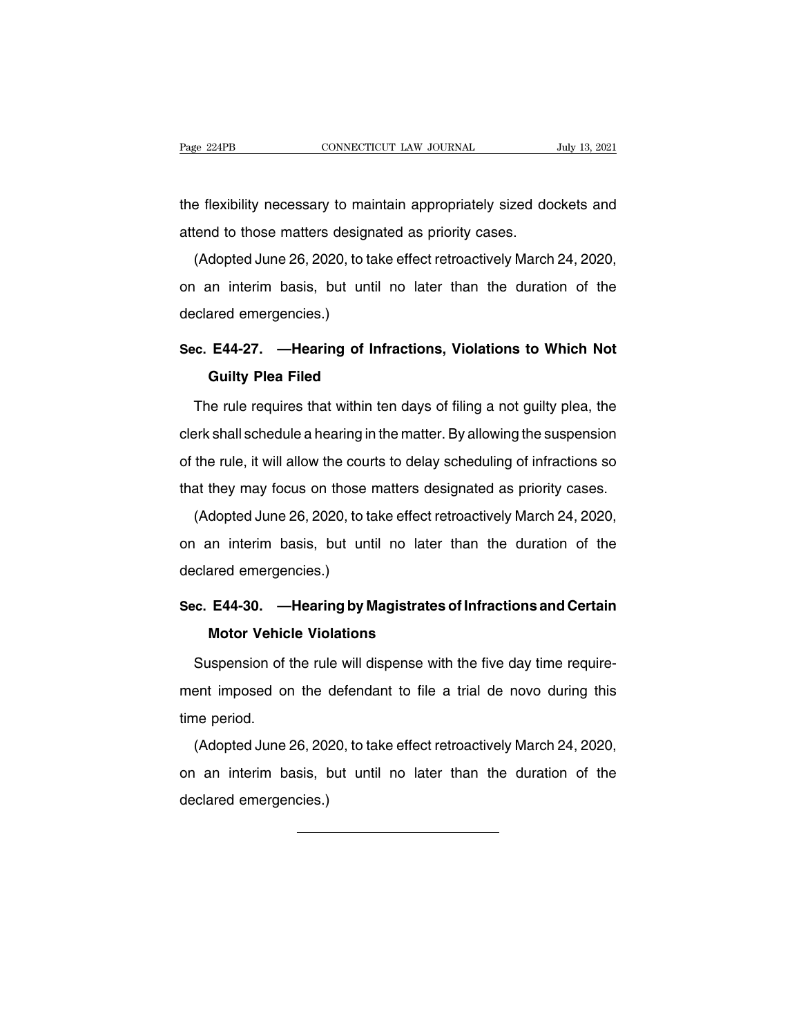the flexibility necessary to maintain appropriately sized dockets and attend to those matters designated as priority cases.

(Adopted June 26, 2020, to take effect retroactively March 24, 2020, on an interim basis, but until no later than the duration of the declared emergencies.)

**Sec. E44-27. —Hearing of Infractions, Violations to Which Not Guilty Plea Filed**

The rule requires that within ten days of filing a not guilty plea, the clerk shall schedule a hearing in the matter. By allowing the suspension of the rule, it will allow the courts to delay scheduling of infractions so that they may focus on those matters designated as priority cases.

(Adopted June 26, 2020, to take effect retroactively March 24, 2020, on an interim basis, but until no later than the duration of the declared emergencies.)

**Sec. E44-30. —Hearing by Magistrates of Infractions and Certain Motor Vehicle Violations**

Suspension of the rule will dispense with the five day time requirement imposed on the defendant to file a trial de novo during this time period.

(Adopted June 26, 2020, to take effect retroactively March 24, 2020, on an interim basis, but until no later than the duration of the declared emergencies.)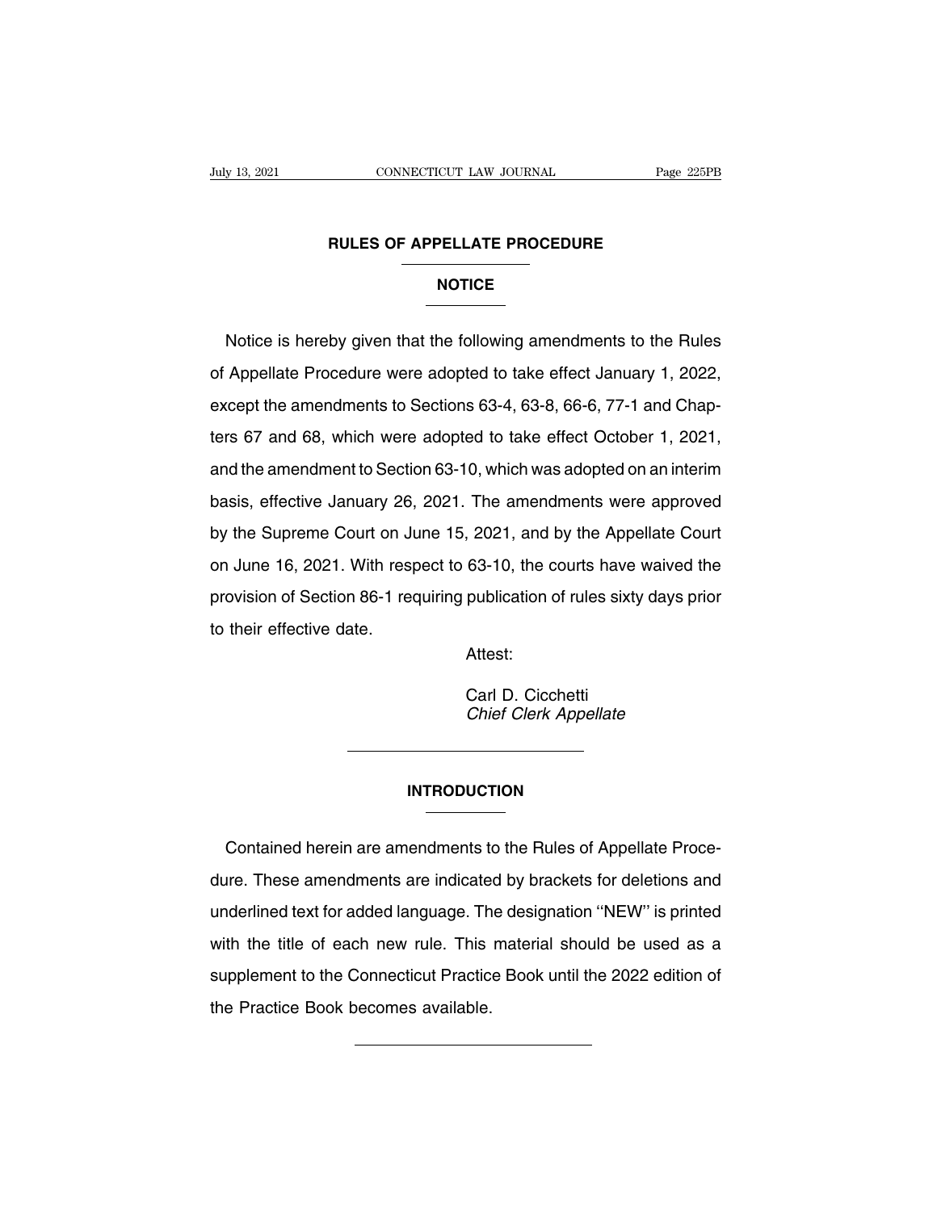# RULES OF APPELLATE PROCEDURE

## NOTICE

Notice is hereby given that the following amendments to the Rules of Appellate Procedure were adopted to take effect January 1, 2022, except the amendments to Sections 63-4, 63-8, 66-6, 77-1 and Chapters 67 and 68, which were adopted to take effect October 1, 2021, and the amendment to Section 63-10, which was adopted on an interim basis, effective January 26, 2021. The amendments were approved by the Supreme Court on June 15, 2021, and by the Appellate Court on June 16, 2021. With respect to 63-10, the courts have waived the provision of Section 86-1 requiring publication of rules sixty days prior to their effective date.

Attest:

Carl D. Cicchetti
*Chief Clerk Appellate*

---

## INTRODUCTION

Contained herein are amendments to the Rules of Appellate Procedure. These amendments are indicated by brackets for deletions and underlined text for added language. The designation ''NEW'' is printed with the title of each new rule. This material should be used as a supplement to the Connecticut Practice Book until the 2022 edition of the Practice Book becomes available.

---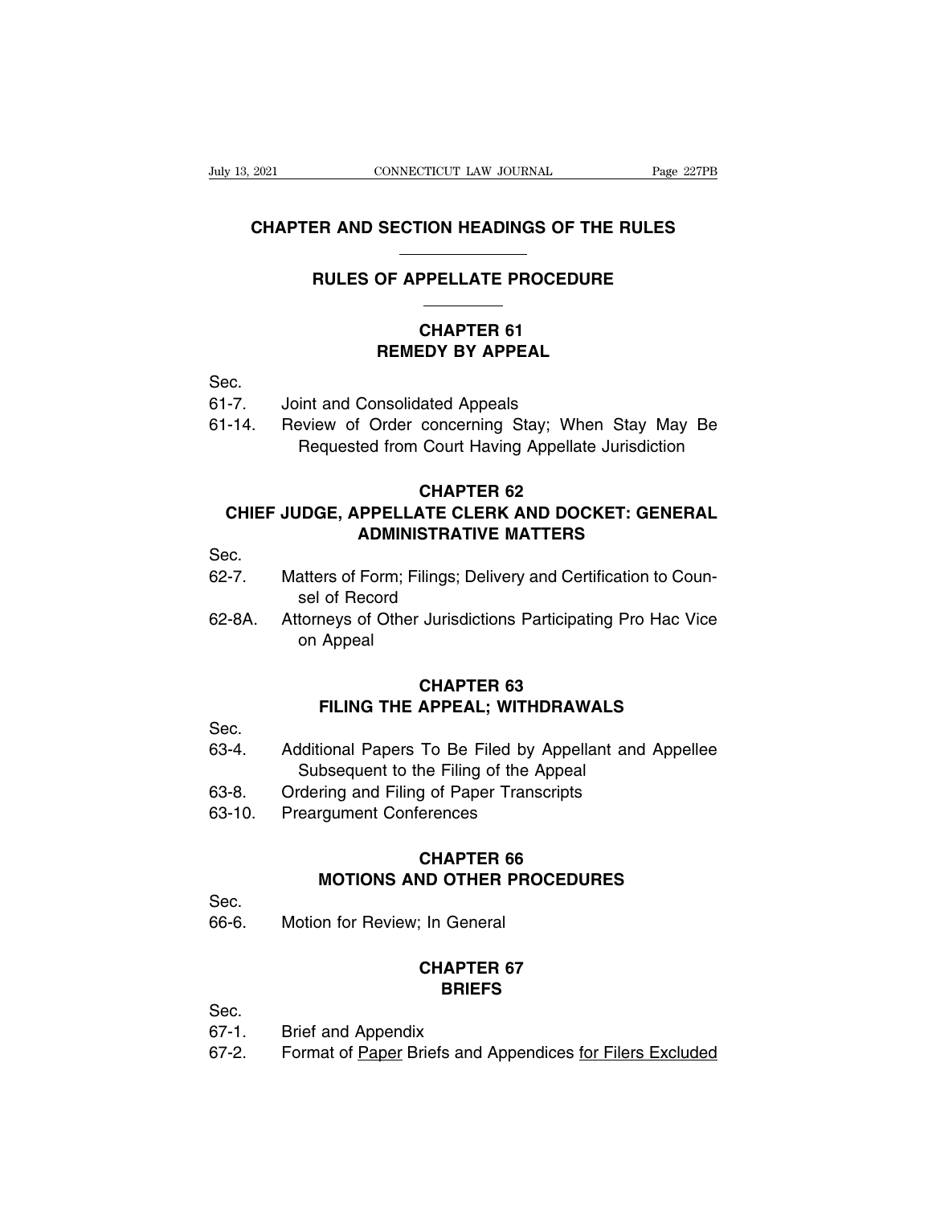# CHAPTER AND SECTION HEADINGS OF THE RULES

## RULES OF APPELLATE PROCEDURE

### CHAPTER 61
### REMEDY BY APPEAL

Sec.

61-7. Joint and Consolidated Appeals

61-14. Review of Order concerning Stay; When Stay May Be Requested from Court Having Appellate Jurisdiction

### CHAPTER 62
### CHIEF JUDGE, APPELLATE CLERK AND DOCKET: GENERAL ADMINISTRATIVE MATTERS

Sec.

62-7. Matters of Form; Filings; Delivery and Certification to Counsel of Record

62-8A. Attorneys of Other Jurisdictions Participating Pro Hac Vice on Appeal

### CHAPTER 63
### FILING THE APPEAL; WITHDRAWALS

Sec.

63-4. Additional Papers To Be Filed by Appellant and Appellee Subsequent to the Filing of the Appeal

63-8. Ordering and Filing of Paper Transcripts

63-10. Preargument Conferences

### CHAPTER 66
### MOTIONS AND OTHER PROCEDURES

Sec.

66-6. Motion for Review; In General

### CHAPTER 67
### BRIEFS

Sec.

67-1. Brief and Appendix

67-2. Format of Paper Briefs and Appendices for Filers Excluded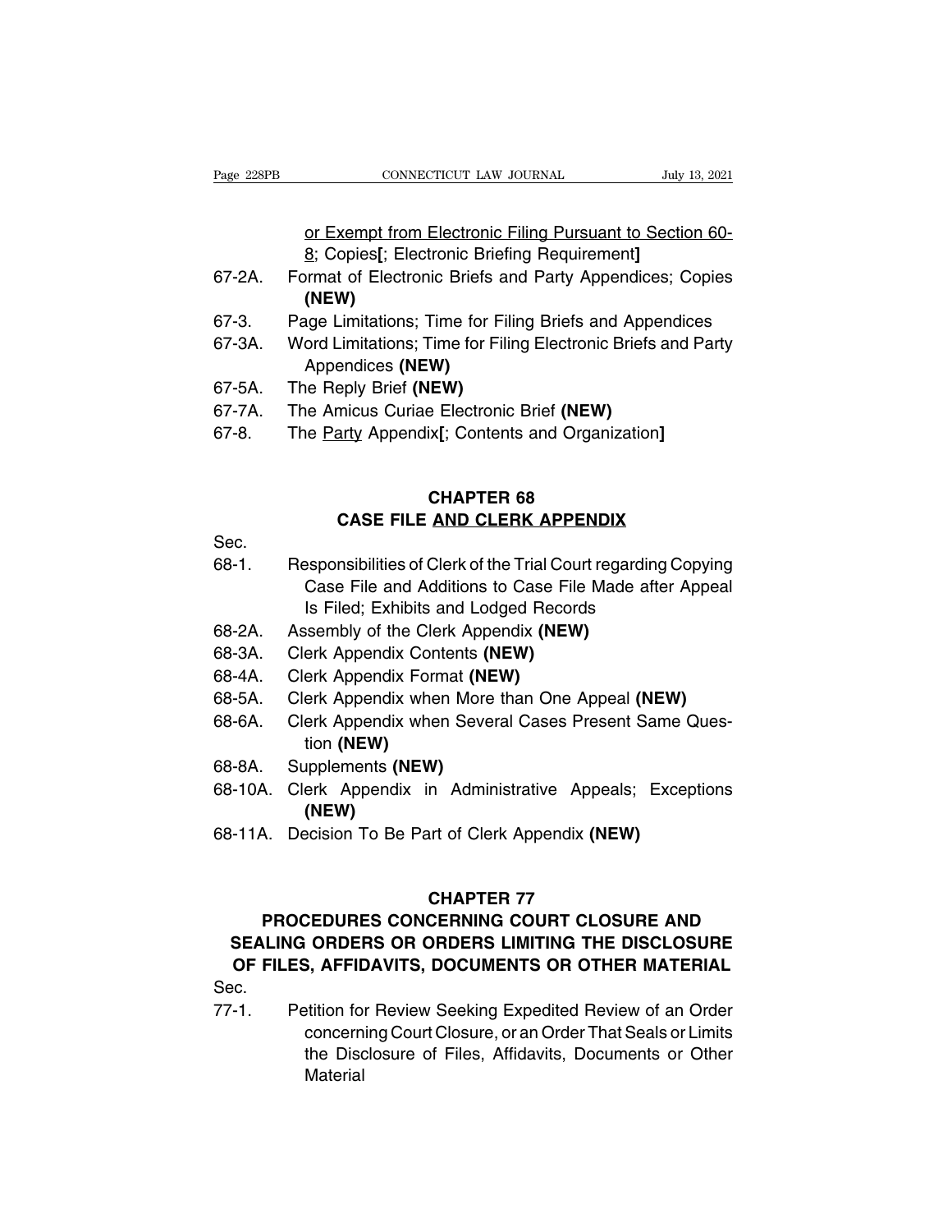<u>or Exempt from Electronic Filing Pursuant to Section 60-8</u>; Copies**[**; Electronic Briefing Requirement**]**

67-2A. Format of Electronic Briefs and Party Appendices; Copies **(NEW)**

67-3. Page Limitations; Time for Filing Briefs and Appendices

67-3A. Word Limitations; Time for Filing Electronic Briefs and Party Appendices **(NEW)**

67-5A. The Reply Brief **(NEW)**

67-7A. The Amicus Curiae Electronic Brief **(NEW)**

67-8. The <u>Party</u> Appendix**[**; Contents and Organization**]**

## CHAPTER 68
## CASE FILE <u>AND CLERK APPENDIX</u>

Sec.

68-1. Responsibilities of Clerk of the Trial Court regarding Copying Case File and Additions to Case File Made after Appeal Is Filed; Exhibits and Lodged Records

68-2A. Assembly of the Clerk Appendix **(NEW)**

68-3A. Clerk Appendix Contents **(NEW)**

68-4A. Clerk Appendix Format **(NEW)**

68-5A. Clerk Appendix when More than One Appeal **(NEW)**

68-6A. Clerk Appendix when Several Cases Present Same Question **(NEW)**

68-8A. Supplements **(NEW)**

68-10A. Clerk Appendix in Administrative Appeals; Exceptions **(NEW)**

68-11A. Decision To Be Part of Clerk Appendix **(NEW)**

## CHAPTER 77
## PROCEDURES CONCERNING COURT CLOSURE AND SEALING ORDERS OR ORDERS LIMITING THE DISCLOSURE OF FILES, AFFIDAVITS, DOCUMENTS OR OTHER MATERIAL

Sec.

77-1. Petition for Review Seeking Expedited Review of an Order concerning Court Closure, or an Order That Seals or Limits the Disclosure of Files, Affidavits, Documents or Other Material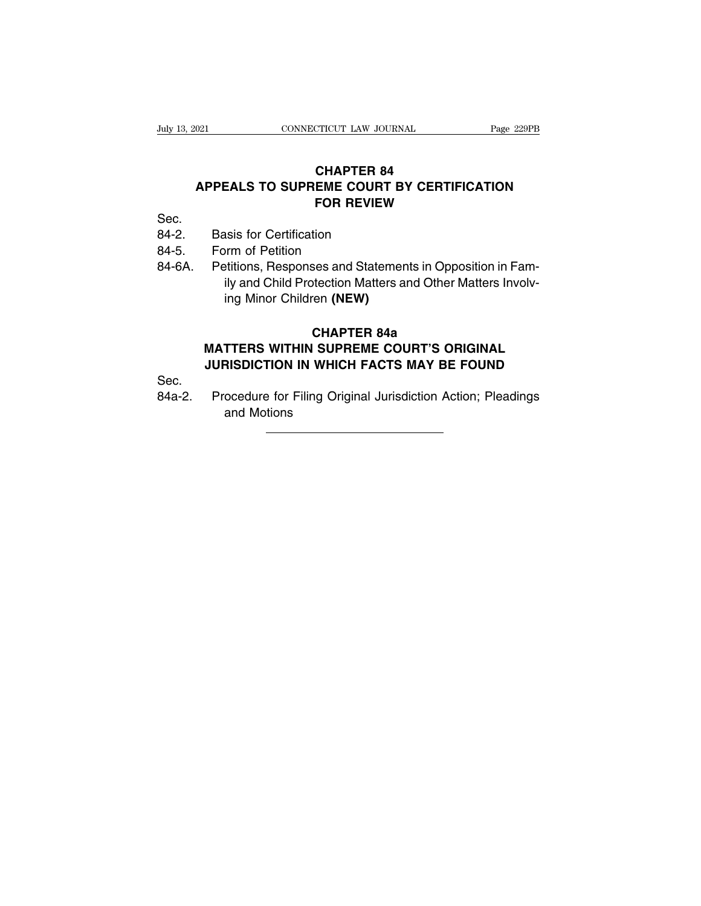## CHAPTER 84
## APPEALS TO SUPREME COURT BY CERTIFICATION FOR REVIEW

Sec.

84-2. Basis for Certification

84-5. Form of Petition

84-6A. Petitions, Responses and Statements in Opposition in Family and Child Protection Matters and Other Matters Involving Minor Children **(NEW)**

## CHAPTER 84a
## MATTERS WITHIN SUPREME COURT'S ORIGINAL JURISDICTION IN WHICH FACTS MAY BE FOUND

Sec.

84a-2. Procedure for Filing Original Jurisdiction Action; Pleadings and Motions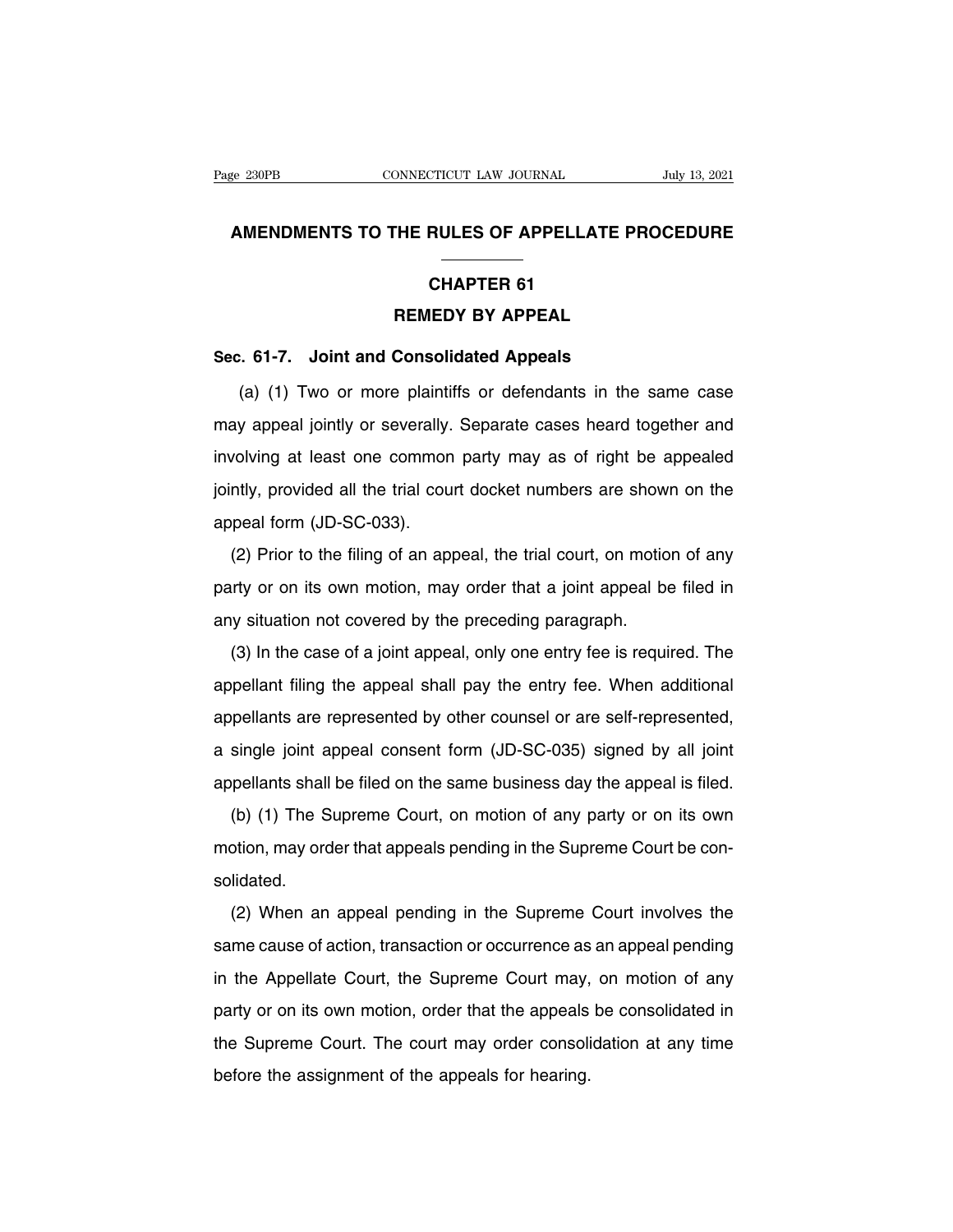# AMENDMENTS TO THE RULES OF APPELLATE PROCEDURE

## CHAPTER 61

## REMEDY BY APPEAL

### Sec. 61-7. Joint and Consolidated Appeals

(a) (1) Two or more plaintiffs or defendants in the same case may appeal jointly or severally. Separate cases heard together and involving at least one common party may as of right be appealed jointly, provided all the trial court docket numbers are shown on the appeal form (JD-SC-033).

(2) Prior to the filing of an appeal, the trial court, on motion of any party or on its own motion, may order that a joint appeal be filed in any situation not covered by the preceding paragraph.

(3) In the case of a joint appeal, only one entry fee is required. The appellant filing the appeal shall pay the entry fee. When additional appellants are represented by other counsel or are self-represented, a single joint appeal consent form (JD-SC-035) signed by all joint appellants shall be filed on the same business day the appeal is filed.

(b) (1) The Supreme Court, on motion of any party or on its own motion, may order that appeals pending in the Supreme Court be consolidated.

(2) When an appeal pending in the Supreme Court involves the same cause of action, transaction or occurrence as an appeal pending in the Appellate Court, the Supreme Court may, on motion of any party or on its own motion, order that the appeals be consolidated in the Supreme Court. The court may order consolidation at any time before the assignment of the appeals for hearing.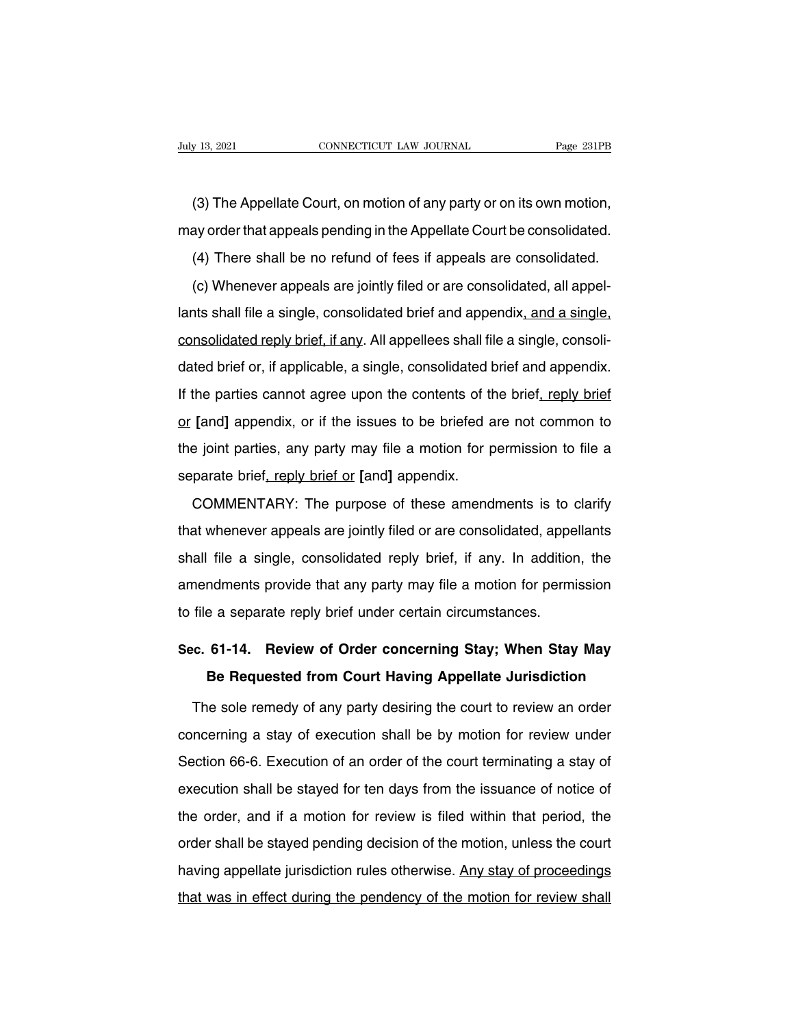(3) The Appellate Court, on motion of any party or on its own motion, may order that appeals pending in the Appellate Court be consolidated.

(4) There shall be no refund of fees if appeals are consolidated.

(c) Whenever appeals are jointly filed or are consolidated, all appellants shall file a single, consolidated brief and appendix<u>, and a single, consolidated reply brief, if any</u>. All appellees shall file a single, consolidated brief or, if applicable, a single, consolidated brief and appendix. If the parties cannot agree upon the contents of the brief<u>, reply brief</u> <u>or</u> **[**and**]** appendix, or if the issues to be briefed are not common to the joint parties, any party may file a motion for permission to file a separate brief<u>, reply brief or</u> **[**and**]** appendix.

COMMENTARY: The purpose of these amendments is to clarify that whenever appeals are jointly filed or are consolidated, appellants shall file a single, consolidated reply brief, if any. In addition, the amendments provide that any party may file a motion for permission to file a separate reply brief under certain circumstances.

## Sec. 61-14. Review of Order concerning Stay; When Stay May Be Requested from Court Having Appellate Jurisdiction

The sole remedy of any party desiring the court to review an order concerning a stay of execution shall be by motion for review under Section 66-6. Execution of an order of the court terminating a stay of execution shall be stayed for ten days from the issuance of notice of the order, and if a motion for review is filed within that period, the order shall be stayed pending decision of the motion, unless the court having appellate jurisdiction rules otherwise. <u>Any stay of proceedings that was in effect during the pendency of the motion for review shall</u>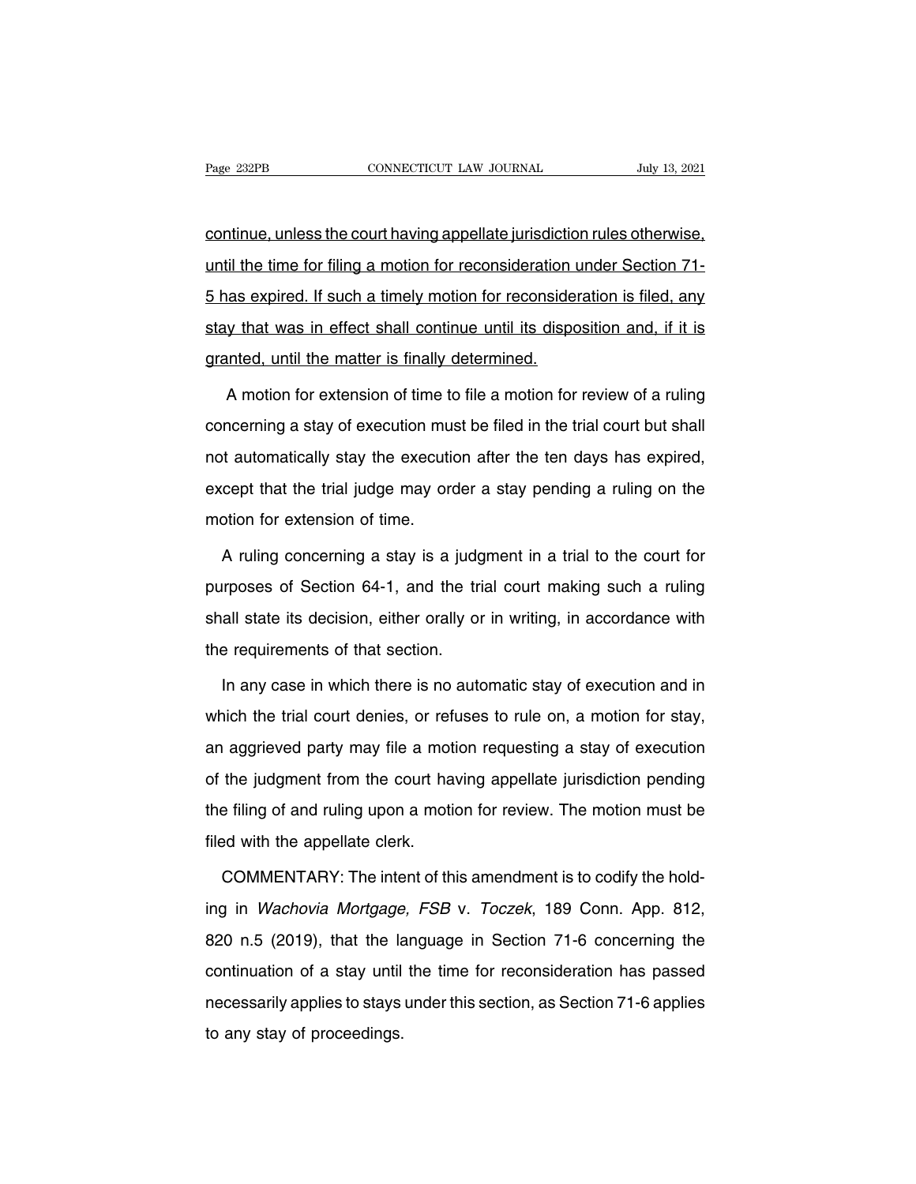continue, unless the court having appellate jurisdiction rules otherwise, until the time for filing a motion for reconsideration under Section 71-5 has expired. If such a timely motion for reconsideration is filed, any stay that was in effect shall continue until its disposition and, if it is granted, until the matter is finally determined.

A motion for extension of time to file a motion for review of a ruling concerning a stay of execution must be filed in the trial court but shall not automatically stay the execution after the ten days has expired, except that the trial judge may order a stay pending a ruling on the motion for extension of time.

A ruling concerning a stay is a judgment in a trial to the court for purposes of Section 64-1, and the trial court making such a ruling shall state its decision, either orally or in writing, in accordance with the requirements of that section.

In any case in which there is no automatic stay of execution and in which the trial court denies, or refuses to rule on, a motion for stay, an aggrieved party may file a motion requesting a stay of execution of the judgment from the court having appellate jurisdiction pending the filing of and ruling upon a motion for review. The motion must be filed with the appellate clerk.

COMMENTARY: The intent of this amendment is to codify the holding in *Wachovia Mortgage, FSB* v. *Toczek*, 189 Conn. App. 812, 820 n.5 (2019), that the language in Section 71-6 concerning the continuation of a stay until the time for reconsideration has passed necessarily applies to stays under this section, as Section 71-6 applies to any stay of proceedings.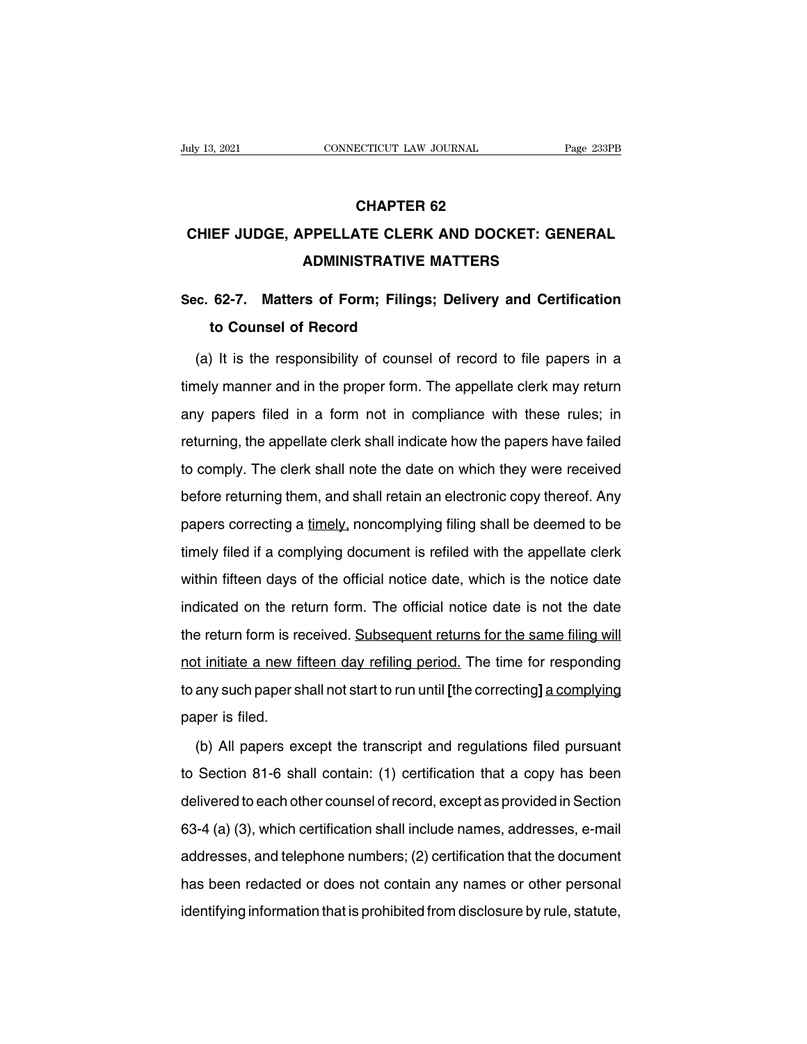# CHAPTER 62

# CHIEF JUDGE, APPELLATE CLERK AND DOCKET: GENERAL ADMINISTRATIVE MATTERS

## Sec. 62-7. Matters of Form; Filings; Delivery and Certification to Counsel of Record

(a) It is the responsibility of counsel of record to file papers in a timely manner and in the proper form. The appellate clerk may return any papers filed in a form not in compliance with these rules; in returning, the appellate clerk shall indicate how the papers have failed to comply. The clerk shall note the date on which they were received before returning them, and shall retain an electronic copy thereof. Any papers correcting a <u>timely,</u> noncomplying filing shall be deemed to be timely filed if a complying document is refiled with the appellate clerk within fifteen days of the official notice date, which is the notice date indicated on the return form. The official notice date is not the date the return form is received. <u>Subsequent returns for the same filing will not initiate a new fifteen day refiling period.</u> The time for responding to any such paper shall not start to run until **[**the correcting**]** <u>a complying</u> paper is filed.

(b) All papers except the transcript and regulations filed pursuant to Section 81-6 shall contain: (1) certification that a copy has been delivered to each other counsel of record, except as provided in Section 63-4 (a) (3), which certification shall include names, addresses, e-mail addresses, and telephone numbers; (2) certification that the document has been redacted or does not contain any names or other personal identifying information that is prohibited from disclosure by rule, statute,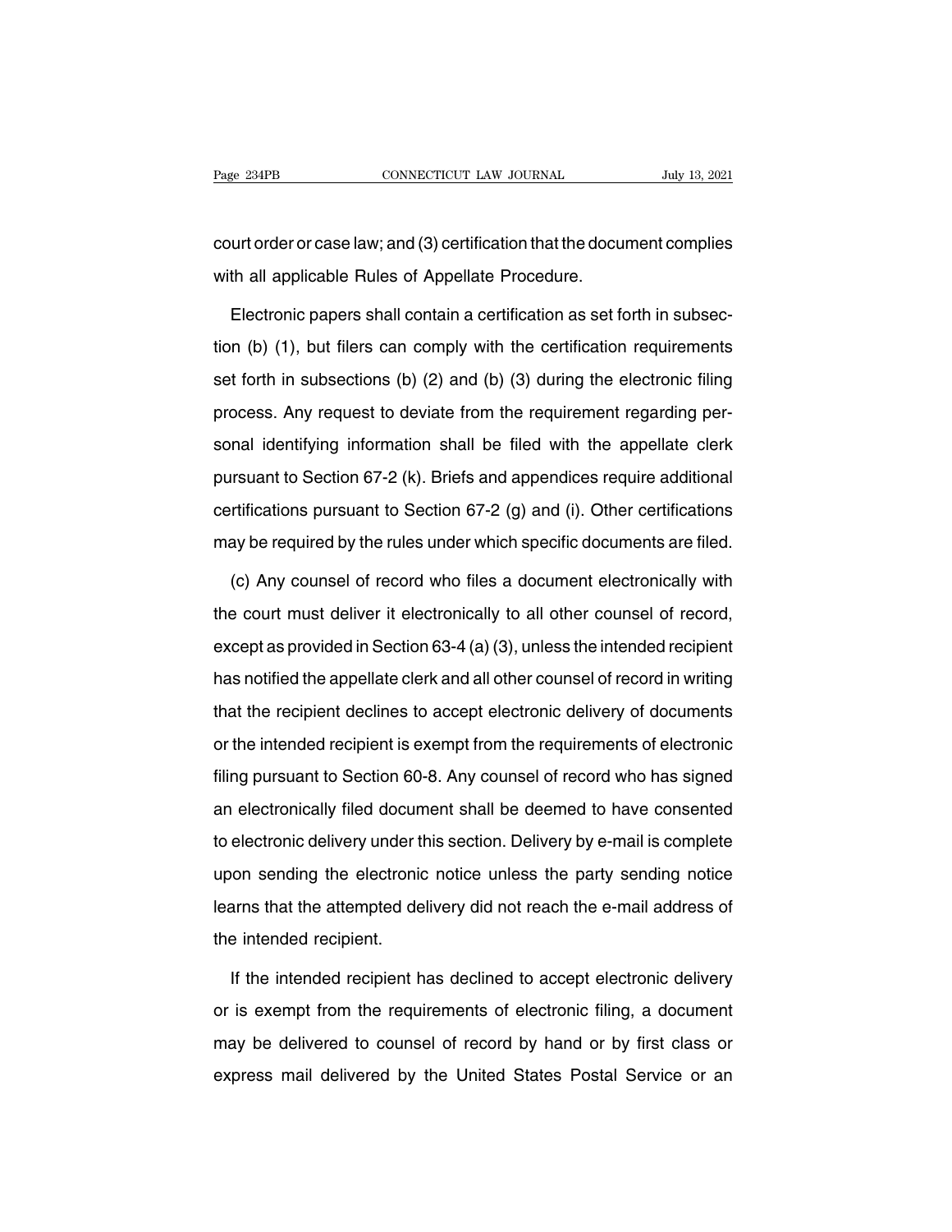court order or case law; and (3) certification that the document complies with all applicable Rules of Appellate Procedure.

Electronic papers shall contain a certification as set forth in subsection (b) (1), but filers can comply with the certification requirements set forth in subsections (b) (2) and (b) (3) during the electronic filing process. Any request to deviate from the requirement regarding personal identifying information shall be filed with the appellate clerk pursuant to Section 67-2 (k). Briefs and appendices require additional certifications pursuant to Section 67-2 (g) and (i). Other certifications may be required by the rules under which specific documents are filed.

(c) Any counsel of record who files a document electronically with the court must deliver it electronically to all other counsel of record, except as provided in Section 63-4 (a) (3), unless the intended recipient has notified the appellate clerk and all other counsel of record in writing that the recipient declines to accept electronic delivery of documents or the intended recipient is exempt from the requirements of electronic filing pursuant to Section 60-8. Any counsel of record who has signed an electronically filed document shall be deemed to have consented to electronic delivery under this section. Delivery by e-mail is complete upon sending the electronic notice unless the party sending notice learns that the attempted delivery did not reach the e-mail address of the intended recipient.

If the intended recipient has declined to accept electronic delivery or is exempt from the requirements of electronic filing, a document may be delivered to counsel of record by hand or by first class or express mail delivered by the United States Postal Service or an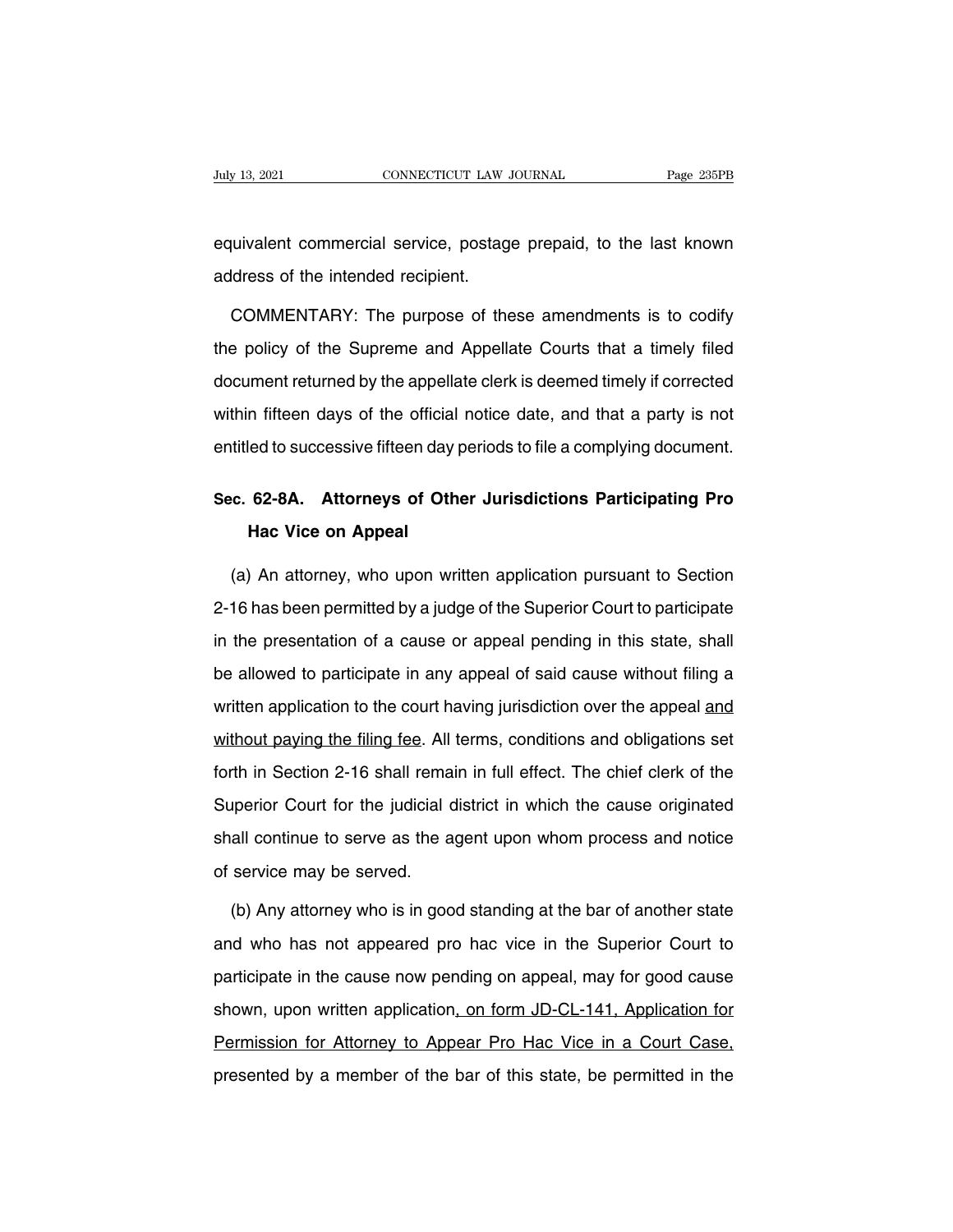equivalent commercial service, postage prepaid, to the last known address of the intended recipient.

COMMENTARY: The purpose of these amendments is to codify the policy of the Supreme and Appellate Courts that a timely filed document returned by the appellate clerk is deemed timely if corrected within fifteen days of the official notice date, and that a party is not entitled to successive fifteen day periods to file a complying document.

**Sec. 62-8A. Attorneys of Other Jurisdictions Participating Pro Hac Vice on Appeal**

(a) An attorney, who upon written application pursuant to Section 2-16 has been permitted by a judge of the Superior Court to participate in the presentation of a cause or appeal pending in this state, shall be allowed to participate in any appeal of said cause without filing a written application to the court having jurisdiction over the appeal <u>and without paying the filing fee</u>. All terms, conditions and obligations set forth in Section 2-16 shall remain in full effect. The chief clerk of the Superior Court for the judicial district in which the cause originated shall continue to serve as the agent upon whom process and notice of service may be served.

(b) Any attorney who is in good standing at the bar of another state and who has not appeared pro hac vice in the Superior Court to participate in the cause now pending on appeal, may for good cause shown, upon written application<u>, on form JD-CL-141, Application for Permission for Attorney to Appear Pro Hac Vice in a Court Case,</u> presented by a member of the bar of this state, be permitted in the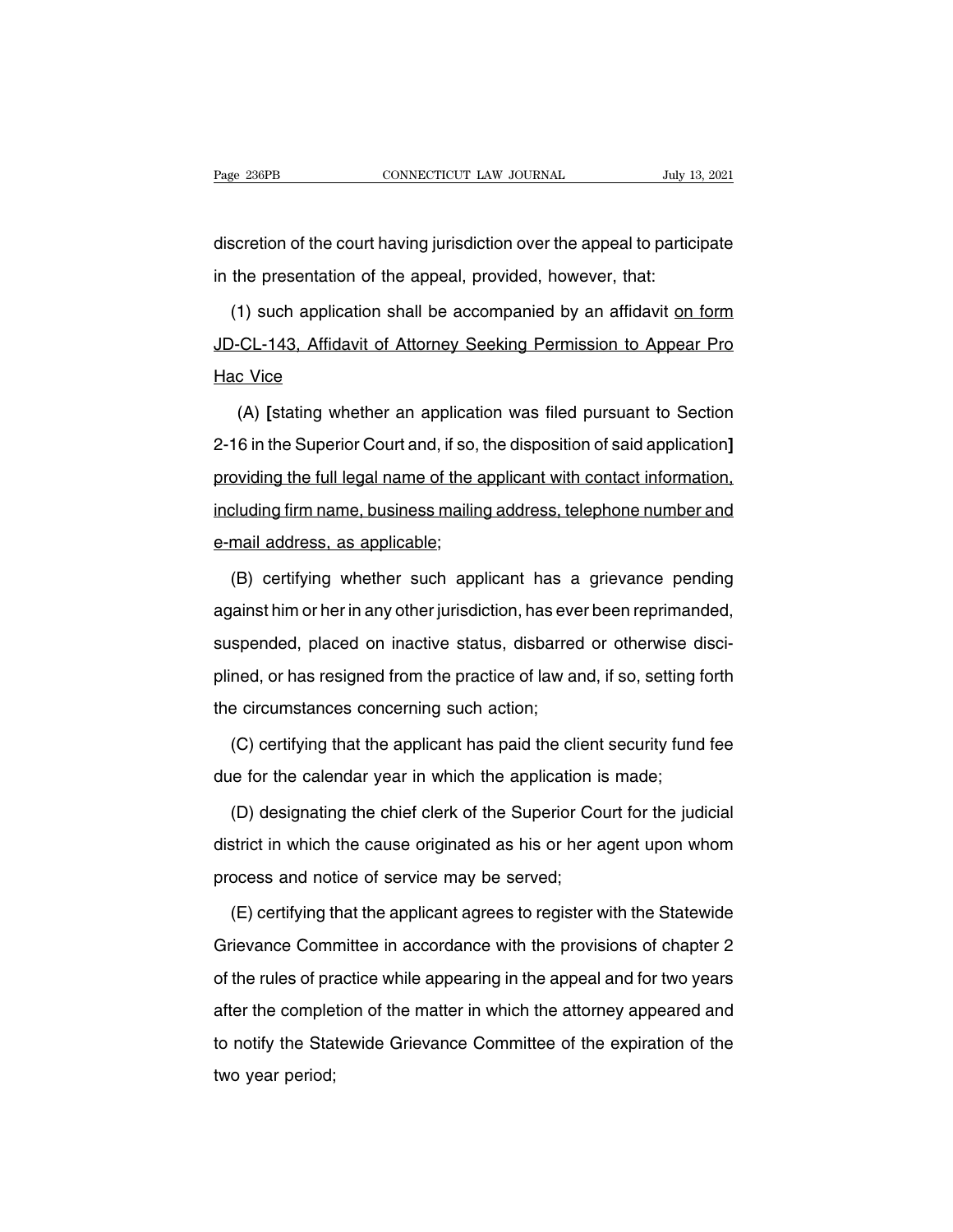discretion of the court having jurisdiction over the appeal to participate in the presentation of the appeal, provided, however, that:

(1) such application shall be accompanied by an affidavit <u>on form JD-CL-143, Affidavit of Attorney Seeking Permission to Appear Pro Hac Vice</u>

(A) **[**stating whether an application was filed pursuant to Section 2-16 in the Superior Court and, if so, the disposition of said application**]** <u>providing the full legal name of the applicant with contact information, including firm name, business mailing address, telephone number and e-mail address, as applicable</u>;

(B) certifying whether such applicant has a grievance pending against him or her in any other jurisdiction, has ever been reprimanded, suspended, placed on inactive status, disbarred or otherwise disciplined, or has resigned from the practice of law and, if so, setting forth the circumstances concerning such action;

(C) certifying that the applicant has paid the client security fund fee due for the calendar year in which the application is made;

(D) designating the chief clerk of the Superior Court for the judicial district in which the cause originated as his or her agent upon whom process and notice of service may be served;

(E) certifying that the applicant agrees to register with the Statewide Grievance Committee in accordance with the provisions of chapter 2 of the rules of practice while appearing in the appeal and for two years after the completion of the matter in which the attorney appeared and to notify the Statewide Grievance Committee of the expiration of the two year period;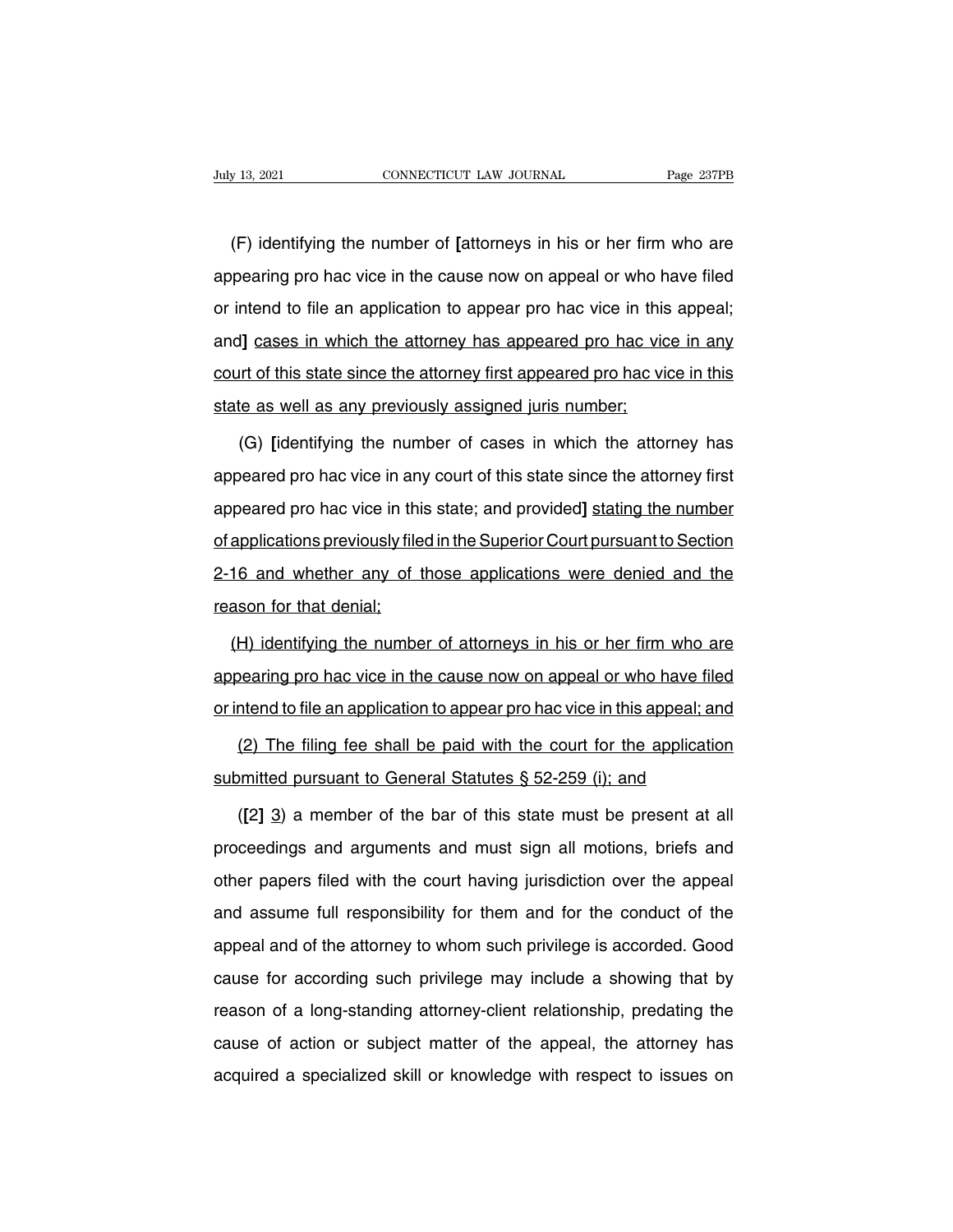(F) identifying the number of **[**attorneys in his or her firm who are appearing pro hac vice in the cause now on appeal or who have filed or intend to file an application to appear pro hac vice in this appeal; and**]** <u>cases in which the attorney has appeared pro hac vice in any court of this state since the attorney first appeared pro hac vice in this state as well as any previously assigned juris number;</u>

(G) **[**identifying the number of cases in which the attorney has appeared pro hac vice in any court of this state since the attorney first appeared pro hac vice in this state; and provided**]** <u>stating the number of applications previously filed in the Superior Court pursuant to Section 2-16 and whether any of those applications were denied and the reason for that denial;</u>

<u>(H) identifying the number of attorneys in his or her firm who are appearing pro hac vice in the cause now on appeal or who have filed or intend to file an application to appear pro hac vice in this appeal; and</u>

<u>(2) The filing fee shall be paid with the court for the application submitted pursuant to General Statutes § 52-259 (i); and</u>

(**[**2**]** <u>3</u>) a member of the bar of this state must be present at all proceedings and arguments and must sign all motions, briefs and other papers filed with the court having jurisdiction over the appeal and assume full responsibility for them and for the conduct of the appeal and of the attorney to whom such privilege is accorded. Good cause for according such privilege may include a showing that by reason of a long-standing attorney-client relationship, predating the cause of action or subject matter of the appeal, the attorney has acquired a specialized skill or knowledge with respect to issues on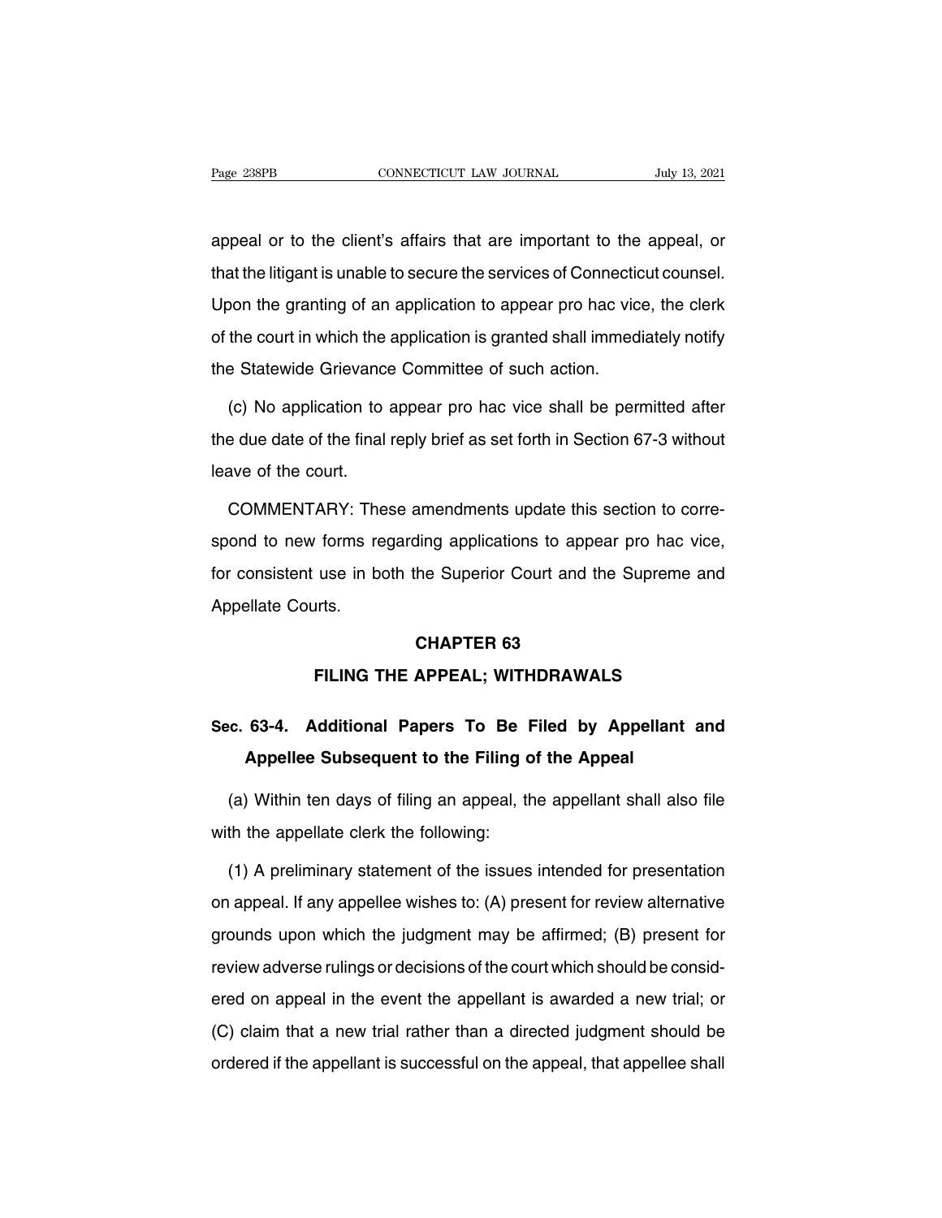appeal or to the client's affairs that are important to the appeal, or that the litigant is unable to secure the services of Connecticut counsel. Upon the granting of an application to appear pro hac vice, the clerk of the court in which the application is granted shall immediately notify the Statewide Grievance Committee of such action.

(c) No application to appear pro hac vice shall be permitted after the due date of the final reply brief as set forth in Section 67-3 without leave of the court.

COMMENTARY: These amendments update this section to correspond to new forms regarding applications to appear pro hac vice, for consistent use in both the Superior Court and the Supreme and Appellate Courts.

## CHAPTER 63

## FILING THE APPEAL; WITHDRAWALS

### Sec. 63-4. Additional Papers To Be Filed by Appellant and Appellee Subsequent to the Filing of the Appeal

(a) Within ten days of filing an appeal, the appellant shall also file with the appellate clerk the following:

(1) A preliminary statement of the issues intended for presentation on appeal. If any appellee wishes to: (A) present for review alternative grounds upon which the judgment may be affirmed; (B) present for review adverse rulings or decisions of the court which should be considered on appeal in the event the appellant is awarded a new trial; or (C) claim that a new trial rather than a directed judgment should be ordered if the appellant is successful on the appeal, that appellee shall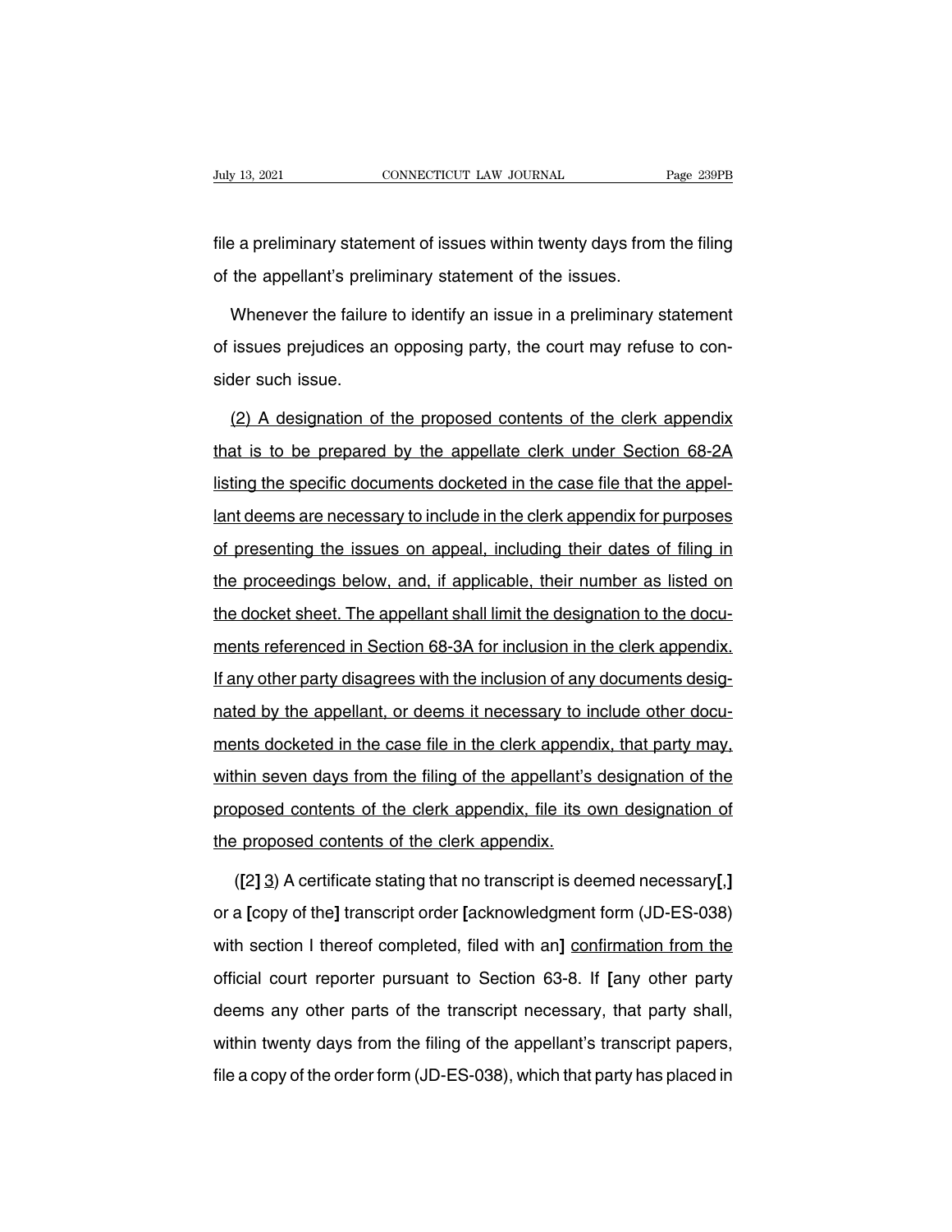file a preliminary statement of issues within twenty days from the filing of the appellant's preliminary statement of the issues.

Whenever the failure to identify an issue in a preliminary statement of issues prejudices an opposing party, the court may refuse to consider such issue.

<u>(2) A designation of the proposed contents of the clerk appendix that is to be prepared by the appellate clerk under Section 68-2A listing the specific documents docketed in the case file that the appellant deems are necessary to include in the clerk appendix for purposes of presenting the issues on appeal, including their dates of filing in the proceedings below, and, if applicable, their number as listed on the docket sheet. The appellant shall limit the designation to the documents referenced in Section 68-3A for inclusion in the clerk appendix. If any other party disagrees with the inclusion of any documents designated by the appellant, or deems it necessary to include other documents docketed in the case file in the clerk appendix, that party may, within seven days from the filing of the appellant's designation of the proposed contents of the clerk appendix, file its own designation of the proposed contents of the clerk appendix.</u>

(**[**2**]** <u>3</u>) A certificate stating that no transcript is deemed necessary**[**,**]** or a **[**copy of the**]** transcript order **[**acknowledgment form (JD-ES-038) with section I thereof completed, filed with an**]** <u>confirmation from the</u> official court reporter pursuant to Section 63-8. If **[**any other party deems any other parts of the transcript necessary, that party shall, within twenty days from the filing of the appellant's transcript papers, file a copy of the order form (JD-ES-038), which that party has placed in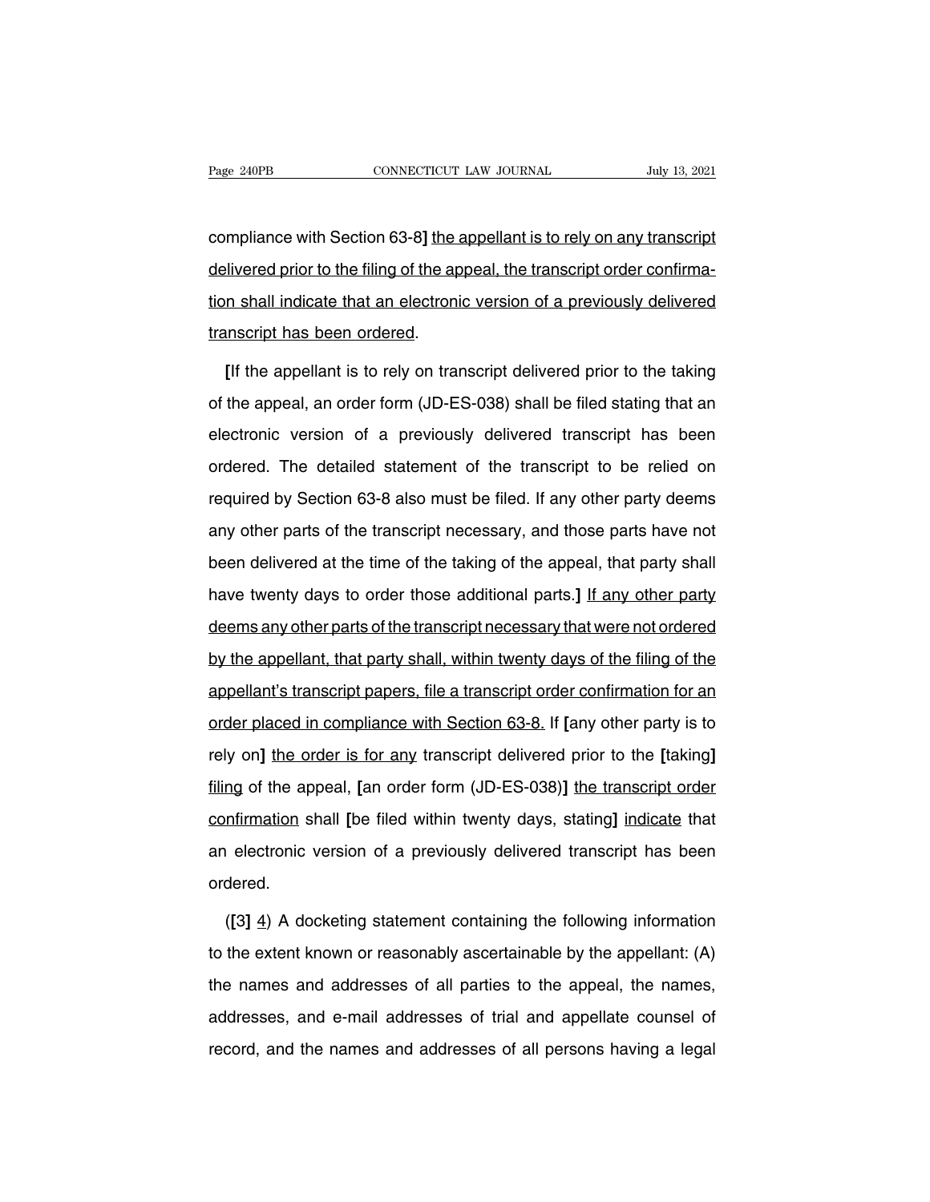compliance with Section 63-8] <u>the appellant is to rely on any transcript delivered prior to the filing of the appeal, the transcript order confirmation shall indicate that an electronic version of a previously delivered transcript has been ordered</u>.

**[**If the appellant is to rely on transcript delivered prior to the taking of the appeal, an order form (JD-ES-038) shall be filed stating that an electronic version of a previously delivered transcript has been ordered. The detailed statement of the transcript to be relied on required by Section 63-8 also must be filed. If any other party deems any other parts of the transcript necessary, and those parts have not been delivered at the time of the taking of the appeal, that party shall have twenty days to order those additional parts.**]** <u>If any other party deems any other parts of the transcript necessary that were not ordered by the appellant, that party shall, within twenty days of the filing of the appellant's transcript papers, file a transcript order confirmation for an order placed in compliance with Section 63-8.</u> If **[**any other party is to rely on**]** <u>the order is for any</u> transcript delivered prior to the **[**taking**]** <u>filing</u> of the appeal, **[**an order form (JD-ES-038)**]** <u>the transcript order confirmation</u> shall **[**be filed within twenty days, stating**]** <u>indicate</u> that an electronic version of a previously delivered transcript has been ordered.

(**[**3**]** <u>4</u>) A docketing statement containing the following information to the extent known or reasonably ascertainable by the appellant: (A) the names and addresses of all parties to the appeal, the names, addresses, and e-mail addresses of trial and appellate counsel of record, and the names and addresses of all persons having a legal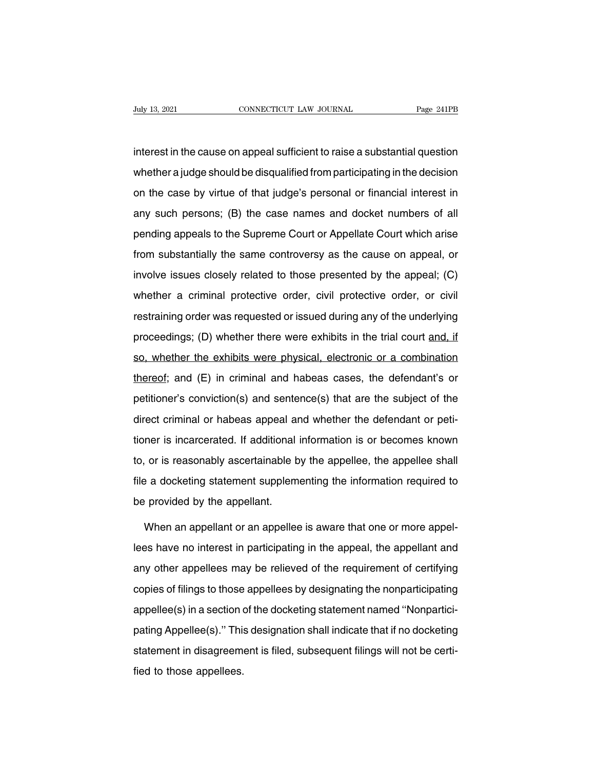interest in the cause on appeal sufficient to raise a substantial question whether a judge should be disqualified from participating in the decision on the case by virtue of that judge's personal or financial interest in any such persons; (B) the case names and docket numbers of all pending appeals to the Supreme Court or Appellate Court which arise from substantially the same controversy as the cause on appeal, or involve issues closely related to those presented by the appeal; (C) whether a criminal protective order, civil protective order, or civil restraining order was requested or issued during any of the underlying proceedings; (D) whether there were exhibits in the trial court <u>and, if so, whether the exhibits were physical, electronic or a combination thereof</u>; and (E) in criminal and habeas cases, the defendant's or petitioner's conviction(s) and sentence(s) that are the subject of the direct criminal or habeas appeal and whether the defendant or petitioner is incarcerated. If additional information is or becomes known to, or is reasonably ascertainable by the appellee, the appellee shall file a docketing statement supplementing the information required to be provided by the appellant.

When an appellant or an appellee is aware that one or more appellees have no interest in participating in the appeal, the appellant and any other appellees may be relieved of the requirement of certifying copies of filings to those appellees by designating the nonparticipating appellee(s) in a section of the docketing statement named ''Nonparticipating Appellee(s).'' This designation shall indicate that if no docketing statement in disagreement is filed, subsequent filings will not be certified to those appellees.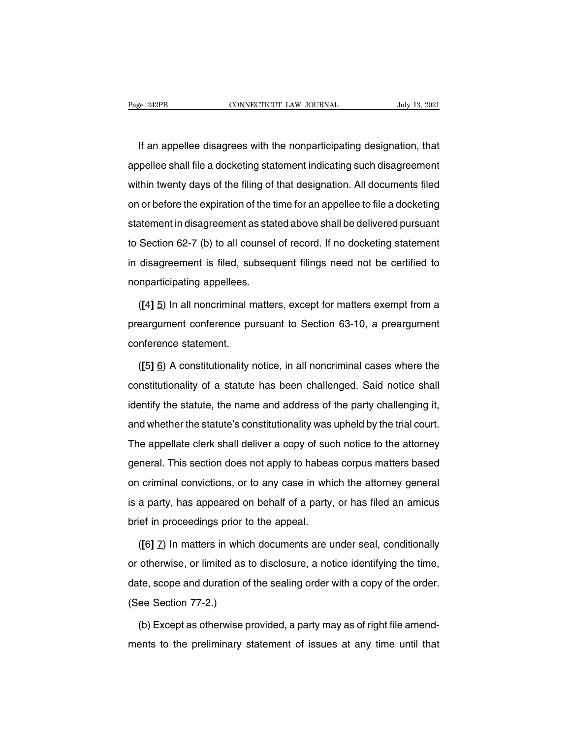If an appellee disagrees with the nonparticipating designation, that appellee shall file a docketing statement indicating such disagreement within twenty days of the filing of that designation. All documents filed on or before the expiration of the time for an appellee to file a docketing statement in disagreement as stated above shall be delivered pursuant to Section 62-7 (b) to all counsel of record. If no docketing statement in disagreement is filed, subsequent filings need not be certified to nonparticipating appellees.

([4] <u>5</u>) In all noncriminal matters, except for matters exempt from a preargument conference pursuant to Section 63-10, a preargument conference statement.

([5] <u>6</u>) A constitutionality notice, in all noncriminal cases where the constitutionality of a statute has been challenged. Said notice shall identify the statute, the name and address of the party challenging it, and whether the statute's constitutionality was upheld by the trial court. The appellate clerk shall deliver a copy of such notice to the attorney general. This section does not apply to habeas corpus matters based on criminal convictions, or to any case in which the attorney general is a party, has appeared on behalf of a party, or has filed an amicus brief in proceedings prior to the appeal.

([6] <u>7</u>) In matters in which documents are under seal, conditionally or otherwise, or limited as to disclosure, a notice identifying the time, date, scope and duration of the sealing order with a copy of the order. (See Section 77-2.)

(b) Except as otherwise provided, a party may as of right file amendments to the preliminary statement of issues at any time until that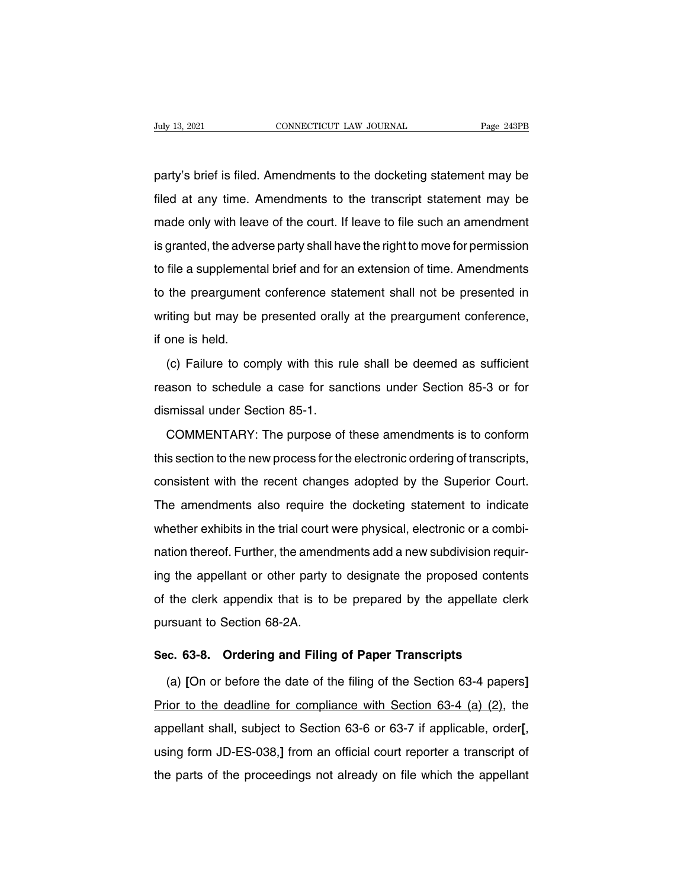party's brief is filed. Amendments to the docketing statement may be filed at any time. Amendments to the transcript statement may be made only with leave of the court. If leave to file such an amendment is granted, the adverse party shall have the right to move for permission to file a supplemental brief and for an extension of time. Amendments to the preargument conference statement shall not be presented in writing but may be presented orally at the preargument conference, if one is held.

(c) Failure to comply with this rule shall be deemed as sufficient reason to schedule a case for sanctions under Section 85-3 or for dismissal under Section 85-1.

COMMENTARY: The purpose of these amendments is to conform this section to the new process for the electronic ordering of transcripts, consistent with the recent changes adopted by the Superior Court. The amendments also require the docketing statement to indicate whether exhibits in the trial court were physical, electronic or a combination thereof. Further, the amendments add a new subdivision requiring the appellant or other party to designate the proposed contents of the clerk appendix that is to be prepared by the appellate clerk pursuant to Section 68-2A.

**Sec. 63-8. Ordering and Filing of Paper Transcripts**

(a) **[**On or before the date of the filing of the Section 63-4 papers**]** <u>Prior to the deadline for compliance with Section 63-4 (a) (2)</u>, the appellant shall, subject to Section 63-6 or 63-7 if applicable, order**[**, using form JD-ES-038,**]** from an official court reporter a transcript of the parts of the proceedings not already on file which the appellant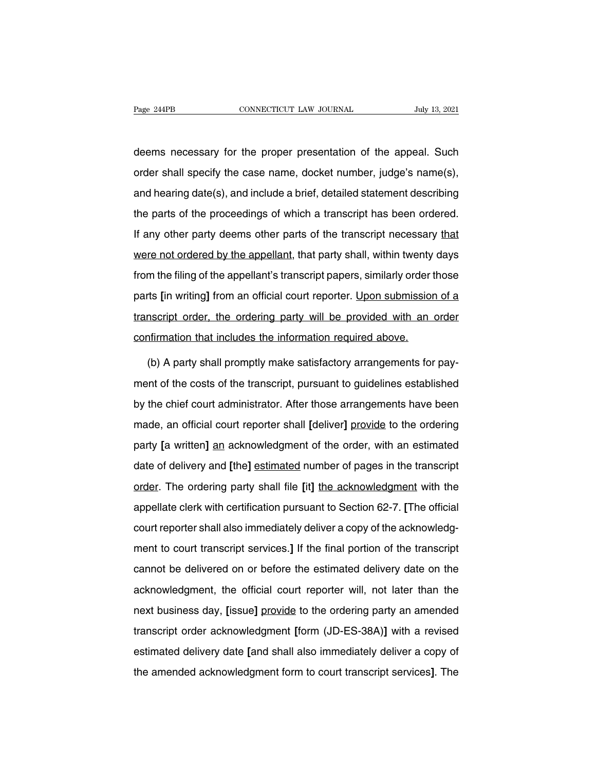deems necessary for the proper presentation of the appeal. Such order shall specify the case name, docket number, judge's name(s), and hearing date(s), and include a brief, detailed statement describing the parts of the proceedings of which a transcript has been ordered. If any other party deems other parts of the transcript necessary <u>that were not ordered by the appellant</u>, that party shall, within twenty days from the filing of the appellant's transcript papers, similarly order those parts **[**in writing**]** from an official court reporter. <u>Upon submission of a transcript order, the ordering party will be provided with an order confirmation that includes the information required above.</u>

(b) A party shall promptly make satisfactory arrangements for payment of the costs of the transcript, pursuant to guidelines established by the chief court administrator. After those arrangements have been made, an official court reporter shall **[**deliver**]** <u>provide</u> to the ordering party **[**a written**]** <u>an</u> acknowledgment of the order, with an estimated date of delivery and **[**the**]** <u>estimated</u> number of pages in the transcript <u>order</u>. The ordering party shall file **[**it**]** <u>the acknowledgment</u> with the appellate clerk with certification pursuant to Section 62-7. **[**The official court reporter shall also immediately deliver a copy of the acknowledgment to court transcript services.**]** If the final portion of the transcript cannot be delivered on or before the estimated delivery date on the acknowledgment, the official court reporter will, not later than the next business day, **[**issue**]** <u>provide</u> to the ordering party an amended transcript order acknowledgment **[**form (JD-ES-38A)**]** with a revised estimated delivery date **[**and shall also immediately deliver a copy of the amended acknowledgment form to court transcript services**]**. The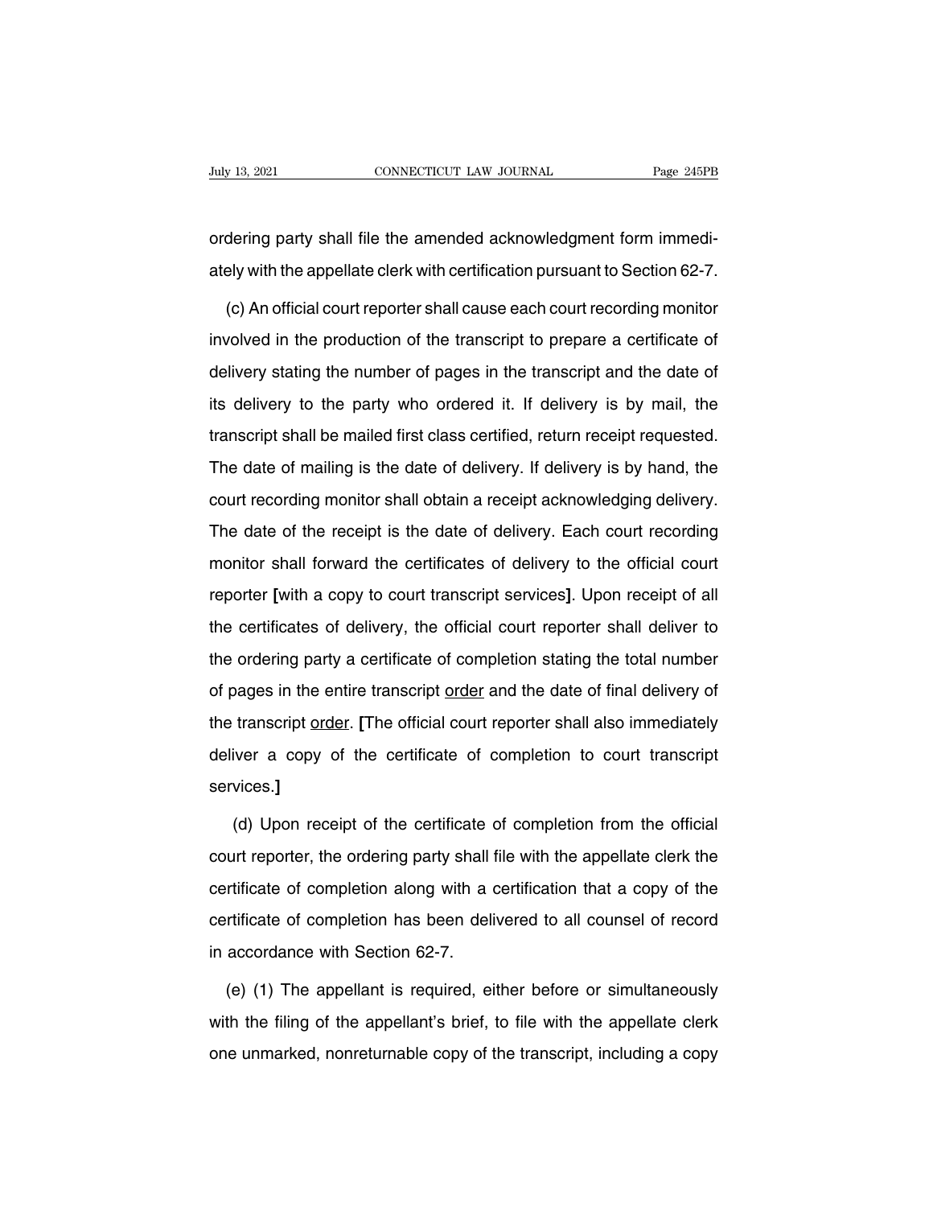ordering party shall file the amended acknowledgment form immediately with the appellate clerk with certification pursuant to Section 62-7.

(c) An official court reporter shall cause each court recording monitor involved in the production of the transcript to prepare a certificate of delivery stating the number of pages in the transcript and the date of its delivery to the party who ordered it. If delivery is by mail, the transcript shall be mailed first class certified, return receipt requested. The date of mailing is the date of delivery. If delivery is by hand, the court recording monitor shall obtain a receipt acknowledging delivery. The date of the receipt is the date of delivery. Each court recording monitor shall forward the certificates of delivery to the official court reporter **[**with a copy to court transcript services**]**. Upon receipt of all the certificates of delivery, the official court reporter shall deliver to the ordering party a certificate of completion stating the total number of pages in the entire transcript <u>order</u> and the date of final delivery of the transcript <u>order</u>. **[**The official court reporter shall also immediately deliver a copy of the certificate of completion to court transcript services.**]**

(d) Upon receipt of the certificate of completion from the official court reporter, the ordering party shall file with the appellate clerk the certificate of completion along with a certification that a copy of the certificate of completion has been delivered to all counsel of record in accordance with Section 62-7.

(e) (1) The appellant is required, either before or simultaneously with the filing of the appellant's brief, to file with the appellate clerk one unmarked, nonreturnable copy of the transcript, including a copy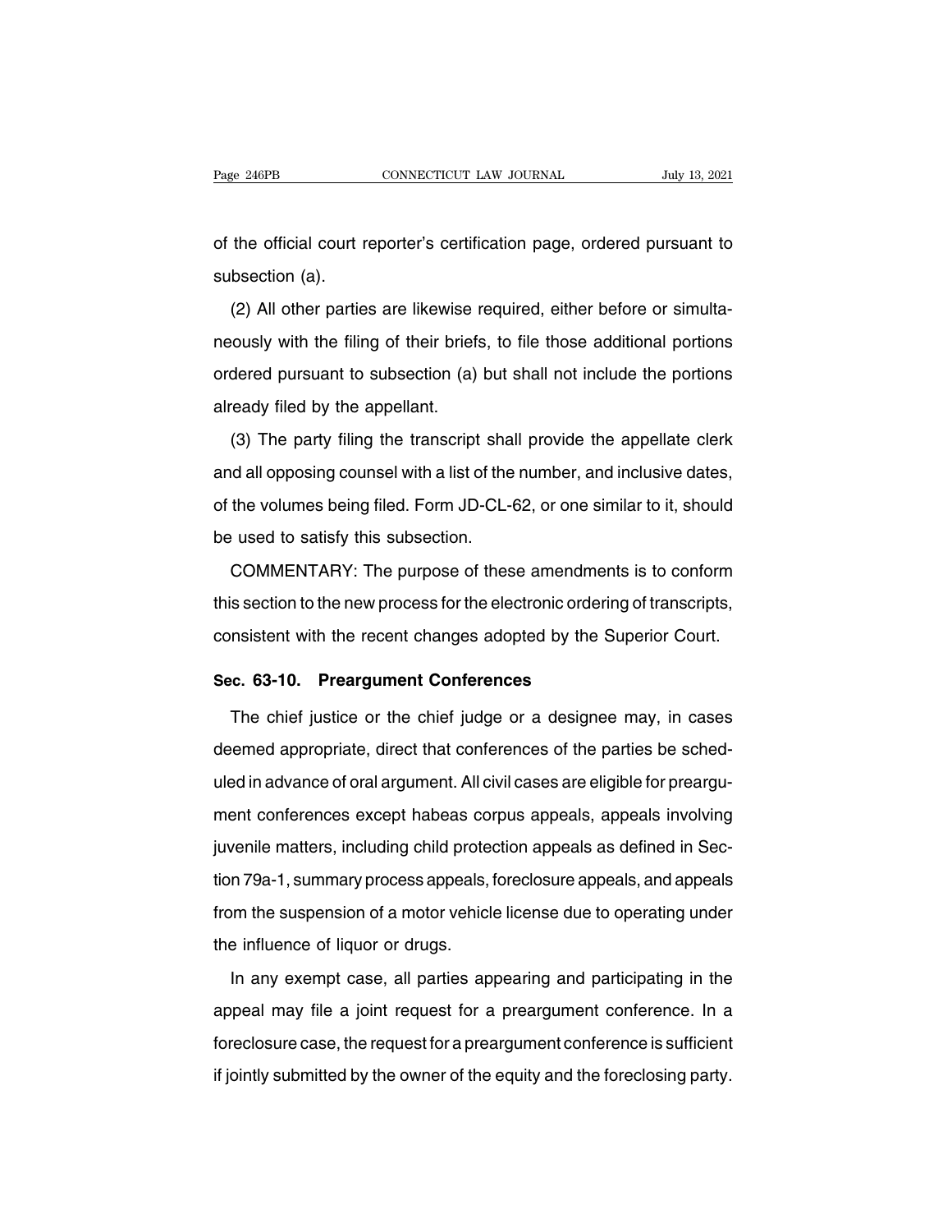of the official court reporter's certification page, ordered pursuant to subsection (a).

(2) All other parties are likewise required, either before or simultaneously with the filing of their briefs, to file those additional portions ordered pursuant to subsection (a) but shall not include the portions already filed by the appellant.

(3) The party filing the transcript shall provide the appellate clerk and all opposing counsel with a list of the number, and inclusive dates, of the volumes being filed. Form JD-CL-62, or one similar to it, should be used to satisfy this subsection.

COMMENTARY: The purpose of these amendments is to conform this section to the new process for the electronic ordering of transcripts, consistent with the recent changes adopted by the Superior Court.

**Sec. 63-10. Preargument Conferences**

The chief justice or the chief judge or a designee may, in cases deemed appropriate, direct that conferences of the parties be scheduled in advance of oral argument. All civil cases are eligible for preargument conferences except habeas corpus appeals, appeals involving juvenile matters, including child protection appeals as defined in Section 79a-1, summary process appeals, foreclosure appeals, and appeals from the suspension of a motor vehicle license due to operating under the influence of liquor or drugs.

In any exempt case, all parties appearing and participating in the appeal may file a joint request for a preargument conference. In a foreclosure case, the request for a preargument conference is sufficient if jointly submitted by the owner of the equity and the foreclosing party.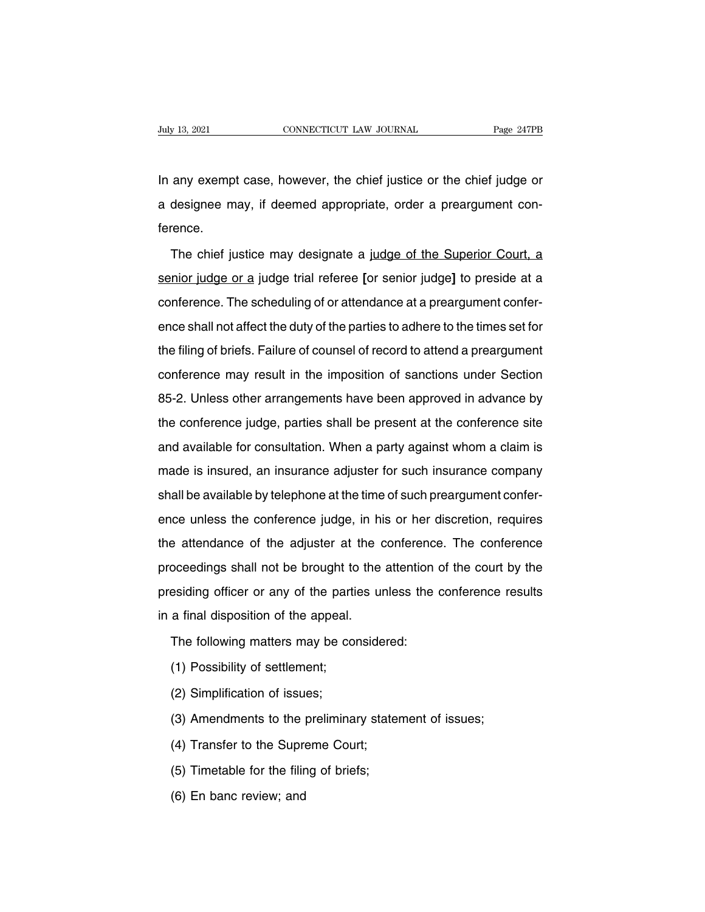In any exempt case, however, the chief justice or the chief judge or a designee may, if deemed appropriate, order a preargument conference.

The chief justice may designate a <u>judge of the Superior Court, a senior judge or a</u> judge trial referee [or senior judge] to preside at a conference. The scheduling of or attendance at a preargument conference shall not affect the duty of the parties to adhere to the times set for the filing of briefs. Failure of counsel of record to attend a preargument conference may result in the imposition of sanctions under Section 85-2. Unless other arrangements have been approved in advance by the conference judge, parties shall be present at the conference site and available for consultation. When a party against whom a claim is made is insured, an insurance adjuster for such insurance company shall be available by telephone at the time of such preargument conference unless the conference judge, in his or her discretion, requires the attendance of the adjuster at the conference. The conference proceedings shall not be brought to the attention of the court by the presiding officer or any of the parties unless the conference results in a final disposition of the appeal.

The following matters may be considered:

(1) Possibility of settlement;

(2) Simplification of issues;

(3) Amendments to the preliminary statement of issues;

(4) Transfer to the Supreme Court;

(5) Timetable for the filing of briefs;

(6) En banc review; and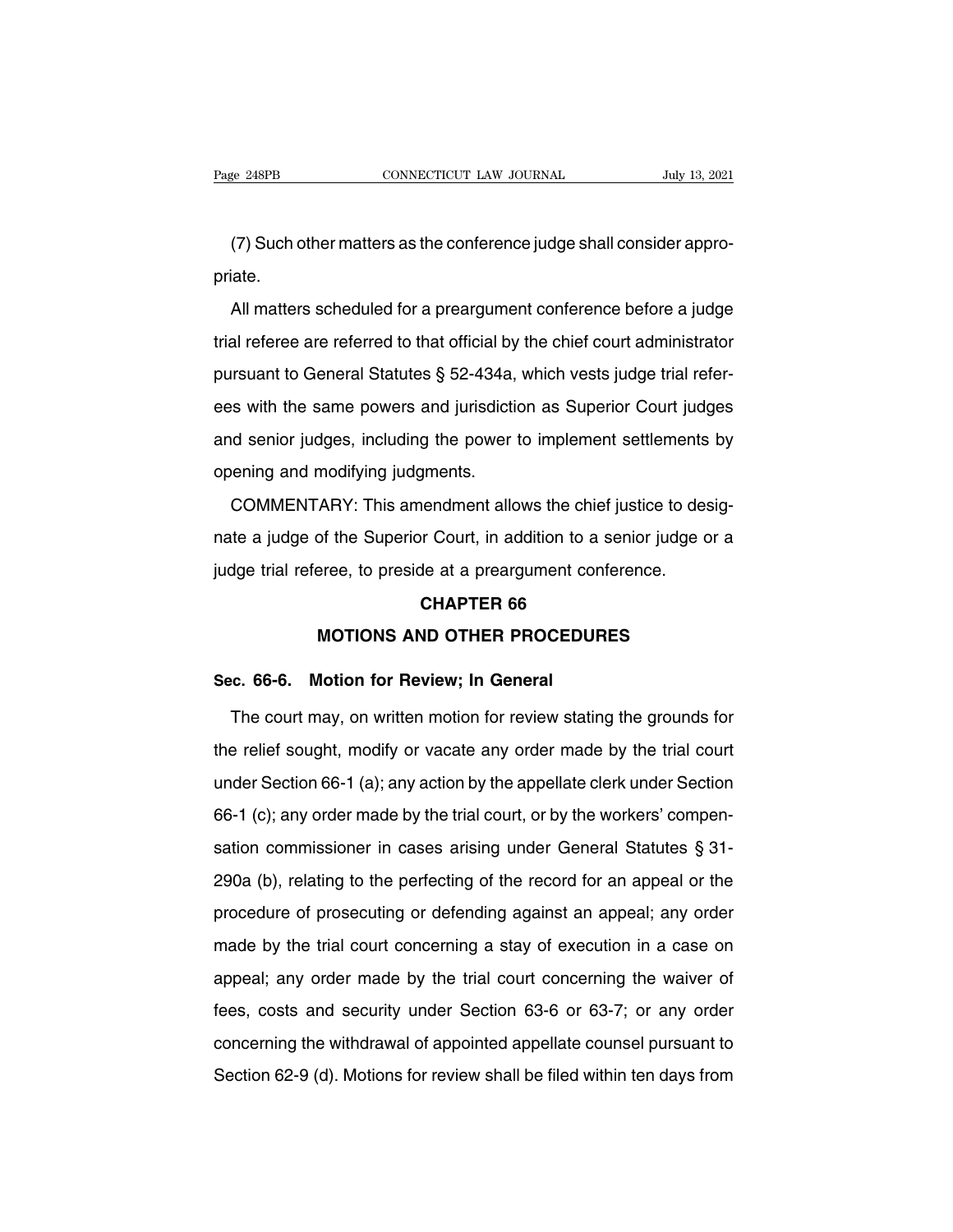(7) Such other matters as the conference judge shall consider appropriate.

All matters scheduled for a preargument conference before a judge trial referee are referred to that official by the chief court administrator pursuant to General Statutes § 52-434a, which vests judge trial referees with the same powers and jurisdiction as Superior Court judges and senior judges, including the power to implement settlements by opening and modifying judgments.

COMMENTARY: This amendment allows the chief justice to designate a judge of the Superior Court, in addition to a senior judge or a judge trial referee, to preside at a preargument conference.

## CHAPTER 66

## MOTIONS AND OTHER PROCEDURES

### Sec. 66-6. Motion for Review; In General

The court may, on written motion for review stating the grounds for the relief sought, modify or vacate any order made by the trial court under Section 66-1 (a); any action by the appellate clerk under Section 66-1 (c); any order made by the trial court, or by the workers' compensation commissioner in cases arising under General Statutes § 31-290a (b), relating to the perfecting of the record for an appeal or the procedure of prosecuting or defending against an appeal; any order made by the trial court concerning a stay of execution in a case on appeal; any order made by the trial court concerning the waiver of fees, costs and security under Section 63-6 or 63-7; or any order concerning the withdrawal of appointed appellate counsel pursuant to Section 62-9 (d). Motions for review shall be filed within ten days from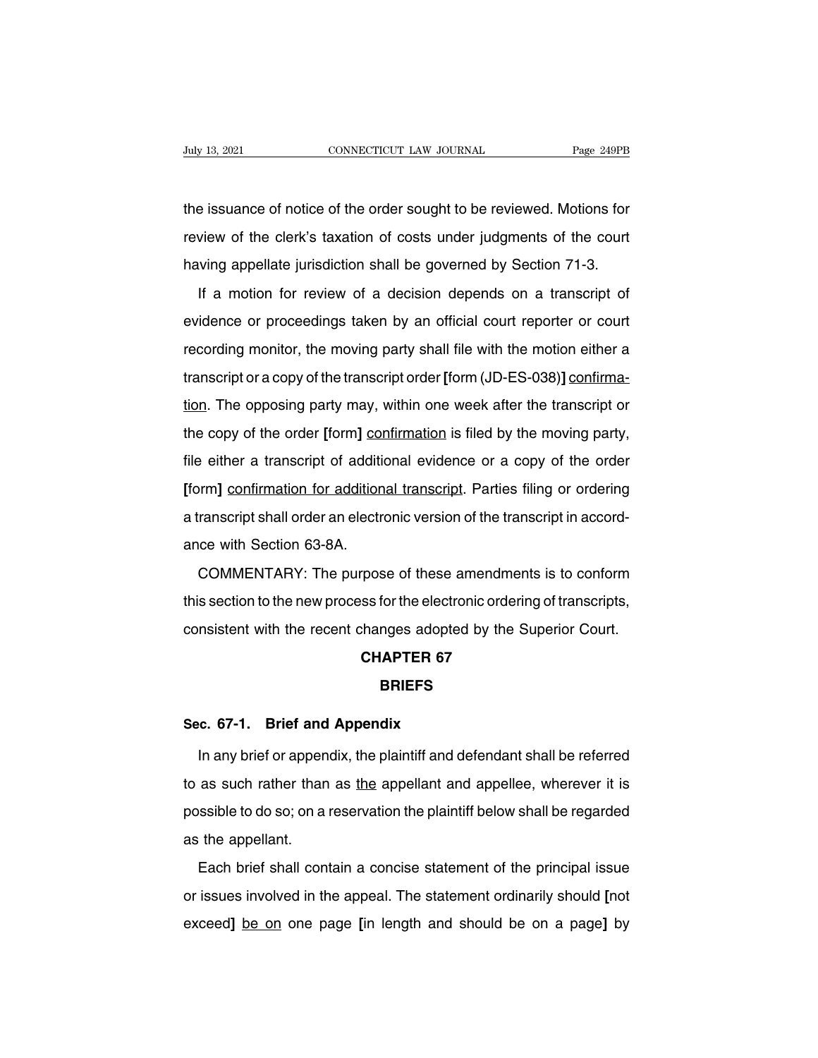the issuance of notice of the order sought to be reviewed. Motions for review of the clerk's taxation of costs under judgments of the court having appellate jurisdiction shall be governed by Section 71-3.

If a motion for review of a decision depends on a transcript of evidence or proceedings taken by an official court reporter or court recording monitor, the moving party shall file with the motion either a transcript or a copy of the transcript order **[**form (JD-ES-038)**]** <u>confirmation</u>. The opposing party may, within one week after the transcript or the copy of the order **[**form**]** <u>confirmation</u> is filed by the moving party, file either a transcript of additional evidence or a copy of the order **[**form**]** <u>confirmation for additional transcript</u>. Parties filing or ordering a transcript shall order an electronic version of the transcript in accordance with Section 63-8A.

COMMENTARY: The purpose of these amendments is to conform this section to the new process for the electronic ordering of transcripts, consistent with the recent changes adopted by the Superior Court.

## CHAPTER 67

## BRIEFS

### Sec. 67-1. Brief and Appendix

In any brief or appendix, the plaintiff and defendant shall be referred to as such rather than as <u>the</u> appellant and appellee, wherever it is possible to do so; on a reservation the plaintiff below shall be regarded as the appellant.

Each brief shall contain a concise statement of the principal issue or issues involved in the appeal. The statement ordinarily should **[**not exceed**]** <u>be on</u> one page **[**in length and should be on a page**]** by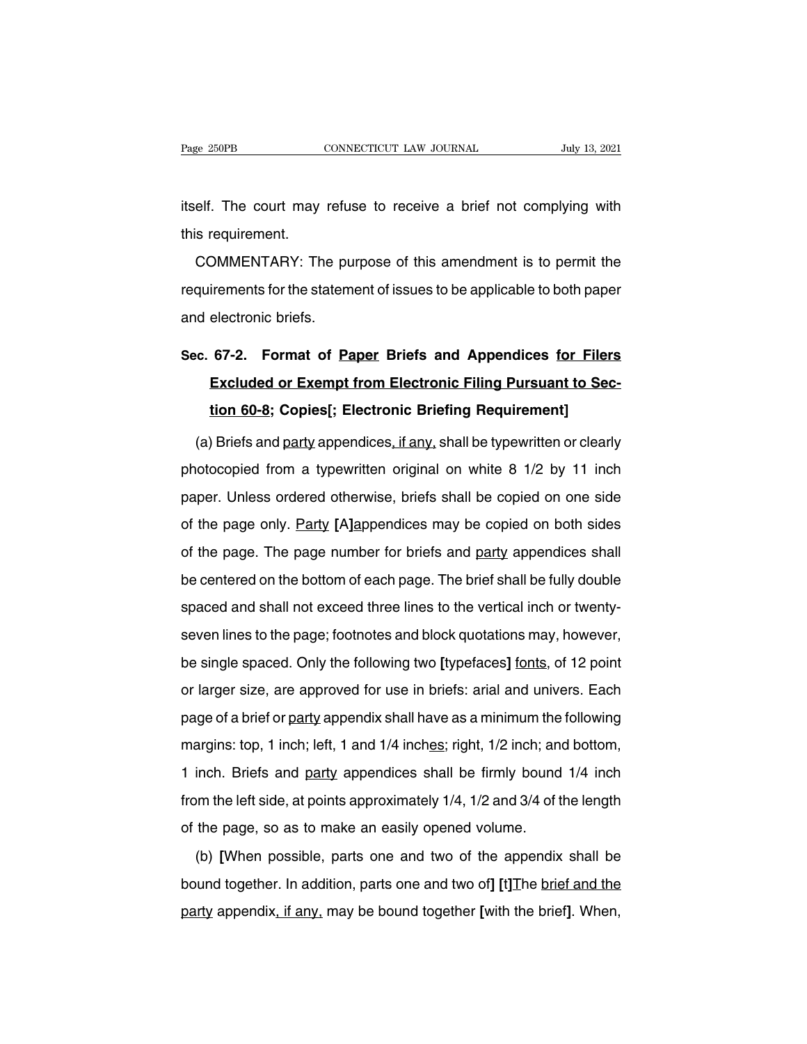itself. The court may refuse to receive a brief not complying with this requirement.

COMMENTARY: The purpose of this amendment is to permit the requirements for the statement of issues to be applicable to both paper and electronic briefs.

**Sec. 67-2. Format of <u>Paper</u> Briefs and Appendices <u>for Filers Excluded or Exempt from Electronic Filing Pursuant to Section 60-8</u>; Copies[; Electronic Briefing Requirement]**

(a) Briefs and <u>party</u> appendices<u>, if any,</u> shall be typewritten or clearly photocopied from a typewritten original on white 8 1/2 by 11 inch paper. Unless ordered otherwise, briefs shall be copied on one side of the page only. <u>Party</u> **[**A**]**<u>a</u>ppendices may be copied on both sides of the page. The page number for briefs and <u>party</u> appendices shall be centered on the bottom of each page. The brief shall be fully double spaced and shall not exceed three lines to the vertical inch or twenty-seven lines to the page; footnotes and block quotations may, however, be single spaced. Only the following two **[**typefaces**]** <u>fonts</u>, of 12 point or larger size, are approved for use in briefs: arial and univers. Each page of a brief or <u>party</u> appendix shall have as a minimum the following margins: top, 1 inch; left, 1 and 1/4 inch<u>es</u>; right, 1/2 inch; and bottom, 1 inch. Briefs and <u>party</u> appendices shall be firmly bound 1/4 inch from the left side, at points approximately 1/4, 1/2 and 3/4 of the length of the page, so as to make an easily opened volume.

(b) **[**When possible, parts one and two of the appendix shall be bound together. In addition, parts one and two of**]** **[**t**]**<u>T</u>he <u>brief and the party</u> appendix<u>, if any,</u> may be bound together **[**with the brief**]**. When,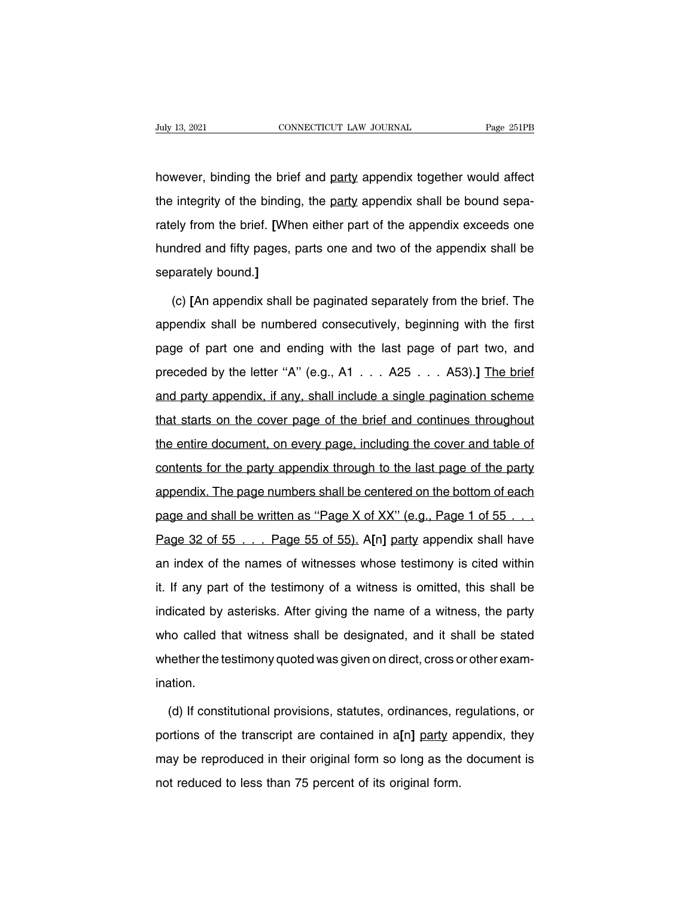however, binding the brief and party appendix together would affect the integrity of the binding, the party appendix shall be bound separately from the brief. **[**When either part of the appendix exceeds one hundred and fifty pages, parts one and two of the appendix shall be separately bound.**]**

(c) **[**An appendix shall be paginated separately from the brief. The appendix shall be numbered consecutively, beginning with the first page of part one and ending with the last page of part two, and preceded by the letter ''A'' (e.g., A1 . . . A25 . . . A53).**]** The brief and party appendix, if any, shall include a single pagination scheme that starts on the cover page of the brief and continues throughout the entire document, on every page, including the cover and table of contents for the party appendix through to the last page of the party appendix. The page numbers shall be centered on the bottom of each page and shall be written as ''Page X of XX'' (e.g., Page 1 of 55 . . . Page 32 of 55 . . . Page 55 of 55). A**[**n**]** party appendix shall have an index of the names of witnesses whose testimony is cited within it. If any part of the testimony of a witness is omitted, this shall be indicated by asterisks. After giving the name of a witness, the party who called that witness shall be designated, and it shall be stated whether the testimony quoted was given on direct, cross or other examination.

(d) If constitutional provisions, statutes, ordinances, regulations, or portions of the transcript are contained in a**[**n**]** party appendix, they may be reproduced in their original form so long as the document is not reduced to less than 75 percent of its original form.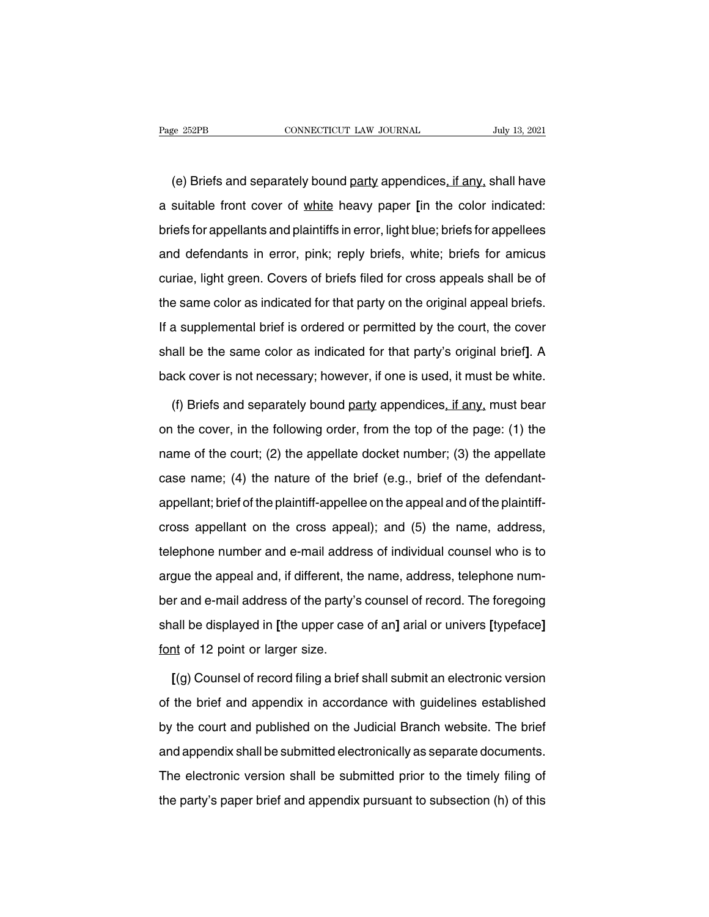(e) Briefs and separately bound party appendices, if any, shall have a suitable front cover of white heavy paper [in the color indicated: briefs for appellants and plaintiffs in error, light blue; briefs for appellees and defendants in error, pink; reply briefs, white; briefs for amicus curiae, light green. Covers of briefs filed for cross appeals shall be of the same color as indicated for that party on the original appeal briefs. If a supplemental brief is ordered or permitted by the court, the cover shall be the same color as indicated for that party's original brief]. A back cover is not necessary; however, if one is used, it must be white.

(f) Briefs and separately bound party appendices, if any, must bear on the cover, in the following order, from the top of the page: (1) the name of the court; (2) the appellate docket number; (3) the appellate case name; (4) the nature of the brief (e.g., brief of the defendant-appellant; brief of the plaintiff-appellee on the appeal and of the plaintiff-cross appellant on the cross appeal); and (5) the name, address, telephone number and e-mail address of individual counsel who is to argue the appeal and, if different, the name, address, telephone number and e-mail address of the party's counsel of record. The foregoing shall be displayed in [the upper case of an] arial or univers [typeface] font of 12 point or larger size.

[(g) Counsel of record filing a brief shall submit an electronic version of the brief and appendix in accordance with guidelines established by the court and published on the Judicial Branch website. The brief and appendix shall be submitted electronically as separate documents. The electronic version shall be submitted prior to the timely filing of the party's paper brief and appendix pursuant to subsection (h) of this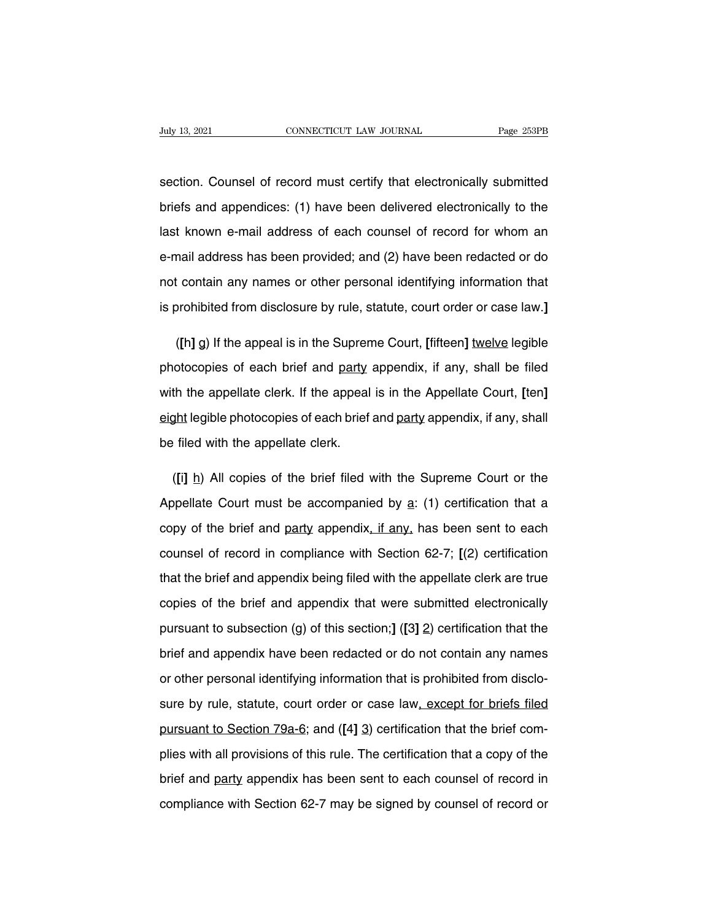section. Counsel of record must certify that electronically submitted briefs and appendices: (1) have been delivered electronically to the last known e-mail address of each counsel of record for whom an e-mail address has been provided; and (2) have been redacted or do not contain any names or other personal identifying information that is prohibited from disclosure by rule, statute, court order or case law.**]**

(**[**h**]** g) If the appeal is in the Supreme Court, **[**fifteen**]** twelve legible photocopies of each brief and party appendix, if any, shall be filed with the appellate clerk. If the appeal is in the Appellate Court, **[**ten**]** eight legible photocopies of each brief and party appendix, if any, shall be filed with the appellate clerk.

(**[**i**]** h) All copies of the brief filed with the Supreme Court or the Appellate Court must be accompanied by a: (1) certification that a copy of the brief and party appendix, if any, has been sent to each counsel of record in compliance with Section 62-7; **[**(2) certification that the brief and appendix being filed with the appellate clerk are true copies of the brief and appendix that were submitted electronically pursuant to subsection (g) of this section;**]** (**[**3**]** 2) certification that the brief and appendix have been redacted or do not contain any names or other personal identifying information that is prohibited from disclosure by rule, statute, court order or case law, except for briefs filed pursuant to Section 79a-6; and (**[**4**]** 3) certification that the brief complies with all provisions of this rule. The certification that a copy of the brief and party appendix has been sent to each counsel of record in compliance with Section 62-7 may be signed by counsel of record or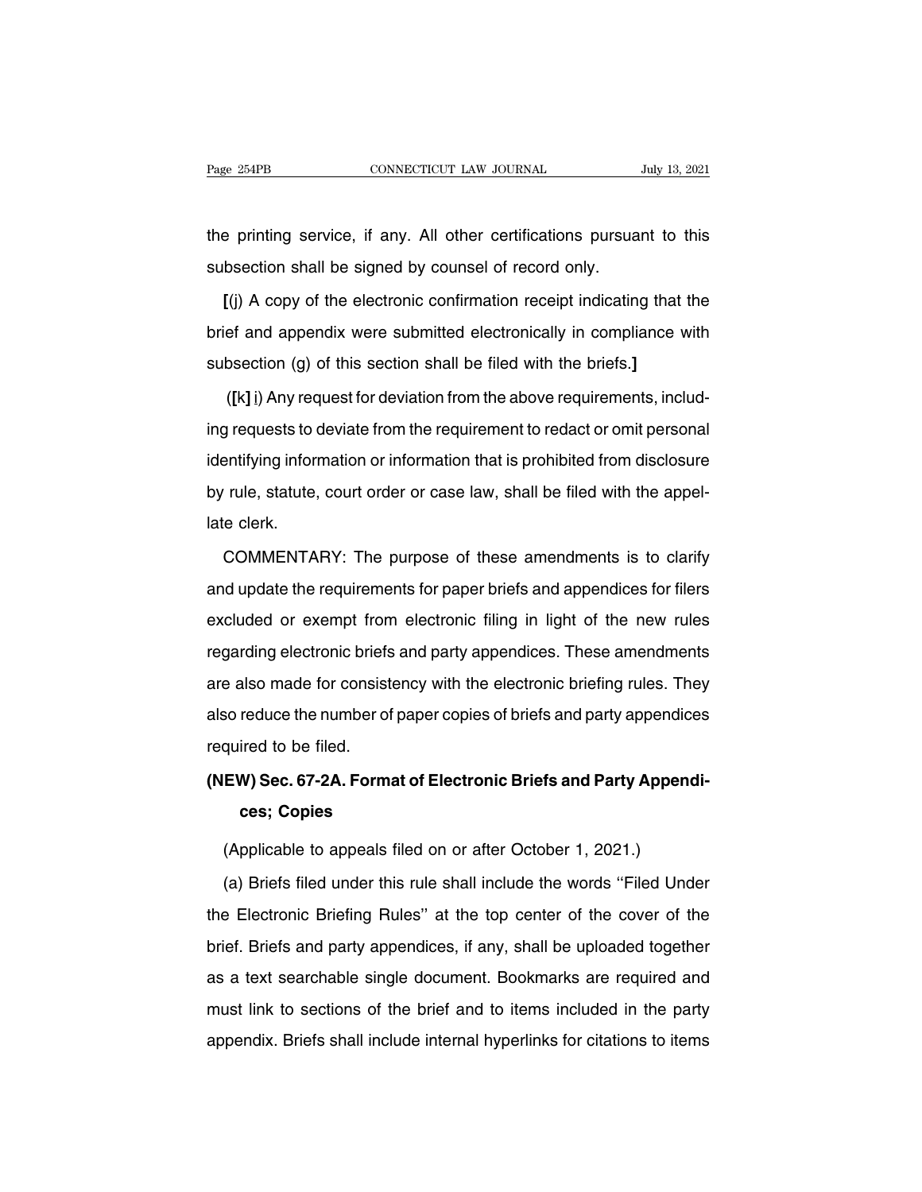the printing service, if any. All other certifications pursuant to this subsection shall be signed by counsel of record only.

**[**(j) A copy of the electronic confirmation receipt indicating that the brief and appendix were submitted electronically in compliance with subsection (g) of this section shall be filed with the briefs.**]**

(**[**k**]** j) Any request for deviation from the above requirements, including requests to deviate from the requirement to redact or omit personal identifying information or information that is prohibited from disclosure by rule, statute, court order or case law, shall be filed with the appellate clerk.

COMMENTARY: The purpose of these amendments is to clarify and update the requirements for paper briefs and appendices for filers excluded or exempt from electronic filing in light of the new rules regarding electronic briefs and party appendices. These amendments are also made for consistency with the electronic briefing rules. They also reduce the number of paper copies of briefs and party appendices required to be filed.

**(NEW) Sec. 67-2A. Format of Electronic Briefs and Party Appendices; Copies**

(Applicable to appeals filed on or after October 1, 2021.)

(a) Briefs filed under this rule shall include the words ''Filed Under the Electronic Briefing Rules'' at the top center of the cover of the brief. Briefs and party appendices, if any, shall be uploaded together as a text searchable single document. Bookmarks are required and must link to sections of the brief and to items included in the party appendix. Briefs shall include internal hyperlinks for citations to items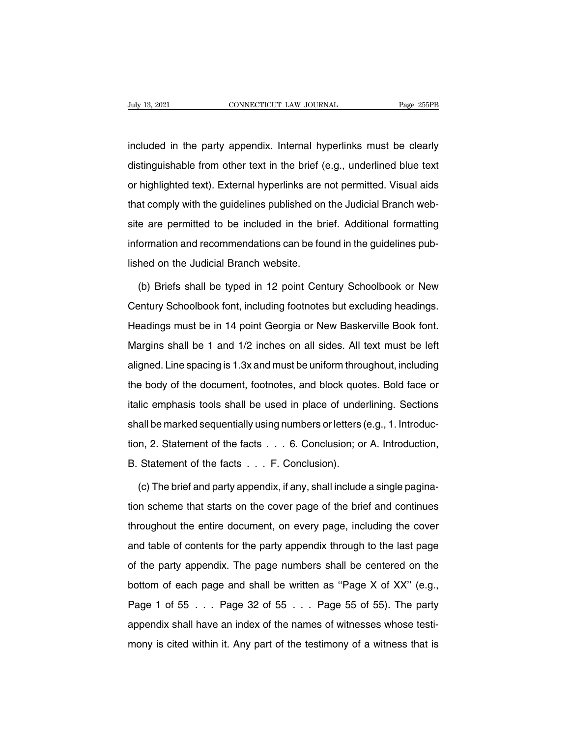included in the party appendix. Internal hyperlinks must be clearly distinguishable from other text in the brief (e.g., underlined blue text or highlighted text). External hyperlinks are not permitted. Visual aids that comply with the guidelines published on the Judicial Branch website are permitted to be included in the brief. Additional formatting information and recommendations can be found in the guidelines published on the Judicial Branch website.

(b) Briefs shall be typed in 12 point Century Schoolbook or New Century Schoolbook font, including footnotes but excluding headings. Headings must be in 14 point Georgia or New Baskerville Book font. Margins shall be 1 and 1/2 inches on all sides. All text must be left aligned. Line spacing is 1.3x and must be uniform throughout, including the body of the document, footnotes, and block quotes. Bold face or italic emphasis tools shall be used in place of underlining. Sections shall be marked sequentially using numbers or letters (e.g., 1. Introduction, 2. Statement of the facts . . . 6. Conclusion; or A. Introduction, B. Statement of the facts . . . F. Conclusion).

(c) The brief and party appendix, if any, shall include a single pagination scheme that starts on the cover page of the brief and continues throughout the entire document, on every page, including the cover and table of contents for the party appendix through to the last page of the party appendix. The page numbers shall be centered on the bottom of each page and shall be written as ''Page X of XX'' (e.g., Page 1 of 55 . . . Page 32 of 55 . . . Page 55 of 55). The party appendix shall have an index of the names of witnesses whose testimony is cited within it. Any part of the testimony of a witness that is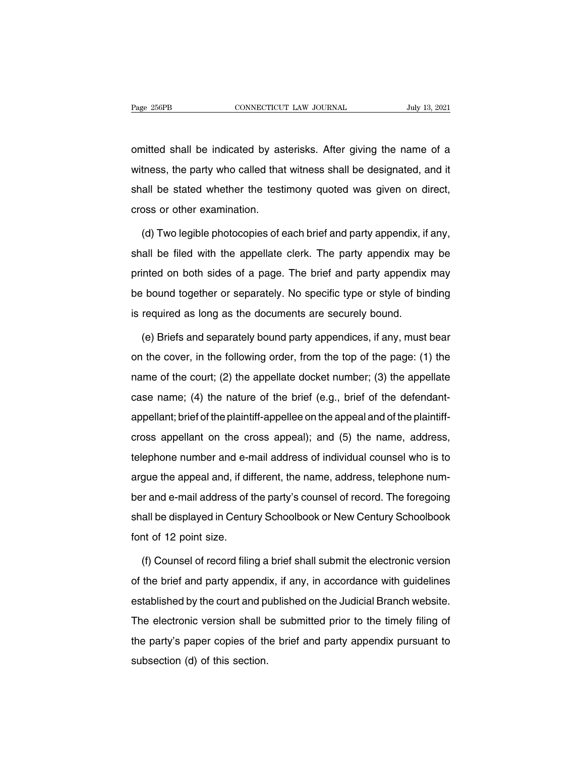omitted shall be indicated by asterisks. After giving the name of a witness, the party who called that witness shall be designated, and it shall be stated whether the testimony quoted was given on direct, cross or other examination.

(d) Two legible photocopies of each brief and party appendix, if any, shall be filed with the appellate clerk. The party appendix may be printed on both sides of a page. The brief and party appendix may be bound together or separately. No specific type or style of binding is required as long as the documents are securely bound.

(e) Briefs and separately bound party appendices, if any, must bear on the cover, in the following order, from the top of the page: (1) the name of the court; (2) the appellate docket number; (3) the appellate case name; (4) the nature of the brief (e.g., brief of the defendant-appellant; brief of the plaintiff-appellee on the appeal and of the plaintiff-cross appellant on the cross appeal); and (5) the name, address, telephone number and e-mail address of individual counsel who is to argue the appeal and, if different, the name, address, telephone number and e-mail address of the party's counsel of record. The foregoing shall be displayed in Century Schoolbook or New Century Schoolbook font of 12 point size.

(f) Counsel of record filing a brief shall submit the electronic version of the brief and party appendix, if any, in accordance with guidelines established by the court and published on the Judicial Branch website. The electronic version shall be submitted prior to the timely filing of the party's paper copies of the brief and party appendix pursuant to subsection (d) of this section.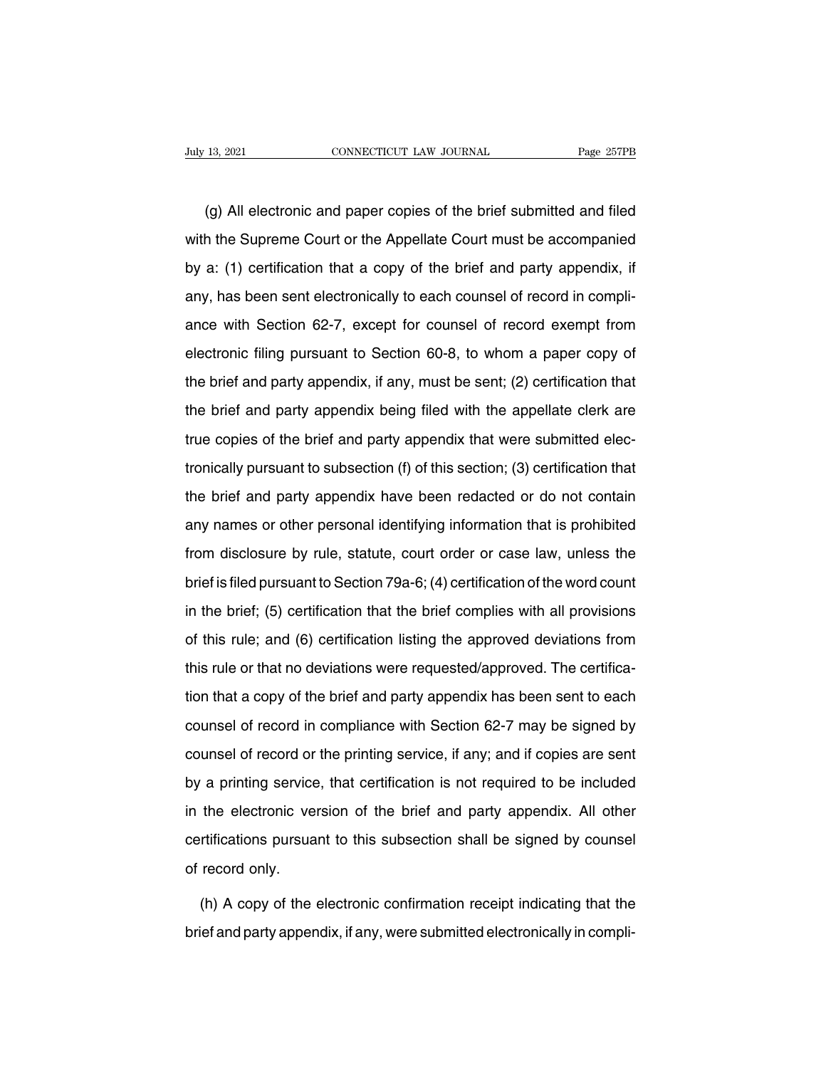(g) All electronic and paper copies of the brief submitted and filed with the Supreme Court or the Appellate Court must be accompanied by a: (1) certification that a copy of the brief and party appendix, if any, has been sent electronically to each counsel of record in compliance with Section 62-7, except for counsel of record exempt from electronic filing pursuant to Section 60-8, to whom a paper copy of the brief and party appendix, if any, must be sent; (2) certification that the brief and party appendix being filed with the appellate clerk are true copies of the brief and party appendix that were submitted electronically pursuant to subsection (f) of this section; (3) certification that the brief and party appendix have been redacted or do not contain any names or other personal identifying information that is prohibited from disclosure by rule, statute, court order or case law, unless the brief is filed pursuant to Section 79a-6; (4) certification of the word count in the brief; (5) certification that the brief complies with all provisions of this rule; and (6) certification listing the approved deviations from this rule or that no deviations were requested/approved. The certification that a copy of the brief and party appendix has been sent to each counsel of record in compliance with Section 62-7 may be signed by counsel of record or the printing service, if any; and if copies are sent by a printing service, that certification is not required to be included in the electronic version of the brief and party appendix. All other certifications pursuant to this subsection shall be signed by counsel of record only.

(h) A copy of the electronic confirmation receipt indicating that the brief and party appendix, if any, were submitted electronically in compli-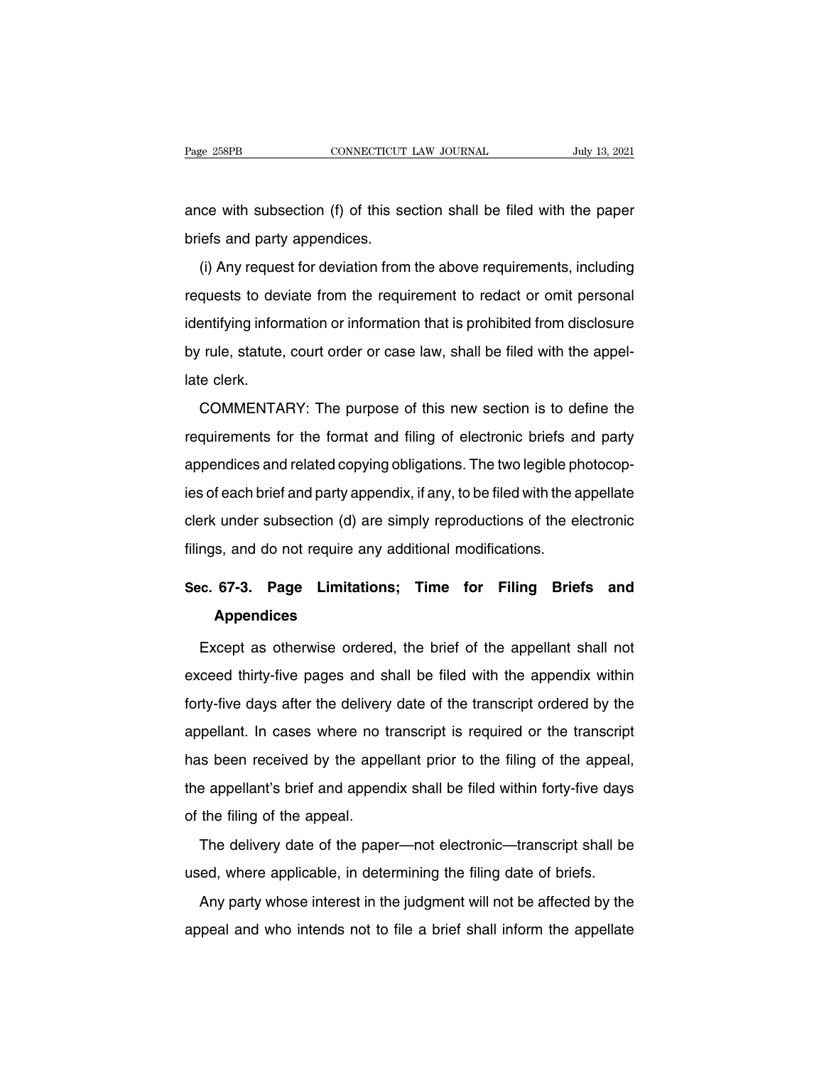ance with subsection (f) of this section shall be filed with the paper briefs and party appendices.

(i) Any request for deviation from the above requirements, including requests to deviate from the requirement to redact or omit personal identifying information or information that is prohibited from disclosure by rule, statute, court order or case law, shall be filed with the appellate clerk.

COMMENTARY: The purpose of this new section is to define the requirements for the format and filing of electronic briefs and party appendices and related copying obligations. The two legible photocopies of each brief and party appendix, if any, to be filed with the appellate clerk under subsection (d) are simply reproductions of the electronic filings, and do not require any additional modifications.

## Sec. 67-3. Page Limitations; Time for Filing Briefs and Appendices

Except as otherwise ordered, the brief of the appellant shall not exceed thirty-five pages and shall be filed with the appendix within forty-five days after the delivery date of the transcript ordered by the appellant. In cases where no transcript is required or the transcript has been received by the appellant prior to the filing of the appeal, the appellant's brief and appendix shall be filed within forty-five days of the filing of the appeal.

The delivery date of the paper—not electronic—transcript shall be used, where applicable, in determining the filing date of briefs.

Any party whose interest in the judgment will not be affected by the appeal and who intends not to file a brief shall inform the appellate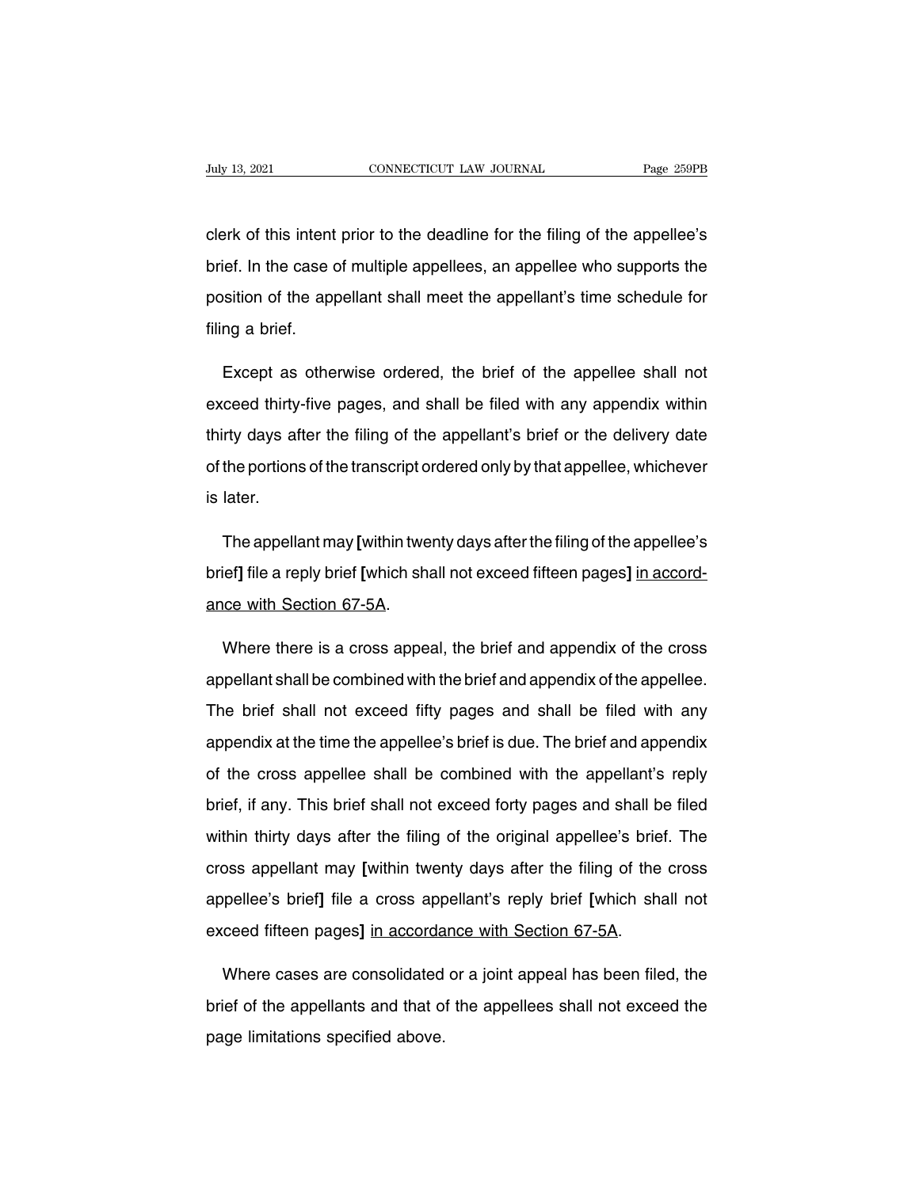clerk of this intent prior to the deadline for the filing of the appellee's brief. In the case of multiple appellees, an appellee who supports the position of the appellant shall meet the appellant's time schedule for filing a brief.

Except as otherwise ordered, the brief of the appellee shall not exceed thirty-five pages, and shall be filed with any appendix within thirty days after the filing of the appellant's brief or the delivery date of the portions of the transcript ordered only by that appellee, whichever is later.

The appellant may **[**within twenty days after the filing of the appellee's brief**]** file a reply brief **[**which shall not exceed fifteen pages**]** <u>in accordance with Section 67-5A</u>.

Where there is a cross appeal, the brief and appendix of the cross appellant shall be combined with the brief and appendix of the appellee. The brief shall not exceed fifty pages and shall be filed with any appendix at the time the appellee's brief is due. The brief and appendix of the cross appellee shall be combined with the appellant's reply brief, if any. This brief shall not exceed forty pages and shall be filed within thirty days after the filing of the original appellee's brief. The cross appellant may **[**within twenty days after the filing of the cross appellee's brief**]** file a cross appellant's reply brief **[**which shall not exceed fifteen pages**]** <u>in accordance with Section 67-5A</u>.

Where cases are consolidated or a joint appeal has been filed, the brief of the appellants and that of the appellees shall not exceed the page limitations specified above.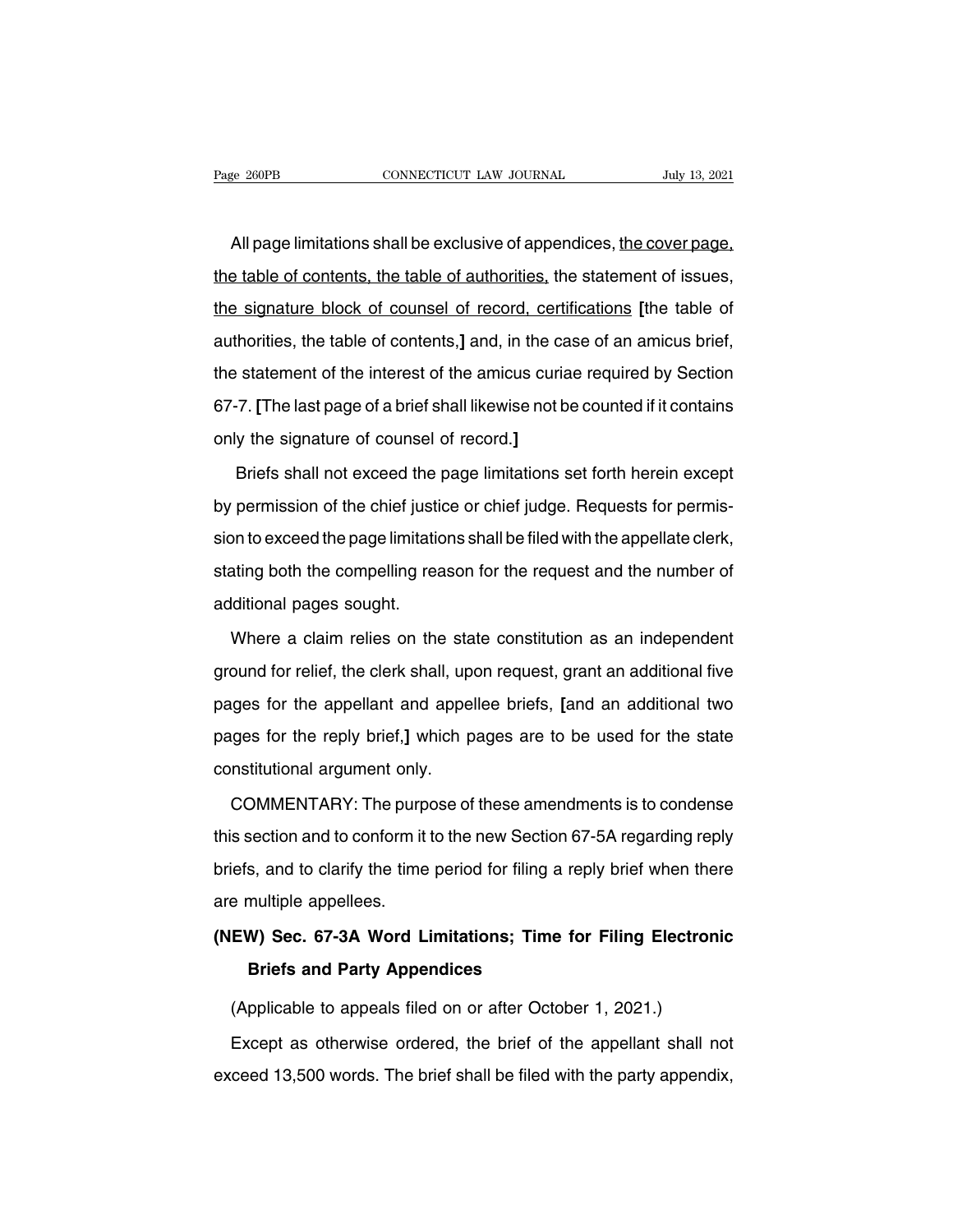All page limitations shall be exclusive of appendices, <u>the cover page, the table of contents, the table of authorities,</u> the statement of issues, <u>the signature block of counsel of record, certifications</u> **[**the table of authorities, the table of contents,**]** and, in the case of an amicus brief, the statement of the interest of the amicus curiae required by Section 67-7. **[**The last page of a brief shall likewise not be counted if it contains only the signature of counsel of record.**]**

Briefs shall not exceed the page limitations set forth herein except by permission of the chief justice or chief judge. Requests for permission to exceed the page limitations shall be filed with the appellate clerk, stating both the compelling reason for the request and the number of additional pages sought.

Where a claim relies on the state constitution as an independent ground for relief, the clerk shall, upon request, grant an additional five pages for the appellant and appellee briefs, **[**and an additional two pages for the reply brief,**]** which pages are to be used for the state constitutional argument only.

COMMENTARY: The purpose of these amendments is to condense this section and to conform it to the new Section 67-5A regarding reply briefs, and to clarify the time period for filing a reply brief when there are multiple appellees.

**(NEW) Sec. 67-3A Word Limitations; Time for Filing Electronic Briefs and Party Appendices**

(Applicable to appeals filed on or after October 1, 2021.)

Except as otherwise ordered, the brief of the appellant shall not exceed 13,500 words. The brief shall be filed with the party appendix,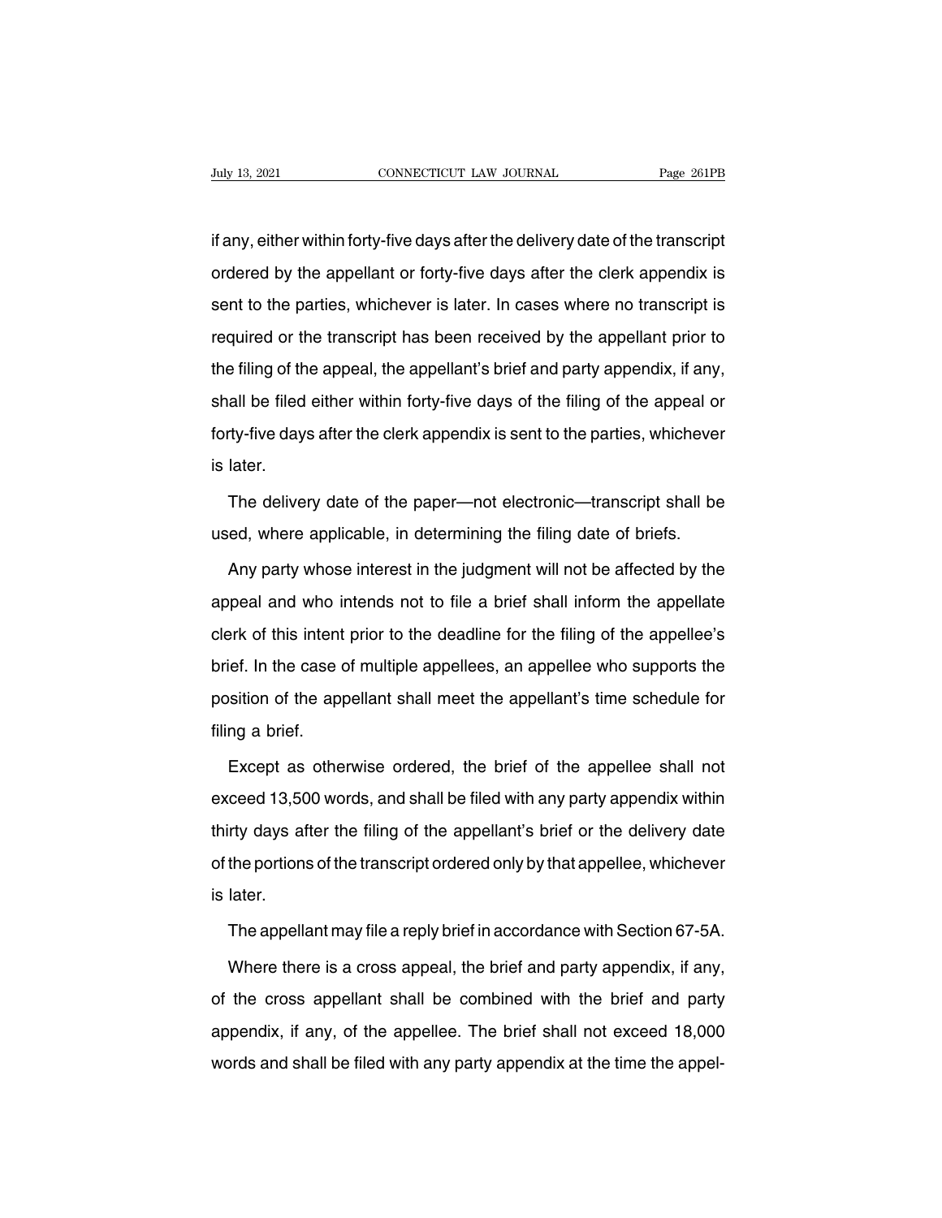if any, either within forty-five days after the delivery date of the transcript ordered by the appellant or forty-five days after the clerk appendix is sent to the parties, whichever is later. In cases where no transcript is required or the transcript has been received by the appellant prior to the filing of the appeal, the appellant's brief and party appendix, if any, shall be filed either within forty-five days of the filing of the appeal or forty-five days after the clerk appendix is sent to the parties, whichever is later.

The delivery date of the paper—not electronic—transcript shall be used, where applicable, in determining the filing date of briefs.

Any party whose interest in the judgment will not be affected by the appeal and who intends not to file a brief shall inform the appellate clerk of this intent prior to the deadline for the filing of the appellee's brief. In the case of multiple appellees, an appellee who supports the position of the appellant shall meet the appellant's time schedule for filing a brief.

Except as otherwise ordered, the brief of the appellee shall not exceed 13,500 words, and shall be filed with any party appendix within thirty days after the filing of the appellant's brief or the delivery date of the portions of the transcript ordered only by that appellee, whichever is later.

The appellant may file a reply brief in accordance with Section 67-5A.

Where there is a cross appeal, the brief and party appendix, if any, of the cross appellant shall be combined with the brief and party appendix, if any, of the appellee. The brief shall not exceed 18,000 words and shall be filed with any party appendix at the time the appel-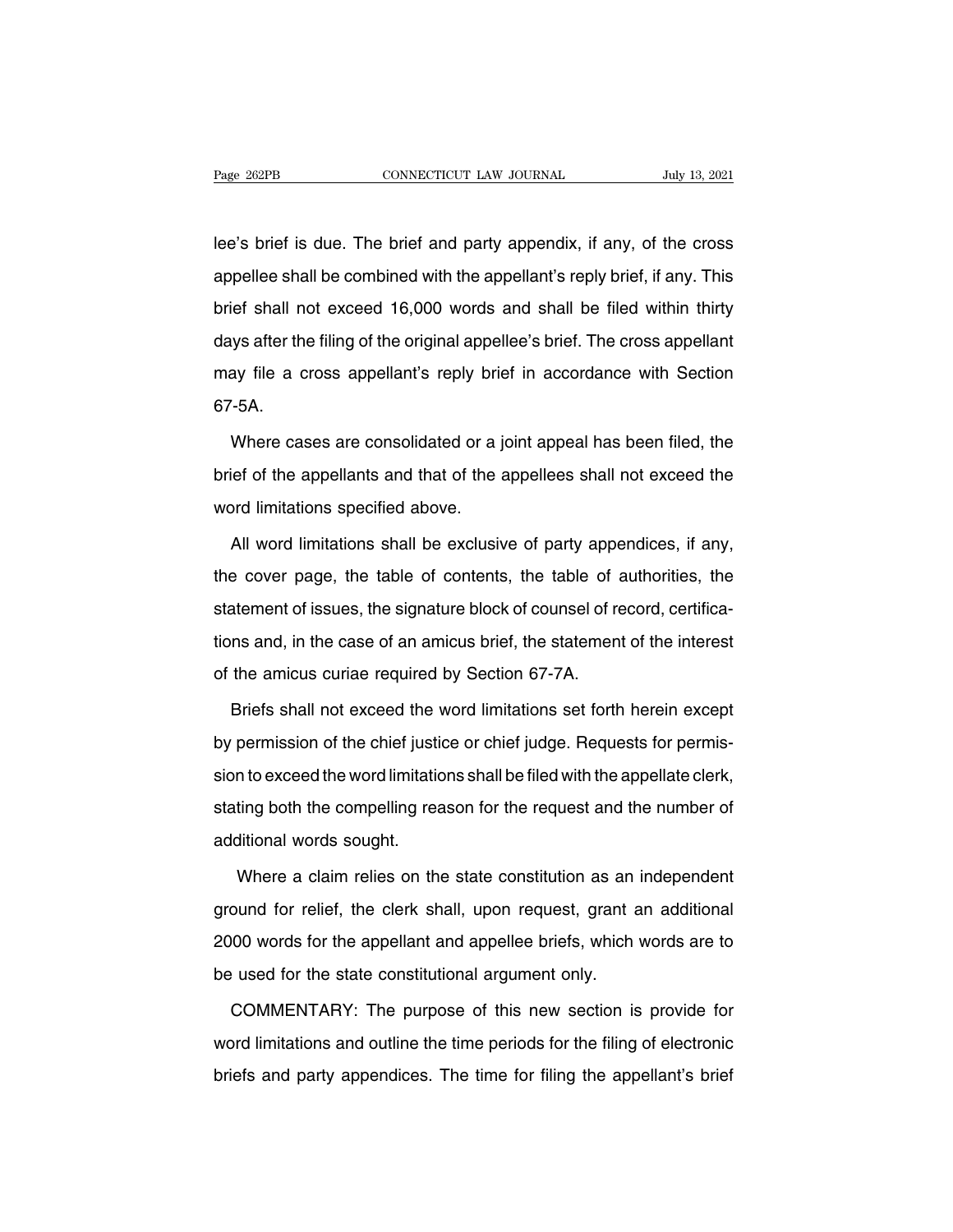lee's brief is due. The brief and party appendix, if any, of the cross appellee shall be combined with the appellant's reply brief, if any. This brief shall not exceed 16,000 words and shall be filed within thirty days after the filing of the original appellee's brief. The cross appellant may file a cross appellant's reply brief in accordance with Section 67-5A.

Where cases are consolidated or a joint appeal has been filed, the brief of the appellants and that of the appellees shall not exceed the word limitations specified above.

All word limitations shall be exclusive of party appendices, if any, the cover page, the table of contents, the table of authorities, the statement of issues, the signature block of counsel of record, certifications and, in the case of an amicus brief, the statement of the interest of the amicus curiae required by Section 67-7A.

Briefs shall not exceed the word limitations set forth herein except by permission of the chief justice or chief judge. Requests for permission to exceed the word limitations shall be filed with the appellate clerk, stating both the compelling reason for the request and the number of additional words sought.

Where a claim relies on the state constitution as an independent ground for relief, the clerk shall, upon request, grant an additional 2000 words for the appellant and appellee briefs, which words are to be used for the state constitutional argument only.

COMMENTARY: The purpose of this new section is provide for word limitations and outline the time periods for the filing of electronic briefs and party appendices. The time for filing the appellant's brief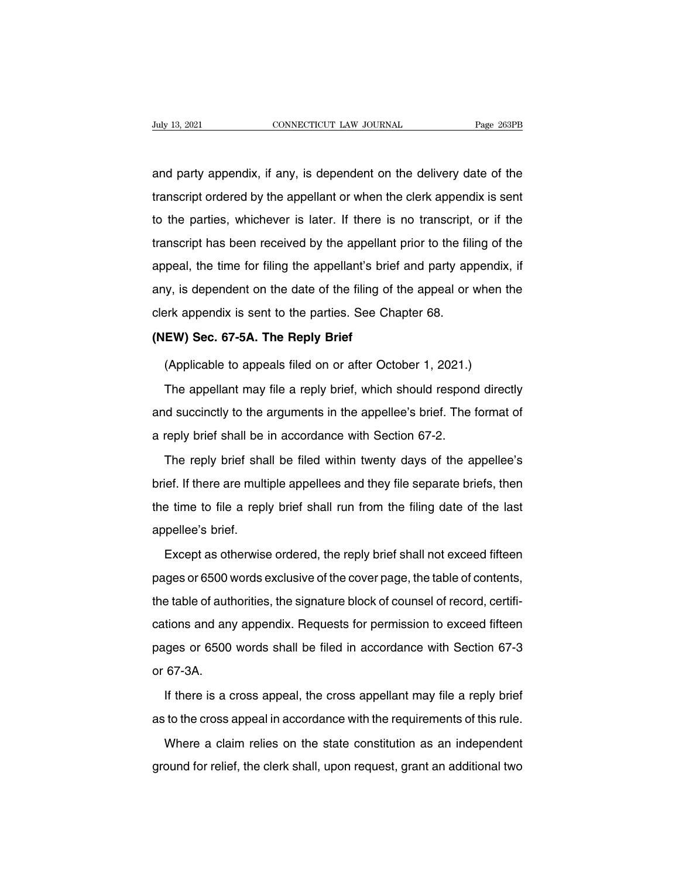and party appendix, if any, is dependent on the delivery date of the transcript ordered by the appellant or when the clerk appendix is sent to the parties, whichever is later. If there is no transcript, or if the transcript has been received by the appellant prior to the filing of the appeal, the time for filing the appellant's brief and party appendix, if any, is dependent on the date of the filing of the appeal or when the clerk appendix is sent to the parties. See Chapter 68.

**(NEW) Sec. 67-5A. The Reply Brief**

(Applicable to appeals filed on or after October 1, 2021.)

The appellant may file a reply brief, which should respond directly and succinctly to the arguments in the appellee's brief. The format of a reply brief shall be in accordance with Section 67-2.

The reply brief shall be filed within twenty days of the appellee's brief. If there are multiple appellees and they file separate briefs, then the time to file a reply brief shall run from the filing date of the last appellee's brief.

Except as otherwise ordered, the reply brief shall not exceed fifteen pages or 6500 words exclusive of the cover page, the table of contents, the table of authorities, the signature block of counsel of record, certifications and any appendix. Requests for permission to exceed fifteen pages or 6500 words shall be filed in accordance with Section 67-3 or 67-3A.

If there is a cross appeal, the cross appellant may file a reply brief as to the cross appeal in accordance with the requirements of this rule.

Where a claim relies on the state constitution as an independent ground for relief, the clerk shall, upon request, grant an additional two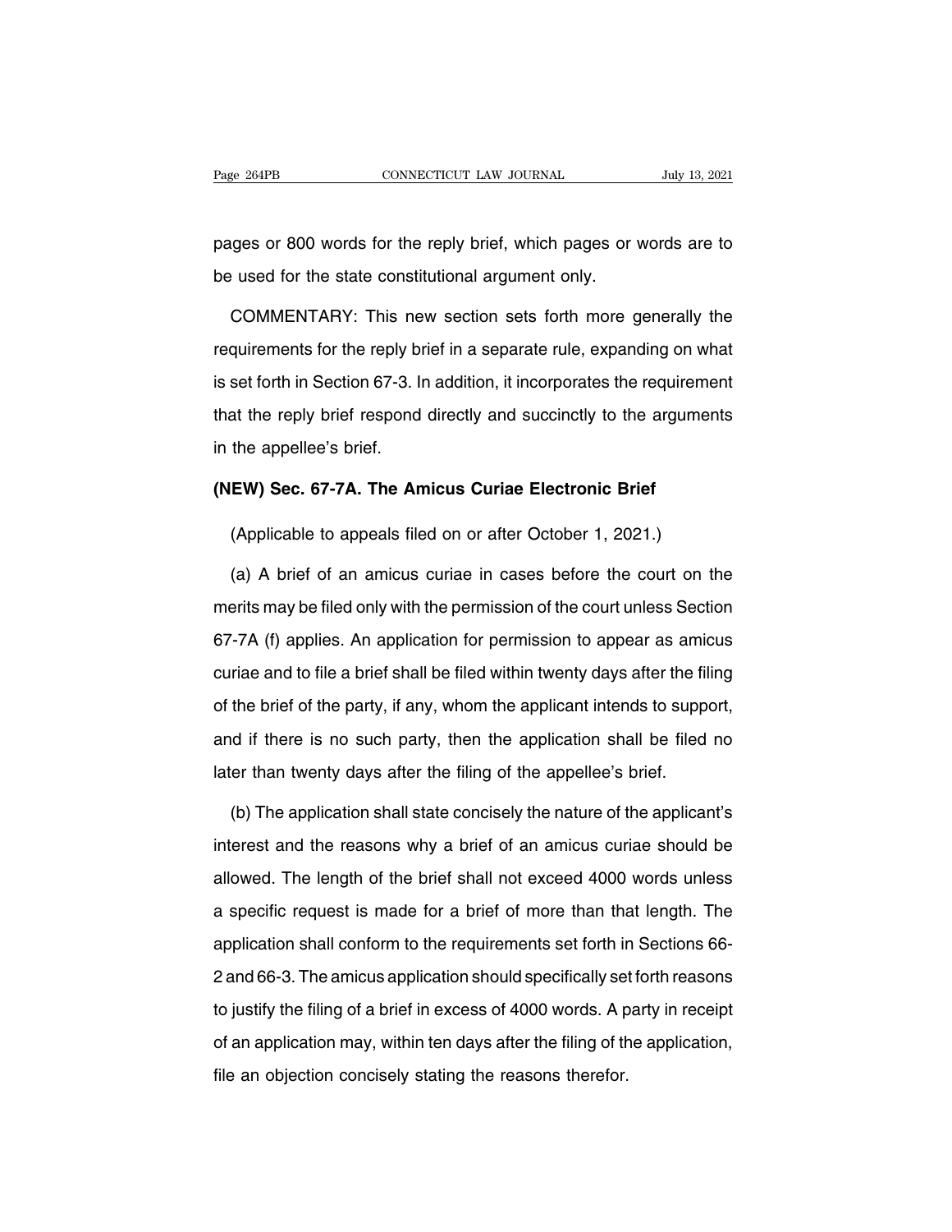pages or 800 words for the reply brief, which pages or words are to be used for the state constitutional argument only.

COMMENTARY: This new section sets forth more generally the requirements for the reply brief in a separate rule, expanding on what is set forth in Section 67-3. In addition, it incorporates the requirement that the reply brief respond directly and succinctly to the arguments in the appellee's brief.

### (NEW) Sec. 67-7A. The Amicus Curiae Electronic Brief

(Applicable to appeals filed on or after October 1, 2021.)

(a) A brief of an amicus curiae in cases before the court on the merits may be filed only with the permission of the court unless Section 67-7A (f) applies. An application for permission to appear as amicus curiae and to file a brief shall be filed within twenty days after the filing of the brief of the party, if any, whom the applicant intends to support, and if there is no such party, then the application shall be filed no later than twenty days after the filing of the appellee's brief.

(b) The application shall state concisely the nature of the applicant's interest and the reasons why a brief of an amicus curiae should be allowed. The length of the brief shall not exceed 4000 words unless a specific request is made for a brief of more than that length. The application shall conform to the requirements set forth in Sections 66-2 and 66-3. The amicus application should specifically set forth reasons to justify the filing of a brief in excess of 4000 words. A party in receipt of an application may, within ten days after the filing of the application, file an objection concisely stating the reasons therefor.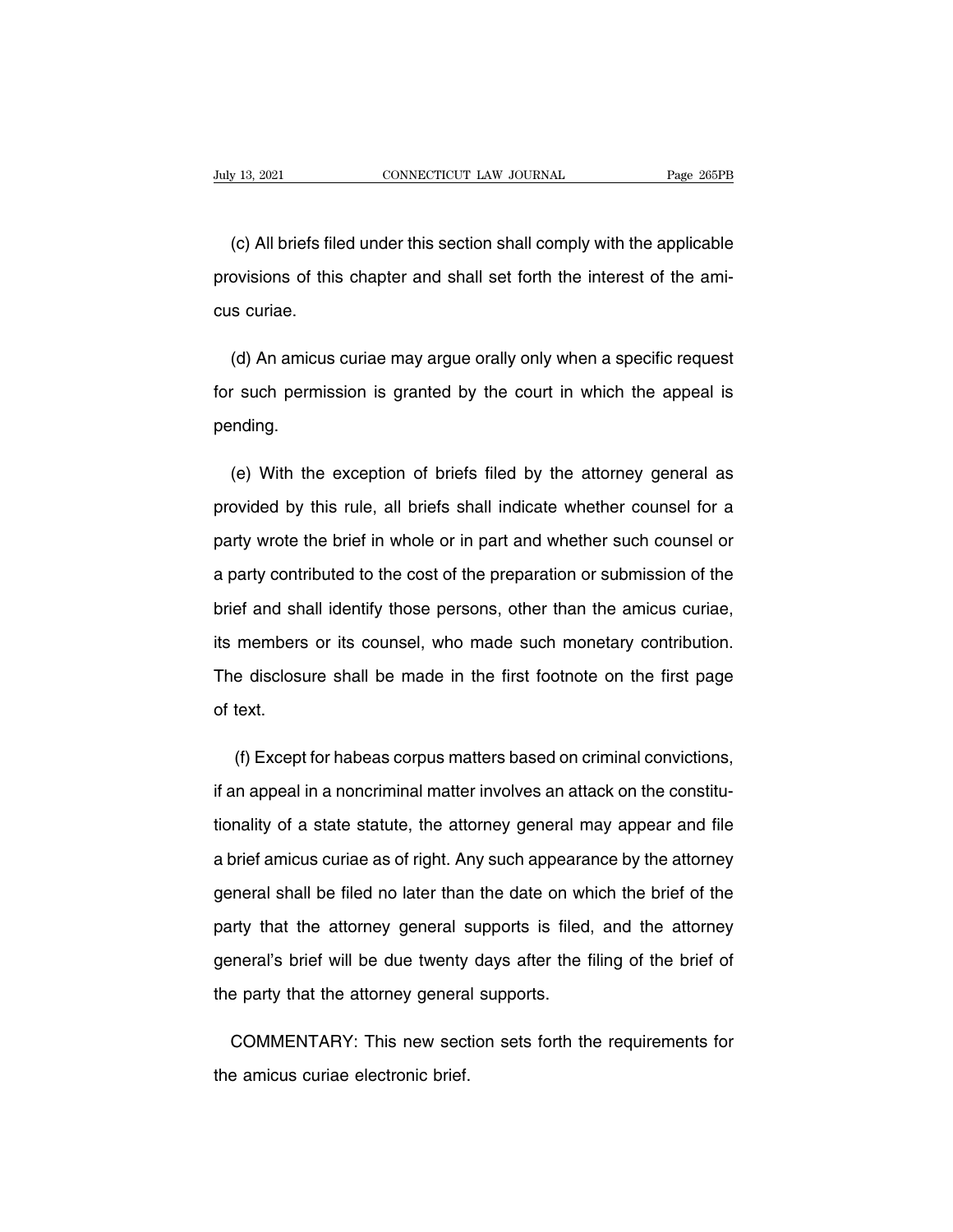(c) All briefs filed under this section shall comply with the applicable provisions of this chapter and shall set forth the interest of the amicus curiae.

(d) An amicus curiae may argue orally only when a specific request for such permission is granted by the court in which the appeal is pending.

(e) With the exception of briefs filed by the attorney general as provided by this rule, all briefs shall indicate whether counsel for a party wrote the brief in whole or in part and whether such counsel or a party contributed to the cost of the preparation or submission of the brief and shall identify those persons, other than the amicus curiae, its members or its counsel, who made such monetary contribution. The disclosure shall be made in the first footnote on the first page of text.

(f) Except for habeas corpus matters based on criminal convictions, if an appeal in a noncriminal matter involves an attack on the constitutionality of a state statute, the attorney general may appear and file a brief amicus curiae as of right. Any such appearance by the attorney general shall be filed no later than the date on which the brief of the party that the attorney general supports is filed, and the attorney general's brief will be due twenty days after the filing of the brief of the party that the attorney general supports.

COMMENTARY: This new section sets forth the requirements for the amicus curiae electronic brief.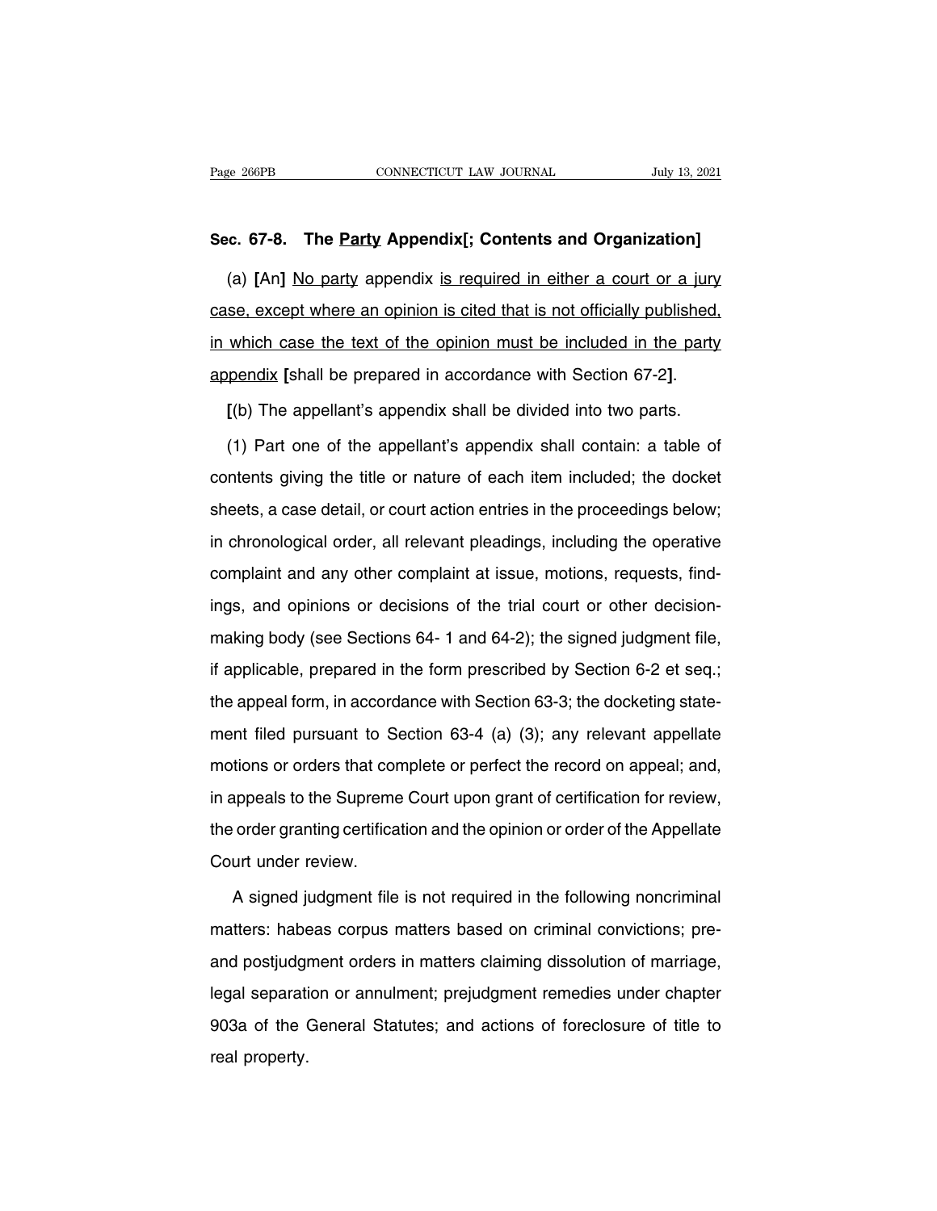**Sec. 67-8. The Party Appendix[; Contents and Organization]**

(a) [An] No party appendix is required in either a court or a jury case, except where an opinion is cited that is not officially published, in which case the text of the opinion must be included in the party appendix [shall be prepared in accordance with Section 67-2].

[(b) The appellant's appendix shall be divided into two parts.

(1) Part one of the appellant's appendix shall contain: a table of contents giving the title or nature of each item included; the docket sheets, a case detail, or court action entries in the proceedings below; in chronological order, all relevant pleadings, including the operative complaint and any other complaint at issue, motions, requests, findings, and opinions or decisions of the trial court or other decision-making body (see Sections 64- 1 and 64-2); the signed judgment file, if applicable, prepared in the form prescribed by Section 6-2 et seq.; the appeal form, in accordance with Section 63-3; the docketing statement filed pursuant to Section 63-4 (a) (3); any relevant appellate motions or orders that complete or perfect the record on appeal; and, in appeals to the Supreme Court upon grant of certification for review, the order granting certification and the opinion or order of the Appellate Court under review.

A signed judgment file is not required in the following noncriminal matters: habeas corpus matters based on criminal convictions; pre- and postjudgment orders in matters claiming dissolution of marriage, legal separation or annulment; prejudgment remedies under chapter 903a of the General Statutes; and actions of foreclosure of title to real property.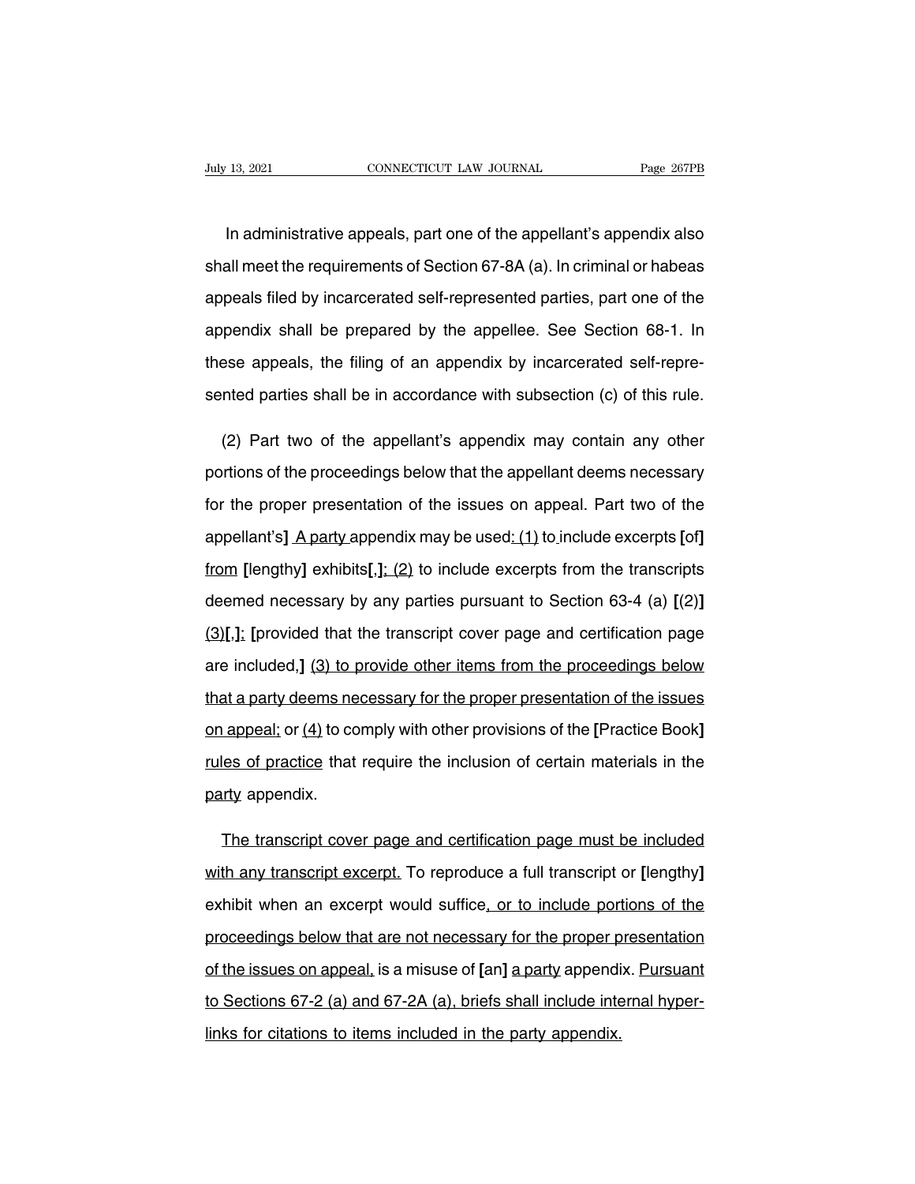In administrative appeals, part one of the appellant's appendix also shall meet the requirements of Section 67-8A (a). In criminal or habeas appeals filed by incarcerated self-represented parties, part one of the appendix shall be prepared by the appellee. See Section 68-1. In these appeals, the filing of an appendix by incarcerated self-represented parties shall be in accordance with subsection (c) of this rule.

(2) Part two of the appellant's appendix may contain any other portions of the proceedings below that the appellant deems necessary for the proper presentation of the issues on appeal. Part two of the appellant's**]** <u>A party</u> appendix may be used<u>: (1)</u> to include excerpts **[**of**]** <u>from</u> **[**lengthy**]** exhibits**[**,**]**<u>; (2)</u> to include excerpts from the transcripts deemed necessary by any parties pursuant to Section 63-4 (a) **[**(2)**]** <u>(3)</u>**[**,**]**<u>;</u> **[**provided that the transcript cover page and certification page are included,**]** <u>(3) to provide other items from the proceedings below that a party deems necessary for the proper presentation of the issues on appeal;</u> or <u>(4)</u> to comply with other provisions of the **[**Practice Book**]** <u>rules of practice</u> that require the inclusion of certain materials in the <u>party</u> appendix.

<u>The transcript cover page and certification page must be included with any transcript excerpt.</u> To reproduce a full transcript or **[**lengthy**]** exhibit when an excerpt would suffice<u>, or to include portions of the proceedings below that are not necessary for the proper presentation of the issues on appeal,</u> is a misuse of **[**an**]** <u>a party</u> appendix. <u>Pursuant to Sections 67-2 (a) and 67-2A (a), briefs shall include internal hyperlinks for citations to items included in the party appendix.</u>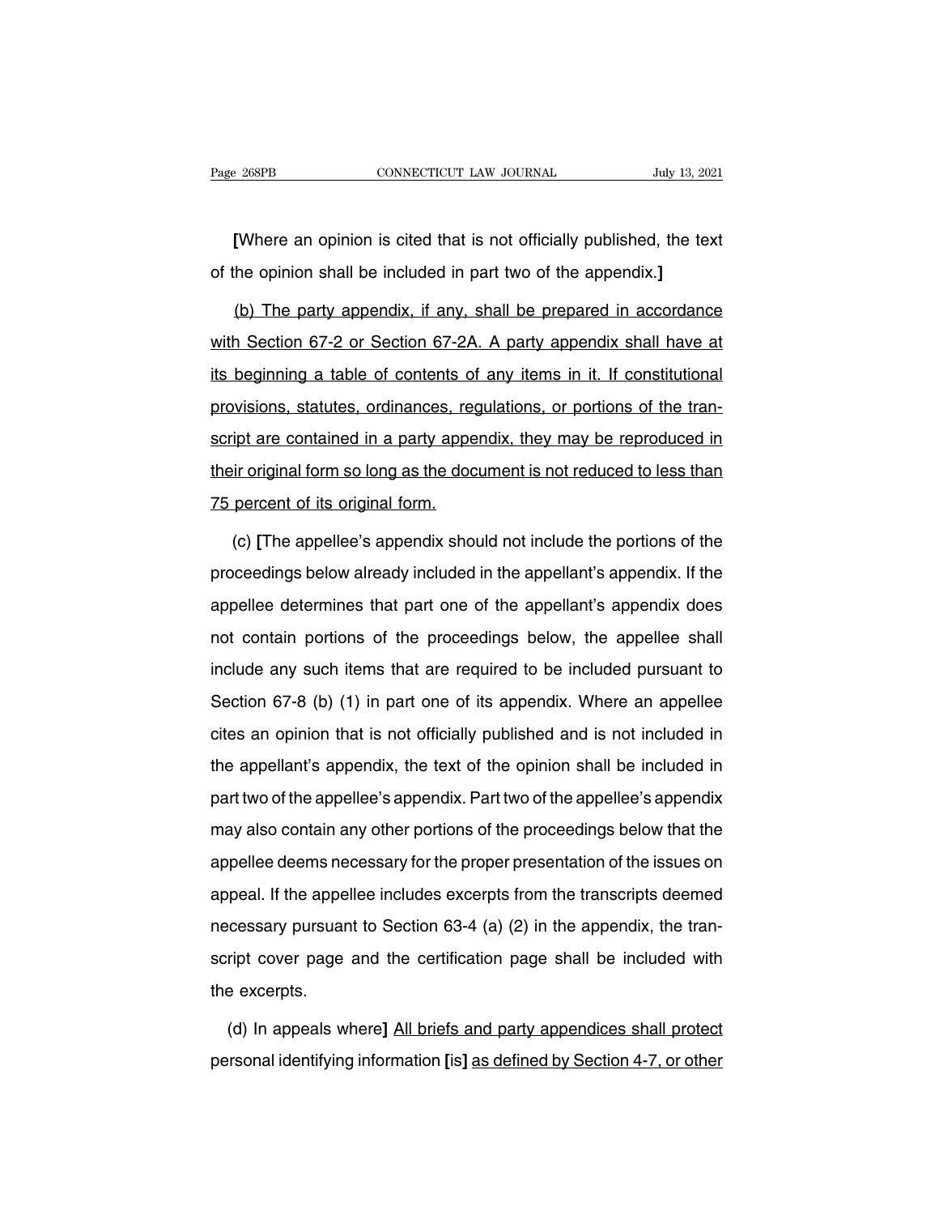**[**Where an opinion is cited that is not officially published, the text of the opinion shall be included in part two of the appendix.**]**

<u>(b) The party appendix, if any, shall be prepared in accordance with Section 67-2 or Section 67-2A. A party appendix shall have at its beginning a table of contents of any items in it. If constitutional provisions, statutes, ordinances, regulations, or portions of the transcript are contained in a party appendix, they may be reproduced in their original form so long as the document is not reduced to less than 75 percent of its original form.</u>

(c) **[**The appellee's appendix should not include the portions of the proceedings below already included in the appellant's appendix. If the appellee determines that part one of the appellant's appendix does not contain portions of the proceedings below, the appellee shall include any such items that are required to be included pursuant to Section 67-8 (b) (1) in part one of its appendix. Where an appellee cites an opinion that is not officially published and is not included in the appellant's appendix, the text of the opinion shall be included in part two of the appellee's appendix. Part two of the appellee's appendix may also contain any other portions of the proceedings below that the appellee deems necessary for the proper presentation of the issues on appeal. If the appellee includes excerpts from the transcripts deemed necessary pursuant to Section 63-4 (a) (2) in the appendix, the transcript cover page and the certification page shall be included with the excerpts.

(d) In appeals where**]** <u>All briefs and party appendices shall protect</u> personal identifying information **[**is**]** <u>as defined by Section 4-7, or other</u>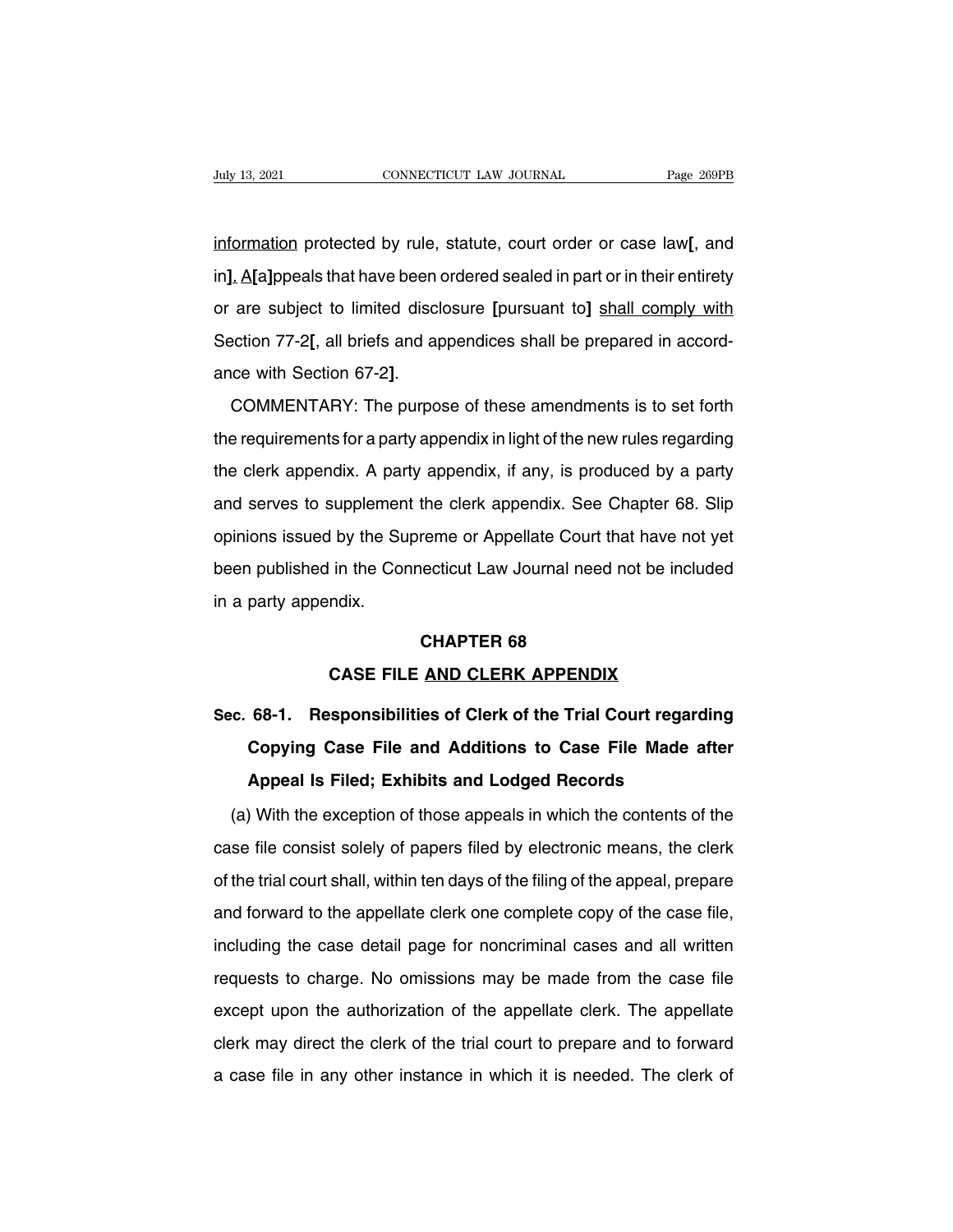information protected by rule, statute, court order or case law[, and in]. A[a]ppeals that have been ordered sealed in part or in their entirety or are subject to limited disclosure [pursuant to] shall comply with Section 77-2[, all briefs and appendices shall be prepared in accordance with Section 67-2].

COMMENTARY: The purpose of these amendments is to set forth the requirements for a party appendix in light of the new rules regarding the clerk appendix. A party appendix, if any, is produced by a party and serves to supplement the clerk appendix. See Chapter 68. Slip opinions issued by the Supreme or Appellate Court that have not yet been published in the Connecticut Law Journal need not be included in a party appendix.

## CHAPTER 68

## CASE FILE AND CLERK APPENDIX

**Sec. 68-1. Responsibilities of Clerk of the Trial Court regarding Copying Case File and Additions to Case File Made after Appeal Is Filed; Exhibits and Lodged Records**

(a) With the exception of those appeals in which the contents of the case file consist solely of papers filed by electronic means, the clerk of the trial court shall, within ten days of the filing of the appeal, prepare and forward to the appellate clerk one complete copy of the case file, including the case detail page for noncriminal cases and all written requests to charge. No omissions may be made from the case file except upon the authorization of the appellate clerk. The appellate clerk may direct the clerk of the trial court to prepare and to forward a case file in any other instance in which it is needed. The clerk of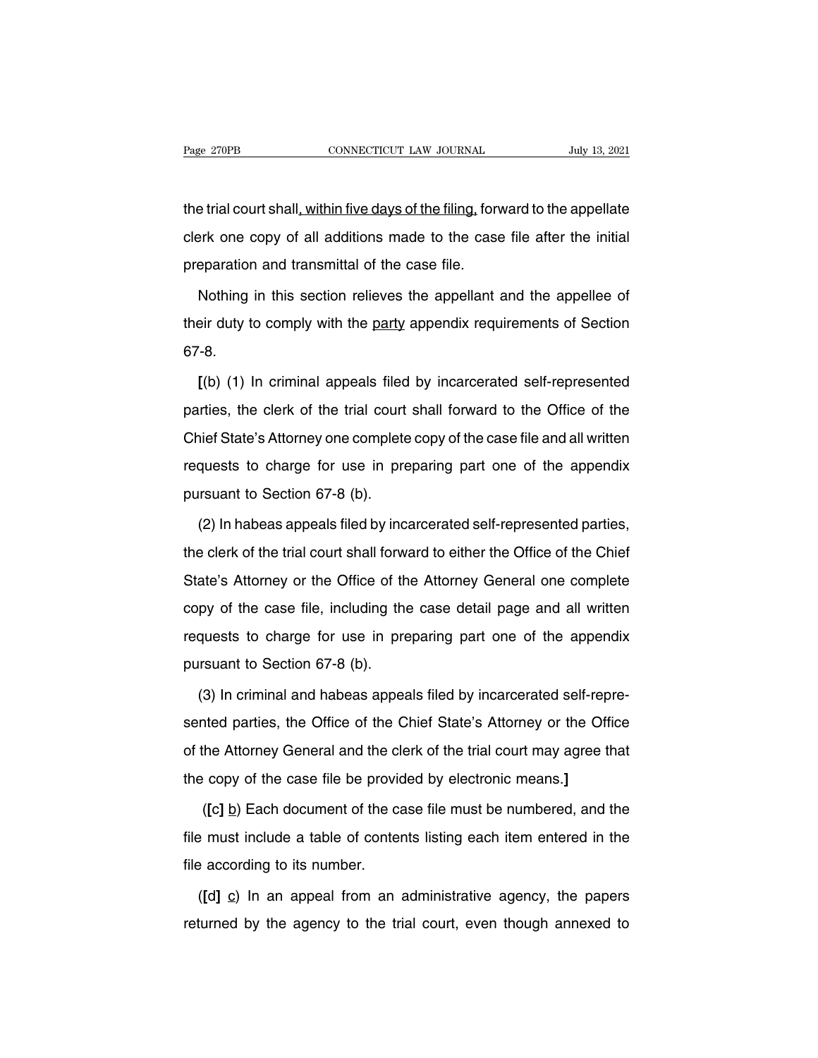the trial court shall<u>, within five days of the filing,</u> forward to the appellate clerk one copy of all additions made to the case file after the initial preparation and transmittal of the case file.

Nothing in this section relieves the appellant and the appellee of their duty to comply with the <u>party</u> appendix requirements of Section 67-8.

**[**(b) (1) In criminal appeals filed by incarcerated self-represented parties, the clerk of the trial court shall forward to the Office of the Chief State's Attorney one complete copy of the case file and all written requests to charge for use in preparing part one of the appendix pursuant to Section 67-8 (b).

(2) In habeas appeals filed by incarcerated self-represented parties, the clerk of the trial court shall forward to either the Office of the Chief State's Attorney or the Office of the Attorney General one complete copy of the case file, including the case detail page and all written requests to charge for use in preparing part one of the appendix pursuant to Section 67-8 (b).

(3) In criminal and habeas appeals filed by incarcerated self-represented parties, the Office of the Chief State's Attorney or the Office of the Attorney General and the clerk of the trial court may agree that the copy of the case file be provided by electronic means.**]**

(**[**c**]** <u>b</u>) Each document of the case file must be numbered, and the file must include a table of contents listing each item entered in the file according to its number.

(**[**d**]** <u>c</u>) In an appeal from an administrative agency, the papers returned by the agency to the trial court, even though annexed to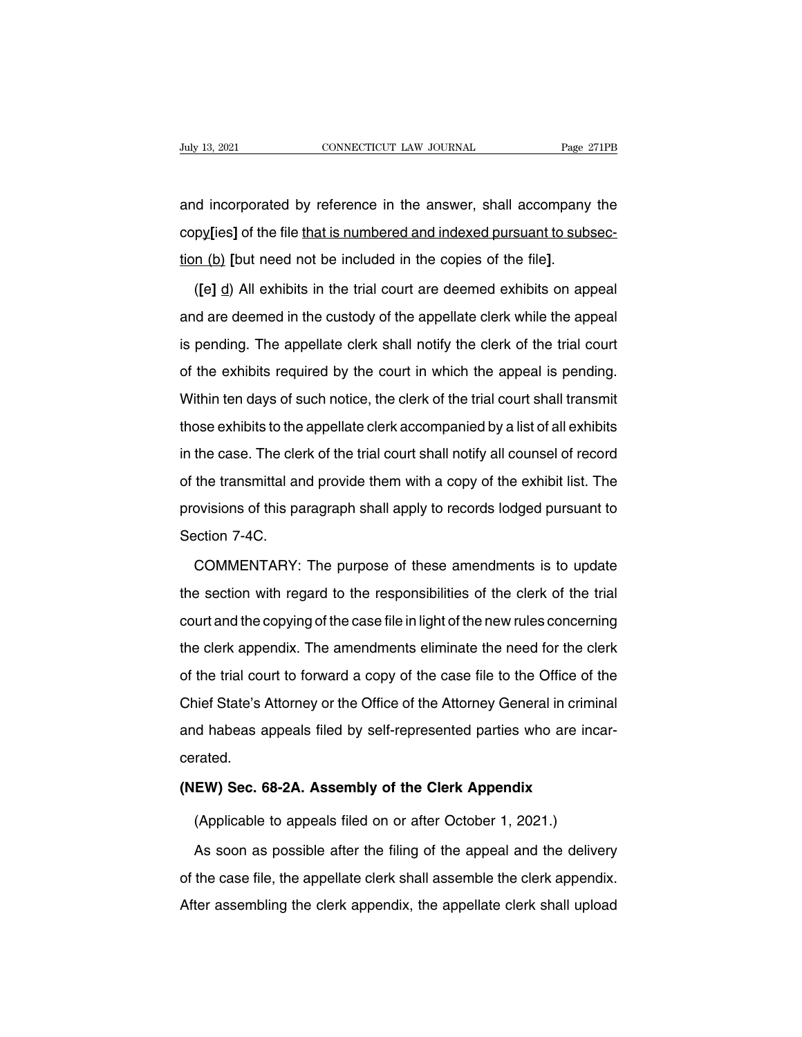and incorporated by reference in the answer, shall accompany the copy[ies] of the file that is numbered and indexed pursuant to subsection (b) [but need not be included in the copies of the file].

([e] d) All exhibits in the trial court are deemed exhibits on appeal and are deemed in the custody of the appellate clerk while the appeal is pending. The appellate clerk shall notify the clerk of the trial court of the exhibits required by the court in which the appeal is pending. Within ten days of such notice, the clerk of the trial court shall transmit those exhibits to the appellate clerk accompanied by a list of all exhibits in the case. The clerk of the trial court shall notify all counsel of record of the transmittal and provide them with a copy of the exhibit list. The provisions of this paragraph shall apply to records lodged pursuant to Section 7-4C.

COMMENTARY: The purpose of these amendments is to update the section with regard to the responsibilities of the clerk of the trial court and the copying of the case file in light of the new rules concerning the clerk appendix. The amendments eliminate the need for the clerk of the trial court to forward a copy of the case file to the Office of the Chief State's Attorney or the Office of the Attorney General in criminal and habeas appeals filed by self-represented parties who are incarcerated.

**(NEW) Sec. 68-2A. Assembly of the Clerk Appendix**

(Applicable to appeals filed on or after October 1, 2021.)

As soon as possible after the filing of the appeal and the delivery of the case file, the appellate clerk shall assemble the clerk appendix. After assembling the clerk appendix, the appellate clerk shall upload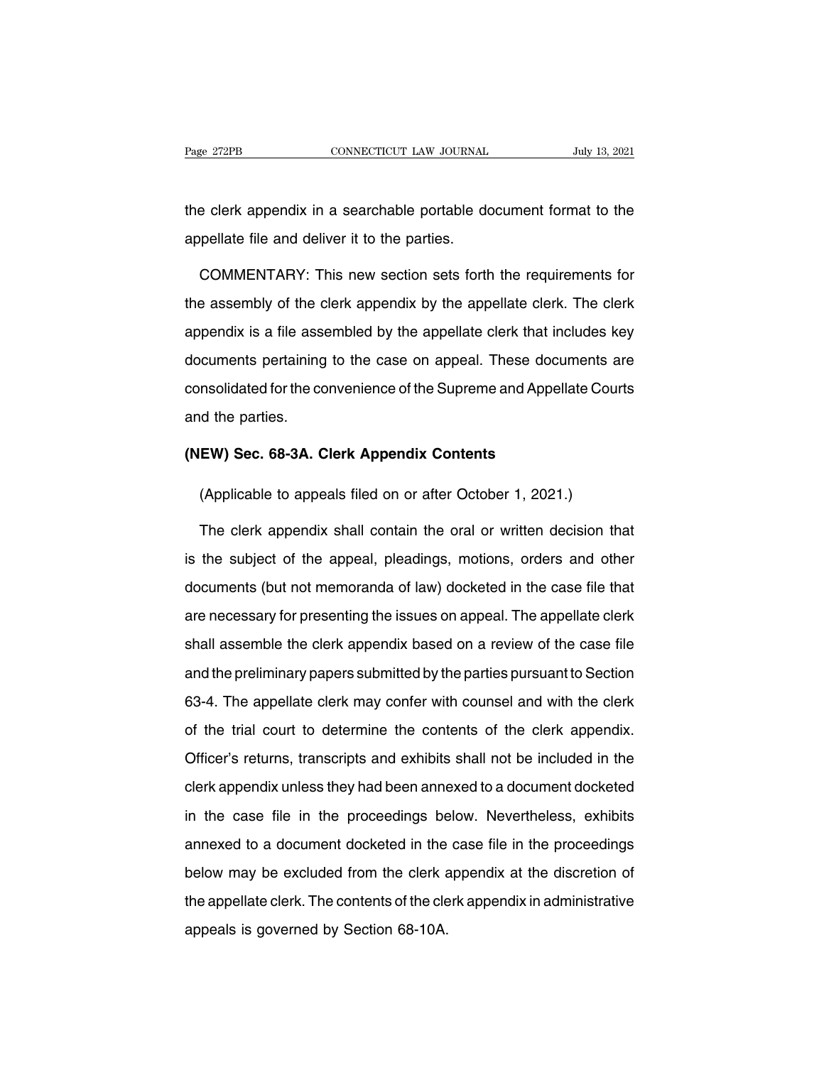the clerk appendix in a searchable portable document format to the appellate file and deliver it to the parties.

COMMENTARY: This new section sets forth the requirements for the assembly of the clerk appendix by the appellate clerk. The clerk appendix is a file assembled by the appellate clerk that includes key documents pertaining to the case on appeal. These documents are consolidated for the convenience of the Supreme and Appellate Courts and the parties.

**(NEW) Sec. 68-3A. Clerk Appendix Contents**

(Applicable to appeals filed on or after October 1, 2021.)

The clerk appendix shall contain the oral or written decision that is the subject of the appeal, pleadings, motions, orders and other documents (but not memoranda of law) docketed in the case file that are necessary for presenting the issues on appeal. The appellate clerk shall assemble the clerk appendix based on a review of the case file and the preliminary papers submitted by the parties pursuant to Section 63-4. The appellate clerk may confer with counsel and with the clerk of the trial court to determine the contents of the clerk appendix. Officer's returns, transcripts and exhibits shall not be included in the clerk appendix unless they had been annexed to a document docketed in the case file in the proceedings below. Nevertheless, exhibits annexed to a document docketed in the case file in the proceedings below may be excluded from the clerk appendix at the discretion of the appellate clerk. The contents of the clerk appendix in administrative appeals is governed by Section 68-10A.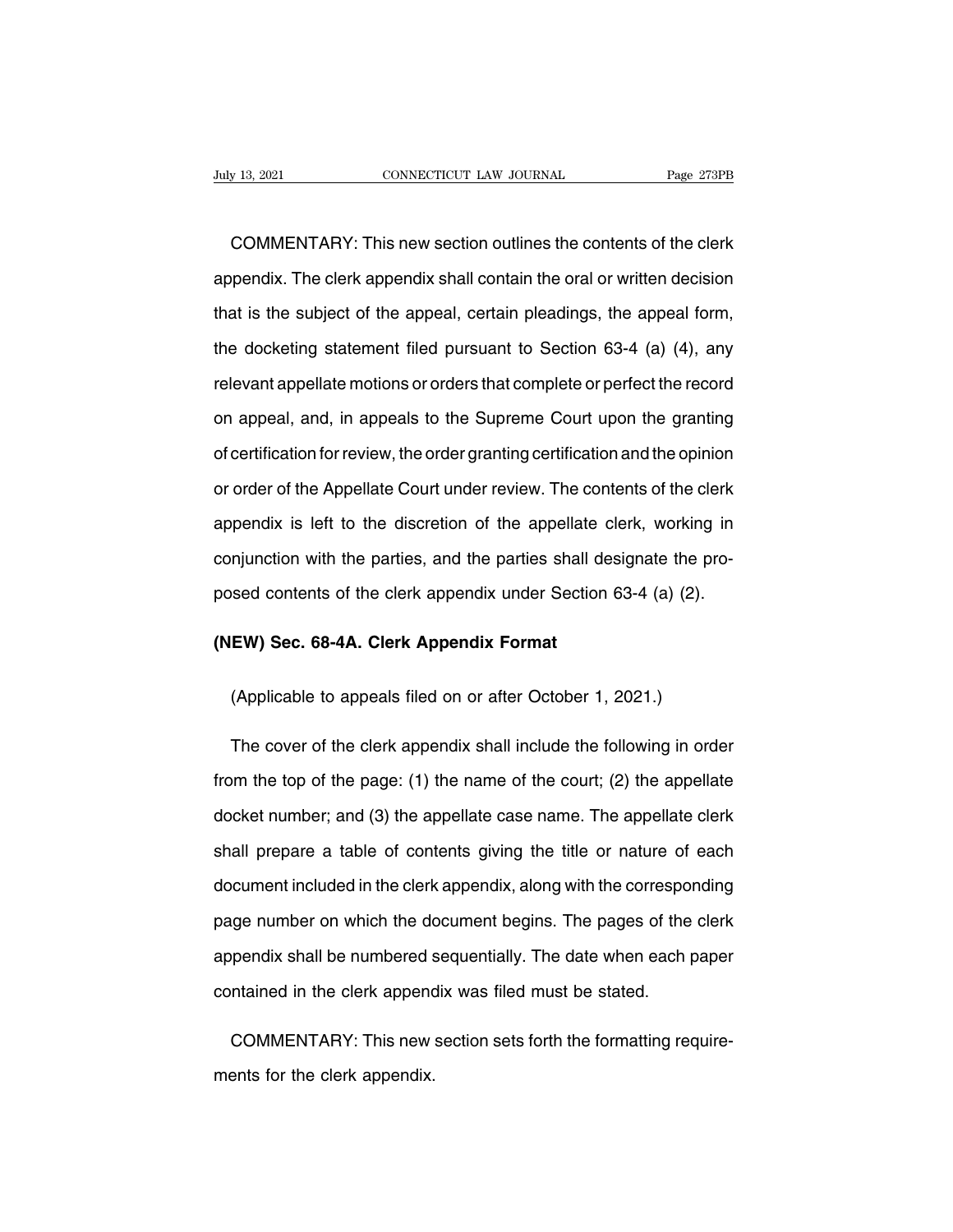COMMENTARY: This new section outlines the contents of the clerk appendix. The clerk appendix shall contain the oral or written decision that is the subject of the appeal, certain pleadings, the appeal form, the docketing statement filed pursuant to Section 63-4 (a) (4), any relevant appellate motions or orders that complete or perfect the record on appeal, and, in appeals to the Supreme Court upon the granting of certification for review, the order granting certification and the opinion or order of the Appellate Court under review. The contents of the clerk appendix is left to the discretion of the appellate clerk, working in conjunction with the parties, and the parties shall designate the proposed contents of the clerk appendix under Section 63-4 (a) (2).

**(NEW) Sec. 68-4A. Clerk Appendix Format**

(Applicable to appeals filed on or after October 1, 2021.)

The cover of the clerk appendix shall include the following in order from the top of the page: (1) the name of the court; (2) the appellate docket number; and (3) the appellate case name. The appellate clerk shall prepare a table of contents giving the title or nature of each document included in the clerk appendix, along with the corresponding page number on which the document begins. The pages of the clerk appendix shall be numbered sequentially. The date when each paper contained in the clerk appendix was filed must be stated.

COMMENTARY: This new section sets forth the formatting requirements for the clerk appendix.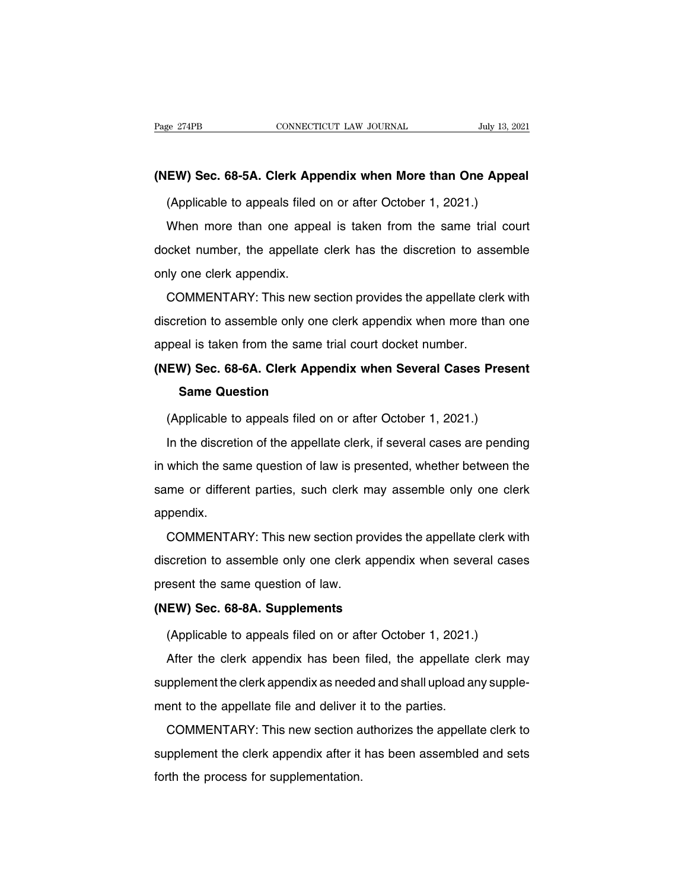**(NEW) Sec. 68-5A. Clerk Appendix when More than One Appeal**

(Applicable to appeals filed on or after October 1, 2021.)

When more than one appeal is taken from the same trial court docket number, the appellate clerk has the discretion to assemble only one clerk appendix.

COMMENTARY: This new section provides the appellate clerk with discretion to assemble only one clerk appendix when more than one appeal is taken from the same trial court docket number.

**(NEW) Sec. 68-6A. Clerk Appendix when Several Cases Present Same Question**

(Applicable to appeals filed on or after October 1, 2021.)

In the discretion of the appellate clerk, if several cases are pending in which the same question of law is presented, whether between the same or different parties, such clerk may assemble only one clerk appendix.

COMMENTARY: This new section provides the appellate clerk with discretion to assemble only one clerk appendix when several cases present the same question of law.

**(NEW) Sec. 68-8A. Supplements**

(Applicable to appeals filed on or after October 1, 2021.)

After the clerk appendix has been filed, the appellate clerk may supplement the clerk appendix as needed and shall upload any supplement to the appellate file and deliver it to the parties.

COMMENTARY: This new section authorizes the appellate clerk to supplement the clerk appendix after it has been assembled and sets forth the process for supplementation.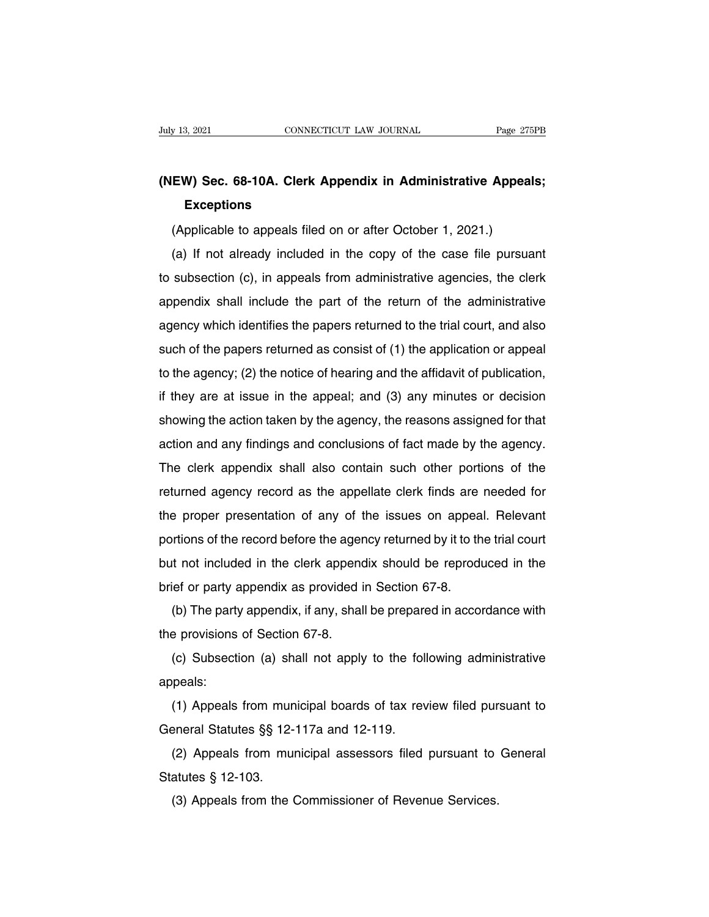## (NEW) Sec. 68-10A. Clerk Appendix in Administrative Appeals; Exceptions

(Applicable to appeals filed on or after October 1, 2021.)

(a) If not already included in the copy of the case file pursuant to subsection (c), in appeals from administrative agencies, the clerk appendix shall include the part of the return of the administrative agency which identifies the papers returned to the trial court, and also such of the papers returned as consist of (1) the application or appeal to the agency; (2) the notice of hearing and the affidavit of publication, if they are at issue in the appeal; and (3) any minutes or decision showing the action taken by the agency, the reasons assigned for that action and any findings and conclusions of fact made by the agency. The clerk appendix shall also contain such other portions of the returned agency record as the appellate clerk finds are needed for the proper presentation of any of the issues on appeal. Relevant portions of the record before the agency returned by it to the trial court but not included in the clerk appendix should be reproduced in the brief or party appendix as provided in Section 67-8.

(b) The party appendix, if any, shall be prepared in accordance with the provisions of Section 67-8.

(c) Subsection (a) shall not apply to the following administrative appeals:

(1) Appeals from municipal boards of tax review filed pursuant to General Statutes §§ 12-117a and 12-119.

(2) Appeals from municipal assessors filed pursuant to General Statutes § 12-103.

(3) Appeals from the Commissioner of Revenue Services.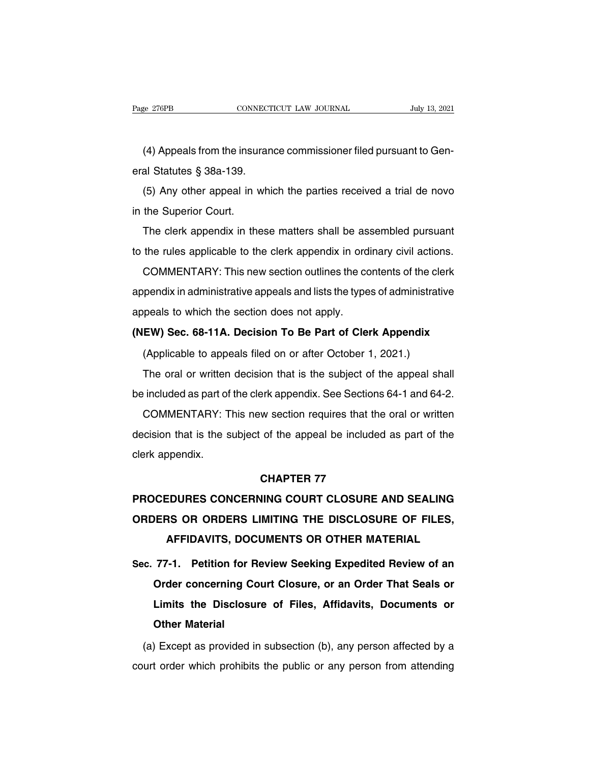(4) Appeals from the insurance commissioner filed pursuant to General Statutes § 38a-139.

(5) Any other appeal in which the parties received a trial de novo in the Superior Court.

The clerk appendix in these matters shall be assembled pursuant to the rules applicable to the clerk appendix in ordinary civil actions.

COMMENTARY: This new section outlines the contents of the clerk appendix in administrative appeals and lists the types of administrative appeals to which the section does not apply.

**(NEW) Sec. 68-11A. Decision To Be Part of Clerk Appendix**

(Applicable to appeals filed on or after October 1, 2021.)

The oral or written decision that is the subject of the appeal shall be included as part of the clerk appendix. See Sections 64-1 and 64-2.

COMMENTARY: This new section requires that the oral or written decision that is the subject of the appeal be included as part of the clerk appendix.

## CHAPTER 77

## PROCEDURES CONCERNING COURT CLOSURE AND SEALING ORDERS OR ORDERS LIMITING THE DISCLOSURE OF FILES, AFFIDAVITS, DOCUMENTS OR OTHER MATERIAL

**Sec. 77-1. Petition for Review Seeking Expedited Review of an Order concerning Court Closure, or an Order That Seals or Limits the Disclosure of Files, Affidavits, Documents or Other Material**

(a) Except as provided in subsection (b), any person affected by a court order which prohibits the public or any person from attending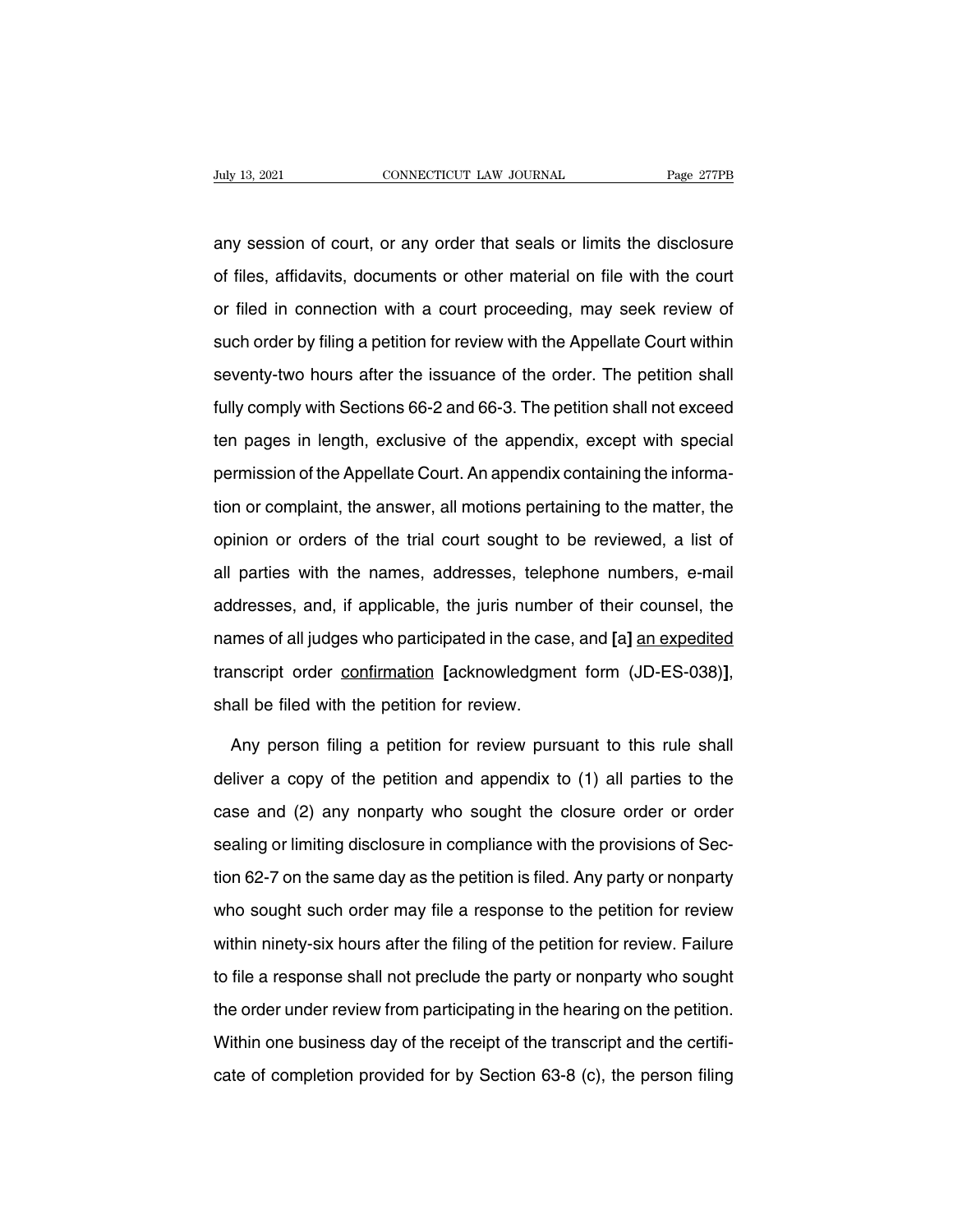any session of court, or any order that seals or limits the disclosure of files, affidavits, documents or other material on file with the court or filed in connection with a court proceeding, may seek review of such order by filing a petition for review with the Appellate Court within seventy-two hours after the issuance of the order. The petition shall fully comply with Sections 66-2 and 66-3. The petition shall not exceed ten pages in length, exclusive of the appendix, except with special permission of the Appellate Court. An appendix containing the information or complaint, the answer, all motions pertaining to the matter, the opinion or orders of the trial court sought to be reviewed, a list of all parties with the names, addresses, telephone numbers, e-mail addresses, and, if applicable, the juris number of their counsel, the names of all judges who participated in the case, and **[**a**]** <u>an expedited</u> transcript order <u>confirmation</u> **[**acknowledgment form (JD-ES-038)**]**, shall be filed with the petition for review.

Any person filing a petition for review pursuant to this rule shall deliver a copy of the petition and appendix to (1) all parties to the case and (2) any nonparty who sought the closure order or order sealing or limiting disclosure in compliance with the provisions of Section 62-7 on the same day as the petition is filed. Any party or nonparty who sought such order may file a response to the petition for review within ninety-six hours after the filing of the petition for review. Failure to file a response shall not preclude the party or nonparty who sought the order under review from participating in the hearing on the petition. Within one business day of the receipt of the transcript and the certificate of completion provided for by Section 63-8 (c), the person filing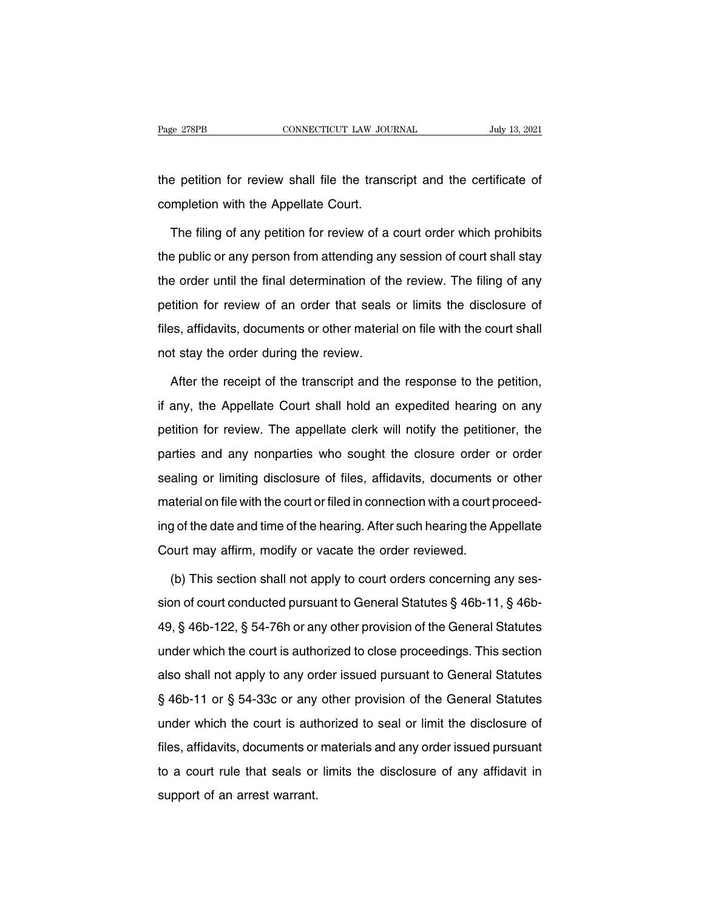the petition for review shall file the transcript and the certificate of completion with the Appellate Court.

The filing of any petition for review of a court order which prohibits the public or any person from attending any session of court shall stay the order until the final determination of the review. The filing of any petition for review of an order that seals or limits the disclosure of files, affidavits, documents or other material on file with the court shall not stay the order during the review.

After the receipt of the transcript and the response to the petition, if any, the Appellate Court shall hold an expedited hearing on any petition for review. The appellate clerk will notify the petitioner, the parties and any nonparties who sought the closure order or order sealing or limiting disclosure of files, affidavits, documents or other material on file with the court or filed in connection with a court proceeding of the date and time of the hearing. After such hearing the Appellate Court may affirm, modify or vacate the order reviewed.

(b) This section shall not apply to court orders concerning any session of court conducted pursuant to General Statutes § 46b-11, § 46b-49, § 46b-122, § 54-76h or any other provision of the General Statutes under which the court is authorized to close proceedings. This section also shall not apply to any order issued pursuant to General Statutes § 46b-11 or § 54-33c or any other provision of the General Statutes under which the court is authorized to seal or limit the disclosure of files, affidavits, documents or materials and any order issued pursuant to a court rule that seals or limits the disclosure of any affidavit in support of an arrest warrant.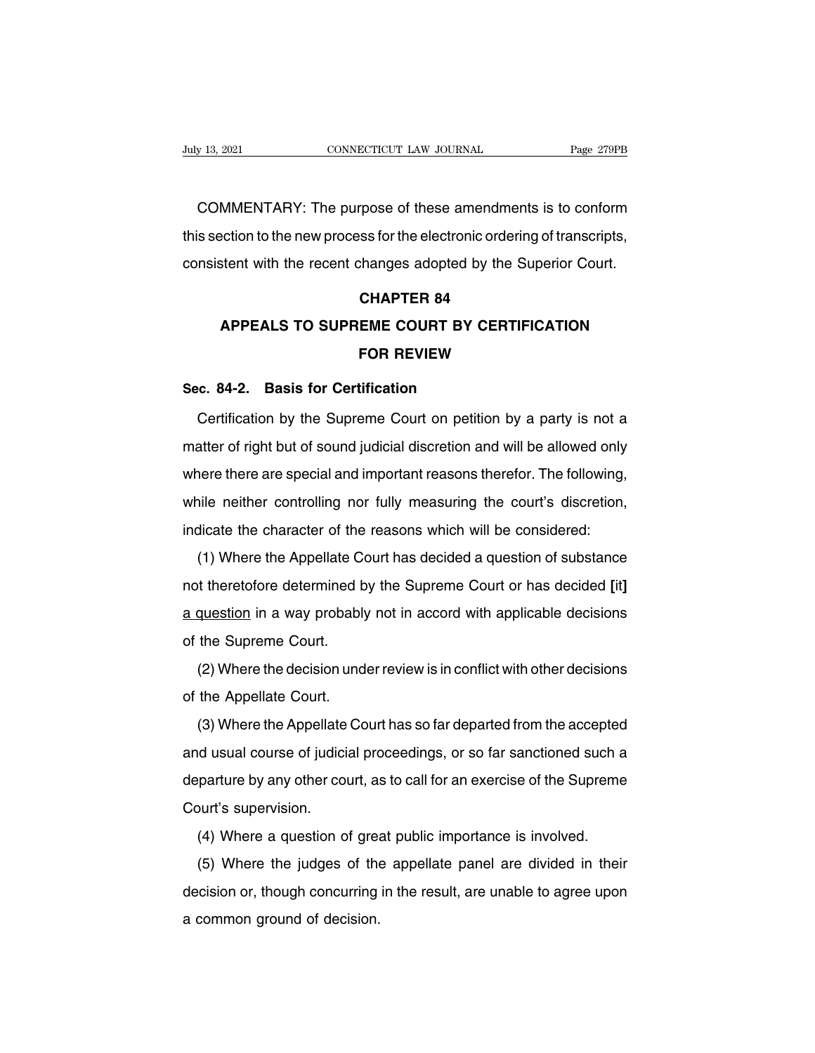COMMENTARY: The purpose of these amendments is to conform this section to the new process for the electronic ordering of transcripts, consistent with the recent changes adopted by the Superior Court.

## CHAPTER 84
## APPEALS TO SUPREME COURT BY CERTIFICATION FOR REVIEW

### Sec. 84-2. Basis for Certification

Certification by the Supreme Court on petition by a party is not a matter of right but of sound judicial discretion and will be allowed only where there are special and important reasons therefor. The following, while neither controlling nor fully measuring the court's discretion, indicate the character of the reasons which will be considered:

(1) Where the Appellate Court has decided a question of substance not theretofore determined by the Supreme Court or has decided **[**it**]** <u>a question</u> in a way probably not in accord with applicable decisions of the Supreme Court.

(2) Where the decision under review is in conflict with other decisions of the Appellate Court.

(3) Where the Appellate Court has so far departed from the accepted and usual course of judicial proceedings, or so far sanctioned such a departure by any other court, as to call for an exercise of the Supreme Court's supervision.

(4) Where a question of great public importance is involved.

(5) Where the judges of the appellate panel are divided in their decision or, though concurring in the result, are unable to agree upon a common ground of decision.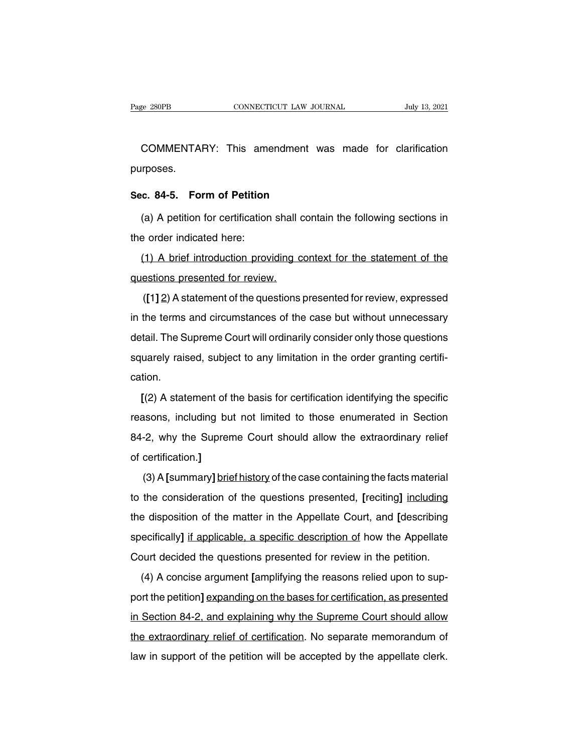COMMENTARY: This amendment was made for clarification purposes.

**Sec. 84-5. Form of Petition**

(a) A petition for certification shall contain the following sections in the order indicated here:

<u>(1) A brief introduction providing context for the statement of the questions presented for review.</u>

(**[**1**]** <u>2</u>) A statement of the questions presented for review, expressed in the terms and circumstances of the case but without unnecessary detail. The Supreme Court will ordinarily consider only those questions squarely raised, subject to any limitation in the order granting certification.

**[**(2) A statement of the basis for certification identifying the specific reasons, including but not limited to those enumerated in Section 84-2, why the Supreme Court should allow the extraordinary relief of certification.**]**

(3) A **[**summary**]** <u>brief history</u> of the case containing the facts material to the consideration of the questions presented, **[**reciting**]** <u>including</u> the disposition of the matter in the Appellate Court, and **[**describing specifically**]** <u>if applicable, a specific description of</u> how the Appellate Court decided the questions presented for review in the petition.

(4) A concise argument **[**amplifying the reasons relied upon to support the petition**]** <u>expanding on the bases for certification, as presented in Section 84-2, and explaining why the Supreme Court should allow the extraordinary relief of certification</u>. No separate memorandum of law in support of the petition will be accepted by the appellate clerk.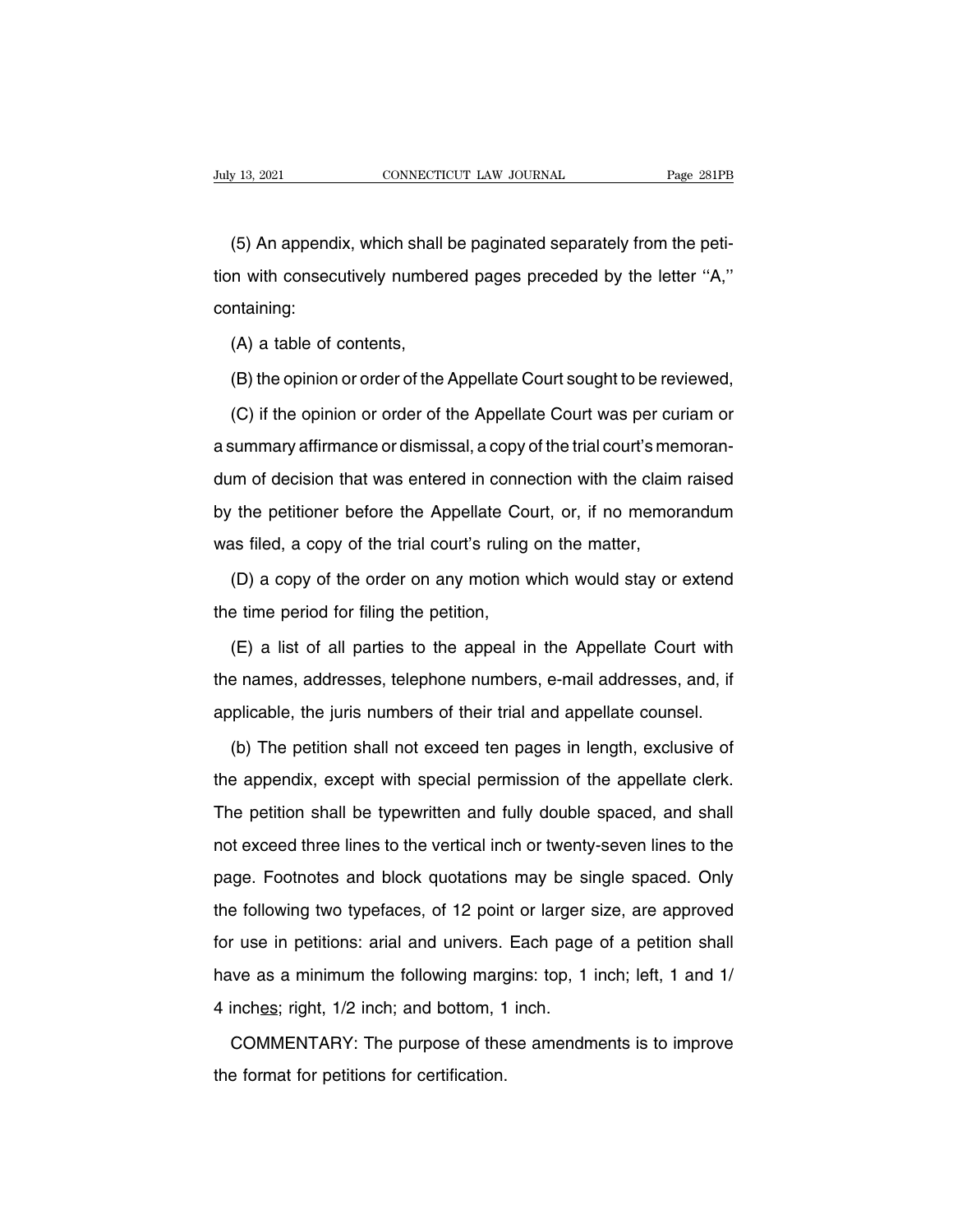(5) An appendix, which shall be paginated separately from the petition with consecutively numbered pages preceded by the letter ''A,'' containing:

(A) a table of contents,

(B) the opinion or order of the Appellate Court sought to be reviewed,

(C) if the opinion or order of the Appellate Court was per curiam or a summary affirmance or dismissal, a copy of the trial court's memorandum of decision that was entered in connection with the claim raised by the petitioner before the Appellate Court, or, if no memorandum was filed, a copy of the trial court's ruling on the matter,

(D) a copy of the order on any motion which would stay or extend the time period for filing the petition,

(E) a list of all parties to the appeal in the Appellate Court with the names, addresses, telephone numbers, e-mail addresses, and, if applicable, the juris numbers of their trial and appellate counsel.

(b) The petition shall not exceed ten pages in length, exclusive of the appendix, except with special permission of the appellate clerk. The petition shall be typewritten and fully double spaced, and shall not exceed three lines to the vertical inch or twenty-seven lines to the page. Footnotes and block quotations may be single spaced. Only the following two typefaces, of 12 point or larger size, are approved for use in petitions: arial and univers. Each page of a petition shall have as a minimum the following margins: top, 1 inch; left, 1 and 1/4 inch<u>es</u>; right, 1/2 inch; and bottom, 1 inch.

COMMENTARY: The purpose of these amendments is to improve the format for petitions for certification.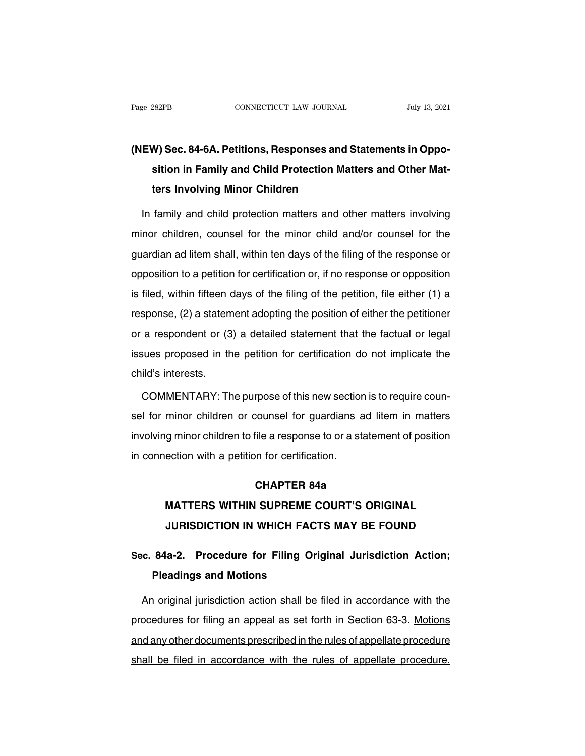## (NEW) Sec. 84-6A. Petitions, Responses and Statements in Opposition in Family and Child Protection Matters and Other Matters Involving Minor Children

In family and child protection matters and other matters involving minor children, counsel for the minor child and/or counsel for the guardian ad litem shall, within ten days of the filing of the response or opposition to a petition for certification or, if no response or opposition is filed, within fifteen days of the filing of the petition, file either (1) a response, (2) a statement adopting the position of either the petitioner or a respondent or (3) a detailed statement that the factual or legal issues proposed in the petition for certification do not implicate the child's interests.

COMMENTARY: The purpose of this new section is to require counsel for minor children or counsel for guardians ad litem in matters involving minor children to file a response to or a statement of position in connection with a petition for certification.

# CHAPTER 84a

# MATTERS WITHIN SUPREME COURT'S ORIGINAL JURISDICTION IN WHICH FACTS MAY BE FOUND

## Sec. 84a-2. Procedure for Filing Original Jurisdiction Action; Pleadings and Motions

An original jurisdiction action shall be filed in accordance with the procedures for filing an appeal as set forth in Section 63-3. <u>Motions and any other documents prescribed in the rules of appellate procedure shall be filed in accordance with the rules of appellate procedure.</u>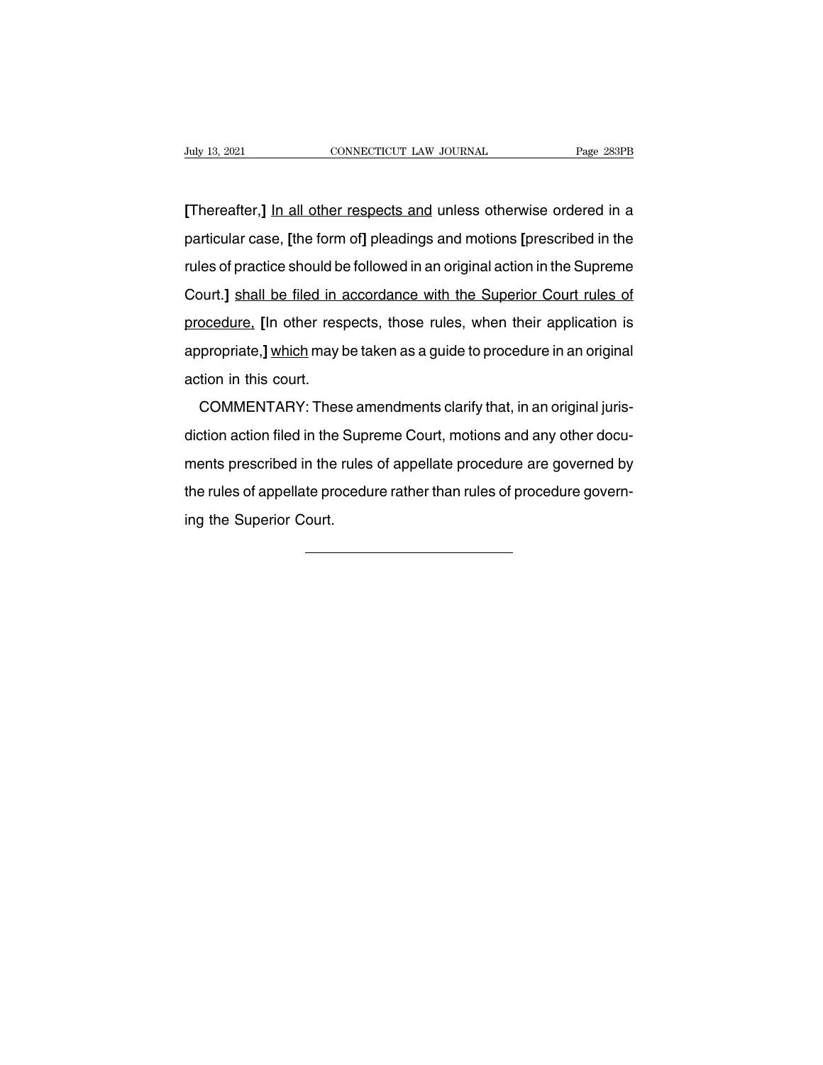[Thereafter,] In all other respects and unless otherwise ordered in a particular case, [the form of] pleadings and motions [prescribed in the rules of practice should be followed in an original action in the Supreme Court.] shall be filed in accordance with the Superior Court rules of procedure, [In other respects, those rules, when their application is appropriate,] which may be taken as a guide to procedure in an original action in this court.

COMMENTARY: These amendments clarify that, in an original jurisdiction action filed in the Supreme Court, motions and any other documents prescribed in the rules of appellate procedure are governed by the rules of appellate procedure rather than rules of procedure governing the Superior Court.

---